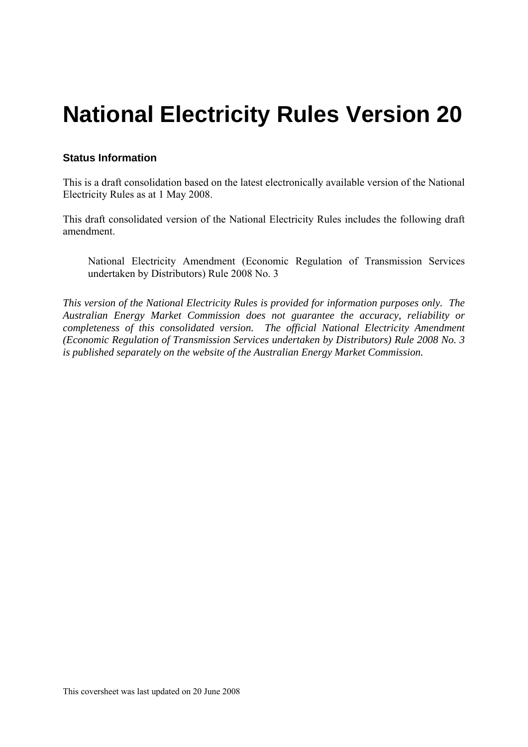# National Electricity Rules Version 20

### Status Information

This is a draft consolidation based on the latest electronically available version of the National Electricity Rules as at 1 May 2008.

This draft consolidated version of the National Electricity Rules includes the following draft amendment.

> National Electricity Amendment (Economic Regulation of Transmission Services undertaken by Distributors) Rule 2008 No. 3

*This version of the National Electricity Rules is provided for information purposes only. The Australian Energy Market Commission does not guarantee the accuracy, reliability or completeness of this consolidated version. The official National Electricity Amendment (Economic Regulation of Transmission Services undertaken by Distributors) Rule 2008 No. 3 is published separately on the website of the Australian Energy Market Commission.*

This coversheet was last updated on 20 June 2008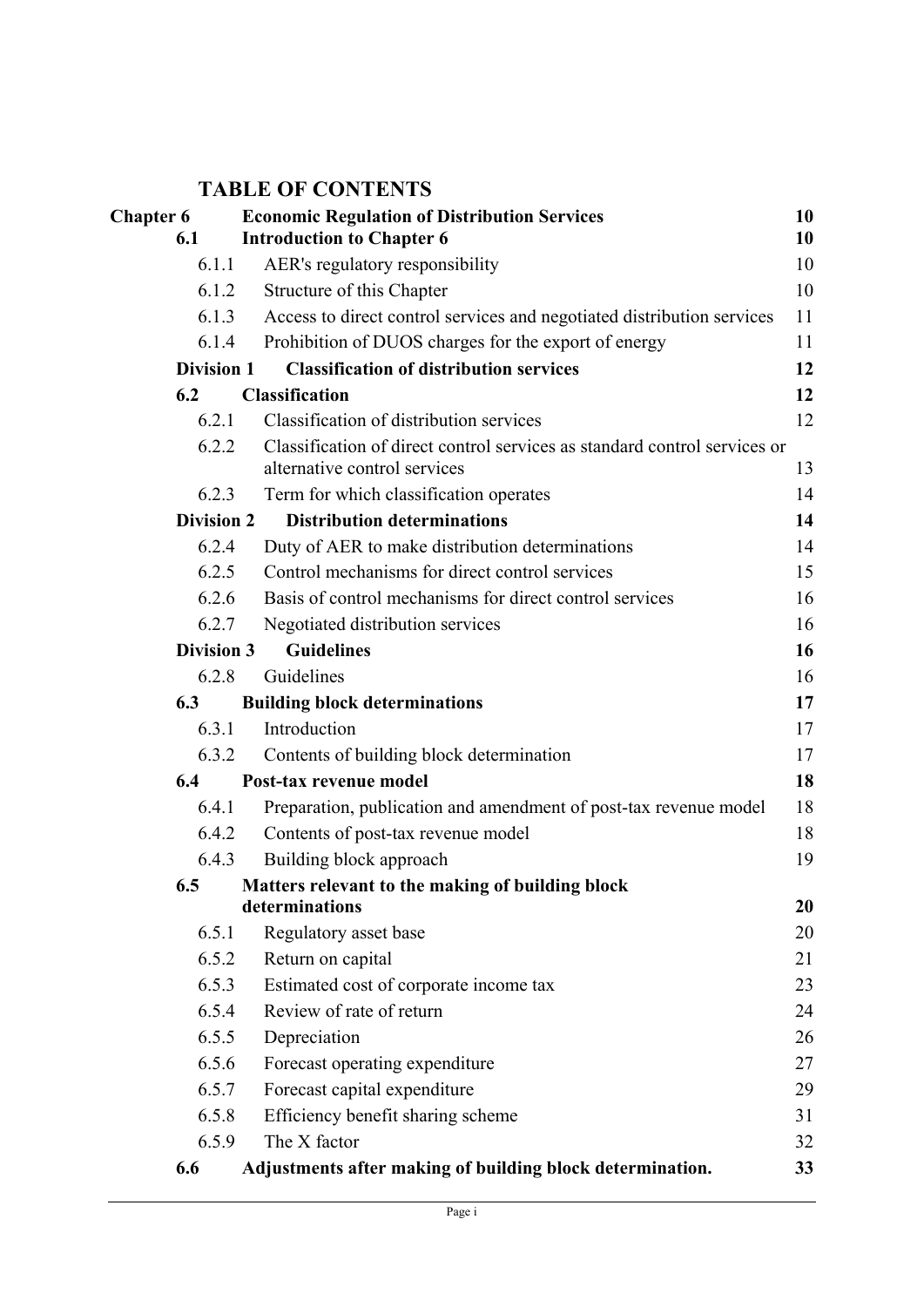# TABLE OF CONTENTS

| | | |
|---|---|---|
| **Chapter 6** | **Economic Regulation of Distribution Services** | **10** |
| **6.1** | **Introduction to Chapter 6** | **10** |
| 6.1.1 | AER's regulatory responsibility | 10 |
| 6.1.2 | Structure of this Chapter | 10 |
| 6.1.3 | Access to direct control services and negotiated distribution services | 11 |
| 6.1.4 | Prohibition of DUOS charges for the export of energy | 11 |
| **Division 1** | **Classification of distribution services** | **12** |
| **6.2** | **Classification** | **12** |
| 6.2.1 | Classification of distribution services | 12 |
| 6.2.2 | Classification of direct control services as standard control services or alternative control services | 13 |
| 6.2.3 | Term for which classification operates | 14 |
| **Division 2** | **Distribution determinations** | **14** |
| 6.2.4 | Duty of AER to make distribution determinations | 14 |
| 6.2.5 | Control mechanisms for direct control services | 15 |
| 6.2.6 | Basis of control mechanisms for direct control services | 16 |
| 6.2.7 | Negotiated distribution services | 16 |
| **Division 3** | **Guidelines** | **16** |
| 6.2.8 | Guidelines | 16 |
| **6.3** | **Building block determinations** | **17** |
| 6.3.1 | Introduction | 17 |
| 6.3.2 | Contents of building block determination | 17 |
| **6.4** | **Post-tax revenue model** | **18** |
| 6.4.1 | Preparation, publication and amendment of post-tax revenue model | 18 |
| 6.4.2 | Contents of post-tax revenue model | 18 |
| 6.4.3 | Building block approach | 19 |
| **6.5** | **Matters relevant to the making of building block determinations** | **20** |
| 6.5.1 | Regulatory asset base | 20 |
| 6.5.2 | Return on capital | 21 |
| 6.5.3 | Estimated cost of corporate income tax | 23 |
| 6.5.4 | Review of rate of return | 24 |
| 6.5.5 | Depreciation | 26 |
| 6.5.6 | Forecast operating expenditure | 27 |
| 6.5.7 | Forecast capital expenditure | 29 |
| 6.5.8 | Efficiency benefit sharing scheme | 31 |
| 6.5.9 | The X factor | 32 |
| **6.6** | **Adjustments after making of building block determination.** | **33** |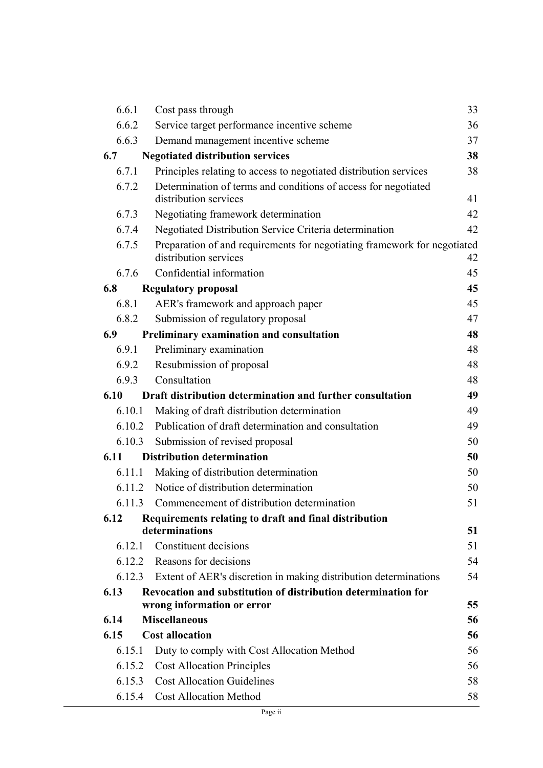| | | |
|---|---|---|
| 6.6.1 | Cost pass through | 33 |
| 6.6.2 | Service target performance incentive scheme | 36 |
| 6.6.3 | Demand management incentive scheme | 37 |
| **6.7** | **Negotiated distribution services** | **38** |
| 6.7.1 | Principles relating to access to negotiated distribution services | 38 |
| 6.7.2 | Determination of terms and conditions of access for negotiated distribution services | 41 |
| 6.7.3 | Negotiating framework determination | 42 |
| 6.7.4 | Negotiated Distribution Service Criteria determination | 42 |
| 6.7.5 | Preparation of and requirements for negotiating framework for negotiated distribution services | 42 |
| 6.7.6 | Confidential information | 45 |
| **6.8** | **Regulatory proposal** | **45** |
| 6.8.1 | AER's framework and approach paper | 45 |
| 6.8.2 | Submission of regulatory proposal | 47 |
| **6.9** | **Preliminary examination and consultation** | **48** |
| 6.9.1 | Preliminary examination | 48 |
| 6.9.2 | Resubmission of proposal | 48 |
| 6.9.3 | Consultation | 48 |
| **6.10** | **Draft distribution determination and further consultation** | **49** |
| 6.10.1 | Making of draft distribution determination | 49 |
| 6.10.2 | Publication of draft determination and consultation | 49 |
| 6.10.3 | Submission of revised proposal | 50 |
| **6.11** | **Distribution determination** | **50** |
| 6.11.1 | Making of distribution determination | 50 |
| 6.11.2 | Notice of distribution determination | 50 |
| 6.11.3 | Commencement of distribution determination | 51 |
| **6.12** | **Requirements relating to draft and final distribution determinations** | **51** |
| 6.12.1 | Constituent decisions | 51 |
| 6.12.2 | Reasons for decisions | 54 |
| 6.12.3 | Extent of AER's discretion in making distribution determinations | 54 |
| **6.13** | **Revocation and substitution of distribution determination for wrong information or error** | **55** |
| **6.14** | **Miscellaneous** | **56** |
| **6.15** | **Cost allocation** | **56** |
| 6.15.1 | Duty to comply with Cost Allocation Method | 56 |
| 6.15.2 | Cost Allocation Principles | 56 |
| 6.15.3 | Cost Allocation Guidelines | 58 |
| 6.15.4 | Cost Allocation Method | 58 |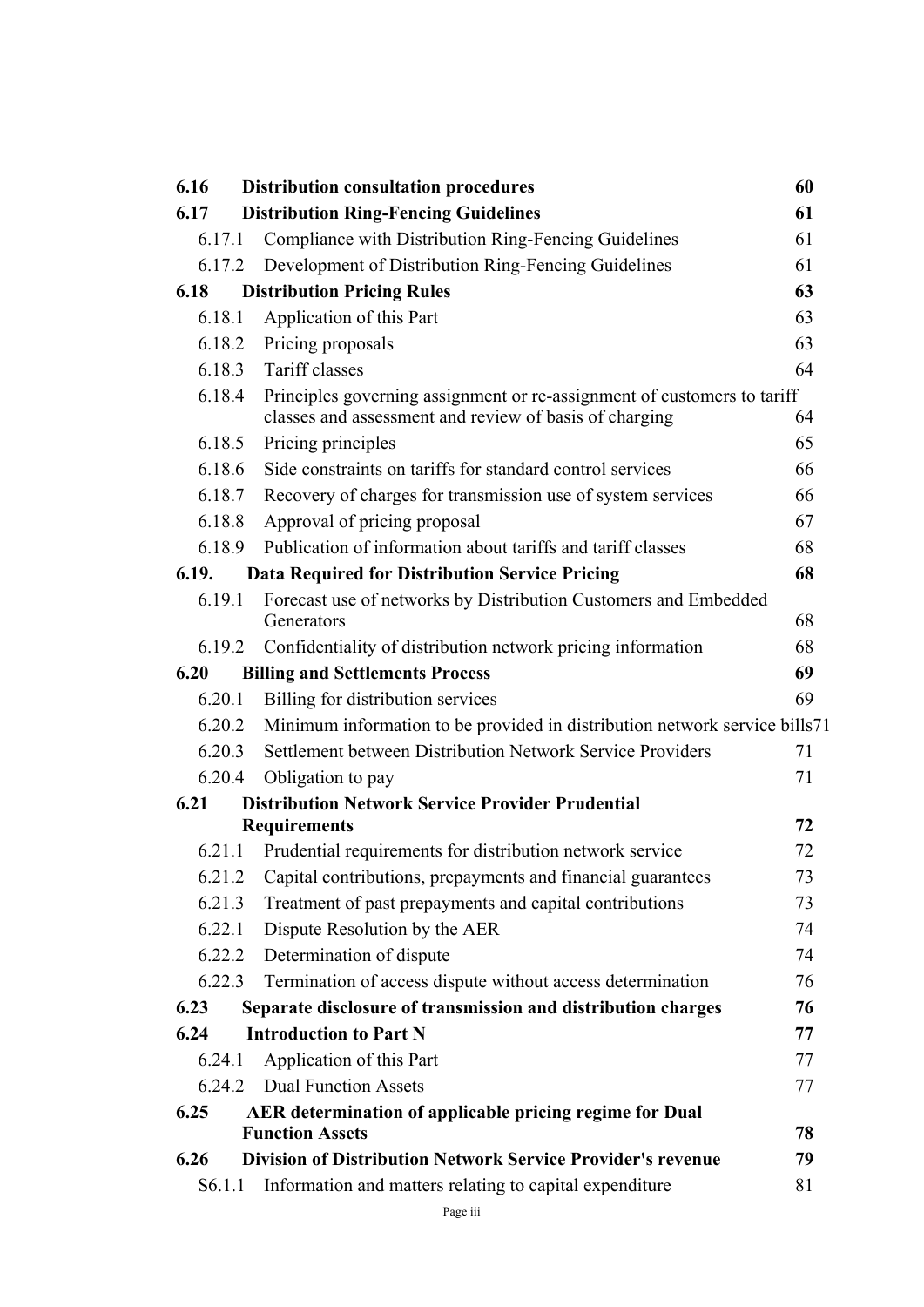| | | |
|---|---|---|
| **6.16** | **Distribution consultation procedures** | **60** |
| **6.17** | **Distribution Ring-Fencing Guidelines** | **61** |
| 6.17.1 | Compliance with Distribution Ring-Fencing Guidelines | 61 |
| 6.17.2 | Development of Distribution Ring-Fencing Guidelines | 61 |
| **6.18** | **Distribution Pricing Rules** | **63** |
| 6.18.1 | Application of this Part | 63 |
| 6.18.2 | Pricing proposals | 63 |
| 6.18.3 | Tariff classes | 64 |
| 6.18.4 | Principles governing assignment or re-assignment of customers to tariff classes and assessment and review of basis of charging | 64 |
| 6.18.5 | Pricing principles | 65 |
| 6.18.6 | Side constraints on tariffs for standard control services | 66 |
| 6.18.7 | Recovery of charges for transmission use of system services | 66 |
| 6.18.8 | Approval of pricing proposal | 67 |
| 6.18.9 | Publication of information about tariffs and tariff classes | 68 |
| **6.19.** | **Data Required for Distribution Service Pricing** | **68** |
| 6.19.1 | Forecast use of networks by Distribution Customers and Embedded Generators | 68 |
| 6.19.2 | Confidentiality of distribution network pricing information | 68 |
| **6.20** | **Billing and Settlements Process** | **69** |
| 6.20.1 | Billing for distribution services | 69 |
| 6.20.2 | Minimum information to be provided in distribution network service bills | 71 |
| 6.20.3 | Settlement between Distribution Network Service Providers | 71 |
| 6.20.4 | Obligation to pay | 71 |
| **6.21** | **Distribution Network Service Provider Prudential Requirements** | **72** |
| 6.21.1 | Prudential requirements for distribution network service | 72 |
| 6.21.2 | Capital contributions, prepayments and financial guarantees | 73 |
| 6.21.3 | Treatment of past prepayments and capital contributions | 73 |
| 6.22.1 | Dispute Resolution by the AER | 74 |
| 6.22.2 | Determination of dispute | 74 |
| 6.22.3 | Termination of access dispute without access determination | 76 |
| **6.23** | **Separate disclosure of transmission and distribution charges** | **76** |
| **6.24** | **Introduction to Part N** | **77** |
| 6.24.1 | Application of this Part | 77 |
| 6.24.2 | Dual Function Assets | 77 |
| **6.25** | **AER determination of applicable pricing regime for Dual Function Assets** | **78** |
| **6.26** | **Division of Distribution Network Service Provider's revenue** | **79** |
| S6.1.1 | Information and matters relating to capital expenditure | 81 |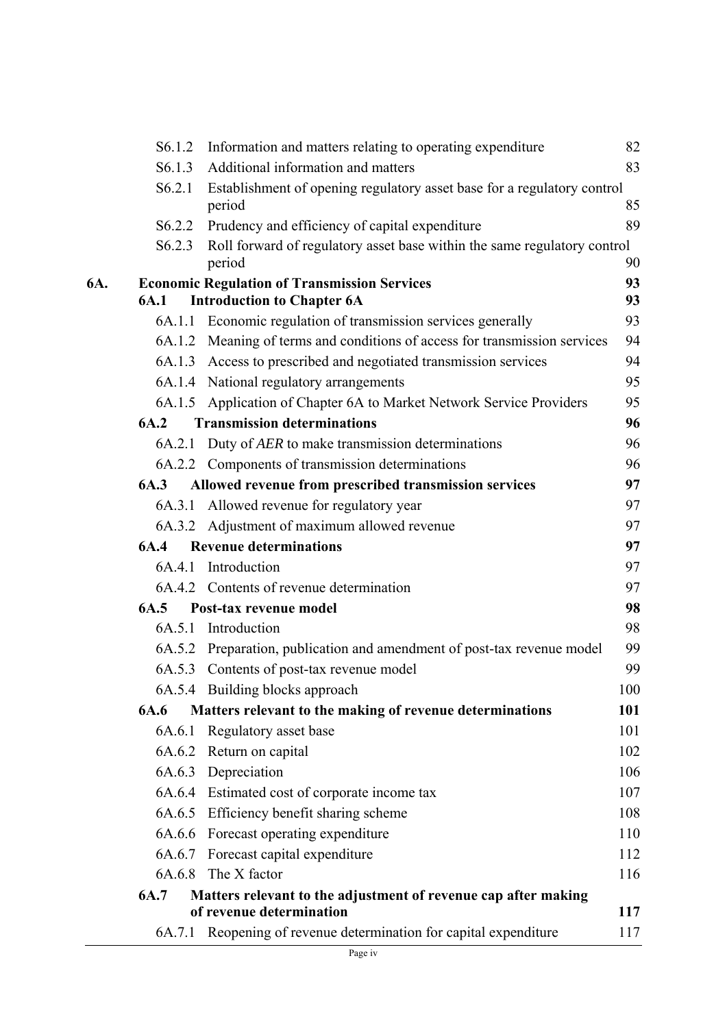| | | | |
|---|---|---|---|
| | S6.1.2 | Information and matters relating to operating expenditure | 82 |
| | S6.1.3 | Additional information and matters | 83 |
| | S6.2.1 | Establishment of opening regulatory asset base for a regulatory control period | 85 |
| | S6.2.2 | Prudency and efficiency of capital expenditure | 89 |
| | S6.2.3 | Roll forward of regulatory asset base within the same regulatory control period | 90 |
| **6A.** | | **Economic Regulation of Transmission Services** | **93** |
| | **6A.1** | **Introduction to Chapter 6A** | **93** |
| | 6A.1.1 | Economic regulation of transmission services generally | 93 |
| | 6A.1.2 | Meaning of terms and conditions of access for transmission services | 94 |
| | 6A.1.3 | Access to prescribed and negotiated transmission services | 94 |
| | 6A.1.4 | National regulatory arrangements | 95 |
| | 6A.1.5 | Application of Chapter 6A to Market Network Service Providers | 95 |
| | **6A.2** | **Transmission determinations** | **96** |
| | 6A.2.1 | Duty of *AER* to make transmission determinations | 96 |
| | 6A.2.2 | Components of transmission determinations | 96 |
| | **6A.3** | **Allowed revenue from prescribed transmission services** | **97** |
| | 6A.3.1 | Allowed revenue for regulatory year | 97 |
| | 6A.3.2 | Adjustment of maximum allowed revenue | 97 |
| | **6A.4** | **Revenue determinations** | **97** |
| | 6A.4.1 | Introduction | 97 |
| | 6A.4.2 | Contents of revenue determination | 97 |
| | **6A.5** | **Post-tax revenue model** | **98** |
| | 6A.5.1 | Introduction | 98 |
| | 6A.5.2 | Preparation, publication and amendment of post-tax revenue model | 99 |
| | 6A.5.3 | Contents of post-tax revenue model | 99 |
| | 6A.5.4 | Building blocks approach | 100 |
| | **6A.6** | **Matters relevant to the making of revenue determinations** | **101** |
| | 6A.6.1 | Regulatory asset base | 101 |
| | 6A.6.2 | Return on capital | 102 |
| | 6A.6.3 | Depreciation | 106 |
| | 6A.6.4 | Estimated cost of corporate income tax | 107 |
| | 6A.6.5 | Efficiency benefit sharing scheme | 108 |
| | 6A.6.6 | Forecast operating expenditure | 110 |
| | 6A.6.7 | Forecast capital expenditure | 112 |
| | 6A.6.8 | The X factor | 116 |
| | **6A.7** | **Matters relevant to the adjustment of revenue cap after making of revenue determination** | **117** |
| | 6A.7.1 | Reopening of revenue determination for capital expenditure | 117 |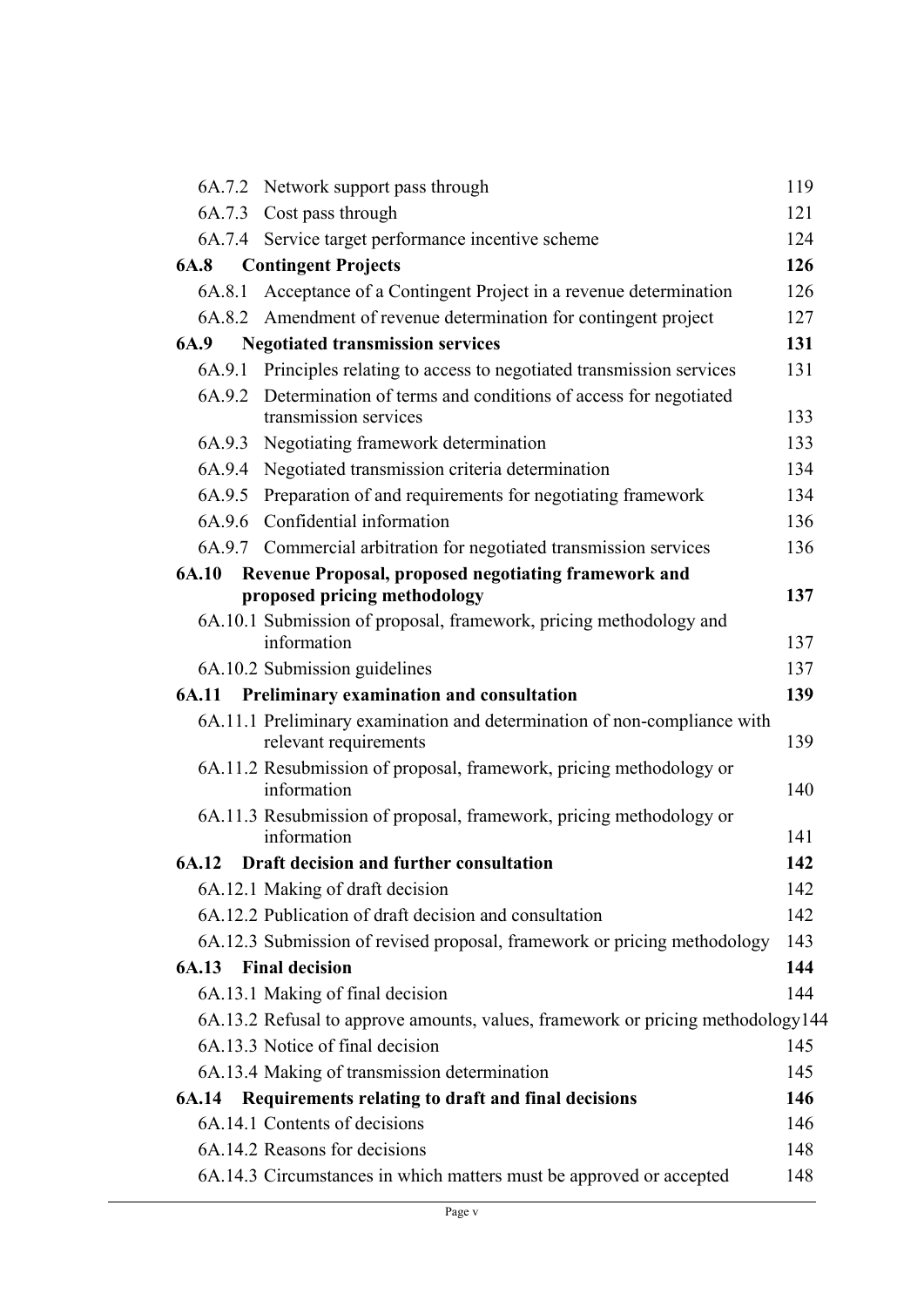| | | |
|---|---|---|
| 6A.7.2 | Network support pass through | 119 |
| 6A.7.3 | Cost pass through | 121 |
| 6A.7.4 | Service target performance incentive scheme | 124 |
| **6A.8** | **Contingent Projects** | **126** |
| 6A.8.1 | Acceptance of a Contingent Project in a revenue determination | 126 |
| 6A.8.2 | Amendment of revenue determination for contingent project | 127 |
| **6A.9** | **Negotiated transmission services** | **131** |
| 6A.9.1 | Principles relating to access to negotiated transmission services | 131 |
| 6A.9.2 | Determination of terms and conditions of access for negotiated transmission services | 133 |
| 6A.9.3 | Negotiating framework determination | 133 |
| 6A.9.4 | Negotiated transmission criteria determination | 134 |
| 6A.9.5 | Preparation of and requirements for negotiating framework | 134 |
| 6A.9.6 | Confidential information | 136 |
| 6A.9.7 | Commercial arbitration for negotiated transmission services | 136 |
| **6A.10** | **Revenue Proposal, proposed negotiating framework and proposed pricing methodology** | **137** |
| 6A.10.1 | Submission of proposal, framework, pricing methodology and information | 137 |
| 6A.10.2 | Submission guidelines | 137 |
| **6A.11** | **Preliminary examination and consultation** | **139** |
| 6A.11.1 | Preliminary examination and determination of non-compliance with relevant requirements | 139 |
| 6A.11.2 | Resubmission of proposal, framework, pricing methodology or information | 140 |
| 6A.11.3 | Resubmission of proposal, framework, pricing methodology or information | 141 |
| **6A.12** | **Draft decision and further consultation** | **142** |
| 6A.12.1 | Making of draft decision | 142 |
| 6A.12.2 | Publication of draft decision and consultation | 142 |
| 6A.12.3 | Submission of revised proposal, framework or pricing methodology | 143 |
| **6A.13** | **Final decision** | **144** |
| 6A.13.1 | Making of final decision | 144 |
| 6A.13.2 | Refusal to approve amounts, values, framework or pricing methodology | 144 |
| 6A.13.3 | Notice of final decision | 145 |
| 6A.13.4 | Making of transmission determination | 145 |
| **6A.14** | **Requirements relating to draft and final decisions** | **146** |
| 6A.14.1 | Contents of decisions | 146 |
| 6A.14.2 | Reasons for decisions | 148 |
| 6A.14.3 | Circumstances in which matters must be approved or accepted | 148 |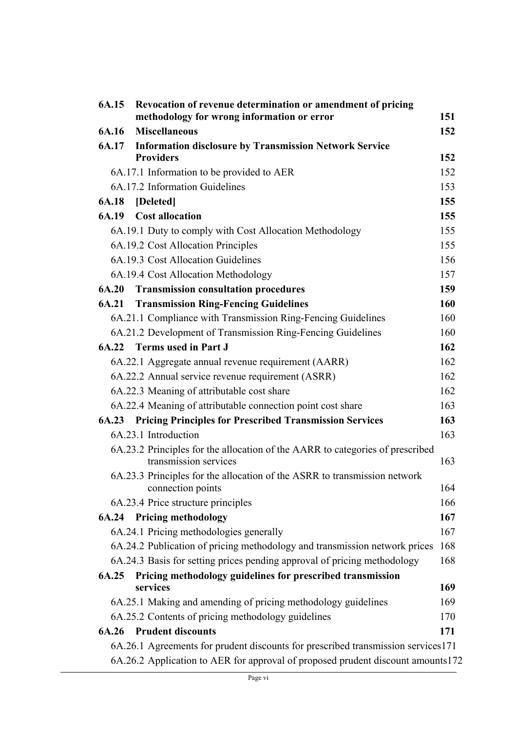| | | |
|---|---|---|
| **6A.15** | **Revocation of revenue determination or amendment of pricing methodology for wrong information or error** | **151** |
| **6A.16** | **Miscellaneous** | **152** |
| **6A.17** | **Information disclosure by Transmission Network Service Providers** | **152** |
| | 6A.17.1 Information to be provided to AER | 152 |
| | 6A.17.2 Information Guidelines | 153 |
| **6A.18** | **[Deleted]** | **155** |
| **6A.19** | **Cost allocation** | **155** |
| | 6A.19.1 Duty to comply with Cost Allocation Methodology | 155 |
| | 6A.19.2 Cost Allocation Principles | 155 |
| | 6A.19.3 Cost Allocation Guidelines | 156 |
| | 6A.19.4 Cost Allocation Methodology | 157 |
| **6A.20** | **Transmission consultation procedures** | **159** |
| **6A.21** | **Transmission Ring-Fencing Guidelines** | **160** |
| | 6A.21.1 Compliance with Transmission Ring-Fencing Guidelines | 160 |
| | 6A.21.2 Development of Transmission Ring-Fencing Guidelines | 160 |
| **6A.22** | **Terms used in Part J** | **162** |
| | 6A.22.1 Aggregate annual revenue requirement (AARR) | 162 |
| | 6A.22.2 Annual service revenue requirement (ASRR) | 162 |
| | 6A.22.3 Meaning of attributable cost share | 162 |
| | 6A.22.4 Meaning of attributable connection point cost share | 163 |
| **6A.23** | **Pricing Principles for Prescribed Transmission Services** | **163** |
| | 6A.23.1 Introduction | 163 |
| | 6A.23.2 Principles for the allocation of the AARR to categories of prescribed transmission services | 163 |
| | 6A.23.3 Principles for the allocation of the ASRR to transmission network connection points | 164 |
| | 6A.23.4 Price structure principles | 166 |
| **6A.24** | **Pricing methodology** | **167** |
| | 6A.24.1 Pricing methodologies generally | 167 |
| | 6A.24.2 Publication of pricing methodology and transmission network prices | 168 |
| | 6A.24.3 Basis for setting prices pending approval of pricing methodology | 168 |
| **6A.25** | **Pricing methodology guidelines for prescribed transmission services** | **169** |
| | 6A.25.1 Making and amending of pricing methodology guidelines | 169 |
| | 6A.25.2 Contents of pricing methodology guidelines | 170 |
| **6A.26** | **Prudent discounts** | **171** |
| | 6A.26.1 Agreements for prudent discounts for prescribed transmission services | 171 |
| | 6A.26.2 Application to AER for approval of proposed prudent discount amounts | 172 |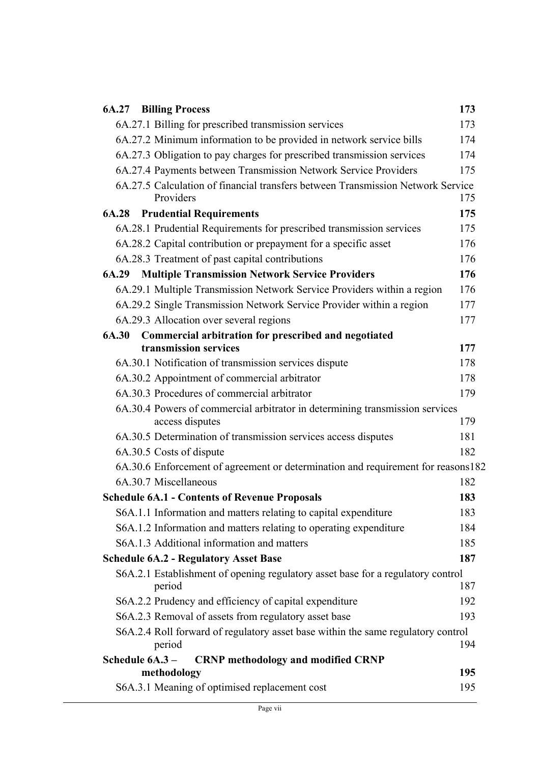| | |
|---|---|
| **6A.27 Billing Process** | **173** |
| 6A.27.1 Billing for prescribed transmission services | 173 |
| 6A.27.2 Minimum information to be provided in network service bills | 174 |
| 6A.27.3 Obligation to pay charges for prescribed transmission services | 174 |
| 6A.27.4 Payments between Transmission Network Service Providers | 175 |
| 6A.27.5 Calculation of financial transfers between Transmission Network Service Providers | 175 |
| **6A.28 Prudential Requirements** | **175** |
| 6A.28.1 Prudential Requirements for prescribed transmission services | 175 |
| 6A.28.2 Capital contribution or prepayment for a specific asset | 176 |
| 6A.28.3 Treatment of past capital contributions | 176 |
| **6A.29 Multiple Transmission Network Service Providers** | **176** |
| 6A.29.1 Multiple Transmission Network Service Providers within a region | 176 |
| 6A.29.2 Single Transmission Network Service Provider within a region | 177 |
| 6A.29.3 Allocation over several regions | 177 |
| **6A.30 Commercial arbitration for prescribed and negotiated transmission services** | **177** |
| 6A.30.1 Notification of transmission services dispute | 178 |
| 6A.30.2 Appointment of commercial arbitrator | 178 |
| 6A.30.3 Procedures of commercial arbitrator | 179 |
| 6A.30.4 Powers of commercial arbitrator in determining transmission services access disputes | 179 |
| 6A.30.5 Determination of transmission services access disputes | 181 |
| 6A.30.5 Costs of dispute | 182 |
| 6A.30.6 Enforcement of agreement or determination and requirement for reasons | 182 |
| 6A.30.7 Miscellaneous | 182 |
| **Schedule 6A.1 - Contents of Revenue Proposals** | **183** |
| S6A.1.1 Information and matters relating to capital expenditure | 183 |
| S6A.1.2 Information and matters relating to operating expenditure | 184 |
| S6A.1.3 Additional information and matters | 185 |
| **Schedule 6A.2 - Regulatory Asset Base** | **187** |
| S6A.2.1 Establishment of opening regulatory asset base for a regulatory control period | 187 |
| S6A.2.2 Prudency and efficiency of capital expenditure | 192 |
| S6A.2.3 Removal of assets from regulatory asset base | 193 |
| S6A.2.4 Roll forward of regulatory asset base within the same regulatory control period | 194 |
| **Schedule 6A.3 – CRNP methodology and modified CRNP methodology** | **195** |
| S6A.3.1 Meaning of optimised replacement cost | 195 |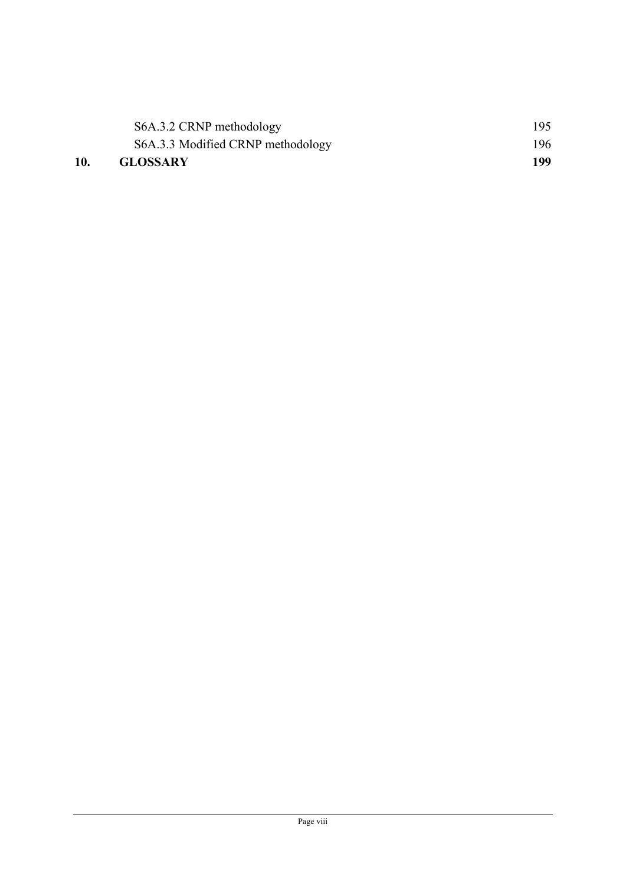S6A.3.2 CRNP methodology 195

S6A.3.3 Modified CRNP methodology 196

**10. GLOSSARY 199**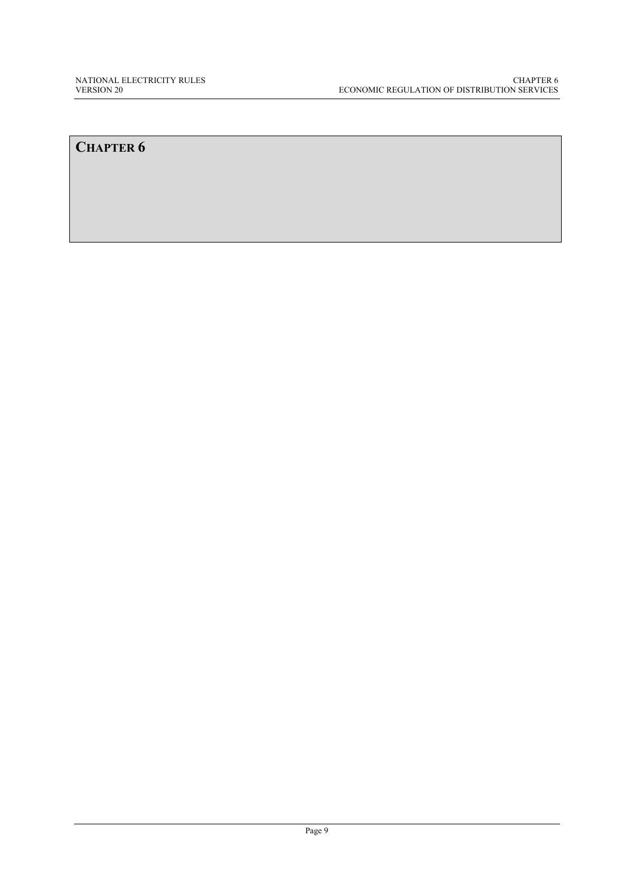# CHAPTER 6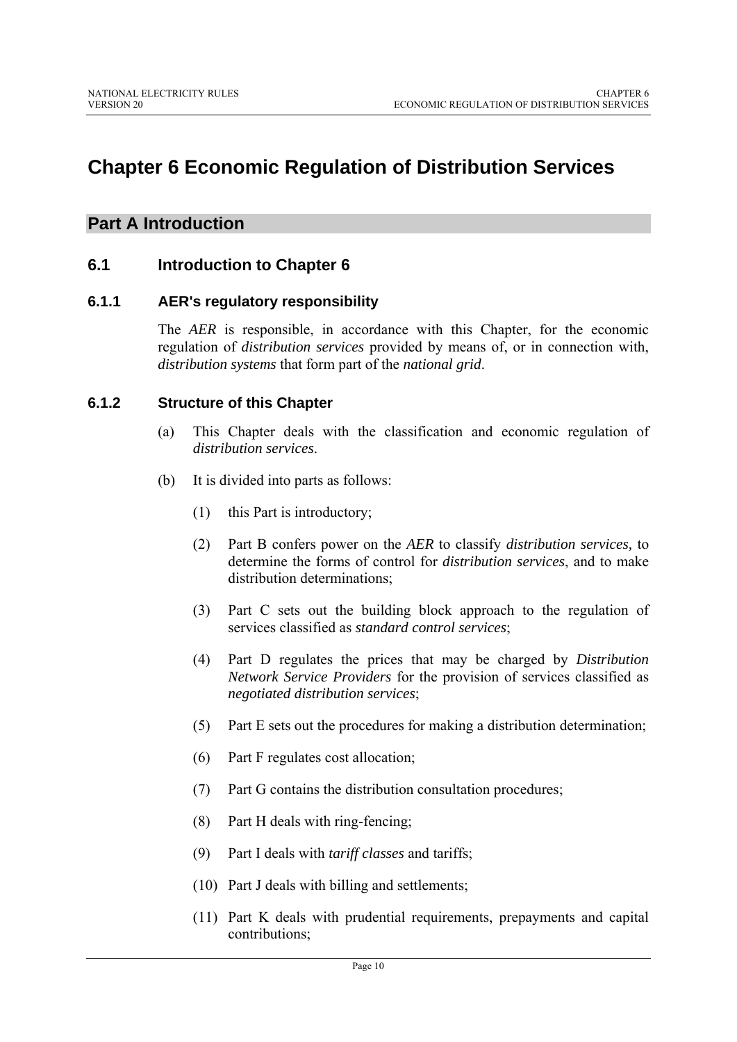# Chapter 6 Economic Regulation of Distribution Services

## Part A Introduction

### 6.1 Introduction to Chapter 6

#### 6.1.1 AER's regulatory responsibility

The *AER* is responsible, in accordance with this Chapter, for the economic regulation of *distribution services* provided by means of, or in connection with, *distribution systems* that form part of the *national grid*.

#### 6.1.2 Structure of this Chapter

(a) This Chapter deals with the classification and economic regulation of *distribution services*.

(b) It is divided into parts as follows:

(1) this Part is introductory;

(2) Part B confers power on the *AER* to classify *distribution services,* to determine the forms of control for *distribution services*, and to make distribution determinations;

(3) Part C sets out the building block approach to the regulation of services classified as *standard control services*;

(4) Part D regulates the prices that may be charged by *Distribution Network Service Providers* for the provision of services classified as *negotiated distribution services*;

(5) Part E sets out the procedures for making a distribution determination;

(6) Part F regulates cost allocation;

(7) Part G contains the distribution consultation procedures;

(8) Part H deals with ring-fencing;

(9) Part I deals with *tariff classes* and tariffs;

(10) Part J deals with billing and settlements;

(11) Part K deals with prudential requirements, prepayments and capital contributions;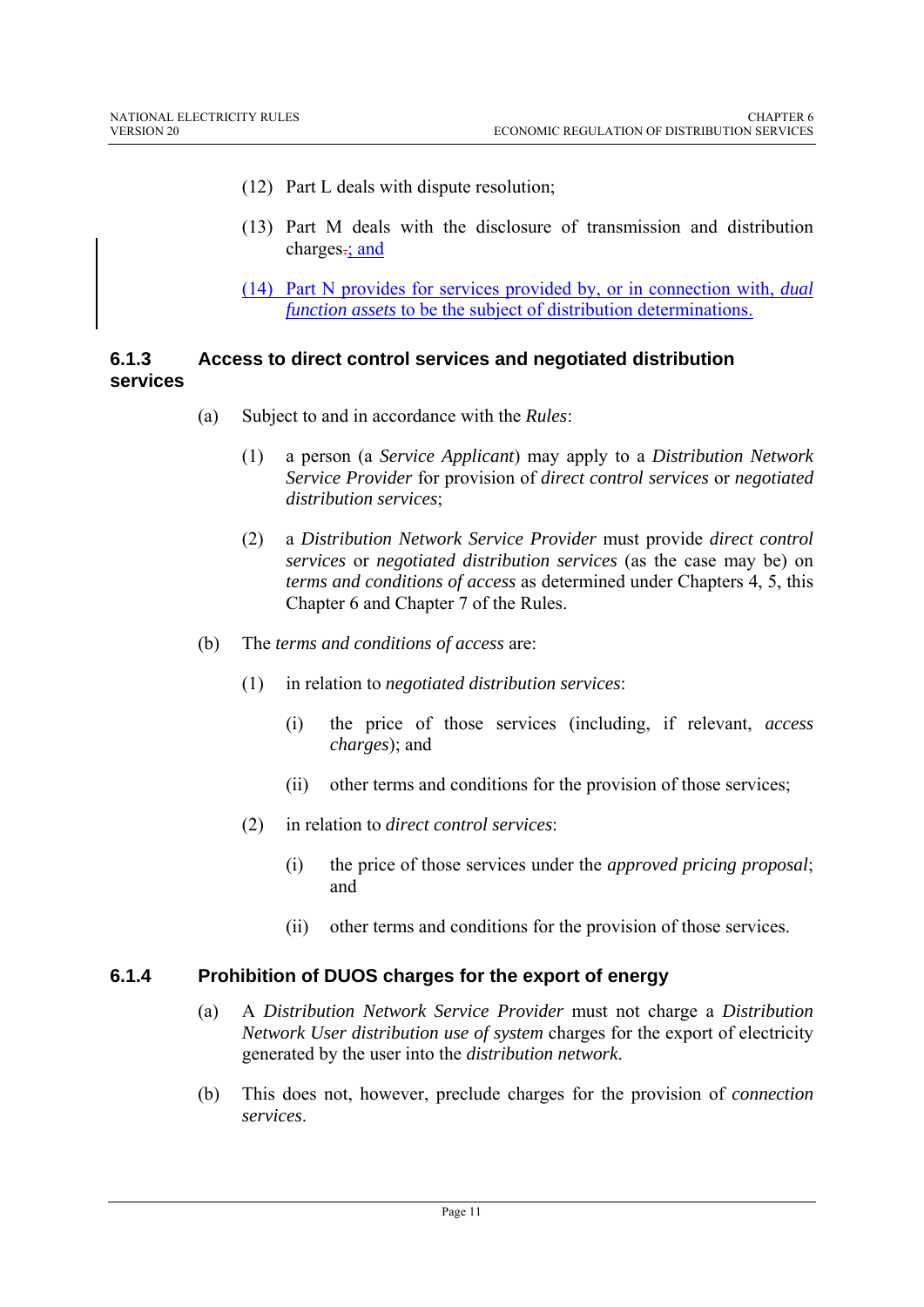(12) Part L deals with dispute resolution;

(13) Part M deals with the disclosure of transmission and distribution charges.; and

(14) Part N provides for services provided by, or in connection with, *dual function assets* to be the subject of distribution determinations.

### 6.1.3 Access to direct control services and negotiated distribution services

(a) Subject to and in accordance with the *Rules*:

(1) a person (a *Service Applicant*) may apply to a *Distribution Network Service Provider* for provision of *direct control services* or *negotiated distribution services*;

(2) a *Distribution Network Service Provider* must provide *direct control services* or *negotiated distribution services* (as the case may be) on *terms and conditions of access* as determined under Chapters 4, 5, this Chapter 6 and Chapter 7 of the Rules.

(b) The *terms and conditions of access* are:

(1) in relation to *negotiated distribution services*:

(i) the price of those services (including, if relevant, *access charges*); and

(ii) other terms and conditions for the provision of those services;

(2) in relation to *direct control services*:

(i) the price of those services under the *approved pricing proposal*; and

(ii) other terms and conditions for the provision of those services.

### 6.1.4 Prohibition of DUOS charges for the export of energy

(a) A *Distribution Network Service Provider* must not charge a *Distribution Network User distribution use of system* charges for the export of electricity generated by the user into the *distribution network*.

(b) This does not, however, preclude charges for the provision of *connection services*.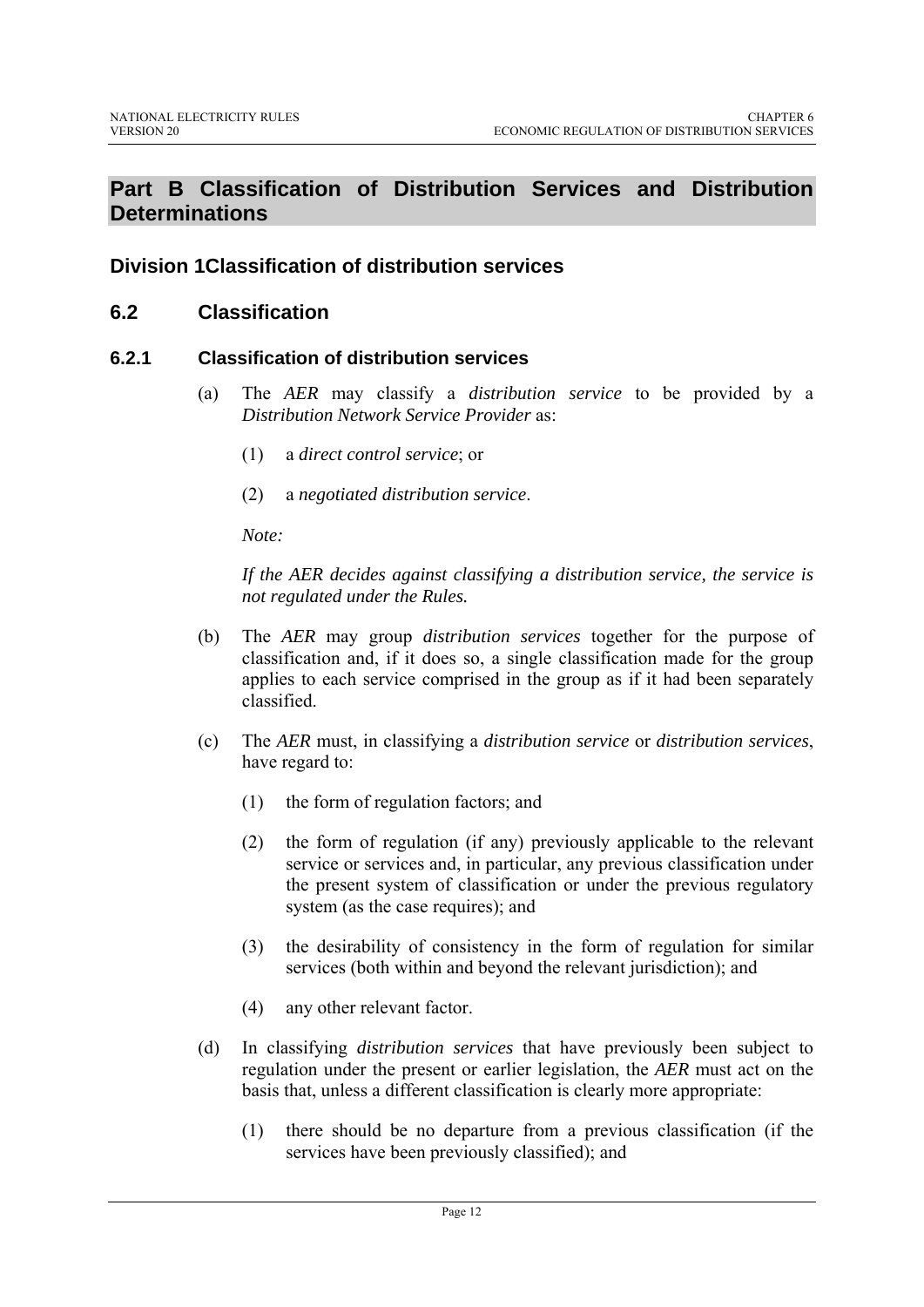## Part B Classification of Distribution Services and Distribution Determinations

### Division 1 Classification of distribution services

### 6.2 Classification

#### 6.2.1 Classification of distribution services

(a) The *AER* may classify a *distribution service* to be provided by a *Distribution Network Service Provider* as:

(1) a *direct control service*; or

(2) a *negotiated distribution service*.

*Note:*

*If the AER decides against classifying a distribution service, the service is not regulated under the Rules.*

(b) The *AER* may group *distribution services* together for the purpose of classification and, if it does so, a single classification made for the group applies to each service comprised in the group as if it had been separately classified.

(c) The *AER* must, in classifying a *distribution service* or *distribution services*, have regard to:

(1) the form of regulation factors; and

(2) the form of regulation (if any) previously applicable to the relevant service or services and, in particular, any previous classification under the present system of classification or under the previous regulatory system (as the case requires); and

(3) the desirability of consistency in the form of regulation for similar services (both within and beyond the relevant jurisdiction); and

(4) any other relevant factor.

(d) In classifying *distribution services* that have previously been subject to regulation under the present or earlier legislation, the *AER* must act on the basis that, unless a different classification is clearly more appropriate:

(1) there should be no departure from a previous classification (if the services have been previously classified); and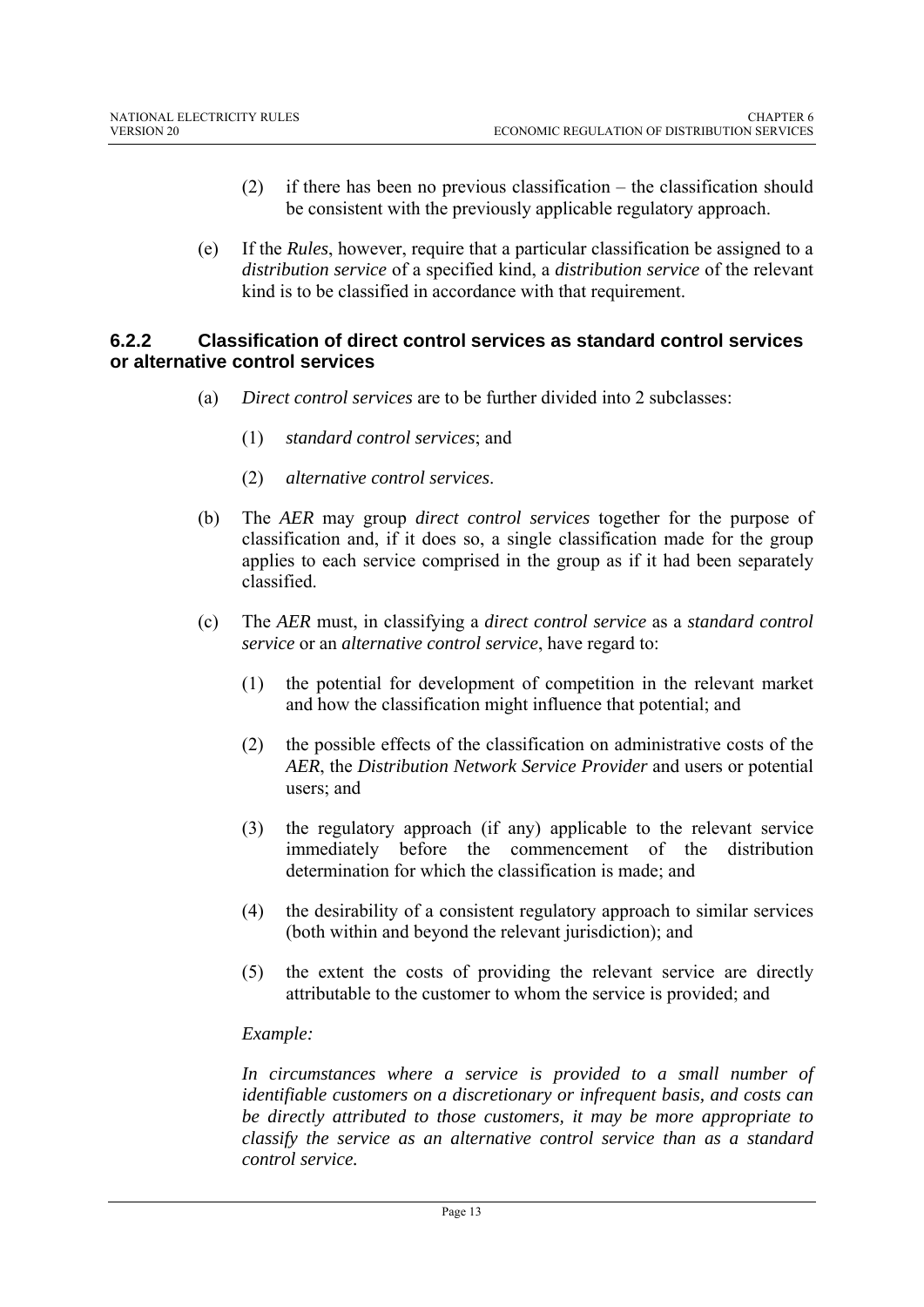(2) if there has been no previous classification – the classification should be consistent with the previously applicable regulatory approach.

(e) If the *Rules*, however, require that a particular classification be assigned to a *distribution service* of a specified kind, a *distribution service* of the relevant kind is to be classified in accordance with that requirement.

### 6.2.2 Classification of direct control services as standard control services or alternative control services

(a) *Direct control services* are to be further divided into 2 subclasses:

(1) *standard control services*; and

(2) *alternative control services*.

(b) The *AER* may group *direct control services* together for the purpose of classification and, if it does so, a single classification made for the group applies to each service comprised in the group as if it had been separately classified.

(c) The *AER* must, in classifying a *direct control service* as a *standard control service* or an *alternative control service*, have regard to:

(1) the potential for development of competition in the relevant market and how the classification might influence that potential; and

(2) the possible effects of the classification on administrative costs of the *AER*, the *Distribution Network Service Provider* and users or potential users; and

(3) the regulatory approach (if any) applicable to the relevant service immediately before the commencement of the distribution determination for which the classification is made; and

(4) the desirability of a consistent regulatory approach to similar services (both within and beyond the relevant jurisdiction); and

(5) the extent the costs of providing the relevant service are directly attributable to the customer to whom the service is provided; and

*Example:*

*In circumstances where a service is provided to a small number of identifiable customers on a discretionary or infrequent basis, and costs can be directly attributed to those customers, it may be more appropriate to classify the service as an alternative control service than as a standard control service.*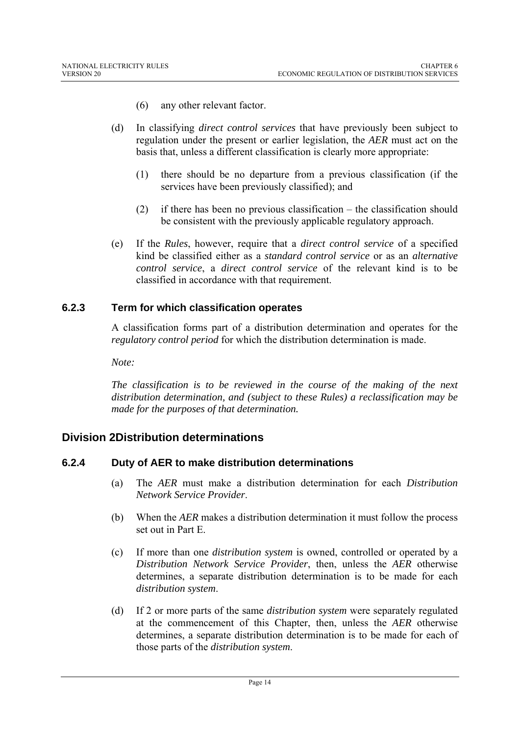(6) any other relevant factor.

(d) In classifying *direct control services* that have previously been subject to regulation under the present or earlier legislation, the *AER* must act on the basis that, unless a different classification is clearly more appropriate:

(1) there should be no departure from a previous classification (if the services have been previously classified); and

(2) if there has been no previous classification – the classification should be consistent with the previously applicable regulatory approach.

(e) If the *Rules*, however, require that a *direct control service* of a specified kind be classified either as a *standard control service* or as an *alternative control service*, a *direct control service* of the relevant kind is to be classified in accordance with that requirement.

### 6.2.3 Term for which classification operates

A classification forms part of a distribution determination and operates for the *regulatory control period* for which the distribution determination is made.

*Note:*

*The classification is to be reviewed in the course of the making of the next distribution determination, and (subject to these Rules) a reclassification may be made for the purposes of that determination.*

## Division 2Distribution determinations

### 6.2.4 Duty of AER to make distribution determinations

(a) The *AER* must make a distribution determination for each *Distribution Network Service Provider*.

(b) When the *AER* makes a distribution determination it must follow the process set out in Part E.

(c) If more than one *distribution system* is owned, controlled or operated by a *Distribution Network Service Provider*, then, unless the *AER* otherwise determines, a separate distribution determination is to be made for each *distribution system*.

(d) If 2 or more parts of the same *distribution system* were separately regulated at the commencement of this Chapter, then, unless the *AER* otherwise determines, a separate distribution determination is to be made for each of those parts of the *distribution system*.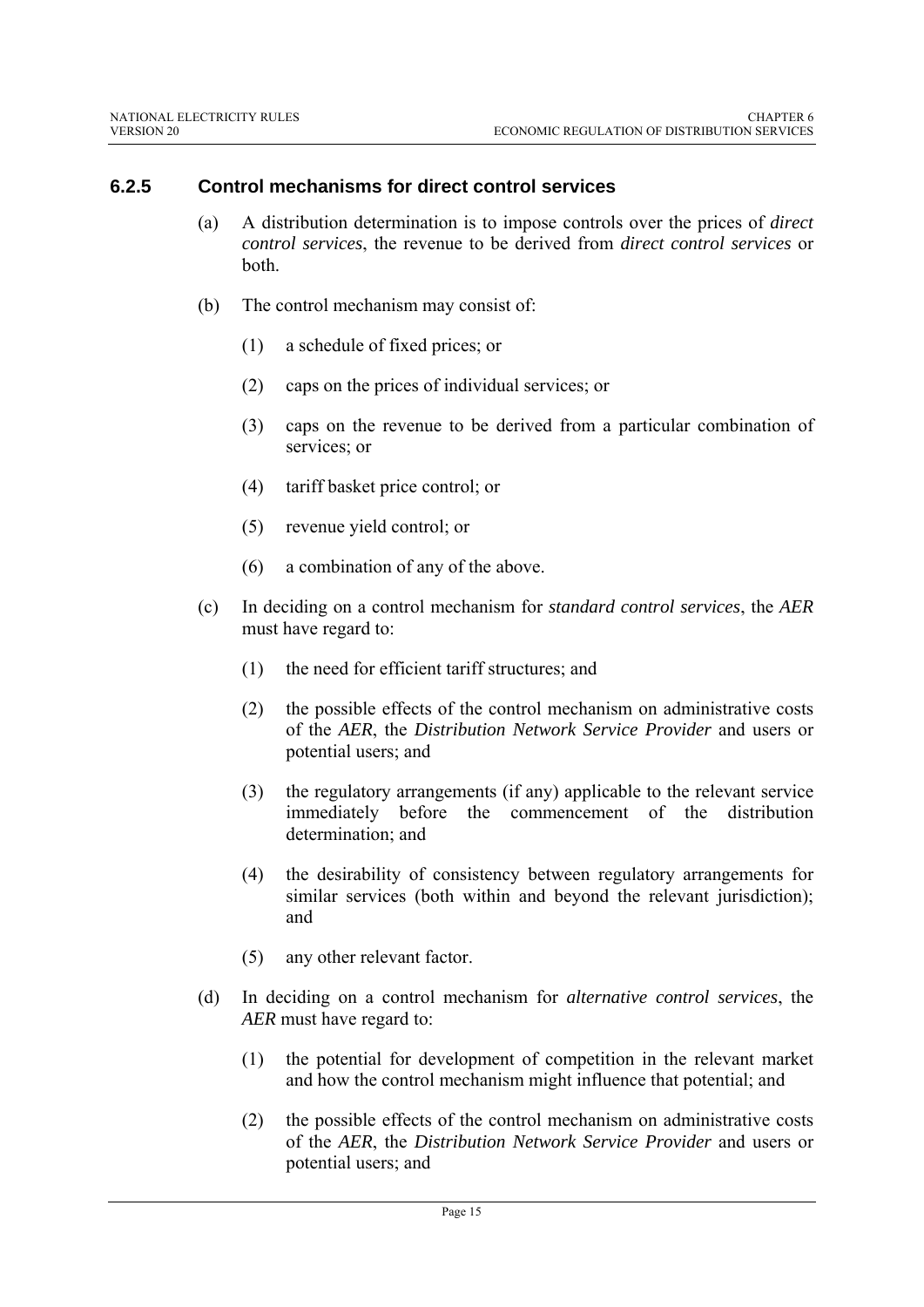### 6.2.5 Control mechanisms for direct control services

(a) A distribution determination is to impose controls over the prices of *direct control services*, the revenue to be derived from *direct control services* or both.

(b) The control mechanism may consist of:

   (1) a schedule of fixed prices; or

   (2) caps on the prices of individual services; or

   (3) caps on the revenue to be derived from a particular combination of services; or

   (4) tariff basket price control; or

   (5) revenue yield control; or

   (6) a combination of any of the above.

(c) In deciding on a control mechanism for *standard control services*, the *AER* must have regard to:

   (1) the need for efficient tariff structures; and

   (2) the possible effects of the control mechanism on administrative costs of the *AER*, the *Distribution Network Service Provider* and users or potential users; and

   (3) the regulatory arrangements (if any) applicable to the relevant service immediately before the commencement of the distribution determination; and

   (4) the desirability of consistency between regulatory arrangements for similar services (both within and beyond the relevant jurisdiction); and

   (5) any other relevant factor.

(d) In deciding on a control mechanism for *alternative control services*, the *AER* must have regard to:

   (1) the potential for development of competition in the relevant market and how the control mechanism might influence that potential; and

   (2) the possible effects of the control mechanism on administrative costs of the *AER*, the *Distribution Network Service Provider* and users or potential users; and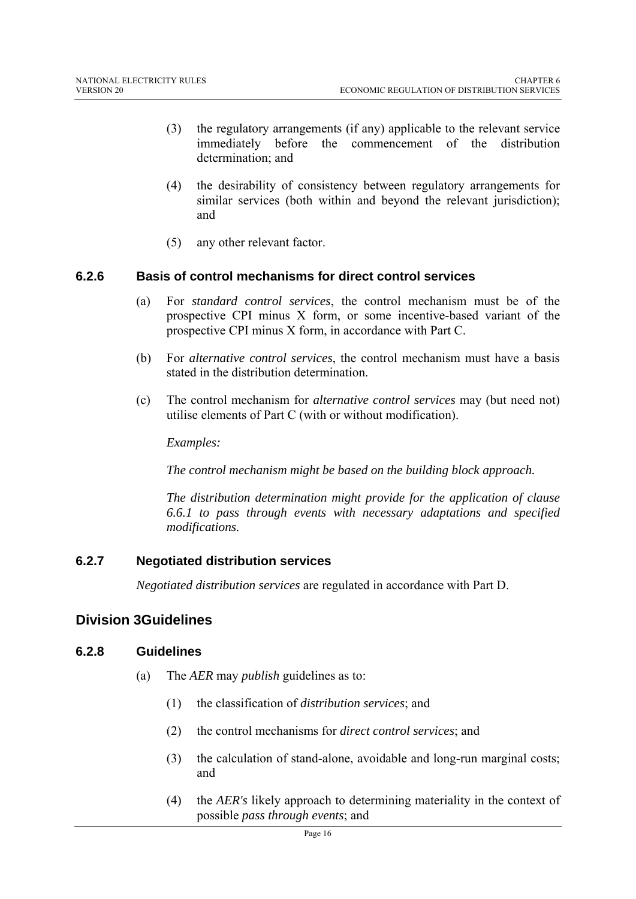(3) the regulatory arrangements (if any) applicable to the relevant service immediately before the commencement of the distribution determination; and

(4) the desirability of consistency between regulatory arrangements for similar services (both within and beyond the relevant jurisdiction); and

(5) any other relevant factor.

### 6.2.6 Basis of control mechanisms for direct control services

(a) For *standard control services*, the control mechanism must be of the prospective CPI minus X form, or some incentive-based variant of the prospective CPI minus X form, in accordance with Part C.

(b) For *alternative control services*, the control mechanism must have a basis stated in the distribution determination.

(c) The control mechanism for *alternative control services* may (but need not) utilise elements of Part C (with or without modification).

*Examples:*

*The control mechanism might be based on the building block approach.*

*The distribution determination might provide for the application of clause 6.6.1 to pass through events with necessary adaptations and specified modifications.*

### 6.2.7 Negotiated distribution services

*Negotiated distribution services* are regulated in accordance with Part D.

## Division 3Guidelines

### 6.2.8 Guidelines

(a) The *AER* may *publish* guidelines as to:

(1) the classification of *distribution services*; and

(2) the control mechanisms for *direct control services*; and

(3) the calculation of stand-alone, avoidable and long-run marginal costs; and

(4) the *AER's* likely approach to determining materiality in the context of possible *pass through events*; and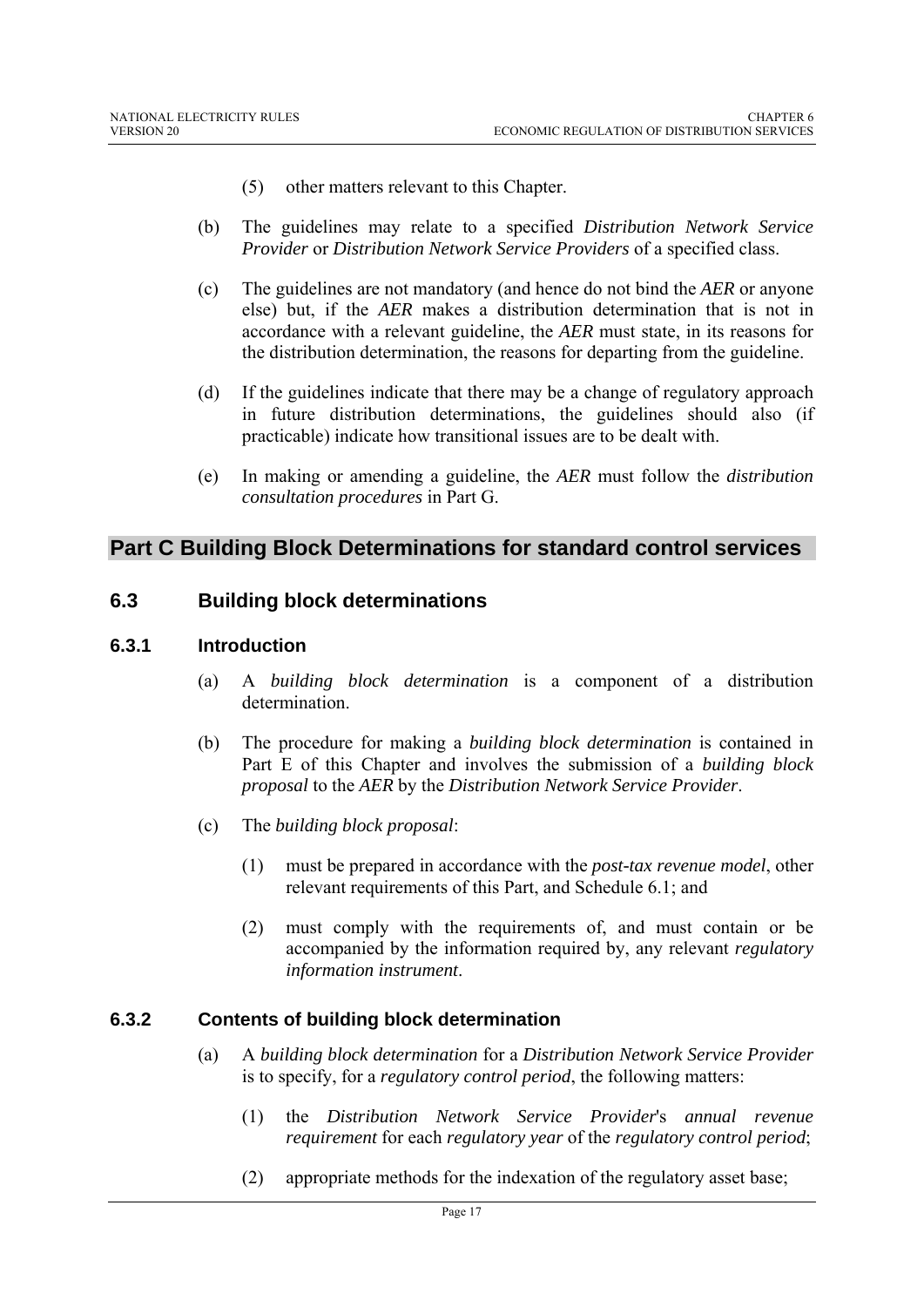(5) other matters relevant to this Chapter.

(b) The guidelines may relate to a specified *Distribution Network Service Provider* or *Distribution Network Service Providers* of a specified class.

(c) The guidelines are not mandatory (and hence do not bind the *AER* or anyone else) but, if the *AER* makes a distribution determination that is not in accordance with a relevant guideline, the *AER* must state, in its reasons for the distribution determination, the reasons for departing from the guideline.

(d) If the guidelines indicate that there may be a change of regulatory approach in future distribution determinations, the guidelines should also (if practicable) indicate how transitional issues are to be dealt with.

(e) In making or amending a guideline, the *AER* must follow the *distribution consultation procedures* in Part G.

## Part C Building Block Determinations for standard control services

### 6.3 Building block determinations

#### 6.3.1 Introduction

(a) A *building block determination* is a component of a distribution determination.

(b) The procedure for making a *building block determination* is contained in Part E of this Chapter and involves the submission of a *building block proposal* to the *AER* by the *Distribution Network Service Provider*.

(c) The *building block proposal*:

(1) must be prepared in accordance with the *post-tax revenue model*, other relevant requirements of this Part, and Schedule 6.1; and

(2) must comply with the requirements of, and must contain or be accompanied by the information required by, any relevant *regulatory information instrument*.

#### 6.3.2 Contents of building block determination

(a) A *building block determination* for a *Distribution Network Service Provider* is to specify, for a *regulatory control period*, the following matters:

(1) the *Distribution Network Service Provider*'s *annual revenue requirement* for each *regulatory year* of the *regulatory control period*;

(2) appropriate methods for the indexation of the regulatory asset base;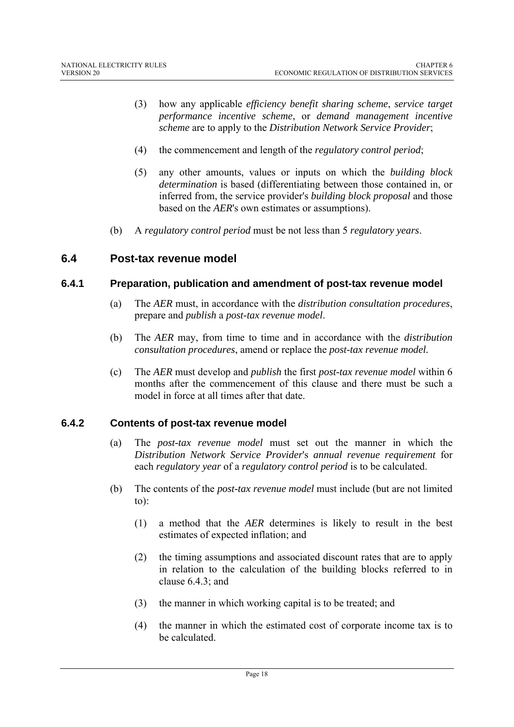(3) how any applicable *efficiency benefit sharing scheme*, *service target performance incentive scheme*, or *demand management incentive scheme* are to apply to the *Distribution Network Service Provider*;

(4) the commencement and length of the *regulatory control period*;

(5) any other amounts, values or inputs on which the *building block determination* is based (differentiating between those contained in, or inferred from, the service provider's *building block proposal* and those based on the *AER*'s own estimates or assumptions).

(b) A *regulatory control period* must be not less than 5 *regulatory years*.

## 6.4 Post-tax revenue model

### 6.4.1 Preparation, publication and amendment of post-tax revenue model

(a) The *AER* must, in accordance with the *distribution consultation procedures*, prepare and *publish* a *post-tax revenue model*.

(b) The *AER* may, from time to time and in accordance with the *distribution consultation procedures*, amend or replace the *post-tax revenue model.*

(c) The *AER* must develop and *publish* the first *post-tax revenue model* within 6 months after the commencement of this clause and there must be such a model in force at all times after that date.

### 6.4.2 Contents of post-tax revenue model

(a) The *post-tax revenue model* must set out the manner in which the *Distribution Network Service Provider*'s *annual revenue requirement* for each *regulatory year* of a *regulatory control period* is to be calculated.

(b) The contents of the *post-tax revenue model* must include (but are not limited to):

(1) a method that the *AER* determines is likely to result in the best estimates of expected inflation; and

(2) the timing assumptions and associated discount rates that are to apply in relation to the calculation of the building blocks referred to in clause 6.4.3; and

(3) the manner in which working capital is to be treated; and

(4) the manner in which the estimated cost of corporate income tax is to be calculated.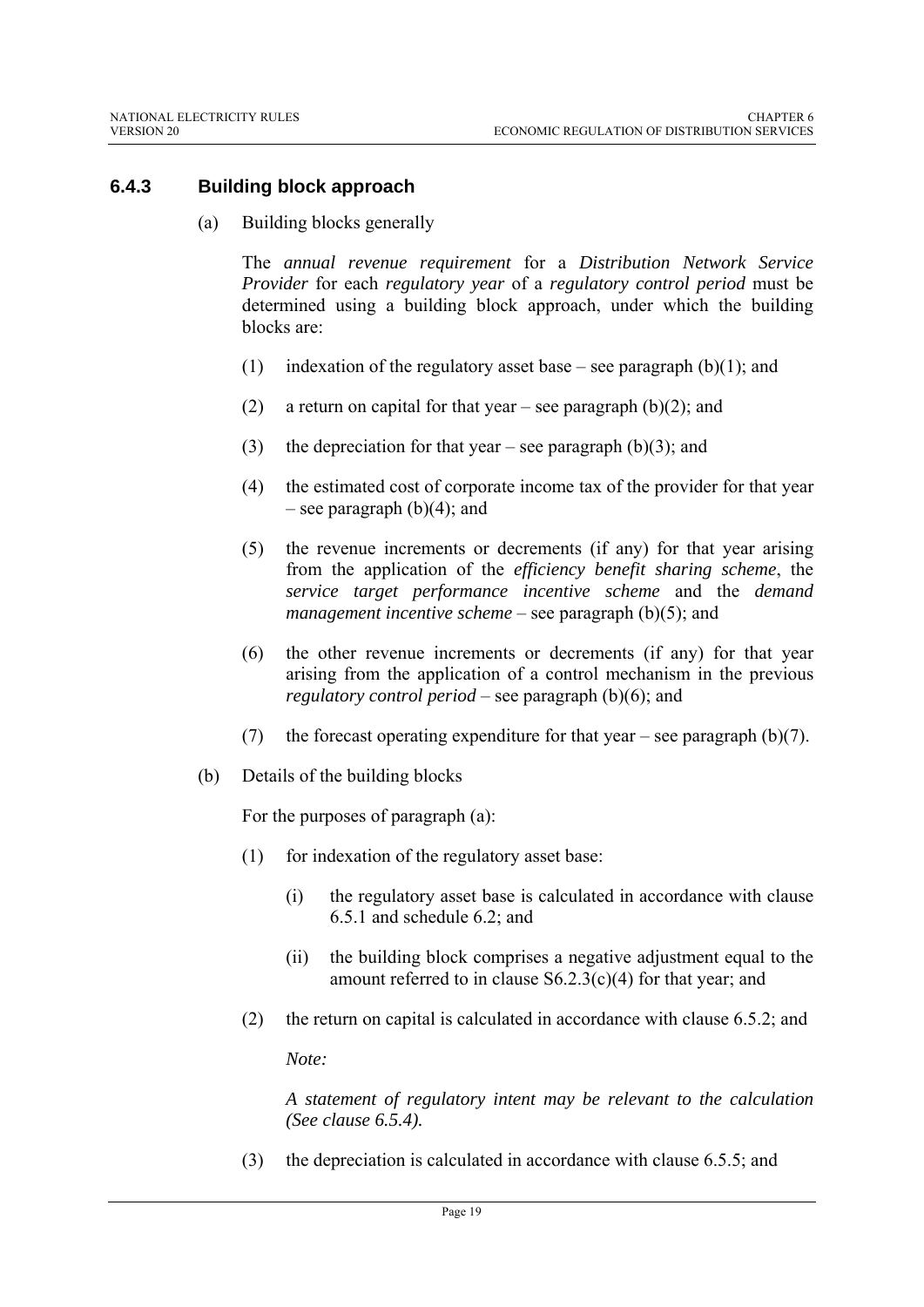### 6.4.3 Building block approach

(a) Building blocks generally

The *annual revenue requirement* for a *Distribution Network Service Provider* for each *regulatory year* of a *regulatory control period* must be determined using a building block approach, under which the building blocks are:

(1) indexation of the regulatory asset base – see paragraph (b)(1); and

(2) a return on capital for that year – see paragraph (b)(2); and

(3) the depreciation for that year – see paragraph (b)(3); and

(4) the estimated cost of corporate income tax of the provider for that year – see paragraph (b)(4); and

(5) the revenue increments or decrements (if any) for that year arising from the application of the *efficiency benefit sharing scheme*, the *service target performance incentive scheme* and the *demand management incentive scheme* – see paragraph (b)(5); and

(6) the other revenue increments or decrements (if any) for that year arising from the application of a control mechanism in the previous *regulatory control period* – see paragraph (b)(6); and

(7) the forecast operating expenditure for that year – see paragraph (b)(7).

(b) Details of the building blocks

For the purposes of paragraph (a):

(1) for indexation of the regulatory asset base:

(i) the regulatory asset base is calculated in accordance with clause 6.5.1 and schedule 6.2; and

(ii) the building block comprises a negative adjustment equal to the amount referred to in clause S6.2.3(c)(4) for that year; and

(2) the return on capital is calculated in accordance with clause 6.5.2; and

*Note:*

*A statement of regulatory intent may be relevant to the calculation (See clause 6.5.4).*

(3) the depreciation is calculated in accordance with clause 6.5.5; and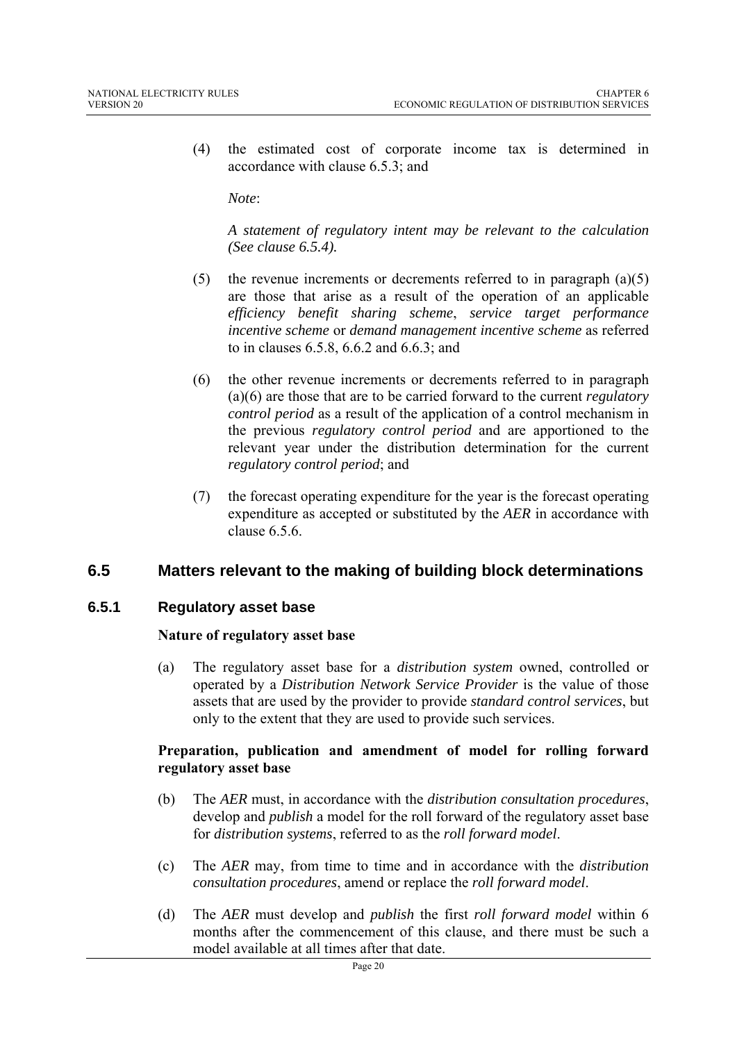(4) the estimated cost of corporate income tax is determined in accordance with clause 6.5.3; and

*Note*:

*A statement of regulatory intent may be relevant to the calculation (See clause 6.5.4).*

(5) the revenue increments or decrements referred to in paragraph (a)(5) are those that arise as a result of the operation of an applicable *efficiency benefit sharing scheme*, *service target performance incentive scheme* or *demand management incentive scheme* as referred to in clauses 6.5.8, 6.6.2 and 6.6.3; and

(6) the other revenue increments or decrements referred to in paragraph (a)(6) are those that are to be carried forward to the current *regulatory control period* as a result of the application of a control mechanism in the previous *regulatory control period* and are apportioned to the relevant year under the distribution determination for the current *regulatory control period*; and

(7) the forecast operating expenditure for the year is the forecast operating expenditure as accepted or substituted by the *AER* in accordance with clause 6.5.6.

## 6.5 Matters relevant to the making of building block determinations

### 6.5.1 Regulatory asset base

**Nature of regulatory asset base**

(a) The regulatory asset base for a *distribution system* owned, controlled or operated by a *Distribution Network Service Provider* is the value of those assets that are used by the provider to provide *standard control services*, but only to the extent that they are used to provide such services.

**Preparation, publication and amendment of model for rolling forward regulatory asset base**

(b) The *AER* must, in accordance with the *distribution consultation procedures*, develop and *publish* a model for the roll forward of the regulatory asset base for *distribution systems*, referred to as the *roll forward model*.

(c) The *AER* may, from time to time and in accordance with the *distribution consultation procedures*, amend or replace the *roll forward model*.

(d) The *AER* must develop and *publish* the first *roll forward model* within 6 months after the commencement of this clause, and there must be such a model available at all times after that date.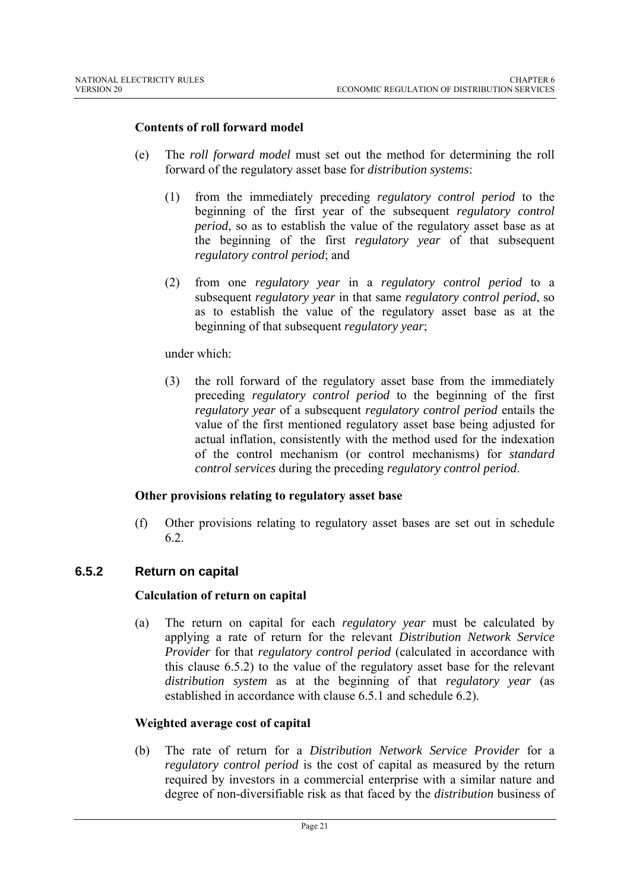**Contents of roll forward model**

(e) The *roll forward model* must set out the method for determining the roll forward of the regulatory asset base for *distribution systems*:

(1) from the immediately preceding *regulatory control period* to the beginning of the first year of the subsequent *regulatory control period*, so as to establish the value of the regulatory asset base as at the beginning of the first *regulatory year* of that subsequent *regulatory control period*; and

(2) from one *regulatory year* in a *regulatory control period* to a subsequent *regulatory year* in that same *regulatory control period*, so as to establish the value of the regulatory asset base as at the beginning of that subsequent *regulatory year*;

under which:

(3) the roll forward of the regulatory asset base from the immediately preceding *regulatory control period* to the beginning of the first *regulatory year* of a subsequent *regulatory control period* entails the value of the first mentioned regulatory asset base being adjusted for actual inflation, consistently with the method used for the indexation of the control mechanism (or control mechanisms) for *standard control services* during the preceding *regulatory control period*.

**Other provisions relating to regulatory asset base**

(f) Other provisions relating to regulatory asset bases are set out in schedule 6.2.

## 6.5.2 Return on capital

**Calculation of return on capital**

(a) The return on capital for each *regulatory year* must be calculated by applying a rate of return for the relevant *Distribution Network Service Provider* for that *regulatory control period* (calculated in accordance with this clause 6.5.2) to the value of the regulatory asset base for the relevant *distribution system* as at the beginning of that *regulatory year* (as established in accordance with clause 6.5.1 and schedule 6.2).

**Weighted average cost of capital**

(b) The rate of return for a *Distribution Network Service Provider* for a *regulatory control period* is the cost of capital as measured by the return required by investors in a commercial enterprise with a similar nature and degree of non-diversifiable risk as that faced by the *distribution* business of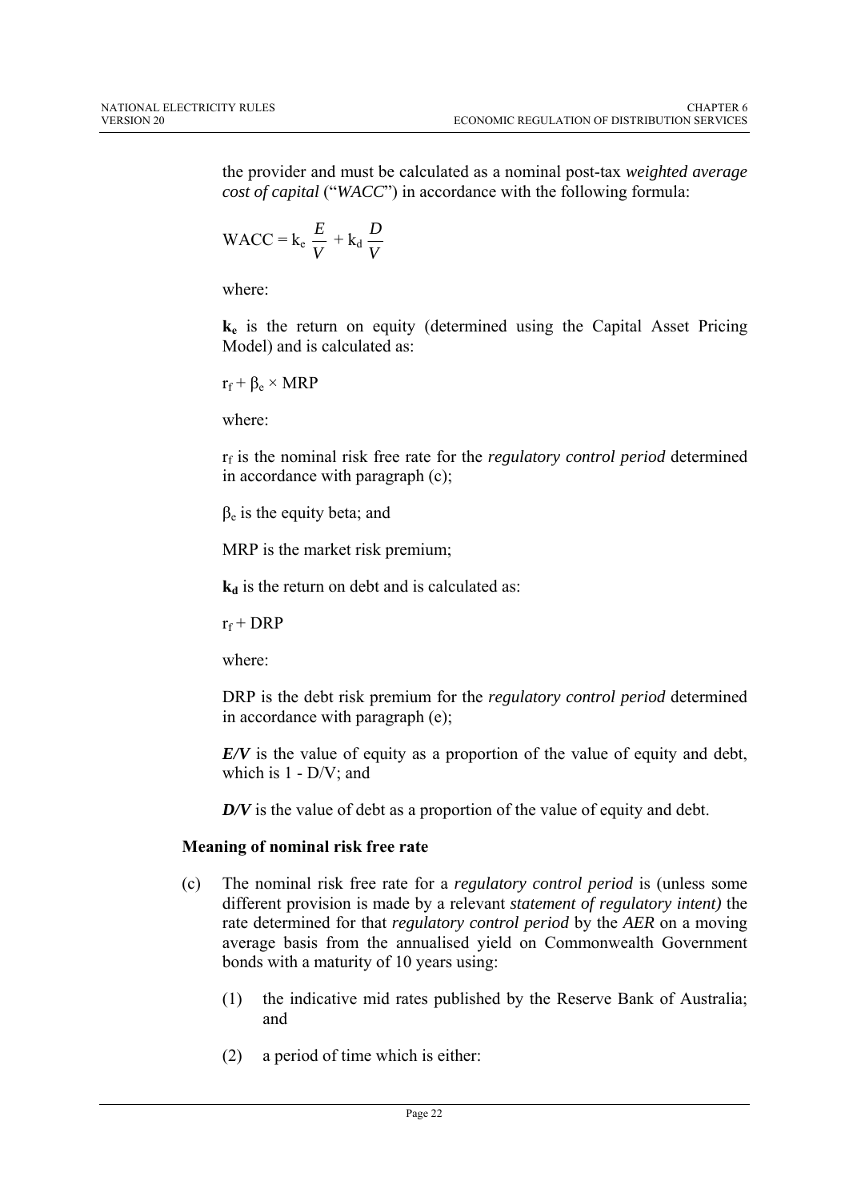the provider and must be calculated as a nominal post-tax *weighted average cost of capital* ("*WACC*") in accordance with the following formula:

$$\text{WACC} = k_e \frac{E}{V} + k_d \frac{D}{V}$$

where:

$\mathbf{k_e}$ is the return on equity (determined using the Capital Asset Pricing Model) and is calculated as:

$r_f + \beta_e \times \text{MRP}$

where:

$r_f$ is the nominal risk free rate for the *regulatory control period* determined in accordance with paragraph (c);

$\beta_e$ is the equity beta; and

MRP is the market risk premium;

$\mathbf{k_d}$ is the return on debt and is calculated as:

$r_f + \text{DRP}$

where:

DRP is the debt risk premium for the *regulatory control period* determined in accordance with paragraph (e);

***E/V*** is the value of equity as a proportion of the value of equity and debt, which is 1 - D/V; and

***D/V*** is the value of debt as a proportion of the value of equity and debt.

**Meaning of nominal risk free rate**

(c) The nominal risk free rate for a *regulatory control period* is (unless some different provision is made by a relevant *statement of regulatory intent)* the rate determined for that *regulatory control period* by the *AER* on a moving average basis from the annualised yield on Commonwealth Government bonds with a maturity of 10 years using:

   (1) the indicative mid rates published by the Reserve Bank of Australia; and

   (2) a period of time which is either: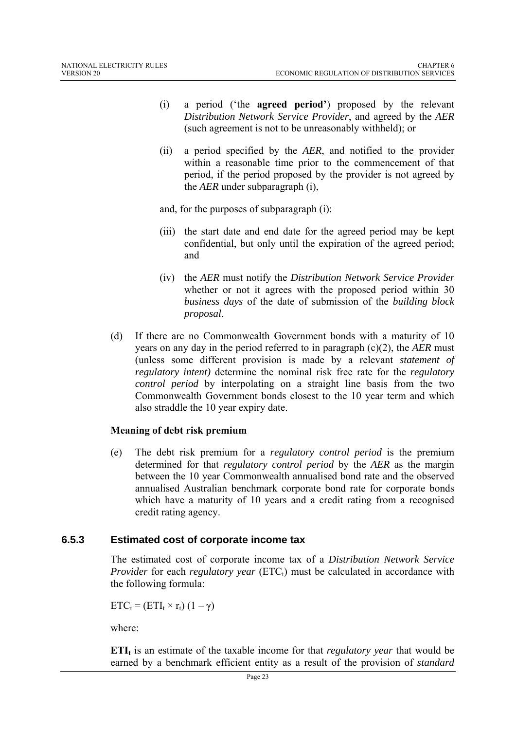(i) a period ('the **agreed period'**) proposed by the relevant *Distribution Network Service Provider*, and agreed by the *AER* (such agreement is not to be unreasonably withheld); or

(ii) a period specified by the *AER*, and notified to the provider within a reasonable time prior to the commencement of that period, if the period proposed by the provider is not agreed by the *AER* under subparagraph (i),

and, for the purposes of subparagraph (i):

(iii) the start date and end date for the agreed period may be kept confidential, but only until the expiration of the agreed period; and

(iv) the *AER* must notify the *Distribution Network Service Provider* whether or not it agrees with the proposed period within 30 *business days* of the date of submission of the *building block proposal*.

(d) If there are no Commonwealth Government bonds with a maturity of 10 years on any day in the period referred to in paragraph (c)(2), the *AER* must (unless some different provision is made by a relevant *statement of regulatory intent)* determine the nominal risk free rate for the *regulatory control period* by interpolating on a straight line basis from the two Commonwealth Government bonds closest to the 10 year term and which also straddle the 10 year expiry date.

**Meaning of debt risk premium**

(e) The debt risk premium for a *regulatory control period* is the premium determined for that *regulatory control period* by the *AER* as the margin between the 10 year Commonwealth annualised bond rate and the observed annualised Australian benchmark corporate bond rate for corporate bonds which have a maturity of 10 years and a credit rating from a recognised credit rating agency.

### 6.5.3 Estimated cost of corporate income tax

The estimated cost of corporate income tax of a *Distribution Network Service Provider* for each *regulatory year* ($ETC_t$) must be calculated in accordance with the following formula:

$ETC_t = (ETI_t \times r_t)(1 - \gamma)$

where:

$\mathbf{ETI_t}$ is an estimate of the taxable income for that *regulatory year* that would be earned by a benchmark efficient entity as a result of the provision of *standard*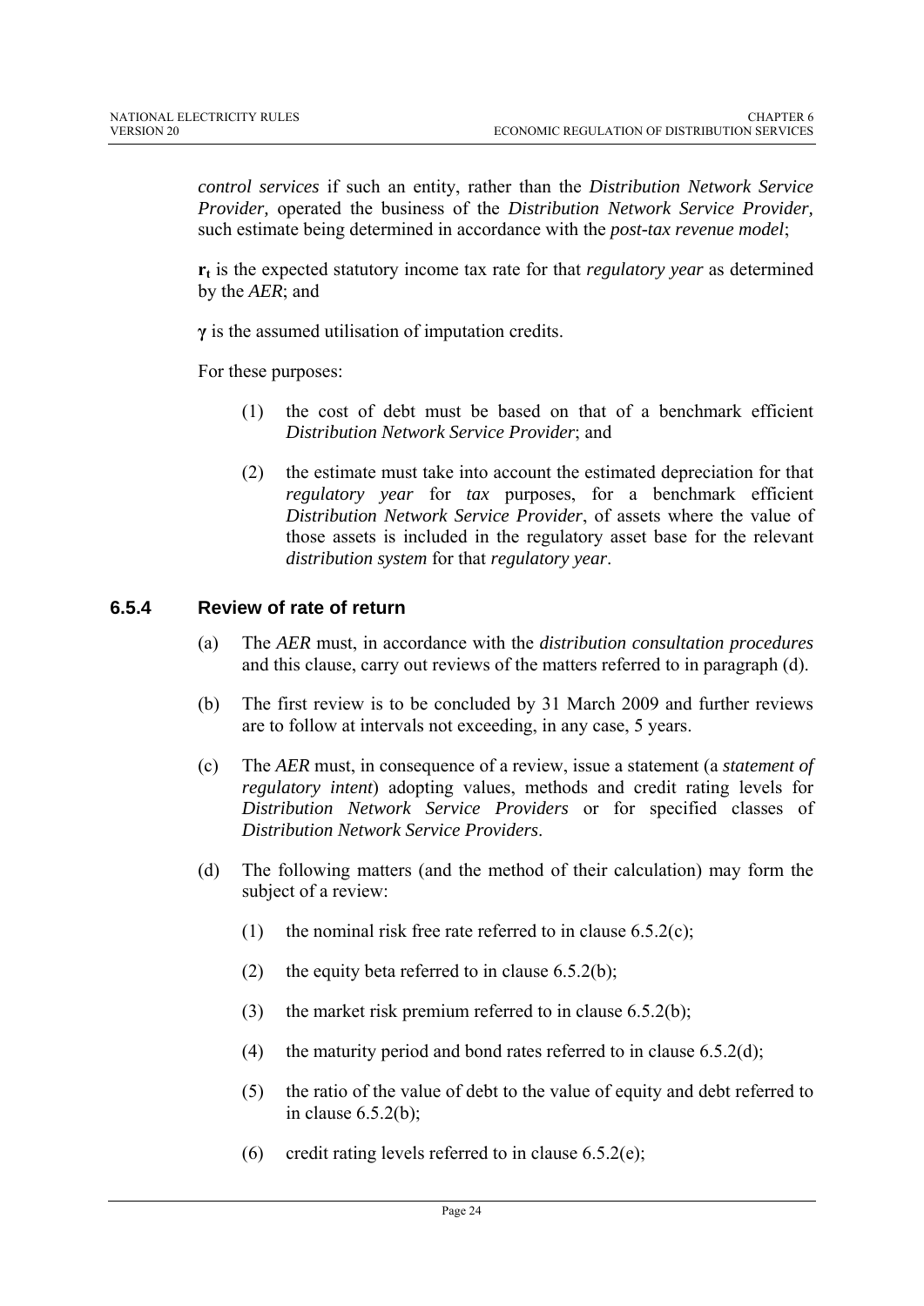*control services* if such an entity, rather than the *Distribution Network Service Provider,* operated the business of the *Distribution Network Service Provider,* such estimate being determined in accordance with the *post-tax revenue model*;

$\mathbf{r_t}$ is the expected statutory income tax rate for that *regulatory year* as determined by the *AER*; and

$\boldsymbol{\gamma}$ is the assumed utilisation of imputation credits.

For these purposes:

(1) the cost of debt must be based on that of a benchmark efficient *Distribution Network Service Provider*; and

(2) the estimate must take into account the estimated depreciation for that *regulatory year* for *tax* purposes, for a benchmark efficient *Distribution Network Service Provider*, of assets where the value of those assets is included in the regulatory asset base for the relevant *distribution system* for that *regulatory year*.

### 6.5.4 Review of rate of return

(a) The *AER* must, in accordance with the *distribution consultation procedures* and this clause, carry out reviews of the matters referred to in paragraph (d).

(b) The first review is to be concluded by 31 March 2009 and further reviews are to follow at intervals not exceeding, in any case, 5 years.

(c) The *AER* must, in consequence of a review, issue a statement (a *statement of regulatory intent*) adopting values, methods and credit rating levels for *Distribution Network Service Providers* or for specified classes of *Distribution Network Service Providers*.

(d) The following matters (and the method of their calculation) may form the subject of a review:

(1) the nominal risk free rate referred to in clause 6.5.2(c);

(2) the equity beta referred to in clause 6.5.2(b);

(3) the market risk premium referred to in clause 6.5.2(b);

(4) the maturity period and bond rates referred to in clause 6.5.2(d);

(5) the ratio of the value of debt to the value of equity and debt referred to in clause 6.5.2(b);

(6) credit rating levels referred to in clause 6.5.2(e);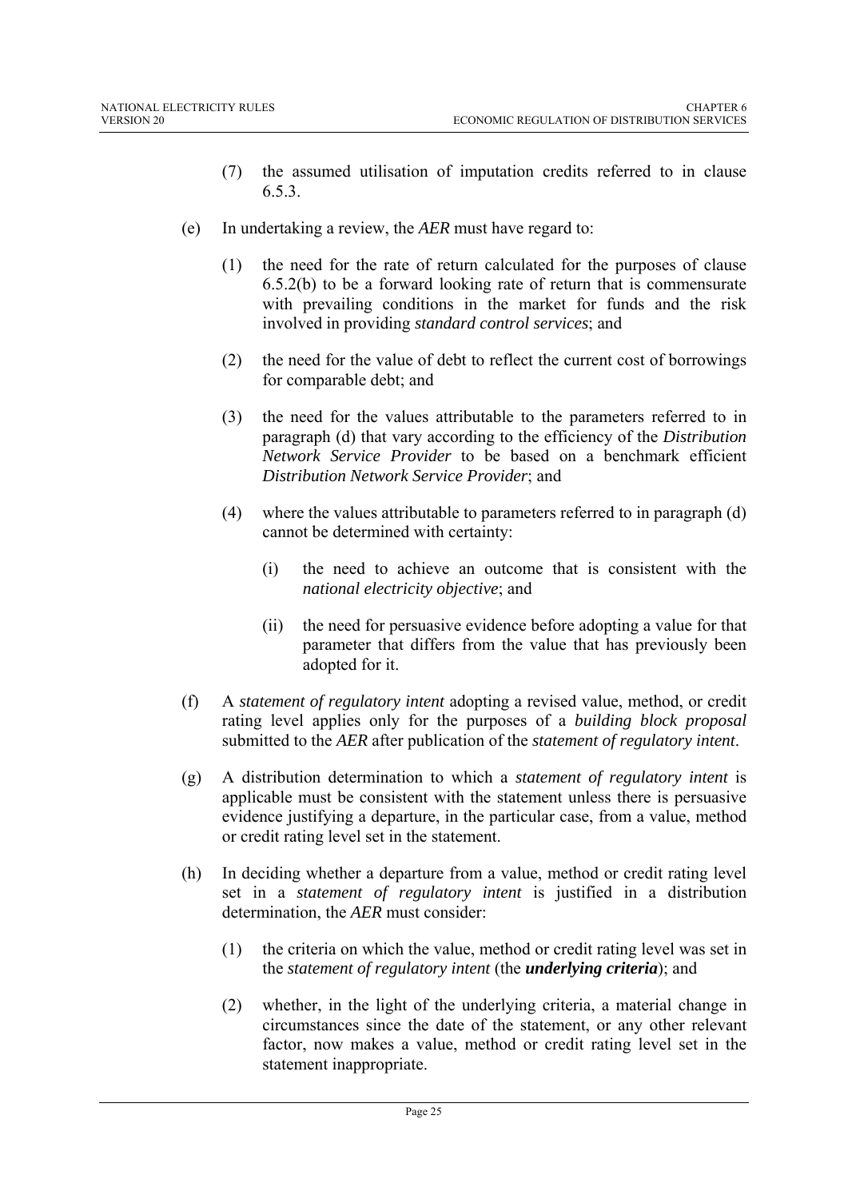(7) the assumed utilisation of imputation credits referred to in clause 6.5.3.

(e) In undertaking a review, the *AER* must have regard to:

(1) the need for the rate of return calculated for the purposes of clause 6.5.2(b) to be a forward looking rate of return that is commensurate with prevailing conditions in the market for funds and the risk involved in providing *standard control services*; and

(2) the need for the value of debt to reflect the current cost of borrowings for comparable debt; and

(3) the need for the values attributable to the parameters referred to in paragraph (d) that vary according to the efficiency of the *Distribution Network Service Provider* to be based on a benchmark efficient *Distribution Network Service Provider*; and

(4) where the values attributable to parameters referred to in paragraph (d) cannot be determined with certainty:

(i) the need to achieve an outcome that is consistent with the *national electricity objective*; and

(ii) the need for persuasive evidence before adopting a value for that parameter that differs from the value that has previously been adopted for it.

(f) A *statement of regulatory intent* adopting a revised value, method, or credit rating level applies only for the purposes of a *building block proposal* submitted to the *AER* after publication of the *statement of regulatory intent*.

(g) A distribution determination to which a *statement of regulatory intent* is applicable must be consistent with the statement unless there is persuasive evidence justifying a departure, in the particular case, from a value, method or credit rating level set in the statement.

(h) In deciding whether a departure from a value, method or credit rating level set in a *statement of regulatory intent* is justified in a distribution determination, the *AER* must consider:

(1) the criteria on which the value, method or credit rating level was set in the *statement of regulatory intent* (the ***underlying criteria***); and

(2) whether, in the light of the underlying criteria, a material change in circumstances since the date of the statement, or any other relevant factor, now makes a value, method or credit rating level set in the statement inappropriate.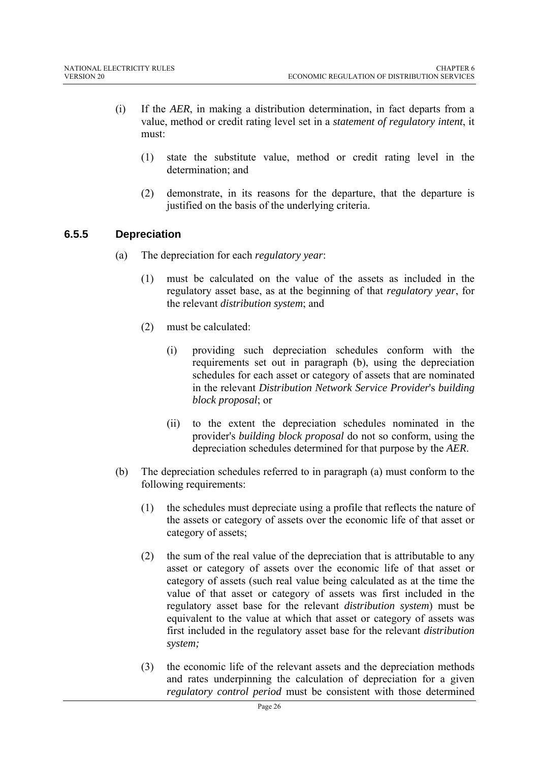(i) If the *AER*, in making a distribution determination, in fact departs from a value, method or credit rating level set in a *statement of regulatory intent*, it must:

(1) state the substitute value, method or credit rating level in the determination; and

(2) demonstrate, in its reasons for the departure, that the departure is justified on the basis of the underlying criteria.

### 6.5.5 Depreciation

(a) The depreciation for each *regulatory year*:

(1) must be calculated on the value of the assets as included in the regulatory asset base, as at the beginning of that *regulatory year*, for the relevant *distribution system*; and

(2) must be calculated:

(i) providing such depreciation schedules conform with the requirements set out in paragraph (b), using the depreciation schedules for each asset or category of assets that are nominated in the relevant *Distribution Network Service Provider*'s *building block proposal*; or

(ii) to the extent the depreciation schedules nominated in the provider's *building block proposal* do not so conform, using the depreciation schedules determined for that purpose by the *AER*.

(b) The depreciation schedules referred to in paragraph (a) must conform to the following requirements:

(1) the schedules must depreciate using a profile that reflects the nature of the assets or category of assets over the economic life of that asset or category of assets;

(2) the sum of the real value of the depreciation that is attributable to any asset or category of assets over the economic life of that asset or category of assets (such real value being calculated as at the time the value of that asset or category of assets was first included in the regulatory asset base for the relevant *distribution system*) must be equivalent to the value at which that asset or category of assets was first included in the regulatory asset base for the relevant *distribution system;*

(3) the economic life of the relevant assets and the depreciation methods and rates underpinning the calculation of depreciation for a given *regulatory control period* must be consistent with those determined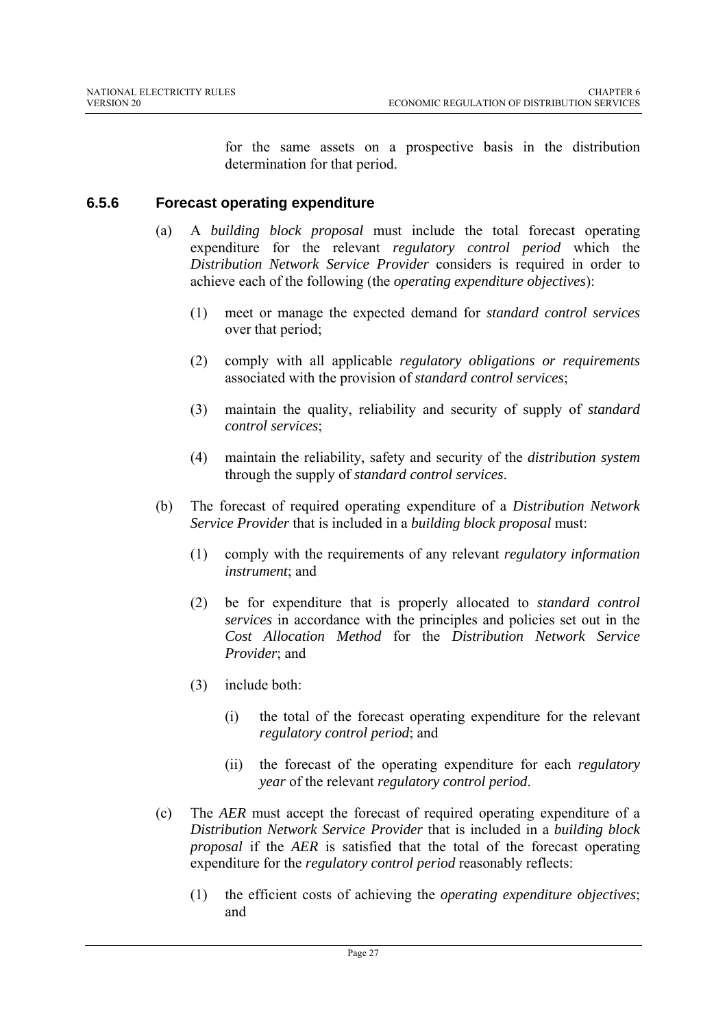for the same assets on a prospective basis in the distribution determination for that period.

### 6.5.6 Forecast operating expenditure

(a) A *building block proposal* must include the total forecast operating expenditure for the relevant *regulatory control period* which the *Distribution Network Service Provider* considers is required in order to achieve each of the following (the *operating expenditure objectives*):

(1) meet or manage the expected demand for *standard control services* over that period;

(2) comply with all applicable *regulatory obligations or requirements* associated with the provision of *standard control services*;

(3) maintain the quality, reliability and security of supply of *standard control services*;

(4) maintain the reliability, safety and security of the *distribution system* through the supply of *standard control services*.

(b) The forecast of required operating expenditure of a *Distribution Network Service Provider* that is included in a *building block proposal* must:

(1) comply with the requirements of any relevant *regulatory information instrument*; and

(2) be for expenditure that is properly allocated to *standard control services* in accordance with the principles and policies set out in the *Cost Allocation Method* for the *Distribution Network Service Provider*; and

(3) include both:

(i) the total of the forecast operating expenditure for the relevant *regulatory control period*; and

(ii) the forecast of the operating expenditure for each *regulatory year* of the relevant *regulatory control period*.

(c) The *AER* must accept the forecast of required operating expenditure of a *Distribution Network Service Provider* that is included in a *building block proposal* if the *AER* is satisfied that the total of the forecast operating expenditure for the *regulatory control period* reasonably reflects:

(1) the efficient costs of achieving the *operating expenditure objectives*; and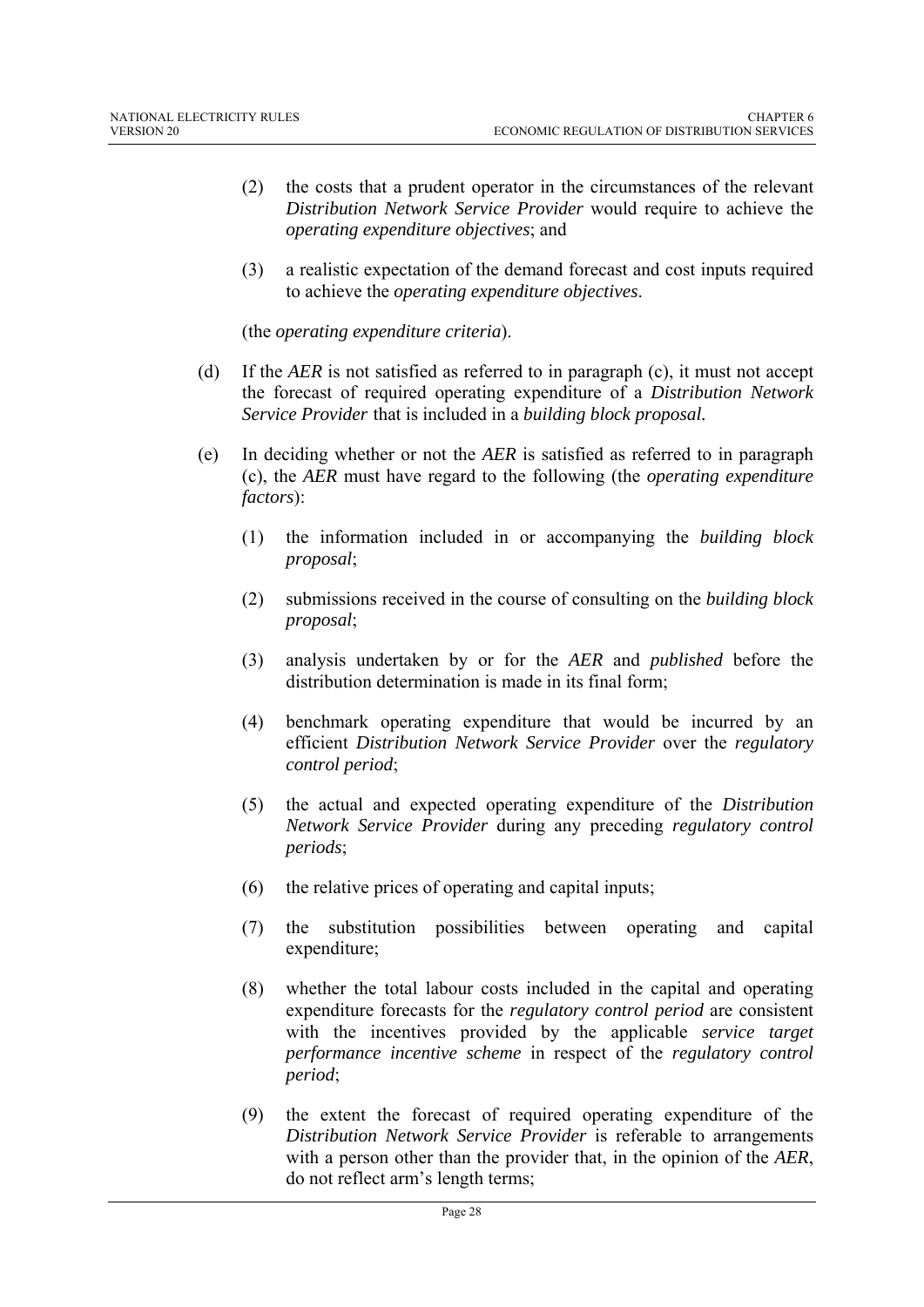(2) the costs that a prudent operator in the circumstances of the relevant *Distribution Network Service Provider* would require to achieve the *operating expenditure objectives*; and

(3) a realistic expectation of the demand forecast and cost inputs required to achieve the *operating expenditure objectives*.

(the *operating expenditure criteria*).

(d) If the *AER* is not satisfied as referred to in paragraph (c), it must not accept the forecast of required operating expenditure of a *Distribution Network Service Provider* that is included in a *building block proposal.*

(e) In deciding whether or not the *AER* is satisfied as referred to in paragraph (c), the *AER* must have regard to the following (the *operating expenditure factors*):

(1) the information included in or accompanying the *building block proposal*;

(2) submissions received in the course of consulting on the *building block proposal*;

(3) analysis undertaken by or for the *AER* and *published* before the distribution determination is made in its final form;

(4) benchmark operating expenditure that would be incurred by an efficient *Distribution Network Service Provider* over the *regulatory control period*;

(5) the actual and expected operating expenditure of the *Distribution Network Service Provider* during any preceding *regulatory control periods*;

(6) the relative prices of operating and capital inputs;

(7) the substitution possibilities between operating and capital expenditure;

(8) whether the total labour costs included in the capital and operating expenditure forecasts for the *regulatory control period* are consistent with the incentives provided by the applicable *service target performance incentive scheme* in respect of the *regulatory control period*;

(9) the extent the forecast of required operating expenditure of the *Distribution Network Service Provider* is referable to arrangements with a person other than the provider that, in the opinion of the *AER*, do not reflect arm's length terms;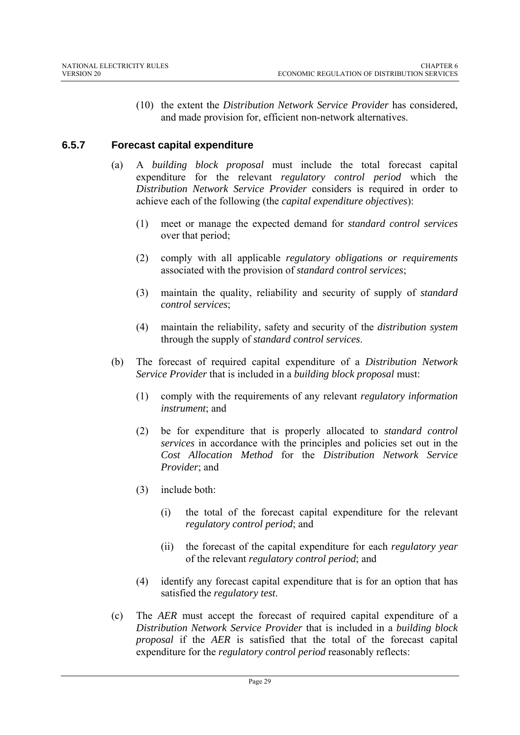(10) the extent the *Distribution Network Service Provider* has considered, and made provision for, efficient non-network alternatives.

### 6.5.7 Forecast capital expenditure

(a) A *building block proposal* must include the total forecast capital expenditure for the relevant *regulatory control period* which the *Distribution Network Service Provider* considers is required in order to achieve each of the following (the *capital expenditure objectives*):

(1) meet or manage the expected demand for *standard control services* over that period;

(2) comply with all applicable *regulatory obligations or requirements* associated with the provision of *standard control services*;

(3) maintain the quality, reliability and security of supply of *standard control services*;

(4) maintain the reliability, safety and security of the *distribution system* through the supply of *standard control services*.

(b) The forecast of required capital expenditure of a *Distribution Network Service Provider* that is included in a *building block proposal* must:

(1) comply with the requirements of any relevant *regulatory information instrument*; and

(2) be for expenditure that is properly allocated to *standard control services* in accordance with the principles and policies set out in the *Cost Allocation Method* for the *Distribution Network Service Provider*; and

(3) include both:

(i) the total of the forecast capital expenditure for the relevant *regulatory control period*; and

(ii) the forecast of the capital expenditure for each *regulatory year* of the relevant *regulatory control period*; and

(4) identify any forecast capital expenditure that is for an option that has satisfied the *regulatory test*.

(c) The *AER* must accept the forecast of required capital expenditure of a *Distribution Network Service Provider* that is included in a *building block proposal* if the *AER* is satisfied that the total of the forecast capital expenditure for the *regulatory control period* reasonably reflects: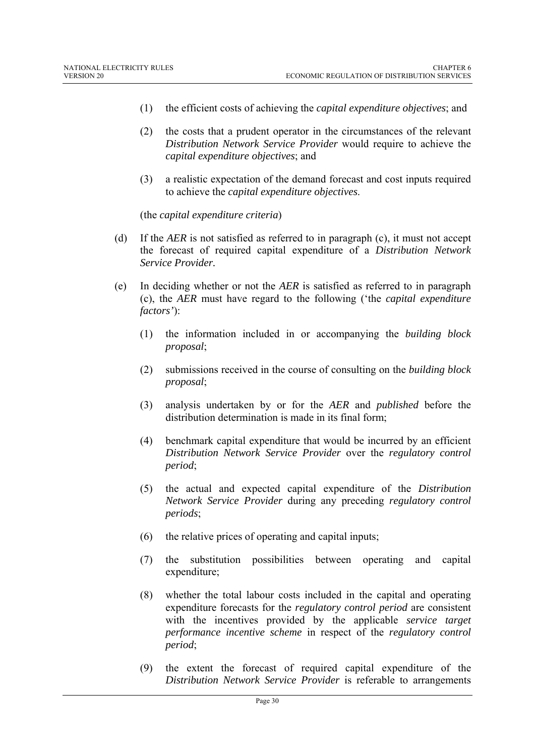(1) the efficient costs of achieving the *capital expenditure objectives*; and

(2) the costs that a prudent operator in the circumstances of the relevant *Distribution Network Service Provider* would require to achieve the *capital expenditure objectives*; and

(3) a realistic expectation of the demand forecast and cost inputs required to achieve the *capital expenditure objectives*.

(the *capital expenditure criteria*)

(d) If the *AER* is not satisfied as referred to in paragraph (c), it must not accept the forecast of required capital expenditure of a *Distribution Network Service Provider*.

(e) In deciding whether or not the *AER* is satisfied as referred to in paragraph (c), the *AER* must have regard to the following ('the *capital expenditure factors'*):

(1) the information included in or accompanying the *building block proposal*;

(2) submissions received in the course of consulting on the *building block proposal*;

(3) analysis undertaken by or for the *AER* and *published* before the distribution determination is made in its final form;

(4) benchmark capital expenditure that would be incurred by an efficient *Distribution Network Service Provider* over the *regulatory control period*;

(5) the actual and expected capital expenditure of the *Distribution Network Service Provider* during any preceding *regulatory control periods*;

(6) the relative prices of operating and capital inputs;

(7) the substitution possibilities between operating and capital expenditure;

(8) whether the total labour costs included in the capital and operating expenditure forecasts for the *regulatory control period* are consistent with the incentives provided by the applicable *service target performance incentive scheme* in respect of the *regulatory control period*;

(9) the extent the forecast of required capital expenditure of the *Distribution Network Service Provider* is referable to arrangements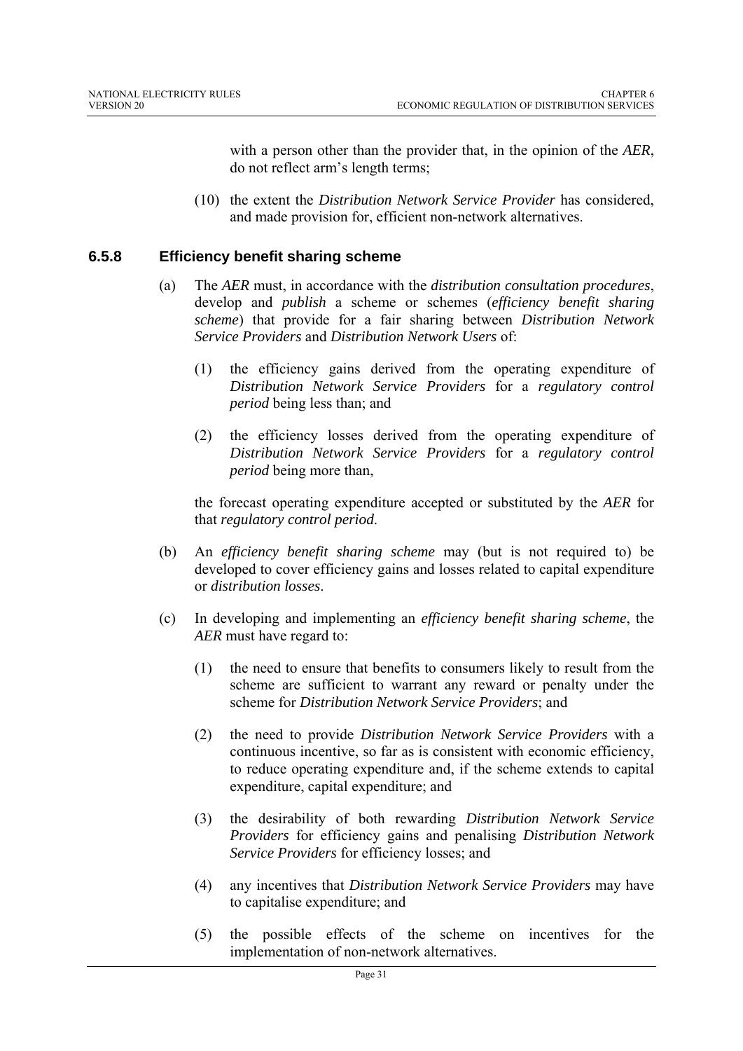with a person other than the provider that, in the opinion of the *AER*, do not reflect arm's length terms;

(10) the extent the *Distribution Network Service Provider* has considered, and made provision for, efficient non-network alternatives.

### 6.5.8 Efficiency benefit sharing scheme

(a) The *AER* must, in accordance with the *distribution consultation procedures*, develop and *publish* a scheme or schemes (*efficiency benefit sharing scheme*) that provide for a fair sharing between *Distribution Network Service Providers* and *Distribution Network Users* of:

(1) the efficiency gains derived from the operating expenditure of *Distribution Network Service Providers* for a *regulatory control period* being less than; and

(2) the efficiency losses derived from the operating expenditure of *Distribution Network Service Providers* for a *regulatory control period* being more than,

the forecast operating expenditure accepted or substituted by the *AER* for that *regulatory control period*.

(b) An *efficiency benefit sharing scheme* may (but is not required to) be developed to cover efficiency gains and losses related to capital expenditure or *distribution losses*.

(c) In developing and implementing an *efficiency benefit sharing scheme*, the *AER* must have regard to:

(1) the need to ensure that benefits to consumers likely to result from the scheme are sufficient to warrant any reward or penalty under the scheme for *Distribution Network Service Providers*; and

(2) the need to provide *Distribution Network Service Providers* with a continuous incentive, so far as is consistent with economic efficiency, to reduce operating expenditure and, if the scheme extends to capital expenditure, capital expenditure; and

(3) the desirability of both rewarding *Distribution Network Service Providers* for efficiency gains and penalising *Distribution Network Service Providers* for efficiency losses; and

(4) any incentives that *Distribution Network Service Providers* may have to capitalise expenditure; and

(5) the possible effects of the scheme on incentives for the implementation of non-network alternatives.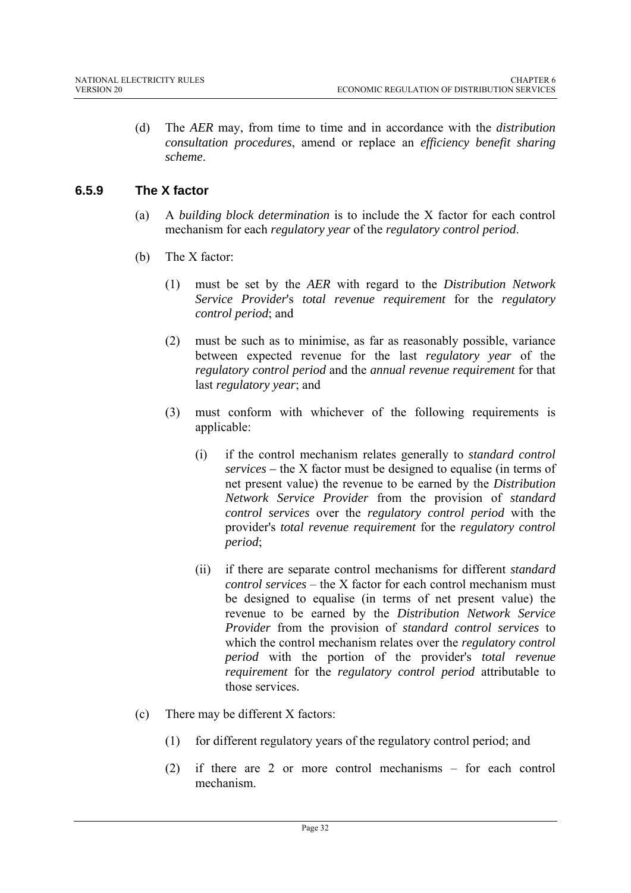(d) The *AER* may, from time to time and in accordance with the *distribution consultation procedures*, amend or replace an *efficiency benefit sharing scheme*.

### 6.5.9 The X factor

(a) A *building block determination* is to include the X factor for each control mechanism for each *regulatory year* of the *regulatory control period*.

(b) The X factor:

(1) must be set by the *AER* with regard to the *Distribution Network Service Provider*'s *total revenue requirement* for the *regulatory control period*; and

(2) must be such as to minimise, as far as reasonably possible, variance between expected revenue for the last *regulatory year* of the *regulatory control period* and the *annual revenue requirement* for that last *regulatory year*; and

(3) must conform with whichever of the following requirements is applicable:

(i) if the control mechanism relates generally to *standard control services* – the X factor must be designed to equalise (in terms of net present value) the revenue to be earned by the *Distribution Network Service Provider* from the provision of *standard control services* over the *regulatory control period* with the provider's *total revenue requirement* for the *regulatory control period*;

(ii) if there are separate control mechanisms for different *standard control services* – the X factor for each control mechanism must be designed to equalise (in terms of net present value) the revenue to be earned by the *Distribution Network Service Provider* from the provision of *standard control services* to which the control mechanism relates over the *regulatory control period* with the portion of the provider's *total revenue requirement* for the *regulatory control period* attributable to those services.

(c) There may be different X factors:

(1) for different regulatory years of the regulatory control period; and

(2) if there are 2 or more control mechanisms – for each control mechanism.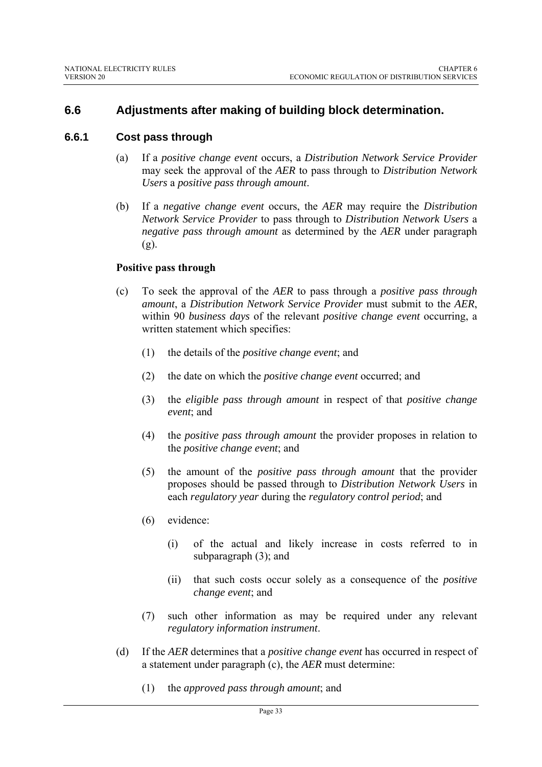## 6.6 Adjustments after making of building block determination.

### 6.6.1 Cost pass through

(a) If a *positive change event* occurs, a *Distribution Network Service Provider* may seek the approval of the *AER* to pass through to *Distribution Network Users* a *positive pass through amount*.

(b) If a *negative change event* occurs, the *AER* may require the *Distribution Network Service Provider* to pass through to *Distribution Network Users* a *negative pass through amount* as determined by the *AER* under paragraph (g).

**Positive pass through**

(c) To seek the approval of the *AER* to pass through a *positive pass through amount*, a *Distribution Network Service Provider* must submit to the *AER*, within 90 *business days* of the relevant *positive change event* occurring, a written statement which specifies:

(1) the details of the *positive change event*; and

(2) the date on which the *positive change event* occurred; and

(3) the *eligible pass through amount* in respect of that *positive change event*; and

(4) the *positive pass through amount* the provider proposes in relation to the *positive change event*; and

(5) the amount of the *positive pass through amount* that the provider proposes should be passed through to *Distribution Network Users* in each *regulatory year* during the *regulatory control period*; and

(6) evidence:

(i) of the actual and likely increase in costs referred to in subparagraph (3); and

(ii) that such costs occur solely as a consequence of the *positive change event*; and

(7) such other information as may be required under any relevant *regulatory information instrument*.

(d) If the *AER* determines that a *positive change event* has occurred in respect of a statement under paragraph (c), the *AER* must determine:

(1) the *approved pass through amount*; and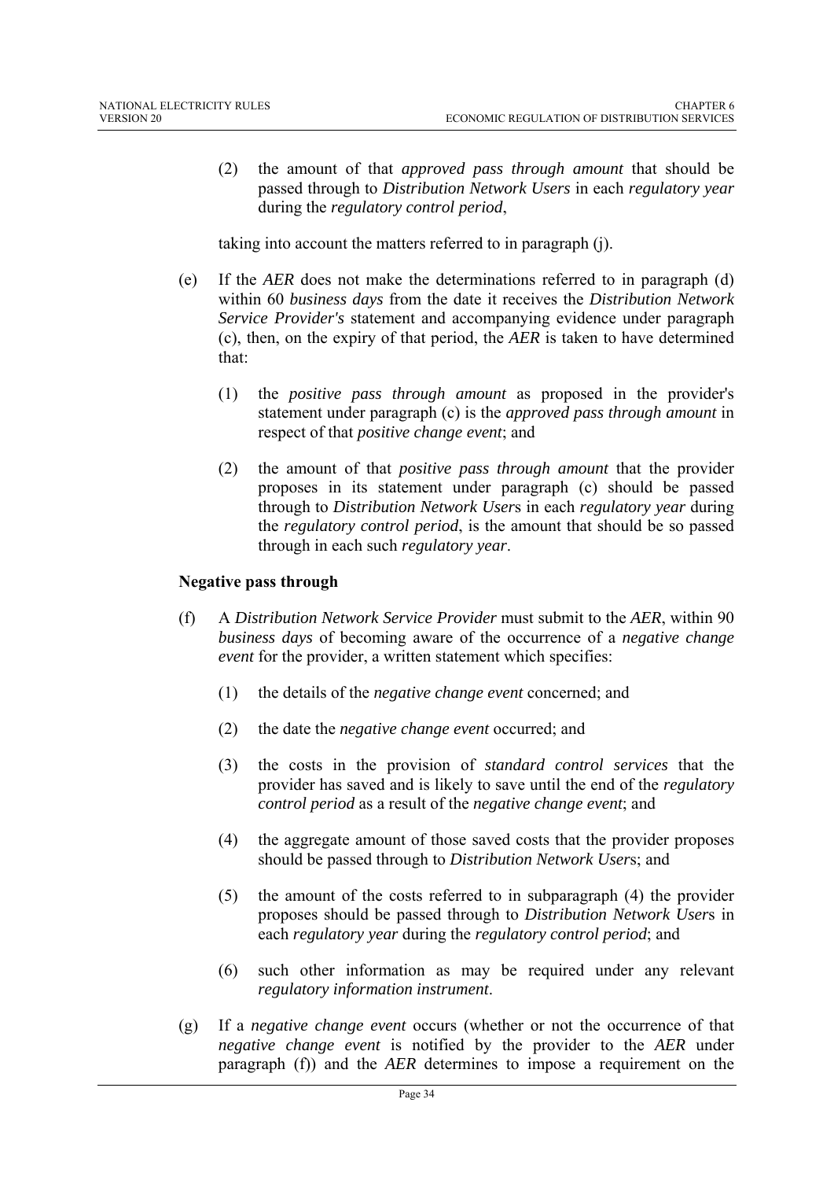(2) the amount of that *approved pass through amount* that should be passed through to *Distribution Network Users* in each *regulatory year* during the *regulatory control period*,

taking into account the matters referred to in paragraph (j).

(e) If the *AER* does not make the determinations referred to in paragraph (d) within 60 *business days* from the date it receives the *Distribution Network Service Provider's* statement and accompanying evidence under paragraph (c), then, on the expiry of that period, the *AER* is taken to have determined that:

(1) the *positive pass through amount* as proposed in the provider's statement under paragraph (c) is the *approved pass through amount* in respect of that *positive change event*; and

(2) the amount of that *positive pass through amount* that the provider proposes in its statement under paragraph (c) should be passed through to *Distribution Network User*s in each *regulatory year* during the *regulatory control period*, is the amount that should be so passed through in each such *regulatory year*.

**Negative pass through**

(f) A *Distribution Network Service Provider* must submit to the *AER*, within 90 *business days* of becoming aware of the occurrence of a *negative change event* for the provider, a written statement which specifies:

(1) the details of the *negative change event* concerned; and

(2) the date the *negative change event* occurred; and

(3) the costs in the provision of *standard control services* that the provider has saved and is likely to save until the end of the *regulatory control period* as a result of the *negative change event*; and

(4) the aggregate amount of those saved costs that the provider proposes should be passed through to *Distribution Network User*s; and

(5) the amount of the costs referred to in subparagraph (4) the provider proposes should be passed through to *Distribution Network User*s in each *regulatory year* during the *regulatory control period*; and

(6) such other information as may be required under any relevant *regulatory information instrument*.

(g) If a *negative change event* occurs (whether or not the occurrence of that *negative change event* is notified by the provider to the *AER* under paragraph (f)) and the *AER* determines to impose a requirement on the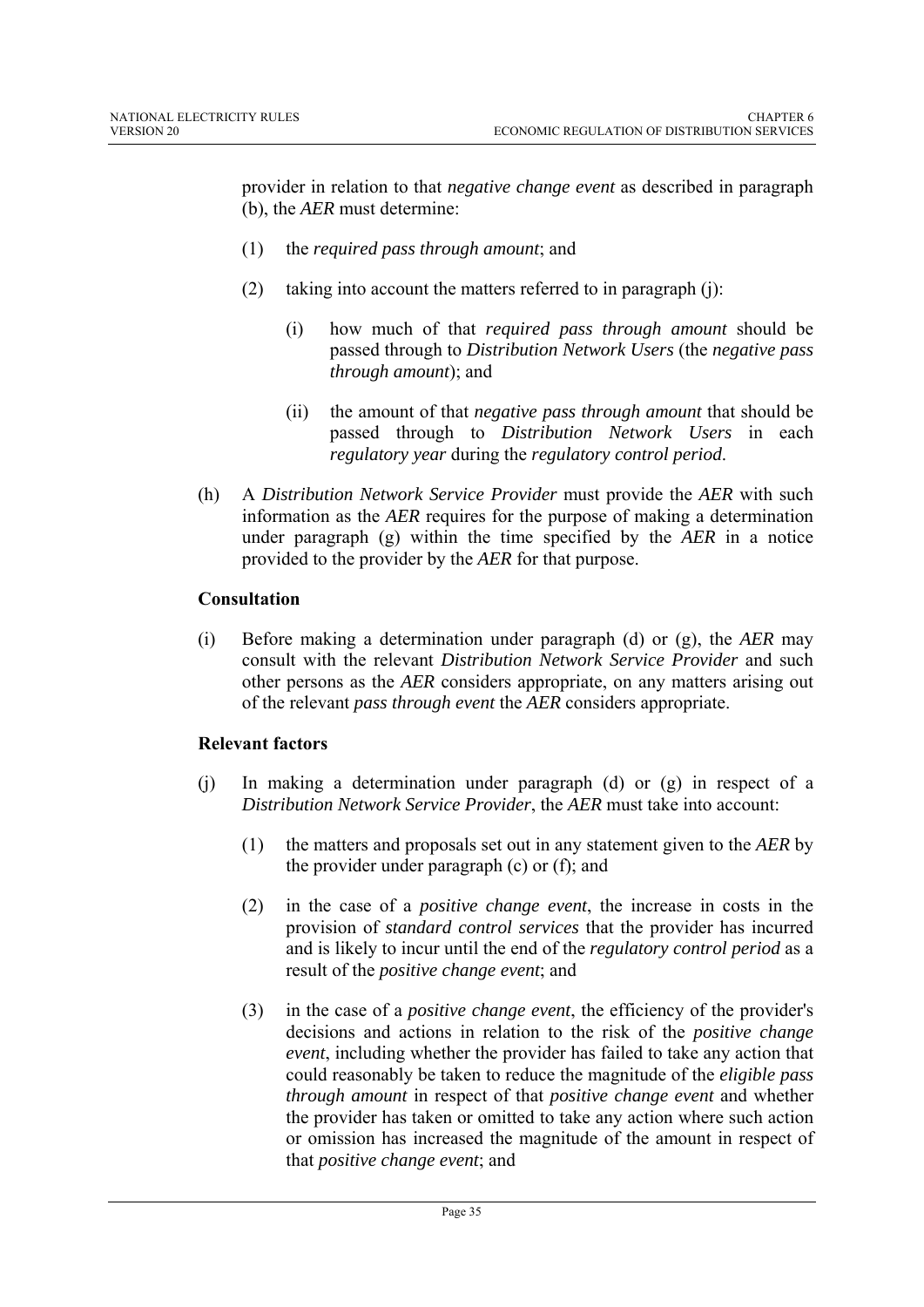provider in relation to that *negative change event* as described in paragraph (b), the *AER* must determine:

(1) the *required pass through amount*; and

(2) taking into account the matters referred to in paragraph (j):

(i) how much of that *required pass through amount* should be passed through to *Distribution Network Users* (the *negative pass through amount*); and

(ii) the amount of that *negative pass through amount* that should be passed through to *Distribution Network Users* in each *regulatory year* during the *regulatory control period*.

(h) A *Distribution Network Service Provider* must provide the *AER* with such information as the *AER* requires for the purpose of making a determination under paragraph (g) within the time specified by the *AER* in a notice provided to the provider by the *AER* for that purpose.

**Consultation**

(i) Before making a determination under paragraph (d) or (g), the *AER* may consult with the relevant *Distribution Network Service Provider* and such other persons as the *AER* considers appropriate, on any matters arising out of the relevant *pass through event* the *AER* considers appropriate.

**Relevant factors**

(j) In making a determination under paragraph (d) or (g) in respect of a *Distribution Network Service Provider*, the *AER* must take into account:

(1) the matters and proposals set out in any statement given to the *AER* by the provider under paragraph (c) or (f); and

(2) in the case of a *positive change event*, the increase in costs in the provision of *standard control services* that the provider has incurred and is likely to incur until the end of the *regulatory control period* as a result of the *positive change event*; and

(3) in the case of a *positive change event*, the efficiency of the provider's decisions and actions in relation to the risk of the *positive change event*, including whether the provider has failed to take any action that could reasonably be taken to reduce the magnitude of the *eligible pass through amount* in respect of that *positive change event* and whether the provider has taken or omitted to take any action where such action or omission has increased the magnitude of the amount in respect of that *positive change event*; and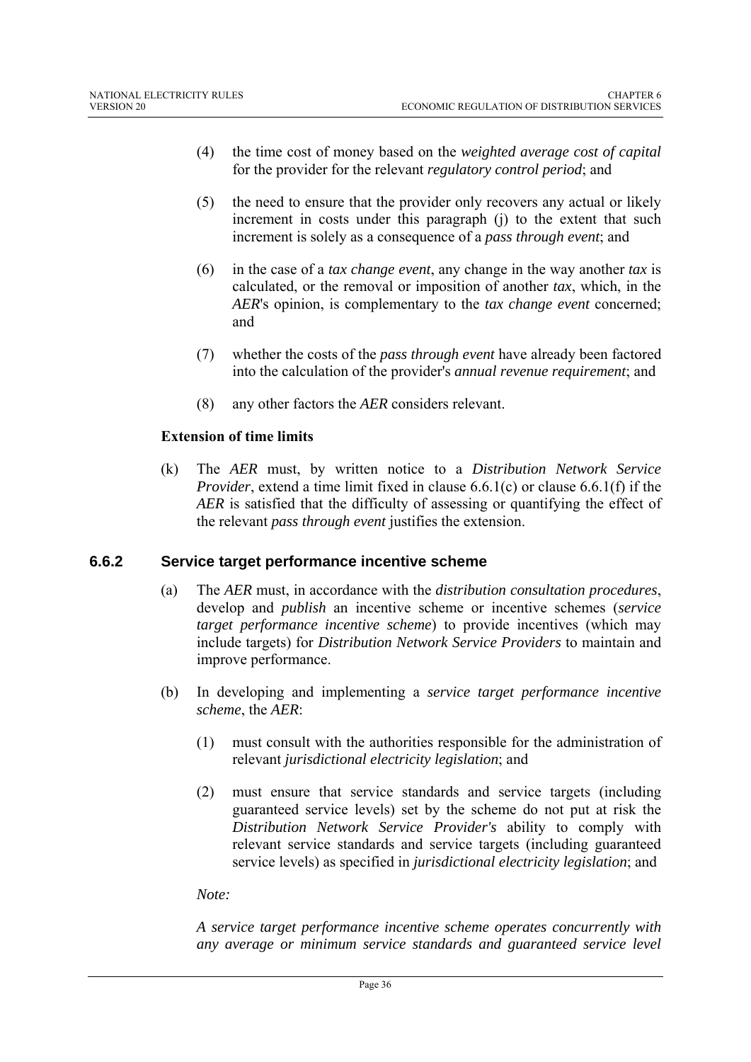(4) the time cost of money based on the *weighted average cost of capital* for the provider for the relevant *regulatory control period*; and

(5) the need to ensure that the provider only recovers any actual or likely increment in costs under this paragraph (j) to the extent that such increment is solely as a consequence of a *pass through event*; and

(6) in the case of a *tax change event*, any change in the way another *tax* is calculated, or the removal or imposition of another *tax*, which, in the *AER*'s opinion, is complementary to the *tax change event* concerned; and

(7) whether the costs of the *pass through event* have already been factored into the calculation of the provider's *annual revenue requirement*; and

(8) any other factors the *AER* considers relevant.

**Extension of time limits**

(k) The *AER* must, by written notice to a *Distribution Network Service Provider*, extend a time limit fixed in clause 6.6.1(c) or clause 6.6.1(f) if the *AER* is satisfied that the difficulty of assessing or quantifying the effect of the relevant *pass through event* justifies the extension.

### 6.6.2 Service target performance incentive scheme

(a) The *AER* must, in accordance with the *distribution consultation procedures*, develop and *publish* an incentive scheme or incentive schemes (*service target performance incentive scheme*) to provide incentives (which may include targets) for *Distribution Network Service Providers* to maintain and improve performance.

(b) In developing and implementing a *service target performance incentive scheme*, the *AER*:

(1) must consult with the authorities responsible for the administration of relevant *jurisdictional electricity legislation*; and

(2) must ensure that service standards and service targets (including guaranteed service levels) set by the scheme do not put at risk the *Distribution Network Service Provider's* ability to comply with relevant service standards and service targets (including guaranteed service levels) as specified in *jurisdictional electricity legislation*; and

*Note:*

*A service target performance incentive scheme operates concurrently with any average or minimum service standards and guaranteed service level*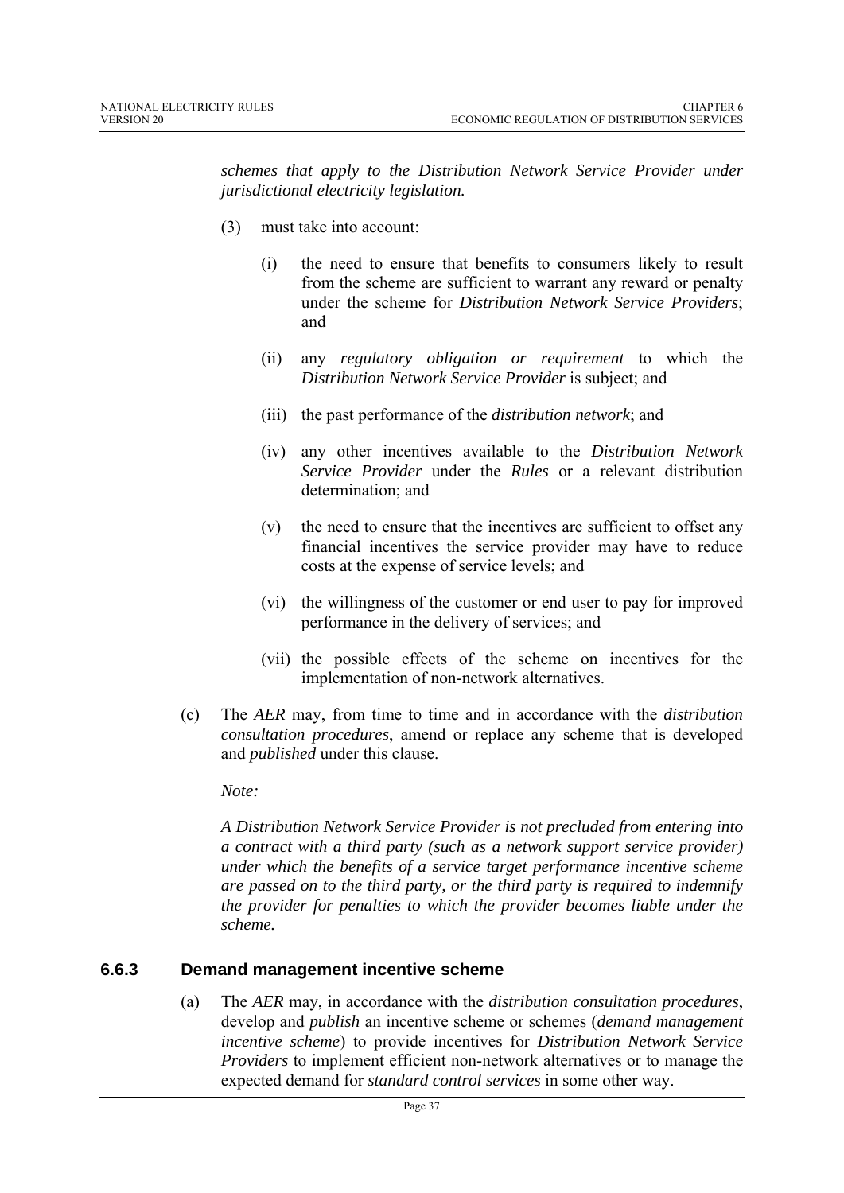*schemes that apply to the Distribution Network Service Provider under jurisdictional electricity legislation.*

(3) must take into account:

(i) the need to ensure that benefits to consumers likely to result from the scheme are sufficient to warrant any reward or penalty under the scheme for *Distribution Network Service Providers*; and

(ii) any *regulatory obligation or requirement* to which the *Distribution Network Service Provider* is subject; and

(iii) the past performance of the *distribution network*; and

(iv) any other incentives available to the *Distribution Network Service Provider* under the *Rules* or a relevant distribution determination; and

(v) the need to ensure that the incentives are sufficient to offset any financial incentives the service provider may have to reduce costs at the expense of service levels; and

(vi) the willingness of the customer or end user to pay for improved performance in the delivery of services; and

(vii) the possible effects of the scheme on incentives for the implementation of non-network alternatives.

(c) The *AER* may, from time to time and in accordance with the *distribution consultation procedures*, amend or replace any scheme that is developed and *published* under this clause.

*Note:*

*A Distribution Network Service Provider is not precluded from entering into a contract with a third party (such as a network support service provider) under which the benefits of a service target performance incentive scheme are passed on to the third party, or the third party is required to indemnify the provider for penalties to which the provider becomes liable under the scheme.*

### 6.6.3 Demand management incentive scheme

(a) The *AER* may, in accordance with the *distribution consultation procedures*, develop and *publish* an incentive scheme or schemes (*demand management incentive scheme*) to provide incentives for *Distribution Network Service Providers* to implement efficient non-network alternatives or to manage the expected demand for *standard control services* in some other way.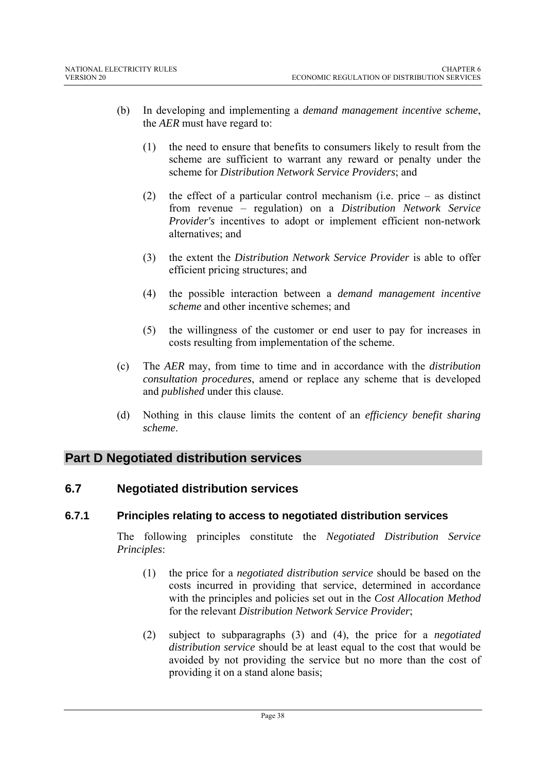(b) In developing and implementing a *demand management incentive scheme*, the *AER* must have regard to:

   (1) the need to ensure that benefits to consumers likely to result from the scheme are sufficient to warrant any reward or penalty under the scheme for *Distribution Network Service Providers*; and

   (2) the effect of a particular control mechanism (i.e. price – as distinct from revenue – regulation) on a *Distribution Network Service Provider's* incentives to adopt or implement efficient non-network alternatives; and

   (3) the extent the *Distribution Network Service Provider* is able to offer efficient pricing structures; and

   (4) the possible interaction between a *demand management incentive scheme* and other incentive schemes; and

   (5) the willingness of the customer or end user to pay for increases in costs resulting from implementation of the scheme.

(c) The *AER* may, from time to time and in accordance with the *distribution consultation procedures*, amend or replace any scheme that is developed and *published* under this clause.

(d) Nothing in this clause limits the content of an *efficiency benefit sharing scheme*.

# Part D Negotiated distribution services

## 6.7 Negotiated distribution services

### 6.7.1 Principles relating to access to negotiated distribution services

The following principles constitute the *Negotiated Distribution Service Principles*:

   (1) the price for a *negotiated distribution service* should be based on the costs incurred in providing that service, determined in accordance with the principles and policies set out in the *Cost Allocation Method* for the relevant *Distribution Network Service Provider*;

   (2) subject to subparagraphs (3) and (4), the price for a *negotiated distribution service* should be at least equal to the cost that would be avoided by not providing the service but no more than the cost of providing it on a stand alone basis;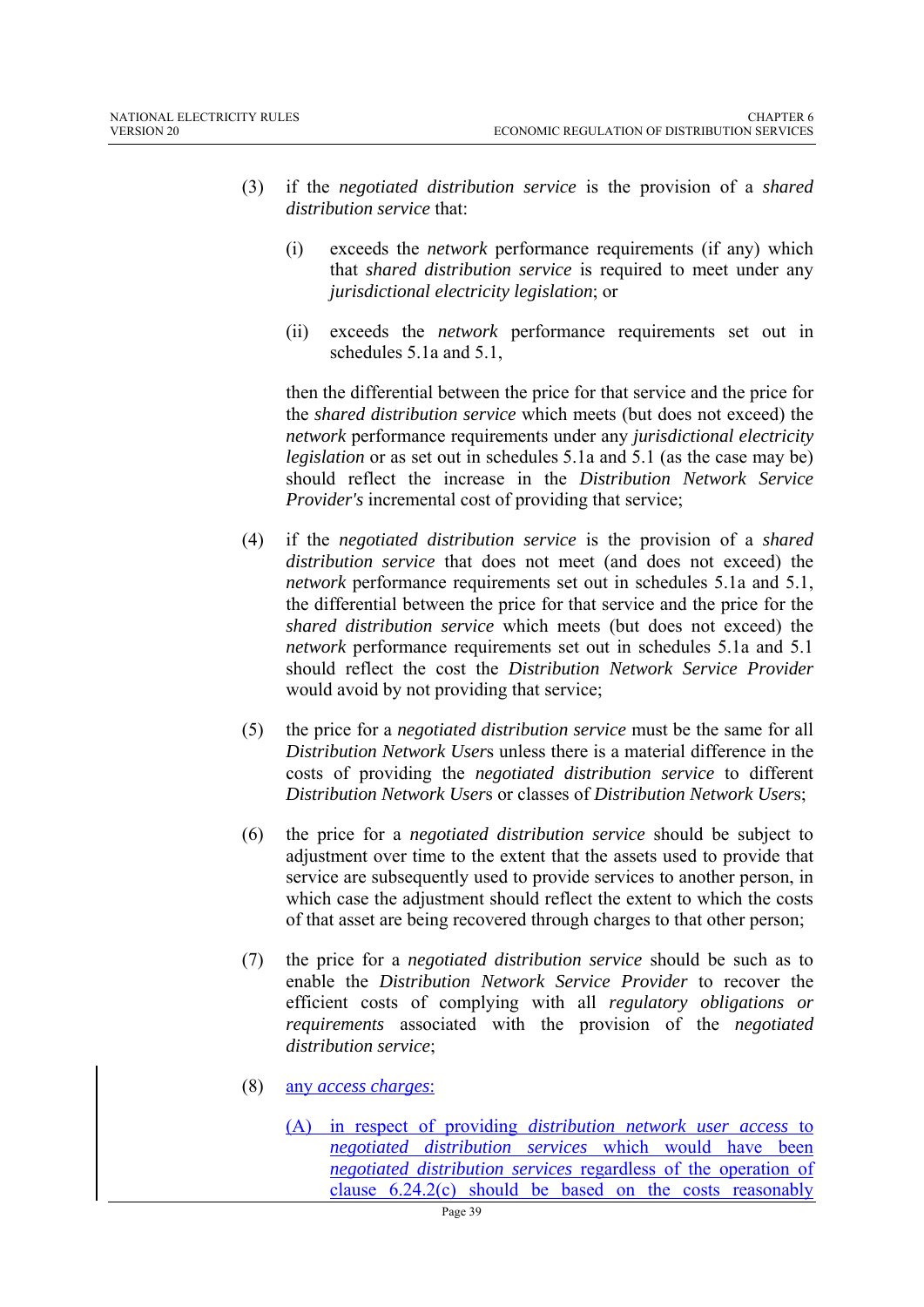(3) if the *negotiated distribution service* is the provision of a *shared distribution service* that:

  (i) exceeds the *network* performance requirements (if any) which that *shared distribution service* is required to meet under any *jurisdictional electricity legislation*; or

  (ii) exceeds the *network* performance requirements set out in schedules 5.1a and 5.1,

  then the differential between the price for that service and the price for the *shared distribution service* which meets (but does not exceed) the *network* performance requirements under any *jurisdictional electricity legislation* or as set out in schedules 5.1a and 5.1 (as the case may be) should reflect the increase in the *Distribution Network Service Provider's* incremental cost of providing that service;

(4) if the *negotiated distribution service* is the provision of a *shared distribution service* that does not meet (and does not exceed) the *network* performance requirements set out in schedules 5.1a and 5.1, the differential between the price for that service and the price for the *shared distribution service* which meets (but does not exceed) the *network* performance requirements set out in schedules 5.1a and 5.1 should reflect the cost the *Distribution Network Service Provider* would avoid by not providing that service;

(5) the price for a *negotiated distribution service* must be the same for all *Distribution Network User*s unless there is a material difference in the costs of providing the *negotiated distribution service* to different *Distribution Network User*s or classes of *Distribution Network User*s;

(6) the price for a *negotiated distribution service* should be subject to adjustment over time to the extent that the assets used to provide that service are subsequently used to provide services to another person, in which case the adjustment should reflect the extent to which the costs of that asset are being recovered through charges to that other person;

(7) the price for a *negotiated distribution service* should be such as to enable the *Distribution Network Service Provider* to recover the efficient costs of complying with all *regulatory obligations or requirements* associated with the provision of the *negotiated distribution service*;

(8) any *access charges*:

  (A) in respect of providing *distribution network user access* to *negotiated distribution services* which would have been *negotiated distribution services* regardless of the operation of clause 6.24.2(c) should be based on the costs reasonably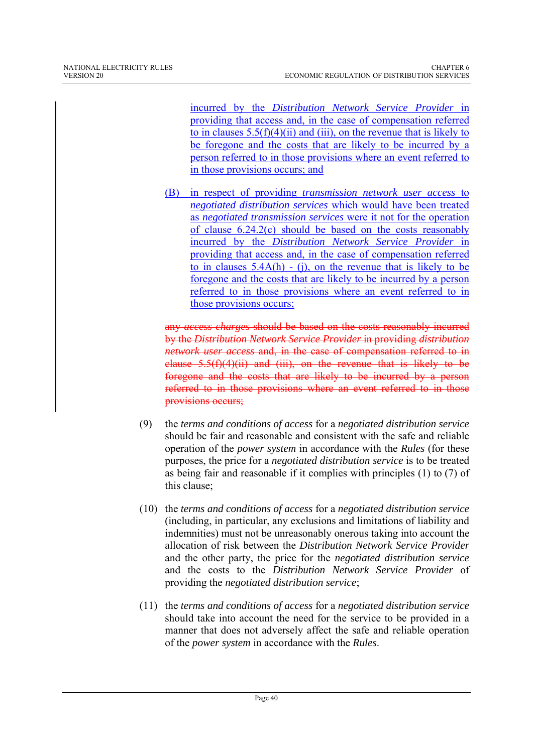incurred by the *Distribution Network Service Provider* in providing that access and, in the case of compensation referred to in clauses 5.5(f)(4)(ii) and (iii), on the revenue that is likely to be foregone and the costs that are likely to be incurred by a person referred to in those provisions where an event referred to in those provisions occurs; and

(B) in respect of providing *transmission network user access* to *negotiated distribution services* which would have been treated as *negotiated transmission services* were it not for the operation of clause 6.24.2(c) should be based on the costs reasonably incurred by the *Distribution Network Service Provider* in providing that access and, in the case of compensation referred to in clauses 5.4A(h) - (j), on the revenue that is likely to be foregone and the costs that are likely to be incurred by a person referred to in those provisions where an event referred to in those provisions occurs;

~~any *access charges* should be based on the costs reasonably incurred by the *Distribution Network Service Provider* in providing *distribution network user access* and, in the case of compensation referred to in clause 5.5(f)(4)(ii) and (iii), on the revenue that is likely to be foregone and the costs that are likely to be incurred by a person referred to in those provisions where an event referred to in those provisions occurs;~~

(9) the *terms and conditions of access* for a *negotiated distribution service* should be fair and reasonable and consistent with the safe and reliable operation of the *power system* in accordance with the *Rules* (for these purposes, the price for a *negotiated distribution service* is to be treated as being fair and reasonable if it complies with principles (1) to (7) of this clause;

(10) the *terms and conditions of access* for a *negotiated distribution service* (including, in particular, any exclusions and limitations of liability and indemnities) must not be unreasonably onerous taking into account the allocation of risk between the *Distribution Network Service Provider* and the other party, the price for the *negotiated distribution service* and the costs to the *Distribution Network Service Provider* of providing the *negotiated distribution service*;

(11) the *terms and conditions of access* for a *negotiated distribution service* should take into account the need for the service to be provided in a manner that does not adversely affect the safe and reliable operation of the *power system* in accordance with the *Rules*.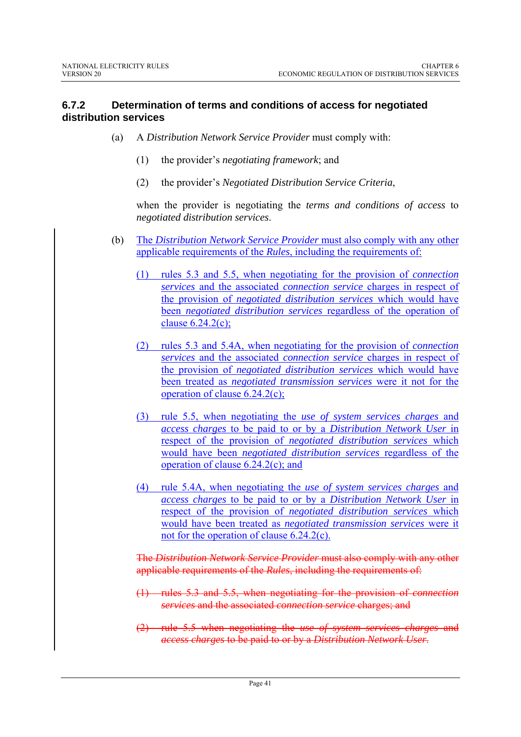### 6.7.2 Determination of terms and conditions of access for negotiated distribution services

(a) A *Distribution Network Service Provider* must comply with:

(1) the provider's *negotiating framework*; and

(2) the provider's *Negotiated Distribution Service Criteria*,

when the provider is negotiating the *terms and conditions of access* to *negotiated distribution services*.

(b) The *Distribution Network Service Provider* must also comply with any other applicable requirements of the *Rules*, including the requirements of:

(1) rules 5.3 and 5.5, when negotiating for the provision of *connection services* and the associated *connection service* charges in respect of the provision of *negotiated distribution services* which would have been *negotiated distribution services* regardless of the operation of clause 6.24.2(c);

(2) rules 5.3 and 5.4A, when negotiating for the provision of *connection services* and the associated *connection service* charges in respect of the provision of *negotiated distribution services* which would have been treated as *negotiated transmission services* were it not for the operation of clause 6.24.2(c);

(3) rule 5.5, when negotiating the *use of system services charges* and *access charges* to be paid to or by a *Distribution Network User* in respect of the provision of *negotiated distribution services* which would have been *negotiated distribution services* regardless of the operation of clause 6.24.2(c); and

(4) rule 5.4A, when negotiating the *use of system services charges* and *access charges* to be paid to or by a *Distribution Network User* in respect of the provision of *negotiated distribution services* which would have been treated as *negotiated transmission services* were it not for the operation of clause 6.24.2(c).

~~The *Distribution Network Service Provider* must also comply with any other applicable requirements of the *Rules*, including the requirements of:~~

~~(1) rules 5.3 and 5.5, when negotiating for the provision of *connection services* and the associated *connection service* charges; and~~

~~(2) rule 5.5 when negotiating the *use of system services charges* and *access charges* to be paid to or by a *Distribution Network User*.~~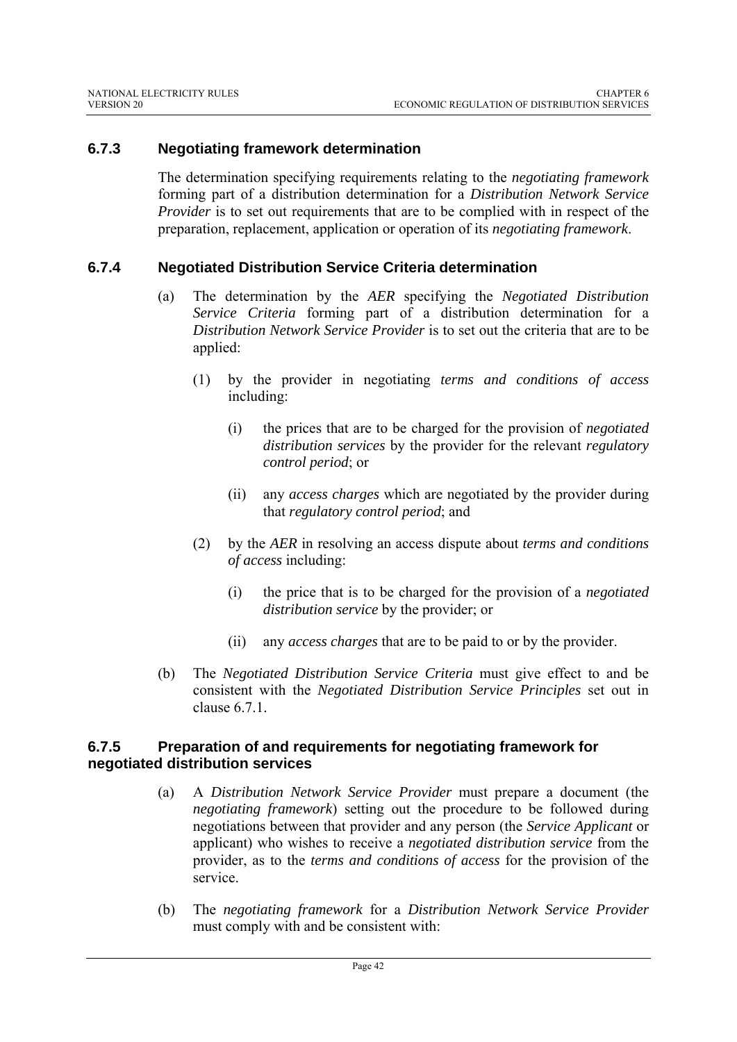### 6.7.3 Negotiating framework determination

The determination specifying requirements relating to the *negotiating framework* forming part of a distribution determination for a *Distribution Network Service Provider* is to set out requirements that are to be complied with in respect of the preparation, replacement, application or operation of its *negotiating framework*.

### 6.7.4 Negotiated Distribution Service Criteria determination

(a) The determination by the *AER* specifying the *Negotiated Distribution Service Criteria* forming part of a distribution determination for a *Distribution Network Service Provider* is to set out the criteria that are to be applied:

  (1) by the provider in negotiating *terms and conditions of access* including:

    (i) the prices that are to be charged for the provision of *negotiated distribution services* by the provider for the relevant *regulatory control period*; or

    (ii) any *access charges* which are negotiated by the provider during that *regulatory control period*; and

  (2) by the *AER* in resolving an access dispute about *terms and conditions of access* including:

    (i) the price that is to be charged for the provision of a *negotiated distribution service* by the provider; or

    (ii) any *access charges* that are to be paid to or by the provider.

(b) The *Negotiated Distribution Service Criteria* must give effect to and be consistent with the *Negotiated Distribution Service Principles* set out in clause 6.7.1.

### 6.7.5 Preparation of and requirements for negotiating framework for negotiated distribution services

(a) A *Distribution Network Service Provider* must prepare a document (the *negotiating framework*) setting out the procedure to be followed during negotiations between that provider and any person (the *Service Applicant* or applicant) who wishes to receive a *negotiated distribution service* from the provider, as to the *terms and conditions of access* for the provision of the service.

(b) The *negotiating framework* for a *Distribution Network Service Provider* must comply with and be consistent with: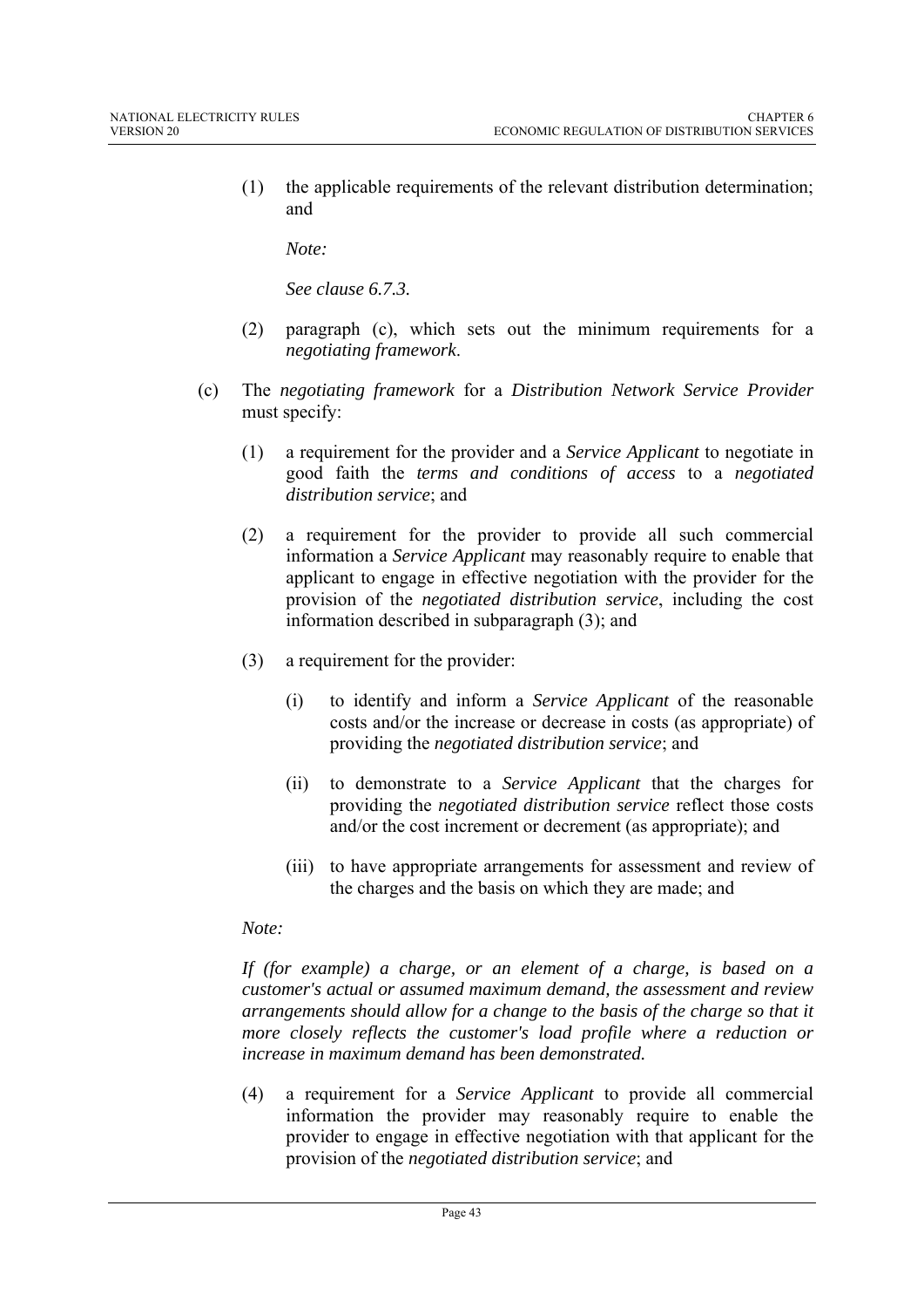(1) the applicable requirements of the relevant distribution determination; and

*Note:*

*See clause 6.7.3.*

(2) paragraph (c), which sets out the minimum requirements for a *negotiating framework*.

(c) The *negotiating framework* for a *Distribution Network Service Provider* must specify:

(1) a requirement for the provider and a *Service Applicant* to negotiate in good faith the *terms and conditions of access* to a *negotiated distribution service*; and

(2) a requirement for the provider to provide all such commercial information a *Service Applicant* may reasonably require to enable that applicant to engage in effective negotiation with the provider for the provision of the *negotiated distribution service*, including the cost information described in subparagraph (3); and

(3) a requirement for the provider:

(i) to identify and inform a *Service Applicant* of the reasonable costs and/or the increase or decrease in costs (as appropriate) of providing the *negotiated distribution service*; and

(ii) to demonstrate to a *Service Applicant* that the charges for providing the *negotiated distribution service* reflect those costs and/or the cost increment or decrement (as appropriate); and

(iii) to have appropriate arrangements for assessment and review of the charges and the basis on which they are made; and

*Note:*

*If (for example) a charge, or an element of a charge, is based on a customer's actual or assumed maximum demand, the assessment and review arrangements should allow for a change to the basis of the charge so that it more closely reflects the customer's load profile where a reduction or increase in maximum demand has been demonstrated.*

(4) a requirement for a *Service Applicant* to provide all commercial information the provider may reasonably require to enable the provider to engage in effective negotiation with that applicant for the provision of the *negotiated distribution service*; and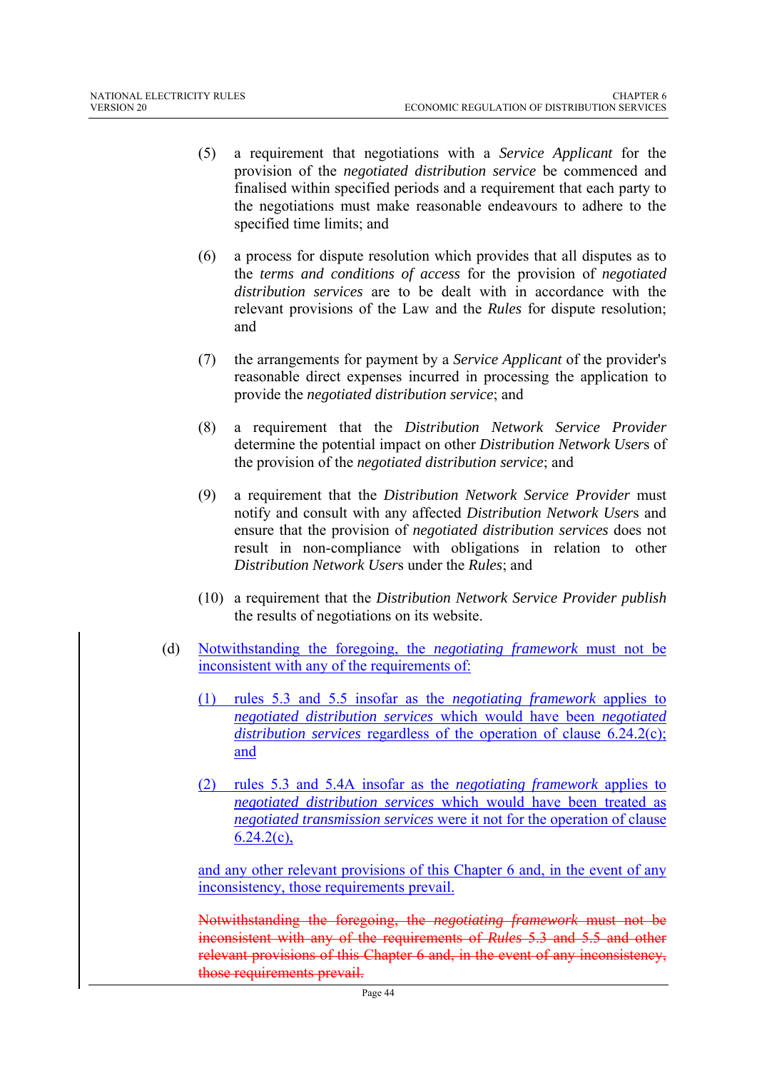(5) a requirement that negotiations with a *Service Applicant* for the provision of the *negotiated distribution service* be commenced and finalised within specified periods and a requirement that each party to the negotiations must make reasonable endeavours to adhere to the specified time limits; and

(6) a process for dispute resolution which provides that all disputes as to the *terms and conditions of access* for the provision of *negotiated distribution services* are to be dealt with in accordance with the relevant provisions of the Law and the *Rules* for dispute resolution; and

(7) the arrangements for payment by a *Service Applicant* of the provider's reasonable direct expenses incurred in processing the application to provide the *negotiated distribution service*; and

(8) a requirement that the *Distribution Network Service Provider* determine the potential impact on other *Distribution Network User*s of the provision of the *negotiated distribution service*; and

(9) a requirement that the *Distribution Network Service Provider* must notify and consult with any affected *Distribution Network User*s and ensure that the provision of *negotiated distribution services* does not result in non-compliance with obligations in relation to other *Distribution Network User*s under the *Rules*; and

(10) a requirement that the *Distribution Network Service Provider publish* the results of negotiations on its website.

(d) Notwithstanding the foregoing, the *negotiating framework* must not be inconsistent with any of the requirements of:

(1) rules 5.3 and 5.5 insofar as the *negotiating framework* applies to *negotiated distribution services* which would have been *negotiated distribution services* regardless of the operation of clause 6.24.2(c); and

(2) rules 5.3 and 5.4A insofar as the *negotiating framework* applies to *negotiated distribution services* which would have been treated as *negotiated transmission services* were it not for the operation of clause 6.24.2(c),

and any other relevant provisions of this Chapter 6 and, in the event of any inconsistency, those requirements prevail.

~~Notwithstanding the foregoing, the *negotiating framework* must not be inconsistent with any of the requirements of *Rules* 5.3 and 5.5 and other relevant provisions of this Chapter 6 and, in the event of any inconsistency, those requirements prevail.~~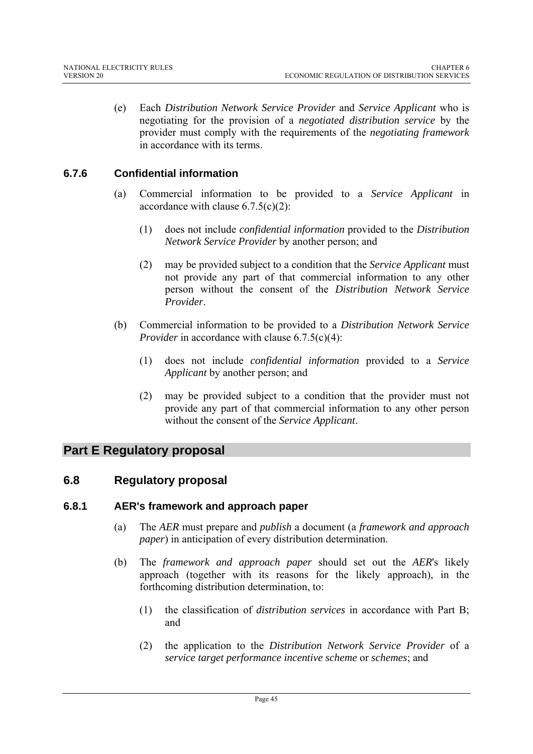(e) Each *Distribution Network Service Provider* and *Service Applicant* who is negotiating for the provision of a *negotiated distribution service* by the provider must comply with the requirements of the *negotiating framework* in accordance with its terms.

### 6.7.6 Confidential information

(a) Commercial information to be provided to a *Service Applicant* in accordance with clause 6.7.5(c)(2):

(1) does not include *confidential information* provided to the *Distribution Network Service Provider* by another person; and

(2) may be provided subject to a condition that the *Service Applicant* must not provide any part of that commercial information to any other person without the consent of the *Distribution Network Service Provider*.

(b) Commercial information to be provided to a *Distribution Network Service Provider* in accordance with clause 6.7.5(c)(4):

(1) does not include *confidential information* provided to a *Service Applicant* by another person; and

(2) may be provided subject to a condition that the provider must not provide any part of that commercial information to any other person without the consent of the *Service Applicant*.

# Part E Regulatory proposal

## 6.8 Regulatory proposal

### 6.8.1 AER's framework and approach paper

(a) The *AER* must prepare and *publish* a document (a *framework and approach paper*) in anticipation of every distribution determination.

(b) The *framework and approach paper* should set out the *AER*'s likely approach (together with its reasons for the likely approach), in the forthcoming distribution determination, to:

(1) the classification of *distribution services* in accordance with Part B; and

(2) the application to the *Distribution Network Service Provider* of a *service target performance incentive scheme* or *schemes*; and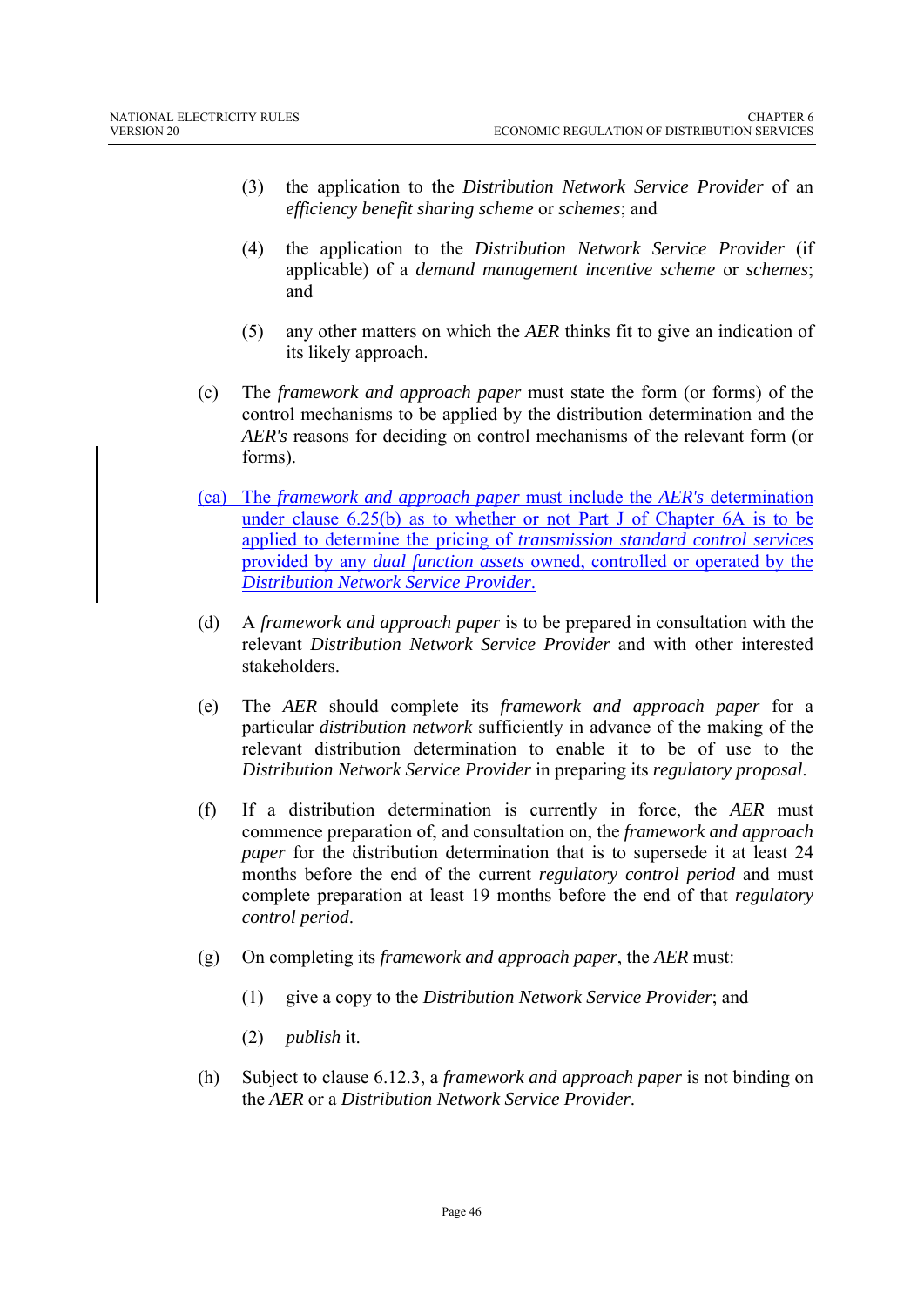(3) the application to the *Distribution Network Service Provider* of an *efficiency benefit sharing scheme* or *schemes*; and

(4) the application to the *Distribution Network Service Provider* (if applicable) of a *demand management incentive scheme* or *schemes*; and

(5) any other matters on which the *AER* thinks fit to give an indication of its likely approach.

(c) The *framework and approach paper* must state the form (or forms) of the control mechanisms to be applied by the distribution determination and the *AER's* reasons for deciding on control mechanisms of the relevant form (or forms).

(ca) The *framework and approach paper* must include the *AER's* determination under clause 6.25(b) as to whether or not Part J of Chapter 6A is to be applied to determine the pricing of *transmission standard control services* provided by any *dual function assets* owned, controlled or operated by the *Distribution Network Service Provider*.

(d) A *framework and approach paper* is to be prepared in consultation with the relevant *Distribution Network Service Provider* and with other interested stakeholders.

(e) The *AER* should complete its *framework and approach paper* for a particular *distribution network* sufficiently in advance of the making of the relevant distribution determination to enable it to be of use to the *Distribution Network Service Provider* in preparing its *regulatory proposal*.

(f) If a distribution determination is currently in force, the *AER* must commence preparation of, and consultation on, the *framework and approach paper* for the distribution determination that is to supersede it at least 24 months before the end of the current *regulatory control period* and must complete preparation at least 19 months before the end of that *regulatory control period*.

(g) On completing its *framework and approach paper*, the *AER* must:

(1) give a copy to the *Distribution Network Service Provider*; and

(2) *publish* it.

(h) Subject to clause 6.12.3, a *framework and approach paper* is not binding on the *AER* or a *Distribution Network Service Provider*.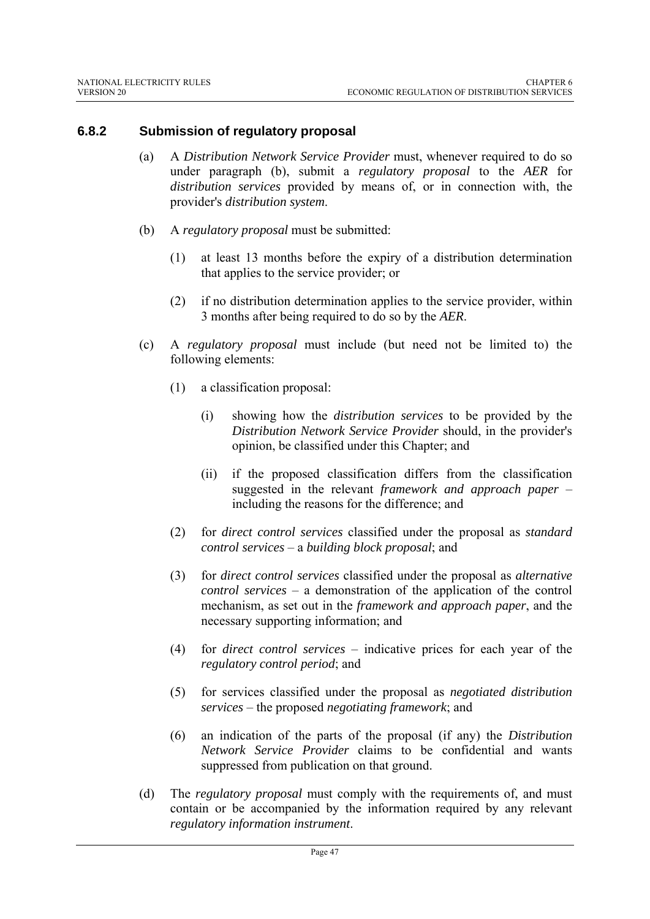### 6.8.2 Submission of regulatory proposal

(a) A *Distribution Network Service Provider* must, whenever required to do so under paragraph (b), submit a *regulatory proposal* to the *AER* for *distribution services* provided by means of, or in connection with, the provider's *distribution system*.

(b) A *regulatory proposal* must be submitted:

(1) at least 13 months before the expiry of a distribution determination that applies to the service provider; or

(2) if no distribution determination applies to the service provider, within 3 months after being required to do so by the *AER*.

(c) A *regulatory proposal* must include (but need not be limited to) the following elements:

(1) a classification proposal:

(i) showing how the *distribution services* to be provided by the *Distribution Network Service Provider* should, in the provider's opinion, be classified under this Chapter; and

(ii) if the proposed classification differs from the classification suggested in the relevant *framework and approach paper* – including the reasons for the difference; and

(2) for *direct control services* classified under the proposal as *standard control services* – a *building block proposal*; and

(3) for *direct control services* classified under the proposal as *alternative control services* – a demonstration of the application of the control mechanism, as set out in the *framework and approach paper*, and the necessary supporting information; and

(4) for *direct control services* – indicative prices for each year of the *regulatory control period*; and

(5) for services classified under the proposal as *negotiated distribution services* – the proposed *negotiating framework*; and

(6) an indication of the parts of the proposal (if any) the *Distribution Network Service Provider* claims to be confidential and wants suppressed from publication on that ground.

(d) The *regulatory proposal* must comply with the requirements of, and must contain or be accompanied by the information required by any relevant *regulatory information instrument*.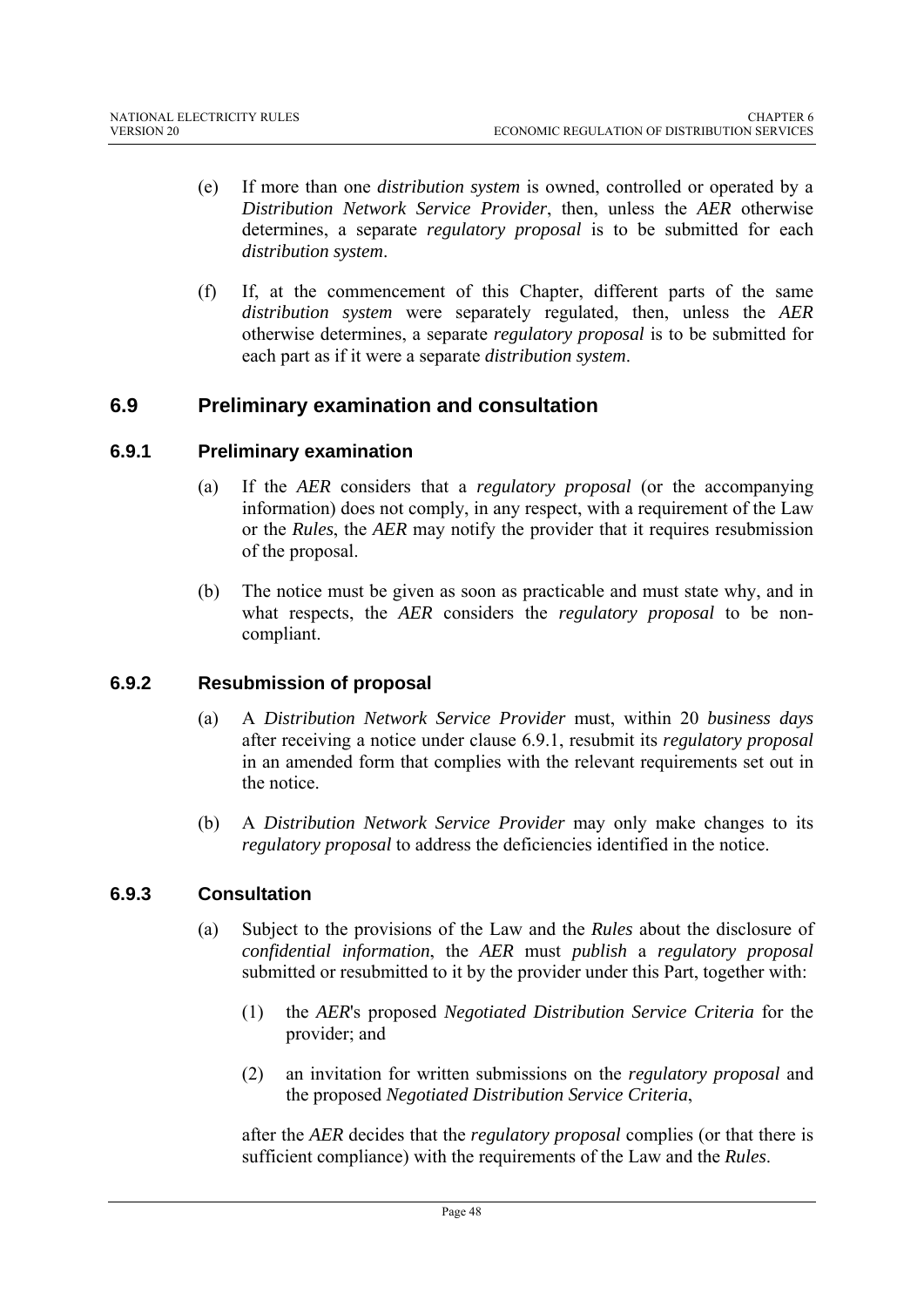(e) If more than one *distribution system* is owned, controlled or operated by a *Distribution Network Service Provider*, then, unless the *AER* otherwise determines, a separate *regulatory proposal* is to be submitted for each *distribution system*.

(f) If, at the commencement of this Chapter, different parts of the same *distribution system* were separately regulated, then, unless the *AER* otherwise determines, a separate *regulatory proposal* is to be submitted for each part as if it were a separate *distribution system*.

## 6.9 Preliminary examination and consultation

### 6.9.1 Preliminary examination

(a) If the *AER* considers that a *regulatory proposal* (or the accompanying information) does not comply, in any respect, with a requirement of the Law or the *Rules*, the *AER* may notify the provider that it requires resubmission of the proposal.

(b) The notice must be given as soon as practicable and must state why, and in what respects, the *AER* considers the *regulatory proposal* to be non-compliant.

### 6.9.2 Resubmission of proposal

(a) A *Distribution Network Service Provider* must, within 20 *business days* after receiving a notice under clause 6.9.1, resubmit its *regulatory proposal* in an amended form that complies with the relevant requirements set out in the notice.

(b) A *Distribution Network Service Provider* may only make changes to its *regulatory proposal* to address the deficiencies identified in the notice.

### 6.9.3 Consultation

(a) Subject to the provisions of the Law and the *Rules* about the disclosure of *confidential information*, the *AER* must *publish* a *regulatory proposal* submitted or resubmitted to it by the provider under this Part, together with:

  (1) the *AER*'s proposed *Negotiated Distribution Service Criteria* for the provider; and

  (2) an invitation for written submissions on the *regulatory proposal* and the proposed *Negotiated Distribution Service Criteria*,

after the *AER* decides that the *regulatory proposal* complies (or that there is sufficient compliance) with the requirements of the Law and the *Rules*.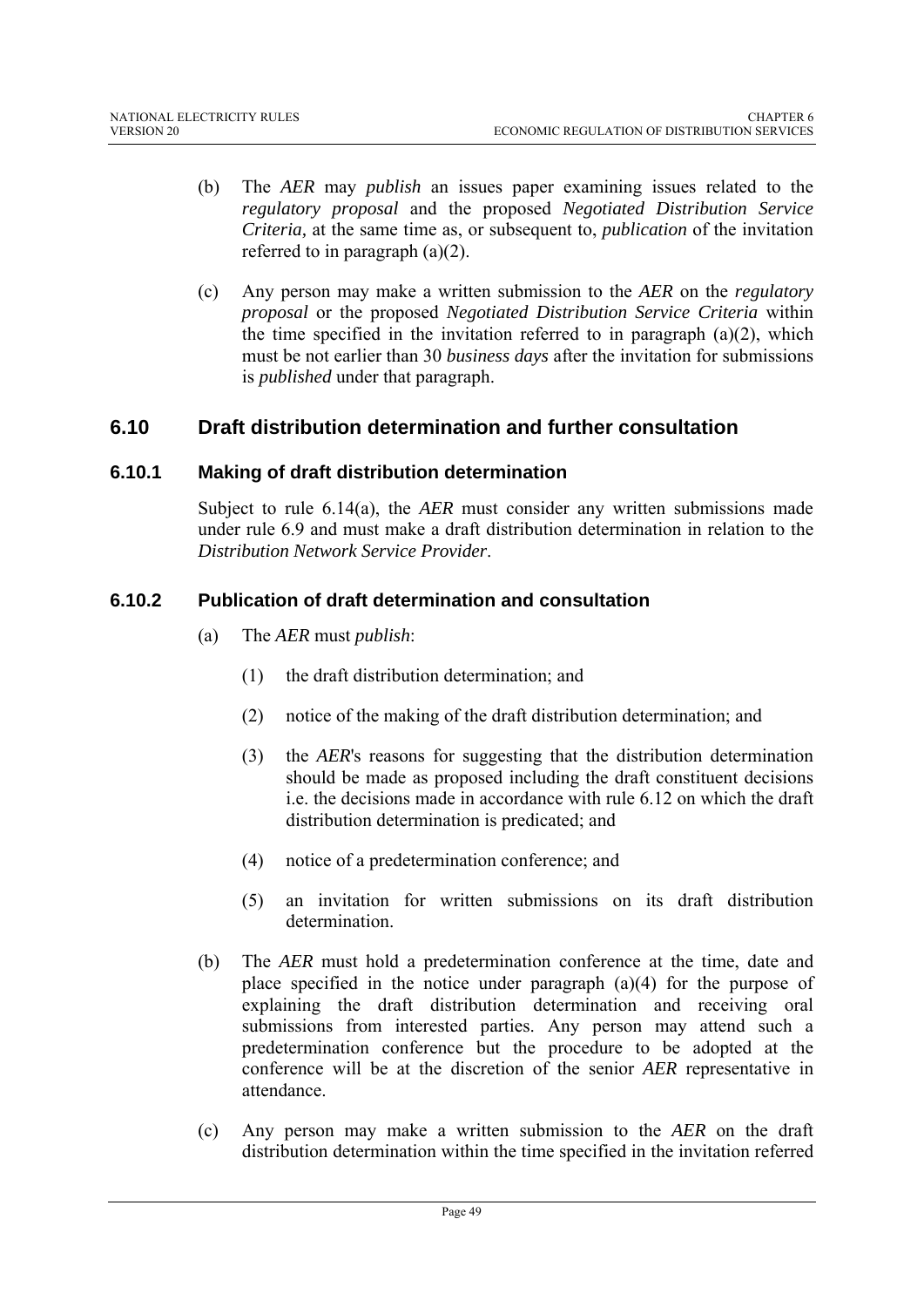(b) The *AER* may *publish* an issues paper examining issues related to the *regulatory proposal* and the proposed *Negotiated Distribution Service Criteria,* at the same time as, or subsequent to, *publication* of the invitation referred to in paragraph (a)(2).

(c) Any person may make a written submission to the *AER* on the *regulatory proposal* or the proposed *Negotiated Distribution Service Criteria* within the time specified in the invitation referred to in paragraph (a)(2), which must be not earlier than 30 *business days* after the invitation for submissions is *published* under that paragraph.

## 6.10 Draft distribution determination and further consultation

### 6.10.1 Making of draft distribution determination

Subject to rule 6.14(a), the *AER* must consider any written submissions made under rule 6.9 and must make a draft distribution determination in relation to the *Distribution Network Service Provider*.

### 6.10.2 Publication of draft determination and consultation

(a) The *AER* must *publish*:

(1) the draft distribution determination; and

(2) notice of the making of the draft distribution determination; and

(3) the *AER*'s reasons for suggesting that the distribution determination should be made as proposed including the draft constituent decisions i.e. the decisions made in accordance with rule 6.12 on which the draft distribution determination is predicated; and

(4) notice of a predetermination conference; and

(5) an invitation for written submissions on its draft distribution determination.

(b) The *AER* must hold a predetermination conference at the time, date and place specified in the notice under paragraph (a)(4) for the purpose of explaining the draft distribution determination and receiving oral submissions from interested parties. Any person may attend such a predetermination conference but the procedure to be adopted at the conference will be at the discretion of the senior *AER* representative in attendance.

(c) Any person may make a written submission to the *AER* on the draft distribution determination within the time specified in the invitation referred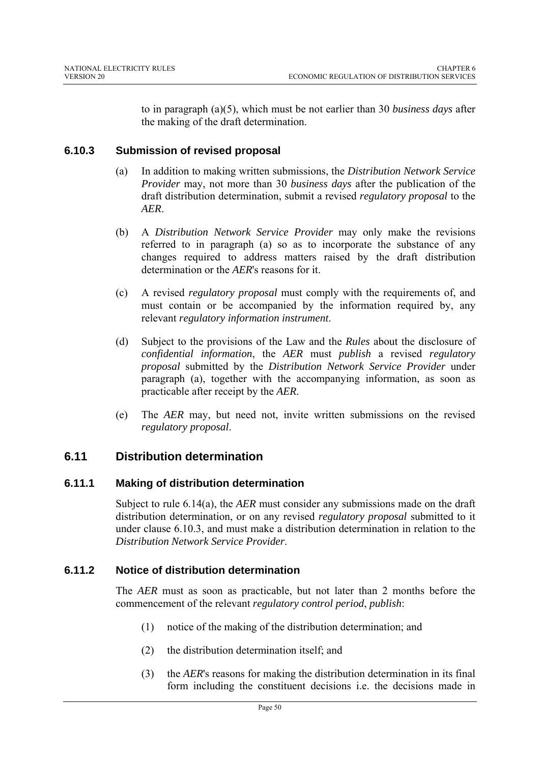to in paragraph (a)(5), which must be not earlier than 30 *business days* after the making of the draft determination.

### 6.10.3 Submission of revised proposal

(a) In addition to making written submissions, the *Distribution Network Service Provider* may, not more than 30 *business days* after the publication of the draft distribution determination, submit a revised *regulatory proposal* to the *AER*.

(b) A *Distribution Network Service Provider* may only make the revisions referred to in paragraph (a) so as to incorporate the substance of any changes required to address matters raised by the draft distribution determination or the *AER*'s reasons for it.

(c) A revised *regulatory proposal* must comply with the requirements of, and must contain or be accompanied by the information required by, any relevant *regulatory information instrument*.

(d) Subject to the provisions of the Law and the *Rules* about the disclosure of *confidential information*, the *AER* must *publish* a revised *regulatory proposal* submitted by the *Distribution Network Service Provider* under paragraph (a), together with the accompanying information, as soon as practicable after receipt by the *AER*.

(e) The *AER* may, but need not, invite written submissions on the revised *regulatory proposal*.

## 6.11 Distribution determination

### 6.11.1 Making of distribution determination

Subject to rule 6.14(a), the *AER* must consider any submissions made on the draft distribution determination, or on any revised *regulatory proposal* submitted to it under clause 6.10.3, and must make a distribution determination in relation to the *Distribution Network Service Provider*.

### 6.11.2 Notice of distribution determination

The *AER* must as soon as practicable, but not later than 2 months before the commencement of the relevant *regulatory control period*, *publish*:

(1) notice of the making of the distribution determination; and

(2) the distribution determination itself; and

(3) the *AER*'s reasons for making the distribution determination in its final form including the constituent decisions i.e. the decisions made in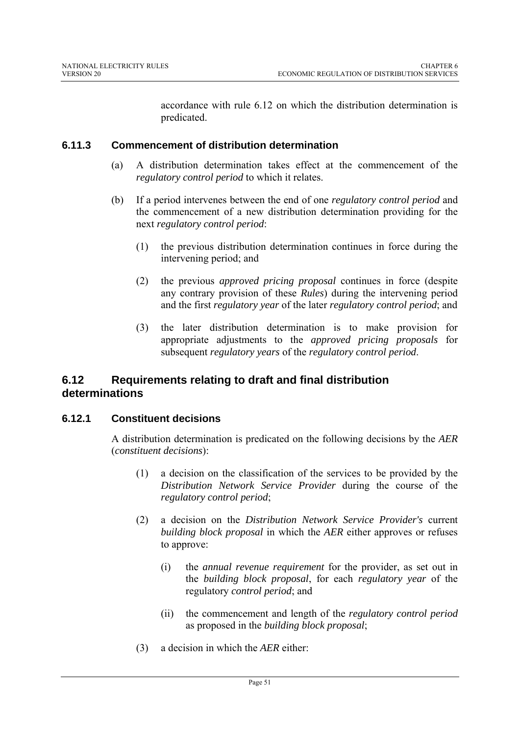accordance with rule 6.12 on which the distribution determination is predicated.

### 6.11.3 Commencement of distribution determination

(a) A distribution determination takes effect at the commencement of the *regulatory control period* to which it relates.

(b) If a period intervenes between the end of one *regulatory control period* and the commencement of a new distribution determination providing for the next *regulatory control period*:

(1) the previous distribution determination continues in force during the intervening period; and

(2) the previous *approved pricing proposal* continues in force (despite any contrary provision of these *Rules*) during the intervening period and the first *regulatory year* of the later *regulatory control period*; and

(3) the later distribution determination is to make provision for appropriate adjustments to the *approved pricing proposals* for subsequent *regulatory years* of the *regulatory control period*.

## 6.12 Requirements relating to draft and final distribution determinations

### 6.12.1 Constituent decisions

A distribution determination is predicated on the following decisions by the *AER* (*constituent decisions*):

(1) a decision on the classification of the services to be provided by the *Distribution Network Service Provider* during the course of the *regulatory control period*;

(2) a decision on the *Distribution Network Service Provider's* current *building block proposal* in which the *AER* either approves or refuses to approve:

(i) the *annual revenue requirement* for the provider, as set out in the *building block proposal*, for each *regulatory year* of the regulatory *control period*; and

(ii) the commencement and length of the *regulatory control period* as proposed in the *building block proposal*;

(3) a decision in which the *AER* either: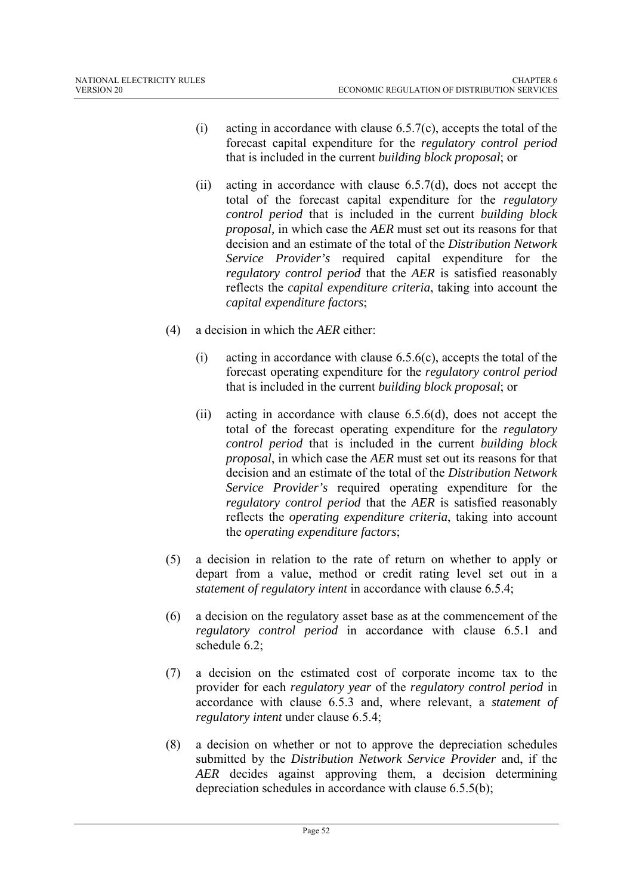(i) acting in accordance with clause 6.5.7(c), accepts the total of the forecast capital expenditure for the *regulatory control period* that is included in the current *building block proposal*; or

(ii) acting in accordance with clause 6.5.7(d), does not accept the total of the forecast capital expenditure for the *regulatory control period* that is included in the current *building block proposal,* in which case the *AER* must set out its reasons for that decision and an estimate of the total of the *Distribution Network Service Provider's* required capital expenditure for the *regulatory control period* that the *AER* is satisfied reasonably reflects the *capital expenditure criteria*, taking into account the *capital expenditure factors*;

(4) a decision in which the *AER* either:

(i) acting in accordance with clause 6.5.6(c), accepts the total of the forecast operating expenditure for the *regulatory control period* that is included in the current *building block proposal*; or

(ii) acting in accordance with clause 6.5.6(d), does not accept the total of the forecast operating expenditure for the *regulatory control period* that is included in the current *building block proposal*, in which case the *AER* must set out its reasons for that decision and an estimate of the total of the *Distribution Network Service Provider's* required operating expenditure for the *regulatory control period* that the *AER* is satisfied reasonably reflects the *operating expenditure criteria*, taking into account the *operating expenditure factors*;

(5) a decision in relation to the rate of return on whether to apply or depart from a value, method or credit rating level set out in a *statement of regulatory intent* in accordance with clause 6.5.4;

(6) a decision on the regulatory asset base as at the commencement of the *regulatory control period* in accordance with clause 6.5.1 and schedule 6.2;

(7) a decision on the estimated cost of corporate income tax to the provider for each *regulatory year* of the *regulatory control period* in accordance with clause 6.5.3 and, where relevant, a *statement of regulatory intent* under clause 6.5.4;

(8) a decision on whether or not to approve the depreciation schedules submitted by the *Distribution Network Service Provider* and, if the *AER* decides against approving them, a decision determining depreciation schedules in accordance with clause 6.5.5(b);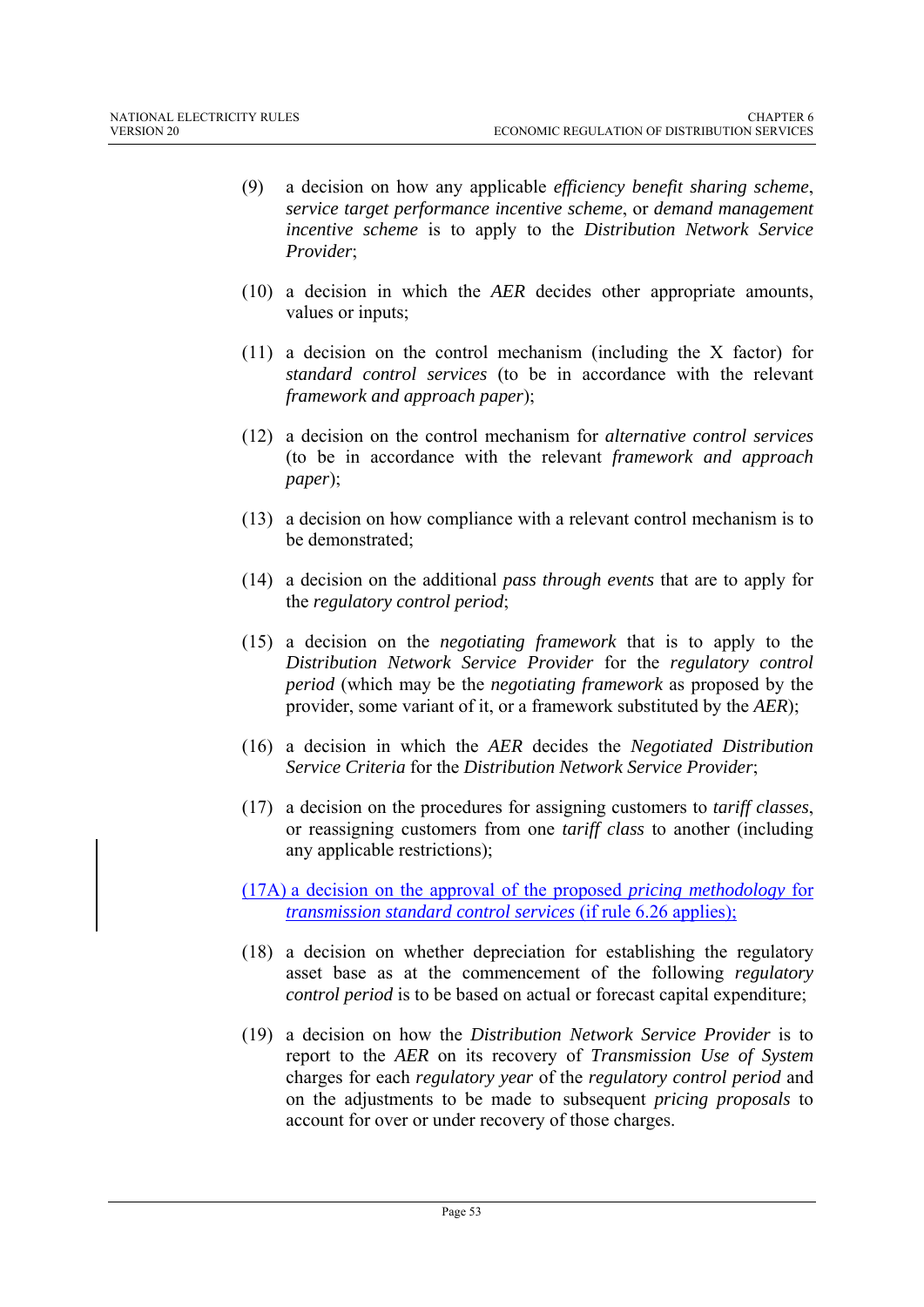(9) a decision on how any applicable *efficiency benefit sharing scheme*, *service target performance incentive scheme*, or *demand management incentive scheme* is to apply to the *Distribution Network Service Provider*;

(10) a decision in which the *AER* decides other appropriate amounts, values or inputs;

(11) a decision on the control mechanism (including the X factor) for *standard control services* (to be in accordance with the relevant *framework and approach paper*);

(12) a decision on the control mechanism for *alternative control services* (to be in accordance with the relevant *framework and approach paper*);

(13) a decision on how compliance with a relevant control mechanism is to be demonstrated;

(14) a decision on the additional *pass through events* that are to apply for the *regulatory control period*;

(15) a decision on the *negotiating framework* that is to apply to the *Distribution Network Service Provider* for the *regulatory control period* (which may be the *negotiating framework* as proposed by the provider, some variant of it, or a framework substituted by the *AER*);

(16) a decision in which the *AER* decides the *Negotiated Distribution Service Criteria* for the *Distribution Network Service Provider*;

(17) a decision on the procedures for assigning customers to *tariff classes*, or reassigning customers from one *tariff class* to another (including any applicable restrictions);

(17A) a decision on the approval of the proposed *pricing methodology* for *transmission standard control services* (if rule 6.26 applies);

(18) a decision on whether depreciation for establishing the regulatory asset base as at the commencement of the following *regulatory control period* is to be based on actual or forecast capital expenditure;

(19) a decision on how the *Distribution Network Service Provider* is to report to the *AER* on its recovery of *Transmission Use of System* charges for each *regulatory year* of the *regulatory control period* and on the adjustments to be made to subsequent *pricing proposals* to account for over or under recovery of those charges.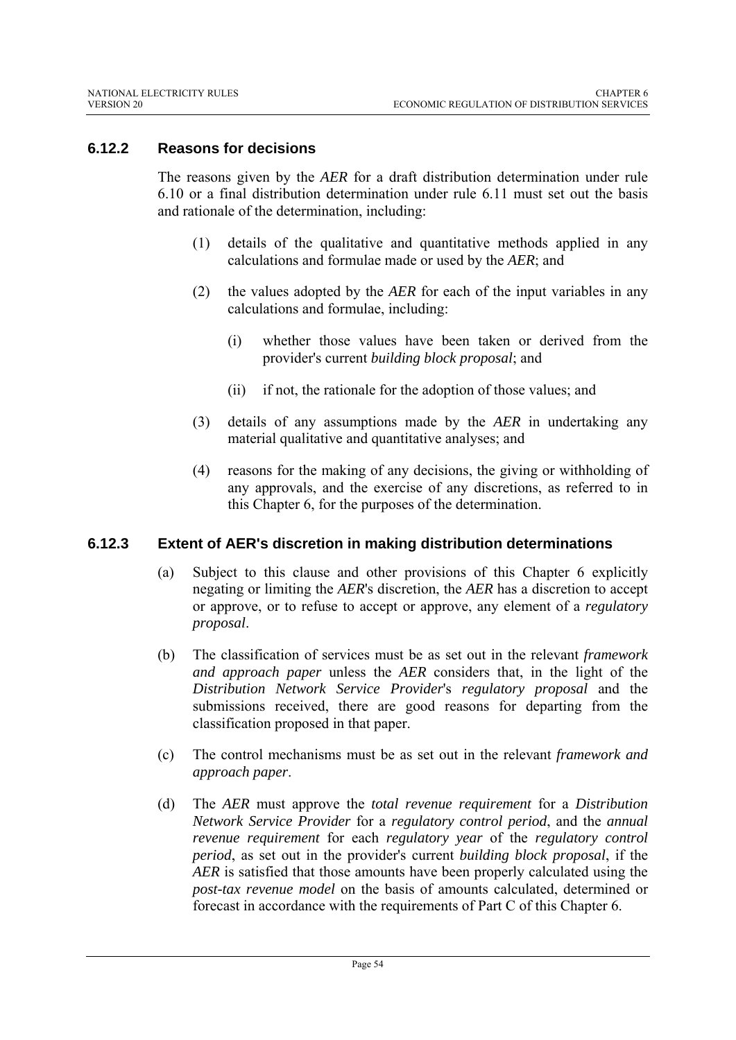### 6.12.2 Reasons for decisions

The reasons given by the *AER* for a draft distribution determination under rule 6.10 or a final distribution determination under rule 6.11 must set out the basis and rationale of the determination, including:

(1) details of the qualitative and quantitative methods applied in any calculations and formulae made or used by the *AER*; and

(2) the values adopted by the *AER* for each of the input variables in any calculations and formulae, including:

  (i) whether those values have been taken or derived from the provider's current *building block proposal*; and

  (ii) if not, the rationale for the adoption of those values; and

(3) details of any assumptions made by the *AER* in undertaking any material qualitative and quantitative analyses; and

(4) reasons for the making of any decisions, the giving or withholding of any approvals, and the exercise of any discretions, as referred to in this Chapter 6, for the purposes of the determination.

### 6.12.3 Extent of AER's discretion in making distribution determinations

(a) Subject to this clause and other provisions of this Chapter 6 explicitly negating or limiting the *AER*'s discretion, the *AER* has a discretion to accept or approve, or to refuse to accept or approve, any element of a *regulatory proposal*.

(b) The classification of services must be as set out in the relevant *framework and approach paper* unless the *AER* considers that, in the light of the *Distribution Network Service Provider*'s *regulatory proposal* and the submissions received, there are good reasons for departing from the classification proposed in that paper.

(c) The control mechanisms must be as set out in the relevant *framework and approach paper*.

(d) The *AER* must approve the *total revenue requirement* for a *Distribution Network Service Provider* for a *regulatory control period*, and the *annual revenue requirement* for each *regulatory year* of the *regulatory control period*, as set out in the provider's current *building block proposal*, if the *AER* is satisfied that those amounts have been properly calculated using the *post-tax revenue model* on the basis of amounts calculated, determined or forecast in accordance with the requirements of Part C of this Chapter 6.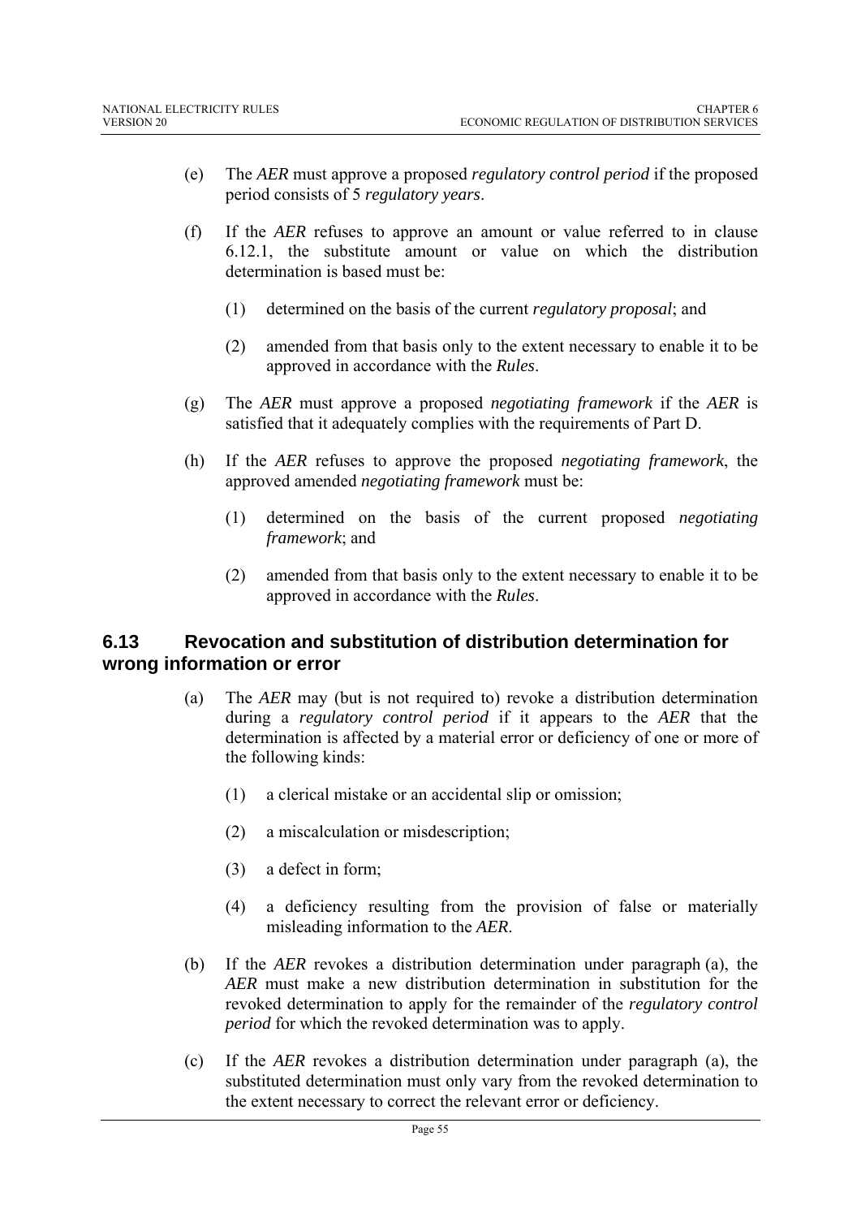(e) The *AER* must approve a proposed *regulatory control period* if the proposed period consists of 5 *regulatory years*.

(f) If the *AER* refuses to approve an amount or value referred to in clause 6.12.1, the substitute amount or value on which the distribution determination is based must be:

   (1) determined on the basis of the current *regulatory proposal*; and

   (2) amended from that basis only to the extent necessary to enable it to be approved in accordance with the *Rules*.

(g) The *AER* must approve a proposed *negotiating framework* if the *AER* is satisfied that it adequately complies with the requirements of Part D.

(h) If the *AER* refuses to approve the proposed *negotiating framework*, the approved amended *negotiating framework* must be:

   (1) determined on the basis of the current proposed *negotiating framework*; and

   (2) amended from that basis only to the extent necessary to enable it to be approved in accordance with the *Rules*.

## 6.13 Revocation and substitution of distribution determination for wrong information or error

(a) The *AER* may (but is not required to) revoke a distribution determination during a *regulatory control period* if it appears to the *AER* that the determination is affected by a material error or deficiency of one or more of the following kinds:

   (1) a clerical mistake or an accidental slip or omission;

   (2) a miscalculation or misdescription;

   (3) a defect in form;

   (4) a deficiency resulting from the provision of false or materially misleading information to the *AER*.

(b) If the *AER* revokes a distribution determination under paragraph (a), the *AER* must make a new distribution determination in substitution for the revoked determination to apply for the remainder of the *regulatory control period* for which the revoked determination was to apply.

(c) If the *AER* revokes a distribution determination under paragraph (a), the substituted determination must only vary from the revoked determination to the extent necessary to correct the relevant error or deficiency.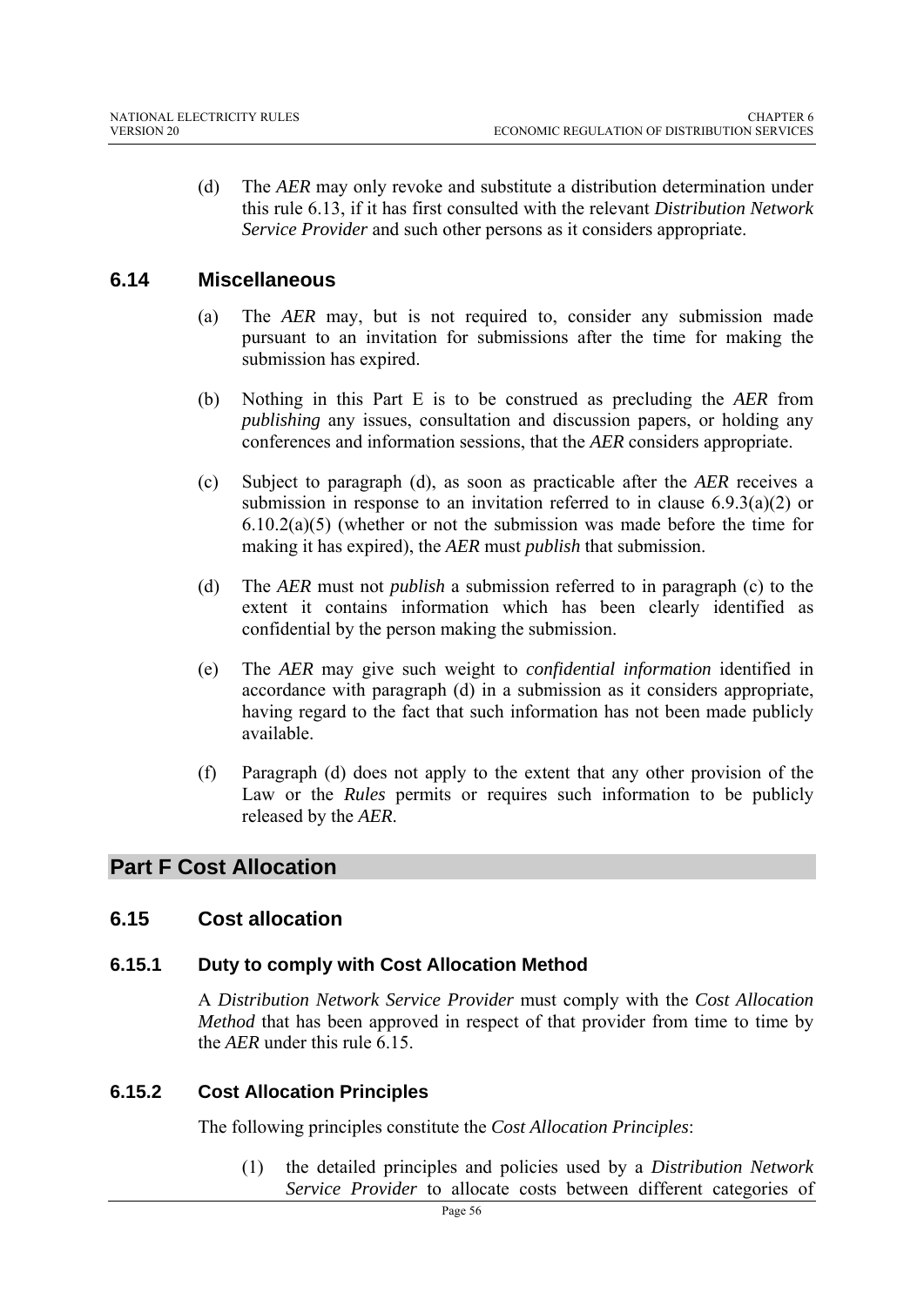(d) The *AER* may only revoke and substitute a distribution determination under this rule 6.13, if it has first consulted with the relevant *Distribution Network Service Provider* and such other persons as it considers appropriate.

### 6.14 Miscellaneous

(a) The *AER* may, but is not required to, consider any submission made pursuant to an invitation for submissions after the time for making the submission has expired.

(b) Nothing in this Part E is to be construed as precluding the *AER* from *publishing* any issues, consultation and discussion papers, or holding any conferences and information sessions, that the *AER* considers appropriate.

(c) Subject to paragraph (d), as soon as practicable after the *AER* receives a submission in response to an invitation referred to in clause 6.9.3(a)(2) or 6.10.2(a)(5) (whether or not the submission was made before the time for making it has expired), the *AER* must *publish* that submission.

(d) The *AER* must not *publish* a submission referred to in paragraph (c) to the extent it contains information which has been clearly identified as confidential by the person making the submission.

(e) The *AER* may give such weight to *confidential information* identified in accordance with paragraph (d) in a submission as it considers appropriate, having regard to the fact that such information has not been made publicly available.

(f) Paragraph (d) does not apply to the extent that any other provision of the Law or the *Rules* permits or requires such information to be publicly released by the *AER*.

## Part F Cost Allocation

### 6.15 Cost allocation

#### 6.15.1 Duty to comply with Cost Allocation Method

A *Distribution Network Service Provider* must comply with the *Cost Allocation Method* that has been approved in respect of that provider from time to time by the *AER* under this rule 6.15.

#### 6.15.2 Cost Allocation Principles

The following principles constitute the *Cost Allocation Principles*:

(1) the detailed principles and policies used by a *Distribution Network Service Provider* to allocate costs between different categories of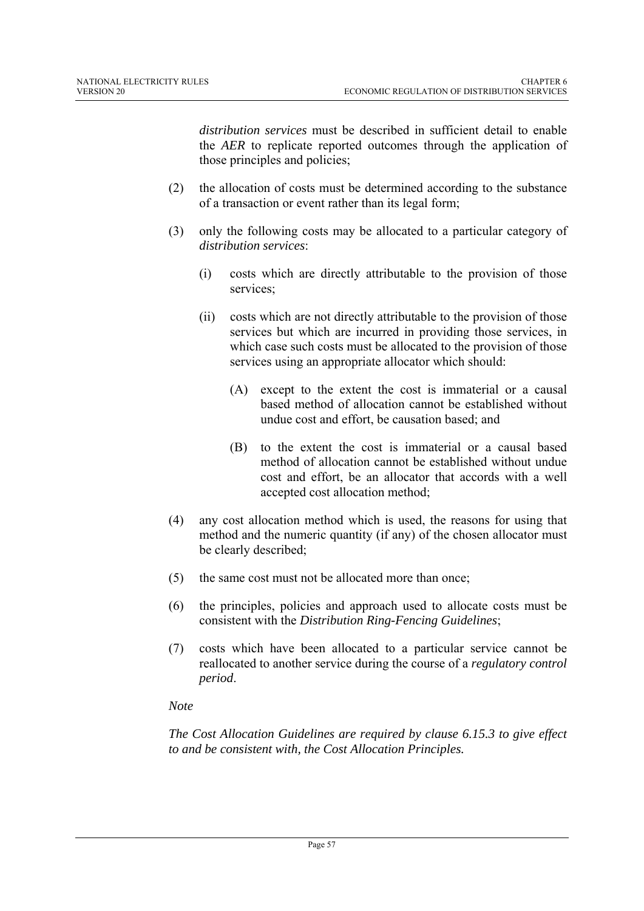*distribution services* must be described in sufficient detail to enable the *AER* to replicate reported outcomes through the application of those principles and policies;

(2) the allocation of costs must be determined according to the substance of a transaction or event rather than its legal form;

(3) only the following costs may be allocated to a particular category of *distribution services*:

(i) costs which are directly attributable to the provision of those services;

(ii) costs which are not directly attributable to the provision of those services but which are incurred in providing those services, in which case such costs must be allocated to the provision of those services using an appropriate allocator which should:

(A) except to the extent the cost is immaterial or a causal based method of allocation cannot be established without undue cost and effort, be causation based; and

(B) to the extent the cost is immaterial or a causal based method of allocation cannot be established without undue cost and effort, be an allocator that accords with a well accepted cost allocation method;

(4) any cost allocation method which is used, the reasons for using that method and the numeric quantity (if any) of the chosen allocator must be clearly described;

(5) the same cost must not be allocated more than once;

(6) the principles, policies and approach used to allocate costs must be consistent with the *Distribution Ring-Fencing Guidelines*;

(7) costs which have been allocated to a particular service cannot be reallocated to another service during the course of a *regulatory control period*.

*Note*

*The Cost Allocation Guidelines are required by clause 6.15.3 to give effect to and be consistent with, the Cost Allocation Principles.*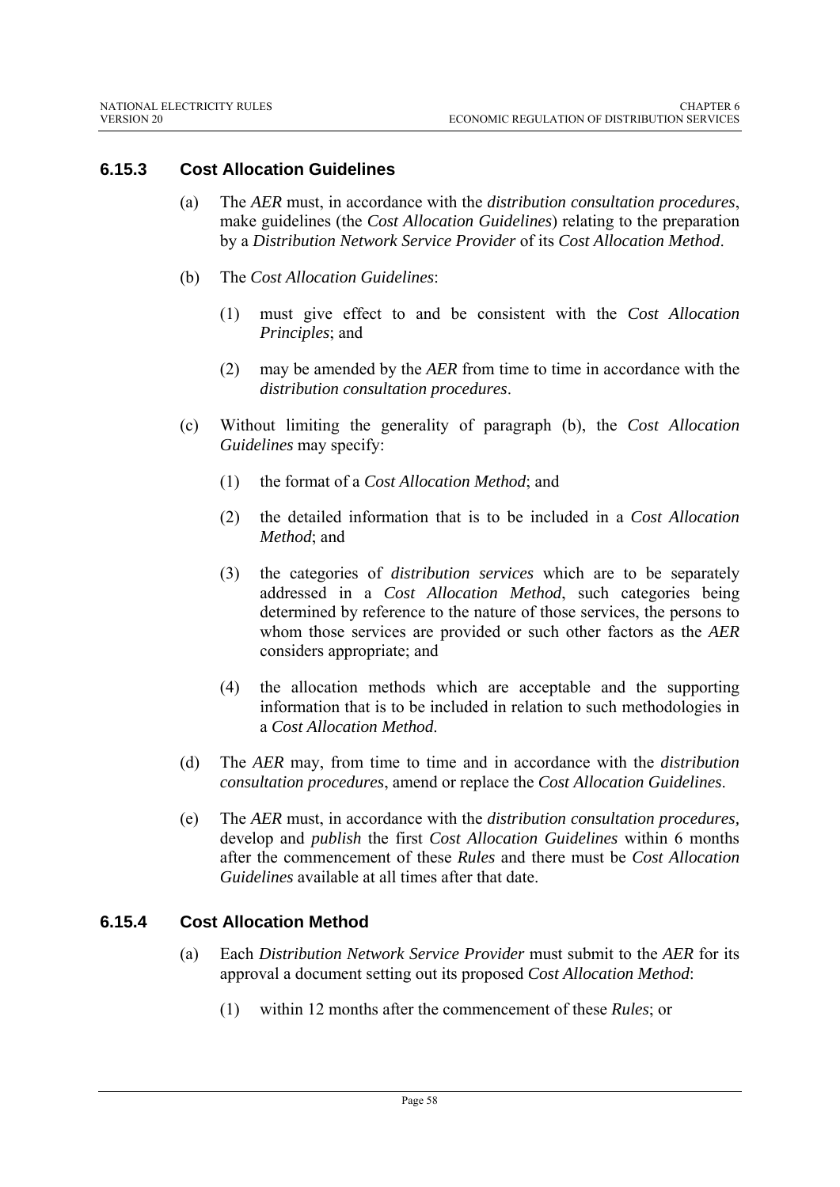### 6.15.3 Cost Allocation Guidelines

(a) The *AER* must, in accordance with the *distribution consultation procedures*, make guidelines (the *Cost Allocation Guidelines*) relating to the preparation by a *Distribution Network Service Provider* of its *Cost Allocation Method*.

(b) The *Cost Allocation Guidelines*:

(1) must give effect to and be consistent with the *Cost Allocation Principles*; and

(2) may be amended by the *AER* from time to time in accordance with the *distribution consultation procedures*.

(c) Without limiting the generality of paragraph (b), the *Cost Allocation Guidelines* may specify:

(1) the format of a *Cost Allocation Method*; and

(2) the detailed information that is to be included in a *Cost Allocation Method*; and

(3) the categories of *distribution services* which are to be separately addressed in a *Cost Allocation Method*, such categories being determined by reference to the nature of those services, the persons to whom those services are provided or such other factors as the *AER* considers appropriate; and

(4) the allocation methods which are acceptable and the supporting information that is to be included in relation to such methodologies in a *Cost Allocation Method*.

(d) The *AER* may, from time to time and in accordance with the *distribution consultation procedures*, amend or replace the *Cost Allocation Guidelines*.

(e) The *AER* must, in accordance with the *distribution consultation procedures,* develop and *publish* the first *Cost Allocation Guidelines* within 6 months after the commencement of these *Rules* and there must be *Cost Allocation Guidelines* available at all times after that date.

### 6.15.4 Cost Allocation Method

(a) Each *Distribution Network Service Provider* must submit to the *AER* for its approval a document setting out its proposed *Cost Allocation Method*:

(1) within 12 months after the commencement of these *Rules*; or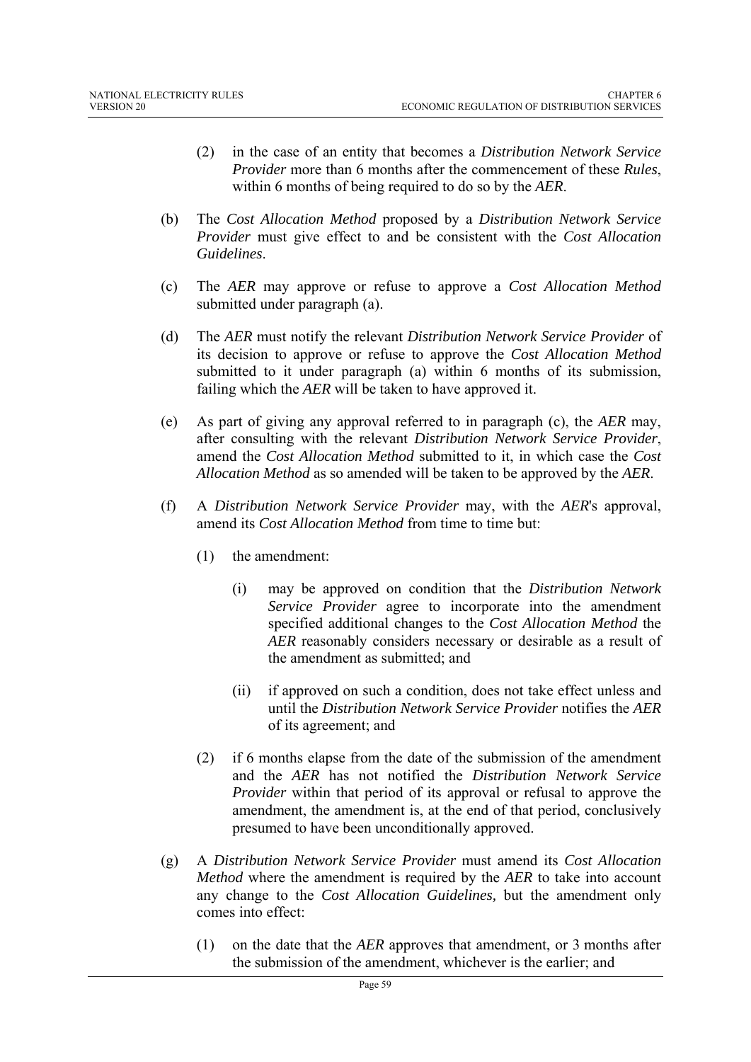(2) in the case of an entity that becomes a *Distribution Network Service Provider* more than 6 months after the commencement of these *Rules*, within 6 months of being required to do so by the *AER*.

(b) The *Cost Allocation Method* proposed by a *Distribution Network Service Provider* must give effect to and be consistent with the *Cost Allocation Guidelines*.

(c) The *AER* may approve or refuse to approve a *Cost Allocation Method* submitted under paragraph (a).

(d) The *AER* must notify the relevant *Distribution Network Service Provider* of its decision to approve or refuse to approve the *Cost Allocation Method* submitted to it under paragraph (a) within 6 months of its submission, failing which the *AER* will be taken to have approved it.

(e) As part of giving any approval referred to in paragraph (c), the *AER* may, after consulting with the relevant *Distribution Network Service Provider*, amend the *Cost Allocation Method* submitted to it, in which case the *Cost Allocation Method* as so amended will be taken to be approved by the *AER*.

(f) A *Distribution Network Service Provider* may, with the *AER*'s approval, amend its *Cost Allocation Method* from time to time but:

(1) the amendment:

(i) may be approved on condition that the *Distribution Network Service Provider* agree to incorporate into the amendment specified additional changes to the *Cost Allocation Method* the *AER* reasonably considers necessary or desirable as a result of the amendment as submitted; and

(ii) if approved on such a condition, does not take effect unless and until the *Distribution Network Service Provider* notifies the *AER* of its agreement; and

(2) if 6 months elapse from the date of the submission of the amendment and the *AER* has not notified the *Distribution Network Service Provider* within that period of its approval or refusal to approve the amendment, the amendment is, at the end of that period, conclusively presumed to have been unconditionally approved.

(g) A *Distribution Network Service Provider* must amend its *Cost Allocation Method* where the amendment is required by the *AER* to take into account any change to the *Cost Allocation Guidelines,* but the amendment only comes into effect:

(1) on the date that the *AER* approves that amendment, or 3 months after the submission of the amendment, whichever is the earlier; and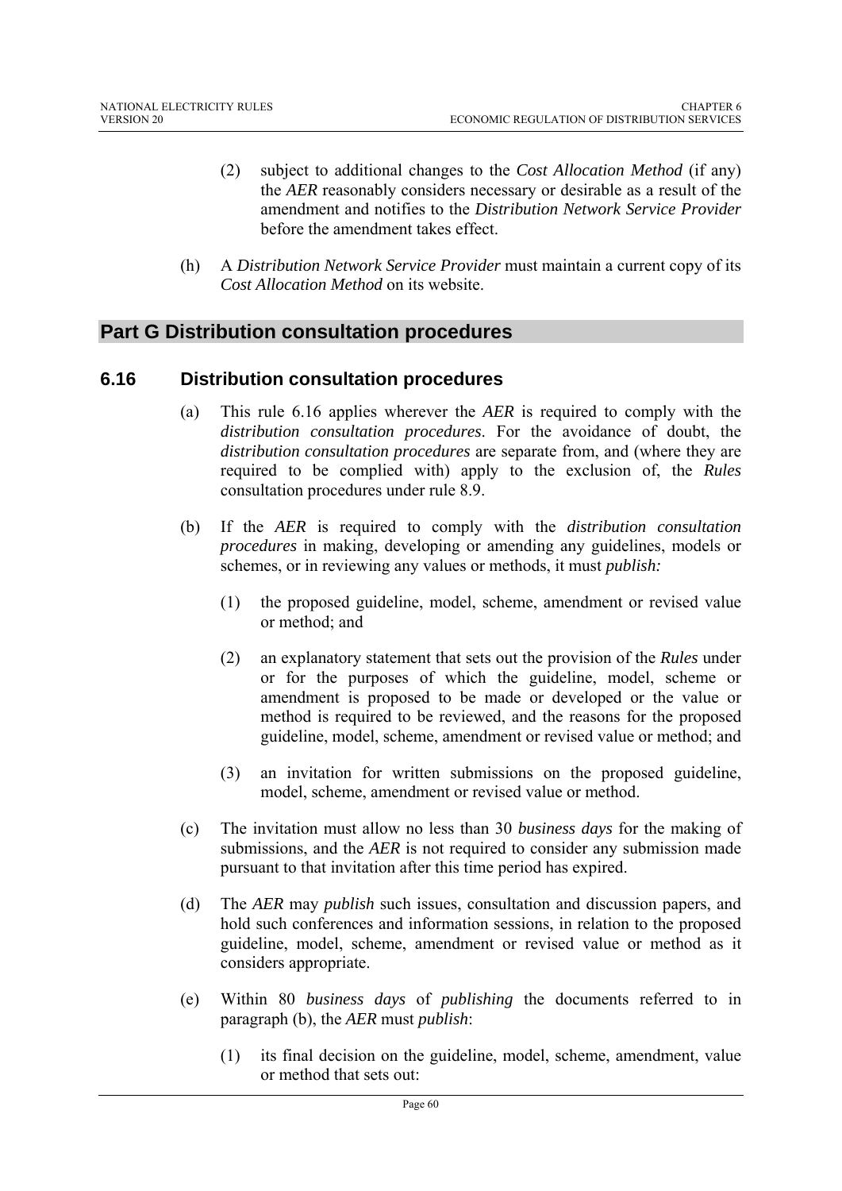(2) subject to additional changes to the *Cost Allocation Method* (if any) the *AER* reasonably considers necessary or desirable as a result of the amendment and notifies to the *Distribution Network Service Provider* before the amendment takes effect.

(h) A *Distribution Network Service Provider* must maintain a current copy of its *Cost Allocation Method* on its website.

## Part G Distribution consultation procedures

### 6.16 Distribution consultation procedures

(a) This rule 6.16 applies wherever the *AER* is required to comply with the *distribution consultation procedures*. For the avoidance of doubt, the *distribution consultation procedures* are separate from, and (where they are required to be complied with) apply to the exclusion of, the *Rules* consultation procedures under rule 8.9.

(b) If the *AER* is required to comply with the *distribution consultation procedures* in making, developing or amending any guidelines, models or schemes, or in reviewing any values or methods, it must *publish:*

(1) the proposed guideline, model, scheme, amendment or revised value or method; and

(2) an explanatory statement that sets out the provision of the *Rules* under or for the purposes of which the guideline, model, scheme or amendment is proposed to be made or developed or the value or method is required to be reviewed, and the reasons for the proposed guideline, model, scheme, amendment or revised value or method; and

(3) an invitation for written submissions on the proposed guideline, model, scheme, amendment or revised value or method.

(c) The invitation must allow no less than 30 *business days* for the making of submissions, and the *AER* is not required to consider any submission made pursuant to that invitation after this time period has expired.

(d) The *AER* may *publish* such issues, consultation and discussion papers, and hold such conferences and information sessions, in relation to the proposed guideline, model, scheme, amendment or revised value or method as it considers appropriate.

(e) Within 80 *business days* of *publishing* the documents referred to in paragraph (b), the *AER* must *publish*:

(1) its final decision on the guideline, model, scheme, amendment, value or method that sets out: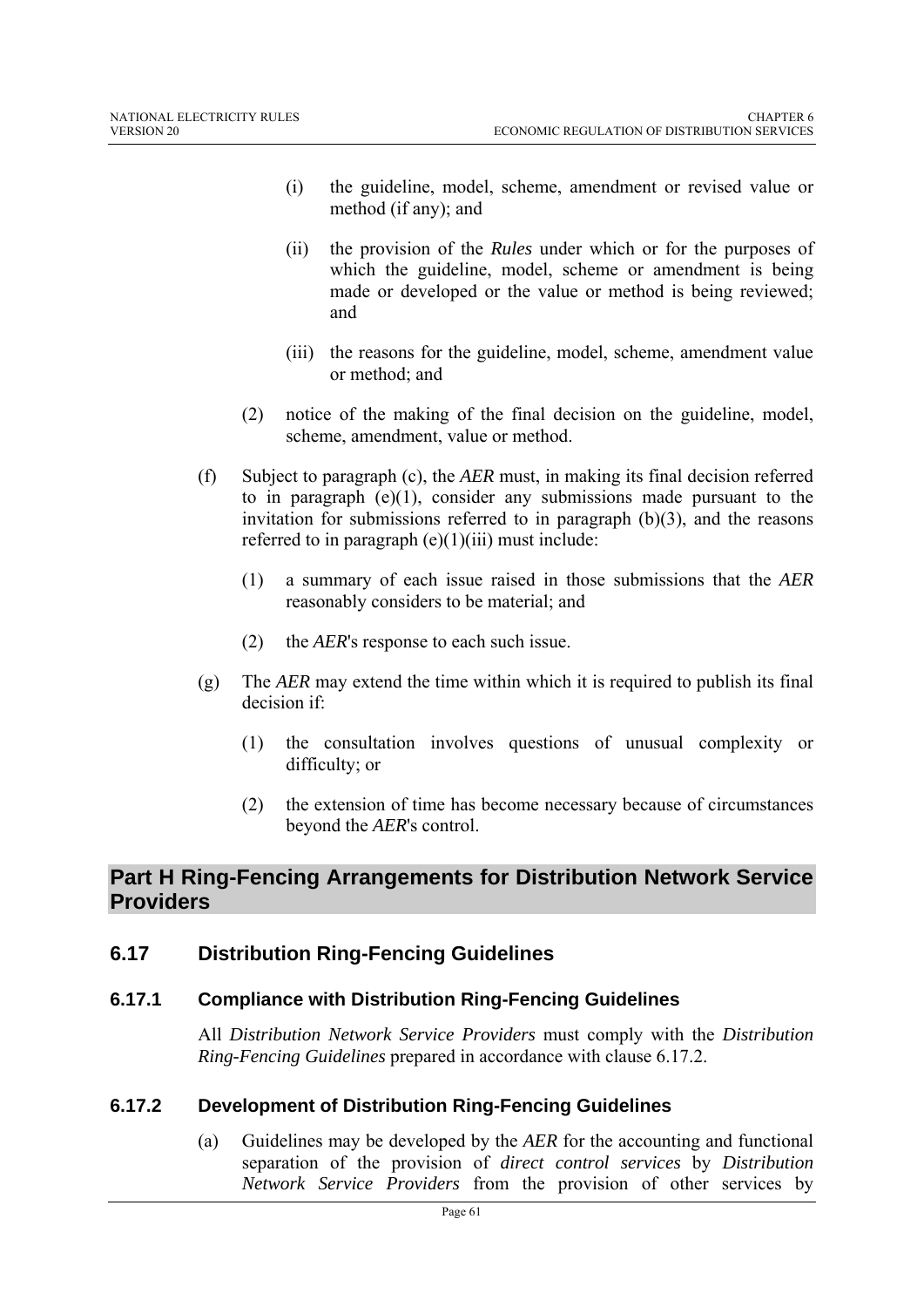(i) the guideline, model, scheme, amendment or revised value or method (if any); and

(ii) the provision of the *Rules* under which or for the purposes of which the guideline, model, scheme or amendment is being made or developed or the value or method is being reviewed; and

(iii) the reasons for the guideline, model, scheme, amendment value or method; and

(2) notice of the making of the final decision on the guideline, model, scheme, amendment, value or method.

(f) Subject to paragraph (c), the *AER* must, in making its final decision referred to in paragraph (e)(1), consider any submissions made pursuant to the invitation for submissions referred to in paragraph (b)(3), and the reasons referred to in paragraph (e)(1)(iii) must include:

(1) a summary of each issue raised in those submissions that the *AER* reasonably considers to be material; and

(2) the *AER*'s response to each such issue.

(g) The *AER* may extend the time within which it is required to publish its final decision if:

(1) the consultation involves questions of unusual complexity or difficulty; or

(2) the extension of time has become necessary because of circumstances beyond the *AER*'s control.

## Part H Ring-Fencing Arrangements for Distribution Network Service Providers

### 6.17 Distribution Ring-Fencing Guidelines

#### 6.17.1 Compliance with Distribution Ring-Fencing Guidelines

All *Distribution Network Service Providers* must comply with the *Distribution Ring-Fencing Guidelines* prepared in accordance with clause 6.17.2.

#### 6.17.2 Development of Distribution Ring-Fencing Guidelines

(a) Guidelines may be developed by the *AER* for the accounting and functional separation of the provision of *direct control services* by *Distribution Network Service Providers* from the provision of other services by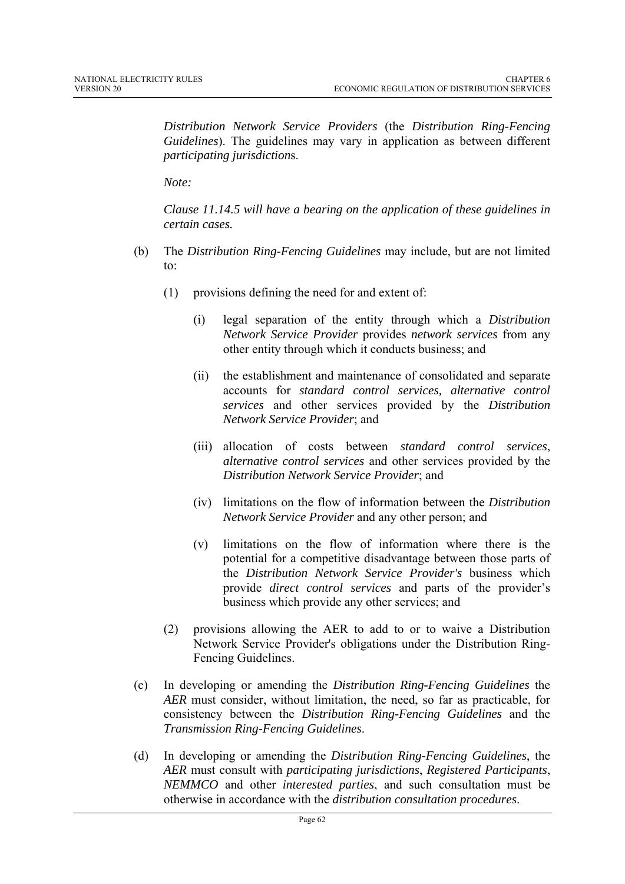*Distribution Network Service Providers* (the *Distribution Ring-Fencing Guidelines*). The guidelines may vary in application as between different *participating jurisdiction*s.

*Note:*

*Clause 11.14.5 will have a bearing on the application of these guidelines in certain cases.*

(b) The *Distribution Ring-Fencing Guidelines* may include, but are not limited to:

(1) provisions defining the need for and extent of:

(i) legal separation of the entity through which a *Distribution Network Service Provider* provides *network services* from any other entity through which it conducts business; and

(ii) the establishment and maintenance of consolidated and separate accounts for *standard control services, alternative control services* and other services provided by the *Distribution Network Service Provider*; and

(iii) allocation of costs between *standard control services*, *alternative control services* and other services provided by the *Distribution Network Service Provider*; and

(iv) limitations on the flow of information between the *Distribution Network Service Provider* and any other person; and

(v) limitations on the flow of information where there is the potential for a competitive disadvantage between those parts of the *Distribution Network Service Provider's* business which provide *direct control services* and parts of the provider's business which provide any other services; and

(2) provisions allowing the AER to add to or to waive a Distribution Network Service Provider's obligations under the Distribution Ring-Fencing Guidelines.

(c) In developing or amending the *Distribution Ring-Fencing Guidelines* the *AER* must consider, without limitation, the need, so far as practicable, for consistency between the *Distribution Ring-Fencing Guidelines* and the *Transmission Ring-Fencing Guidelines*.

(d) In developing or amending the *Distribution Ring-Fencing Guidelines*, the *AER* must consult with *participating jurisdictions*, *Registered Participants*, *NEMMCO* and other *interested parties*, and such consultation must be otherwise in accordance with the *distribution consultation procedures*.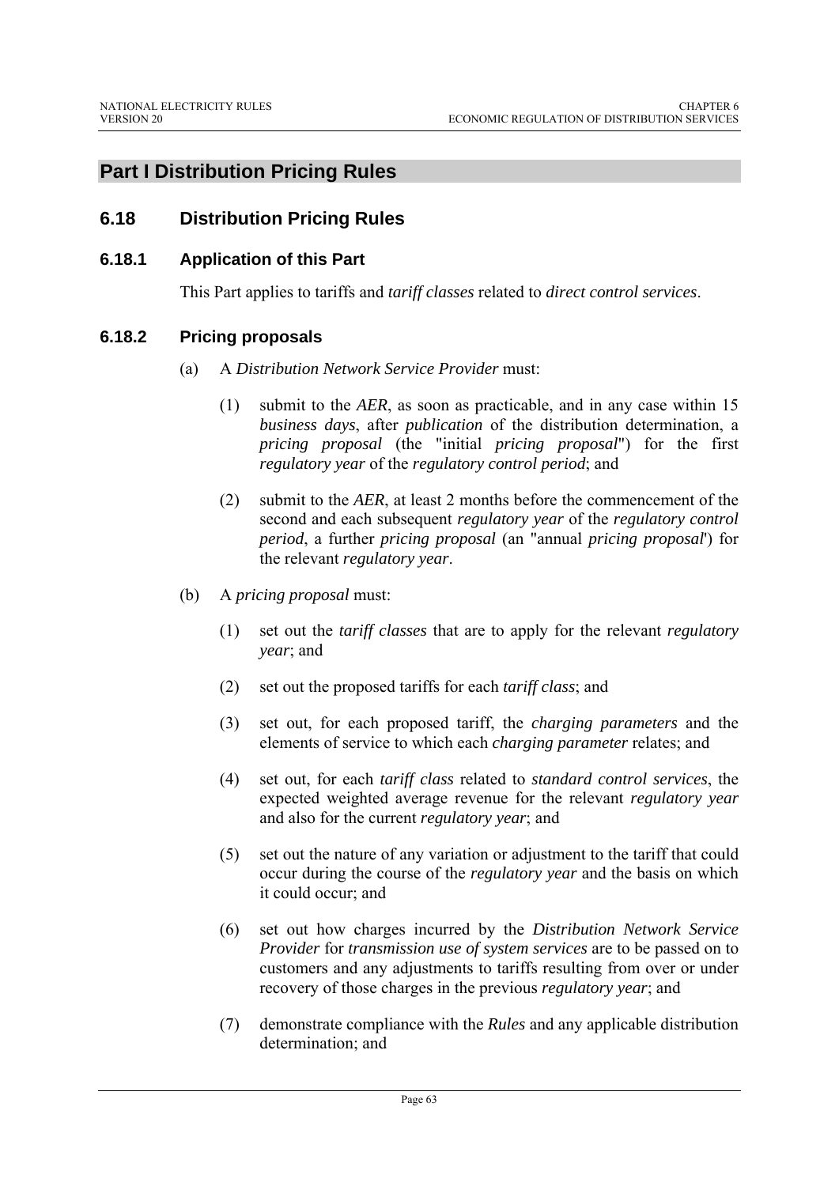## Part I Distribution Pricing Rules

## 6.18 Distribution Pricing Rules

### 6.18.1 Application of this Part

This Part applies to tariffs and *tariff classes* related to *direct control services*.

### 6.18.2 Pricing proposals

(a) A *Distribution Network Service Provider* must:

(1) submit to the *AER*, as soon as practicable, and in any case within 15 *business days*, after *publication* of the distribution determination, a *pricing proposal* (the "initial *pricing proposal*") for the first *regulatory year* of the *regulatory control period*; and

(2) submit to the *AER*, at least 2 months before the commencement of the second and each subsequent *regulatory year* of the *regulatory control period*, a further *pricing proposal* (an "annual *pricing proposal*') for the relevant *regulatory year*.

(b) A *pricing proposal* must:

(1) set out the *tariff classes* that are to apply for the relevant *regulatory year*; and

(2) set out the proposed tariffs for each *tariff class*; and

(3) set out, for each proposed tariff, the *charging parameters* and the elements of service to which each *charging parameter* relates; and

(4) set out, for each *tariff class* related to *standard control services*, the expected weighted average revenue for the relevant *regulatory year* and also for the current *regulatory year*; and

(5) set out the nature of any variation or adjustment to the tariff that could occur during the course of the *regulatory year* and the basis on which it could occur; and

(6) set out how charges incurred by the *Distribution Network Service Provider* for *transmission use of system services* are to be passed on to customers and any adjustments to tariffs resulting from over or under recovery of those charges in the previous *regulatory year*; and

(7) demonstrate compliance with the *Rules* and any applicable distribution determination; and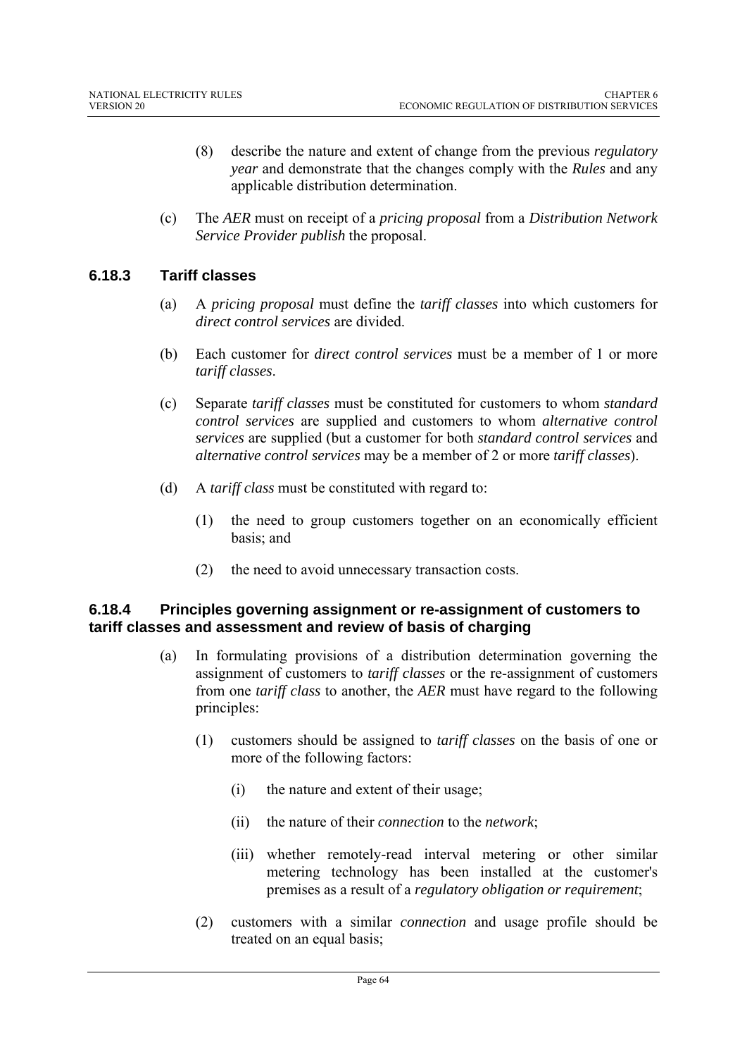(8) describe the nature and extent of change from the previous *regulatory year* and demonstrate that the changes comply with the *Rules* and any applicable distribution determination.

(c) The *AER* must on receipt of a *pricing proposal* from a *Distribution Network Service Provider publish* the proposal.

### 6.18.3 Tariff classes

(a) A *pricing proposal* must define the *tariff classes* into which customers for *direct control services* are divided.

(b) Each customer for *direct control services* must be a member of 1 or more *tariff classes*.

(c) Separate *tariff classes* must be constituted for customers to whom *standard control services* are supplied and customers to whom *alternative control services* are supplied (but a customer for both *standard control services* and *alternative control services* may be a member of 2 or more *tariff classes*).

(d) A *tariff class* must be constituted with regard to:

(1) the need to group customers together on an economically efficient basis; and

(2) the need to avoid unnecessary transaction costs.

### 6.18.4 Principles governing assignment or re-assignment of customers to tariff classes and assessment and review of basis of charging

(a) In formulating provisions of a distribution determination governing the assignment of customers to *tariff classes* or the re-assignment of customers from one *tariff class* to another, the *AER* must have regard to the following principles:

(1) customers should be assigned to *tariff classes* on the basis of one or more of the following factors:

(i) the nature and extent of their usage;

(ii) the nature of their *connection* to the *network*;

(iii) whether remotely-read interval metering or other similar metering technology has been installed at the customer's premises as a result of a *regulatory obligation or requirement*;

(2) customers with a similar *connection* and usage profile should be treated on an equal basis;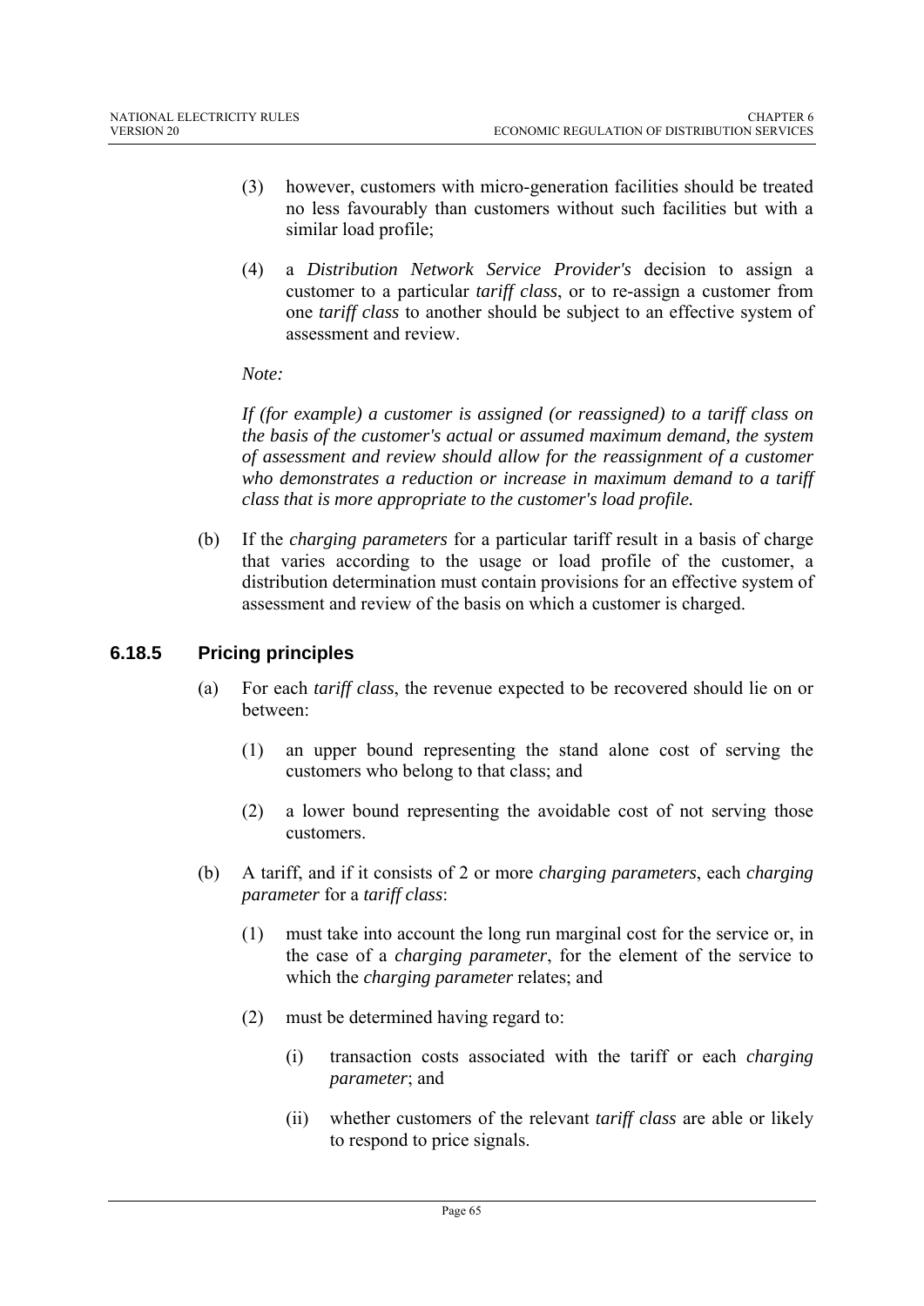(3) however, customers with micro-generation facilities should be treated no less favourably than customers without such facilities but with a similar load profile;

(4) a *Distribution Network Service Provider's* decision to assign a customer to a particular *tariff class*, or to re-assign a customer from one *tariff class* to another should be subject to an effective system of assessment and review.

*Note:*

*If (for example) a customer is assigned (or reassigned) to a tariff class on the basis of the customer's actual or assumed maximum demand, the system of assessment and review should allow for the reassignment of a customer who demonstrates a reduction or increase in maximum demand to a tariff class that is more appropriate to the customer's load profile.*

(b) If the *charging parameters* for a particular tariff result in a basis of charge that varies according to the usage or load profile of the customer, a distribution determination must contain provisions for an effective system of assessment and review of the basis on which a customer is charged.

### 6.18.5 Pricing principles

(a) For each *tariff class*, the revenue expected to be recovered should lie on or between:

(1) an upper bound representing the stand alone cost of serving the customers who belong to that class; and

(2) a lower bound representing the avoidable cost of not serving those customers.

(b) A tariff, and if it consists of 2 or more *charging parameters*, each *charging parameter* for a *tariff class*:

(1) must take into account the long run marginal cost for the service or, in the case of a *charging parameter*, for the element of the service to which the *charging parameter* relates; and

(2) must be determined having regard to:

(i) transaction costs associated with the tariff or each *charging parameter*; and

(ii) whether customers of the relevant *tariff class* are able or likely to respond to price signals.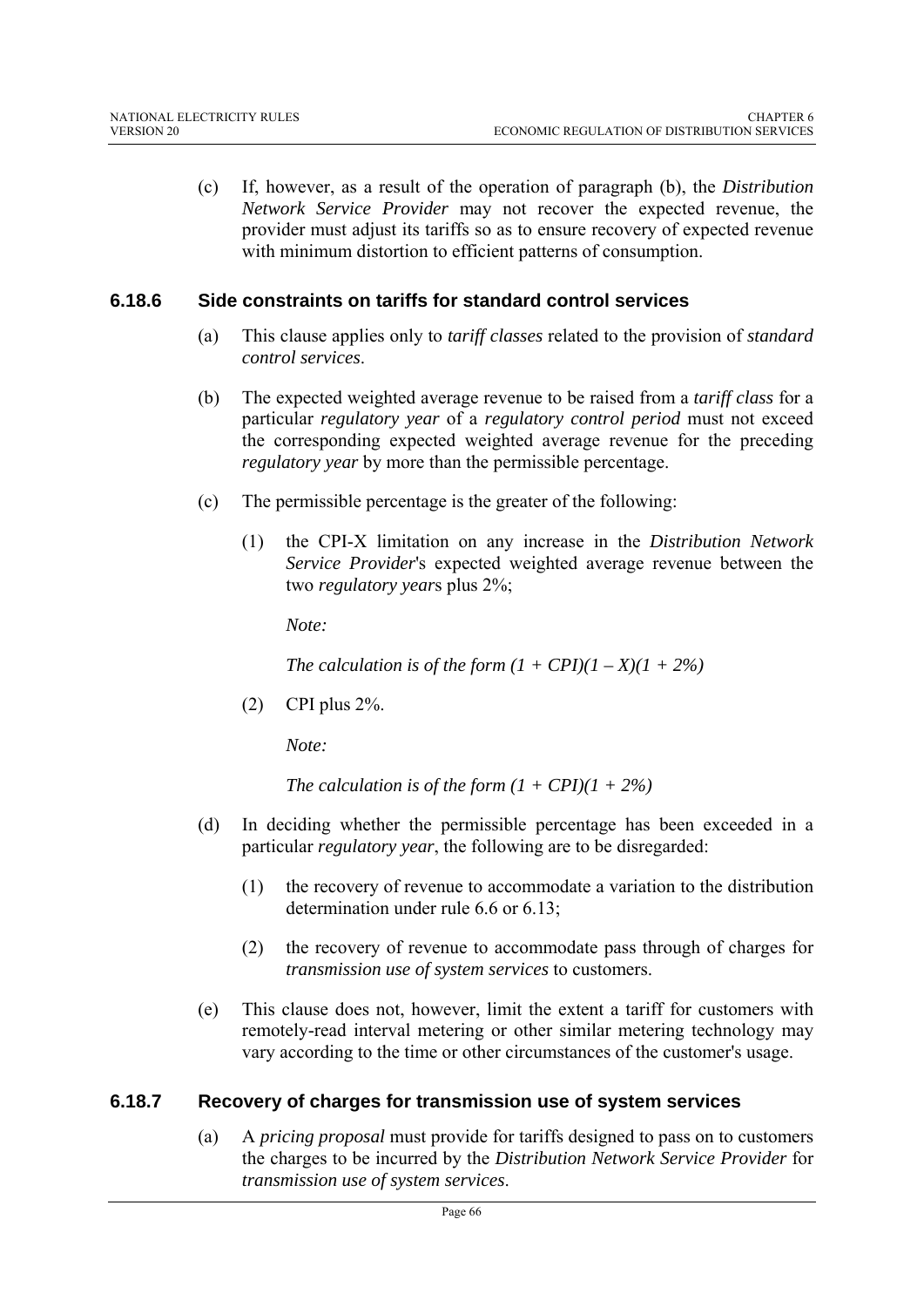(c) If, however, as a result of the operation of paragraph (b), the *Distribution Network Service Provider* may not recover the expected revenue, the provider must adjust its tariffs so as to ensure recovery of expected revenue with minimum distortion to efficient patterns of consumption.

### 6.18.6 Side constraints on tariffs for standard control services

(a) This clause applies only to *tariff classes* related to the provision of *standard control services*.

(b) The expected weighted average revenue to be raised from a *tariff class* for a particular *regulatory year* of a *regulatory control period* must not exceed the corresponding expected weighted average revenue for the preceding *regulatory year* by more than the permissible percentage.

(c) The permissible percentage is the greater of the following:

(1) the CPI-X limitation on any increase in the *Distribution Network Service Provider*'s expected weighted average revenue between the two *regulatory year*s plus 2%;

*Note:*

*The calculation is of the form* $(1 + CPI)(1 – X)(1 + 2\%)$

(2) CPI plus 2%.

*Note:*

*The calculation is of the form* $(1 + CPI)(1 + 2\%)$

(d) In deciding whether the permissible percentage has been exceeded in a particular *regulatory year*, the following are to be disregarded:

(1) the recovery of revenue to accommodate a variation to the distribution determination under rule 6.6 or 6.13;

(2) the recovery of revenue to accommodate pass through of charges for *transmission use of system services* to customers.

(e) This clause does not, however, limit the extent a tariff for customers with remotely-read interval metering or other similar metering technology may vary according to the time or other circumstances of the customer's usage.

### 6.18.7 Recovery of charges for transmission use of system services

(a) A *pricing proposal* must provide for tariffs designed to pass on to customers the charges to be incurred by the *Distribution Network Service Provider* for *transmission use of system services*.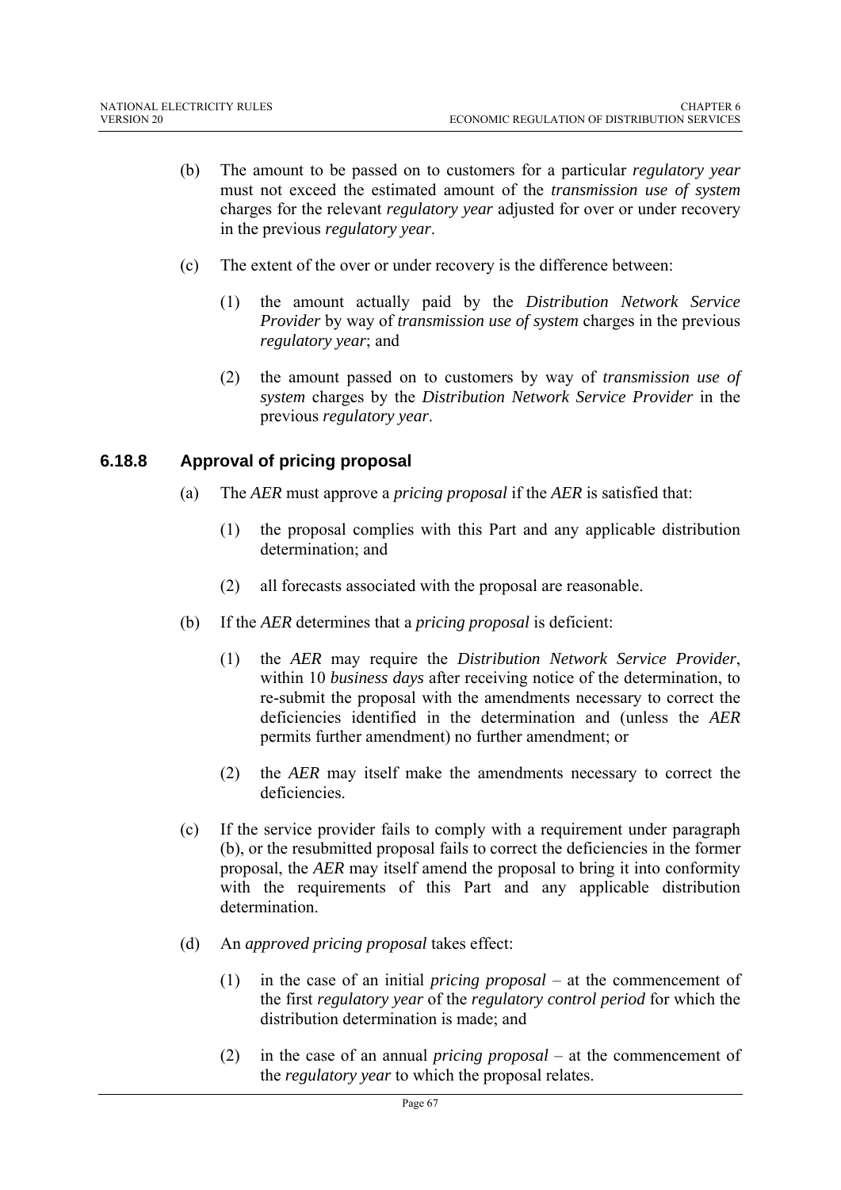(b) The amount to be passed on to customers for a particular *regulatory year* must not exceed the estimated amount of the *transmission use of system* charges for the relevant *regulatory year* adjusted for over or under recovery in the previous *regulatory year*.

(c) The extent of the over or under recovery is the difference between:

(1) the amount actually paid by the *Distribution Network Service Provider* by way of *transmission use of system* charges in the previous *regulatory year*; and

(2) the amount passed on to customers by way of *transmission use of system* charges by the *Distribution Network Service Provider* in the previous *regulatory year*.

### 6.18.8 Approval of pricing proposal

(a) The *AER* must approve a *pricing proposal* if the *AER* is satisfied that:

(1) the proposal complies with this Part and any applicable distribution determination; and

(2) all forecasts associated with the proposal are reasonable.

(b) If the *AER* determines that a *pricing proposal* is deficient:

(1) the *AER* may require the *Distribution Network Service Provider*, within 10 *business days* after receiving notice of the determination, to re-submit the proposal with the amendments necessary to correct the deficiencies identified in the determination and (unless the *AER* permits further amendment) no further amendment; or

(2) the *AER* may itself make the amendments necessary to correct the deficiencies.

(c) If the service provider fails to comply with a requirement under paragraph (b), or the resubmitted proposal fails to correct the deficiencies in the former proposal, the *AER* may itself amend the proposal to bring it into conformity with the requirements of this Part and any applicable distribution determination.

(d) An *approved pricing proposal* takes effect:

(1) in the case of an initial *pricing proposal* – at the commencement of the first *regulatory year* of the *regulatory control period* for which the distribution determination is made; and

(2) in the case of an annual *pricing proposal* – at the commencement of the *regulatory year* to which the proposal relates.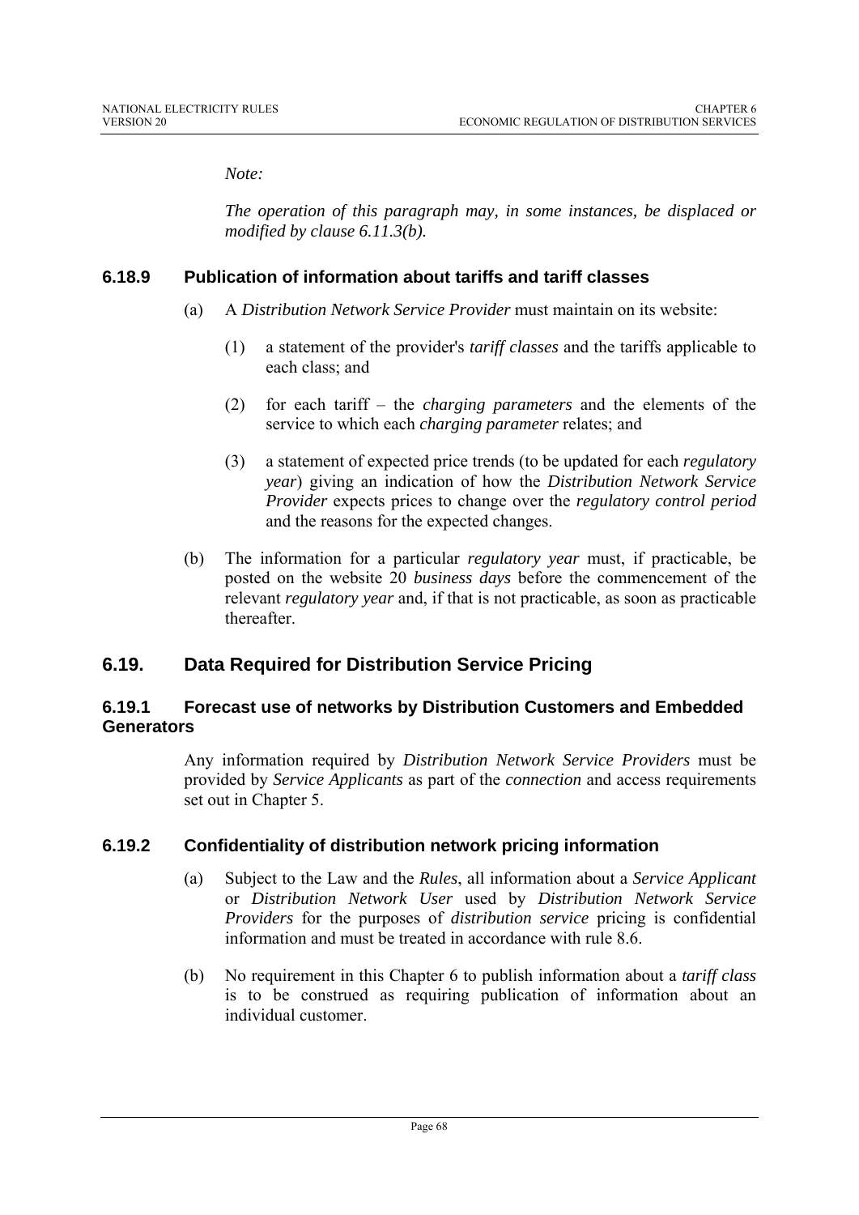*Note:*

*The operation of this paragraph may, in some instances, be displaced or modified by clause 6.11.3(b).*

### 6.18.9 Publication of information about tariffs and tariff classes

(a) A *Distribution Network Service Provider* must maintain on its website:

(1) a statement of the provider's *tariff classes* and the tariffs applicable to each class; and

(2) for each tariff – the *charging parameters* and the elements of the service to which each *charging parameter* relates; and

(3) a statement of expected price trends (to be updated for each *regulatory year*) giving an indication of how the *Distribution Network Service Provider* expects prices to change over the *regulatory control period* and the reasons for the expected changes.

(b) The information for a particular *regulatory year* must, if practicable, be posted on the website 20 *business days* before the commencement of the relevant *regulatory year* and, if that is not practicable, as soon as practicable thereafter.

## 6.19. Data Required for Distribution Service Pricing

### 6.19.1 Forecast use of networks by Distribution Customers and Embedded Generators

Any information required by *Distribution Network Service Providers* must be provided by *Service Applicants* as part of the *connection* and access requirements set out in Chapter 5.

### 6.19.2 Confidentiality of distribution network pricing information

(a) Subject to the Law and the *Rules*, all information about a *Service Applicant* or *Distribution Network User* used by *Distribution Network Service Providers* for the purposes of *distribution service* pricing is confidential information and must be treated in accordance with rule 8.6.

(b) No requirement in this Chapter 6 to publish information about a *tariff class* is to be construed as requiring publication of information about an individual customer.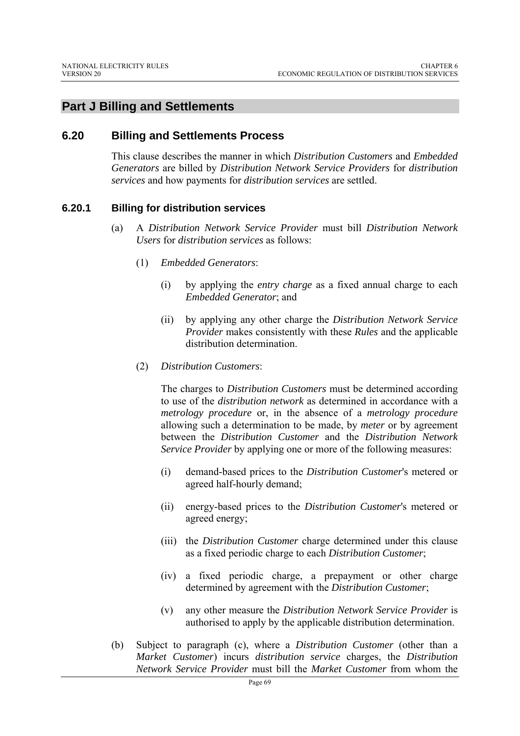## Part J Billing and Settlements

### 6.20 Billing and Settlements Process

This clause describes the manner in which *Distribution Customers* and *Embedded Generators* are billed by *Distribution Network Service Providers* for *distribution services* and how payments for *distribution services* are settled.

#### 6.20.1 Billing for distribution services

(a) A *Distribution Network Service Provider* must bill *Distribution Network Users* for *distribution services* as follows:

(1) *Embedded Generators*:

(i) by applying the *entry charge* as a fixed annual charge to each *Embedded Generator*; and

(ii) by applying any other charge the *Distribution Network Service Provider* makes consistently with these *Rules* and the applicable distribution determination.

(2) *Distribution Customers*:

The charges to *Distribution Customers* must be determined according to use of the *distribution network* as determined in accordance with a *metrology procedure* or, in the absence of a *metrology procedure* allowing such a determination to be made, by *meter* or by agreement between the *Distribution Customer* and the *Distribution Network Service Provider* by applying one or more of the following measures:

(i) demand-based prices to the *Distribution Customer*'s metered or agreed half-hourly demand;

(ii) energy-based prices to the *Distribution Customer*'s metered or agreed energy;

(iii) the *Distribution Customer* charge determined under this clause as a fixed periodic charge to each *Distribution Customer*;

(iv) a fixed periodic charge, a prepayment or other charge determined by agreement with the *Distribution Customer*;

(v) any other measure the *Distribution Network Service Provider* is authorised to apply by the applicable distribution determination.

(b) Subject to paragraph (c), where a *Distribution Customer* (other than a *Market Customer*) incurs *distribution service* charges, the *Distribution Network Service Provider* must bill the *Market Customer* from whom the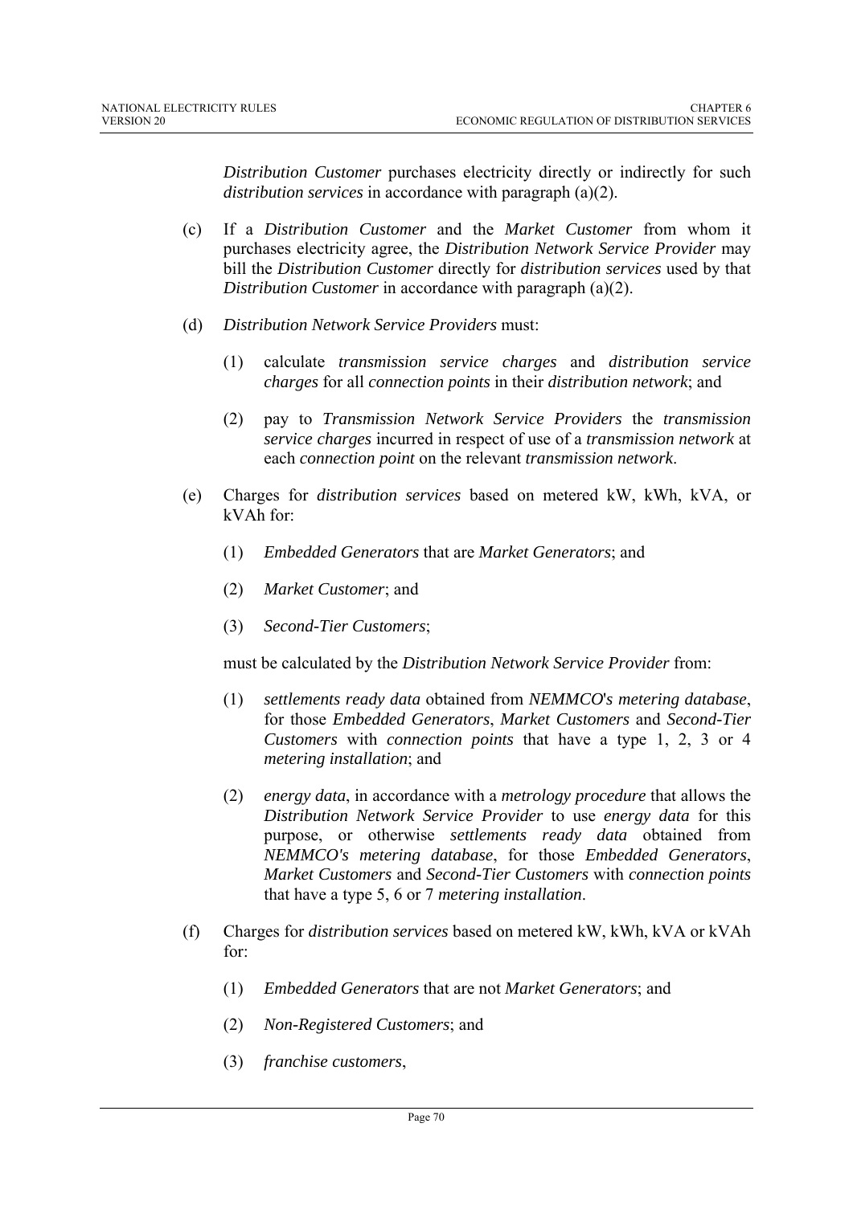*Distribution Customer* purchases electricity directly or indirectly for such *distribution services* in accordance with paragraph (a)(2).

(c) If a *Distribution Customer* and the *Market Customer* from whom it purchases electricity agree, the *Distribution Network Service Provider* may bill the *Distribution Customer* directly for *distribution services* used by that *Distribution Customer* in accordance with paragraph (a)(2).

(d) *Distribution Network Service Providers* must:

(1) calculate *transmission service charges* and *distribution service charges* for all *connection points* in their *distribution network*; and

(2) pay to *Transmission Network Service Providers* the *transmission service charges* incurred in respect of use of a *transmission network* at each *connection point* on the relevant *transmission network*.

(e) Charges for *distribution services* based on metered kW, kWh, kVA, or kVAh for:

(1) *Embedded Generators* that are *Market Generators*; and

(2) *Market Customer*; and

(3) *Second-Tier Customers*;

must be calculated by the *Distribution Network Service Provider* from:

(1) *settlements ready data* obtained from *NEMMCO's metering database*, for those *Embedded Generators*, *Market Customers* and *Second-Tier Customers* with *connection points* that have a type 1, 2, 3 or 4 *metering installation*; and

(2) *energy data*, in accordance with a *metrology procedure* that allows the *Distribution Network Service Provider* to use *energy data* for this purpose, or otherwise *settlements ready data* obtained from *NEMMCO's metering database*, for those *Embedded Generators*, *Market Customers* and *Second-Tier Customers* with *connection points* that have a type 5, 6 or 7 *metering installation*.

(f) Charges for *distribution services* based on metered kW, kWh, kVA or kVAh for:

(1) *Embedded Generators* that are not *Market Generators*; and

(2) *Non-Registered Customers*; and

(3) *franchise customers*,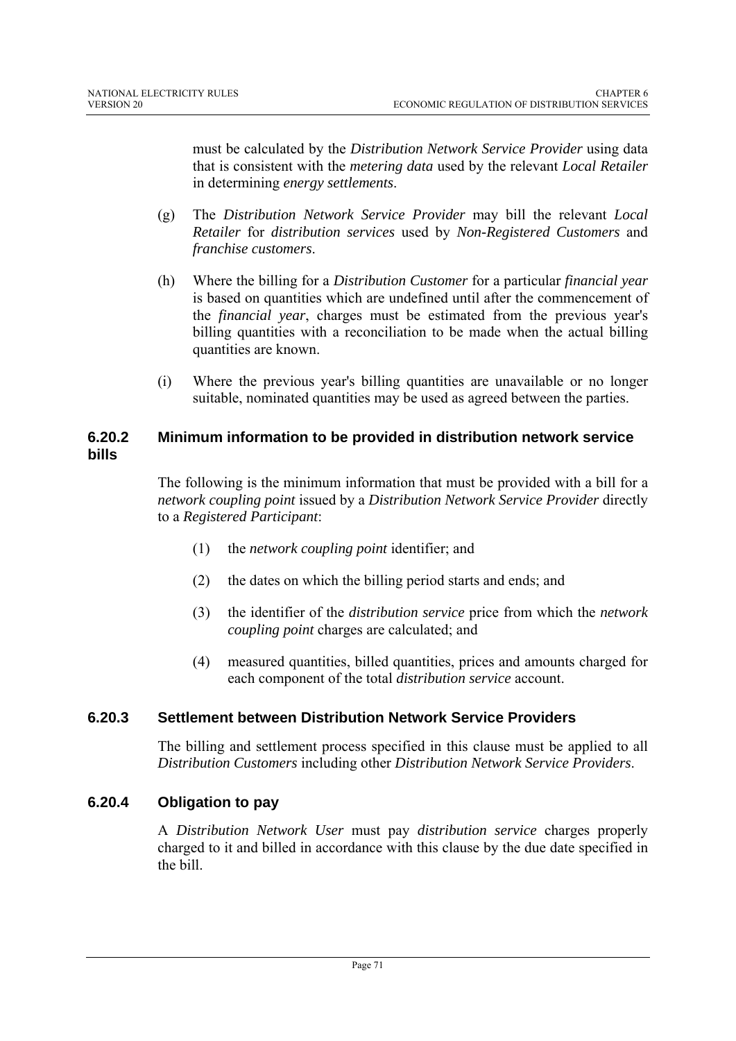must be calculated by the *Distribution Network Service Provider* using data that is consistent with the *metering data* used by the relevant *Local Retailer* in determining *energy settlements*.

(g) The *Distribution Network Service Provider* may bill the relevant *Local Retailer* for *distribution services* used by *Non-Registered Customers* and *franchise customers*.

(h) Where the billing for a *Distribution Customer* for a particular *financial year* is based on quantities which are undefined until after the commencement of the *financial year*, charges must be estimated from the previous year's billing quantities with a reconciliation to be made when the actual billing quantities are known.

(i) Where the previous year's billing quantities are unavailable or no longer suitable, nominated quantities may be used as agreed between the parties.

### 6.20.2 Minimum information to be provided in distribution network service bills

The following is the minimum information that must be provided with a bill for a *network coupling point* issued by a *Distribution Network Service Provider* directly to a *Registered Participant*:

(1) the *network coupling point* identifier; and

(2) the dates on which the billing period starts and ends; and

(3) the identifier of the *distribution service* price from which the *network coupling point* charges are calculated; and

(4) measured quantities, billed quantities, prices and amounts charged for each component of the total *distribution service* account.

### 6.20.3 Settlement between Distribution Network Service Providers

The billing and settlement process specified in this clause must be applied to all *Distribution Customers* including other *Distribution Network Service Providers*.

### 6.20.4 Obligation to pay

A *Distribution Network User* must pay *distribution service* charges properly charged to it and billed in accordance with this clause by the due date specified in the bill.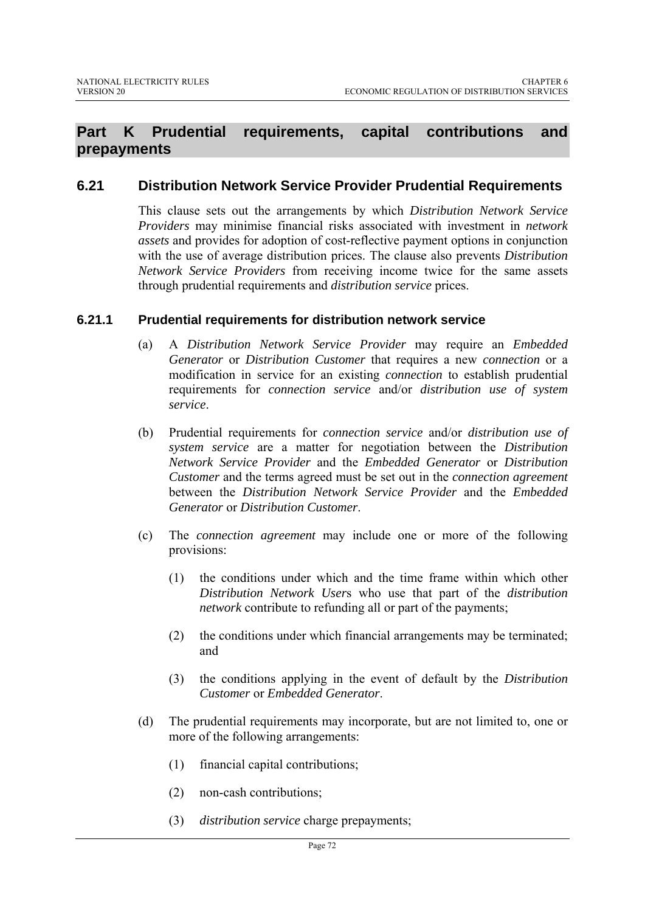# Part K Prudential requirements, capital contributions and prepayments

## 6.21 Distribution Network Service Provider Prudential Requirements

This clause sets out the arrangements by which *Distribution Network Service Providers* may minimise financial risks associated with investment in *network assets* and provides for adoption of cost-reflective payment options in conjunction with the use of average distribution prices. The clause also prevents *Distribution Network Service Providers* from receiving income twice for the same assets through prudential requirements and *distribution service* prices.

### 6.21.1 Prudential requirements for distribution network service

(a) A *Distribution Network Service Provider* may require an *Embedded Generator* or *Distribution Customer* that requires a new *connection* or a modification in service for an existing *connection* to establish prudential requirements for *connection service* and/or *distribution use of system service*.

(b) Prudential requirements for *connection service* and/or *distribution use of system service* are a matter for negotiation between the *Distribution Network Service Provider* and the *Embedded Generator* or *Distribution Customer* and the terms agreed must be set out in the *connection agreement* between the *Distribution Network Service Provider* and the *Embedded Generator* or *Distribution Customer*.

(c) The *connection agreement* may include one or more of the following provisions:

(1) the conditions under which and the time frame within which other *Distribution Network User*s who use that part of the *distribution network* contribute to refunding all or part of the payments;

(2) the conditions under which financial arrangements may be terminated; and

(3) the conditions applying in the event of default by the *Distribution Customer* or *Embedded Generator*.

(d) The prudential requirements may incorporate, but are not limited to, one or more of the following arrangements:

(1) financial capital contributions;

(2) non-cash contributions;

(3) *distribution service* charge prepayments;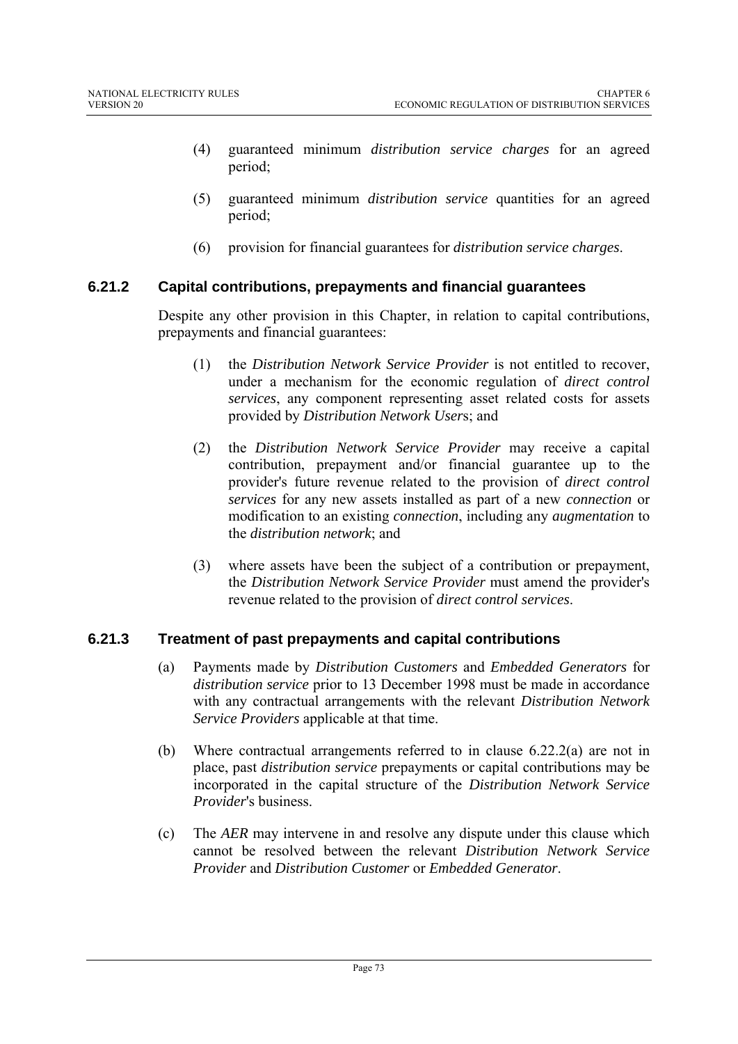(4) guaranteed minimum *distribution service charges* for an agreed period;

(5) guaranteed minimum *distribution service* quantities for an agreed period;

(6) provision for financial guarantees for *distribution service charges*.

### 6.21.2 Capital contributions, prepayments and financial guarantees

Despite any other provision in this Chapter, in relation to capital contributions, prepayments and financial guarantees:

(1) the *Distribution Network Service Provider* is not entitled to recover, under a mechanism for the economic regulation of *direct control services*, any component representing asset related costs for assets provided by *Distribution Network User*s; and

(2) the *Distribution Network Service Provider* may receive a capital contribution, prepayment and/or financial guarantee up to the provider's future revenue related to the provision of *direct control services* for any new assets installed as part of a new *connection* or modification to an existing *connection*, including any *augmentation* to the *distribution network*; and

(3) where assets have been the subject of a contribution or prepayment, the *Distribution Network Service Provider* must amend the provider's revenue related to the provision of *direct control services*.

### 6.21.3 Treatment of past prepayments and capital contributions

(a) Payments made by *Distribution Customers* and *Embedded Generators* for *distribution service* prior to 13 December 1998 must be made in accordance with any contractual arrangements with the relevant *Distribution Network Service Providers* applicable at that time.

(b) Where contractual arrangements referred to in clause 6.22.2(a) are not in place, past *distribution service* prepayments or capital contributions may be incorporated in the capital structure of the *Distribution Network Service Provider*'s business.

(c) The *AER* may intervene in and resolve any dispute under this clause which cannot be resolved between the relevant *Distribution Network Service Provider* and *Distribution Customer* or *Embedded Generator*.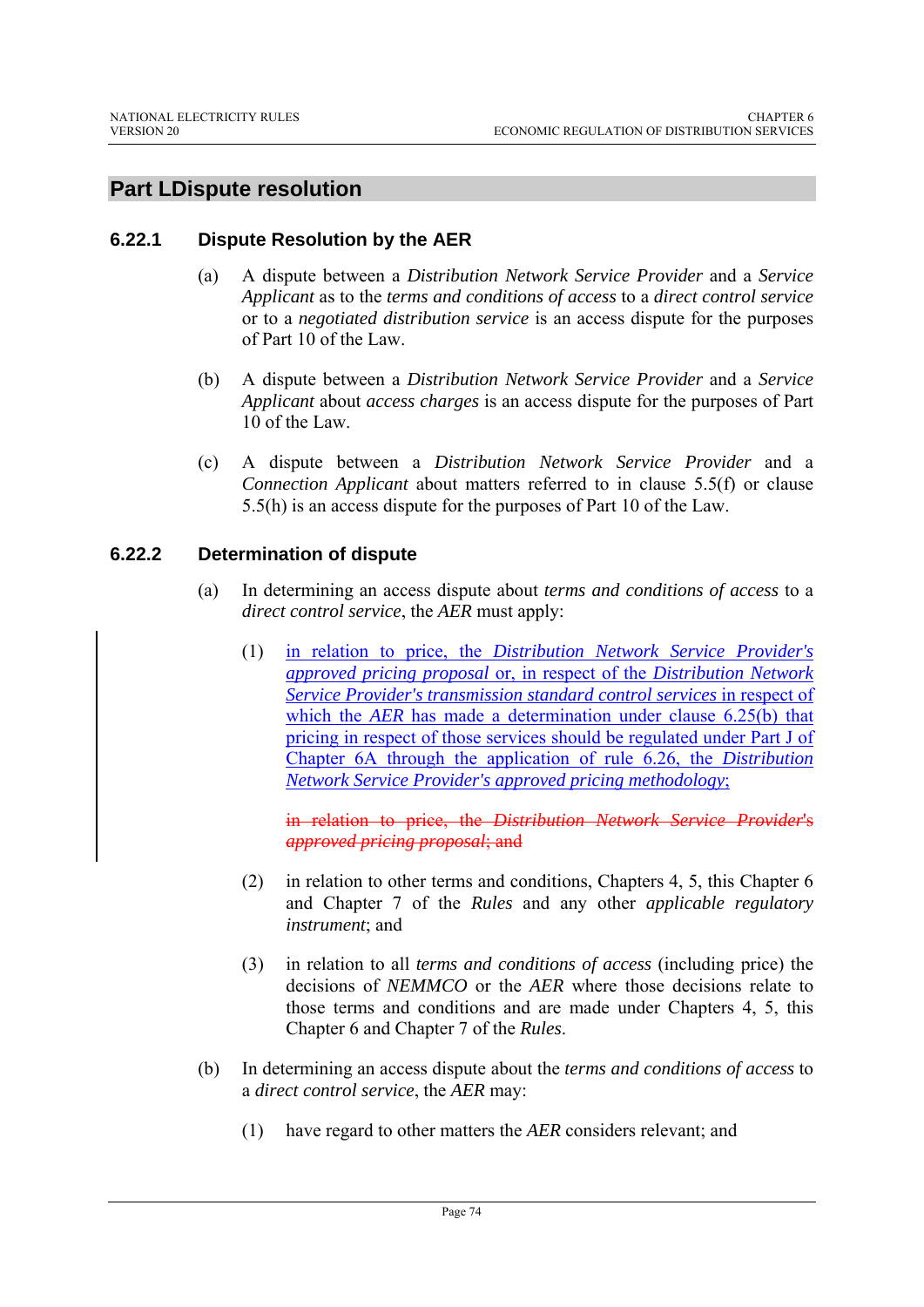## Part L Dispute resolution

### 6.22.1 Dispute Resolution by the AER

(a) A dispute between a *Distribution Network Service Provider* and a *Service Applicant* as to the *terms and conditions of access* to a *direct control service* or to a *negotiated distribution service* is an access dispute for the purposes of Part 10 of the Law.

(b) A dispute between a *Distribution Network Service Provider* and a *Service Applicant* about *access charges* is an access dispute for the purposes of Part 10 of the Law.

(c) A dispute between a *Distribution Network Service Provider* and a *Connection Applicant* about matters referred to in clause 5.5(f) or clause 5.5(h) is an access dispute for the purposes of Part 10 of the Law.

### 6.22.2 Determination of dispute

(a) In determining an access dispute about *terms and conditions of access* to a *direct control service*, the *AER* must apply:

(1) in relation to price, the *Distribution Network Service Provider's approved pricing proposal* or, in respect of the *Distribution Network Service Provider's transmission standard control services* in respect of which the *AER* has made a determination under clause 6.25(b) that pricing in respect of those services should be regulated under Part J of Chapter 6A through the application of rule 6.26, the *Distribution Network Service Provider's approved pricing methodology*;

~~in relation to price, the *Distribution Network Service Provider's approved pricing proposal*; and~~

(2) in relation to other terms and conditions, Chapters 4, 5, this Chapter 6 and Chapter 7 of the *Rules* and any other *applicable regulatory instrument*; and

(3) in relation to all *terms and conditions of access* (including price) the decisions of *NEMMCO* or the *AER* where those decisions relate to those terms and conditions and are made under Chapters 4, 5, this Chapter 6 and Chapter 7 of the *Rules*.

(b) In determining an access dispute about the *terms and conditions of access* to a *direct control service*, the *AER* may:

(1) have regard to other matters the *AER* considers relevant; and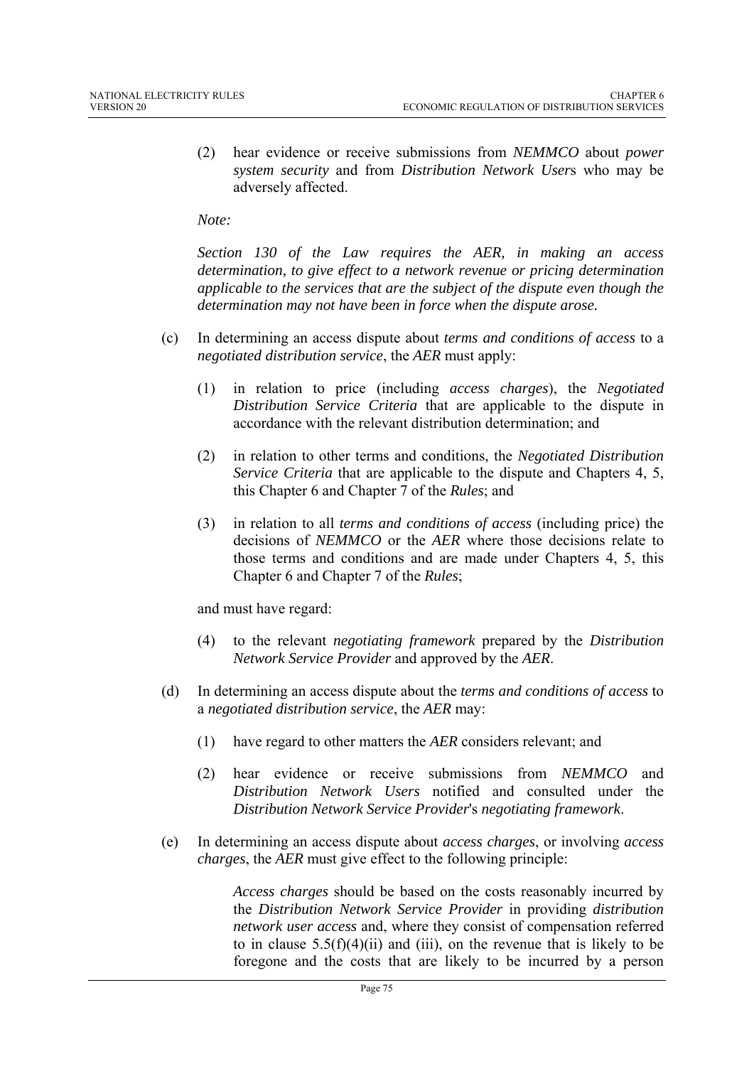(2) hear evidence or receive submissions from *NEMMCO* about *power system security* and from *Distribution Network User*s who may be adversely affected.

*Note:*

*Section 130 of the Law requires the AER, in making an access determination, to give effect to a network revenue or pricing determination applicable to the services that are the subject of the dispute even though the determination may not have been in force when the dispute arose.*

(c) In determining an access dispute about *terms and conditions of access* to a *negotiated distribution service*, the *AER* must apply:

(1) in relation to price (including *access charges*), the *Negotiated Distribution Service Criteria* that are applicable to the dispute in accordance with the relevant distribution determination; and

(2) in relation to other terms and conditions, the *Negotiated Distribution Service Criteria* that are applicable to the dispute and Chapters 4, 5, this Chapter 6 and Chapter 7 of the *Rules*; and

(3) in relation to all *terms and conditions of access* (including price) the decisions of *NEMMCO* or the *AER* where those decisions relate to those terms and conditions and are made under Chapters 4, 5, this Chapter 6 and Chapter 7 of the *Rules*;

and must have regard:

(4) to the relevant *negotiating framework* prepared by the *Distribution Network Service Provider* and approved by the *AER*.

(d) In determining an access dispute about the *terms and conditions of access* to a *negotiated distribution service*, the *AER* may:

(1) have regard to other matters the *AER* considers relevant; and

(2) hear evidence or receive submissions from *NEMMCO* and *Distribution Network Users* notified and consulted under the *Distribution Network Service Provider*'s *negotiating framework*.

(e) In determining an access dispute about *access charges*, or involving *access charges*, the *AER* must give effect to the following principle:

*Access charges* should be based on the costs reasonably incurred by the *Distribution Network Service Provider* in providing *distribution network user access* and, where they consist of compensation referred to in clause 5.5(f)(4)(ii) and (iii), on the revenue that is likely to be foregone and the costs that are likely to be incurred by a person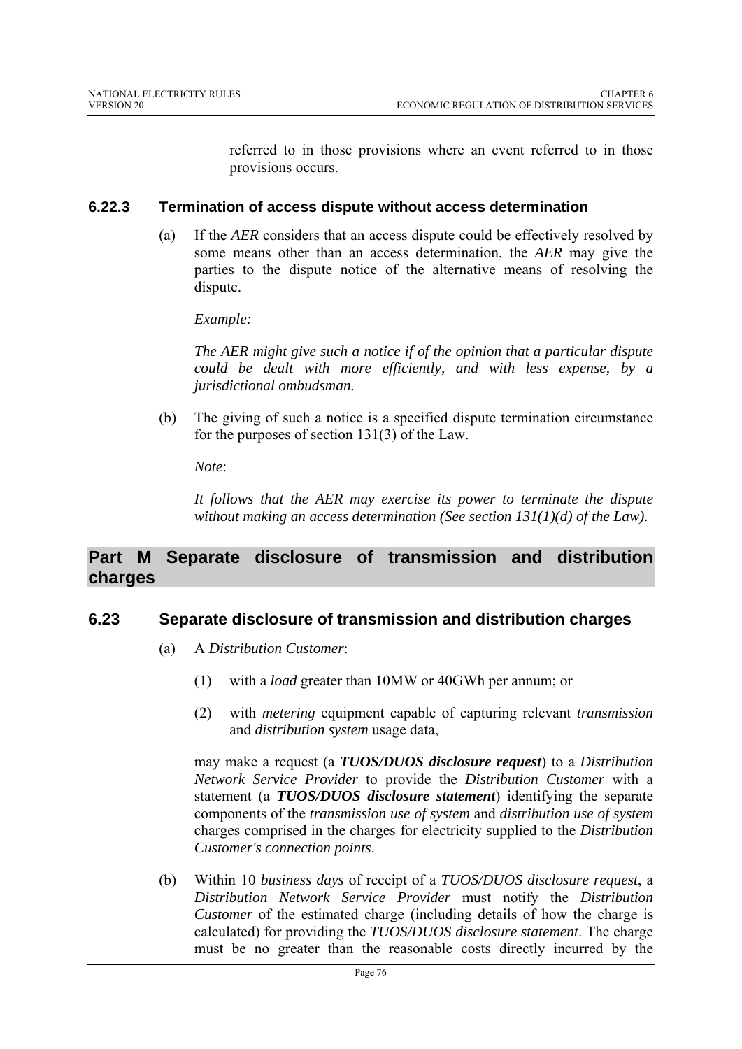referred to in those provisions where an event referred to in those provisions occurs.

### 6.22.3 Termination of access dispute without access determination

(a) If the *AER* considers that an access dispute could be effectively resolved by some means other than an access determination, the *AER* may give the parties to the dispute notice of the alternative means of resolving the dispute.

*Example:*

*The AER might give such a notice if of the opinion that a particular dispute could be dealt with more efficiently, and with less expense, by a jurisdictional ombudsman.*

(b) The giving of such a notice is a specified dispute termination circumstance for the purposes of section 131(3) of the Law.

*Note*:

*It follows that the AER may exercise its power to terminate the dispute without making an access determination (See section 131(1)(d) of the Law).*

# Part M Separate disclosure of transmission and distribution charges

## 6.23 Separate disclosure of transmission and distribution charges

(a) A *Distribution Customer*:

(1) with a *load* greater than 10MW or 40GWh per annum; or

(2) with *metering* equipment capable of capturing relevant *transmission* and *distribution system* usage data,

may make a request (a ***TUOS/DUOS disclosure request***) to a *Distribution Network Service Provider* to provide the *Distribution Customer* with a statement (a ***TUOS/DUOS disclosure statement***) identifying the separate components of the *transmission use of system* and *distribution use of system* charges comprised in the charges for electricity supplied to the *Distribution Customer's connection points*.

(b) Within 10 *business days* of receipt of a *TUOS/DUOS disclosure request*, a *Distribution Network Service Provider* must notify the *Distribution Customer* of the estimated charge (including details of how the charge is calculated) for providing the *TUOS/DUOS disclosure statement*. The charge must be no greater than the reasonable costs directly incurred by the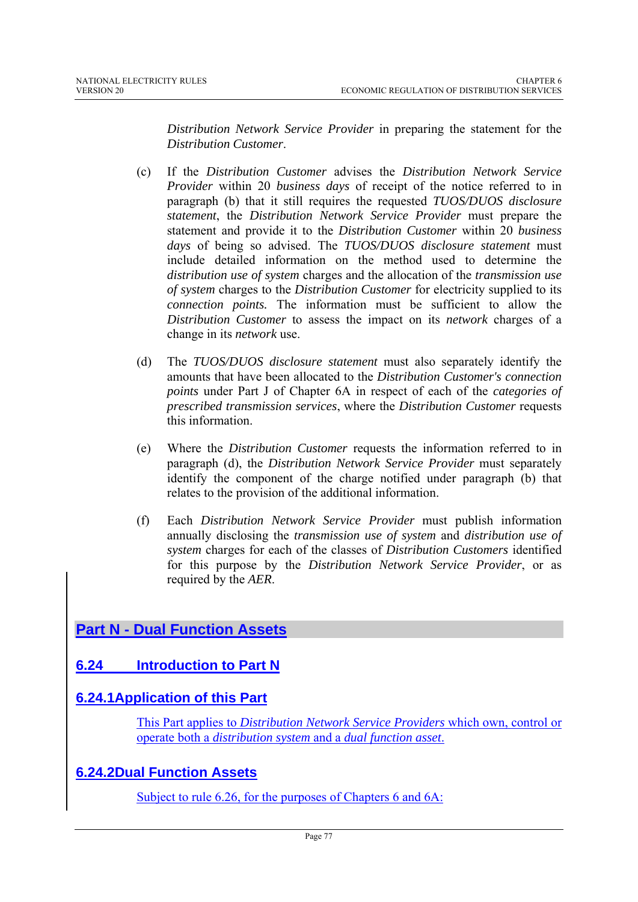*Distribution Network Service Provider* in preparing the statement for the *Distribution Customer*.

(c) If the *Distribution Customer* advises the *Distribution Network Service Provider* within 20 *business days* of receipt of the notice referred to in paragraph (b) that it still requires the requested *TUOS/DUOS disclosure statement*, the *Distribution Network Service Provider* must prepare the statement and provide it to the *Distribution Customer* within 20 *business days* of being so advised. The *TUOS/DUOS disclosure statement* must include detailed information on the method used to determine the *distribution use of system* charges and the allocation of the *transmission use of system* charges to the *Distribution Customer* for electricity supplied to its *connection points.* The information must be sufficient to allow the *Distribution Customer* to assess the impact on its *network* charges of a change in its *network* use.

(d) The *TUOS/DUOS disclosure statement* must also separately identify the amounts that have been allocated to the *Distribution Customer's connection points* under Part J of Chapter 6A in respect of each of the *categories of prescribed transmission services*, where the *Distribution Customer* requests this information.

(e) Where the *Distribution Customer* requests the information referred to in paragraph (d), the *Distribution Network Service Provider* must separately identify the component of the charge notified under paragraph (b) that relates to the provision of the additional information.

(f) Each *Distribution Network Service Provider* must publish information annually disclosing the *transmission use of system* and *distribution use of system* charges for each of the classes of *Distribution Customers* identified for this purpose by the *Distribution Network Service Provider*, or as required by the *AER*.

# Part N - Dual Function Assets

## 6.24 Introduction to Part N

### 6.24.1 Application of this Part

This Part applies to *Distribution Network Service Providers* which own, control or operate both a *distribution system* and a *dual function asset*.

### 6.24.2 Dual Function Assets

Subject to rule 6.26, for the purposes of Chapters 6 and 6A: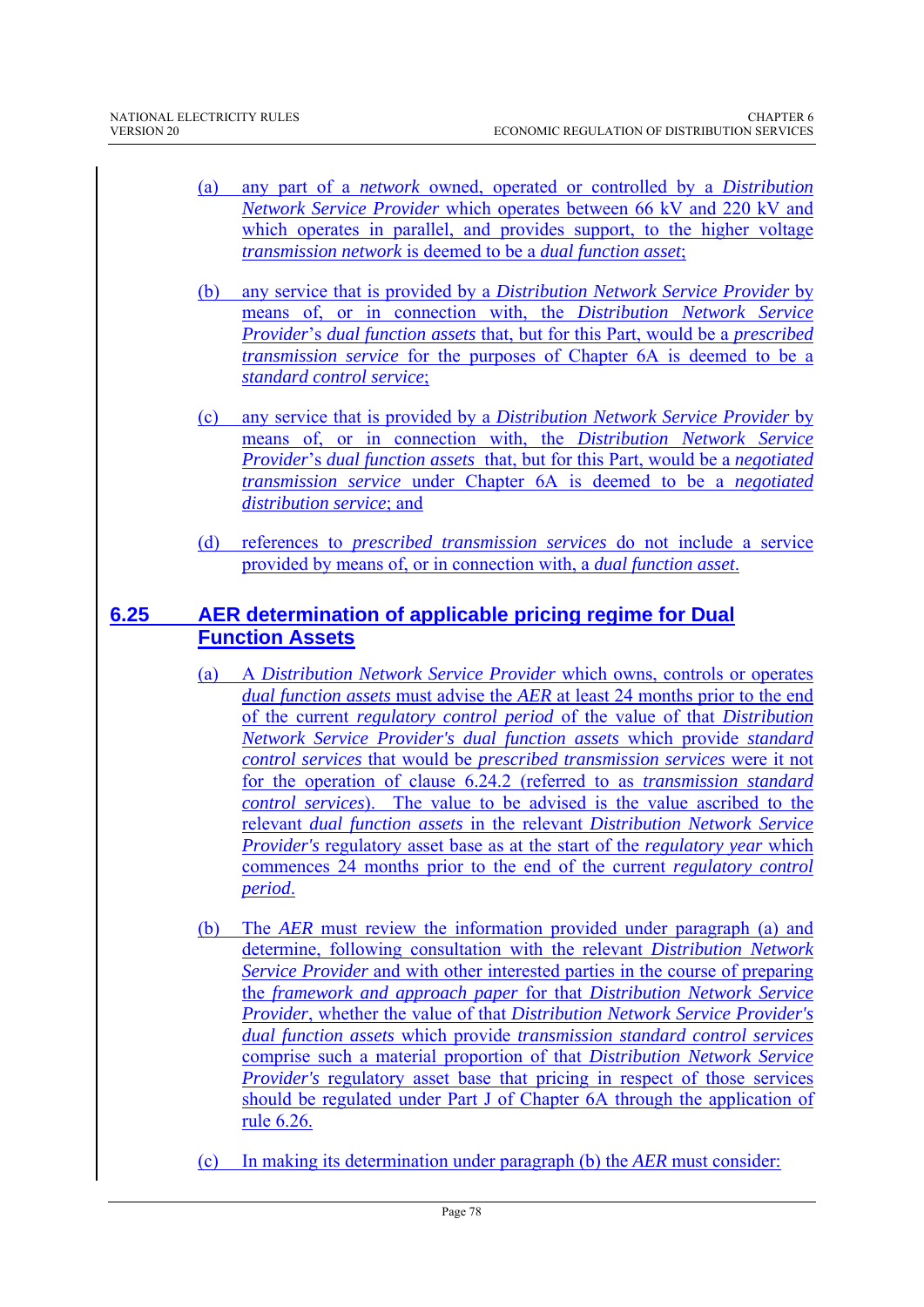(a) any part of a *network* owned, operated or controlled by a *Distribution Network Service Provider* which operates between 66 kV and 220 kV and which operates in parallel, and provides support, to the higher voltage *transmission network* is deemed to be a *dual function asset*;

(b) any service that is provided by a *Distribution Network Service Provider* by means of, or in connection with, the *Distribution Network Service Provider*'s *dual function assets* that, but for this Part, would be a *prescribed transmission service* for the purposes of Chapter 6A is deemed to be a *standard control service*;

(c) any service that is provided by a *Distribution Network Service Provider* by means of, or in connection with, the *Distribution Network Service Provider*'s *dual function assets* that, but for this Part, would be a *negotiated transmission service* under Chapter 6A is deemed to be a *negotiated distribution service*; and

(d) references to *prescribed transmission services* do not include a service provided by means of, or in connection with, a *dual function asset*.

## 6.25 AER determination of applicable pricing regime for Dual Function Assets

(a) A *Distribution Network Service Provider* which owns, controls or operates *dual function assets* must advise the *AER* at least 24 months prior to the end of the current *regulatory control period* of the value of that *Distribution Network Service Provider's dual function assets* which provide *standard control services* that would be *prescribed transmission services* were it not for the operation of clause 6.24.2 (referred to as *transmission standard control services*). The value to be advised is the value ascribed to the relevant *dual function assets* in the relevant *Distribution Network Service Provider's* regulatory asset base as at the start of the *regulatory year* which commences 24 months prior to the end of the current *regulatory control period*.

(b) The *AER* must review the information provided under paragraph (a) and determine, following consultation with the relevant *Distribution Network Service Provider* and with other interested parties in the course of preparing the *framework and approach paper* for that *Distribution Network Service Provider*, whether the value of that *Distribution Network Service Provider's dual function assets* which provide *transmission standard control services* comprise such a material proportion of that *Distribution Network Service Provider's* regulatory asset base that pricing in respect of those services should be regulated under Part J of Chapter 6A through the application of rule 6.26.

(c) In making its determination under paragraph (b) the *AER* must consider: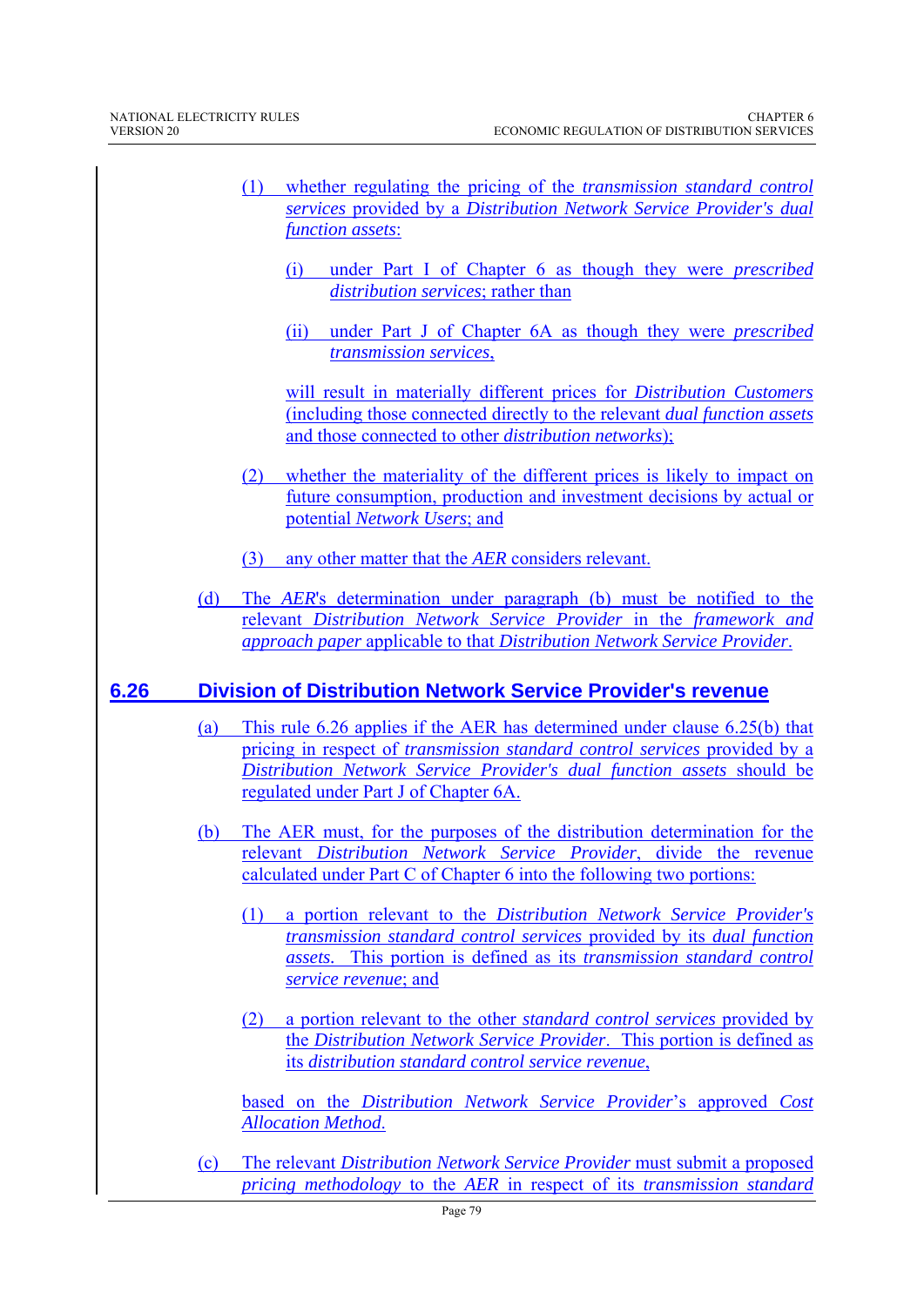(1) whether regulating the pricing of the *transmission standard control services* provided by a *Distribution Network Service Provider's dual function assets*:

(i) under Part I of Chapter 6 as though they were *prescribed distribution services*; rather than

(ii) under Part J of Chapter 6A as though they were *prescribed transmission services*,

will result in materially different prices for *Distribution Customers* (including those connected directly to the relevant *dual function assets* and those connected to other *distribution networks*);

(2) whether the materiality of the different prices is likely to impact on future consumption, production and investment decisions by actual or potential *Network Users*; and

(3) any other matter that the *AER* considers relevant.

(d) The *AER*'s determination under paragraph (b) must be notified to the relevant *Distribution Network Service Provider* in the *framework and approach paper* applicable to that *Distribution Network Service Provider*.

## 6.26 Division of Distribution Network Service Provider's revenue

(a) This rule 6.26 applies if the AER has determined under clause 6.25(b) that pricing in respect of *transmission standard control services* provided by a *Distribution Network Service Provider's dual function assets* should be regulated under Part J of Chapter 6A.

(b) The AER must, for the purposes of the distribution determination for the relevant *Distribution Network Service Provider*, divide the revenue calculated under Part C of Chapter 6 into the following two portions:

(1) a portion relevant to the *Distribution Network Service Provider's transmission standard control services* provided by its *dual function assets*. This portion is defined as its *transmission standard control service revenue*; and

(2) a portion relevant to the other *standard control services* provided by the *Distribution Network Service Provider*. This portion is defined as its *distribution standard control service revenue*,

based on the *Distribution Network Service Provider*'s approved *Cost Allocation Method*.

(c) The relevant *Distribution Network Service Provider* must submit a proposed *pricing methodology* to the *AER* in respect of its *transmission standard*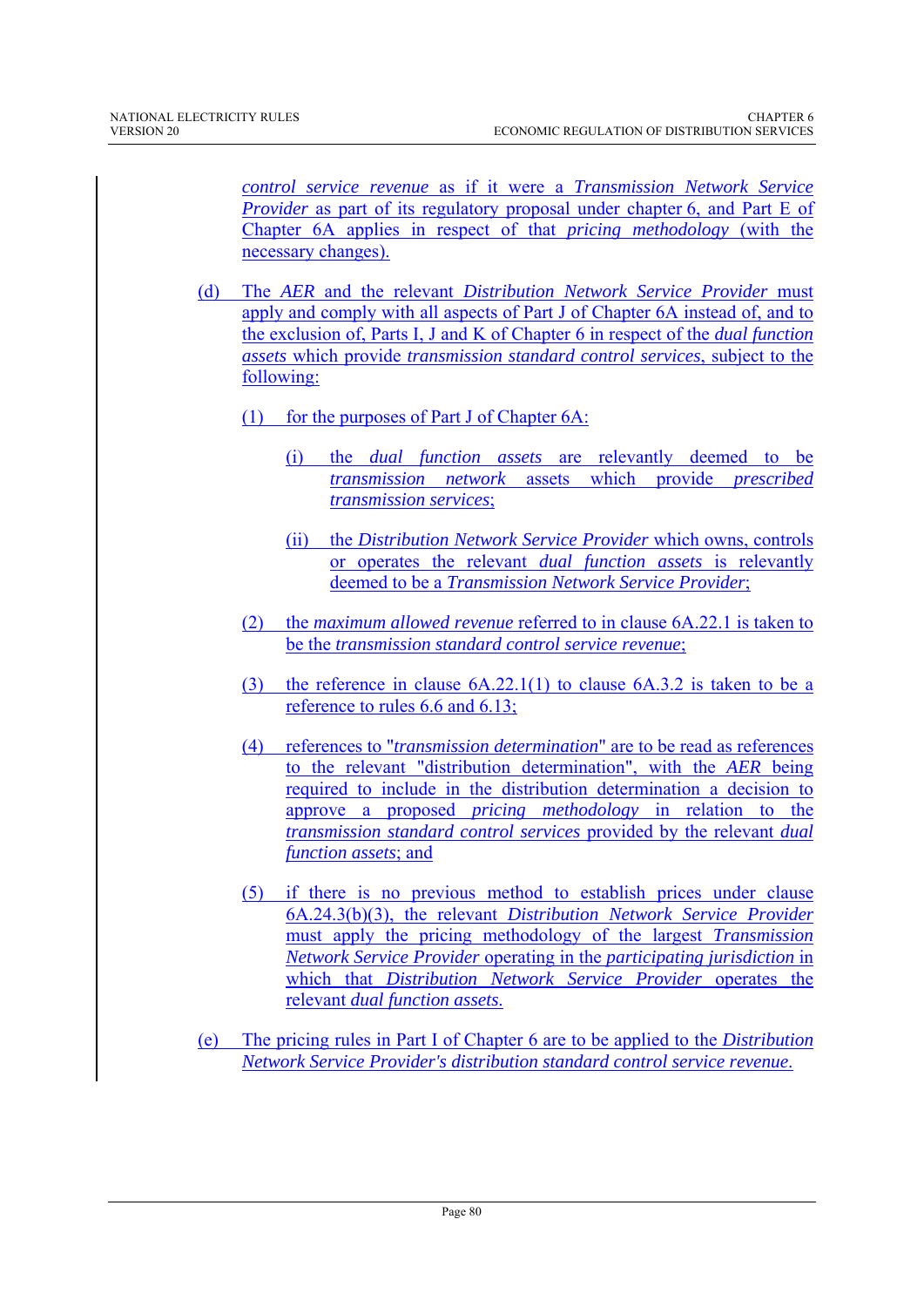*control service revenue* as if it were a *Transmission Network Service Provider* as part of its regulatory proposal under chapter 6, and Part E of Chapter 6A applies in respect of that *pricing methodology* (with the necessary changes).

(d) The *AER* and the relevant *Distribution Network Service Provider* must apply and comply with all aspects of Part J of Chapter 6A instead of, and to the exclusion of, Parts I, J and K of Chapter 6 in respect of the *dual function assets* which provide *transmission standard control services*, subject to the following:

(1) for the purposes of Part J of Chapter 6A:

(i) the *dual function assets* are relevantly deemed to be *transmission network* assets which provide *prescribed transmission services*;

(ii) the *Distribution Network Service Provider* which owns, controls or operates the relevant *dual function assets* is relevantly deemed to be a *Transmission Network Service Provider*;

(2) the *maximum allowed revenue* referred to in clause 6A.22.1 is taken to be the *transmission standard control service revenue*;

(3) the reference in clause 6A.22.1(1) to clause 6A.3.2 is taken to be a reference to rules 6.6 and 6.13;

(4) references to "*transmission determination*" are to be read as references to the relevant "distribution determination", with the *AER* being required to include in the distribution determination a decision to approve a proposed *pricing methodology* in relation to the *transmission standard control services* provided by the relevant *dual function assets*; and

(5) if there is no previous method to establish prices under clause 6A.24.3(b)(3), the relevant *Distribution Network Service Provider* must apply the pricing methodology of the largest *Transmission Network Service Provider* operating in the *participating jurisdiction* in which that *Distribution Network Service Provider* operates the relevant *dual function assets*.

(e) The pricing rules in Part I of Chapter 6 are to be applied to the *Distribution Network Service Provider's distribution standard control service revenue*.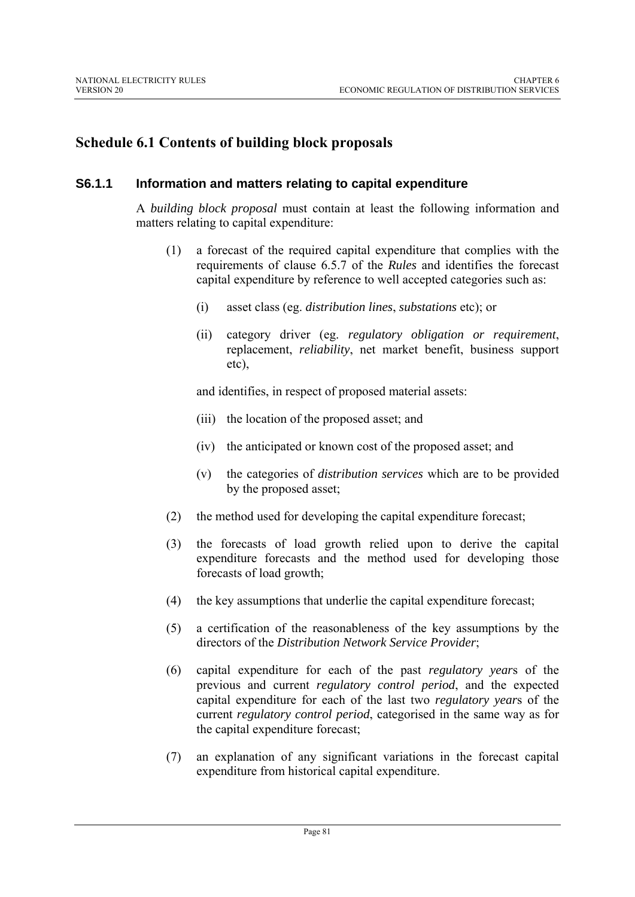# Schedule 6.1 Contents of building block proposals

## S6.1.1 Information and matters relating to capital expenditure

A *building block proposal* must contain at least the following information and matters relating to capital expenditure:

(1) a forecast of the required capital expenditure that complies with the requirements of clause 6.5.7 of the *Rules* and identifies the forecast capital expenditure by reference to well accepted categories such as:

   (i) asset class (eg. *distribution lines*, *substations* etc); or

   (ii) category driver (eg. *regulatory obligation or requirement*, replacement, *reliability*, net market benefit, business support etc),

   and identifies, in respect of proposed material assets:

   (iii) the location of the proposed asset; and

   (iv) the anticipated or known cost of the proposed asset; and

   (v) the categories of *distribution services* which are to be provided by the proposed asset;

(2) the method used for developing the capital expenditure forecast;

(3) the forecasts of load growth relied upon to derive the capital expenditure forecasts and the method used for developing those forecasts of load growth;

(4) the key assumptions that underlie the capital expenditure forecast;

(5) a certification of the reasonableness of the key assumptions by the directors of the *Distribution Network Service Provider*;

(6) capital expenditure for each of the past *regulatory year*s of the previous and current *regulatory control period*, and the expected capital expenditure for each of the last two *regulatory year*s of the current *regulatory control period*, categorised in the same way as for the capital expenditure forecast;

(7) an explanation of any significant variations in the forecast capital expenditure from historical capital expenditure.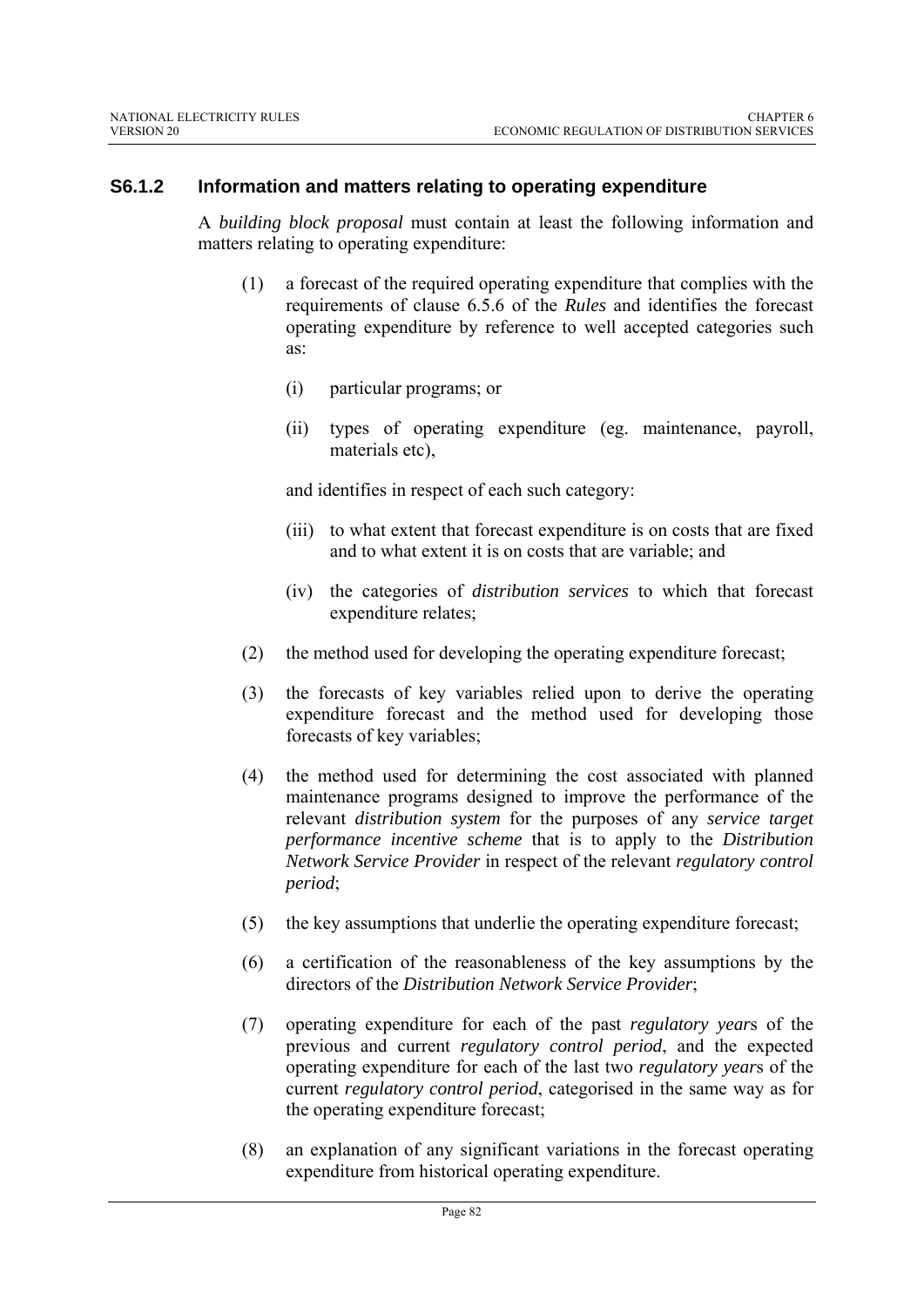### S6.1.2 Information and matters relating to operating expenditure

A *building block proposal* must contain at least the following information and matters relating to operating expenditure:

(1) a forecast of the required operating expenditure that complies with the requirements of clause 6.5.6 of the *Rules* and identifies the forecast operating expenditure by reference to well accepted categories such as:

   (i) particular programs; or

   (ii) types of operating expenditure (eg. maintenance, payroll, materials etc),

   and identifies in respect of each such category:

   (iii) to what extent that forecast expenditure is on costs that are fixed and to what extent it is on costs that are variable; and

   (iv) the categories of *distribution services* to which that forecast expenditure relates;

(2) the method used for developing the operating expenditure forecast;

(3) the forecasts of key variables relied upon to derive the operating expenditure forecast and the method used for developing those forecasts of key variables;

(4) the method used for determining the cost associated with planned maintenance programs designed to improve the performance of the relevant *distribution system* for the purposes of any *service target performance incentive scheme* that is to apply to the *Distribution Network Service Provider* in respect of the relevant *regulatory control period*;

(5) the key assumptions that underlie the operating expenditure forecast;

(6) a certification of the reasonableness of the key assumptions by the directors of the *Distribution Network Service Provider*;

(7) operating expenditure for each of the past *regulatory year*s of the previous and current *regulatory control period*, and the expected operating expenditure for each of the last two *regulatory year*s of the current *regulatory control period*, categorised in the same way as for the operating expenditure forecast;

(8) an explanation of any significant variations in the forecast operating expenditure from historical operating expenditure.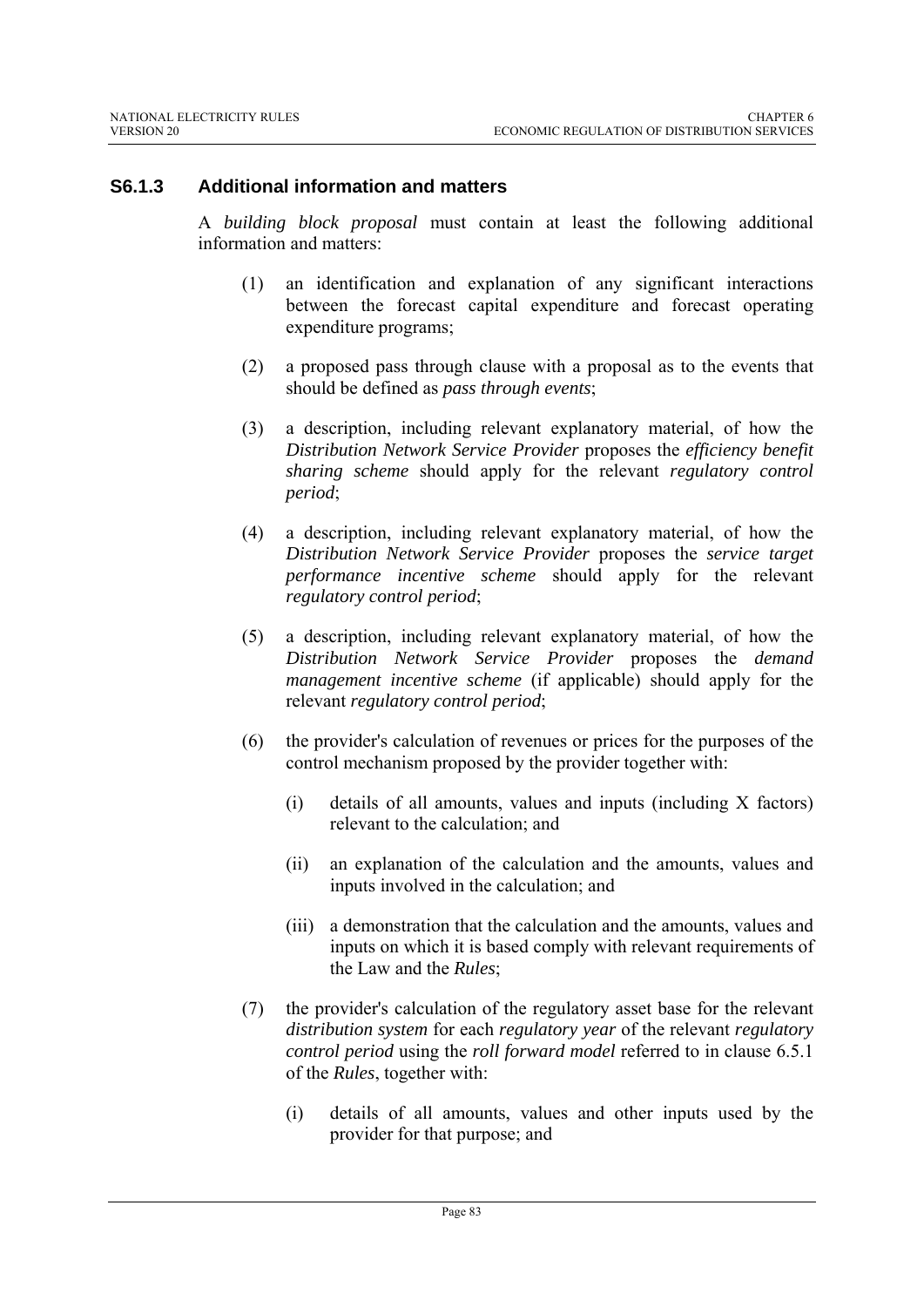### S6.1.3 Additional information and matters

A *building block proposal* must contain at least the following additional information and matters:

(1) an identification and explanation of any significant interactions between the forecast capital expenditure and forecast operating expenditure programs;

(2) a proposed pass through clause with a proposal as to the events that should be defined as *pass through events*;

(3) a description, including relevant explanatory material, of how the *Distribution Network Service Provider* proposes the *efficiency benefit sharing scheme* should apply for the relevant *regulatory control period*;

(4) a description, including relevant explanatory material, of how the *Distribution Network Service Provider* proposes the *service target performance incentive scheme* should apply for the relevant *regulatory control period*;

(5) a description, including relevant explanatory material, of how the *Distribution Network Service Provider* proposes the *demand management incentive scheme* (if applicable) should apply for the relevant *regulatory control period*;

(6) the provider's calculation of revenues or prices for the purposes of the control mechanism proposed by the provider together with:

    (i) details of all amounts, values and inputs (including X factors) relevant to the calculation; and

    (ii) an explanation of the calculation and the amounts, values and inputs involved in the calculation; and

    (iii) a demonstration that the calculation and the amounts, values and inputs on which it is based comply with relevant requirements of the Law and the *Rules*;

(7) the provider's calculation of the regulatory asset base for the relevant *distribution system* for each *regulatory year* of the relevant *regulatory control period* using the *roll forward model* referred to in clause 6.5.1 of the *Rules*, together with:

    (i) details of all amounts, values and other inputs used by the provider for that purpose; and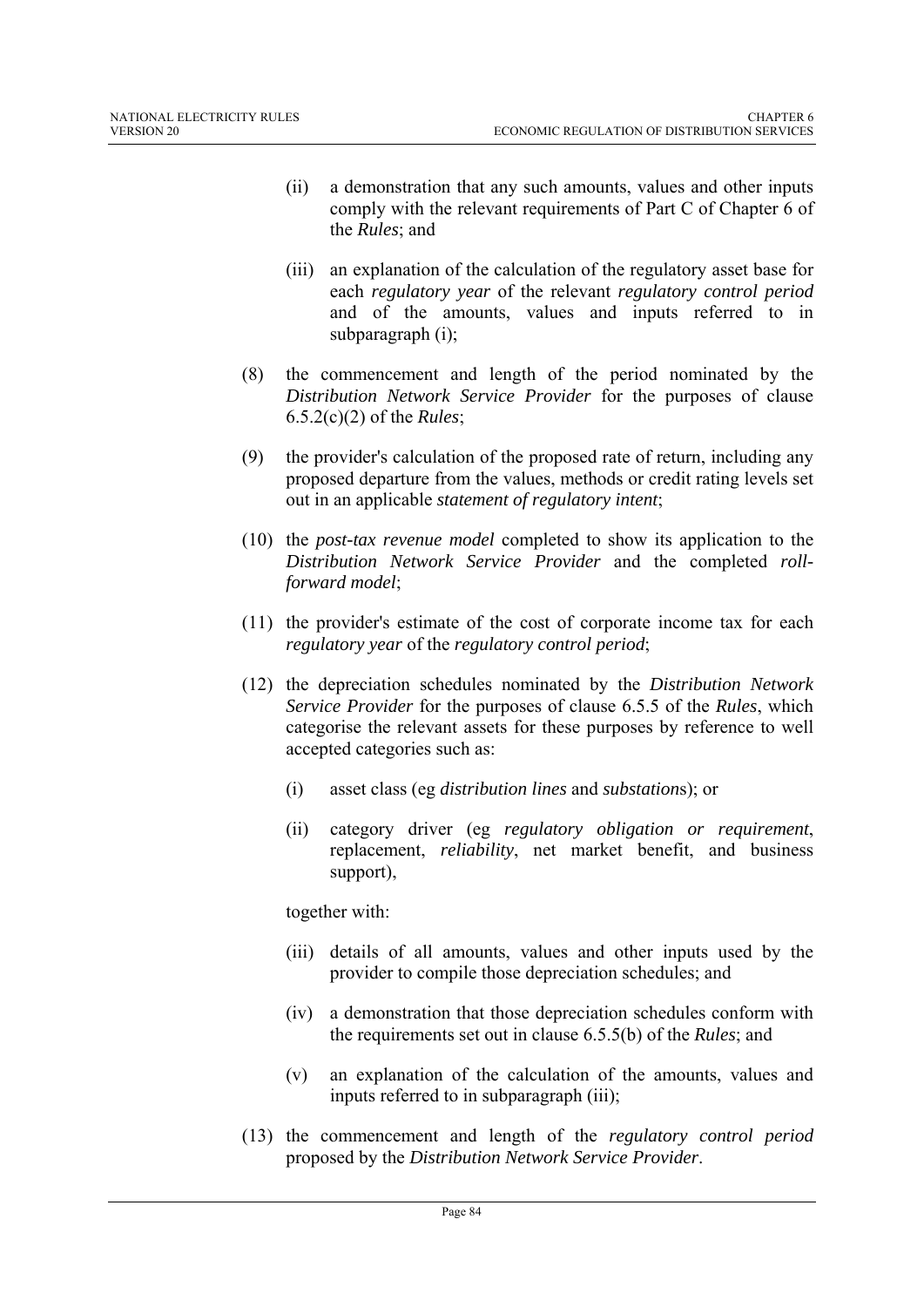(ii) a demonstration that any such amounts, values and other inputs comply with the relevant requirements of Part C of Chapter 6 of the *Rules*; and

(iii) an explanation of the calculation of the regulatory asset base for each *regulatory year* of the relevant *regulatory control period* and of the amounts, values and inputs referred to in subparagraph (i);

(8) the commencement and length of the period nominated by the *Distribution Network Service Provider* for the purposes of clause 6.5.2(c)(2) of the *Rules*;

(9) the provider's calculation of the proposed rate of return, including any proposed departure from the values, methods or credit rating levels set out in an applicable *statement of regulatory intent*;

(10) the *post-tax revenue model* completed to show its application to the *Distribution Network Service Provider* and the completed *roll-forward model*;

(11) the provider's estimate of the cost of corporate income tax for each *regulatory year* of the *regulatory control period*;

(12) the depreciation schedules nominated by the *Distribution Network Service Provider* for the purposes of clause 6.5.5 of the *Rules*, which categorise the relevant assets for these purposes by reference to well accepted categories such as:

   (i) asset class (eg *distribution lines* and *substations*); or

   (ii) category driver (eg *regulatory obligation or requirement*, replacement, *reliability*, net market benefit, and business support),

   together with:

   (iii) details of all amounts, values and other inputs used by the provider to compile those depreciation schedules; and

   (iv) a demonstration that those depreciation schedules conform with the requirements set out in clause 6.5.5(b) of the *Rules*; and

   (v) an explanation of the calculation of the amounts, values and inputs referred to in subparagraph (iii);

(13) the commencement and length of the *regulatory control period* proposed by the *Distribution Network Service Provider*.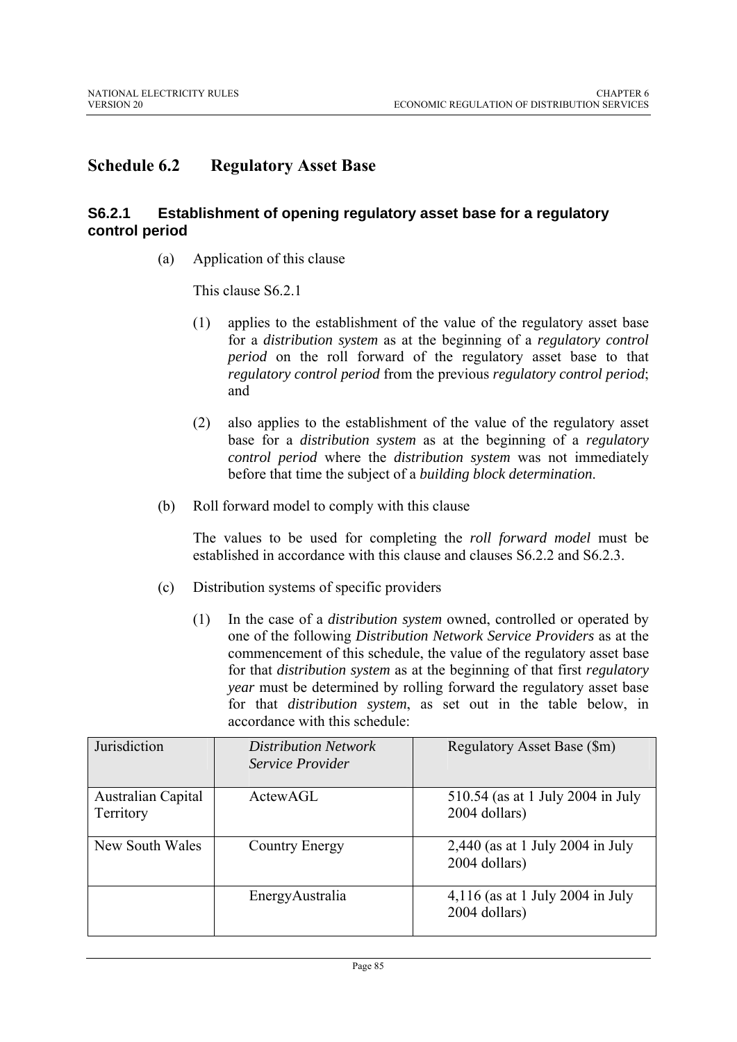# Schedule 6.2 Regulatory Asset Base

## S6.2.1 Establishment of opening regulatory asset base for a regulatory control period

(a) Application of this clause

This clause S6.2.1

(1) applies to the establishment of the value of the regulatory asset base for a *distribution system* as at the beginning of a *regulatory control period* on the roll forward of the regulatory asset base to that *regulatory control period* from the previous *regulatory control period*; and

(2) also applies to the establishment of the value of the regulatory asset base for a *distribution system* as at the beginning of a *regulatory control period* where the *distribution system* was not immediately before that time the subject of a *building block determination*.

(b) Roll forward model to comply with this clause

The values to be used for completing the *roll forward model* must be established in accordance with this clause and clauses S6.2.2 and S6.2.3.

(c) Distribution systems of specific providers

(1) In the case of a *distribution system* owned, controlled or operated by one of the following *Distribution Network Service Providers* as at the commencement of this schedule, the value of the regulatory asset base for that *distribution system* as at the beginning of that first *regulatory year* must be determined by rolling forward the regulatory asset base for that *distribution system*, as set out in the table below, in accordance with this schedule:

| Jurisdiction | *Distribution Network Service Provider* | Regulatory Asset Base ($m) |
|---|---|---|
| Australian Capital Territory | ActewAGL | 510.54 (as at 1 July 2004 in July 2004 dollars) |
| New South Wales | Country Energy | 2,440 (as at 1 July 2004 in July 2004 dollars) |
| | EnergyAustralia | 4,116 (as at 1 July 2004 in July 2004 dollars) |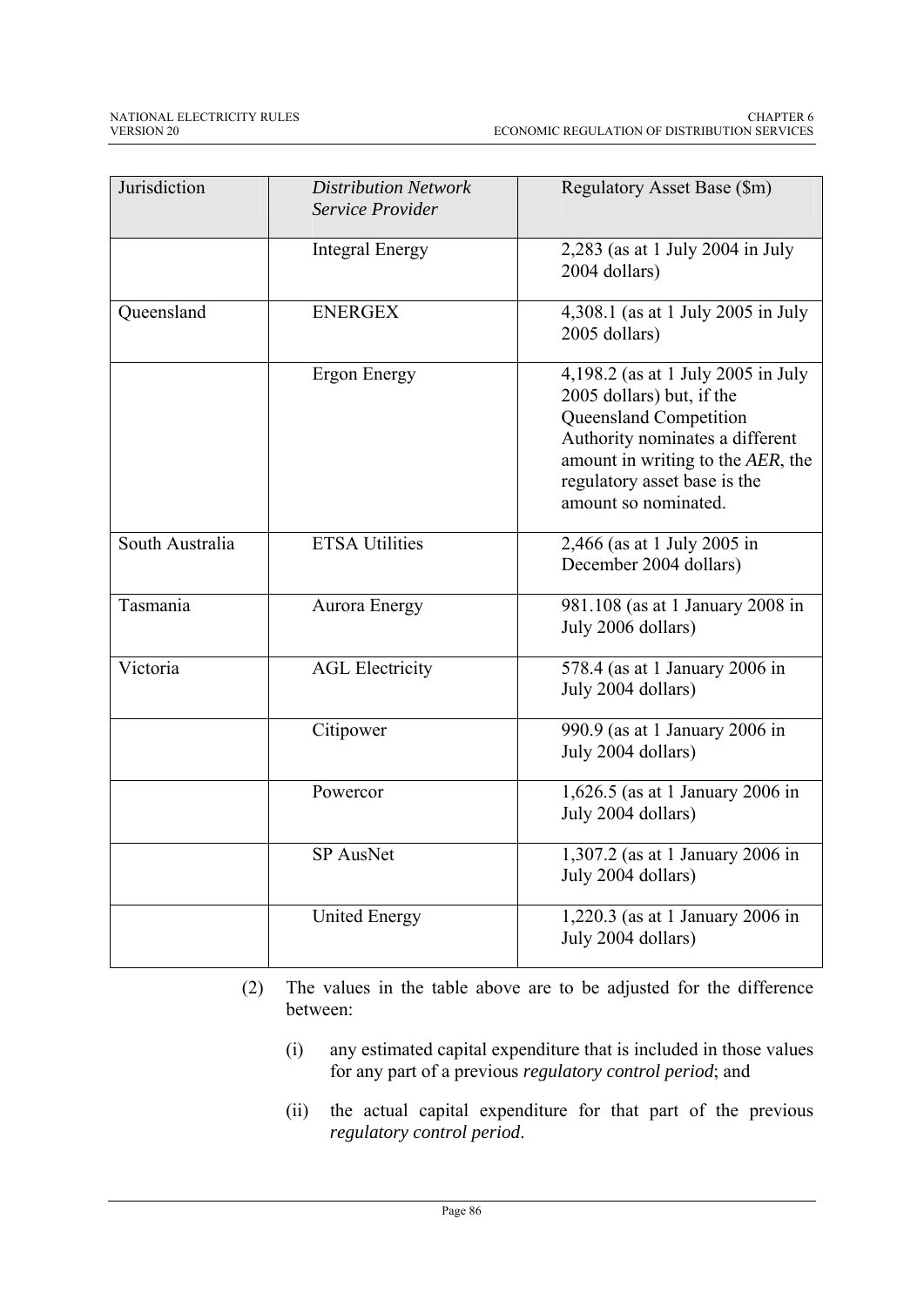| Jurisdiction | *Distribution Network Service Provider* | Regulatory Asset Base ($m) |
|---|---|---|
| | Integral Energy | 2,283 (as at 1 July 2004 in July 2004 dollars) |
| Queensland | ENERGEX | 4,308.1 (as at 1 July 2005 in July 2005 dollars) |
| | Ergon Energy | 4,198.2 (as at 1 July 2005 in July 2005 dollars) but, if the Queensland Competition Authority nominates a different amount in writing to the *AER*, the regulatory asset base is the amount so nominated. |
| South Australia | ETSA Utilities | 2,466 (as at 1 July 2005 in December 2004 dollars) |
| Tasmania | Aurora Energy | 981.108 (as at 1 January 2008 in July 2006 dollars) |
| Victoria | AGL Electricity | 578.4 (as at 1 January 2006 in July 2004 dollars) |
| | Citipower | 990.9 (as at 1 January 2006 in July 2004 dollars) |
| | Powercor | 1,626.5 (as at 1 January 2006 in July 2004 dollars) |
| | SP AusNet | 1,307.2 (as at 1 January 2006 in July 2004 dollars) |
| | United Energy | 1,220.3 (as at 1 January 2006 in July 2004 dollars) |

(2) The values in the table above are to be adjusted for the difference between:

(i) any estimated capital expenditure that is included in those values for any part of a previous *regulatory control period*; and

(ii) the actual capital expenditure for that part of the previous *regulatory control period*.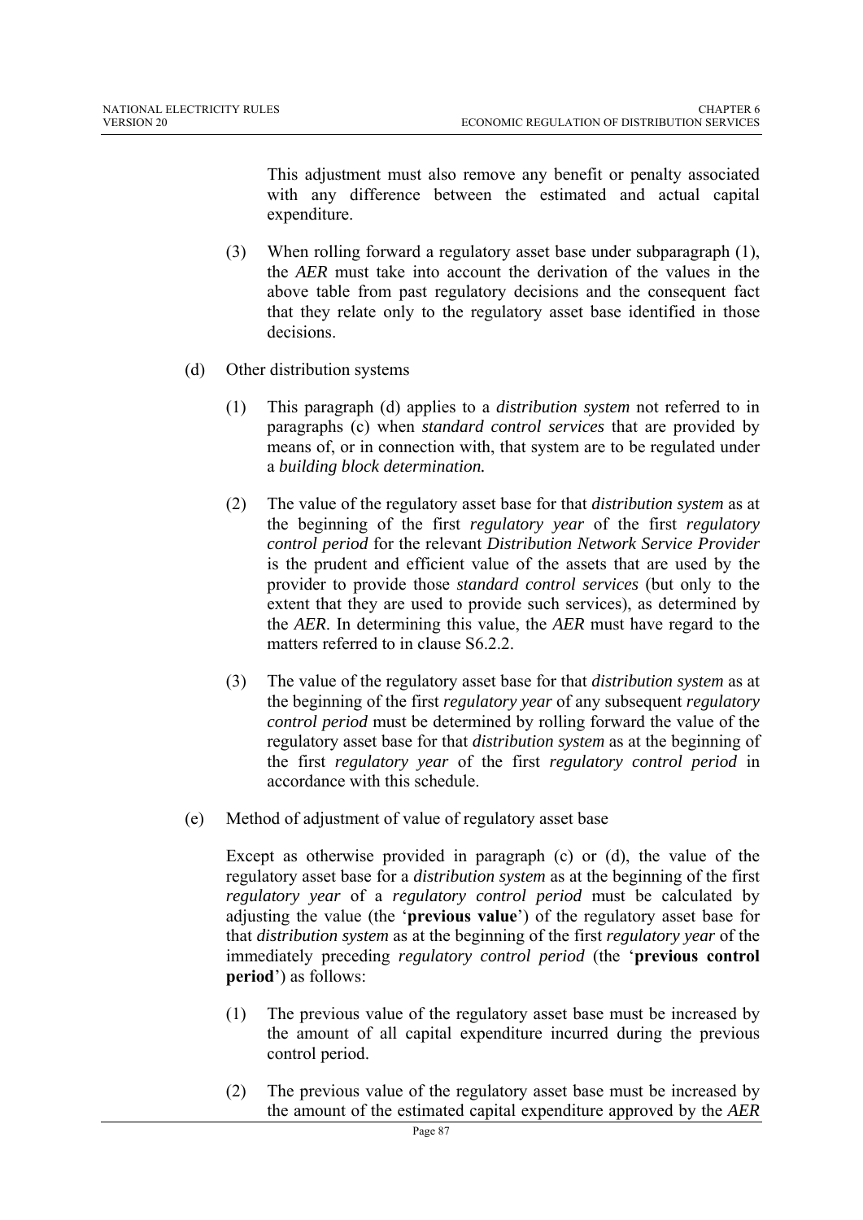This adjustment must also remove any benefit or penalty associated with any difference between the estimated and actual capital expenditure.

(3) When rolling forward a regulatory asset base under subparagraph (1), the *AER* must take into account the derivation of the values in the above table from past regulatory decisions and the consequent fact that they relate only to the regulatory asset base identified in those decisions.

(d) Other distribution systems

(1) This paragraph (d) applies to a *distribution system* not referred to in paragraphs (c) when *standard control services* that are provided by means of, or in connection with, that system are to be regulated under a *building block determination.*

(2) The value of the regulatory asset base for that *distribution system* as at the beginning of the first *regulatory year* of the first *regulatory control period* for the relevant *Distribution Network Service Provider* is the prudent and efficient value of the assets that are used by the provider to provide those *standard control services* (but only to the extent that they are used to provide such services), as determined by the *AER*. In determining this value, the *AER* must have regard to the matters referred to in clause S6.2.2.

(3) The value of the regulatory asset base for that *distribution system* as at the beginning of the first *regulatory year* of any subsequent *regulatory control period* must be determined by rolling forward the value of the regulatory asset base for that *distribution system* as at the beginning of the first *regulatory year* of the first *regulatory control period* in accordance with this schedule.

(e) Method of adjustment of value of regulatory asset base

Except as otherwise provided in paragraph (c) or (d), the value of the regulatory asset base for a *distribution system* as at the beginning of the first *regulatory year* of a *regulatory control period* must be calculated by adjusting the value (the '**previous value**') of the regulatory asset base for that *distribution system* as at the beginning of the first *regulatory year* of the immediately preceding *regulatory control period* (the '**previous control period**') as follows:

(1) The previous value of the regulatory asset base must be increased by the amount of all capital expenditure incurred during the previous control period.

(2) The previous value of the regulatory asset base must be increased by the amount of the estimated capital expenditure approved by the *AER*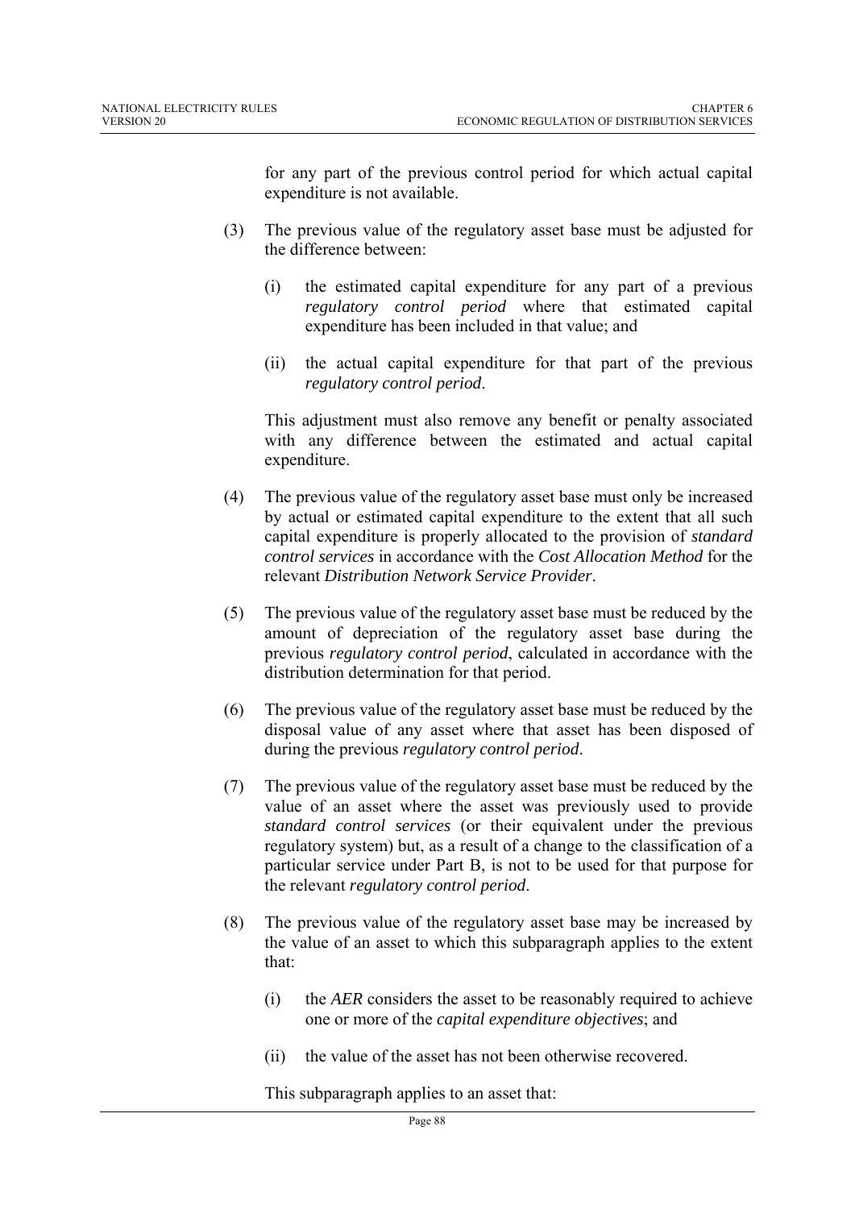for any part of the previous control period for which actual capital expenditure is not available.

(3) The previous value of the regulatory asset base must be adjusted for the difference between:

(i) the estimated capital expenditure for any part of a previous *regulatory control period* where that estimated capital expenditure has been included in that value; and

(ii) the actual capital expenditure for that part of the previous *regulatory control period*.

This adjustment must also remove any benefit or penalty associated with any difference between the estimated and actual capital expenditure.

(4) The previous value of the regulatory asset base must only be increased by actual or estimated capital expenditure to the extent that all such capital expenditure is properly allocated to the provision of *standard control services* in accordance with the *Cost Allocation Method* for the relevant *Distribution Network Service Provider*.

(5) The previous value of the regulatory asset base must be reduced by the amount of depreciation of the regulatory asset base during the previous *regulatory control period*, calculated in accordance with the distribution determination for that period.

(6) The previous value of the regulatory asset base must be reduced by the disposal value of any asset where that asset has been disposed of during the previous *regulatory control period*.

(7) The previous value of the regulatory asset base must be reduced by the value of an asset where the asset was previously used to provide *standard control services* (or their equivalent under the previous regulatory system) but, as a result of a change to the classification of a particular service under Part B, is not to be used for that purpose for the relevant *regulatory control period*.

(8) The previous value of the regulatory asset base may be increased by the value of an asset to which this subparagraph applies to the extent that:

(i) the *AER* considers the asset to be reasonably required to achieve one or more of the *capital expenditure objectives*; and

(ii) the value of the asset has not been otherwise recovered.

This subparagraph applies to an asset that: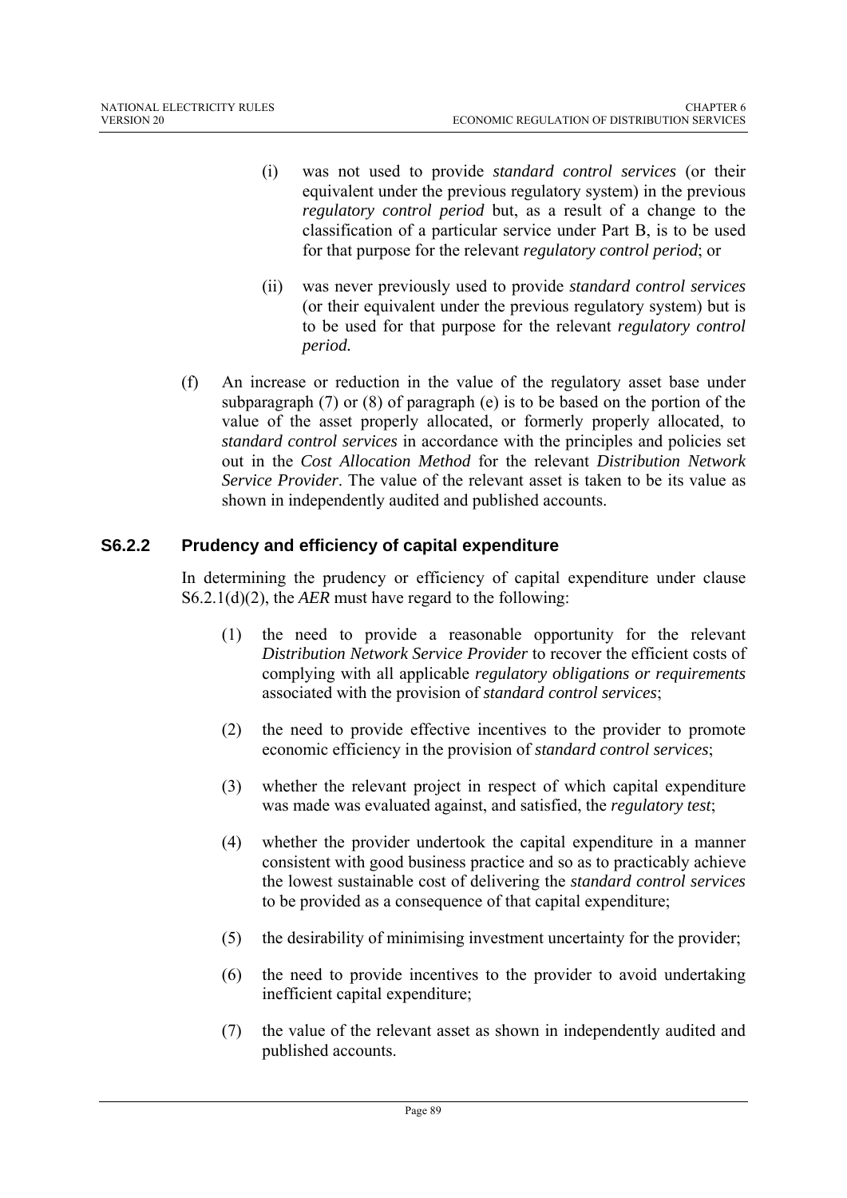(i) was not used to provide *standard control services* (or their equivalent under the previous regulatory system) in the previous *regulatory control period* but, as a result of a change to the classification of a particular service under Part B, is to be used for that purpose for the relevant *regulatory control period*; or

(ii) was never previously used to provide *standard control services* (or their equivalent under the previous regulatory system) but is to be used for that purpose for the relevant *regulatory control period.*

(f) An increase or reduction in the value of the regulatory asset base under subparagraph (7) or (8) of paragraph (e) is to be based on the portion of the value of the asset properly allocated, or formerly properly allocated, to *standard control services* in accordance with the principles and policies set out in the *Cost Allocation Method* for the relevant *Distribution Network Service Provider*. The value of the relevant asset is taken to be its value as shown in independently audited and published accounts.

### S6.2.2 Prudency and efficiency of capital expenditure

In determining the prudency or efficiency of capital expenditure under clause S6.2.1(d)(2), the *AER* must have regard to the following:

(1) the need to provide a reasonable opportunity for the relevant *Distribution Network Service Provider* to recover the efficient costs of complying with all applicable *regulatory obligations or requirements* associated with the provision of *standard control services*;

(2) the need to provide effective incentives to the provider to promote economic efficiency in the provision of *standard control services*;

(3) whether the relevant project in respect of which capital expenditure was made was evaluated against, and satisfied, the *regulatory test*;

(4) whether the provider undertook the capital expenditure in a manner consistent with good business practice and so as to practicably achieve the lowest sustainable cost of delivering the *standard control services* to be provided as a consequence of that capital expenditure;

(5) the desirability of minimising investment uncertainty for the provider;

(6) the need to provide incentives to the provider to avoid undertaking inefficient capital expenditure;

(7) the value of the relevant asset as shown in independently audited and published accounts.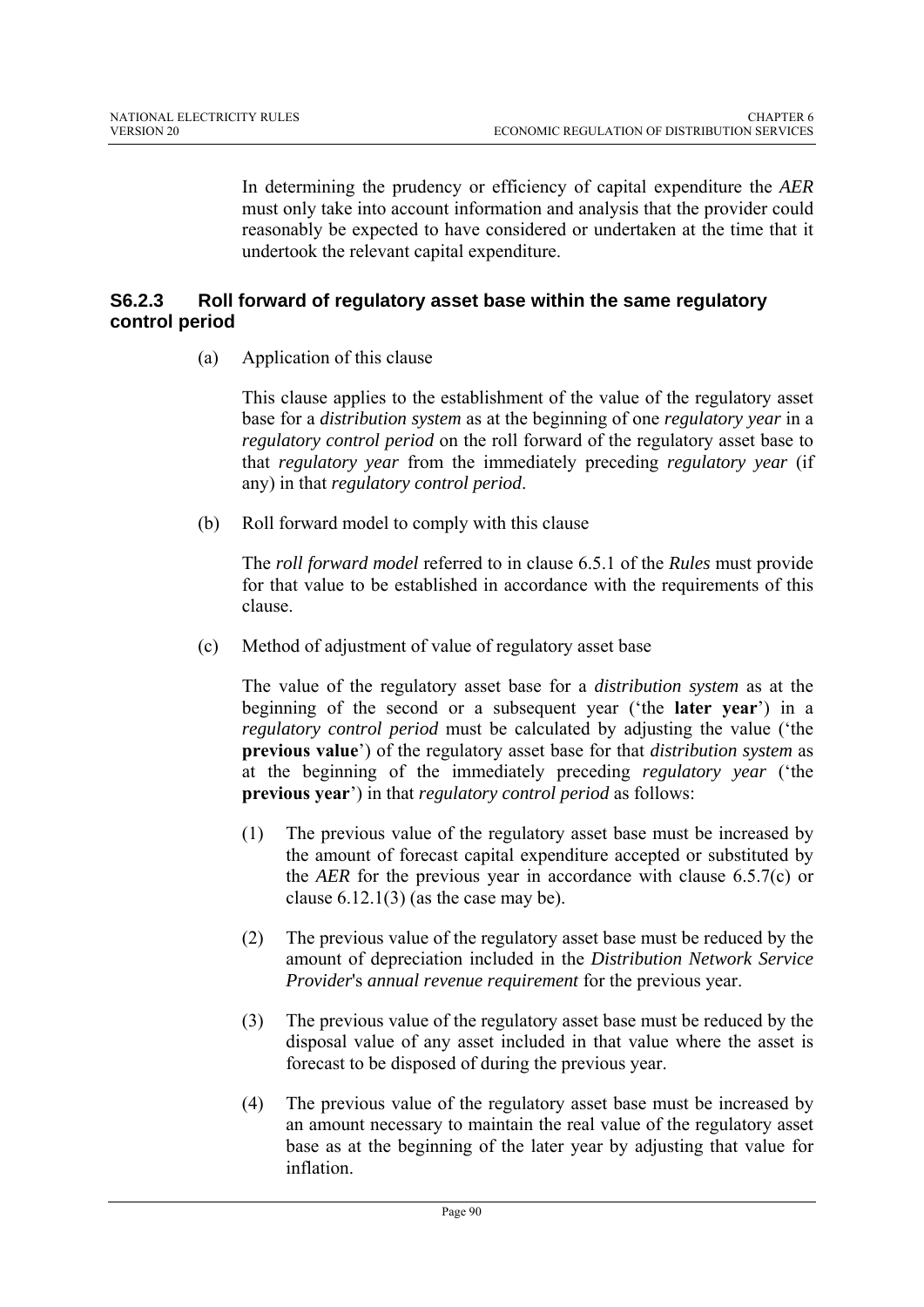In determining the prudency or efficiency of capital expenditure the *AER* must only take into account information and analysis that the provider could reasonably be expected to have considered or undertaken at the time that it undertook the relevant capital expenditure.

### S6.2.3 Roll forward of regulatory asset base within the same regulatory control period

(a) Application of this clause

This clause applies to the establishment of the value of the regulatory asset base for a *distribution system* as at the beginning of one *regulatory year* in a *regulatory control period* on the roll forward of the regulatory asset base to that *regulatory year* from the immediately preceding *regulatory year* (if any) in that *regulatory control period*.

(b) Roll forward model to comply with this clause

The *roll forward model* referred to in clause 6.5.1 of the *Rules* must provide for that value to be established in accordance with the requirements of this clause.

(c) Method of adjustment of value of regulatory asset base

The value of the regulatory asset base for a *distribution system* as at the beginning of the second or a subsequent year ('the **later year**') in a *regulatory control period* must be calculated by adjusting the value ('the **previous value**') of the regulatory asset base for that *distribution system* as at the beginning of the immediately preceding *regulatory year* ('the **previous year**') in that *regulatory control period* as follows:

(1) The previous value of the regulatory asset base must be increased by the amount of forecast capital expenditure accepted or substituted by the *AER* for the previous year in accordance with clause 6.5.7(c) or clause 6.12.1(3) (as the case may be).

(2) The previous value of the regulatory asset base must be reduced by the amount of depreciation included in the *Distribution Network Service Provider*'s *annual revenue requirement* for the previous year.

(3) The previous value of the regulatory asset base must be reduced by the disposal value of any asset included in that value where the asset is forecast to be disposed of during the previous year.

(4) The previous value of the regulatory asset base must be increased by an amount necessary to maintain the real value of the regulatory asset base as at the beginning of the later year by adjusting that value for inflation.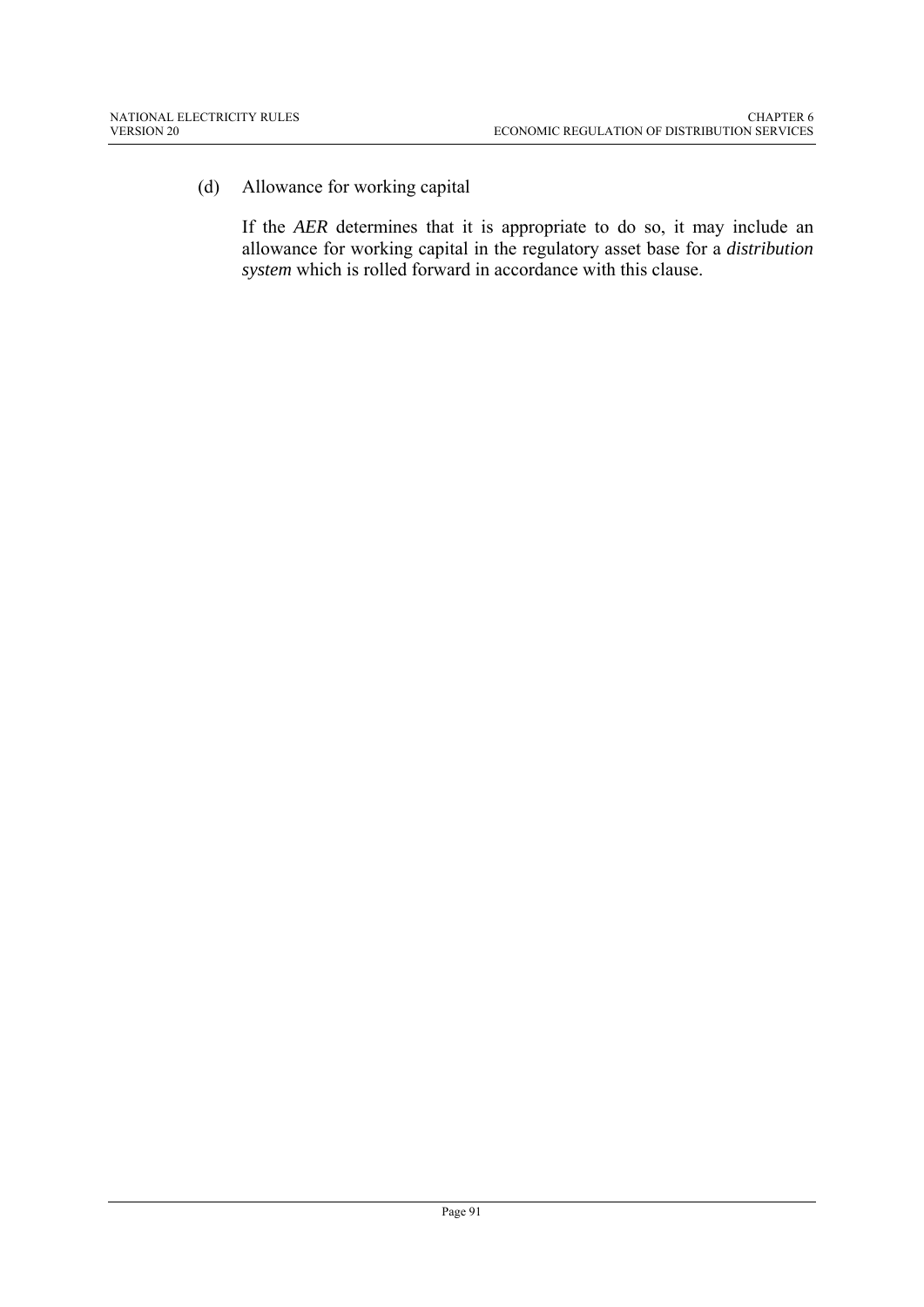(d) Allowance for working capital

If the *AER* determines that it is appropriate to do so, it may include an allowance for working capital in the regulatory asset base for a *distribution system* which is rolled forward in accordance with this clause.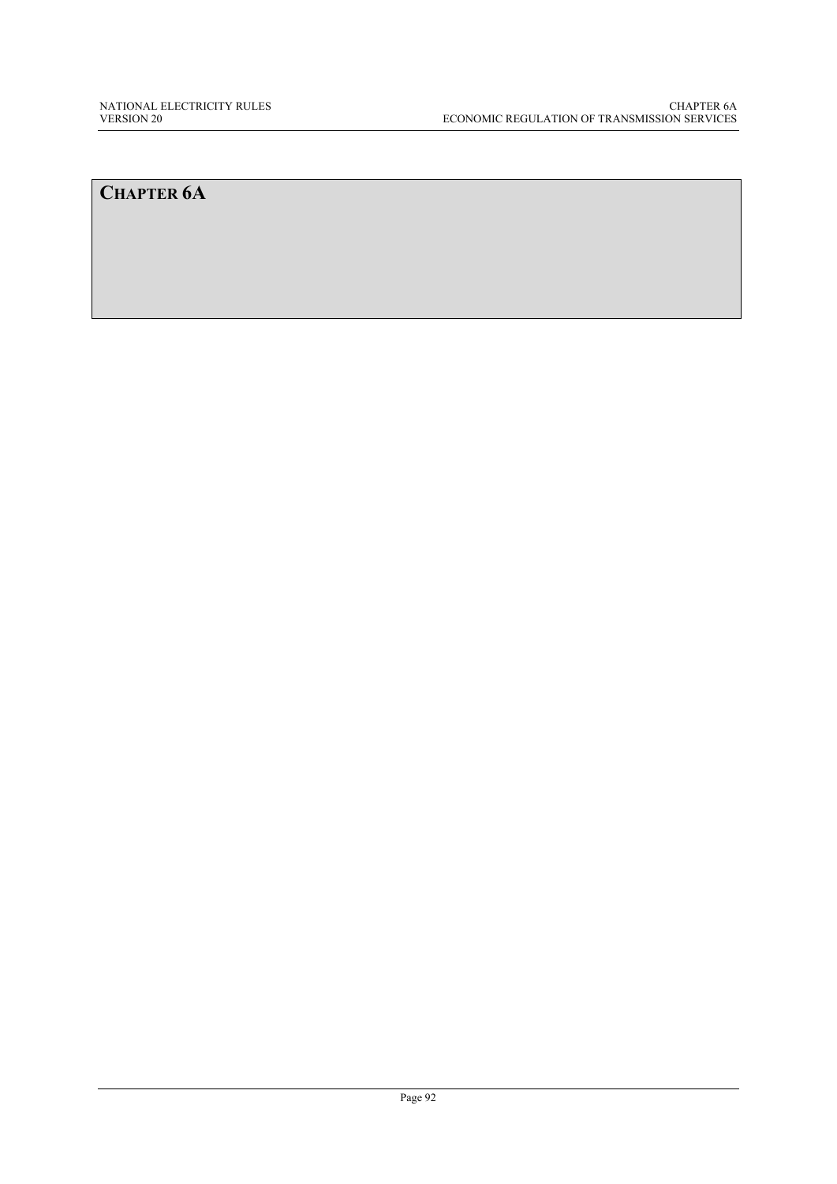# CHAPTER 6A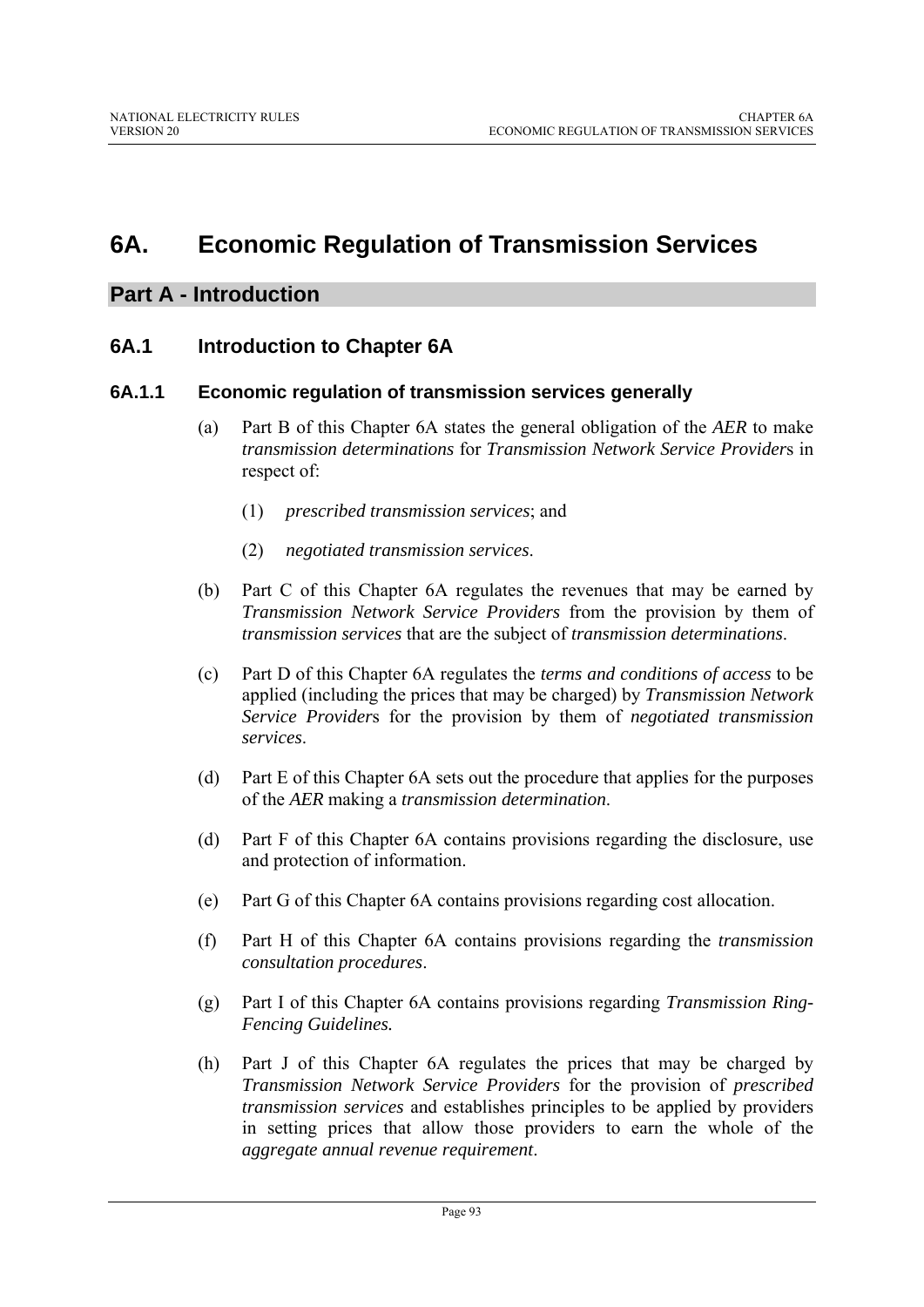# 6A. Economic Regulation of Transmission Services

## Part A - Introduction

### 6A.1 Introduction to Chapter 6A

#### 6A.1.1 Economic regulation of transmission services generally

(a) Part B of this Chapter 6A states the general obligation of the *AER* to make *transmission determinations* for *Transmission Network Service Provider*s in respect of:

(1) *prescribed transmission services*; and

(2) *negotiated transmission services*.

(b) Part C of this Chapter 6A regulates the revenues that may be earned by *Transmission Network Service Providers* from the provision by them of *transmission services* that are the subject of *transmission determinations*.

(c) Part D of this Chapter 6A regulates the *terms and conditions of access* to be applied (including the prices that may be charged) by *Transmission Network Service Provider*s for the provision by them of *negotiated transmission services*.

(d) Part E of this Chapter 6A sets out the procedure that applies for the purposes of the *AER* making a *transmission determination*.

(d) Part F of this Chapter 6A contains provisions regarding the disclosure, use and protection of information.

(e) Part G of this Chapter 6A contains provisions regarding cost allocation.

(f) Part H of this Chapter 6A contains provisions regarding the *transmission consultation procedures*.

(g) Part I of this Chapter 6A contains provisions regarding *Transmission Ring-Fencing Guidelines.*

(h) Part J of this Chapter 6A regulates the prices that may be charged by *Transmission Network Service Providers* for the provision of *prescribed transmission services* and establishes principles to be applied by providers in setting prices that allow those providers to earn the whole of the *aggregate annual revenue requirement*.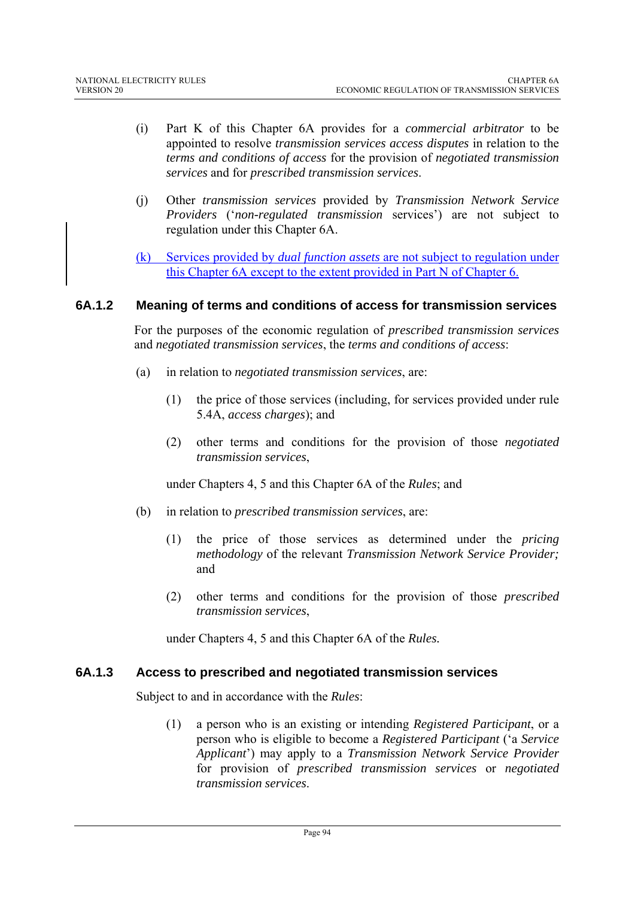(i) Part K of this Chapter 6A provides for a *commercial arbitrator* to be appointed to resolve *transmission services access disputes* in relation to the *terms and conditions of access* for the provision of *negotiated transmission services* and for *prescribed transmission services*.

(j) Other *transmission services* provided by *Transmission Network Service Providers* ('*non-regulated transmission* services') are not subject to regulation under this Chapter 6A.

(k) Services provided by *dual function assets* are not subject to regulation under this Chapter 6A except to the extent provided in Part N of Chapter 6.

### 6A.1.2 Meaning of terms and conditions of access for transmission services

For the purposes of the economic regulation of *prescribed transmission services* and *negotiated transmission services*, the *terms and conditions of access*:

(a) in relation to *negotiated transmission services*, are:

(1) the price of those services (including, for services provided under rule 5.4A, *access charges*); and

(2) other terms and conditions for the provision of those *negotiated transmission services*,

under Chapters 4, 5 and this Chapter 6A of the *Rules*; and

(b) in relation to *prescribed transmission services*, are:

(1) the price of those services as determined under the *pricing methodology* of the relevant *Transmission Network Service Provider;* and

(2) other terms and conditions for the provision of those *prescribed transmission services*,

under Chapters 4, 5 and this Chapter 6A of the *Rules.*

### 6A.1.3 Access to prescribed and negotiated transmission services

Subject to and in accordance with the *Rules*:

(1) a person who is an existing or intending *Registered Participant*, or a person who is eligible to become a *Registered Participant* ('a *Service Applicant*') may apply to a *Transmission Network Service Provider* for provision of *prescribed transmission services* or *negotiated transmission services*.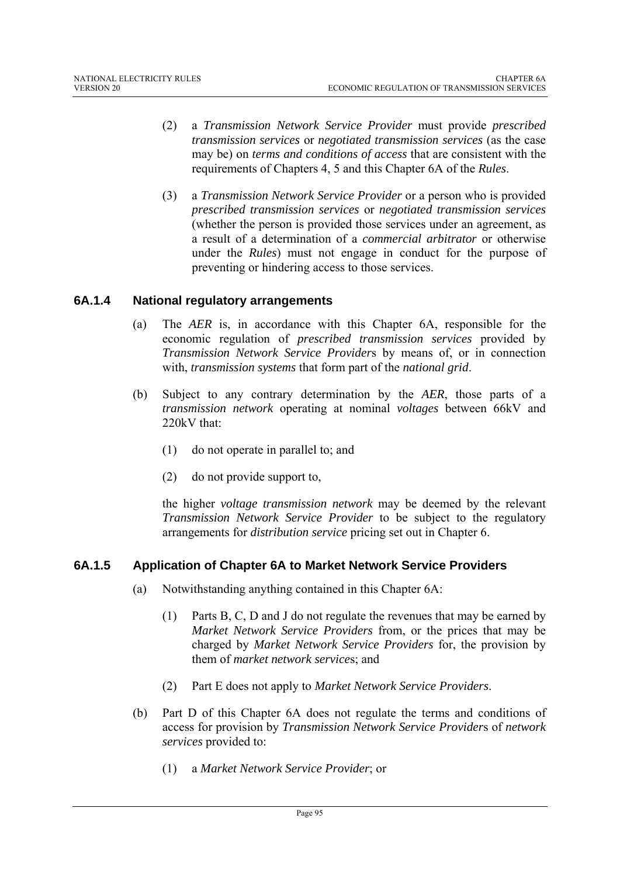(2) a *Transmission Network Service Provider* must provide *prescribed transmission services* or *negotiated transmission services* (as the case may be) on *terms and conditions of access* that are consistent with the requirements of Chapters 4, 5 and this Chapter 6A of the *Rules*.

(3) a *Transmission Network Service Provider* or a person who is provided *prescribed transmission services* or *negotiated transmission services* (whether the person is provided those services under an agreement, as a result of a determination of a *commercial arbitrator* or otherwise under the *Rules*) must not engage in conduct for the purpose of preventing or hindering access to those services.

### 6A.1.4 National regulatory arrangements

(a) The *AER* is, in accordance with this Chapter 6A, responsible for the economic regulation of *prescribed transmission services* provided by *Transmission Network Service Provider*s by means of, or in connection with, *transmission systems* that form part of the *national grid*.

(b) Subject to any contrary determination by the *AER*, those parts of a *transmission network* operating at nominal *voltages* between 66kV and 220kV that:

(1) do not operate in parallel to; and

(2) do not provide support to,

the higher *voltage transmission network* may be deemed by the relevant *Transmission Network Service Provider* to be subject to the regulatory arrangements for *distribution service* pricing set out in Chapter 6.

### 6A.1.5 Application of Chapter 6A to Market Network Service Providers

(a) Notwithstanding anything contained in this Chapter 6A:

(1) Parts B, C, D and J do not regulate the revenues that may be earned by *Market Network Service Providers* from, or the prices that may be charged by *Market Network Service Providers* for, the provision by them of *market network services*; and

(2) Part E does not apply to *Market Network Service Providers*.

(b) Part D of this Chapter 6A does not regulate the terms and conditions of access for provision by *Transmission Network Service Provider*s of *network services* provided to:

(1) a *Market Network Service Provider*; or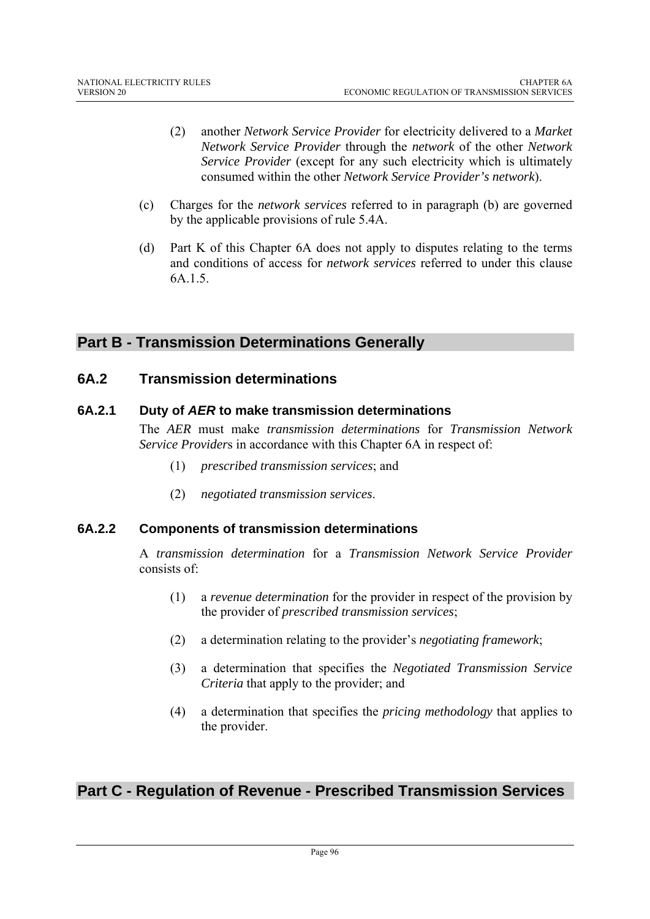(2) another *Network Service Provider* for electricity delivered to a *Market Network Service Provider* through the *network* of the other *Network Service Provider* (except for any such electricity which is ultimately consumed within the other *Network Service Provider's network*).

(c) Charges for the *network services* referred to in paragraph (b) are governed by the applicable provisions of rule 5.4A.

(d) Part K of this Chapter 6A does not apply to disputes relating to the terms and conditions of access for *network services* referred to under this clause 6A.1.5.

## Part B - Transmission Determinations Generally

### 6A.2 Transmission determinations

#### 6A.2.1 Duty of *AER* to make transmission determinations

The *AER* must make *transmission determinations* for *Transmission Network Service Provider*s in accordance with this Chapter 6A in respect of:

(1) *prescribed transmission services*; and

(2) *negotiated transmission services*.

#### 6A.2.2 Components of transmission determinations

A *transmission determination* for a *Transmission Network Service Provider* consists of:

(1) a *revenue determination* for the provider in respect of the provision by the provider of *prescribed transmission services*;

(2) a determination relating to the provider's *negotiating framework*;

(3) a determination that specifies the *Negotiated Transmission Service Criteria* that apply to the provider; and

(4) a determination that specifies the *pricing methodology* that applies to the provider.

## Part C - Regulation of Revenue - Prescribed Transmission Services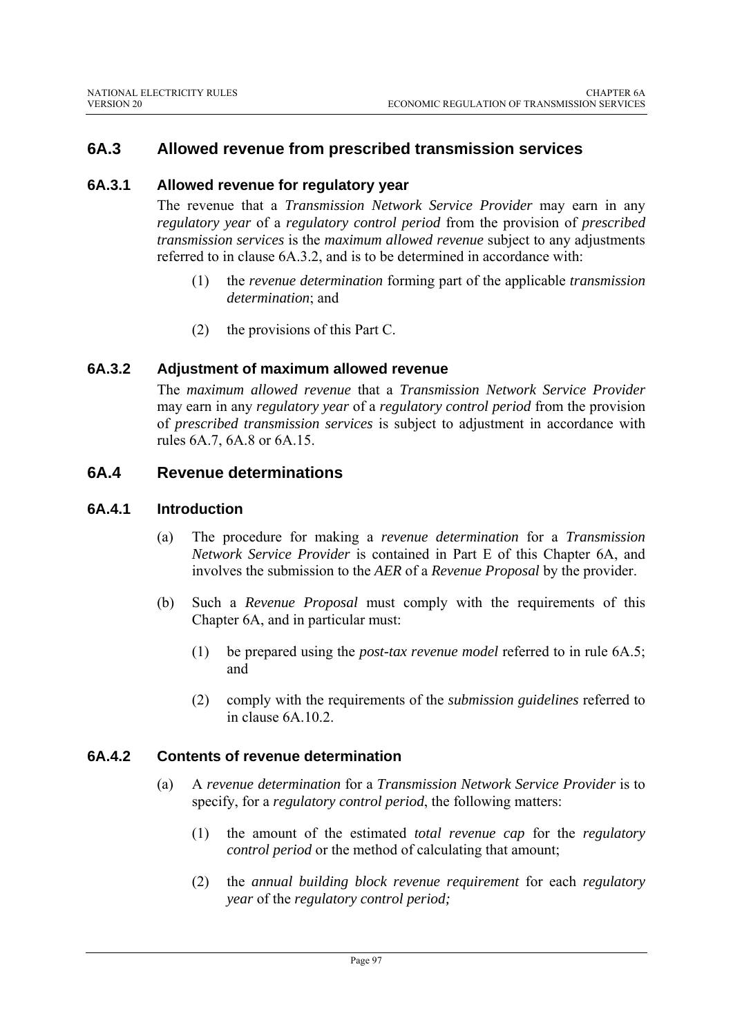## 6A.3 Allowed revenue from prescribed transmission services

### 6A.3.1 Allowed revenue for regulatory year

The revenue that a *Transmission Network Service Provider* may earn in any *regulatory year* of a *regulatory control period* from the provision of *prescribed transmission services* is the *maximum allowed revenue* subject to any adjustments referred to in clause 6A.3.2, and is to be determined in accordance with:

(1) the *revenue determination* forming part of the applicable *transmission determination*; and

(2) the provisions of this Part C.

### 6A.3.2 Adjustment of maximum allowed revenue

The *maximum allowed revenue* that a *Transmission Network Service Provider* may earn in any *regulatory year* of a *regulatory control period* from the provision of *prescribed transmission services* is subject to adjustment in accordance with rules 6A.7, 6A.8 or 6A.15.

## 6A.4 Revenue determinations

### 6A.4.1 Introduction

(a) The procedure for making a *revenue determination* for a *Transmission Network Service Provider* is contained in Part E of this Chapter 6A, and involves the submission to the *AER* of a *Revenue Proposal* by the provider.

(b) Such a *Revenue Proposal* must comply with the requirements of this Chapter 6A, and in particular must:

(1) be prepared using the *post-tax revenue model* referred to in rule 6A.5; and

(2) comply with the requirements of the *submission guidelines* referred to in clause 6A.10.2.

### 6A.4.2 Contents of revenue determination

(a) A *revenue determination* for a *Transmission Network Service Provider* is to specify, for a *regulatory control period*, the following matters:

(1) the amount of the estimated *total revenue cap* for the *regulatory control period* or the method of calculating that amount;

(2) the *annual building block revenue requirement* for each *regulatory year* of the *regulatory control period;*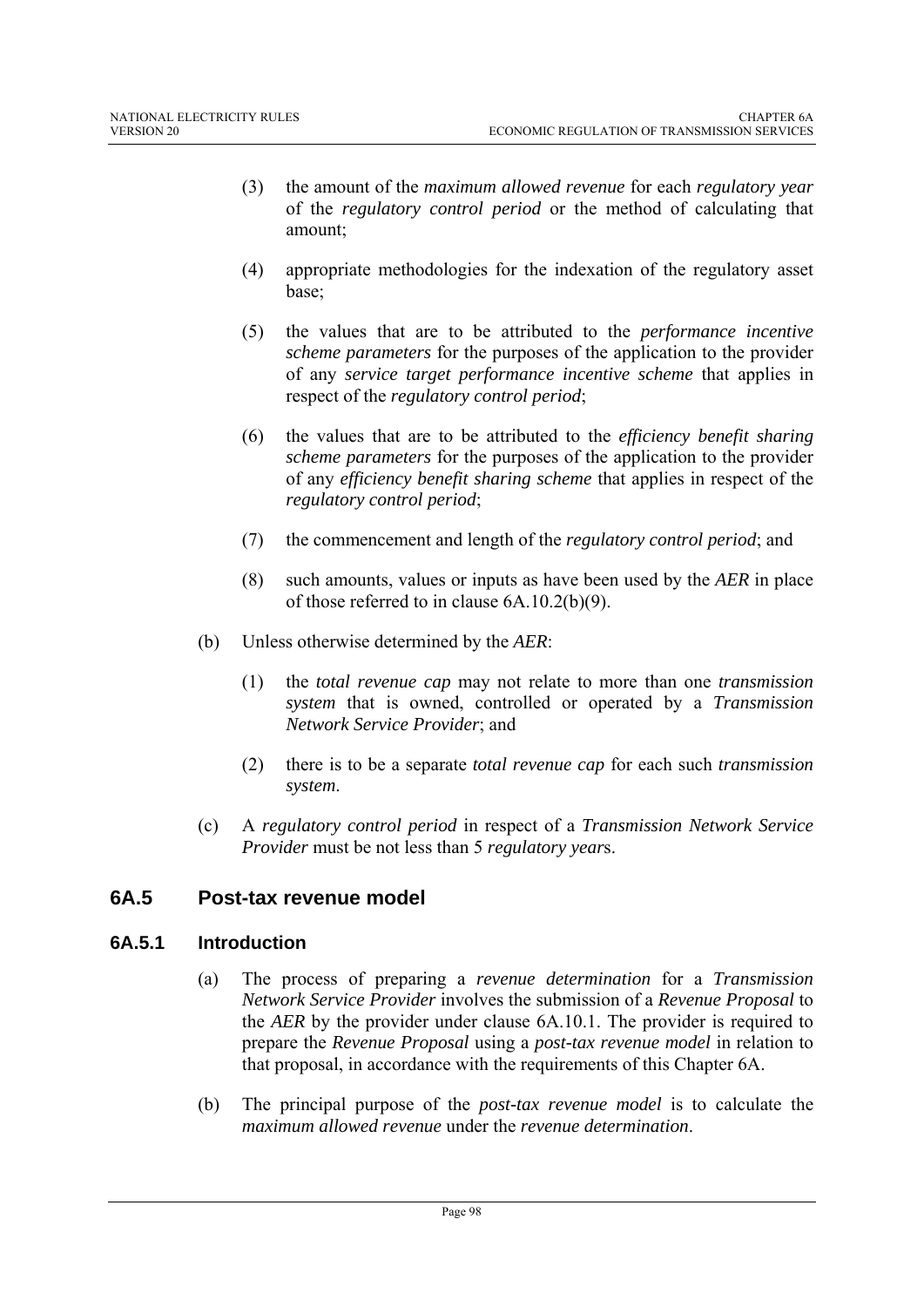(3) the amount of the *maximum allowed revenue* for each *regulatory year* of the *regulatory control period* or the method of calculating that amount;

(4) appropriate methodologies for the indexation of the regulatory asset base;

(5) the values that are to be attributed to the *performance incentive scheme parameters* for the purposes of the application to the provider of any *service target performance incentive scheme* that applies in respect of the *regulatory control period*;

(6) the values that are to be attributed to the *efficiency benefit sharing scheme parameters* for the purposes of the application to the provider of any *efficiency benefit sharing scheme* that applies in respect of the *regulatory control period*;

(7) the commencement and length of the *regulatory control period*; and

(8) such amounts, values or inputs as have been used by the *AER* in place of those referred to in clause 6A.10.2(b)(9).

(b) Unless otherwise determined by the *AER*:

(1) the *total revenue cap* may not relate to more than one *transmission system* that is owned, controlled or operated by a *Transmission Network Service Provider*; and

(2) there is to be a separate *total revenue cap* for each such *transmission system*.

(c) A *regulatory control period* in respect of a *Transmission Network Service Provider* must be not less than 5 *regulatory year*s.

## 6A.5 Post-tax revenue model

### 6A.5.1 Introduction

(a) The process of preparing a *revenue determination* for a *Transmission Network Service Provider* involves the submission of a *Revenue Proposal* to the *AER* by the provider under clause 6A.10.1. The provider is required to prepare the *Revenue Proposal* using a *post-tax revenue model* in relation to that proposal, in accordance with the requirements of this Chapter 6A.

(b) The principal purpose of the *post-tax revenue model* is to calculate the *maximum allowed revenue* under the *revenue determination*.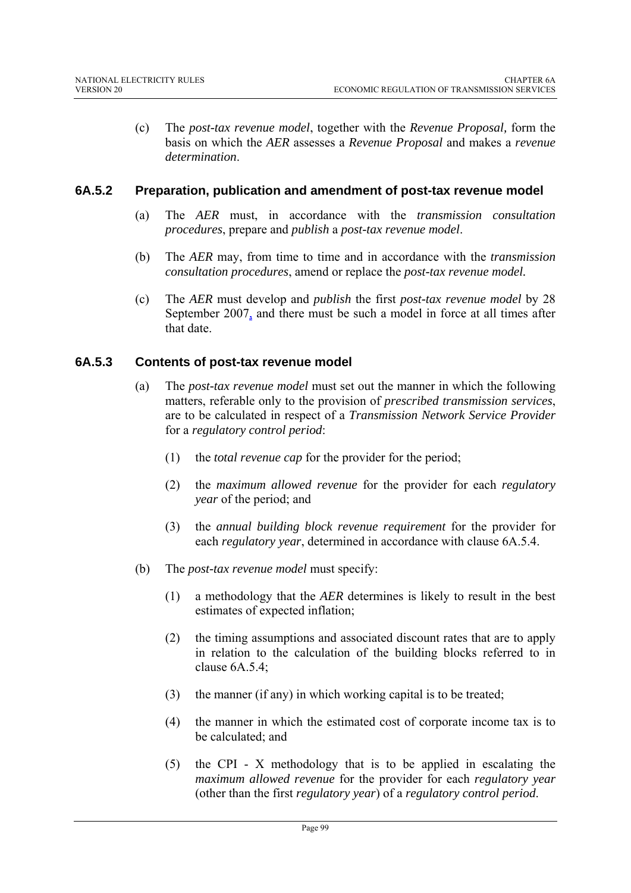(c) The *post-tax revenue model*, together with the *Revenue Proposal,* form the basis on which the *AER* assesses a *Revenue Proposal* and makes a *revenue determination*.

### 6A.5.2 Preparation, publication and amendment of post-tax revenue model

(a) The *AER* must, in accordance with the *transmission consultation procedures*, prepare and *publish* a *post-tax revenue model*.

(b) The *AER* may, from time to time and in accordance with the *transmission consultation procedures*, amend or replace the *post-tax revenue model.*

(c) The *AER* must develop and *publish* the first *post-tax revenue model* by 28 September 2007, and there must be such a model in force at all times after that date.

### 6A.5.3 Contents of post-tax revenue model

(a) The *post-tax revenue model* must set out the manner in which the following matters, referable only to the provision of *prescribed transmission services*, are to be calculated in respect of a *Transmission Network Service Provider* for a *regulatory control period*:

   (1) the *total revenue cap* for the provider for the period;

   (2) the *maximum allowed revenue* for the provider for each *regulatory year* of the period; and

   (3) the *annual building block revenue requirement* for the provider for each *regulatory year*, determined in accordance with clause 6A.5.4.

(b) The *post-tax revenue model* must specify:

   (1) a methodology that the *AER* determines is likely to result in the best estimates of expected inflation;

   (2) the timing assumptions and associated discount rates that are to apply in relation to the calculation of the building blocks referred to in clause 6A.5.4;

   (3) the manner (if any) in which working capital is to be treated;

   (4) the manner in which the estimated cost of corporate income tax is to be calculated; and

   (5) the CPI - X methodology that is to be applied in escalating the *maximum allowed revenue* for the provider for each *regulatory year* (other than the first *regulatory year*) of a *regulatory control period*.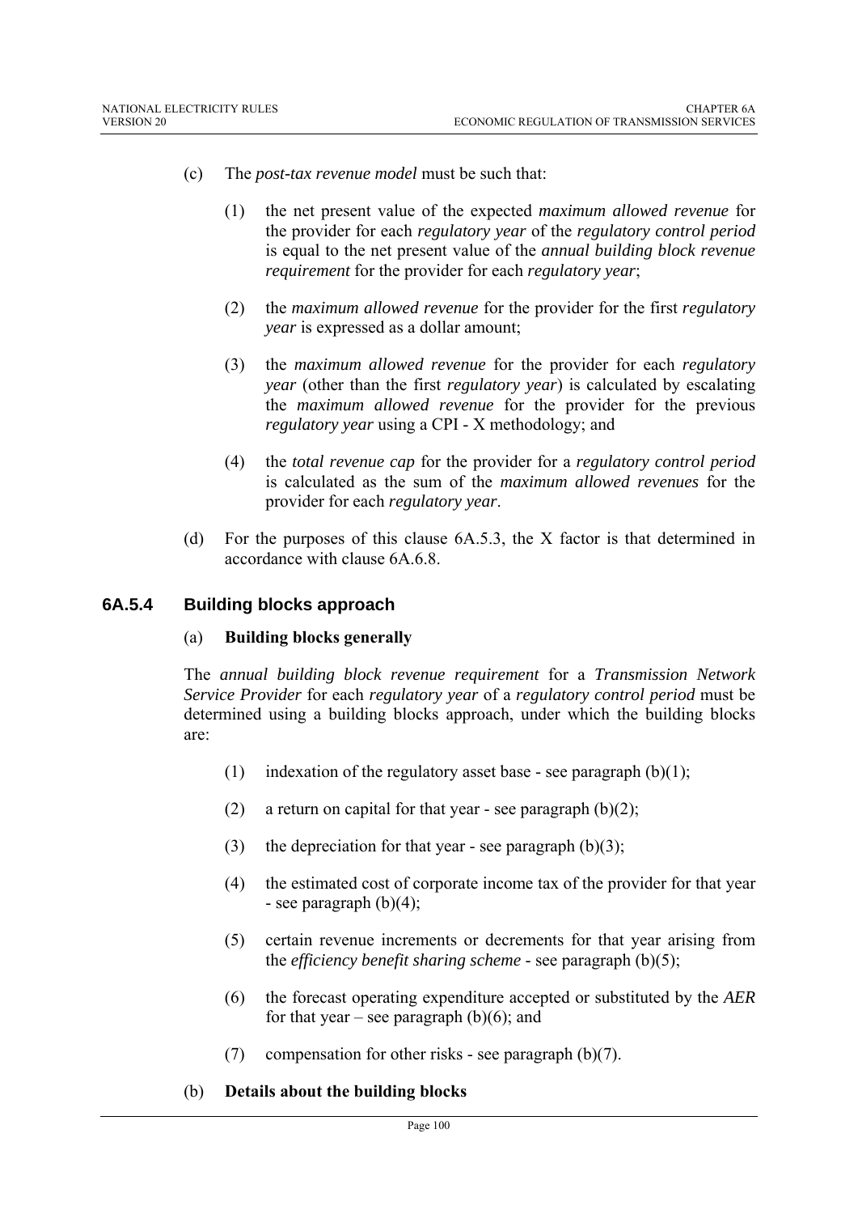(c) The *post-tax revenue model* must be such that:

(1) the net present value of the expected *maximum allowed revenue* for the provider for each *regulatory year* of the *regulatory control period* is equal to the net present value of the *annual building block revenue requirement* for the provider for each *regulatory year*;

(2) the *maximum allowed revenue* for the provider for the first *regulatory year* is expressed as a dollar amount;

(3) the *maximum allowed revenue* for the provider for each *regulatory year* (other than the first *regulatory year*) is calculated by escalating the *maximum allowed revenue* for the provider for the previous *regulatory year* using a CPI - X methodology; and

(4) the *total revenue cap* for the provider for a *regulatory control period* is calculated as the sum of the *maximum allowed revenues* for the provider for each *regulatory year*.

(d) For the purposes of this clause 6A.5.3, the X factor is that determined in accordance with clause 6A.6.8.

## 6A.5.4 Building blocks approach

(a) **Building blocks generally**

The *annual building block revenue requirement* for a *Transmission Network Service Provider* for each *regulatory year* of a *regulatory control period* must be determined using a building blocks approach, under which the building blocks are:

(1) indexation of the regulatory asset base - see paragraph (b)(1);

(2) a return on capital for that year - see paragraph (b)(2);

(3) the depreciation for that year - see paragraph (b)(3);

(4) the estimated cost of corporate income tax of the provider for that year - see paragraph (b)(4);

(5) certain revenue increments or decrements for that year arising from the *efficiency benefit sharing scheme* - see paragraph (b)(5);

(6) the forecast operating expenditure accepted or substituted by the *AER* for that year – see paragraph (b)(6); and

(7) compensation for other risks - see paragraph (b)(7).

(b) **Details about the building blocks**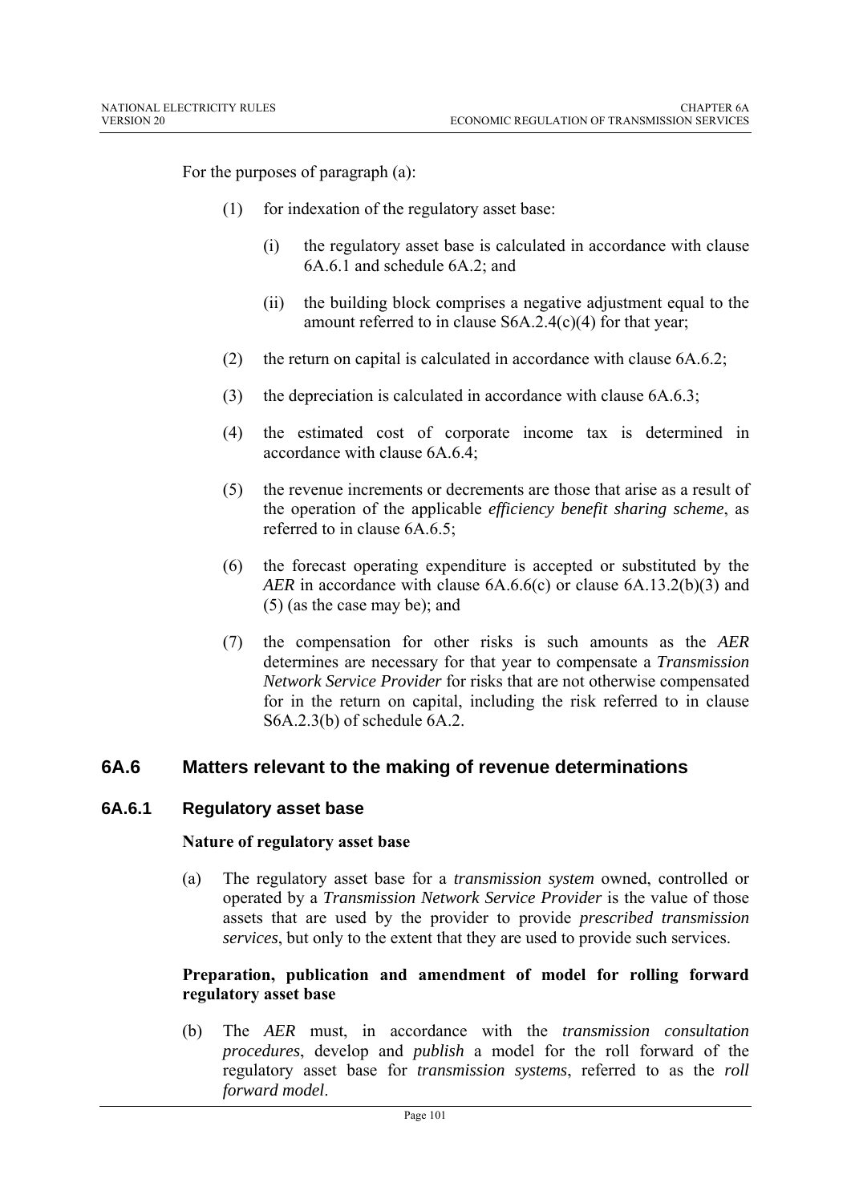For the purposes of paragraph (a):

(1) for indexation of the regulatory asset base:

  (i) the regulatory asset base is calculated in accordance with clause 6A.6.1 and schedule 6A.2; and

  (ii) the building block comprises a negative adjustment equal to the amount referred to in clause S6A.2.4(c)(4) for that year;

(2) the return on capital is calculated in accordance with clause 6A.6.2;

(3) the depreciation is calculated in accordance with clause 6A.6.3;

(4) the estimated cost of corporate income tax is determined in accordance with clause 6A.6.4;

(5) the revenue increments or decrements are those that arise as a result of the operation of the applicable *efficiency benefit sharing scheme*, as referred to in clause 6A.6.5;

(6) the forecast operating expenditure is accepted or substituted by the *AER* in accordance with clause 6A.6.6(c) or clause 6A.13.2(b)(3) and (5) (as the case may be); and

(7) the compensation for other risks is such amounts as the *AER* determines are necessary for that year to compensate a *Transmission Network Service Provider* for risks that are not otherwise compensated for in the return on capital, including the risk referred to in clause S6A.2.3(b) of schedule 6A.2.

## 6A.6 Matters relevant to the making of revenue determinations

### 6A.6.1 Regulatory asset base

**Nature of regulatory asset base**

(a) The regulatory asset base for a *transmission system* owned, controlled or operated by a *Transmission Network Service Provider* is the value of those assets that are used by the provider to provide *prescribed transmission services*, but only to the extent that they are used to provide such services.

**Preparation, publication and amendment of model for rolling forward regulatory asset base**

(b) The *AER* must, in accordance with the *transmission consultation procedures*, develop and *publish* a model for the roll forward of the regulatory asset base for *transmission systems*, referred to as the *roll forward model*.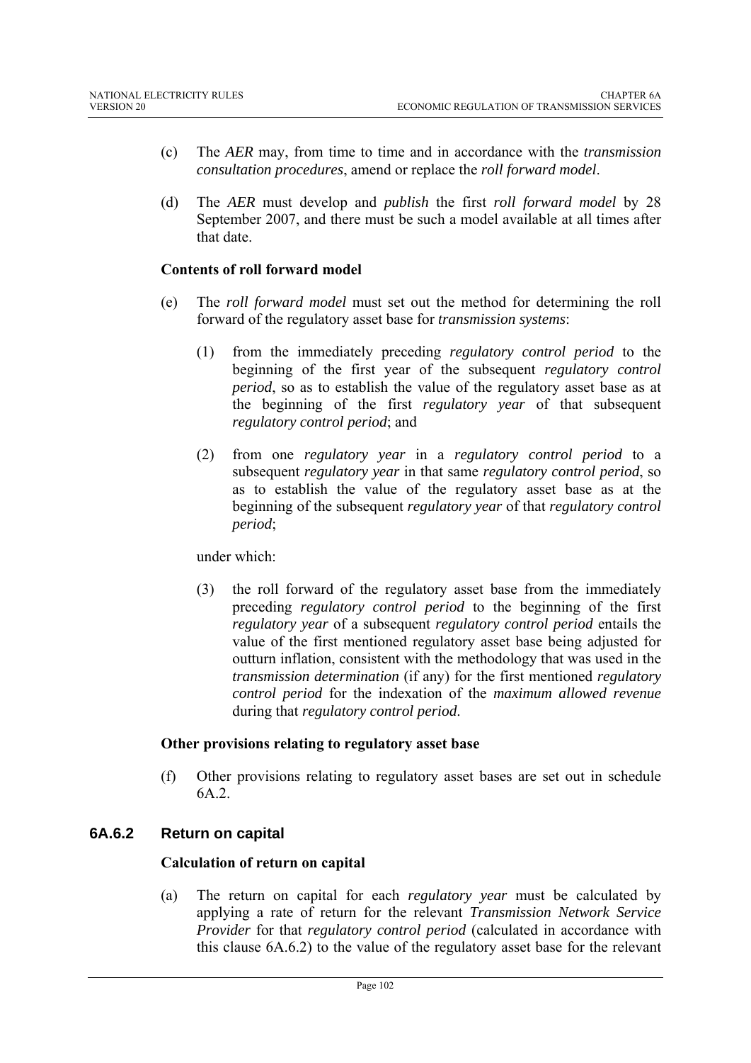(c) The *AER* may, from time to time and in accordance with the *transmission consultation procedures*, amend or replace the *roll forward model*.

(d) The *AER* must develop and *publish* the first *roll forward model* by 28 September 2007, and there must be such a model available at all times after that date.

**Contents of roll forward model**

(e) The *roll forward model* must set out the method for determining the roll forward of the regulatory asset base for *transmission systems*:

(1) from the immediately preceding *regulatory control period* to the beginning of the first year of the subsequent *regulatory control period*, so as to establish the value of the regulatory asset base as at the beginning of the first *regulatory year* of that subsequent *regulatory control period*; and

(2) from one *regulatory year* in a *regulatory control period* to a subsequent *regulatory year* in that same *regulatory control period*, so as to establish the value of the regulatory asset base as at the beginning of the subsequent *regulatory year* of that *regulatory control period*;

under which:

(3) the roll forward of the regulatory asset base from the immediately preceding *regulatory control period* to the beginning of the first *regulatory year* of a subsequent *regulatory control period* entails the value of the first mentioned regulatory asset base being adjusted for outturn inflation, consistent with the methodology that was used in the *transmission determination* (if any) for the first mentioned *regulatory control period* for the indexation of the *maximum allowed revenue* during that *regulatory control period*.

**Other provisions relating to regulatory asset base**

(f) Other provisions relating to regulatory asset bases are set out in schedule 6A.2.

### 6A.6.2 Return on capital

**Calculation of return on capital**

(a) The return on capital for each *regulatory year* must be calculated by applying a rate of return for the relevant *Transmission Network Service Provider* for that *regulatory control period* (calculated in accordance with this clause 6A.6.2) to the value of the regulatory asset base for the relevant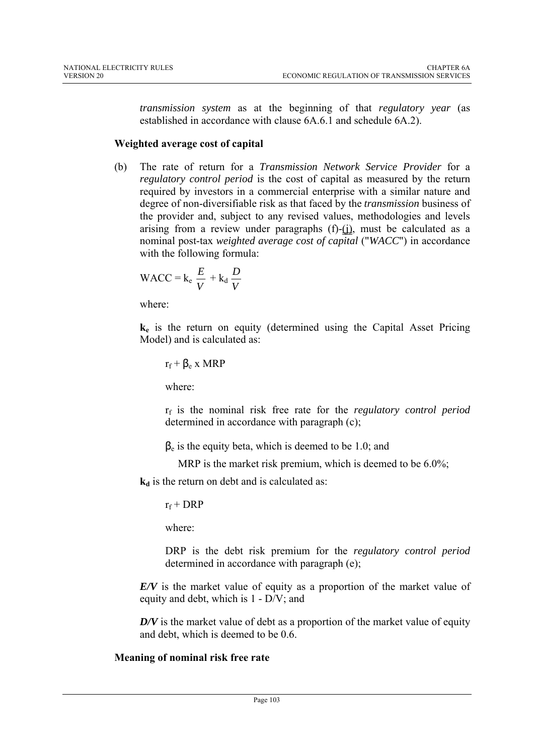*transmission system* as at the beginning of that *regulatory year* (as established in accordance with clause 6A.6.1 and schedule 6A.2).

**Weighted average cost of capital**

(b) The rate of return for a *Transmission Network Service Provider* for a *regulatory control period* is the cost of capital as measured by the return required by investors in a commercial enterprise with a similar nature and degree of non-diversifiable risk as that faced by the *transmission* business of the provider and, subject to any revised values, methodologies and levels arising from a review under paragraphs (f)-(j), must be calculated as a nominal post-tax *weighted average cost of capital* ("*WACC*") in accordance with the following formula:

$$\text{WACC} = k_e \frac{E}{V} + k_d \frac{D}{V}$$

where:

$\mathbf{k_e}$ is the return on equity (determined using the Capital Asset Pricing Model) and is calculated as:

$r_f + \beta_e \times \text{MRP}$

where:

$r_f$ is the nominal risk free rate for the *regulatory control period* determined in accordance with paragraph (c);

$\beta_e$ is the equity beta, which is deemed to be 1.0; and

MRP is the market risk premium, which is deemed to be 6.0%;

$\mathbf{k_d}$ is the return on debt and is calculated as:

$r_f + \text{DRP}$

where:

DRP is the debt risk premium for the *regulatory control period* determined in accordance with paragraph (e);

***E/V*** is the market value of equity as a proportion of the market value of equity and debt, which is 1 - D/V; and

***D/V*** is the market value of debt as a proportion of the market value of equity and debt, which is deemed to be 0.6.

**Meaning of nominal risk free rate**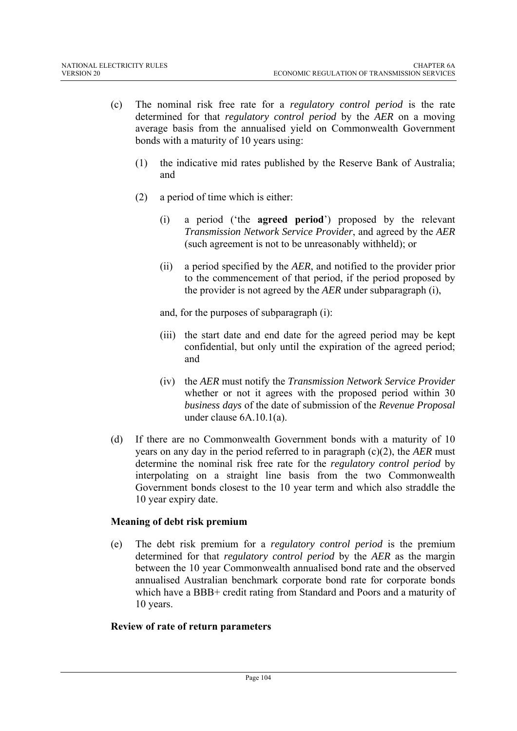(c) The nominal risk free rate for a *regulatory control period* is the rate determined for that *regulatory control period* by the *AER* on a moving average basis from the annualised yield on Commonwealth Government bonds with a maturity of 10 years using:

   (1) the indicative mid rates published by the Reserve Bank of Australia; and

   (2) a period of time which is either:

      (i) a period ('the **agreed period**') proposed by the relevant *Transmission Network Service Provider*, and agreed by the *AER* (such agreement is not to be unreasonably withheld); or

      (ii) a period specified by the *AER*, and notified to the provider prior to the commencement of that period, if the period proposed by the provider is not agreed by the *AER* under subparagraph (i),

      and, for the purposes of subparagraph (i):

      (iii) the start date and end date for the agreed period may be kept confidential, but only until the expiration of the agreed period; and

      (iv) the *AER* must notify the *Transmission Network Service Provider* whether or not it agrees with the proposed period within 30 *business days* of the date of submission of the *Revenue Proposal* under clause 6A.10.1(a).

(d) If there are no Commonwealth Government bonds with a maturity of 10 years on any day in the period referred to in paragraph (c)(2), the *AER* must determine the nominal risk free rate for the *regulatory control period* by interpolating on a straight line basis from the two Commonwealth Government bonds closest to the 10 year term and which also straddle the 10 year expiry date.

**Meaning of debt risk premium**

(e) The debt risk premium for a *regulatory control period* is the premium determined for that *regulatory control period* by the *AER* as the margin between the 10 year Commonwealth annualised bond rate and the observed annualised Australian benchmark corporate bond rate for corporate bonds which have a BBB+ credit rating from Standard and Poors and a maturity of 10 years.

**Review of rate of return parameters**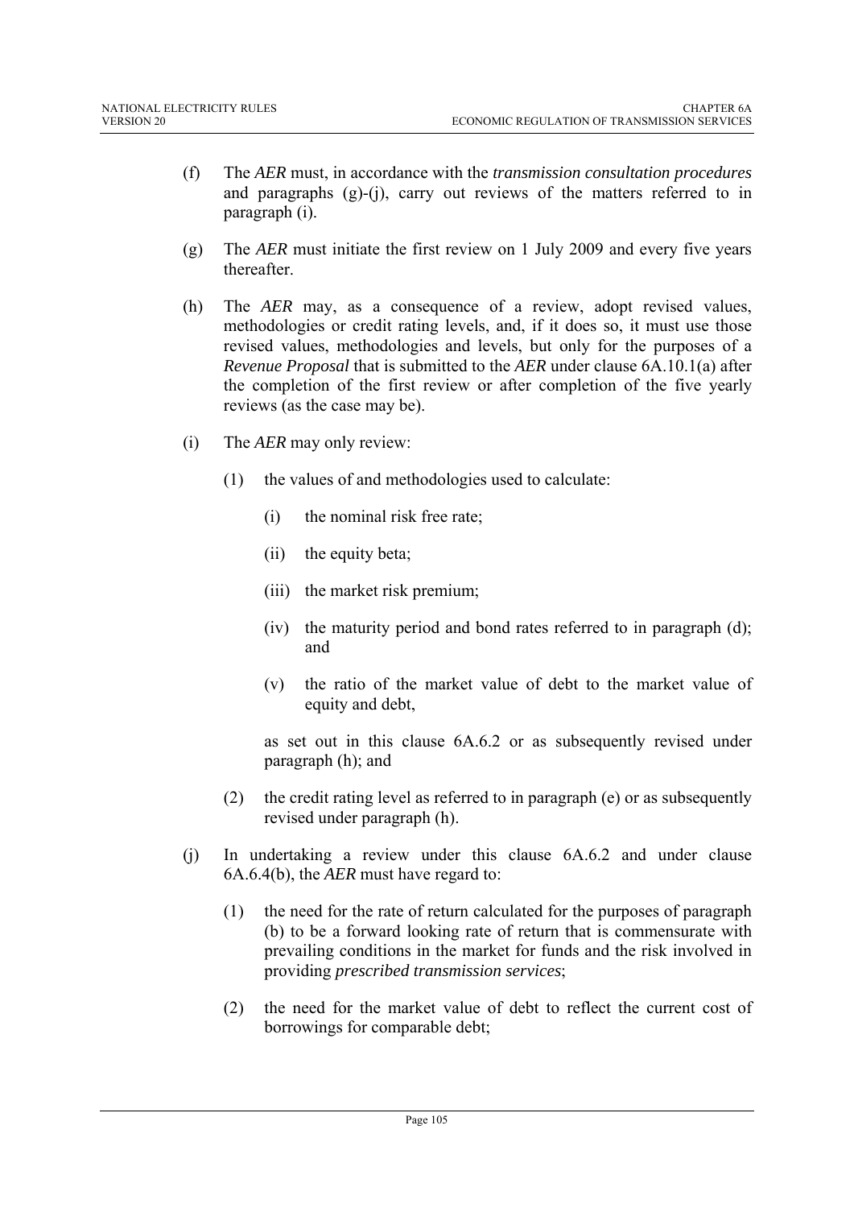(f) The *AER* must, in accordance with the *transmission consultation procedures* and paragraphs (g)-(j), carry out reviews of the matters referred to in paragraph (i).

(g) The *AER* must initiate the first review on 1 July 2009 and every five years thereafter.

(h) The *AER* may, as a consequence of a review, adopt revised values, methodologies or credit rating levels, and, if it does so, it must use those revised values, methodologies and levels, but only for the purposes of a *Revenue Proposal* that is submitted to the *AER* under clause 6A.10.1(a) after the completion of the first review or after completion of the five yearly reviews (as the case may be).

(i) The *AER* may only review:

  (1) the values of and methodologies used to calculate:

    (i) the nominal risk free rate;

    (ii) the equity beta;

    (iii) the market risk premium;

    (iv) the maturity period and bond rates referred to in paragraph (d); and

    (v) the ratio of the market value of debt to the market value of equity and debt,

  as set out in this clause 6A.6.2 or as subsequently revised under paragraph (h); and

  (2) the credit rating level as referred to in paragraph (e) or as subsequently revised under paragraph (h).

(j) In undertaking a review under this clause 6A.6.2 and under clause 6A.6.4(b), the *AER* must have regard to:

  (1) the need for the rate of return calculated for the purposes of paragraph (b) to be a forward looking rate of return that is commensurate with prevailing conditions in the market for funds and the risk involved in providing *prescribed transmission services*;

  (2) the need for the market value of debt to reflect the current cost of borrowings for comparable debt;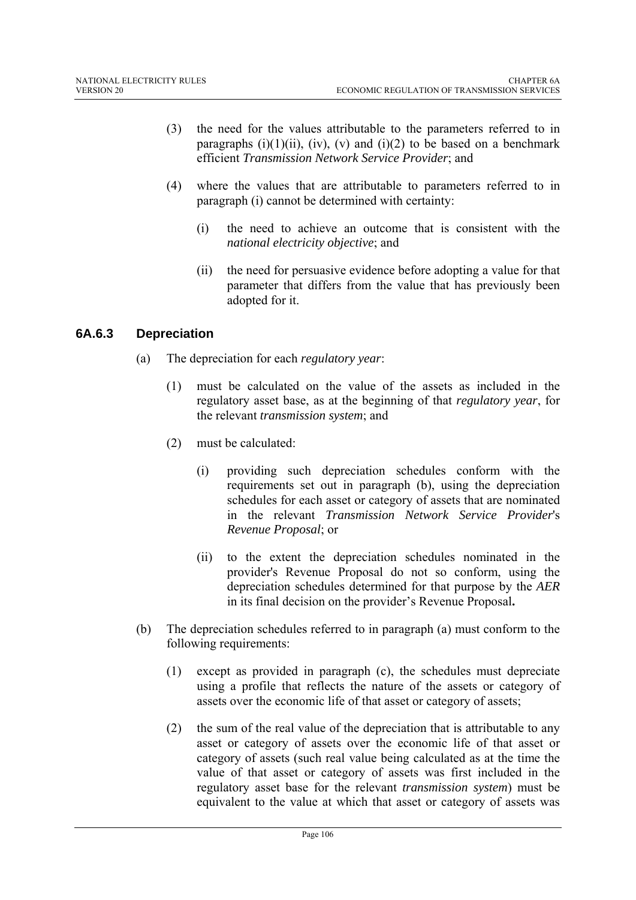(3) the need for the values attributable to the parameters referred to in paragraphs (i)(1)(ii), (iv), (v) and (i)(2) to be based on a benchmark efficient *Transmission Network Service Provider*; and

(4) where the values that are attributable to parameters referred to in paragraph (i) cannot be determined with certainty:

(i) the need to achieve an outcome that is consistent with the *national electricity objective*; and

(ii) the need for persuasive evidence before adopting a value for that parameter that differs from the value that has previously been adopted for it.

### 6A.6.3 Depreciation

(a) The depreciation for each *regulatory year*:

(1) must be calculated on the value of the assets as included in the regulatory asset base, as at the beginning of that *regulatory year*, for the relevant *transmission system*; and

(2) must be calculated:

(i) providing such depreciation schedules conform with the requirements set out in paragraph (b), using the depreciation schedules for each asset or category of assets that are nominated in the relevant *Transmission Network Service Provider*'s *Revenue Proposal*; or

(ii) to the extent the depreciation schedules nominated in the provider's Revenue Proposal do not so conform, using the depreciation schedules determined for that purpose by the *AER* in its final decision on the provider's Revenue Proposal**.**

(b) The depreciation schedules referred to in paragraph (a) must conform to the following requirements:

(1) except as provided in paragraph (c), the schedules must depreciate using a profile that reflects the nature of the assets or category of assets over the economic life of that asset or category of assets;

(2) the sum of the real value of the depreciation that is attributable to any asset or category of assets over the economic life of that asset or category of assets (such real value being calculated as at the time the value of that asset or category of assets was first included in the regulatory asset base for the relevant *transmission system*) must be equivalent to the value at which that asset or category of assets was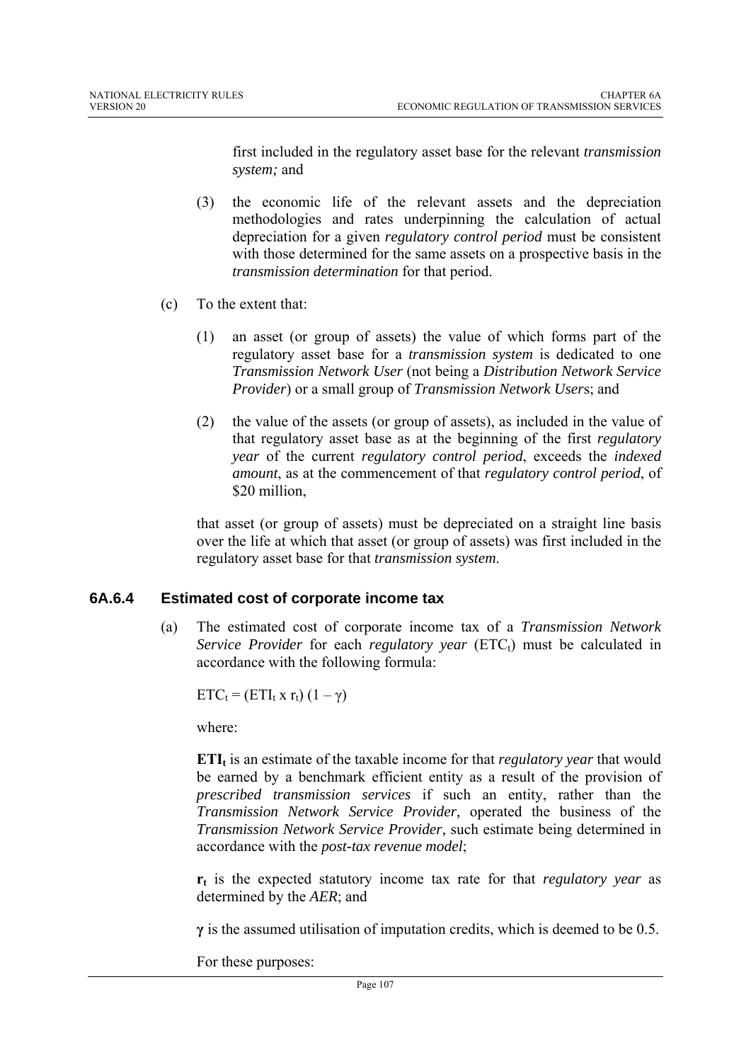first included in the regulatory asset base for the relevant *transmission system;* and

(3) the economic life of the relevant assets and the depreciation methodologies and rates underpinning the calculation of actual depreciation for a given *regulatory control period* must be consistent with those determined for the same assets on a prospective basis in the *transmission determination* for that period.

(c) To the extent that:

(1) an asset (or group of assets) the value of which forms part of the regulatory asset base for a *transmission system* is dedicated to one *Transmission Network User* (not being a *Distribution Network Service Provider*) or a small group of *Transmission Network Users*; and

(2) the value of the assets (or group of assets), as included in the value of that regulatory asset base as at the beginning of the first *regulatory year* of the current *regulatory control period*, exceeds the *indexed amount*, as at the commencement of that *regulatory control period*, of \$20 million,

that asset (or group of assets) must be depreciated on a straight line basis over the life at which that asset (or group of assets) was first included in the regulatory asset base for that *transmission system*.

### 6A.6.4 Estimated cost of corporate income tax

(a) The estimated cost of corporate income tax of a *Transmission Network Service Provider* for each *regulatory year* ($ETC_t$) must be calculated in accordance with the following formula:

$$ETC_t = (ETI_t \times r_t)(1 - \gamma)$$

where:

$\mathbf{ETI_t}$ is an estimate of the taxable income for that *regulatory year* that would be earned by a benchmark efficient entity as a result of the provision of *prescribed transmission services* if such an entity, rather than the *Transmission Network Service Provider,* operated the business of the *Transmission Network Service Provider*, such estimate being determined in accordance with the *post-tax revenue model*;

$\mathbf{r_t}$ is the expected statutory income tax rate for that *regulatory year* as determined by the *AER*; and

$\boldsymbol{\gamma}$ is the assumed utilisation of imputation credits, which is deemed to be 0.5.

For these purposes: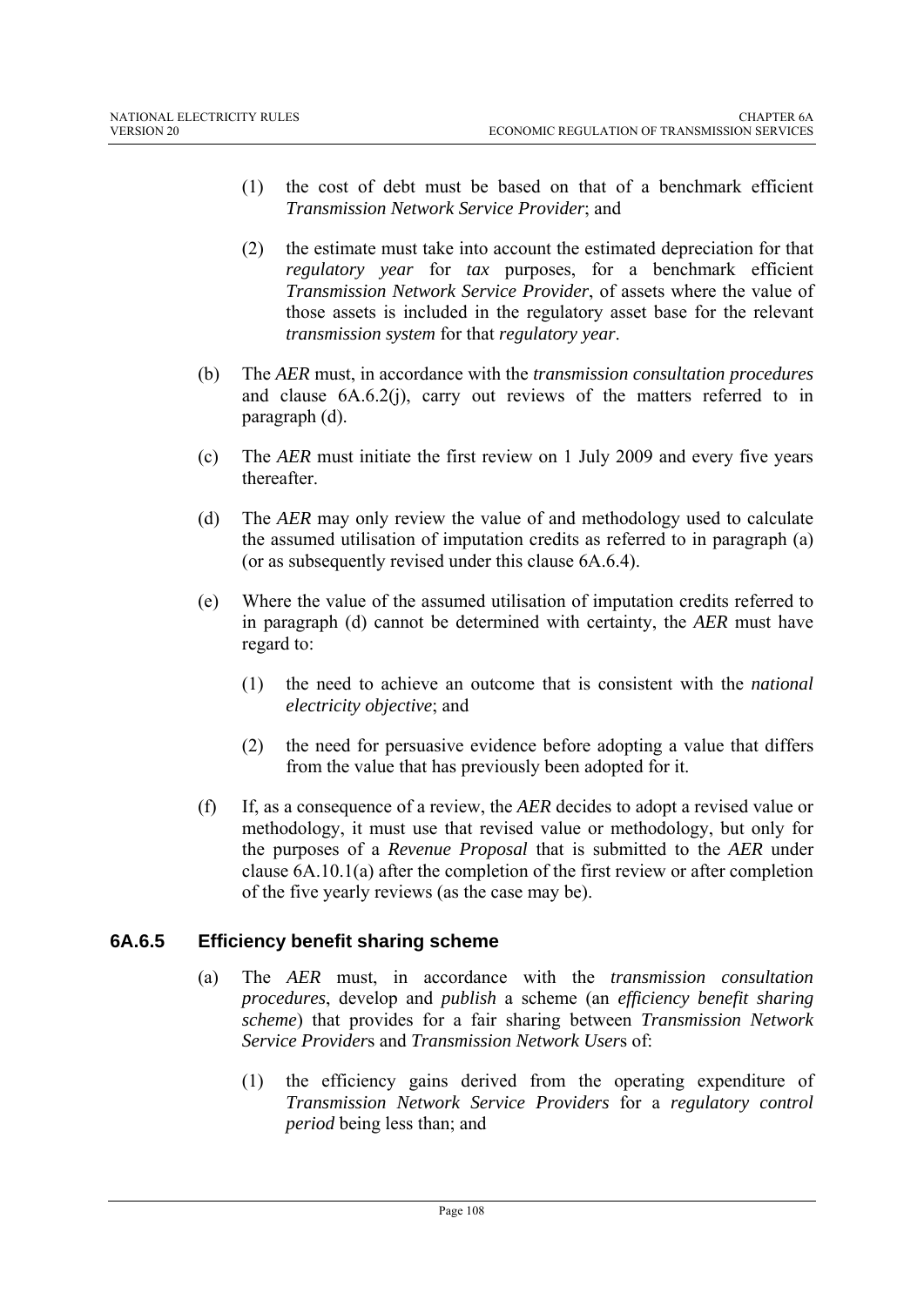(1) the cost of debt must be based on that of a benchmark efficient *Transmission Network Service Provider*; and

(2) the estimate must take into account the estimated depreciation for that *regulatory year* for *tax* purposes, for a benchmark efficient *Transmission Network Service Provider*, of assets where the value of those assets is included in the regulatory asset base for the relevant *transmission system* for that *regulatory year*.

(b) The *AER* must, in accordance with the *transmission consultation procedures* and clause 6A.6.2(j), carry out reviews of the matters referred to in paragraph (d).

(c) The *AER* must initiate the first review on 1 July 2009 and every five years thereafter.

(d) The *AER* may only review the value of and methodology used to calculate the assumed utilisation of imputation credits as referred to in paragraph (a) (or as subsequently revised under this clause 6A.6.4).

(e) Where the value of the assumed utilisation of imputation credits referred to in paragraph (d) cannot be determined with certainty, the *AER* must have regard to:

(1) the need to achieve an outcome that is consistent with the *national electricity objective*; and

(2) the need for persuasive evidence before adopting a value that differs from the value that has previously been adopted for it.

(f) If, as a consequence of a review, the *AER* decides to adopt a revised value or methodology, it must use that revised value or methodology, but only for the purposes of a *Revenue Proposal* that is submitted to the *AER* under clause 6A.10.1(a) after the completion of the first review or after completion of the five yearly reviews (as the case may be).

## 6A.6.5 Efficiency benefit sharing scheme

(a) The *AER* must, in accordance with the *transmission consultation procedures*, develop and *publish* a scheme (an *efficiency benefit sharing scheme*) that provides for a fair sharing between *Transmission Network Service Provider*s and *Transmission Network User*s of:

(1) the efficiency gains derived from the operating expenditure of *Transmission Network Service Providers* for a *regulatory control period* being less than; and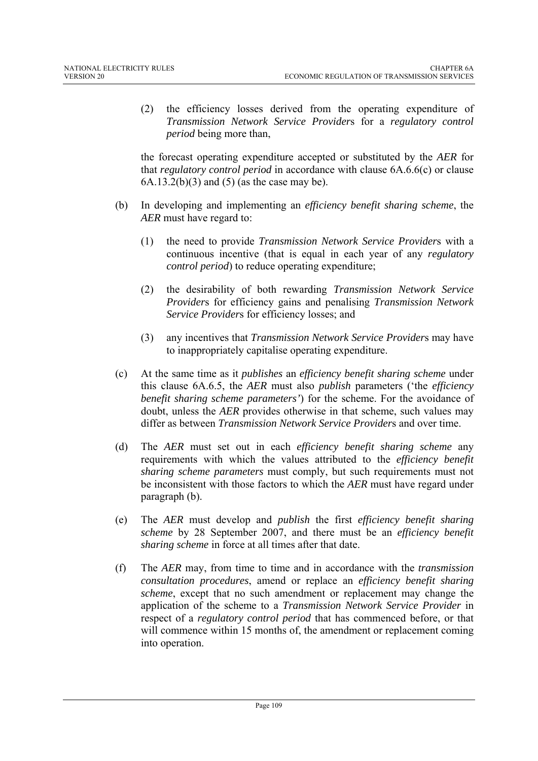(2) the efficiency losses derived from the operating expenditure of *Transmission Network Service Provider*s for a *regulatory control period* being more than,

the forecast operating expenditure accepted or substituted by the *AER* for that *regulatory control period* in accordance with clause 6A.6.6(c) or clause 6A.13.2(b)(3) and (5) (as the case may be).

(b) In developing and implementing an *efficiency benefit sharing scheme*, the *AER* must have regard to:

(1) the need to provide *Transmission Network Service Provider*s with a continuous incentive (that is equal in each year of any *regulatory control period*) to reduce operating expenditure;

(2) the desirability of both rewarding *Transmission Network Service Provider*s for efficiency gains and penalising *Transmission Network Service Provider*s for efficiency losses; and

(3) any incentives that *Transmission Network Service Provider*s may have to inappropriately capitalise operating expenditure.

(c) At the same time as it *publishes* an *efficiency benefit sharing scheme* under this clause 6A.6.5, the *AER* must also *publish* parameters ('the *efficiency benefit sharing scheme parameters*') for the scheme. For the avoidance of doubt, unless the *AER* provides otherwise in that scheme, such values may differ as between *Transmission Network Service Provider*s and over time.

(d) The *AER* must set out in each *efficiency benefit sharing scheme* any requirements with which the values attributed to the *efficiency benefit sharing scheme parameters* must comply, but such requirements must not be inconsistent with those factors to which the *AER* must have regard under paragraph (b).

(e) The *AER* must develop and *publish* the first *efficiency benefit sharing scheme* by 28 September 2007, and there must be an *efficiency benefit sharing scheme* in force at all times after that date.

(f) The *AER* may, from time to time and in accordance with the *transmission consultation procedures*, amend or replace an *efficiency benefit sharing scheme*, except that no such amendment or replacement may change the application of the scheme to a *Transmission Network Service Provider* in respect of a *regulatory control period* that has commenced before, or that will commence within 15 months of, the amendment or replacement coming into operation.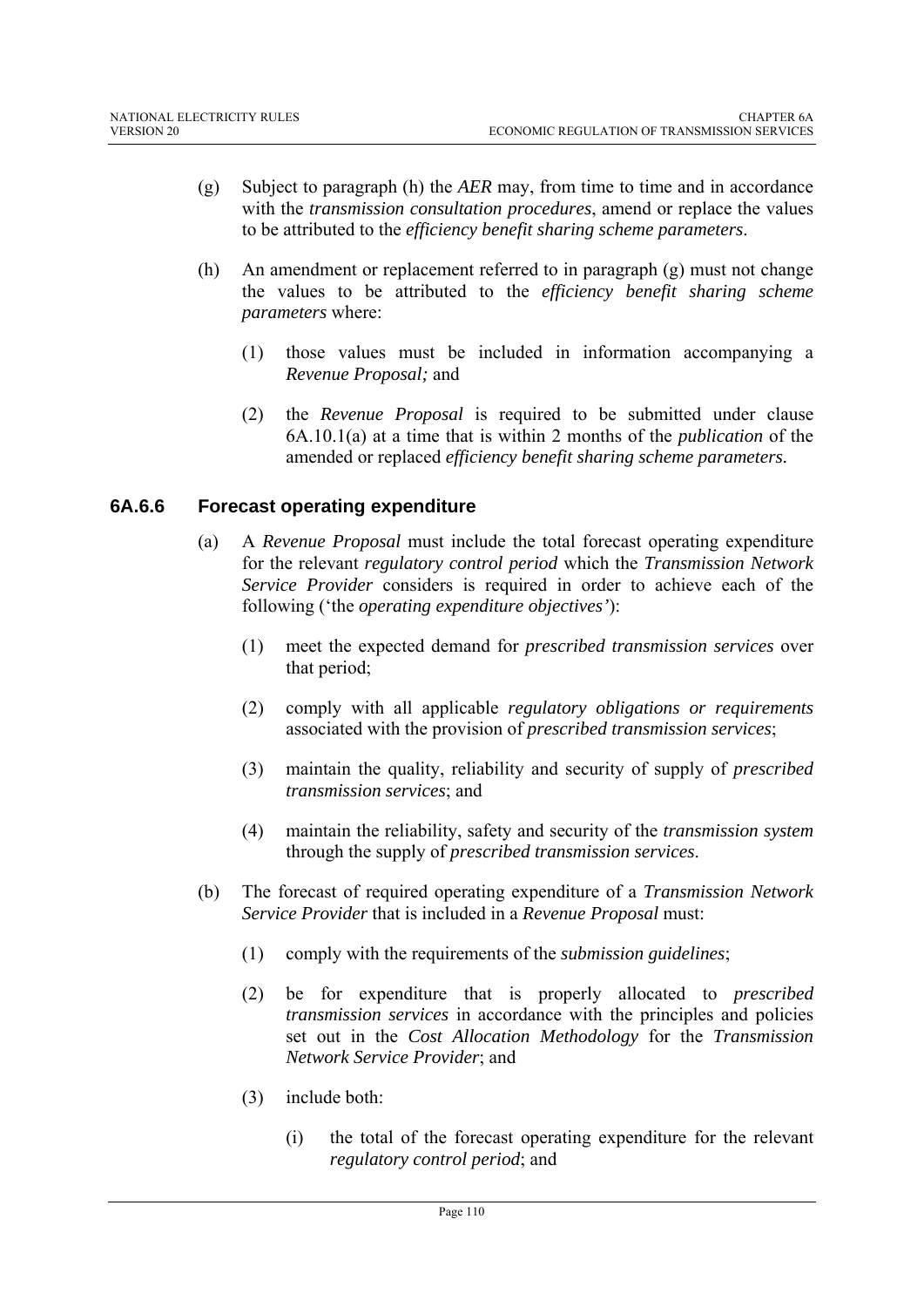(g) Subject to paragraph (h) the *AER* may, from time to time and in accordance with the *transmission consultation procedures*, amend or replace the values to be attributed to the *efficiency benefit sharing scheme parameters*.

(h) An amendment or replacement referred to in paragraph (g) must not change the values to be attributed to the *efficiency benefit sharing scheme parameters* where:

(1) those values must be included in information accompanying a *Revenue Proposal;* and

(2) the *Revenue Proposal* is required to be submitted under clause 6A.10.1(a) at a time that is within 2 months of the *publication* of the amended or replaced *efficiency benefit sharing scheme parameters.*

### 6A.6.6 Forecast operating expenditure

(a) A *Revenue Proposal* must include the total forecast operating expenditure for the relevant *regulatory control period* which the *Transmission Network Service Provider* considers is required in order to achieve each of the following ('the *operating expenditure objectives'*):

(1) meet the expected demand for *prescribed transmission services* over that period;

(2) comply with all applicable *regulatory obligations or requirements* associated with the provision of *prescribed transmission services*;

(3) maintain the quality, reliability and security of supply of *prescribed transmission services*; and

(4) maintain the reliability, safety and security of the *transmission system* through the supply of *prescribed transmission services*.

(b) The forecast of required operating expenditure of a *Transmission Network Service Provider* that is included in a *Revenue Proposal* must:

(1) comply with the requirements of the *submission guidelines*;

(2) be for expenditure that is properly allocated to *prescribed transmission services* in accordance with the principles and policies set out in the *Cost Allocation Methodology* for the *Transmission Network Service Provider*; and

(3) include both:

(i) the total of the forecast operating expenditure for the relevant *regulatory control period*; and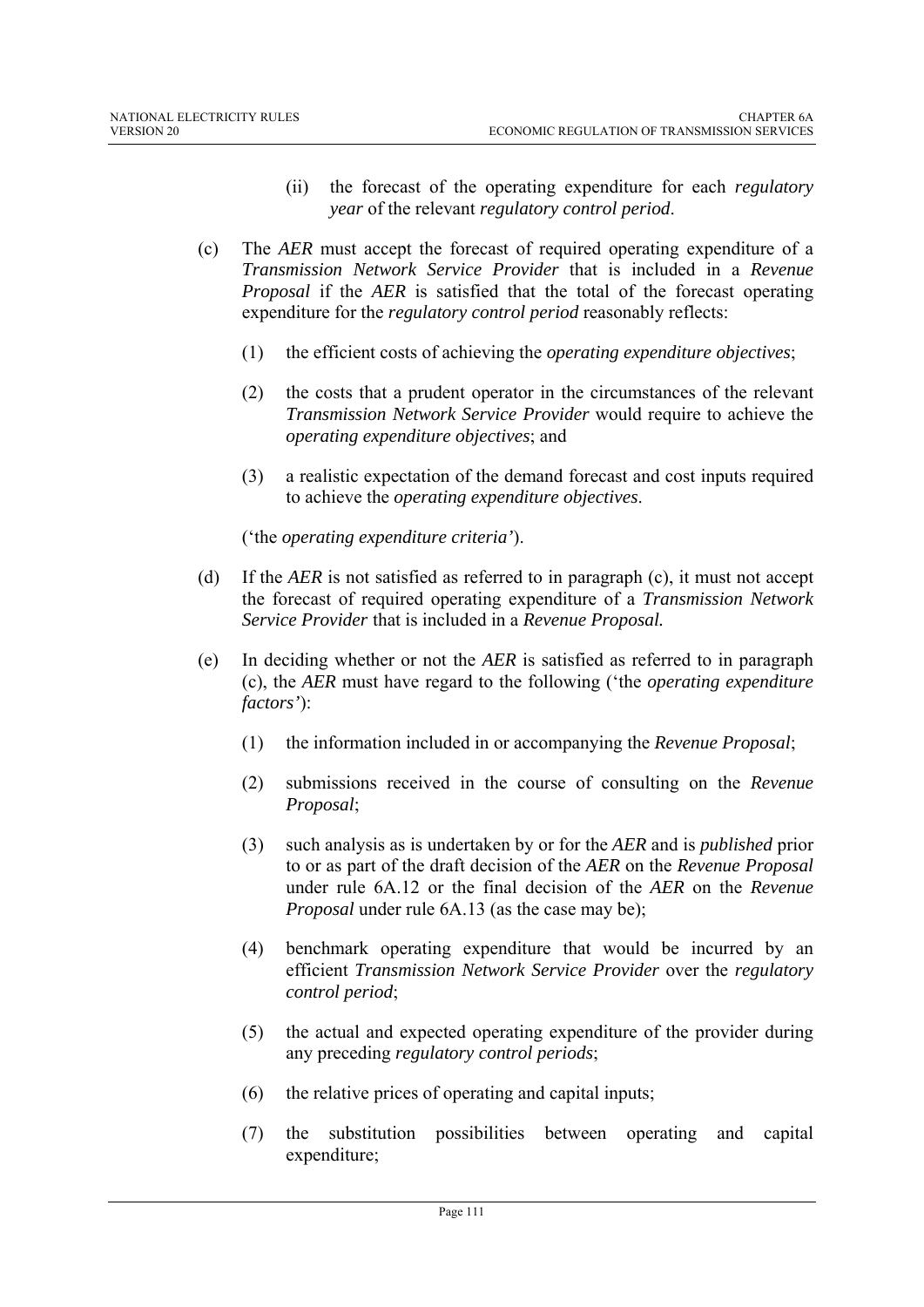(ii) the forecast of the operating expenditure for each *regulatory year* of the relevant *regulatory control period*.

(c) The *AER* must accept the forecast of required operating expenditure of a *Transmission Network Service Provider* that is included in a *Revenue Proposal* if the *AER* is satisfied that the total of the forecast operating expenditure for the *regulatory control period* reasonably reflects:

(1) the efficient costs of achieving the *operating expenditure objectives*;

(2) the costs that a prudent operator in the circumstances of the relevant *Transmission Network Service Provider* would require to achieve the *operating expenditure objectives*; and

(3) a realistic expectation of the demand forecast and cost inputs required to achieve the *operating expenditure objectives*.

('the *operating expenditure criteria'*).

(d) If the *AER* is not satisfied as referred to in paragraph (c), it must not accept the forecast of required operating expenditure of a *Transmission Network Service Provider* that is included in a *Revenue Proposal.*

(e) In deciding whether or not the *AER* is satisfied as referred to in paragraph (c), the *AER* must have regard to the following ('the *operating expenditure factors'*):

(1) the information included in or accompanying the *Revenue Proposal*;

(2) submissions received in the course of consulting on the *Revenue Proposal*;

(3) such analysis as is undertaken by or for the *AER* and is *published* prior to or as part of the draft decision of the *AER* on the *Revenue Proposal* under rule 6A.12 or the final decision of the *AER* on the *Revenue Proposal* under rule 6A.13 (as the case may be);

(4) benchmark operating expenditure that would be incurred by an efficient *Transmission Network Service Provider* over the *regulatory control period*;

(5) the actual and expected operating expenditure of the provider during any preceding *regulatory control periods*;

(6) the relative prices of operating and capital inputs;

(7) the substitution possibilities between operating and capital expenditure;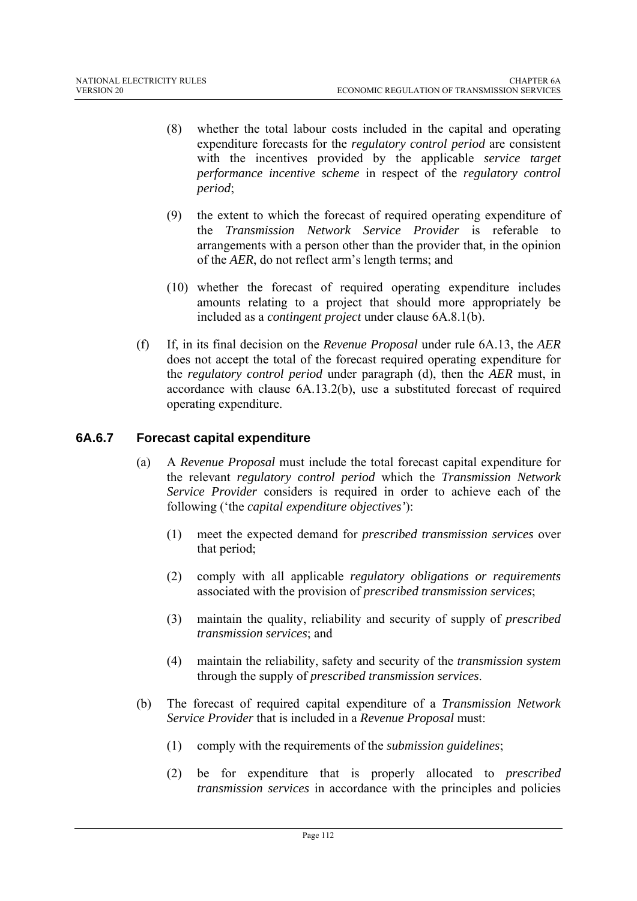(8) whether the total labour costs included in the capital and operating expenditure forecasts for the *regulatory control period* are consistent with the incentives provided by the applicable *service target performance incentive scheme* in respect of the *regulatory control period*;

(9) the extent to which the forecast of required operating expenditure of the *Transmission Network Service Provider* is referable to arrangements with a person other than the provider that, in the opinion of the *AER*, do not reflect arm's length terms; and

(10) whether the forecast of required operating expenditure includes amounts relating to a project that should more appropriately be included as a *contingent project* under clause 6A.8.1(b).

(f) If, in its final decision on the *Revenue Proposal* under rule 6A.13, the *AER* does not accept the total of the forecast required operating expenditure for the *regulatory control period* under paragraph (d), then the *AER* must, in accordance with clause 6A.13.2(b), use a substituted forecast of required operating expenditure.

### 6A.6.7 Forecast capital expenditure

(a) A *Revenue Proposal* must include the total forecast capital expenditure for the relevant *regulatory control period* which the *Transmission Network Service Provider* considers is required in order to achieve each of the following ('the *capital expenditure objectives*'):

(1) meet the expected demand for *prescribed transmission services* over that period;

(2) comply with all applicable *regulatory obligations or requirements* associated with the provision of *prescribed transmission services*;

(3) maintain the quality, reliability and security of supply of *prescribed transmission services*; and

(4) maintain the reliability, safety and security of the *transmission system* through the supply of *prescribed transmission services*.

(b) The forecast of required capital expenditure of a *Transmission Network Service Provider* that is included in a *Revenue Proposal* must:

(1) comply with the requirements of the *submission guidelines*;

(2) be for expenditure that is properly allocated to *prescribed transmission services* in accordance with the principles and policies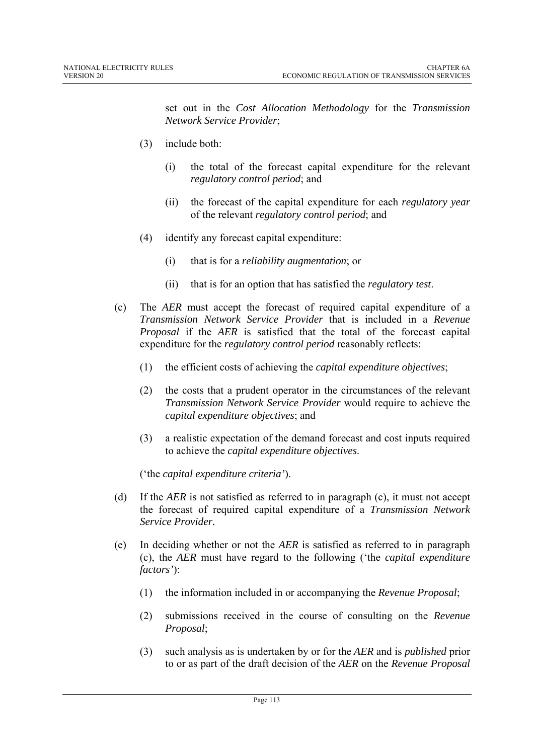set out in the *Cost Allocation Methodology* for the *Transmission Network Service Provider*;

(3) include both:

  (i) the total of the forecast capital expenditure for the relevant *regulatory control period*; and

  (ii) the forecast of the capital expenditure for each *regulatory year* of the relevant *regulatory control period*; and

(4) identify any forecast capital expenditure:

  (i) that is for a *reliability augmentation*; or

  (ii) that is for an option that has satisfied the *regulatory test*.

(c) The *AER* must accept the forecast of required capital expenditure of a *Transmission Network Service Provider* that is included in a *Revenue Proposal* if the *AER* is satisfied that the total of the forecast capital expenditure for the *regulatory control period* reasonably reflects:

  (1) the efficient costs of achieving the *capital expenditure objectives*;

  (2) the costs that a prudent operator in the circumstances of the relevant *Transmission Network Service Provider* would require to achieve the *capital expenditure objectives*; and

  (3) a realistic expectation of the demand forecast and cost inputs required to achieve the *capital expenditure objectives*.

  ('the *capital expenditure criteria'*).

(d) If the *AER* is not satisfied as referred to in paragraph (c), it must not accept the forecast of required capital expenditure of a *Transmission Network Service Provider.*

(e) In deciding whether or not the *AER* is satisfied as referred to in paragraph (c), the *AER* must have regard to the following ('the *capital expenditure factors'*):

  (1) the information included in or accompanying the *Revenue Proposal*;

  (2) submissions received in the course of consulting on the *Revenue Proposal*;

  (3) such analysis as is undertaken by or for the *AER* and is *published* prior to or as part of the draft decision of the *AER* on the *Revenue Proposal*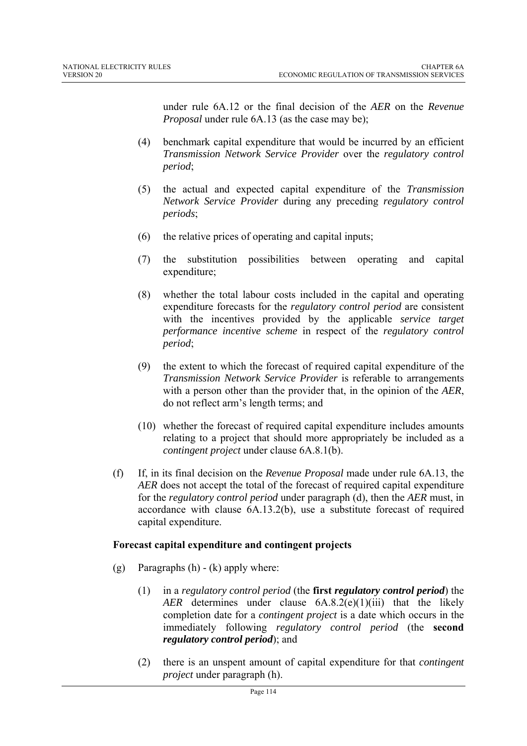under rule 6A.12 or the final decision of the *AER* on the *Revenue Proposal* under rule 6A.13 (as the case may be);

(4) benchmark capital expenditure that would be incurred by an efficient *Transmission Network Service Provider* over the *regulatory control period*;

(5) the actual and expected capital expenditure of the *Transmission Network Service Provider* during any preceding *regulatory control periods*;

(6) the relative prices of operating and capital inputs;

(7) the substitution possibilities between operating and capital expenditure;

(8) whether the total labour costs included in the capital and operating expenditure forecasts for the *regulatory control period* are consistent with the incentives provided by the applicable *service target performance incentive scheme* in respect of the *regulatory control period*;

(9) the extent to which the forecast of required capital expenditure of the *Transmission Network Service Provider* is referable to arrangements with a person other than the provider that, in the opinion of the *AER*, do not reflect arm's length terms; and

(10) whether the forecast of required capital expenditure includes amounts relating to a project that should more appropriately be included as a *contingent project* under clause 6A.8.1(b).

(f) If, in its final decision on the *Revenue Proposal* made under rule 6A.13, the *AER* does not accept the total of the forecast of required capital expenditure for the *regulatory control period* under paragraph (d), then the *AER* must, in accordance with clause 6A.13.2(b), use a substitute forecast of required capital expenditure.

**Forecast capital expenditure and contingent projects**

(g) Paragraphs (h) - (k) apply where:

(1) in a *regulatory control period* (the **first *regulatory control period***) the *AER* determines under clause 6A.8.2(e)(1)(iii) that the likely completion date for a *contingent project* is a date which occurs in the immediately following *regulatory control period* (the **second *regulatory control period***); and

(2) there is an unspent amount of capital expenditure for that *contingent project* under paragraph (h).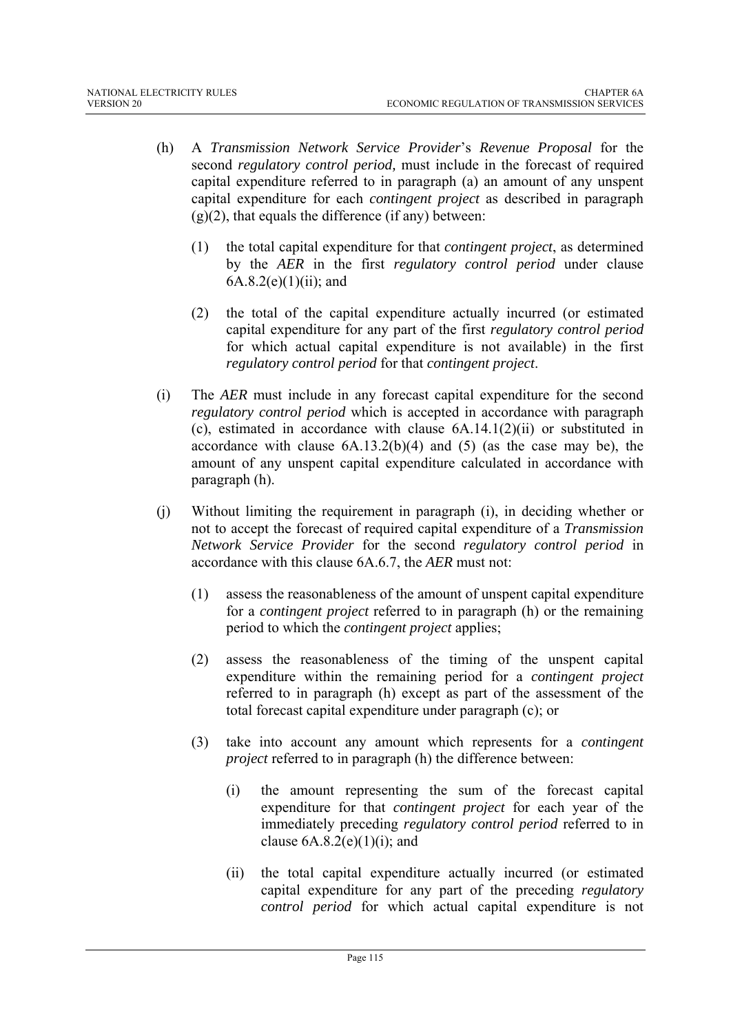(h) A *Transmission Network Service Provider*'s *Revenue Proposal* for the second *regulatory control period,* must include in the forecast of required capital expenditure referred to in paragraph (a) an amount of any unspent capital expenditure for each *contingent project* as described in paragraph (g)(2), that equals the difference (if any) between:

   (1) the total capital expenditure for that *contingent project*, as determined by the *AER* in the first *regulatory control period* under clause 6A.8.2(e)(1)(ii); and

   (2) the total of the capital expenditure actually incurred (or estimated capital expenditure for any part of the first *regulatory control period* for which actual capital expenditure is not available) in the first *regulatory control period* for that *contingent project*.

(i) The *AER* must include in any forecast capital expenditure for the second *regulatory control period* which is accepted in accordance with paragraph (c), estimated in accordance with clause 6A.14.1(2)(ii) or substituted in accordance with clause 6A.13.2(b)(4) and (5) (as the case may be), the amount of any unspent capital expenditure calculated in accordance with paragraph (h).

(j) Without limiting the requirement in paragraph (i), in deciding whether or not to accept the forecast of required capital expenditure of a *Transmission Network Service Provider* for the second *regulatory control period* in accordance with this clause 6A.6.7, the *AER* must not:

   (1) assess the reasonableness of the amount of unspent capital expenditure for a *contingent project* referred to in paragraph (h) or the remaining period to which the *contingent project* applies;

   (2) assess the reasonableness of the timing of the unspent capital expenditure within the remaining period for a *contingent project* referred to in paragraph (h) except as part of the assessment of the total forecast capital expenditure under paragraph (c); or

   (3) take into account any amount which represents for a *contingent project* referred to in paragraph (h) the difference between:

      (i) the amount representing the sum of the forecast capital expenditure for that *contingent project* for each year of the immediately preceding *regulatory control period* referred to in clause 6A.8.2(e)(1)(i); and

      (ii) the total capital expenditure actually incurred (or estimated capital expenditure for any part of the preceding *regulatory control period* for which actual capital expenditure is not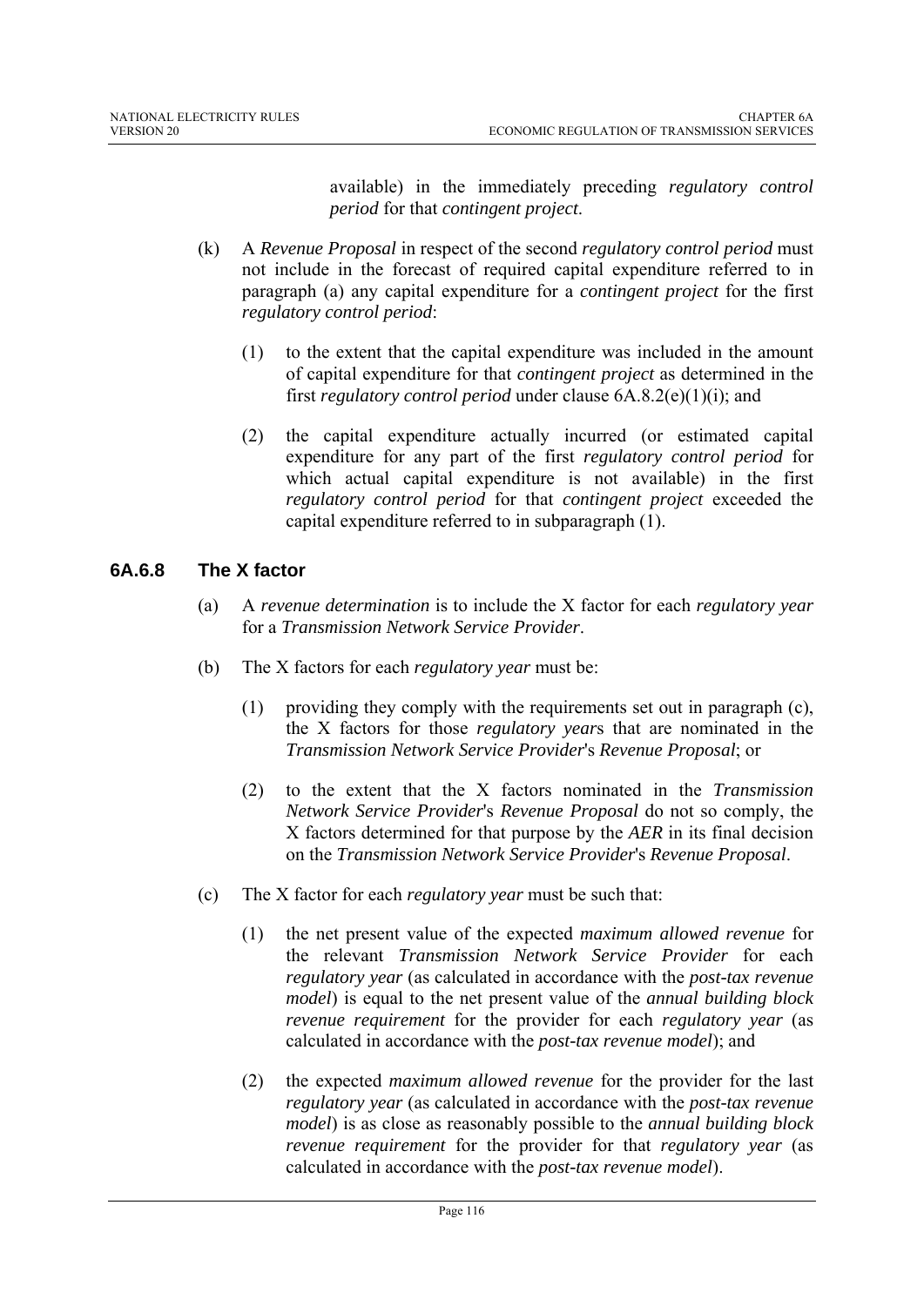available) in the immediately preceding *regulatory control period* for that *contingent project*.

(k) A *Revenue Proposal* in respect of the second *regulatory control period* must not include in the forecast of required capital expenditure referred to in paragraph (a) any capital expenditure for a *contingent project* for the first *regulatory control period*:

(1) to the extent that the capital expenditure was included in the amount of capital expenditure for that *contingent project* as determined in the first *regulatory control period* under clause 6A.8.2(e)(1)(i); and

(2) the capital expenditure actually incurred (or estimated capital expenditure for any part of the first *regulatory control period* for which actual capital expenditure is not available) in the first *regulatory control period* for that *contingent project* exceeded the capital expenditure referred to in subparagraph (1).

### 6A.6.8 The X factor

(a) A *revenue determination* is to include the X factor for each *regulatory year* for a *Transmission Network Service Provider*.

(b) The X factors for each *regulatory year* must be:

(1) providing they comply with the requirements set out in paragraph (c), the X factors for those *regulatory year*s that are nominated in the *Transmission Network Service Provider*'s *Revenue Proposal*; or

(2) to the extent that the X factors nominated in the *Transmission Network Service Provider*'s *Revenue Proposal* do not so comply, the X factors determined for that purpose by the *AER* in its final decision on the *Transmission Network Service Provider*'s *Revenue Proposal*.

(c) The X factor for each *regulatory year* must be such that:

(1) the net present value of the expected *maximum allowed revenue* for the relevant *Transmission Network Service Provider* for each *regulatory year* (as calculated in accordance with the *post-tax revenue model*) is equal to the net present value of the *annual building block revenue requirement* for the provider for each *regulatory year* (as calculated in accordance with the *post-tax revenue model*); and

(2) the expected *maximum allowed revenue* for the provider for the last *regulatory year* (as calculated in accordance with the *post-tax revenue model*) is as close as reasonably possible to the *annual building block revenue requirement* for the provider for that *regulatory year* (as calculated in accordance with the *post-tax revenue model*).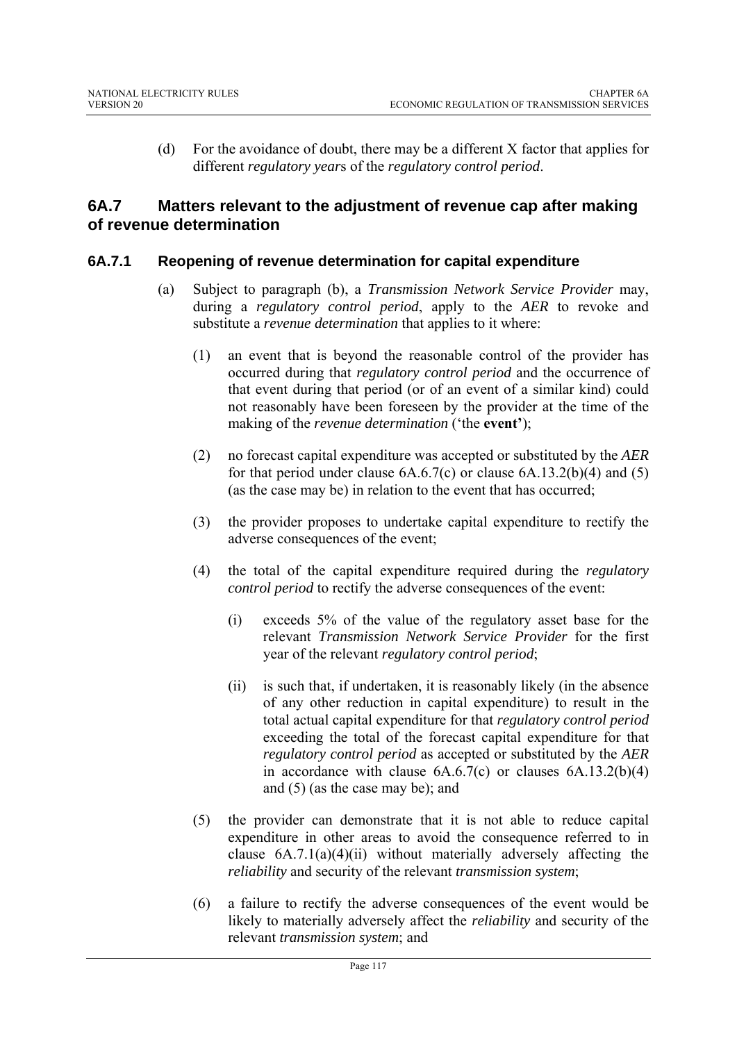(d) For the avoidance of doubt, there may be a different X factor that applies for different *regulatory year*s of the *regulatory control period*.

## 6A.7 Matters relevant to the adjustment of revenue cap after making of revenue determination

### 6A.7.1 Reopening of revenue determination for capital expenditure

(a) Subject to paragraph (b), a *Transmission Network Service Provider* may, during a *regulatory control period*, apply to the *AER* to revoke and substitute a *revenue determination* that applies to it where:

(1) an event that is beyond the reasonable control of the provider has occurred during that *regulatory control period* and the occurrence of that event during that period (or of an event of a similar kind) could not reasonably have been foreseen by the provider at the time of the making of the *revenue determination* ('the **event'**);

(2) no forecast capital expenditure was accepted or substituted by the *AER* for that period under clause 6A.6.7(c) or clause 6A.13.2(b)(4) and (5) (as the case may be) in relation to the event that has occurred;

(3) the provider proposes to undertake capital expenditure to rectify the adverse consequences of the event;

(4) the total of the capital expenditure required during the *regulatory control period* to rectify the adverse consequences of the event:

(i) exceeds 5% of the value of the regulatory asset base for the relevant *Transmission Network Service Provider* for the first year of the relevant *regulatory control period*;

(ii) is such that, if undertaken, it is reasonably likely (in the absence of any other reduction in capital expenditure) to result in the total actual capital expenditure for that *regulatory control period* exceeding the total of the forecast capital expenditure for that *regulatory control period* as accepted or substituted by the *AER* in accordance with clause 6A.6.7(c) or clauses 6A.13.2(b)(4) and (5) (as the case may be); and

(5) the provider can demonstrate that it is not able to reduce capital expenditure in other areas to avoid the consequence referred to in clause 6A.7.1(a)(4)(ii) without materially adversely affecting the *reliability* and security of the relevant *transmission system*;

(6) a failure to rectify the adverse consequences of the event would be likely to materially adversely affect the *reliability* and security of the relevant *transmission system*; and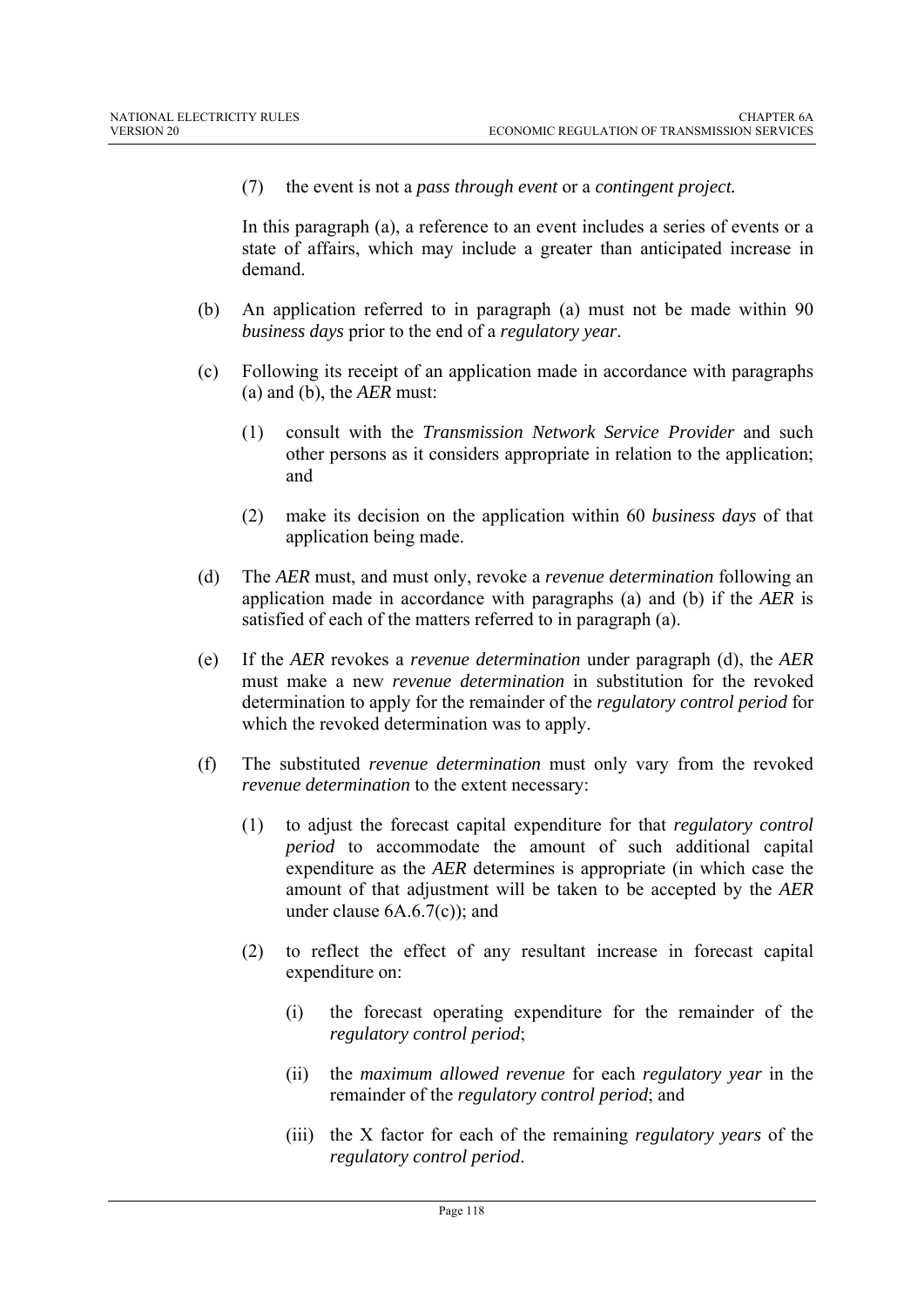(7) the event is not a *pass through event* or a *contingent project.*

In this paragraph (a), a reference to an event includes a series of events or a state of affairs, which may include a greater than anticipated increase in demand.

(b) An application referred to in paragraph (a) must not be made within 90 *business days* prior to the end of a *regulatory year*.

(c) Following its receipt of an application made in accordance with paragraphs (a) and (b), the *AER* must:

(1) consult with the *Transmission Network Service Provider* and such other persons as it considers appropriate in relation to the application; and

(2) make its decision on the application within 60 *business days* of that application being made.

(d) The *AER* must, and must only, revoke a *revenue determination* following an application made in accordance with paragraphs (a) and (b) if the *AER* is satisfied of each of the matters referred to in paragraph (a).

(e) If the *AER* revokes a *revenue determination* under paragraph (d), the *AER* must make a new *revenue determination* in substitution for the revoked determination to apply for the remainder of the *regulatory control period* for which the revoked determination was to apply.

(f) The substituted *revenue determination* must only vary from the revoked *revenue determination* to the extent necessary:

(1) to adjust the forecast capital expenditure for that *regulatory control period* to accommodate the amount of such additional capital expenditure as the *AER* determines is appropriate (in which case the amount of that adjustment will be taken to be accepted by the *AER* under clause 6A.6.7(c)); and

(2) to reflect the effect of any resultant increase in forecast capital expenditure on:

(i) the forecast operating expenditure for the remainder of the *regulatory control period*;

(ii) the *maximum allowed revenue* for each *regulatory year* in the remainder of the *regulatory control period*; and

(iii) the X factor for each of the remaining *regulatory years* of the *regulatory control period*.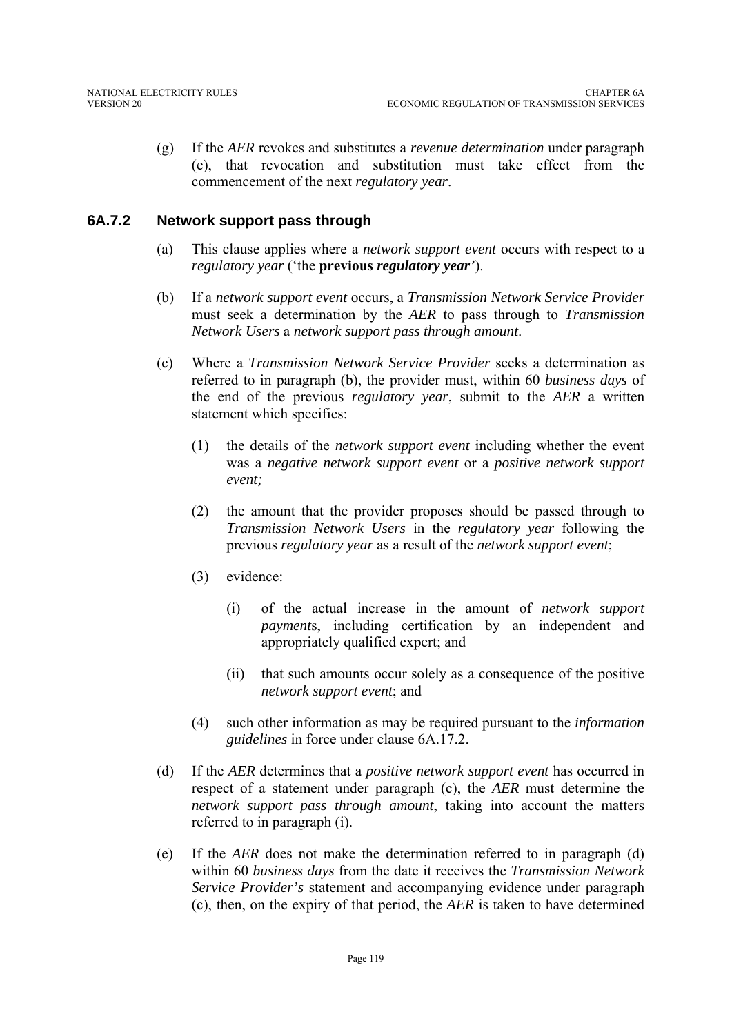(g) If the *AER* revokes and substitutes a *revenue determination* under paragraph (e), that revocation and substitution must take effect from the commencement of the next *regulatory year*.

### 6A.7.2 Network support pass through

(a) This clause applies where a *network support event* occurs with respect to a *regulatory year* ('the **previous *regulatory year***').

(b) If a *network support event* occurs, a *Transmission Network Service Provider* must seek a determination by the *AER* to pass through to *Transmission Network Users* a *network support pass through amount*.

(c) Where a *Transmission Network Service Provider* seeks a determination as referred to in paragraph (b), the provider must, within 60 *business days* of the end of the previous *regulatory year*, submit to the *AER* a written statement which specifies:

(1) the details of the *network support event* including whether the event was a *negative network support event* or a *positive network support event;*

(2) the amount that the provider proposes should be passed through to *Transmission Network Users* in the *regulatory year* following the previous *regulatory year* as a result of the *network support event*;

(3) evidence:

(i) of the actual increase in the amount of *network support payment*s, including certification by an independent and appropriately qualified expert; and

(ii) that such amounts occur solely as a consequence of the positive *network support event*; and

(4) such other information as may be required pursuant to the *information guidelines* in force under clause 6A.17.2.

(d) If the *AER* determines that a *positive network support event* has occurred in respect of a statement under paragraph (c), the *AER* must determine the *network support pass through amount*, taking into account the matters referred to in paragraph (i).

(e) If the *AER* does not make the determination referred to in paragraph (d) within 60 *business days* from the date it receives the *Transmission Network Service Provider's* statement and accompanying evidence under paragraph (c), then, on the expiry of that period, the *AER* is taken to have determined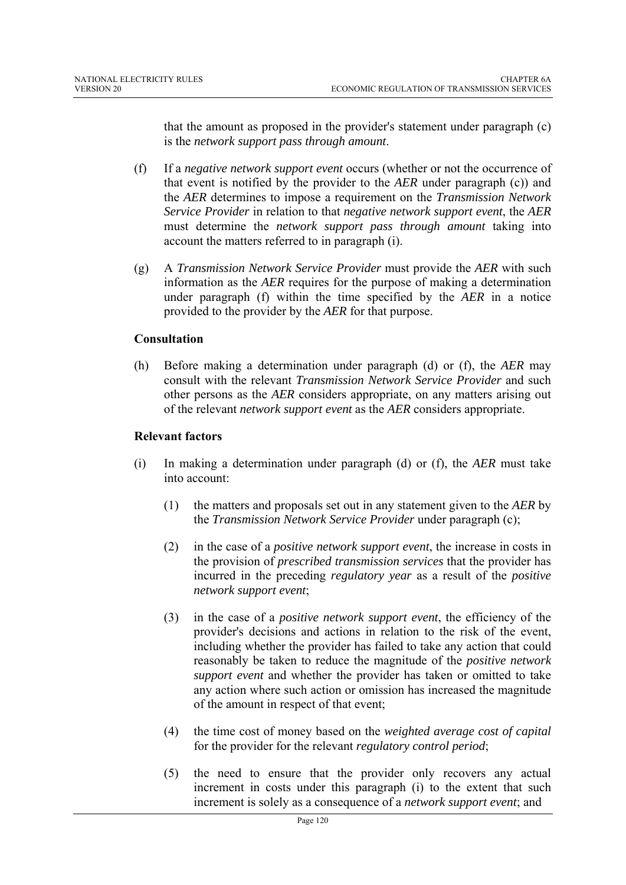that the amount as proposed in the provider's statement under paragraph (c) is the *network support pass through amount*.

(f) If a *negative network support event* occurs (whether or not the occurrence of that event is notified by the provider to the *AER* under paragraph (c)) and the *AER* determines to impose a requirement on the *Transmission Network Service Provider* in relation to that *negative network support event*, the *AER* must determine the *network support pass through amount* taking into account the matters referred to in paragraph (i).

(g) A *Transmission Network Service Provider* must provide the *AER* with such information as the *AER* requires for the purpose of making a determination under paragraph (f) within the time specified by the *AER* in a notice provided to the provider by the *AER* for that purpose.

**Consultation**

(h) Before making a determination under paragraph (d) or (f), the *AER* may consult with the relevant *Transmission Network Service Provider* and such other persons as the *AER* considers appropriate, on any matters arising out of the relevant *network support event* as the *AER* considers appropriate.

**Relevant factors**

(i) In making a determination under paragraph (d) or (f), the *AER* must take into account:

 (1) the matters and proposals set out in any statement given to the *AER* by the *Transmission Network Service Provider* under paragraph (c);

 (2) in the case of a *positive network support event*, the increase in costs in the provision of *prescribed transmission services* that the provider has incurred in the preceding *regulatory year* as a result of the *positive network support event*;

 (3) in the case of a *positive network support event*, the efficiency of the provider's decisions and actions in relation to the risk of the event, including whether the provider has failed to take any action that could reasonably be taken to reduce the magnitude of the *positive network support event* and whether the provider has taken or omitted to take any action where such action or omission has increased the magnitude of the amount in respect of that event;

 (4) the time cost of money based on the *weighted average cost of capital* for the provider for the relevant *regulatory control period*;

 (5) the need to ensure that the provider only recovers any actual increment in costs under this paragraph (i) to the extent that such increment is solely as a consequence of a *network support event*; and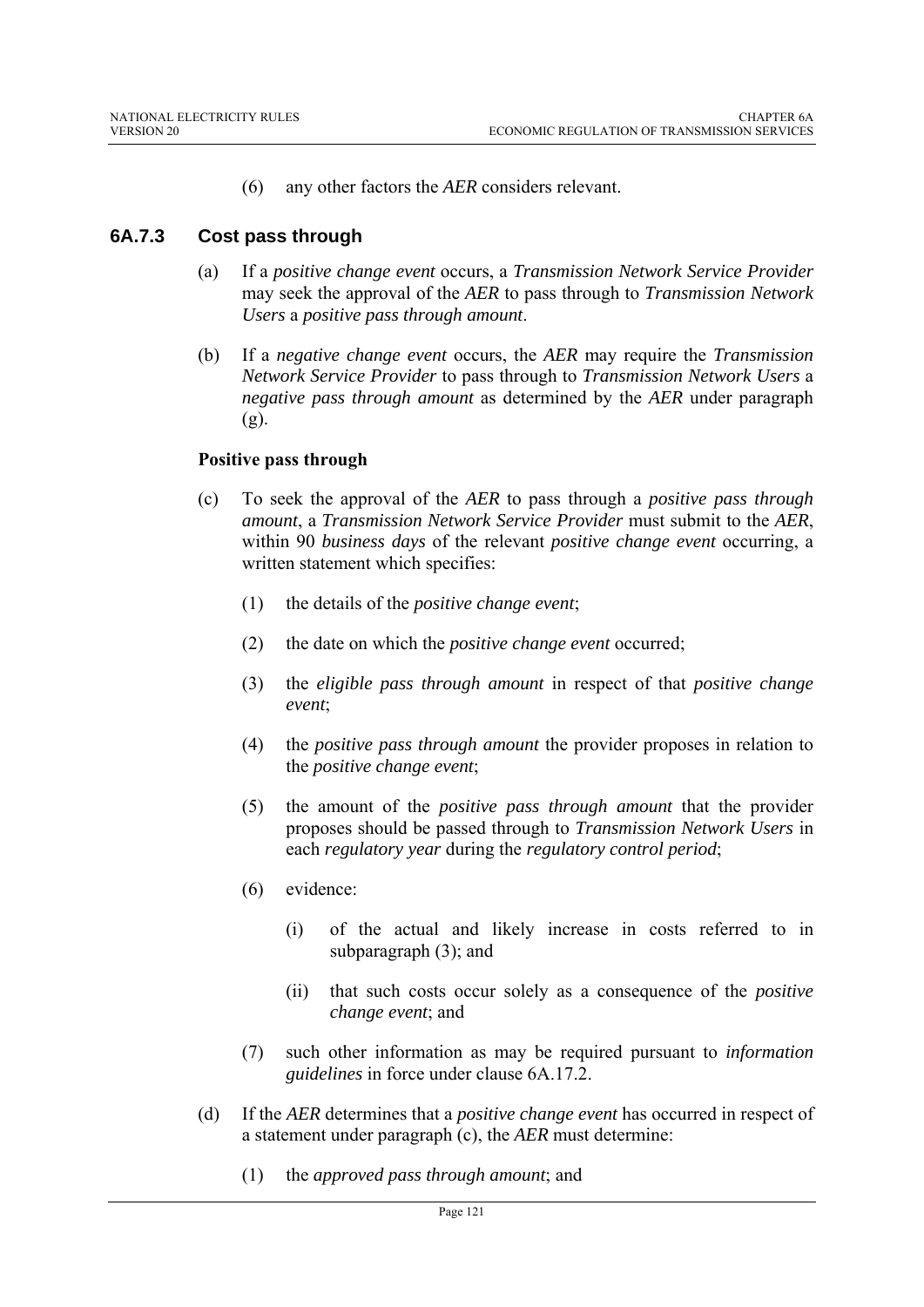(6) any other factors the *AER* considers relevant.

### 6A.7.3 Cost pass through

(a) If a *positive change event* occurs, a *Transmission Network Service Provider* may seek the approval of the *AER* to pass through to *Transmission Network Users* a *positive pass through amount*.

(b) If a *negative change event* occurs, the *AER* may require the *Transmission Network Service Provider* to pass through to *Transmission Network Users* a *negative pass through amount* as determined by the *AER* under paragraph (g).

**Positive pass through**

(c) To seek the approval of the *AER* to pass through a *positive pass through amount*, a *Transmission Network Service Provider* must submit to the *AER*, within 90 *business days* of the relevant *positive change event* occurring, a written statement which specifies:

(1) the details of the *positive change event*;

(2) the date on which the *positive change event* occurred;

(3) the *eligible pass through amount* in respect of that *positive change event*;

(4) the *positive pass through amount* the provider proposes in relation to the *positive change event*;

(5) the amount of the *positive pass through amount* that the provider proposes should be passed through to *Transmission Network Users* in each *regulatory year* during the *regulatory control period*;

(6) evidence:

(i) of the actual and likely increase in costs referred to in subparagraph (3); and

(ii) that such costs occur solely as a consequence of the *positive change event*; and

(7) such other information as may be required pursuant to *information guidelines* in force under clause 6A.17.2.

(d) If the *AER* determines that a *positive change event* has occurred in respect of a statement under paragraph (c), the *AER* must determine:

(1) the *approved pass through amount*; and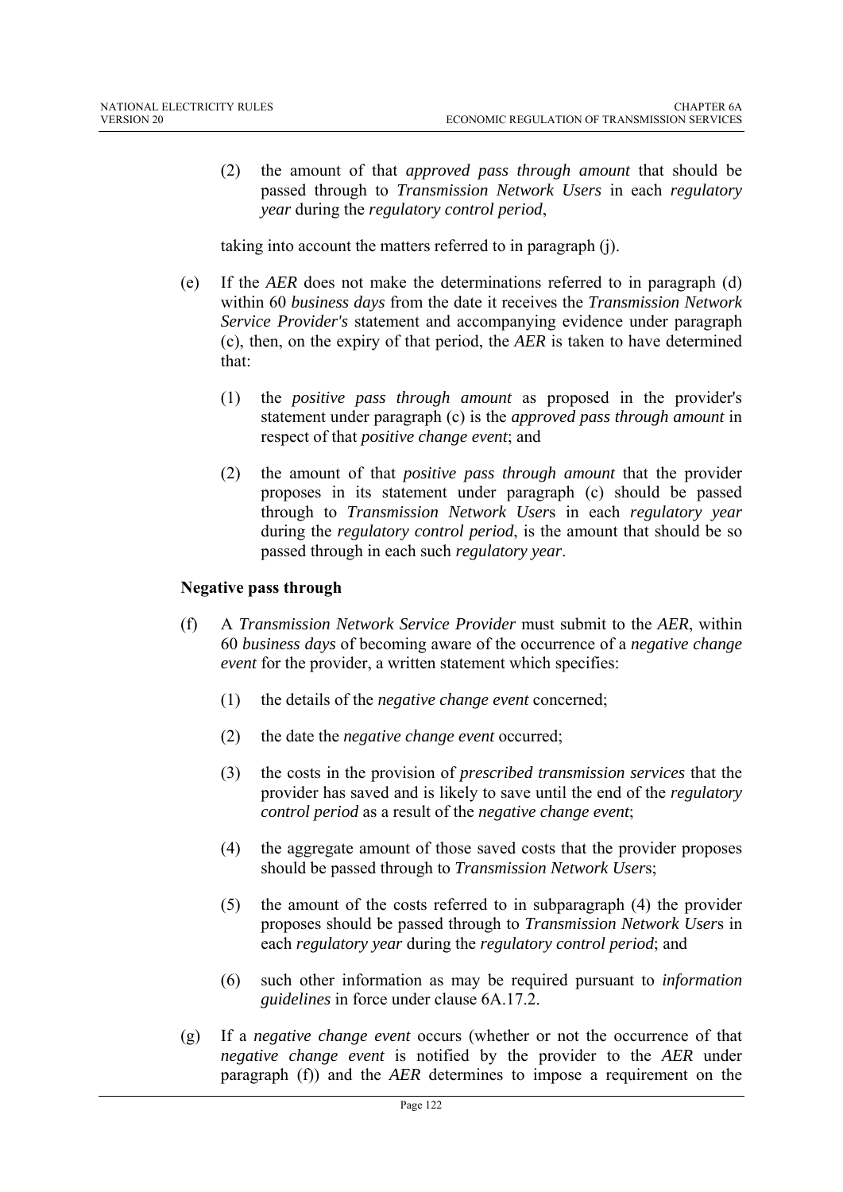(2) the amount of that *approved pass through amount* that should be passed through to *Transmission Network Users* in each *regulatory year* during the *regulatory control period*,

taking into account the matters referred to in paragraph (j).

(e) If the *AER* does not make the determinations referred to in paragraph (d) within 60 *business days* from the date it receives the *Transmission Network Service Provider's* statement and accompanying evidence under paragraph (c), then, on the expiry of that period, the *AER* is taken to have determined that:

(1) the *positive pass through amount* as proposed in the provider's statement under paragraph (c) is the *approved pass through amount* in respect of that *positive change event*; and

(2) the amount of that *positive pass through amount* that the provider proposes in its statement under paragraph (c) should be passed through to *Transmission Network User*s in each *regulatory year* during the *regulatory control period*, is the amount that should be so passed through in each such *regulatory year*.

**Negative pass through**

(f) A *Transmission Network Service Provider* must submit to the *AER*, within 60 *business days* of becoming aware of the occurrence of a *negative change event* for the provider, a written statement which specifies:

(1) the details of the *negative change event* concerned;

(2) the date the *negative change event* occurred;

(3) the costs in the provision of *prescribed transmission services* that the provider has saved and is likely to save until the end of the *regulatory control period* as a result of the *negative change event*;

(4) the aggregate amount of those saved costs that the provider proposes should be passed through to *Transmission Network User*s;

(5) the amount of the costs referred to in subparagraph (4) the provider proposes should be passed through to *Transmission Network User*s in each *regulatory year* during the *regulatory control period*; and

(6) such other information as may be required pursuant to *information guidelines* in force under clause 6A.17.2.

(g) If a *negative change event* occurs (whether or not the occurrence of that *negative change event* is notified by the provider to the *AER* under paragraph (f)) and the *AER* determines to impose a requirement on the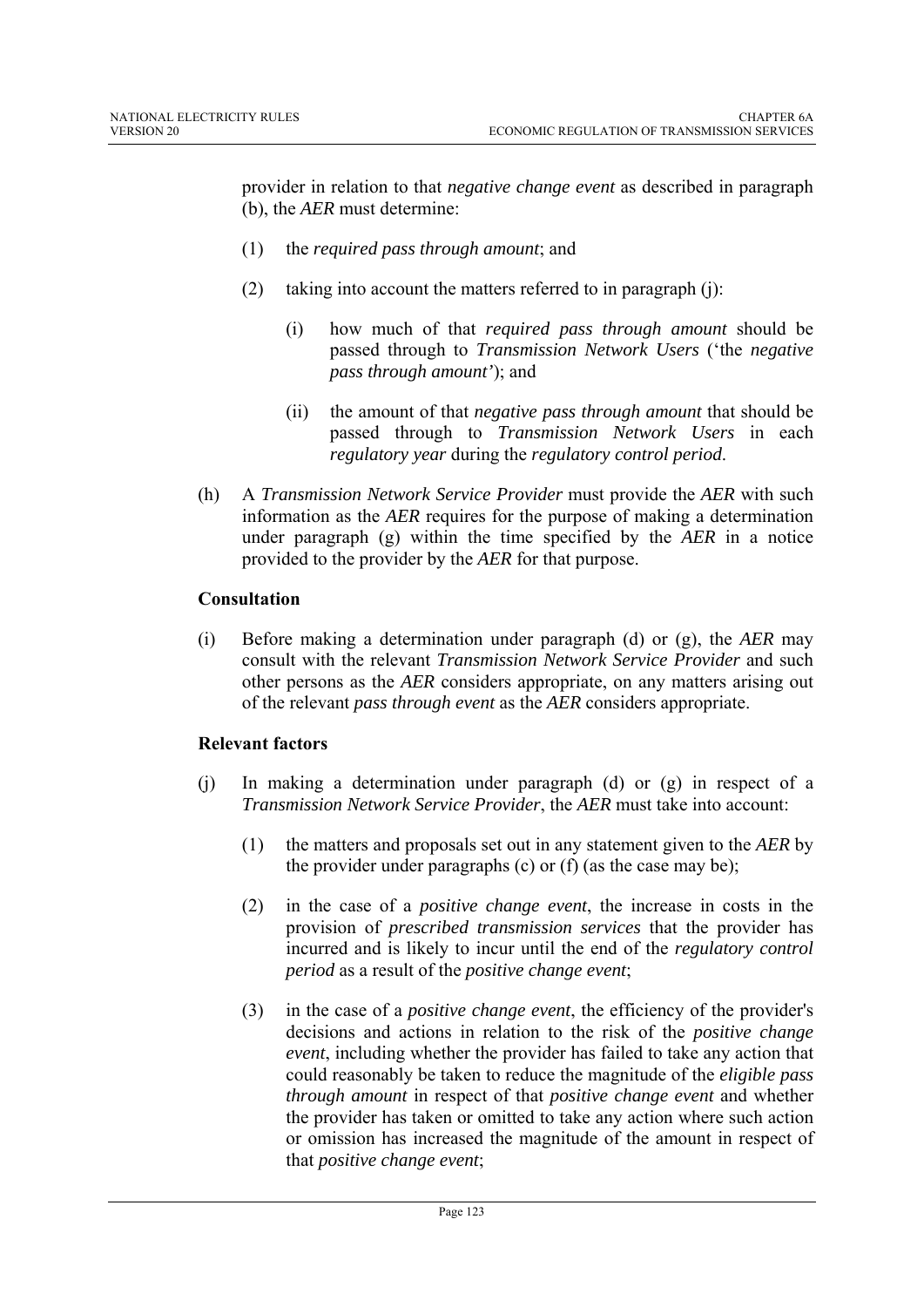provider in relation to that *negative change event* as described in paragraph (b), the *AER* must determine:

(1) the *required pass through amount*; and

(2) taking into account the matters referred to in paragraph (j):

  (i) how much of that *required pass through amount* should be passed through to *Transmission Network Users* ('the *negative pass through amount'*); and

  (ii) the amount of that *negative pass through amount* that should be passed through to *Transmission Network Users* in each *regulatory year* during the *regulatory control period*.

(h) A *Transmission Network Service Provider* must provide the *AER* with such information as the *AER* requires for the purpose of making a determination under paragraph (g) within the time specified by the *AER* in a notice provided to the provider by the *AER* for that purpose.

**Consultation**

(i) Before making a determination under paragraph (d) or (g), the *AER* may consult with the relevant *Transmission Network Service Provider* and such other persons as the *AER* considers appropriate, on any matters arising out of the relevant *pass through event* as the *AER* considers appropriate.

**Relevant factors**

(j) In making a determination under paragraph (d) or (g) in respect of a *Transmission Network Service Provider*, the *AER* must take into account:

(1) the matters and proposals set out in any statement given to the *AER* by the provider under paragraphs (c) or (f) (as the case may be);

(2) in the case of a *positive change event*, the increase in costs in the provision of *prescribed transmission services* that the provider has incurred and is likely to incur until the end of the *regulatory control period* as a result of the *positive change event*;

(3) in the case of a *positive change event*, the efficiency of the provider's decisions and actions in relation to the risk of the *positive change event*, including whether the provider has failed to take any action that could reasonably be taken to reduce the magnitude of the *eligible pass through amount* in respect of that *positive change event* and whether the provider has taken or omitted to take any action where such action or omission has increased the magnitude of the amount in respect of that *positive change event*;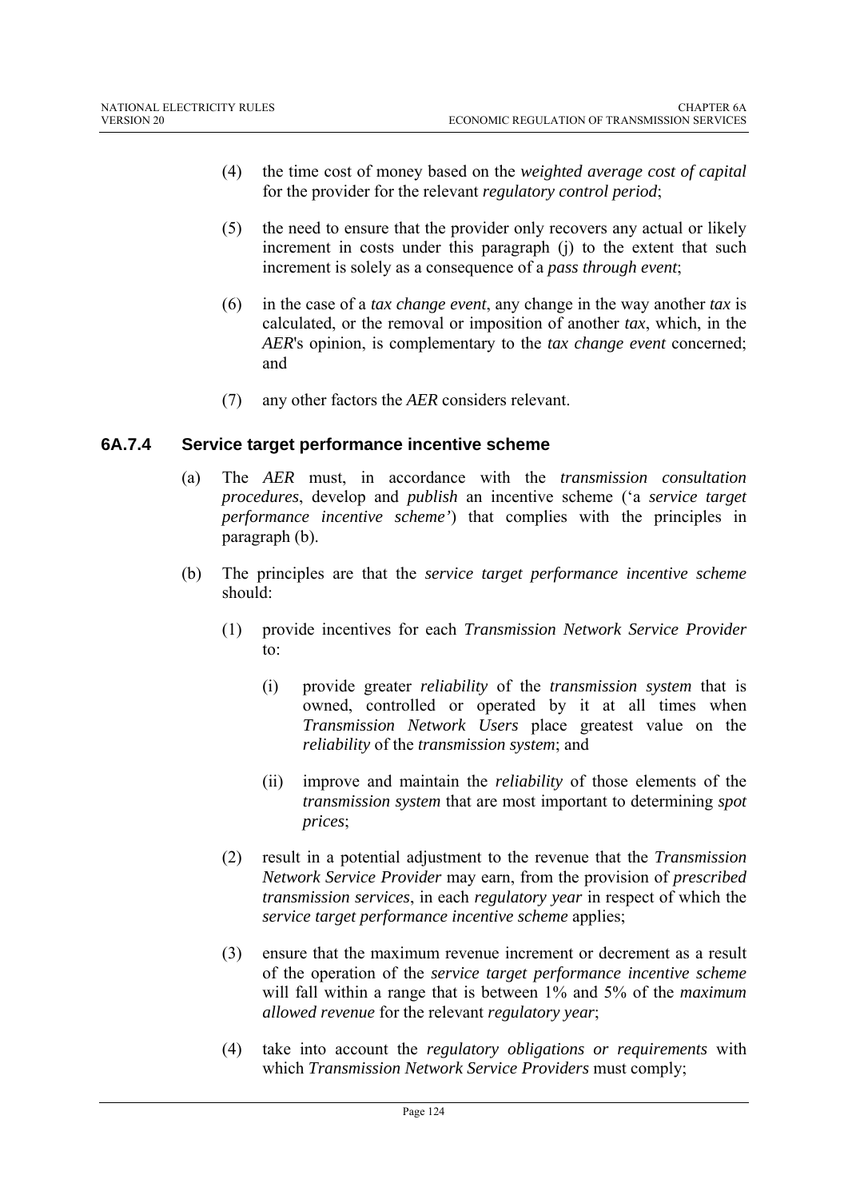(4) the time cost of money based on the *weighted average cost of capital* for the provider for the relevant *regulatory control period*;

(5) the need to ensure that the provider only recovers any actual or likely increment in costs under this paragraph (j) to the extent that such increment is solely as a consequence of a *pass through event*;

(6) in the case of a *tax change event*, any change in the way another *tax* is calculated, or the removal or imposition of another *tax*, which, in the *AER*'s opinion, is complementary to the *tax change event* concerned; and

(7) any other factors the *AER* considers relevant.

### 6A.7.4 Service target performance incentive scheme

(a) The *AER* must, in accordance with the *transmission consultation procedures*, develop and *publish* an incentive scheme ('a *service target performance incentive scheme'*) that complies with the principles in paragraph (b).

(b) The principles are that the *service target performance incentive scheme* should:

(1) provide incentives for each *Transmission Network Service Provider* to:

(i) provide greater *reliability* of the *transmission system* that is owned, controlled or operated by it at all times when *Transmission Network Users* place greatest value on the *reliability* of the *transmission system*; and

(ii) improve and maintain the *reliability* of those elements of the *transmission system* that are most important to determining *spot prices*;

(2) result in a potential adjustment to the revenue that the *Transmission Network Service Provider* may earn, from the provision of *prescribed transmission services*, in each *regulatory year* in respect of which the *service target performance incentive scheme* applies;

(3) ensure that the maximum revenue increment or decrement as a result of the operation of the *service target performance incentive scheme* will fall within a range that is between 1% and 5% of the *maximum allowed revenue* for the relevant *regulatory year*;

(4) take into account the *regulatory obligations or requirements* with which *Transmission Network Service Providers* must comply;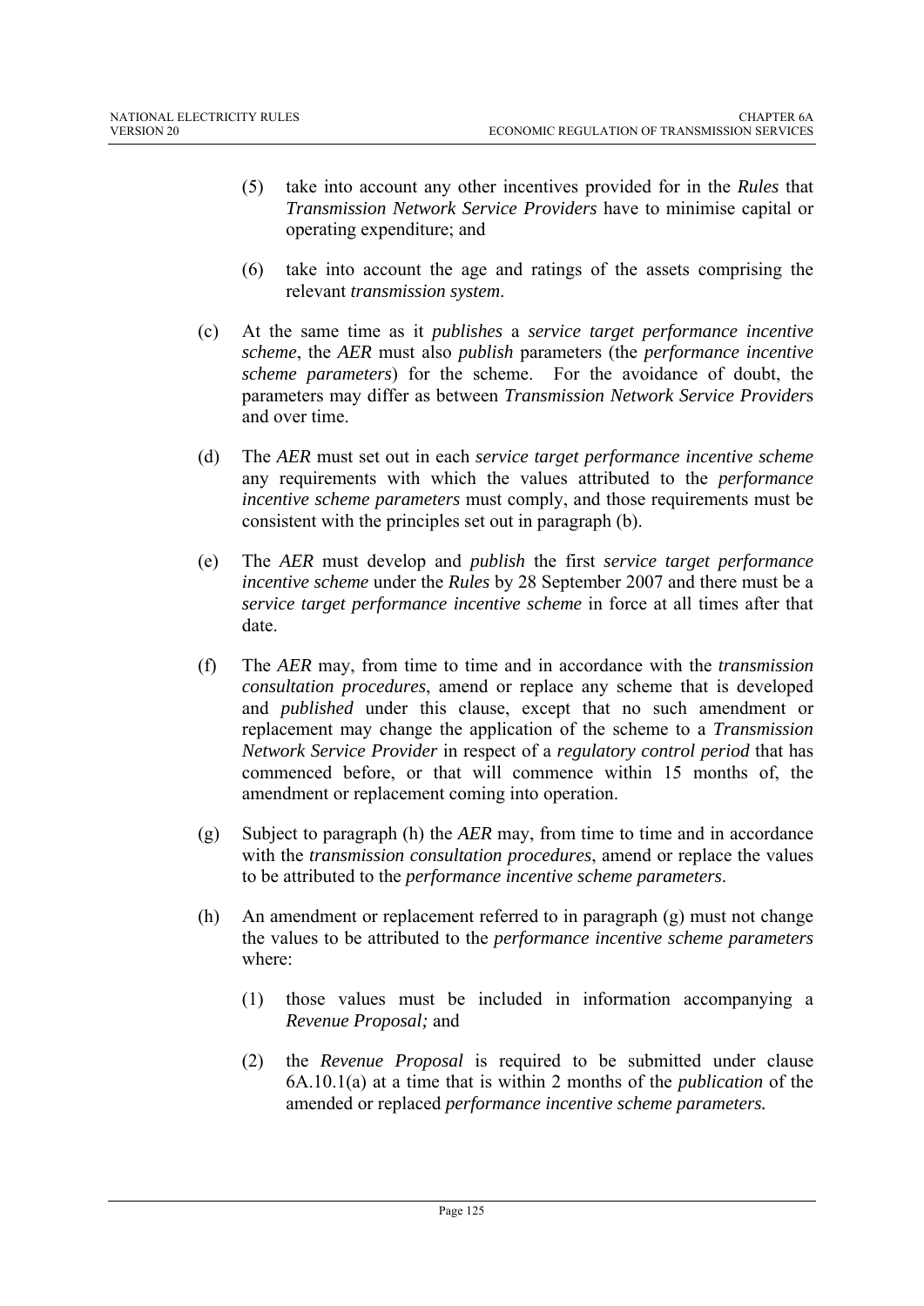(5) take into account any other incentives provided for in the *Rules* that *Transmission Network Service Providers* have to minimise capital or operating expenditure; and

(6) take into account the age and ratings of the assets comprising the relevant *transmission system*.

(c) At the same time as it *publishes* a *service target performance incentive scheme*, the *AER* must also *publish* parameters (the *performance incentive scheme parameters*) for the scheme. For the avoidance of doubt, the parameters may differ as between *Transmission Network Service Provider*s and over time.

(d) The *AER* must set out in each *service target performance incentive scheme* any requirements with which the values attributed to the *performance incentive scheme parameters* must comply, and those requirements must be consistent with the principles set out in paragraph (b).

(e) The *AER* must develop and *publish* the first *service target performance incentive scheme* under the *Rules* by 28 September 2007 and there must be a *service target performance incentive scheme* in force at all times after that date.

(f) The *AER* may, from time to time and in accordance with the *transmission consultation procedures*, amend or replace any scheme that is developed and *published* under this clause, except that no such amendment or replacement may change the application of the scheme to a *Transmission Network Service Provider* in respect of a *regulatory control period* that has commenced before, or that will commence within 15 months of, the amendment or replacement coming into operation.

(g) Subject to paragraph (h) the *AER* may, from time to time and in accordance with the *transmission consultation procedures*, amend or replace the values to be attributed to the *performance incentive scheme parameters*.

(h) An amendment or replacement referred to in paragraph (g) must not change the values to be attributed to the *performance incentive scheme parameters* where:

(1) those values must be included in information accompanying a *Revenue Proposal;* and

(2) the *Revenue Proposal* is required to be submitted under clause 6A.10.1(a) at a time that is within 2 months of the *publication* of the amended or replaced *performance incentive scheme parameters.*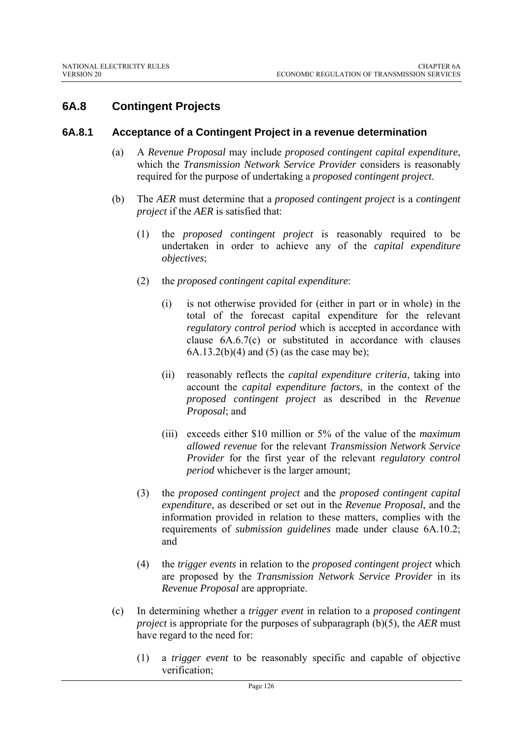## 6A.8 Contingent Projects

### 6A.8.1 Acceptance of a Contingent Project in a revenue determination

(a) A *Revenue Proposal* may include *proposed contingent capital expenditure*, which the *Transmission Network Service Provider* considers is reasonably required for the purpose of undertaking a *proposed contingent project*.

(b) The *AER* must determine that a *proposed contingent project* is a *contingent project* if the *AER* is satisfied that:

(1) the *proposed contingent project* is reasonably required to be undertaken in order to achieve any of the *capital expenditure objectives*;

(2) the *proposed contingent capital expenditure*:

(i) is not otherwise provided for (either in part or in whole) in the total of the forecast capital expenditure for the relevant *regulatory control period* which is accepted in accordance with clause 6A.6.7(c) or substituted in accordance with clauses 6A.13.2(b)(4) and (5) (as the case may be);

(ii) reasonably reflects the *capital expenditure criteria*, taking into account the *capital expenditure factors*, in the context of the *proposed contingent project* as described in the *Revenue Proposal*; and

(iii) exceeds either $10 million or 5% of the value of the *maximum allowed revenue* for the relevant *Transmission Network Service Provider* for the first year of the relevant *regulatory control period* whichever is the larger amount;

(3) the *proposed contingent project* and the *proposed contingent capital expenditure*, as described or set out in the *Revenue Proposal*, and the information provided in relation to these matters, complies with the requirements of *submission guidelines* made under clause 6A.10.2; and

(4) the *trigger events* in relation to the *proposed contingent project* which are proposed by the *Transmission Network Service Provider* in its *Revenue Proposal* are appropriate.

(c) In determining whether a *trigger event* in relation to a *proposed contingent project* is appropriate for the purposes of subparagraph (b)(5), the *AER* must have regard to the need for:

(1) a *trigger event* to be reasonably specific and capable of objective verification;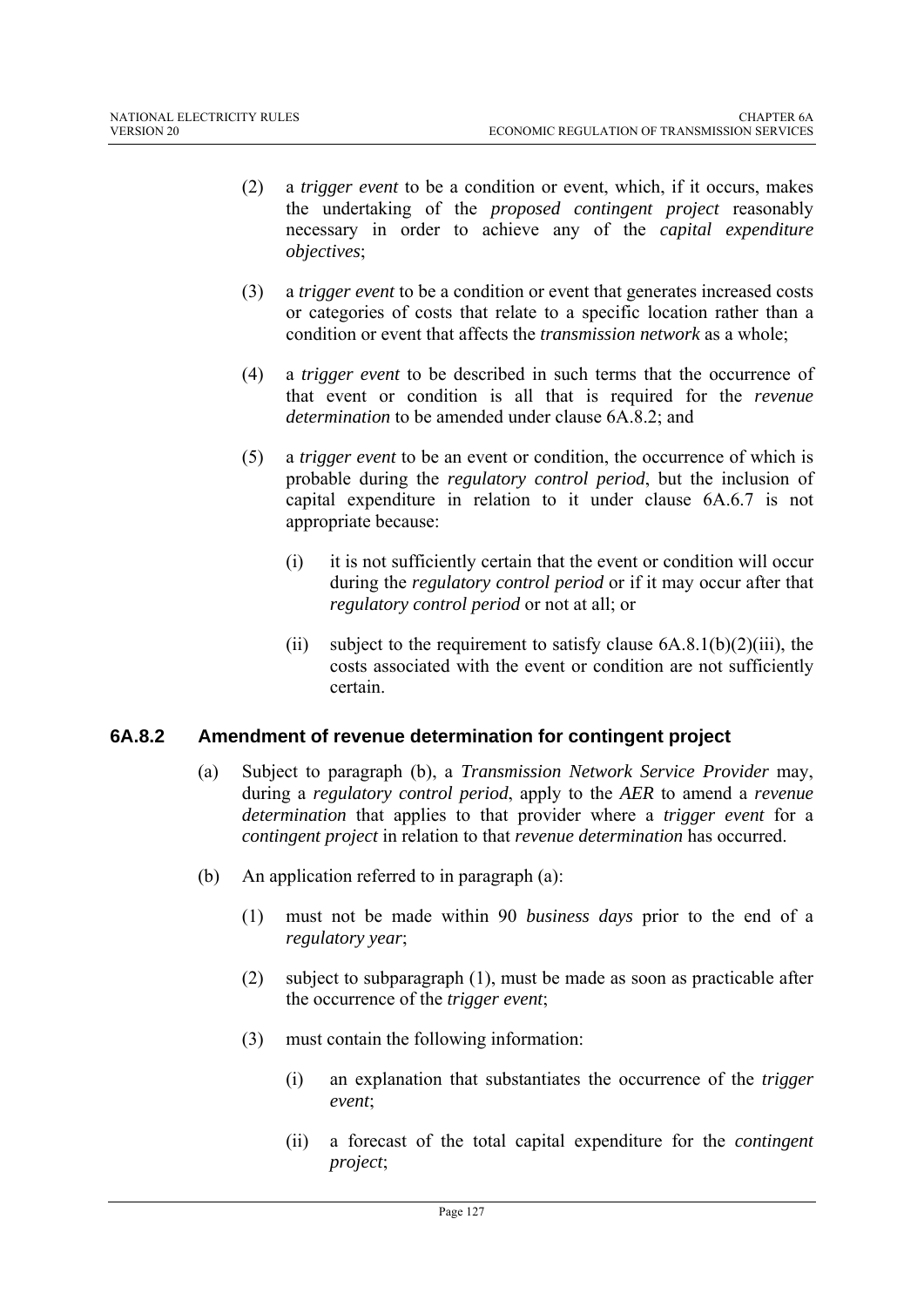(2) a *trigger event* to be a condition or event, which, if it occurs, makes the undertaking of the *proposed contingent project* reasonably necessary in order to achieve any of the *capital expenditure objectives*;

(3) a *trigger event* to be a condition or event that generates increased costs or categories of costs that relate to a specific location rather than a condition or event that affects the *transmission network* as a whole;

(4) a *trigger event* to be described in such terms that the occurrence of that event or condition is all that is required for the *revenue determination* to be amended under clause 6A.8.2; and

(5) a *trigger event* to be an event or condition, the occurrence of which is probable during the *regulatory control period*, but the inclusion of capital expenditure in relation to it under clause 6A.6.7 is not appropriate because:

   (i) it is not sufficiently certain that the event or condition will occur during the *regulatory control period* or if it may occur after that *regulatory control period* or not at all; or

   (ii) subject to the requirement to satisfy clause 6A.8.1(b)(2)(iii), the costs associated with the event or condition are not sufficiently certain.

### 6A.8.2 Amendment of revenue determination for contingent project

(a) Subject to paragraph (b), a *Transmission Network Service Provider* may, during a *regulatory control period*, apply to the *AER* to amend a *revenue determination* that applies to that provider where a *trigger event* for a *contingent project* in relation to that *revenue determination* has occurred.

(b) An application referred to in paragraph (a):

   (1) must not be made within 90 *business days* prior to the end of a *regulatory year*;

   (2) subject to subparagraph (1), must be made as soon as practicable after the occurrence of the *trigger event*;

   (3) must contain the following information:

      (i) an explanation that substantiates the occurrence of the *trigger event*;

      (ii) a forecast of the total capital expenditure for the *contingent project*;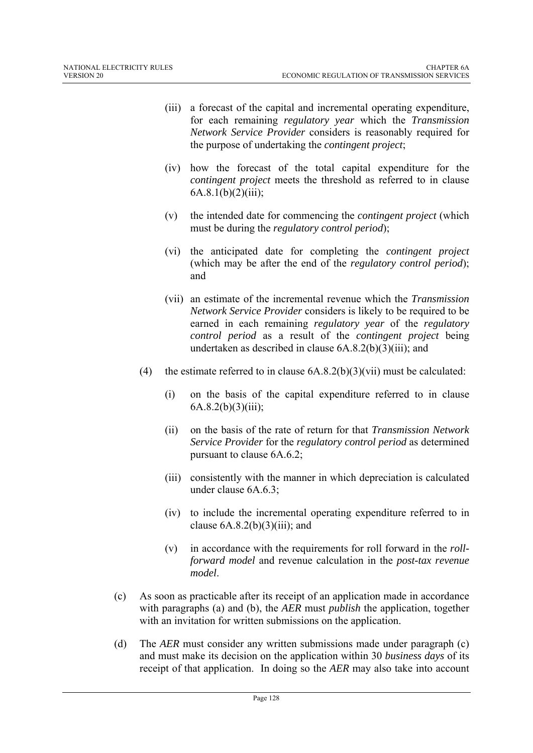(iii) a forecast of the capital and incremental operating expenditure, for each remaining *regulatory year* which the *Transmission Network Service Provider* considers is reasonably required for the purpose of undertaking the *contingent project*;

(iv) how the forecast of the total capital expenditure for the *contingent project* meets the threshold as referred to in clause 6A.8.1(b)(2)(iii);

(v) the intended date for commencing the *contingent project* (which must be during the *regulatory control period*);

(vi) the anticipated date for completing the *contingent project* (which may be after the end of the *regulatory control period*); and

(vii) an estimate of the incremental revenue which the *Transmission Network Service Provider* considers is likely to be required to be earned in each remaining *regulatory year* of the *regulatory control period* as a result of the *contingent project* being undertaken as described in clause 6A.8.2(b)(3)(iii); and

(4) the estimate referred to in clause 6A.8.2(b)(3)(vii) must be calculated:

(i) on the basis of the capital expenditure referred to in clause 6A.8.2(b)(3)(iii);

(ii) on the basis of the rate of return for that *Transmission Network Service Provider* for the *regulatory control period* as determined pursuant to clause 6A.6.2;

(iii) consistently with the manner in which depreciation is calculated under clause 6A.6.3;

(iv) to include the incremental operating expenditure referred to in clause 6A.8.2(b)(3)(iii); and

(v) in accordance with the requirements for roll forward in the *roll-forward model* and revenue calculation in the *post-tax revenue model*.

(c) As soon as practicable after its receipt of an application made in accordance with paragraphs (a) and (b), the *AER* must *publish* the application, together with an invitation for written submissions on the application.

(d) The *AER* must consider any written submissions made under paragraph (c) and must make its decision on the application within 30 *business days* of its receipt of that application. In doing so the *AER* may also take into account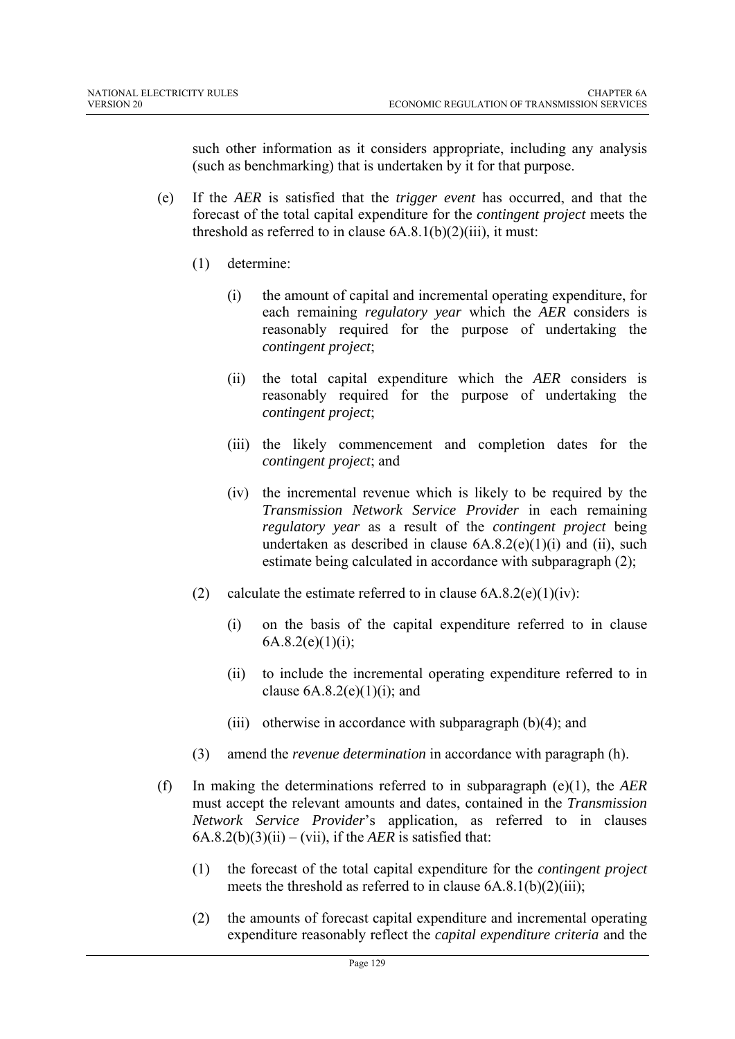such other information as it considers appropriate, including any analysis (such as benchmarking) that is undertaken by it for that purpose.

(e) If the *AER* is satisfied that the *trigger event* has occurred, and that the forecast of the total capital expenditure for the *contingent project* meets the threshold as referred to in clause 6A.8.1(b)(2)(iii), it must:

(1) determine:

(i) the amount of capital and incremental operating expenditure, for each remaining *regulatory year* which the *AER* considers is reasonably required for the purpose of undertaking the *contingent project*;

(ii) the total capital expenditure which the *AER* considers is reasonably required for the purpose of undertaking the *contingent project*;

(iii) the likely commencement and completion dates for the *contingent project*; and

(iv) the incremental revenue which is likely to be required by the *Transmission Network Service Provider* in each remaining *regulatory year* as a result of the *contingent project* being undertaken as described in clause 6A.8.2(e)(1)(i) and (ii), such estimate being calculated in accordance with subparagraph (2);

(2) calculate the estimate referred to in clause 6A.8.2(e)(1)(iv):

(i) on the basis of the capital expenditure referred to in clause 6A.8.2(e)(1)(i);

(ii) to include the incremental operating expenditure referred to in clause 6A.8.2(e)(1)(i); and

(iii) otherwise in accordance with subparagraph (b)(4); and

(3) amend the *revenue determination* in accordance with paragraph (h).

(f) In making the determinations referred to in subparagraph (e)(1), the *AER* must accept the relevant amounts and dates, contained in the *Transmission Network Service Provider*'s application, as referred to in clauses 6A.8.2(b)(3)(ii) – (vii), if the *AER* is satisfied that:

(1) the forecast of the total capital expenditure for the *contingent project* meets the threshold as referred to in clause 6A.8.1(b)(2)(iii);

(2) the amounts of forecast capital expenditure and incremental operating expenditure reasonably reflect the *capital expenditure criteria* and the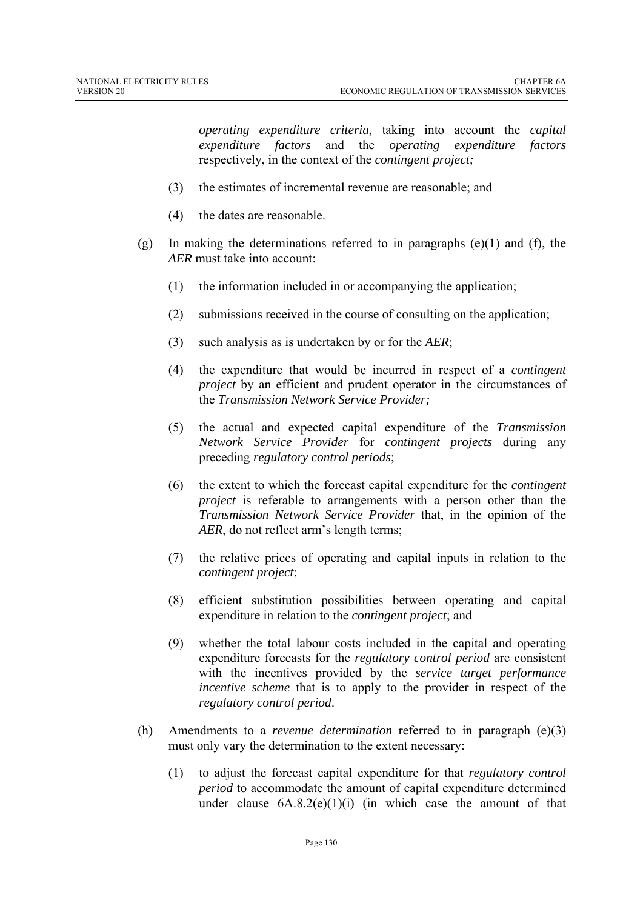*operating expenditure criteria,* taking into account the *capital expenditure factors* and the *operating expenditure factors* respectively, in the context of the *contingent project;*

(3) the estimates of incremental revenue are reasonable; and

(4) the dates are reasonable.

(g) In making the determinations referred to in paragraphs (e)(1) and (f), the *AER* must take into account:

(1) the information included in or accompanying the application;

(2) submissions received in the course of consulting on the application;

(3) such analysis as is undertaken by or for the *AER*;

(4) the expenditure that would be incurred in respect of a *contingent project* by an efficient and prudent operator in the circumstances of the *Transmission Network Service Provider;*

(5) the actual and expected capital expenditure of the *Transmission Network Service Provider* for *contingent projects* during any preceding *regulatory control periods*;

(6) the extent to which the forecast capital expenditure for the *contingent project* is referable to arrangements with a person other than the *Transmission Network Service Provider* that, in the opinion of the *AER*, do not reflect arm's length terms;

(7) the relative prices of operating and capital inputs in relation to the *contingent project*;

(8) efficient substitution possibilities between operating and capital expenditure in relation to the *contingent project*; and

(9) whether the total labour costs included in the capital and operating expenditure forecasts for the *regulatory control period* are consistent with the incentives provided by the *service target performance incentive scheme* that is to apply to the provider in respect of the *regulatory control period*.

(h) Amendments to a *revenue determination* referred to in paragraph (e)(3) must only vary the determination to the extent necessary:

(1) to adjust the forecast capital expenditure for that *regulatory control period* to accommodate the amount of capital expenditure determined under clause 6A.8.2(e)(1)(i) (in which case the amount of that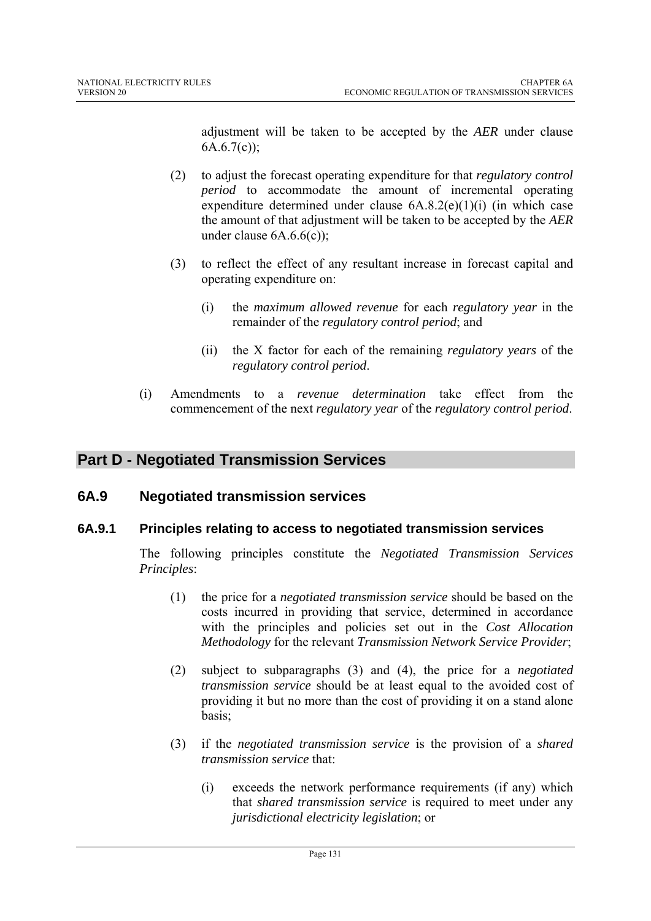adjustment will be taken to be accepted by the *AER* under clause 6A.6.7(c));

(2) to adjust the forecast operating expenditure for that *regulatory control period* to accommodate the amount of incremental operating expenditure determined under clause 6A.8.2(e)(1)(i) (in which case the amount of that adjustment will be taken to be accepted by the *AER* under clause 6A.6.6(c));

(3) to reflect the effect of any resultant increase in forecast capital and operating expenditure on:

(i) the *maximum allowed revenue* for each *regulatory year* in the remainder of the *regulatory control period*; and

(ii) the X factor for each of the remaining *regulatory years* of the *regulatory control period*.

(i) Amendments to a *revenue determination* take effect from the commencement of the next *regulatory year* of the *regulatory control period*.

# Part D - Negotiated Transmission Services

## 6A.9 Negotiated transmission services

### 6A.9.1 Principles relating to access to negotiated transmission services

The following principles constitute the *Negotiated Transmission Services Principles*:

(1) the price for a *negotiated transmission service* should be based on the costs incurred in providing that service, determined in accordance with the principles and policies set out in the *Cost Allocation Methodology* for the relevant *Transmission Network Service Provider*;

(2) subject to subparagraphs (3) and (4), the price for a *negotiated transmission service* should be at least equal to the avoided cost of providing it but no more than the cost of providing it on a stand alone basis;

(3) if the *negotiated transmission service* is the provision of a *shared transmission service* that:

(i) exceeds the network performance requirements (if any) which that *shared transmission service* is required to meet under any *jurisdictional electricity legislation*; or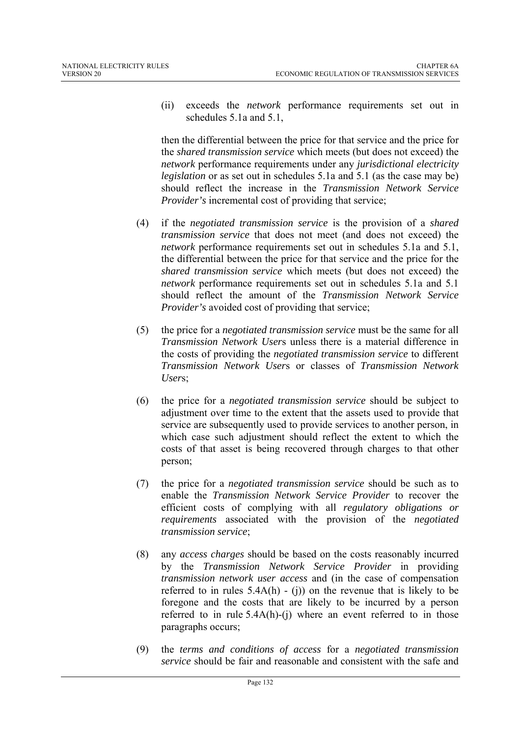(ii) exceeds the *network* performance requirements set out in schedules 5.1a and 5.1,

then the differential between the price for that service and the price for the *shared transmission service* which meets (but does not exceed) the *network* performance requirements under any *jurisdictional electricity legislation* or as set out in schedules 5.1a and 5.1 (as the case may be) should reflect the increase in the *Transmission Network Service Provider's* incremental cost of providing that service;

(4) if the *negotiated transmission service* is the provision of a *shared transmission service* that does not meet (and does not exceed) the *network* performance requirements set out in schedules 5.1a and 5.1, the differential between the price for that service and the price for the *shared transmission service* which meets (but does not exceed) the *network* performance requirements set out in schedules 5.1a and 5.1 should reflect the amount of the *Transmission Network Service Provider's* avoided cost of providing that service;

(5) the price for a *negotiated transmission service* must be the same for all *Transmission Network User*s unless there is a material difference in the costs of providing the *negotiated transmission service* to different *Transmission Network User*s or classes of *Transmission Network User*s;

(6) the price for a *negotiated transmission service* should be subject to adjustment over time to the extent that the assets used to provide that service are subsequently used to provide services to another person, in which case such adjustment should reflect the extent to which the costs of that asset is being recovered through charges to that other person;

(7) the price for a *negotiated transmission service* should be such as to enable the *Transmission Network Service Provider* to recover the efficient costs of complying with all *regulatory obligations or requirements* associated with the provision of the *negotiated transmission service*;

(8) any *access charges* should be based on the costs reasonably incurred by the *Transmission Network Service Provider* in providing *transmission network user access* and (in the case of compensation referred to in rules 5.4A(h) - (j)) on the revenue that is likely to be foregone and the costs that are likely to be incurred by a person referred to in rule 5.4A(h)-(j) where an event referred to in those paragraphs occurs;

(9) the *terms and conditions of access* for a *negotiated transmission service* should be fair and reasonable and consistent with the safe and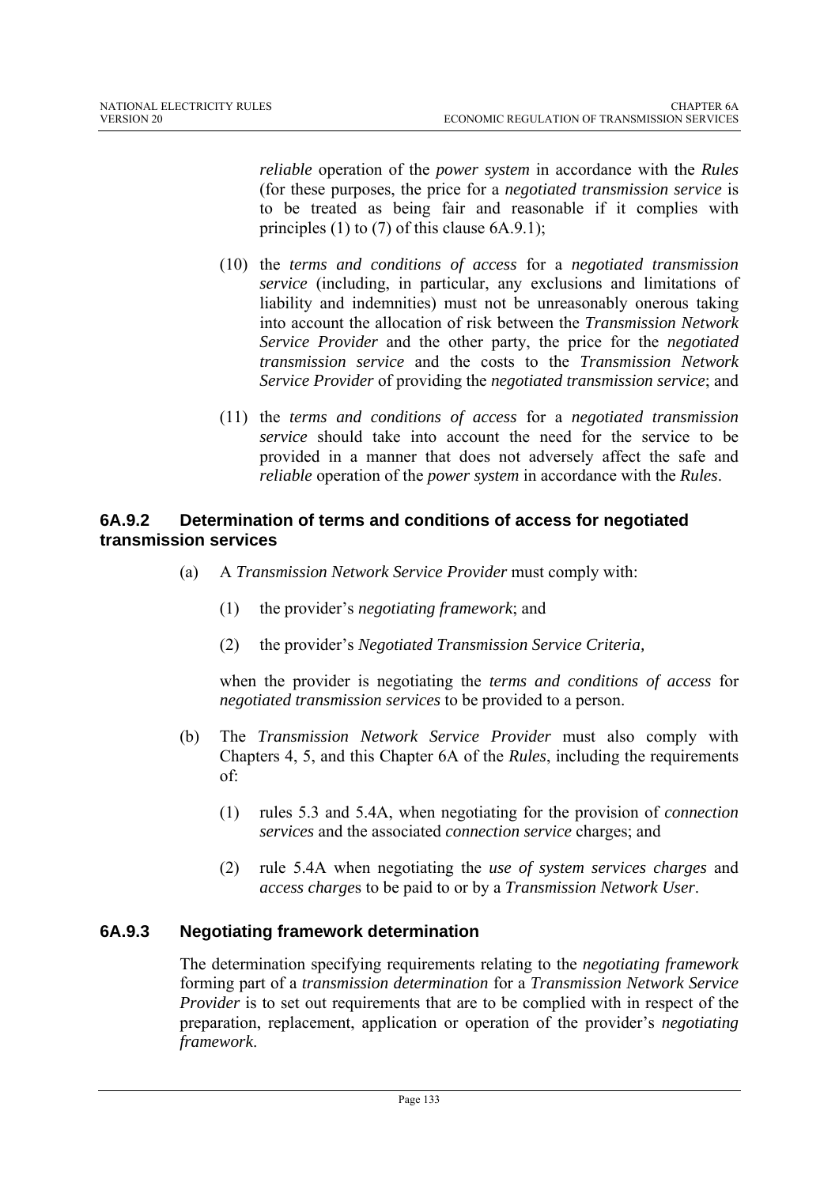*reliable* operation of the *power system* in accordance with the *Rules* (for these purposes, the price for a *negotiated transmission service* is to be treated as being fair and reasonable if it complies with principles (1) to (7) of this clause 6A.9.1);

(10) the *terms and conditions of access* for a *negotiated transmission service* (including, in particular, any exclusions and limitations of liability and indemnities) must not be unreasonably onerous taking into account the allocation of risk between the *Transmission Network Service Provider* and the other party, the price for the *negotiated transmission service* and the costs to the *Transmission Network Service Provider* of providing the *negotiated transmission service*; and

(11) the *terms and conditions of access* for a *negotiated transmission service* should take into account the need for the service to be provided in a manner that does not adversely affect the safe and *reliable* operation of the *power system* in accordance with the *Rules*.

### 6A.9.2 Determination of terms and conditions of access for negotiated transmission services

(a) A *Transmission Network Service Provider* must comply with:

(1) the provider's *negotiating framework*; and

(2) the provider's *Negotiated Transmission Service Criteria,*

when the provider is negotiating the *terms and conditions of access* for *negotiated transmission services* to be provided to a person.

(b) The *Transmission Network Service Provider* must also comply with Chapters 4, 5, and this Chapter 6A of the *Rules*, including the requirements of:

(1) rules 5.3 and 5.4A, when negotiating for the provision of *connection services* and the associated *connection service* charges; and

(2) rule 5.4A when negotiating the *use of system services charges* and *access charge*s to be paid to or by a *Transmission Network User*.

### 6A.9.3 Negotiating framework determination

The determination specifying requirements relating to the *negotiating framework* forming part of a *transmission determination* for a *Transmission Network Service Provider* is to set out requirements that are to be complied with in respect of the preparation, replacement, application or operation of the provider's *negotiating framework*.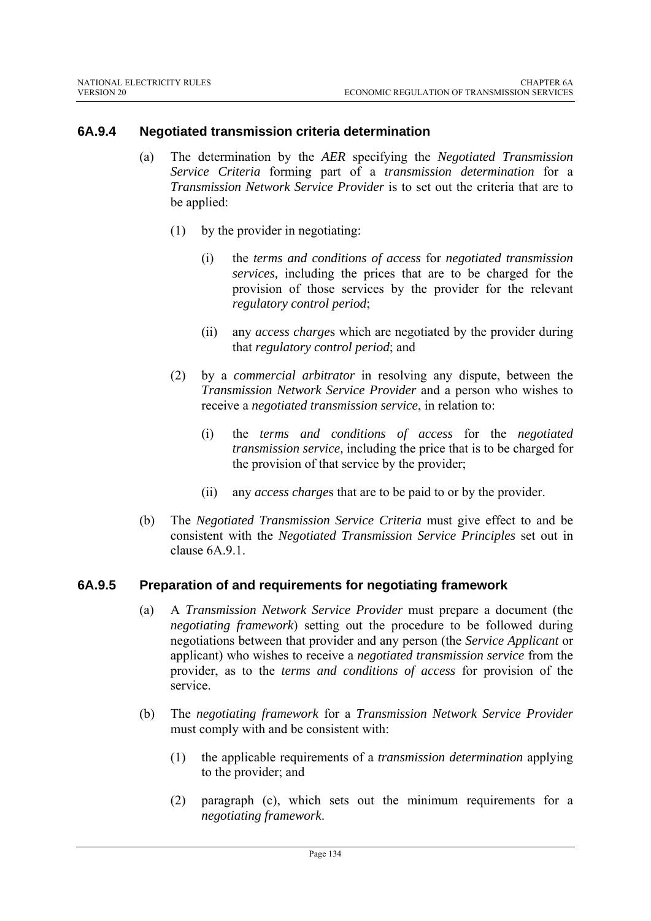### 6A.9.4 Negotiated transmission criteria determination

(a) The determination by the *AER* specifying the *Negotiated Transmission Service Criteria* forming part of a *transmission determination* for a *Transmission Network Service Provider* is to set out the criteria that are to be applied:

(1) by the provider in negotiating:

(i) the *terms and conditions of access* for *negotiated transmission services,* including the prices that are to be charged for the provision of those services by the provider for the relevant *regulatory control period*;

(ii) any *access charge*s which are negotiated by the provider during that *regulatory control period*; and

(2) by a *commercial arbitrator* in resolving any dispute, between the *Transmission Network Service Provider* and a person who wishes to receive a *negotiated transmission service*, in relation to:

(i) the *terms and conditions of access* for the *negotiated transmission service,* including the price that is to be charged for the provision of that service by the provider;

(ii) any *access charge*s that are to be paid to or by the provider.

(b) The *Negotiated Transmission Service Criteria* must give effect to and be consistent with the *Negotiated Transmission Service Principles* set out in clause 6A.9.1.

### 6A.9.5 Preparation of and requirements for negotiating framework

(a) A *Transmission Network Service Provider* must prepare a document (the *negotiating framework*) setting out the procedure to be followed during negotiations between that provider and any person (the *Service Applicant* or applicant) who wishes to receive a *negotiated transmission service* from the provider, as to the *terms and conditions of access* for provision of the service.

(b) The *negotiating framework* for a *Transmission Network Service Provider* must comply with and be consistent with:

(1) the applicable requirements of a *transmission determination* applying to the provider; and

(2) paragraph (c), which sets out the minimum requirements for a *negotiating framework*.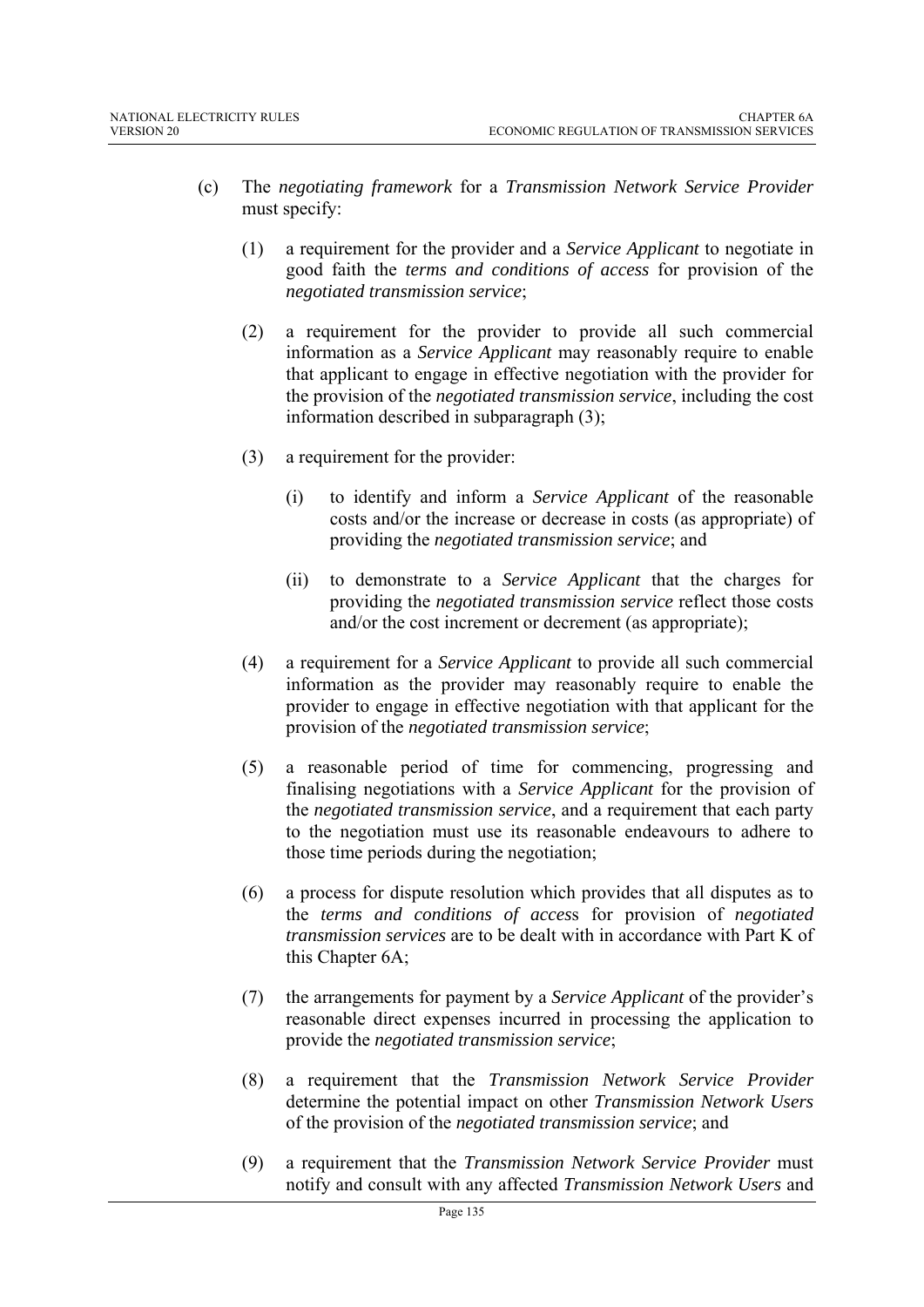(c) The *negotiating framework* for a *Transmission Network Service Provider* must specify:

(1) a requirement for the provider and a *Service Applicant* to negotiate in good faith the *terms and conditions of access* for provision of the *negotiated transmission service*;

(2) a requirement for the provider to provide all such commercial information as a *Service Applicant* may reasonably require to enable that applicant to engage in effective negotiation with the provider for the provision of the *negotiated transmission service*, including the cost information described in subparagraph (3);

(3) a requirement for the provider:

(i) to identify and inform a *Service Applicant* of the reasonable costs and/or the increase or decrease in costs (as appropriate) of providing the *negotiated transmission service*; and

(ii) to demonstrate to a *Service Applicant* that the charges for providing the *negotiated transmission service* reflect those costs and/or the cost increment or decrement (as appropriate);

(4) a requirement for a *Service Applicant* to provide all such commercial information as the provider may reasonably require to enable the provider to engage in effective negotiation with that applicant for the provision of the *negotiated transmission service*;

(5) a reasonable period of time for commencing, progressing and finalising negotiations with a *Service Applicant* for the provision of the *negotiated transmission service*, and a requirement that each party to the negotiation must use its reasonable endeavours to adhere to those time periods during the negotiation;

(6) a process for dispute resolution which provides that all disputes as to the *terms and conditions of access* for provision of *negotiated transmission services* are to be dealt with in accordance with Part K of this Chapter 6A;

(7) the arrangements for payment by a *Service Applicant* of the provider's reasonable direct expenses incurred in processing the application to provide the *negotiated transmission service*;

(8) a requirement that the *Transmission Network Service Provider* determine the potential impact on other *Transmission Network Users* of the provision of the *negotiated transmission service*; and

(9) a requirement that the *Transmission Network Service Provider* must notify and consult with any affected *Transmission Network Users* and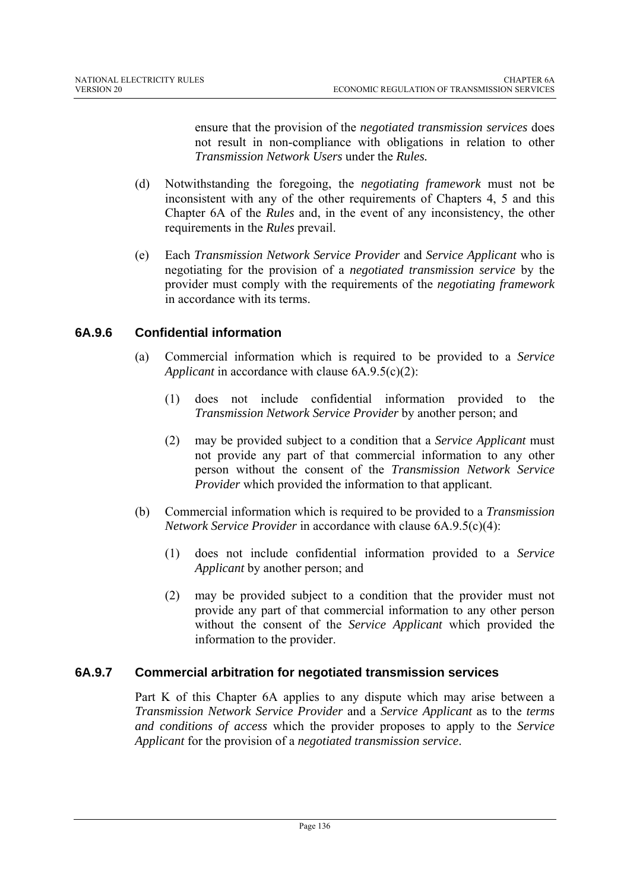ensure that the provision of the *negotiated transmission services* does not result in non-compliance with obligations in relation to other *Transmission Network Users* under the *Rules.*

(d) Notwithstanding the foregoing, the *negotiating framework* must not be inconsistent with any of the other requirements of Chapters 4, 5 and this Chapter 6A of the *Rules* and, in the event of any inconsistency, the other requirements in the *Rules* prevail.

(e) Each *Transmission Network Service Provider* and *Service Applicant* who is negotiating for the provision of a *negotiated transmission service* by the provider must comply with the requirements of the *negotiating framework* in accordance with its terms.

### 6A.9.6 Confidential information

(a) Commercial information which is required to be provided to a *Service Applicant* in accordance with clause 6A.9.5(c)(2):

(1) does not include confidential information provided to the *Transmission Network Service Provider* by another person; and

(2) may be provided subject to a condition that a *Service Applicant* must not provide any part of that commercial information to any other person without the consent of the *Transmission Network Service Provider* which provided the information to that applicant.

(b) Commercial information which is required to be provided to a *Transmission Network Service Provider* in accordance with clause 6A.9.5(c)(4):

(1) does not include confidential information provided to a *Service Applicant* by another person; and

(2) may be provided subject to a condition that the provider must not provide any part of that commercial information to any other person without the consent of the *Service Applicant* which provided the information to the provider.

### 6A.9.7 Commercial arbitration for negotiated transmission services

Part K of this Chapter 6A applies to any dispute which may arise between a *Transmission Network Service Provider* and a *Service Applicant* as to the *terms and conditions of access* which the provider proposes to apply to the *Service Applicant* for the provision of a *negotiated transmission service*.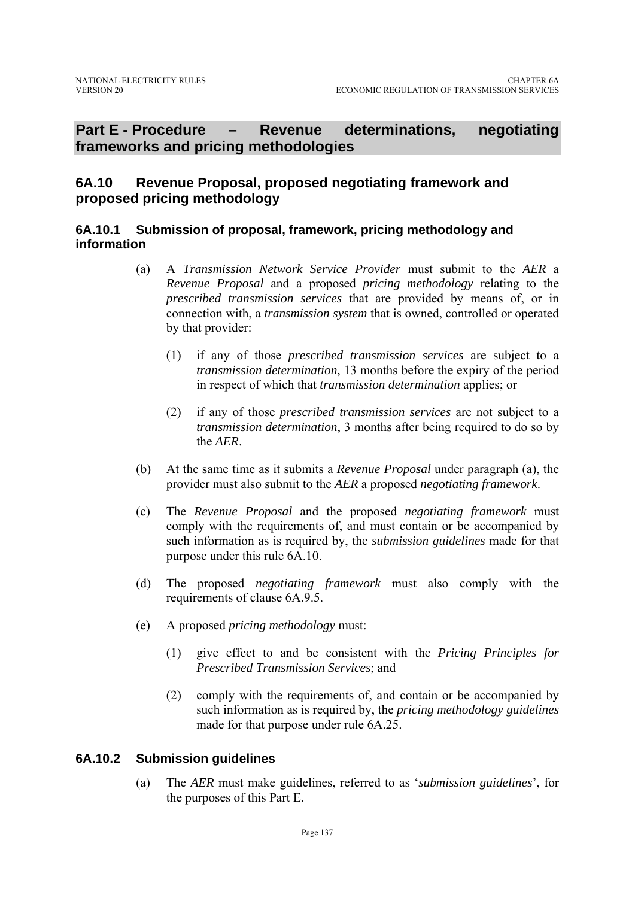## Part E - Procedure – Revenue determinations, negotiating frameworks and pricing methodologies

### 6A.10 Revenue Proposal, proposed negotiating framework and proposed pricing methodology

#### 6A.10.1 Submission of proposal, framework, pricing methodology and information

(a) A *Transmission Network Service Provider* must submit to the *AER* a *Revenue Proposal* and a proposed *pricing methodology* relating to the *prescribed transmission services* that are provided by means of, or in connection with, a *transmission system* that is owned, controlled or operated by that provider:

(1) if any of those *prescribed transmission services* are subject to a *transmission determination*, 13 months before the expiry of the period in respect of which that *transmission determination* applies; or

(2) if any of those *prescribed transmission services* are not subject to a *transmission determination*, 3 months after being required to do so by the *AER*.

(b) At the same time as it submits a *Revenue Proposal* under paragraph (a), the provider must also submit to the *AER* a proposed *negotiating framework*.

(c) The *Revenue Proposal* and the proposed *negotiating framework* must comply with the requirements of, and must contain or be accompanied by such information as is required by, the *submission guidelines* made for that purpose under this rule 6A.10.

(d) The proposed *negotiating framework* must also comply with the requirements of clause 6A.9.5.

(e) A proposed *pricing methodology* must:

(1) give effect to and be consistent with the *Pricing Principles for Prescribed Transmission Services*; and

(2) comply with the requirements of, and contain or be accompanied by such information as is required by, the *pricing methodology guidelines* made for that purpose under rule 6A.25.

#### 6A.10.2 Submission guidelines

(a) The *AER* must make guidelines, referred to as '*submission guidelines*', for the purposes of this Part E.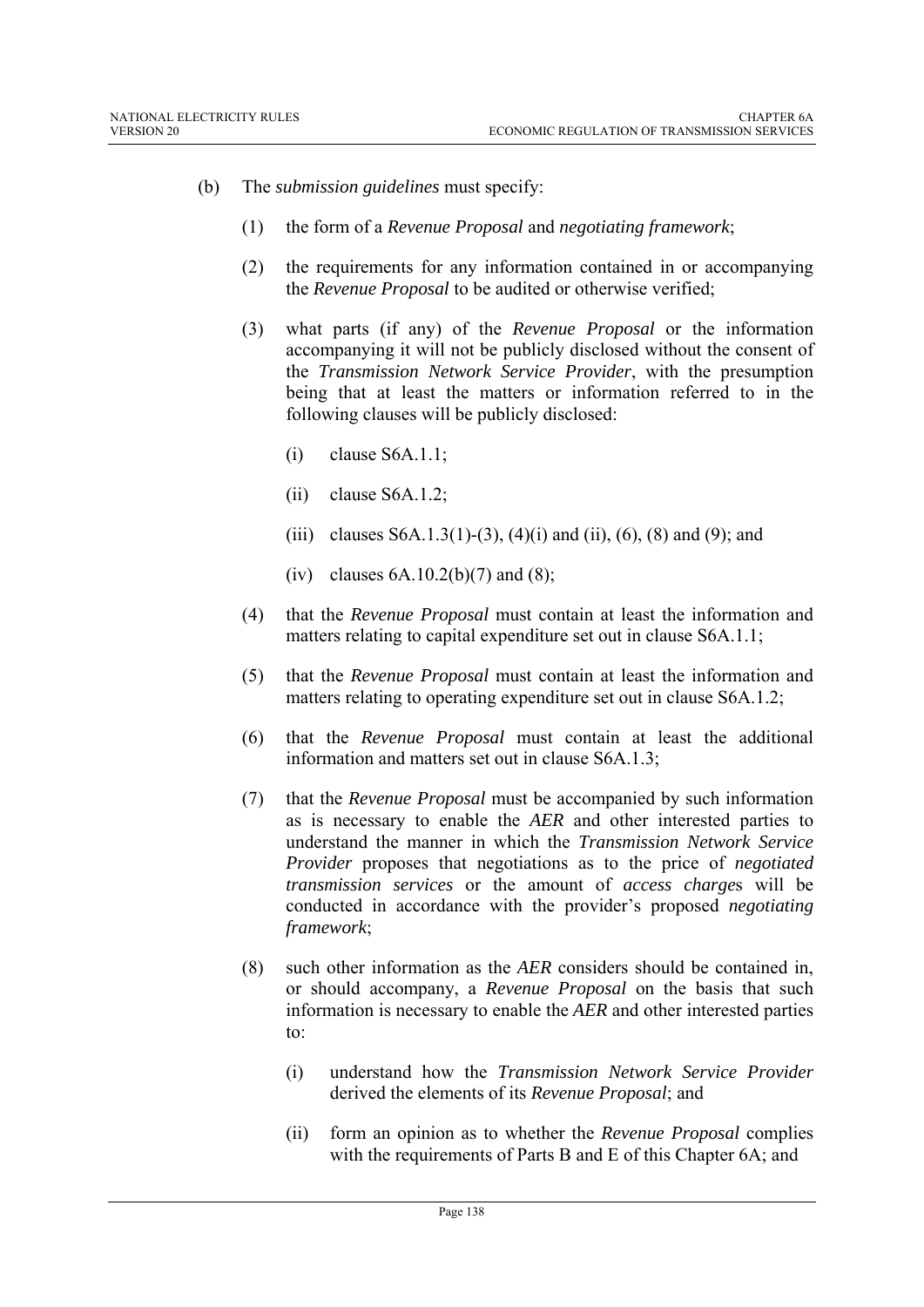(b) The *submission guidelines* must specify:

(1) the form of a *Revenue Proposal* and *negotiating framework*;

(2) the requirements for any information contained in or accompanying the *Revenue Proposal* to be audited or otherwise verified;

(3) what parts (if any) of the *Revenue Proposal* or the information accompanying it will not be publicly disclosed without the consent of the *Transmission Network Service Provider*, with the presumption being that at least the matters or information referred to in the following clauses will be publicly disclosed:

(i) clause S6A.1.1;

(ii) clause S6A.1.2;

(iii) clauses S6A.1.3(1)-(3), (4)(i) and (ii), (6), (8) and (9); and

(iv) clauses 6A.10.2(b)(7) and (8);

(4) that the *Revenue Proposal* must contain at least the information and matters relating to capital expenditure set out in clause S6A.1.1;

(5) that the *Revenue Proposal* must contain at least the information and matters relating to operating expenditure set out in clause S6A.1.2;

(6) that the *Revenue Proposal* must contain at least the additional information and matters set out in clause S6A.1.3;

(7) that the *Revenue Proposal* must be accompanied by such information as is necessary to enable the *AER* and other interested parties to understand the manner in which the *Transmission Network Service Provider* proposes that negotiations as to the price of *negotiated transmission services* or the amount of *access charge*s will be conducted in accordance with the provider's proposed *negotiating framework*;

(8) such other information as the *AER* considers should be contained in, or should accompany, a *Revenue Proposal* on the basis that such information is necessary to enable the *AER* and other interested parties to:

(i) understand how the *Transmission Network Service Provider* derived the elements of its *Revenue Proposal*; and

(ii) form an opinion as to whether the *Revenue Proposal* complies with the requirements of Parts B and E of this Chapter 6A; and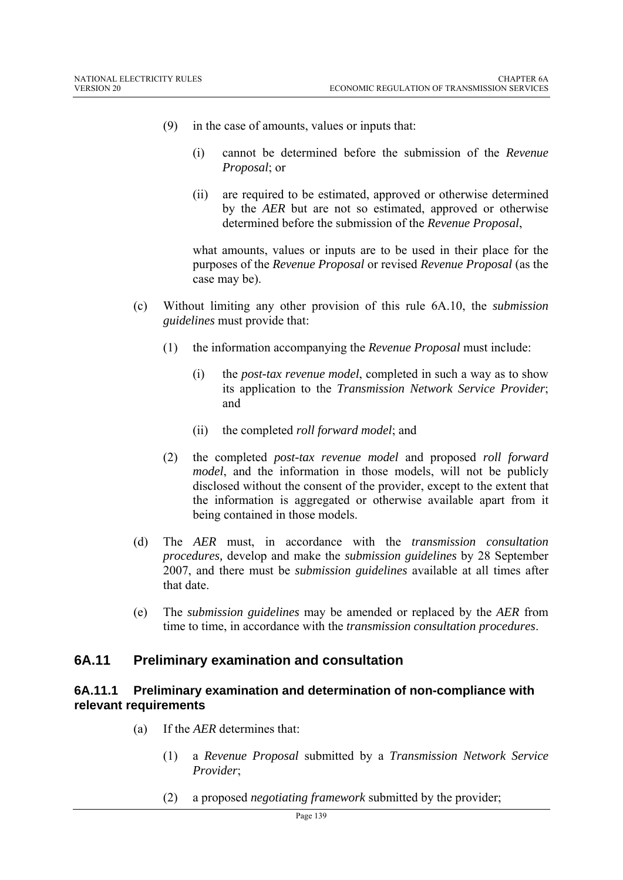(9) in the case of amounts, values or inputs that:

  (i) cannot be determined before the submission of the *Revenue Proposal*; or

  (ii) are required to be estimated, approved or otherwise determined by the *AER* but are not so estimated, approved or otherwise determined before the submission of the *Revenue Proposal*,

  what amounts, values or inputs are to be used in their place for the purposes of the *Revenue Proposal* or revised *Revenue Proposal* (as the case may be).

(c) Without limiting any other provision of this rule 6A.10, the *submission guidelines* must provide that:

  (1) the information accompanying the *Revenue Proposal* must include:

    (i) the *post-tax revenue model*, completed in such a way as to show its application to the *Transmission Network Service Provider*; and

    (ii) the completed *roll forward model*; and

  (2) the completed *post-tax revenue model* and proposed *roll forward model*, and the information in those models, will not be publicly disclosed without the consent of the provider, except to the extent that the information is aggregated or otherwise available apart from it being contained in those models.

(d) The *AER* must, in accordance with the *transmission consultation procedures,* develop and make the *submission guidelines* by 28 September 2007, and there must be *submission guidelines* available at all times after that date.

(e) The *submission guidelines* may be amended or replaced by the *AER* from time to time, in accordance with the *transmission consultation procedures*.

## 6A.11 Preliminary examination and consultation

### 6A.11.1 Preliminary examination and determination of non-compliance with relevant requirements

(a) If the *AER* determines that:

  (1) a *Revenue Proposal* submitted by a *Transmission Network Service Provider*;

  (2) a proposed *negotiating framework* submitted by the provider;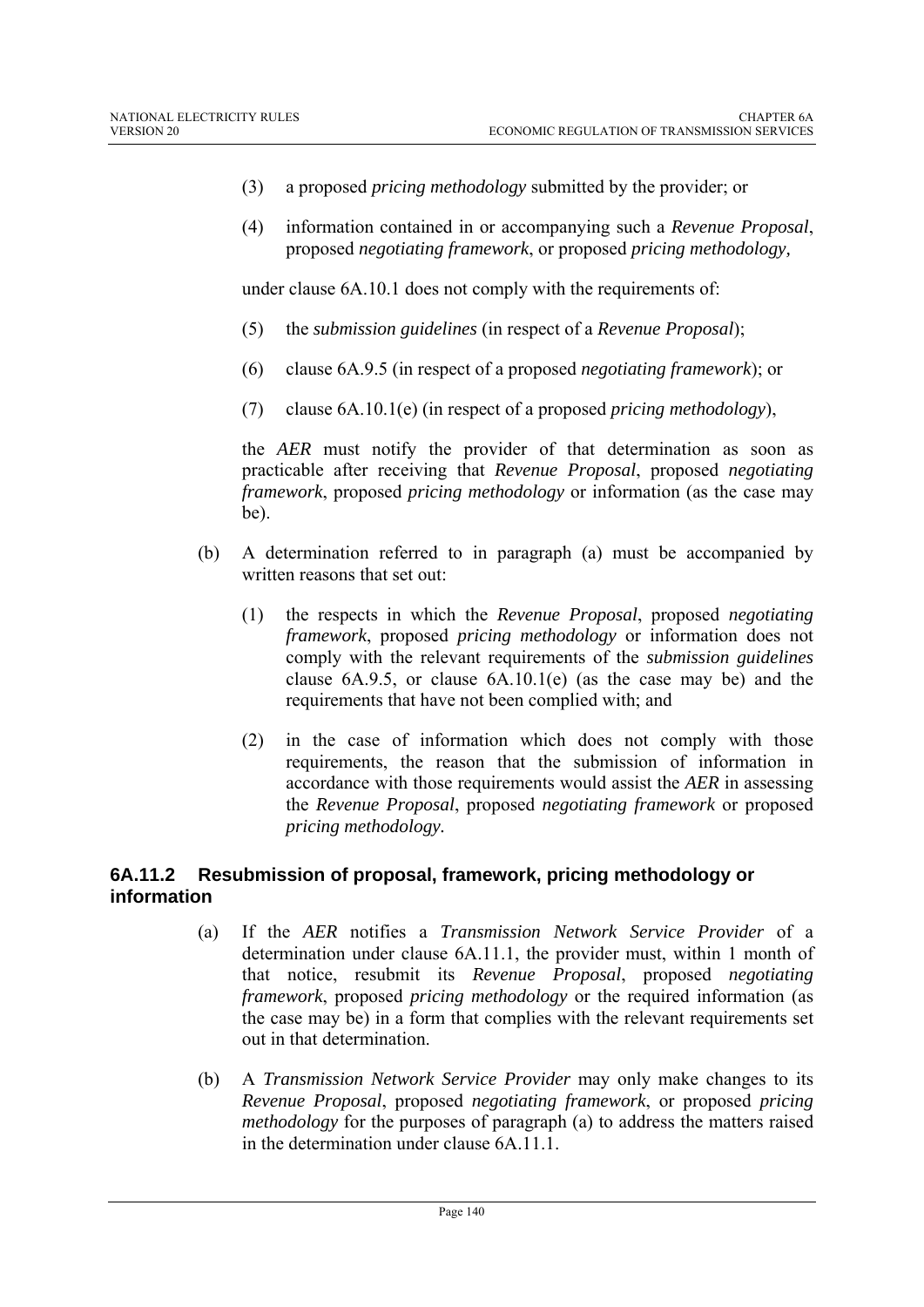(3) a proposed *pricing methodology* submitted by the provider; or

(4) information contained in or accompanying such a *Revenue Proposal*, proposed *negotiating framework*, or proposed *pricing methodology*,

under clause 6A.10.1 does not comply with the requirements of:

(5) the *submission guidelines* (in respect of a *Revenue Proposal*);

(6) clause 6A.9.5 (in respect of a proposed *negotiating framework*); or

(7) clause 6A.10.1(e) (in respect of a proposed *pricing methodology*),

the *AER* must notify the provider of that determination as soon as practicable after receiving that *Revenue Proposal*, proposed *negotiating framework*, proposed *pricing methodology* or information (as the case may be).

(b) A determination referred to in paragraph (a) must be accompanied by written reasons that set out:

(1) the respects in which the *Revenue Proposal*, proposed *negotiating framework*, proposed *pricing methodology* or information does not comply with the relevant requirements of the *submission guidelines* clause 6A.9.5, or clause 6A.10.1(e) (as the case may be) and the requirements that have not been complied with; and

(2) in the case of information which does not comply with those requirements, the reason that the submission of information in accordance with those requirements would assist the *AER* in assessing the *Revenue Proposal*, proposed *negotiating framework* or proposed *pricing methodology.*

### 6A.11.2 Resubmission of proposal, framework, pricing methodology or information

(a) If the *AER* notifies a *Transmission Network Service Provider* of a determination under clause 6A.11.1, the provider must, within 1 month of that notice, resubmit its *Revenue Proposal*, proposed *negotiating framework*, proposed *pricing methodology* or the required information (as the case may be) in a form that complies with the relevant requirements set out in that determination.

(b) A *Transmission Network Service Provider* may only make changes to its *Revenue Proposal*, proposed *negotiating framework*, or proposed *pricing methodology* for the purposes of paragraph (a) to address the matters raised in the determination under clause 6A.11.1.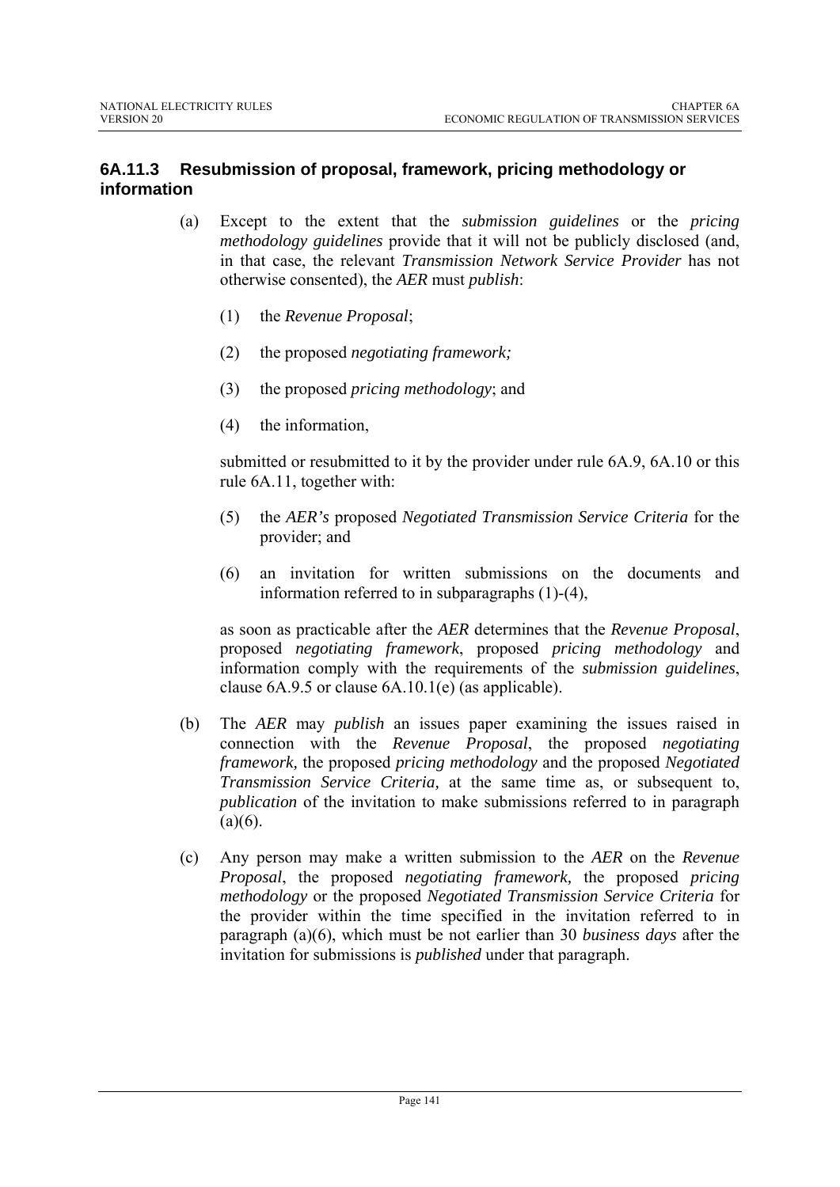### 6A.11.3 Resubmission of proposal, framework, pricing methodology or information

(a) Except to the extent that the *submission guidelines* or the *pricing methodology guidelines* provide that it will not be publicly disclosed (and, in that case, the relevant *Transmission Network Service Provider* has not otherwise consented), the *AER* must *publish*:

(1) the *Revenue Proposal*;

(2) the proposed *negotiating framework;*

(3) the proposed *pricing methodology*; and

(4) the information,

submitted or resubmitted to it by the provider under rule 6A.9, 6A.10 or this rule 6A.11, together with:

(5) the *AER's* proposed *Negotiated Transmission Service Criteria* for the provider; and

(6) an invitation for written submissions on the documents and information referred to in subparagraphs (1)-(4),

as soon as practicable after the *AER* determines that the *Revenue Proposal*, proposed *negotiating framework*, proposed *pricing methodology* and information comply with the requirements of the *submission guidelines*, clause 6A.9.5 or clause 6A.10.1(e) (as applicable).

(b) The *AER* may *publish* an issues paper examining the issues raised in connection with the *Revenue Proposal*, the proposed *negotiating framework,* the proposed *pricing methodology* and the proposed *Negotiated Transmission Service Criteria,* at the same time as, or subsequent to, *publication* of the invitation to make submissions referred to in paragraph (a)(6).

(c) Any person may make a written submission to the *AER* on the *Revenue Proposal*, the proposed *negotiating framework,* the proposed *pricing methodology* or the proposed *Negotiated Transmission Service Criteria* for the provider within the time specified in the invitation referred to in paragraph (a)(6), which must be not earlier than 30 *business days* after the invitation for submissions is *published* under that paragraph.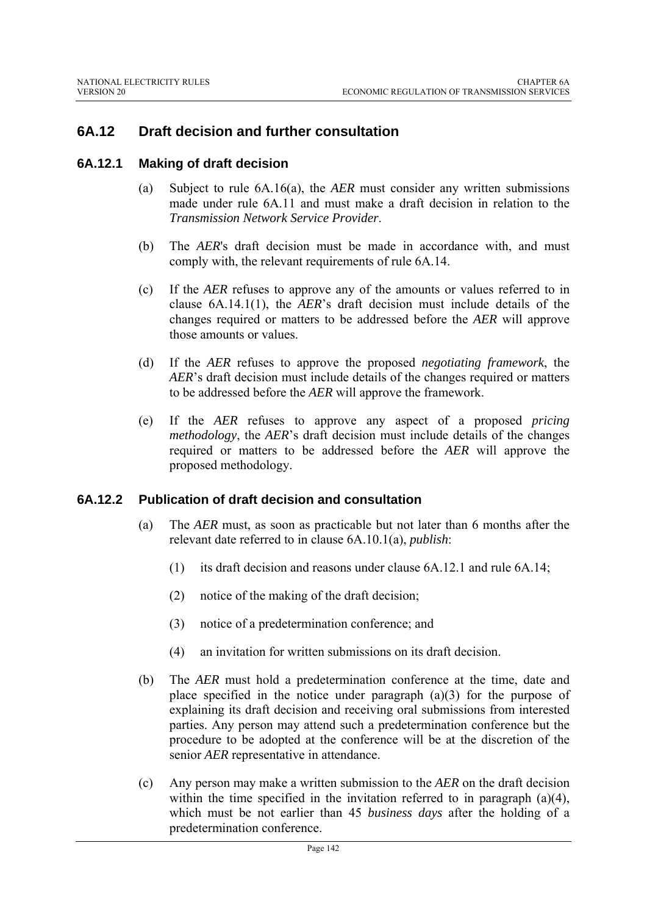## 6A.12 Draft decision and further consultation

### 6A.12.1 Making of draft decision

(a) Subject to rule 6A.16(a), the *AER* must consider any written submissions made under rule 6A.11 and must make a draft decision in relation to the *Transmission Network Service Provider*.

(b) The *AER*'s draft decision must be made in accordance with, and must comply with, the relevant requirements of rule 6A.14.

(c) If the *AER* refuses to approve any of the amounts or values referred to in clause 6A.14.1(1), the *AER*'s draft decision must include details of the changes required or matters to be addressed before the *AER* will approve those amounts or values.

(d) If the *AER* refuses to approve the proposed *negotiating framework*, the *AER*'s draft decision must include details of the changes required or matters to be addressed before the *AER* will approve the framework.

(e) If the *AER* refuses to approve any aspect of a proposed *pricing methodology*, the *AER*'s draft decision must include details of the changes required or matters to be addressed before the *AER* will approve the proposed methodology.

### 6A.12.2 Publication of draft decision and consultation

(a) The *AER* must, as soon as practicable but not later than 6 months after the relevant date referred to in clause 6A.10.1(a), *publish*:

(1) its draft decision and reasons under clause 6A.12.1 and rule 6A.14;

(2) notice of the making of the draft decision;

(3) notice of a predetermination conference; and

(4) an invitation for written submissions on its draft decision.

(b) The *AER* must hold a predetermination conference at the time, date and place specified in the notice under paragraph (a)(3) for the purpose of explaining its draft decision and receiving oral submissions from interested parties. Any person may attend such a predetermination conference but the procedure to be adopted at the conference will be at the discretion of the senior *AER* representative in attendance.

(c) Any person may make a written submission to the *AER* on the draft decision within the time specified in the invitation referred to in paragraph (a)(4), which must be not earlier than 45 *business days* after the holding of a predetermination conference.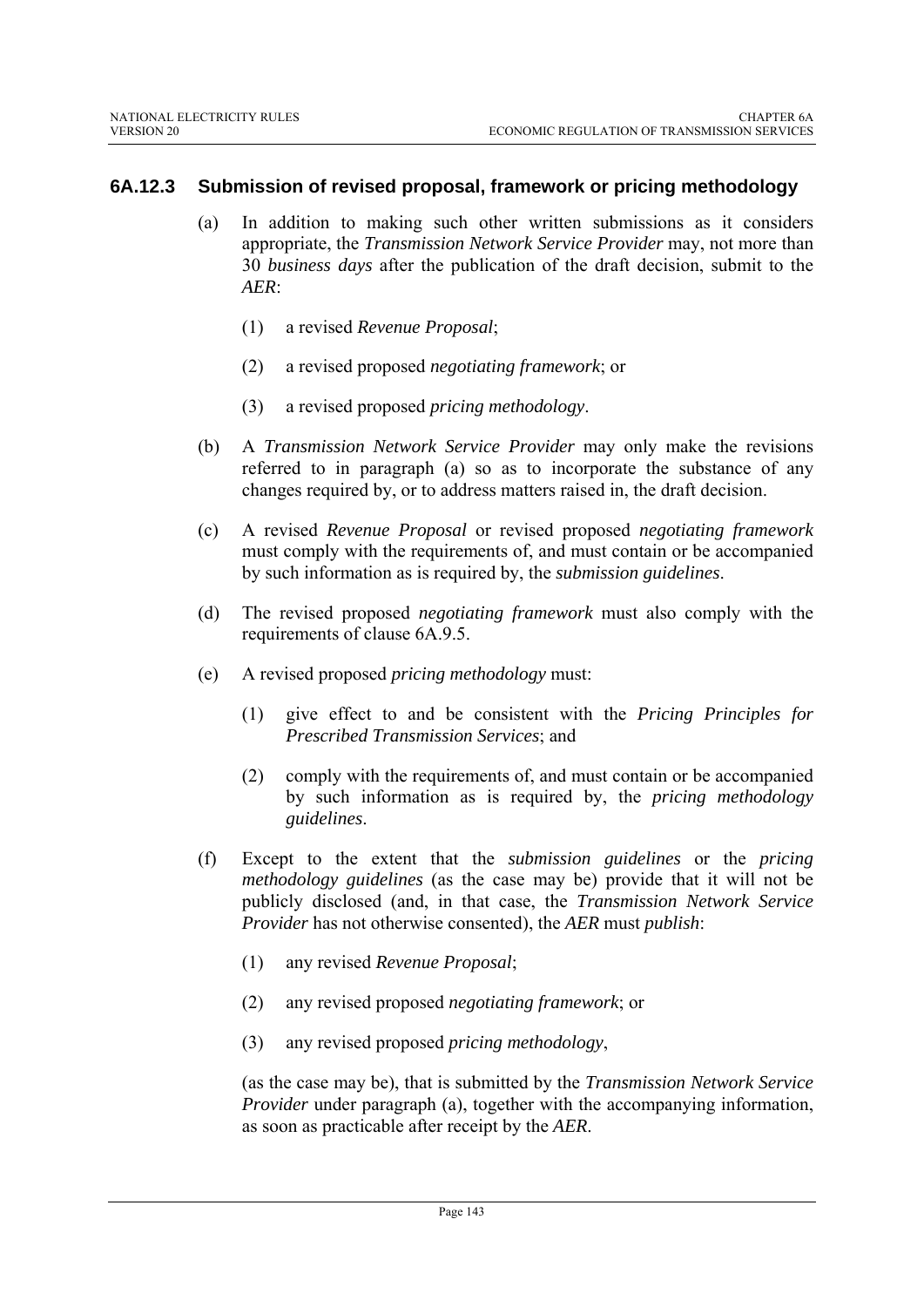### 6A.12.3 Submission of revised proposal, framework or pricing methodology

(a) In addition to making such other written submissions as it considers appropriate, the *Transmission Network Service Provider* may, not more than 30 *business days* after the publication of the draft decision, submit to the *AER*:

(1) a revised *Revenue Proposal*;

(2) a revised proposed *negotiating framework*; or

(3) a revised proposed *pricing methodology*.

(b) A *Transmission Network Service Provider* may only make the revisions referred to in paragraph (a) so as to incorporate the substance of any changes required by, or to address matters raised in, the draft decision.

(c) A revised *Revenue Proposal* or revised proposed *negotiating framework* must comply with the requirements of, and must contain or be accompanied by such information as is required by, the *submission guidelines*.

(d) The revised proposed *negotiating framework* must also comply with the requirements of clause 6A.9.5.

(e) A revised proposed *pricing methodology* must:

(1) give effect to and be consistent with the *Pricing Principles for Prescribed Transmission Services*; and

(2) comply with the requirements of, and must contain or be accompanied by such information as is required by, the *pricing methodology guidelines*.

(f) Except to the extent that the *submission guidelines* or the *pricing methodology guidelines* (as the case may be) provide that it will not be publicly disclosed (and, in that case, the *Transmission Network Service Provider* has not otherwise consented), the *AER* must *publish*:

(1) any revised *Revenue Proposal*;

(2) any revised proposed *negotiating framework*; or

(3) any revised proposed *pricing methodology*,

(as the case may be), that is submitted by the *Transmission Network Service Provider* under paragraph (a), together with the accompanying information, as soon as practicable after receipt by the *AER*.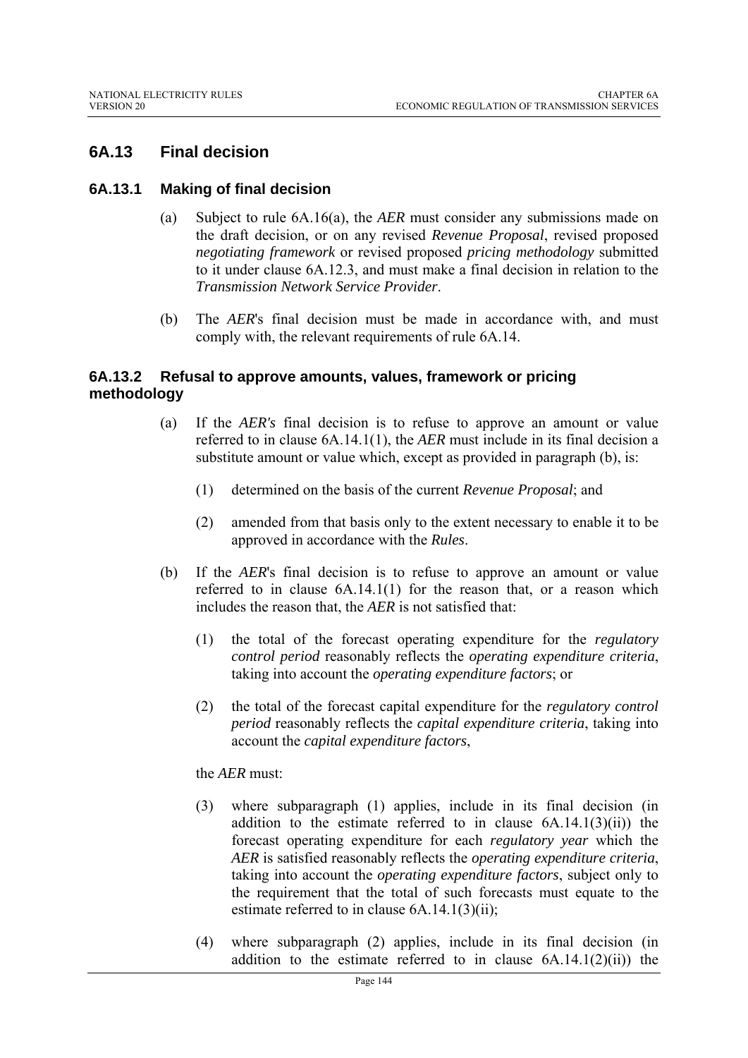## 6A.13 Final decision

### 6A.13.1 Making of final decision

(a) Subject to rule 6A.16(a), the *AER* must consider any submissions made on the draft decision, or on any revised *Revenue Proposal*, revised proposed *negotiating framework* or revised proposed *pricing methodology* submitted to it under clause 6A.12.3, and must make a final decision in relation to the *Transmission Network Service Provider*.

(b) The *AER*'s final decision must be made in accordance with, and must comply with, the relevant requirements of rule 6A.14.

### 6A.13.2 Refusal to approve amounts, values, framework or pricing methodology

(a) If the *AER's* final decision is to refuse to approve an amount or value referred to in clause 6A.14.1(1), the *AER* must include in its final decision a substitute amount or value which, except as provided in paragraph (b), is:

(1) determined on the basis of the current *Revenue Proposal*; and

(2) amended from that basis only to the extent necessary to enable it to be approved in accordance with the *Rules*.

(b) If the *AER*'s final decision is to refuse to approve an amount or value referred to in clause 6A.14.1(1) for the reason that, or a reason which includes the reason that, the *AER* is not satisfied that:

(1) the total of the forecast operating expenditure for the *regulatory control period* reasonably reflects the *operating expenditure criteria*, taking into account the *operating expenditure factors*; or

(2) the total of the forecast capital expenditure for the *regulatory control period* reasonably reflects the *capital expenditure criteria*, taking into account the *capital expenditure factors*,

the *AER* must:

(3) where subparagraph (1) applies, include in its final decision (in addition to the estimate referred to in clause 6A.14.1(3)(ii)) the forecast operating expenditure for each *regulatory year* which the *AER* is satisfied reasonably reflects the *operating expenditure criteria*, taking into account the *operating expenditure factors*, subject only to the requirement that the total of such forecasts must equate to the estimate referred to in clause 6A.14.1(3)(ii);

(4) where subparagraph (2) applies, include in its final decision (in addition to the estimate referred to in clause 6A.14.1(2)(ii)) the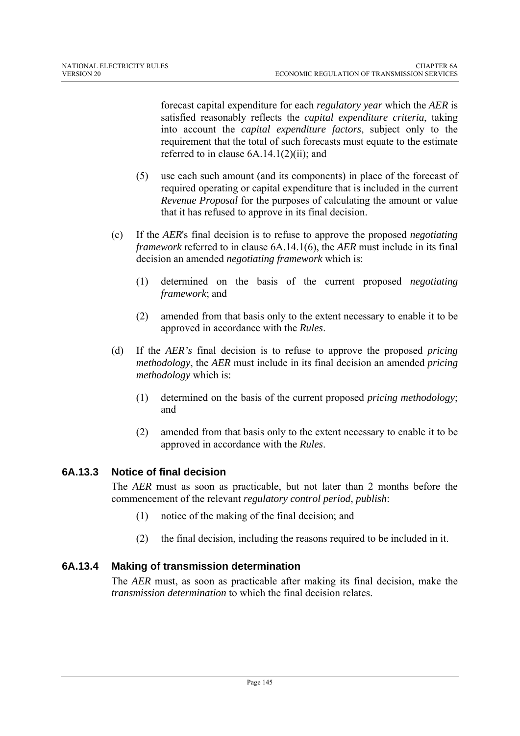forecast capital expenditure for each *regulatory year* which the *AER* is satisfied reasonably reflects the *capital expenditure criteria*, taking into account the *capital expenditure factors*, subject only to the requirement that the total of such forecasts must equate to the estimate referred to in clause 6A.14.1(2)(ii); and

(5) use each such amount (and its components) in place of the forecast of required operating or capital expenditure that is included in the current *Revenue Proposal* for the purposes of calculating the amount or value that it has refused to approve in its final decision.

(c) If the *AER*'s final decision is to refuse to approve the proposed *negotiating framework* referred to in clause 6A.14.1(6), the *AER* must include in its final decision an amended *negotiating framework* which is:

(1) determined on the basis of the current proposed *negotiating framework*; and

(2) amended from that basis only to the extent necessary to enable it to be approved in accordance with the *Rules*.

(d) If the *AER's* final decision is to refuse to approve the proposed *pricing methodology*, the *AER* must include in its final decision an amended *pricing methodology* which is:

(1) determined on the basis of the current proposed *pricing methodology*; and

(2) amended from that basis only to the extent necessary to enable it to be approved in accordance with the *Rules*.

### 6A.13.3 Notice of final decision

The *AER* must as soon as practicable, but not later than 2 months before the commencement of the relevant *regulatory control period*, *publish*:

(1) notice of the making of the final decision; and

(2) the final decision, including the reasons required to be included in it.

### 6A.13.4 Making of transmission determination

The *AER* must, as soon as practicable after making its final decision, make the *transmission determination* to which the final decision relates.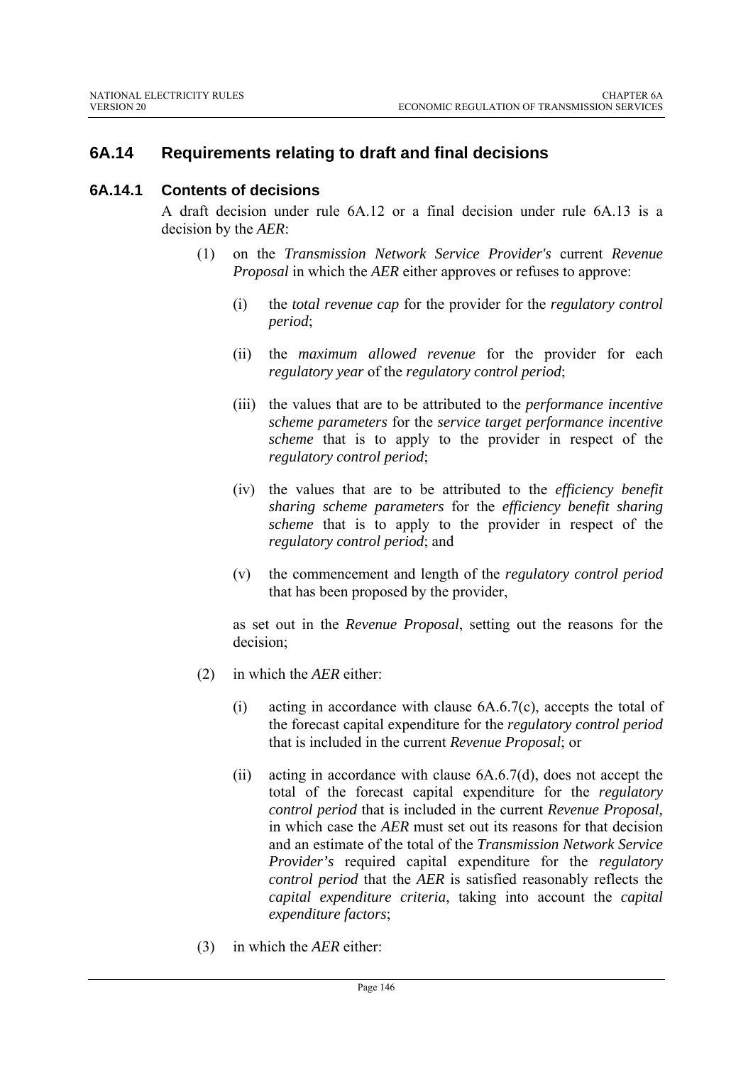## 6A.14 Requirements relating to draft and final decisions

### 6A.14.1 Contents of decisions

A draft decision under rule 6A.12 or a final decision under rule 6A.13 is a decision by the *AER*:

(1) on the *Transmission Network Service Provider's* current *Revenue Proposal* in which the *AER* either approves or refuses to approve:

   (i) the *total revenue cap* for the provider for the *regulatory control period*;

   (ii) the *maximum allowed revenue* for the provider for each *regulatory year* of the *regulatory control period*;

   (iii) the values that are to be attributed to the *performance incentive scheme parameters* for the *service target performance incentive scheme* that is to apply to the provider in respect of the *regulatory control period*;

   (iv) the values that are to be attributed to the *efficiency benefit sharing scheme parameters* for the *efficiency benefit sharing scheme* that is to apply to the provider in respect of the *regulatory control period*; and

   (v) the commencement and length of the *regulatory control period* that has been proposed by the provider,

   as set out in the *Revenue Proposal*, setting out the reasons for the decision;

(2) in which the *AER* either:

   (i) acting in accordance with clause 6A.6.7(c), accepts the total of the forecast capital expenditure for the *regulatory control period* that is included in the current *Revenue Proposal*; or

   (ii) acting in accordance with clause 6A.6.7(d), does not accept the total of the forecast capital expenditure for the *regulatory control period* that is included in the current *Revenue Proposal,* in which case the *AER* must set out its reasons for that decision and an estimate of the total of the *Transmission Network Service Provider's* required capital expenditure for the *regulatory control period* that the *AER* is satisfied reasonably reflects the *capital expenditure criteria*, taking into account the *capital expenditure factors*;

(3) in which the *AER* either: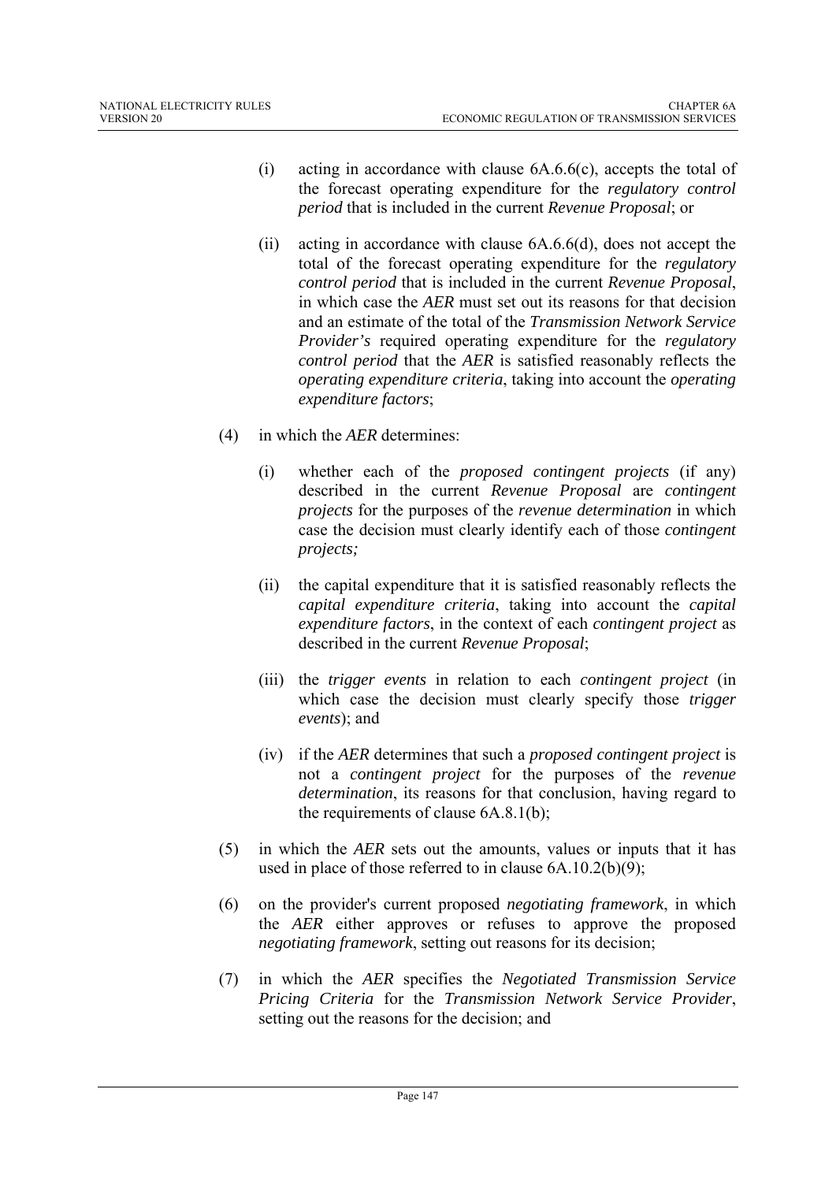(i) acting in accordance with clause 6A.6.6(c), accepts the total of the forecast operating expenditure for the *regulatory control period* that is included in the current *Revenue Proposal*; or

(ii) acting in accordance with clause 6A.6.6(d), does not accept the total of the forecast operating expenditure for the *regulatory control period* that is included in the current *Revenue Proposal*, in which case the *AER* must set out its reasons for that decision and an estimate of the total of the *Transmission Network Service Provider's* required operating expenditure for the *regulatory control period* that the *AER* is satisfied reasonably reflects the *operating expenditure criteria*, taking into account the *operating expenditure factors*;

(4) in which the *AER* determines:

(i) whether each of the *proposed contingent projects* (if any) described in the current *Revenue Proposal* are *contingent projects* for the purposes of the *revenue determination* in which case the decision must clearly identify each of those *contingent projects;*

(ii) the capital expenditure that it is satisfied reasonably reflects the *capital expenditure criteria*, taking into account the *capital expenditure factors*, in the context of each *contingent project* as described in the current *Revenue Proposal*;

(iii) the *trigger events* in relation to each *contingent project* (in which case the decision must clearly specify those *trigger events*); and

(iv) if the *AER* determines that such a *proposed contingent project* is not a *contingent project* for the purposes of the *revenue determination*, its reasons for that conclusion, having regard to the requirements of clause 6A.8.1(b);

(5) in which the *AER* sets out the amounts, values or inputs that it has used in place of those referred to in clause 6A.10.2(b)(9);

(6) on the provider's current proposed *negotiating framework*, in which the *AER* either approves or refuses to approve the proposed *negotiating framework*, setting out reasons for its decision;

(7) in which the *AER* specifies the *Negotiated Transmission Service Pricing Criteria* for the *Transmission Network Service Provider*, setting out the reasons for the decision; and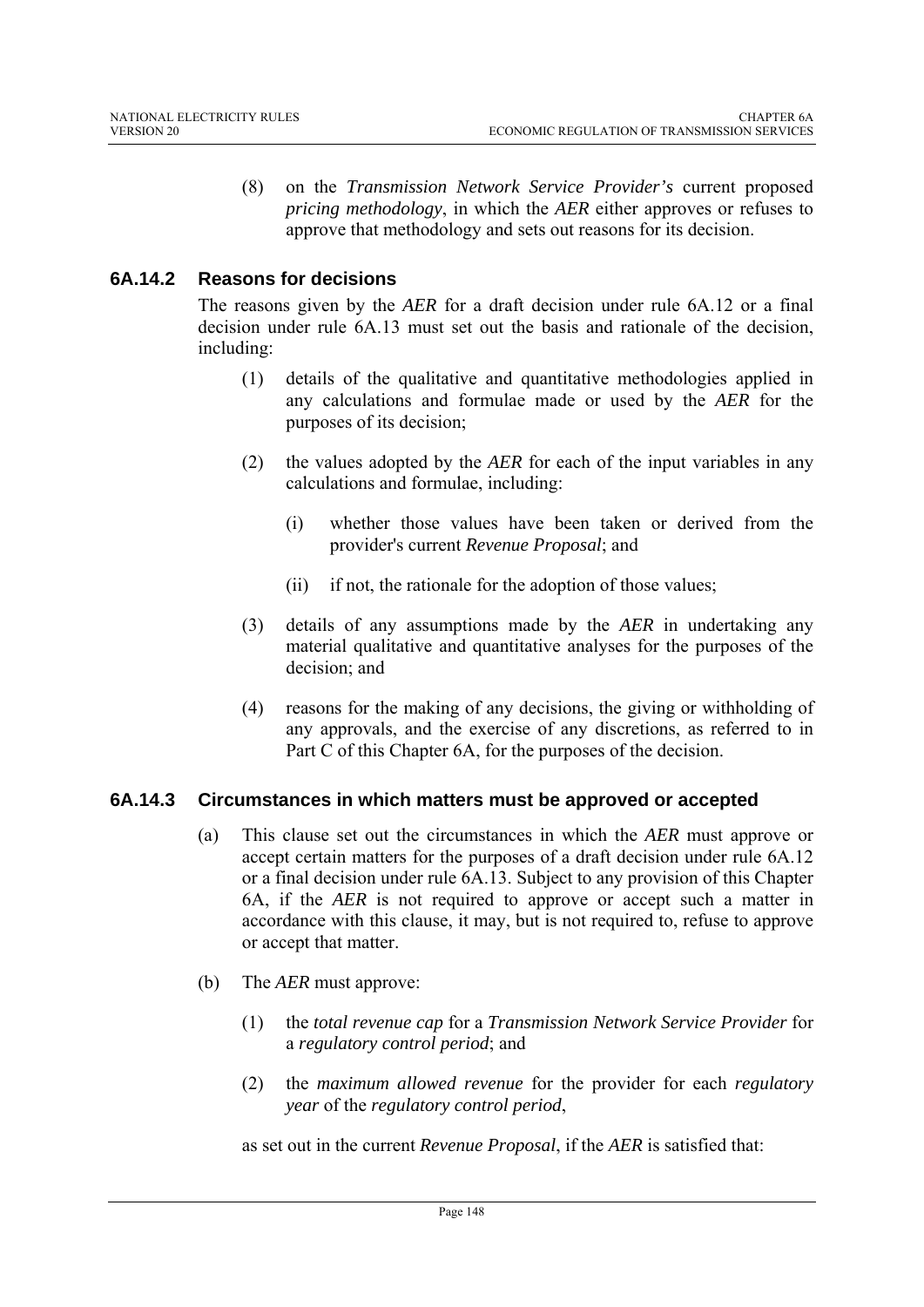(8) on the *Transmission Network Service Provider's* current proposed *pricing methodology*, in which the *AER* either approves or refuses to approve that methodology and sets out reasons for its decision.

### 6A.14.2 Reasons for decisions

The reasons given by the *AER* for a draft decision under rule 6A.12 or a final decision under rule 6A.13 must set out the basis and rationale of the decision, including:

(1) details of the qualitative and quantitative methodologies applied in any calculations and formulae made or used by the *AER* for the purposes of its decision;

(2) the values adopted by the *AER* for each of the input variables in any calculations and formulae, including:

(i) whether those values have been taken or derived from the provider's current *Revenue Proposal*; and

(ii) if not, the rationale for the adoption of those values;

(3) details of any assumptions made by the *AER* in undertaking any material qualitative and quantitative analyses for the purposes of the decision; and

(4) reasons for the making of any decisions, the giving or withholding of any approvals, and the exercise of any discretions, as referred to in Part C of this Chapter 6A, for the purposes of the decision.

### 6A.14.3 Circumstances in which matters must be approved or accepted

(a) This clause set out the circumstances in which the *AER* must approve or accept certain matters for the purposes of a draft decision under rule 6A.12 or a final decision under rule 6A.13. Subject to any provision of this Chapter 6A, if the *AER* is not required to approve or accept such a matter in accordance with this clause, it may, but is not required to, refuse to approve or accept that matter.

(b) The *AER* must approve:

(1) the *total revenue cap* for a *Transmission Network Service Provider* for a *regulatory control period*; and

(2) the *maximum allowed revenue* for the provider for each *regulatory year* of the *regulatory control period*,

as set out in the current *Revenue Proposal*, if the *AER* is satisfied that: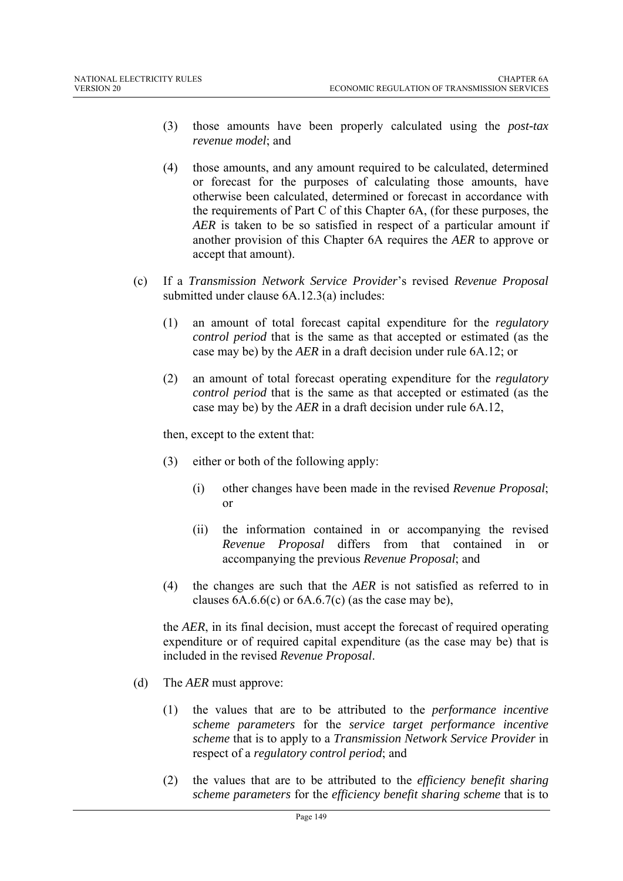(3) those amounts have been properly calculated using the *post-tax revenue model*; and

(4) those amounts, and any amount required to be calculated, determined or forecast for the purposes of calculating those amounts, have otherwise been calculated, determined or forecast in accordance with the requirements of Part C of this Chapter 6A, (for these purposes, the *AER* is taken to be so satisfied in respect of a particular amount if another provision of this Chapter 6A requires the *AER* to approve or accept that amount).

(c) If a *Transmission Network Service Provider*'s revised *Revenue Proposal* submitted under clause 6A.12.3(a) includes:

(1) an amount of total forecast capital expenditure for the *regulatory control period* that is the same as that accepted or estimated (as the case may be) by the *AER* in a draft decision under rule 6A.12; or

(2) an amount of total forecast operating expenditure for the *regulatory control period* that is the same as that accepted or estimated (as the case may be) by the *AER* in a draft decision under rule 6A.12,

then, except to the extent that:

(3) either or both of the following apply:

(i) other changes have been made in the revised *Revenue Proposal*; or

(ii) the information contained in or accompanying the revised *Revenue Proposal* differs from that contained in or accompanying the previous *Revenue Proposal*; and

(4) the changes are such that the *AER* is not satisfied as referred to in clauses 6A.6.6(c) or 6A.6.7(c) (as the case may be),

the *AER*, in its final decision, must accept the forecast of required operating expenditure or of required capital expenditure (as the case may be) that is included in the revised *Revenue Proposal*.

(d) The *AER* must approve:

(1) the values that are to be attributed to the *performance incentive scheme parameters* for the *service target performance incentive scheme* that is to apply to a *Transmission Network Service Provider* in respect of a *regulatory control period*; and

(2) the values that are to be attributed to the *efficiency benefit sharing scheme parameters* for the *efficiency benefit sharing scheme* that is to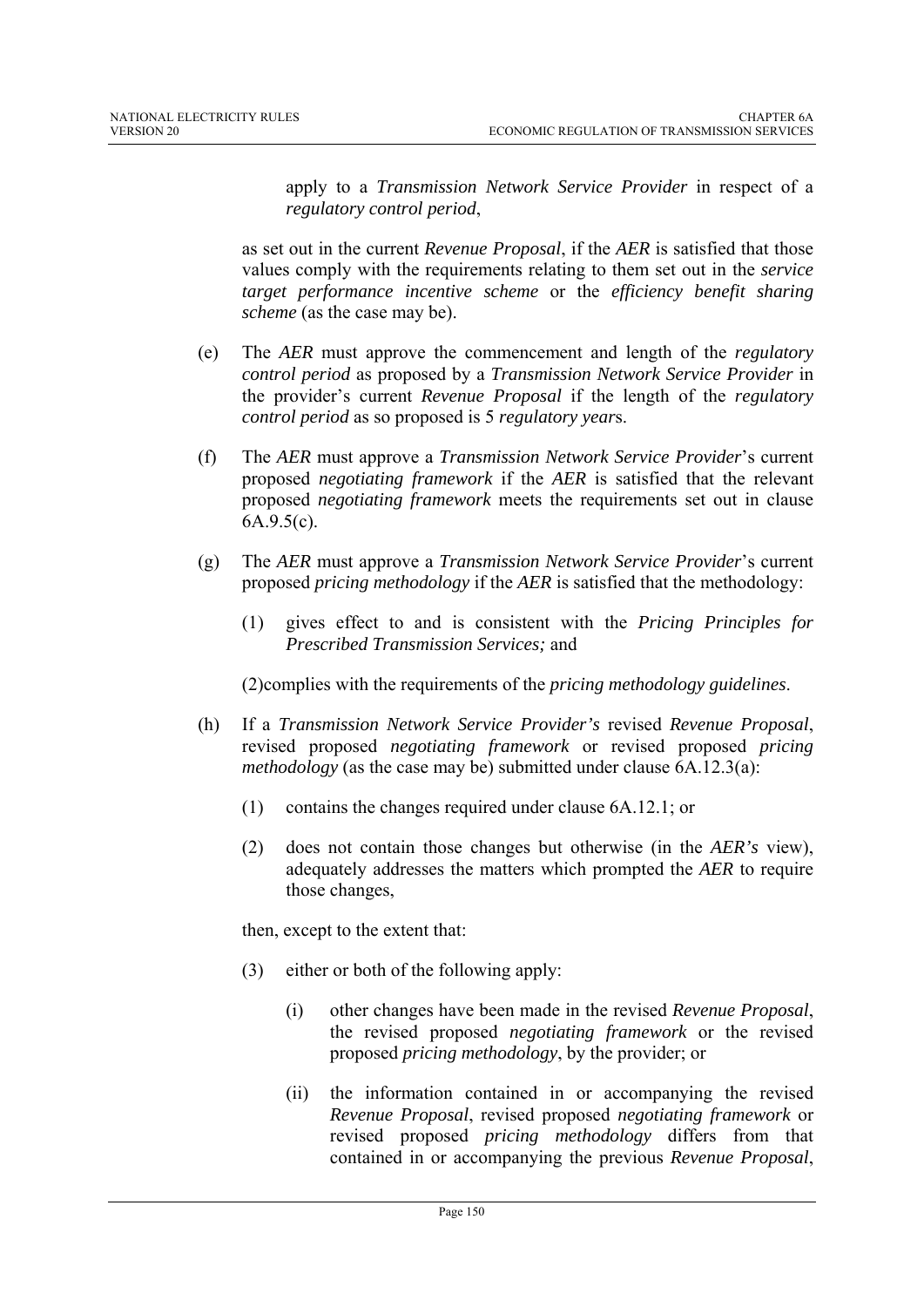apply to a *Transmission Network Service Provider* in respect of a *regulatory control period*,

as set out in the current *Revenue Proposal*, if the *AER* is satisfied that those values comply with the requirements relating to them set out in the *service target performance incentive scheme* or the *efficiency benefit sharing scheme* (as the case may be).

(e) The *AER* must approve the commencement and length of the *regulatory control period* as proposed by a *Transmission Network Service Provider* in the provider's current *Revenue Proposal* if the length of the *regulatory control period* as so proposed is 5 *regulatory year*s.

(f) The *AER* must approve a *Transmission Network Service Provider*'s current proposed *negotiating framework* if the *AER* is satisfied that the relevant proposed *negotiating framework* meets the requirements set out in clause 6A.9.5(c).

(g) The *AER* must approve a *Transmission Network Service Provider*'s current proposed *pricing methodology* if the *AER* is satisfied that the methodology:

(1) gives effect to and is consistent with the *Pricing Principles for Prescribed Transmission Services;* and

(2)complies with the requirements of the *pricing methodology guidelines*.

(h) If a *Transmission Network Service Provider's* revised *Revenue Proposal*, revised proposed *negotiating framework* or revised proposed *pricing methodology* (as the case may be) submitted under clause 6A.12.3(a):

(1) contains the changes required under clause 6A.12.1; or

(2) does not contain those changes but otherwise (in the *AER's* view), adequately addresses the matters which prompted the *AER* to require those changes,

then, except to the extent that:

(3) either or both of the following apply:

(i) other changes have been made in the revised *Revenue Proposal*, the revised proposed *negotiating framework* or the revised proposed *pricing methodology*, by the provider; or

(ii) the information contained in or accompanying the revised *Revenue Proposal*, revised proposed *negotiating framework* or revised proposed *pricing methodology* differs from that contained in or accompanying the previous *Revenue Proposal*,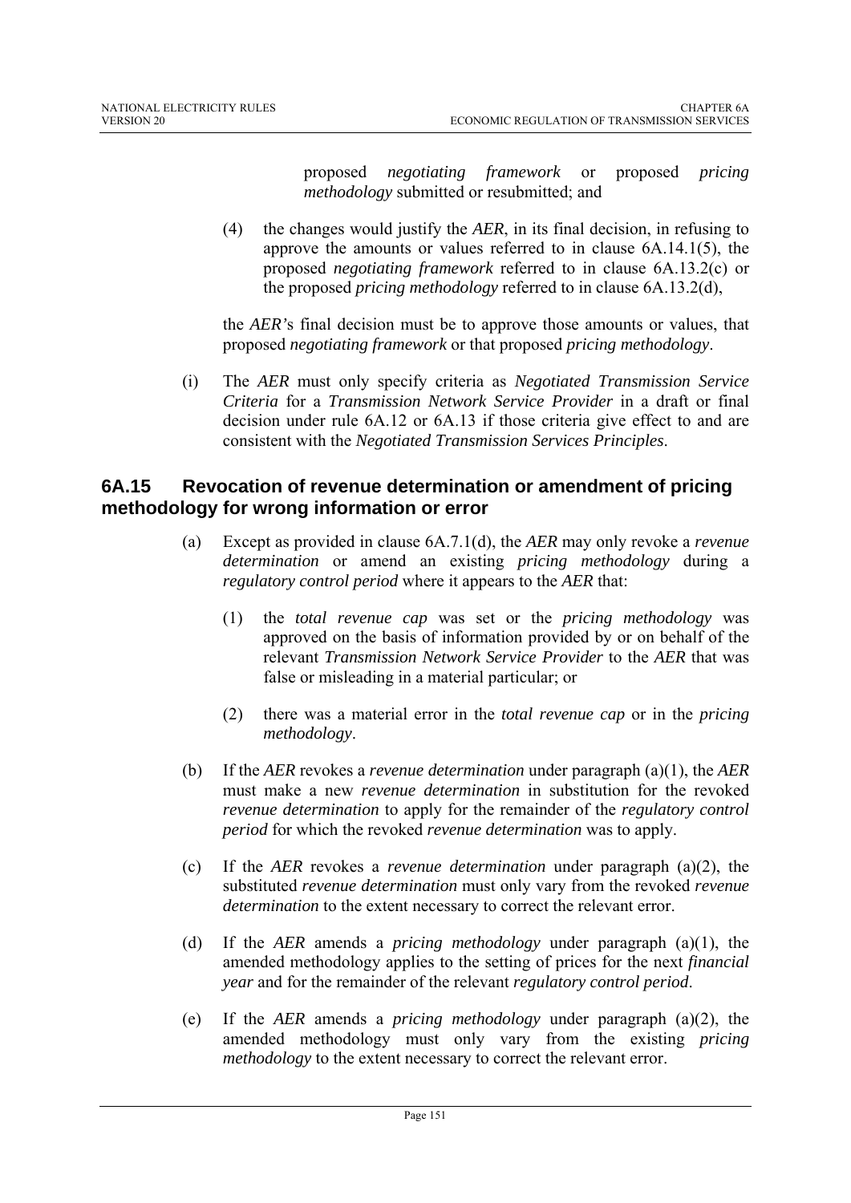proposed *negotiating framework* or proposed *pricing methodology* submitted or resubmitted; and

(4) the changes would justify the *AER*, in its final decision, in refusing to approve the amounts or values referred to in clause 6A.14.1(5), the proposed *negotiating framework* referred to in clause 6A.13.2(c) or the proposed *pricing methodology* referred to in clause 6A.13.2(d),

the *AER'*s final decision must be to approve those amounts or values, that proposed *negotiating framework* or that proposed *pricing methodology*.

(i) The *AER* must only specify criteria as *Negotiated Transmission Service Criteria* for a *Transmission Network Service Provider* in a draft or final decision under rule 6A.12 or 6A.13 if those criteria give effect to and are consistent with the *Negotiated Transmission Services Principles*.

## 6A.15 Revocation of revenue determination or amendment of pricing methodology for wrong information or error

(a) Except as provided in clause 6A.7.1(d), the *AER* may only revoke a *revenue determination* or amend an existing *pricing methodology* during a *regulatory control period* where it appears to the *AER* that:

(1) the *total revenue cap* was set or the *pricing methodology* was approved on the basis of information provided by or on behalf of the relevant *Transmission Network Service Provider* to the *AER* that was false or misleading in a material particular; or

(2) there was a material error in the *total revenue cap* or in the *pricing methodology*.

(b) If the *AER* revokes a *revenue determination* under paragraph (a)(1), the *AER* must make a new *revenue determination* in substitution for the revoked *revenue determination* to apply for the remainder of the *regulatory control period* for which the revoked *revenue determination* was to apply.

(c) If the *AER* revokes a *revenue determination* under paragraph (a)(2), the substituted *revenue determination* must only vary from the revoked *revenue determination* to the extent necessary to correct the relevant error.

(d) If the *AER* amends a *pricing methodology* under paragraph (a)(1), the amended methodology applies to the setting of prices for the next *financial year* and for the remainder of the relevant *regulatory control period*.

(e) If the *AER* amends a *pricing methodology* under paragraph (a)(2), the amended methodology must only vary from the existing *pricing methodology* to the extent necessary to correct the relevant error.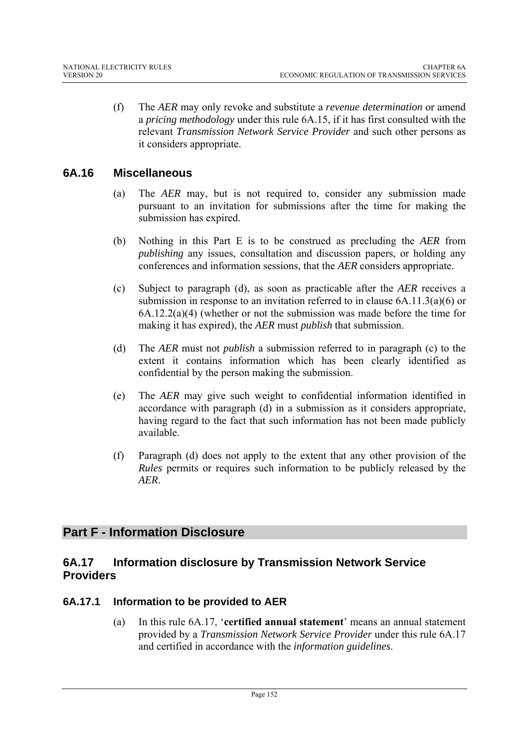(f) The *AER* may only revoke and substitute a *revenue determination* or amend a *pricing methodology* under this rule 6A.15, if it has first consulted with the relevant *Transmission Network Service Provider* and such other persons as it considers appropriate.

## 6A.16 Miscellaneous

(a) The *AER* may, but is not required to, consider any submission made pursuant to an invitation for submissions after the time for making the submission has expired.

(b) Nothing in this Part E is to be construed as precluding the *AER* from *publishing* any issues, consultation and discussion papers, or holding any conferences and information sessions, that the *AER* considers appropriate.

(c) Subject to paragraph (d), as soon as practicable after the *AER* receives a submission in response to an invitation referred to in clause 6A.11.3(a)(6) or 6A.12.2(a)(4) (whether or not the submission was made before the time for making it has expired), the *AER* must *publish* that submission.

(d) The *AER* must not *publish* a submission referred to in paragraph (c) to the extent it contains information which has been clearly identified as confidential by the person making the submission.

(e) The *AER* may give such weight to confidential information identified in accordance with paragraph (d) in a submission as it considers appropriate, having regard to the fact that such information has not been made publicly available.

(f) Paragraph (d) does not apply to the extent that any other provision of the *Rules* permits or requires such information to be publicly released by the *AER*.

# Part F - Information Disclosure

## 6A.17 Information disclosure by Transmission Network Service Providers

### 6A.17.1 Information to be provided to AER

(a) In this rule 6A.17, '**certified annual statement**' means an annual statement provided by a *Transmission Network Service Provider* under this rule 6A.17 and certified in accordance with the *information guidelines*.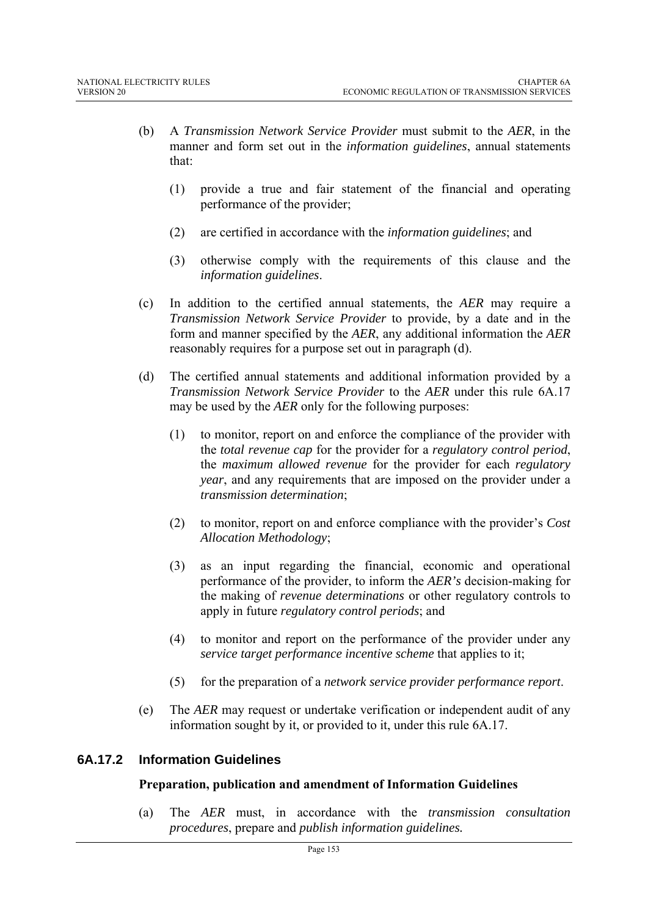(b) A *Transmission Network Service Provider* must submit to the *AER*, in the manner and form set out in the *information guidelines*, annual statements that:

  (1) provide a true and fair statement of the financial and operating performance of the provider;

  (2) are certified in accordance with the *information guidelines*; and

  (3) otherwise comply with the requirements of this clause and the *information guidelines*.

(c) In addition to the certified annual statements, the *AER* may require a *Transmission Network Service Provider* to provide, by a date and in the form and manner specified by the *AER*, any additional information the *AER* reasonably requires for a purpose set out in paragraph (d).

(d) The certified annual statements and additional information provided by a *Transmission Network Service Provider* to the *AER* under this rule 6A.17 may be used by the *AER* only for the following purposes:

  (1) to monitor, report on and enforce the compliance of the provider with the *total revenue cap* for the provider for a *regulatory control period*, the *maximum allowed revenue* for the provider for each *regulatory year*, and any requirements that are imposed on the provider under a *transmission determination*;

  (2) to monitor, report on and enforce compliance with the provider's *Cost Allocation Methodology*;

  (3) as an input regarding the financial, economic and operational performance of the provider, to inform the *AER's* decision-making for the making of *revenue determinations* or other regulatory controls to apply in future *regulatory control periods*; and

  (4) to monitor and report on the performance of the provider under any *service target performance incentive scheme* that applies to it;

  (5) for the preparation of a *network service provider performance report*.

(e) The *AER* may request or undertake verification or independent audit of any information sought by it, or provided to it, under this rule 6A.17.

## 6A.17.2 Information Guidelines

**Preparation, publication and amendment of Information Guidelines**

(a) The *AER* must, in accordance with the *transmission consultation procedures*, prepare and *publish information guidelines.*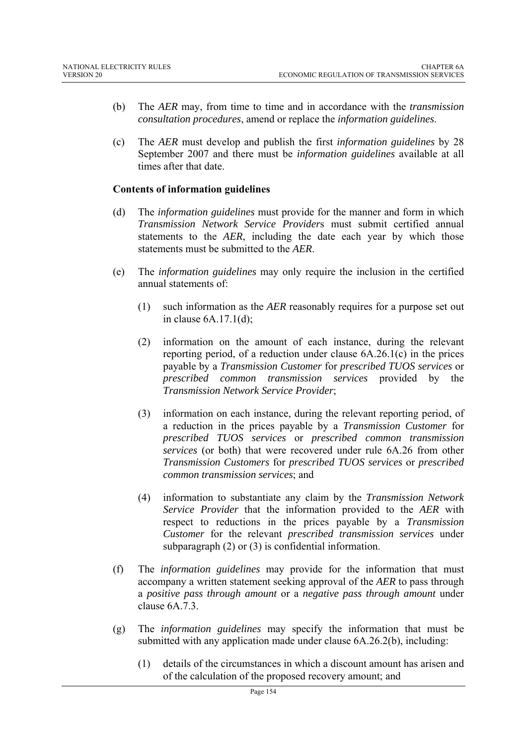(b) The *AER* may, from time to time and in accordance with the *transmission consultation procedures*, amend or replace the *information guidelines*.

(c) The *AER* must develop and publish the first *information guidelines* by 28 September 2007 and there must be *information guidelines* available at all times after that date.

**Contents of information guidelines**

(d) The *information guidelines* must provide for the manner and form in which *Transmission Network Service Provider*s must submit certified annual statements to the *AER*, including the date each year by which those statements must be submitted to the *AER*.

(e) The *information guidelines* may only require the inclusion in the certified annual statements of:

(1) such information as the *AER* reasonably requires for a purpose set out in clause 6A.17.1(d);

(2) information on the amount of each instance, during the relevant reporting period, of a reduction under clause 6A.26.1(c) in the prices payable by a *Transmission Customer* for *prescribed TUOS services* or *prescribed common transmission services* provided by the *Transmission Network Service Provider*;

(3) information on each instance, during the relevant reporting period, of a reduction in the prices payable by a *Transmission Customer* for *prescribed TUOS services* or *prescribed common transmission services* (or both) that were recovered under rule 6A.26 from other *Transmission Customers* for *prescribed TUOS services* or *prescribed common transmission services*; and

(4) information to substantiate any claim by the *Transmission Network Service Provider* that the information provided to the *AER* with respect to reductions in the prices payable by a *Transmission Customer* for the relevant *prescribed transmission services* under subparagraph (2) or (3) is confidential information.

(f) The *information guidelines* may provide for the information that must accompany a written statement seeking approval of the *AER* to pass through a *positive pass through amount* or a *negative pass through amount* under clause 6A.7.3.

(g) The *information guidelines* may specify the information that must be submitted with any application made under clause 6A.26.2(b), including:

(1) details of the circumstances in which a discount amount has arisen and of the calculation of the proposed recovery amount; and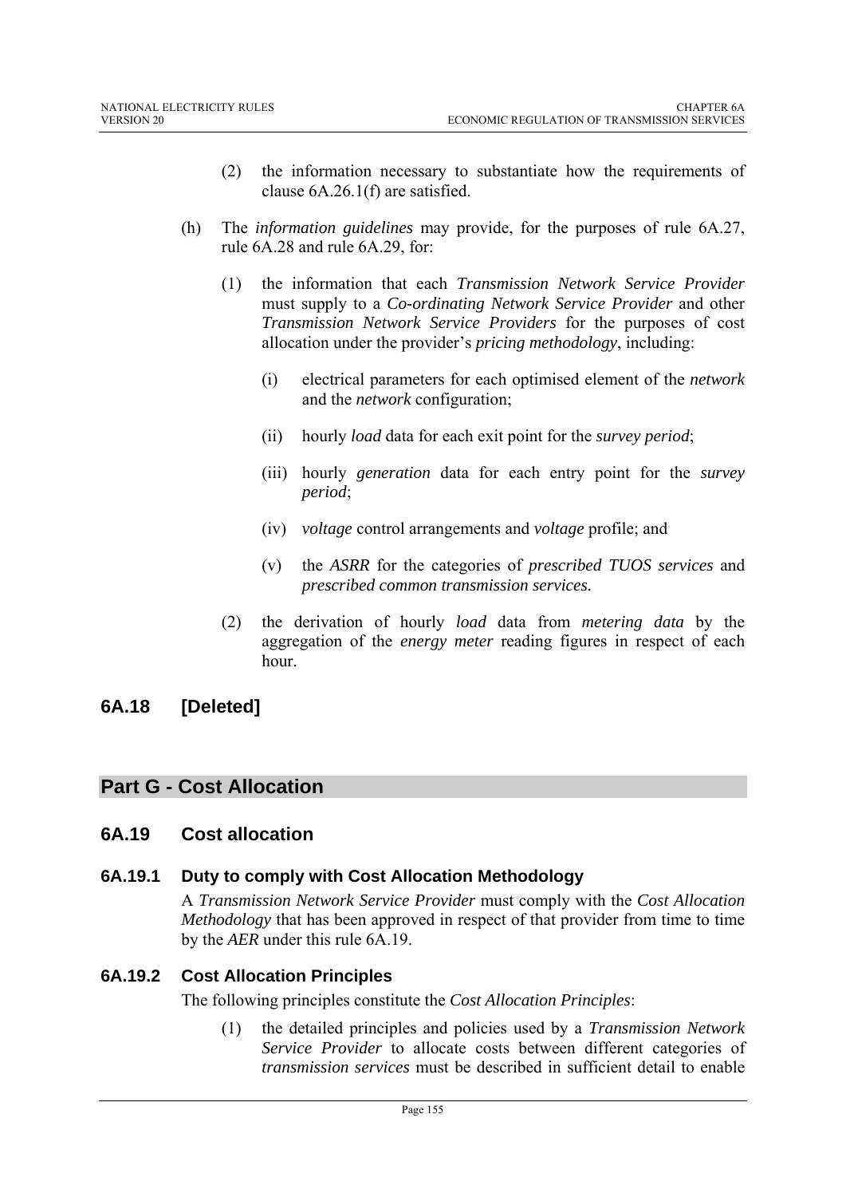(2) the information necessary to substantiate how the requirements of clause 6A.26.1(f) are satisfied.

(h) The *information guidelines* may provide, for the purposes of rule 6A.27, rule 6A.28 and rule 6A.29, for:

(1) the information that each *Transmission Network Service Provider* must supply to a *Co-ordinating Network Service Provider* and other *Transmission Network Service Providers* for the purposes of cost allocation under the provider's *pricing methodology*, including:

(i) electrical parameters for each optimised element of the *network* and the *network* configuration;

(ii) hourly *load* data for each exit point for the *survey period*;

(iii) hourly *generation* data for each entry point for the *survey period*;

(iv) *voltage* control arrangements and *voltage* profile; and

(v) the *ASRR* for the categories of *prescribed TUOS services* and *prescribed common transmission services.*

(2) the derivation of hourly *load* data from *metering data* by the aggregation of the *energy meter* reading figures in respect of each hour.

## 6A.18 [Deleted]

# Part G - Cost Allocation

## 6A.19 Cost allocation

### 6A.19.1 Duty to comply with Cost Allocation Methodology

A *Transmission Network Service Provider* must comply with the *Cost Allocation Methodology* that has been approved in respect of that provider from time to time by the *AER* under this rule 6A.19.

### 6A.19.2 Cost Allocation Principles

The following principles constitute the *Cost Allocation Principles*:

(1) the detailed principles and policies used by a *Transmission Network Service Provider* to allocate costs between different categories of *transmission services* must be described in sufficient detail to enable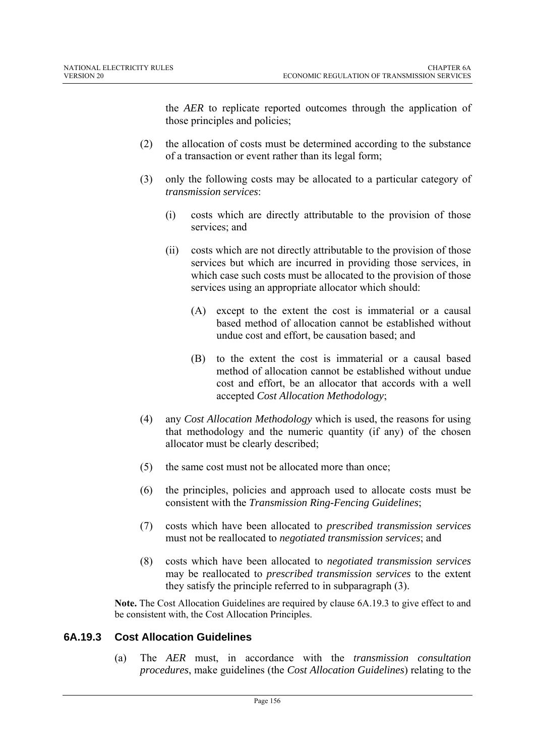the *AER* to replicate reported outcomes through the application of those principles and policies;

(2) the allocation of costs must be determined according to the substance of a transaction or event rather than its legal form;

(3) only the following costs may be allocated to a particular category of *transmission services*:

  (i) costs which are directly attributable to the provision of those services; and

  (ii) costs which are not directly attributable to the provision of those services but which are incurred in providing those services, in which case such costs must be allocated to the provision of those services using an appropriate allocator which should:

    (A) except to the extent the cost is immaterial or a causal based method of allocation cannot be established without undue cost and effort, be causation based; and

    (B) to the extent the cost is immaterial or a causal based method of allocation cannot be established without undue cost and effort, be an allocator that accords with a well accepted *Cost Allocation Methodology*;

(4) any *Cost Allocation Methodology* which is used, the reasons for using that methodology and the numeric quantity (if any) of the chosen allocator must be clearly described;

(5) the same cost must not be allocated more than once;

(6) the principles, policies and approach used to allocate costs must be consistent with the *Transmission Ring-Fencing Guidelines*;

(7) costs which have been allocated to *prescribed transmission services* must not be reallocated to *negotiated transmission services*; and

(8) costs which have been allocated to *negotiated transmission services* may be reallocated to *prescribed transmission services* to the extent they satisfy the principle referred to in subparagraph (3).

**Note.** The Cost Allocation Guidelines are required by clause 6A.19.3 to give effect to and be consistent with, the Cost Allocation Principles.

### 6A.19.3 Cost Allocation Guidelines

(a) The *AER* must, in accordance with the *transmission consultation procedures*, make guidelines (the *Cost Allocation Guidelines*) relating to the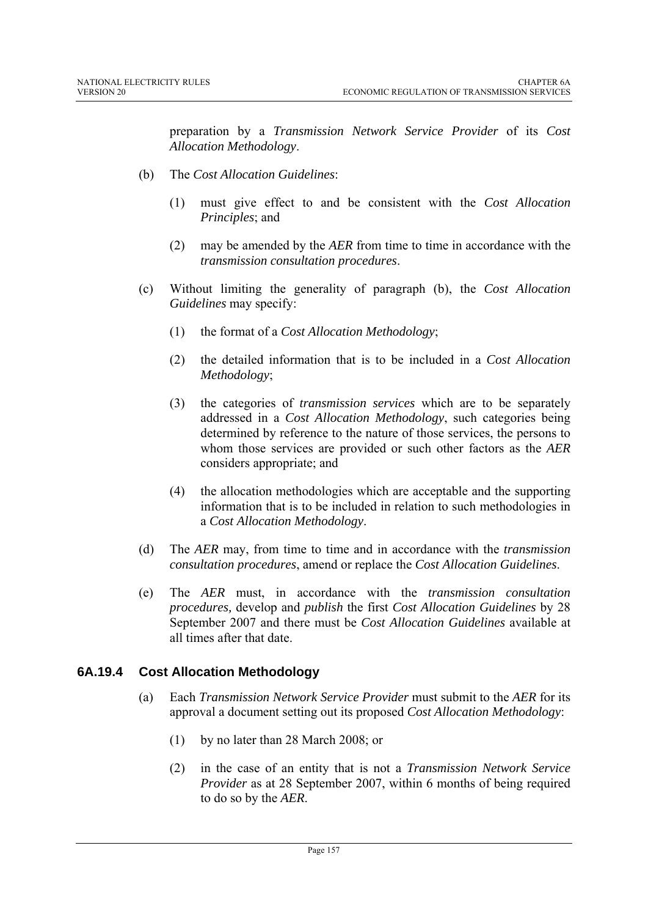preparation by a *Transmission Network Service Provider* of its *Cost Allocation Methodology*.

(b) The *Cost Allocation Guidelines*:

(1) must give effect to and be consistent with the *Cost Allocation Principles*; and

(2) may be amended by the *AER* from time to time in accordance with the *transmission consultation procedures*.

(c) Without limiting the generality of paragraph (b), the *Cost Allocation Guidelines* may specify:

(1) the format of a *Cost Allocation Methodology*;

(2) the detailed information that is to be included in a *Cost Allocation Methodology*;

(3) the categories of *transmission services* which are to be separately addressed in a *Cost Allocation Methodology*, such categories being determined by reference to the nature of those services, the persons to whom those services are provided or such other factors as the *AER* considers appropriate; and

(4) the allocation methodologies which are acceptable and the supporting information that is to be included in relation to such methodologies in a *Cost Allocation Methodology*.

(d) The *AER* may, from time to time and in accordance with the *transmission consultation procedures*, amend or replace the *Cost Allocation Guidelines*.

(e) The *AER* must, in accordance with the *transmission consultation procedures,* develop and *publish* the first *Cost Allocation Guidelines* by 28 September 2007 and there must be *Cost Allocation Guidelines* available at all times after that date.

### 6A.19.4 Cost Allocation Methodology

(a) Each *Transmission Network Service Provider* must submit to the *AER* for its approval a document setting out its proposed *Cost Allocation Methodology*:

(1) by no later than 28 March 2008; or

(2) in the case of an entity that is not a *Transmission Network Service Provider* as at 28 September 2007, within 6 months of being required to do so by the *AER*.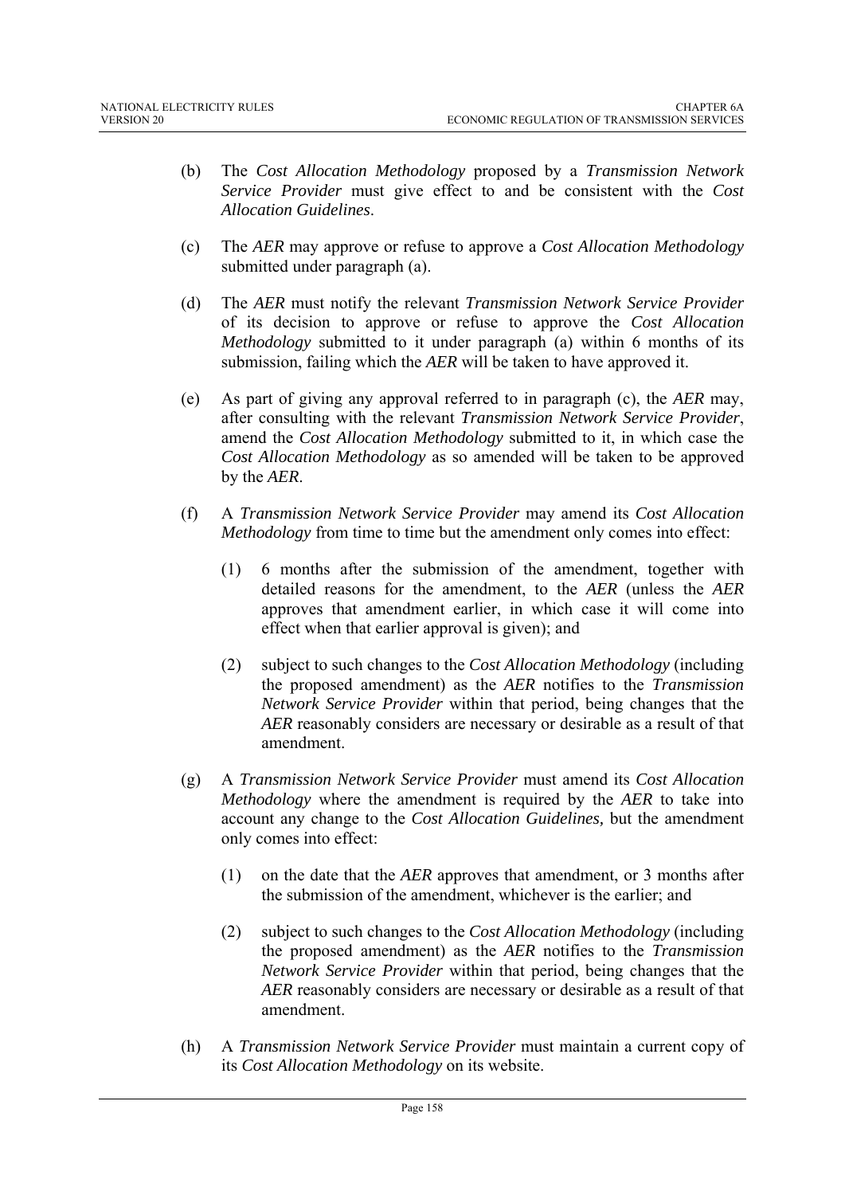(b) The *Cost Allocation Methodology* proposed by a *Transmission Network Service Provider* must give effect to and be consistent with the *Cost Allocation Guidelines*.

(c) The *AER* may approve or refuse to approve a *Cost Allocation Methodology* submitted under paragraph (a).

(d) The *AER* must notify the relevant *Transmission Network Service Provider* of its decision to approve or refuse to approve the *Cost Allocation Methodology* submitted to it under paragraph (a) within 6 months of its submission, failing which the *AER* will be taken to have approved it.

(e) As part of giving any approval referred to in paragraph (c), the *AER* may, after consulting with the relevant *Transmission Network Service Provider*, amend the *Cost Allocation Methodology* submitted to it, in which case the *Cost Allocation Methodology* as so amended will be taken to be approved by the *AER*.

(f) A *Transmission Network Service Provider* may amend its *Cost Allocation Methodology* from time to time but the amendment only comes into effect:

 (1) 6 months after the submission of the amendment, together with detailed reasons for the amendment, to the *AER* (unless the *AER* approves that amendment earlier, in which case it will come into effect when that earlier approval is given); and

 (2) subject to such changes to the *Cost Allocation Methodology* (including the proposed amendment) as the *AER* notifies to the *Transmission Network Service Provider* within that period, being changes that the *AER* reasonably considers are necessary or desirable as a result of that amendment.

(g) A *Transmission Network Service Provider* must amend its *Cost Allocation Methodology* where the amendment is required by the *AER* to take into account any change to the *Cost Allocation Guidelines,* but the amendment only comes into effect:

 (1) on the date that the *AER* approves that amendment, or 3 months after the submission of the amendment, whichever is the earlier; and

 (2) subject to such changes to the *Cost Allocation Methodology* (including the proposed amendment) as the *AER* notifies to the *Transmission Network Service Provider* within that period, being changes that the *AER* reasonably considers are necessary or desirable as a result of that amendment.

(h) A *Transmission Network Service Provider* must maintain a current copy of its *Cost Allocation Methodology* on its website.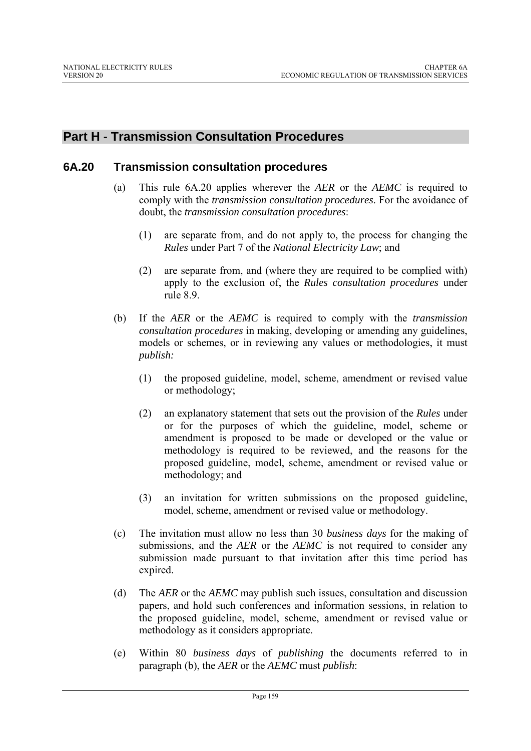## Part H - Transmission Consultation Procedures

### 6A.20 Transmission consultation procedures

(a) This rule 6A.20 applies wherever the *AER* or the *AEMC* is required to comply with the *transmission consultation procedures*. For the avoidance of doubt, the *transmission consultation procedures*:

   (1) are separate from, and do not apply to, the process for changing the *Rules* under Part 7 of the *National Electricity Law*; and

   (2) are separate from, and (where they are required to be complied with) apply to the exclusion of, the *Rules consultation procedures* under rule 8.9.

(b) If the *AER* or the *AEMC* is required to comply with the *transmission consultation procedures* in making, developing or amending any guidelines, models or schemes, or in reviewing any values or methodologies, it must *publish:*

   (1) the proposed guideline, model, scheme, amendment or revised value or methodology;

   (2) an explanatory statement that sets out the provision of the *Rules* under or for the purposes of which the guideline, model, scheme or amendment is proposed to be made or developed or the value or methodology is required to be reviewed, and the reasons for the proposed guideline, model, scheme, amendment or revised value or methodology; and

   (3) an invitation for written submissions on the proposed guideline, model, scheme, amendment or revised value or methodology.

(c) The invitation must allow no less than 30 *business days* for the making of submissions, and the *AER* or the *AEMC* is not required to consider any submission made pursuant to that invitation after this time period has expired.

(d) The *AER* or the *AEMC* may publish such issues, consultation and discussion papers, and hold such conferences and information sessions, in relation to the proposed guideline, model, scheme, amendment or revised value or methodology as it considers appropriate.

(e) Within 80 *business days* of *publishing* the documents referred to in paragraph (b), the *AER* or the *AEMC* must *publish*: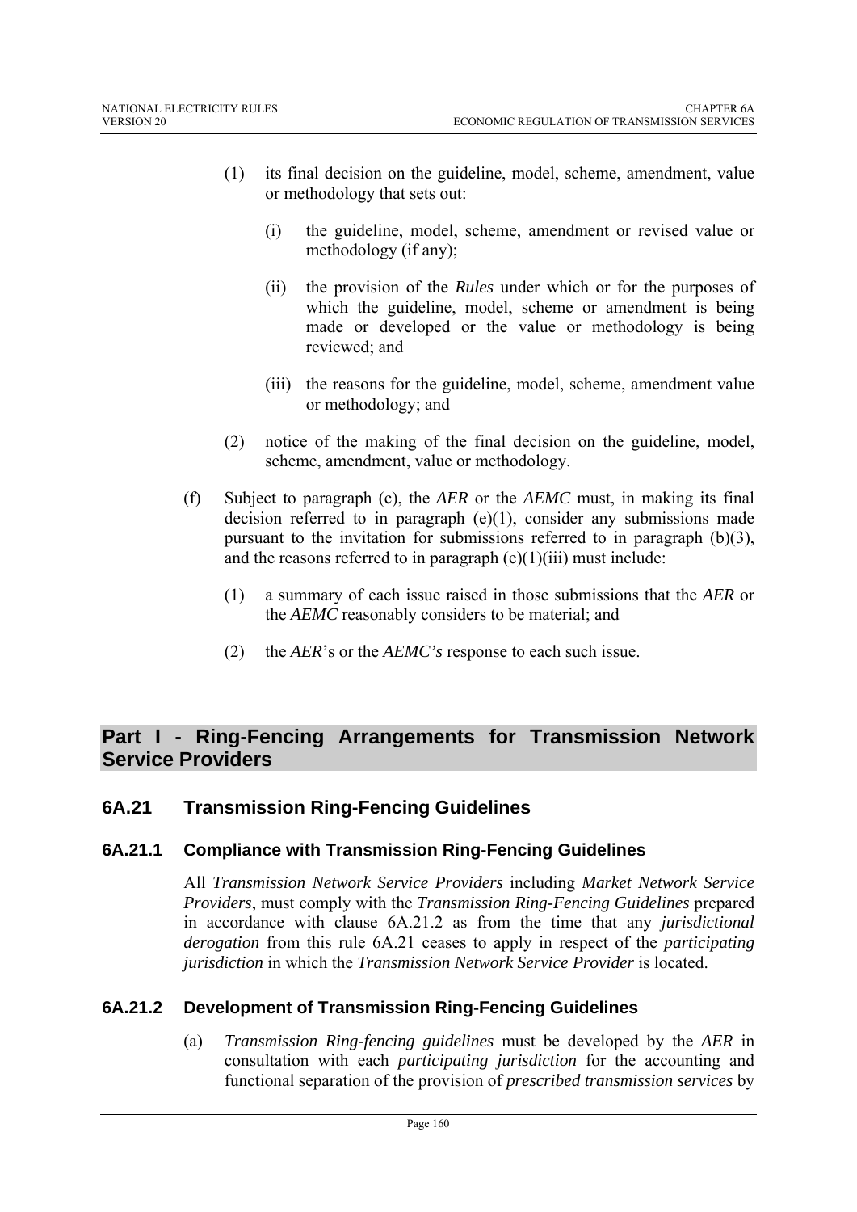(1) its final decision on the guideline, model, scheme, amendment, value or methodology that sets out:

(i) the guideline, model, scheme, amendment or revised value or methodology (if any);

(ii) the provision of the *Rules* under which or for the purposes of which the guideline, model, scheme or amendment is being made or developed or the value or methodology is being reviewed; and

(iii) the reasons for the guideline, model, scheme, amendment value or methodology; and

(2) notice of the making of the final decision on the guideline, model, scheme, amendment, value or methodology.

(f) Subject to paragraph (c), the *AER* or the *AEMC* must, in making its final decision referred to in paragraph (e)(1), consider any submissions made pursuant to the invitation for submissions referred to in paragraph (b)(3), and the reasons referred to in paragraph (e)(1)(iii) must include:

(1) a summary of each issue raised in those submissions that the *AER* or the *AEMC* reasonably considers to be material; and

(2) the *AER*'s or the *AEMC's* response to each such issue.

# Part I - Ring-Fencing Arrangements for Transmission Network Service Providers

## 6A.21 Transmission Ring-Fencing Guidelines

### 6A.21.1 Compliance with Transmission Ring-Fencing Guidelines

All *Transmission Network Service Providers* including *Market Network Service Providers*, must comply with the *Transmission Ring-Fencing Guidelines* prepared in accordance with clause 6A.21.2 as from the time that any *jurisdictional derogation* from this rule 6A.21 ceases to apply in respect of the *participating jurisdiction* in which the *Transmission Network Service Provider* is located.

### 6A.21.2 Development of Transmission Ring-Fencing Guidelines

(a) *Transmission Ring-fencing guidelines* must be developed by the *AER* in consultation with each *participating jurisdiction* for the accounting and functional separation of the provision of *prescribed transmission services* by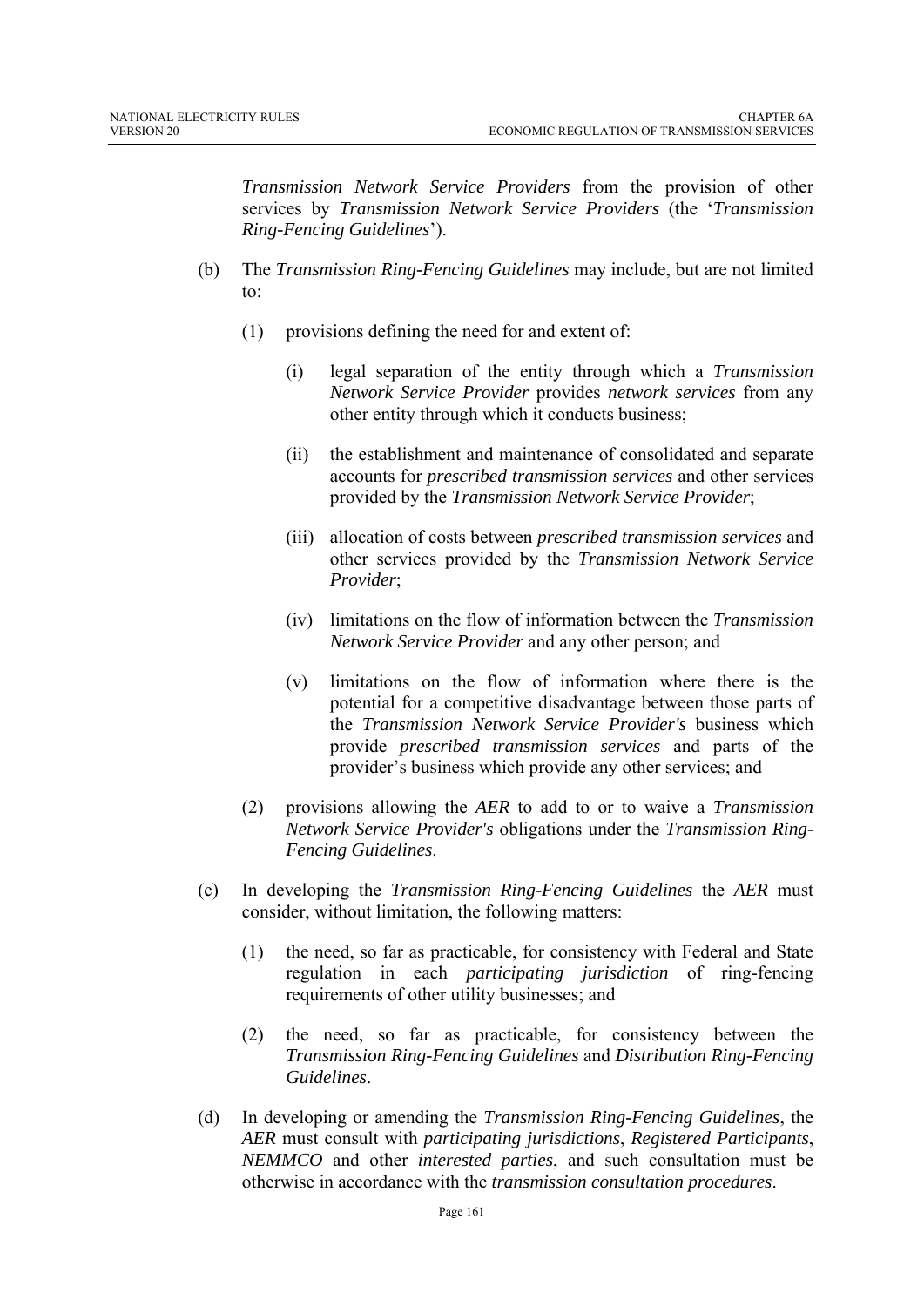*Transmission Network Service Providers* from the provision of other services by *Transmission Network Service Providers* (the '*Transmission Ring-Fencing Guidelines*').

(b) The *Transmission Ring-Fencing Guidelines* may include, but are not limited to:

(1) provisions defining the need for and extent of:

(i) legal separation of the entity through which a *Transmission Network Service Provider* provides *network services* from any other entity through which it conducts business;

(ii) the establishment and maintenance of consolidated and separate accounts for *prescribed transmission services* and other services provided by the *Transmission Network Service Provider*;

(iii) allocation of costs between *prescribed transmission services* and other services provided by the *Transmission Network Service Provider*;

(iv) limitations on the flow of information between the *Transmission Network Service Provider* and any other person; and

(v) limitations on the flow of information where there is the potential for a competitive disadvantage between those parts of the *Transmission Network Service Provider's* business which provide *prescribed transmission services* and parts of the provider's business which provide any other services; and

(2) provisions allowing the *AER* to add to or to waive a *Transmission Network Service Provider's* obligations under the *Transmission Ring-Fencing Guidelines*.

(c) In developing the *Transmission Ring-Fencing Guidelines* the *AER* must consider, without limitation, the following matters:

(1) the need, so far as practicable, for consistency with Federal and State regulation in each *participating jurisdiction* of ring-fencing requirements of other utility businesses; and

(2) the need, so far as practicable, for consistency between the *Transmission Ring-Fencing Guidelines* and *Distribution Ring-Fencing Guidelines*.

(d) In developing or amending the *Transmission Ring-Fencing Guidelines*, the *AER* must consult with *participating jurisdictions*, *Registered Participants*, *NEMMCO* and other *interested parties*, and such consultation must be otherwise in accordance with the *transmission consultation procedures*.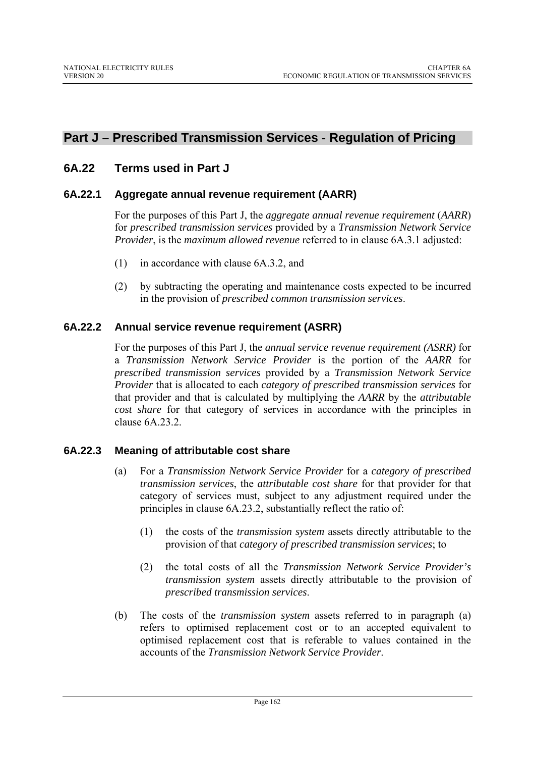## Part J – Prescribed Transmission Services - Regulation of Pricing

### 6A.22 Terms used in Part J

#### 6A.22.1 Aggregate annual revenue requirement (AARR)

For the purposes of this Part J, the *aggregate annual revenue requirement* (*AARR*) for *prescribed transmission services* provided by a *Transmission Network Service Provider*, is the *maximum allowed revenue* referred to in clause 6A.3.1 adjusted:

(1) in accordance with clause 6A.3.2, and

(2) by subtracting the operating and maintenance costs expected to be incurred in the provision of *prescribed common transmission services*.

#### 6A.22.2 Annual service revenue requirement (ASRR)

For the purposes of this Part J, the *annual service revenue requirement (ASRR)* for a *Transmission Network Service Provider* is the portion of the *AARR* for *prescribed transmission services* provided by a *Transmission Network Service Provider* that is allocated to each *category of prescribed transmission services* for that provider and that is calculated by multiplying the *AARR* by the *attributable cost share* for that category of services in accordance with the principles in clause 6A.23.2.

#### 6A.22.3 Meaning of attributable cost share

(a) For a *Transmission Network Service Provider* for a *category of prescribed transmission services*, the *attributable cost share* for that provider for that category of services must, subject to any adjustment required under the principles in clause 6A.23.2, substantially reflect the ratio of:

(1) the costs of the *transmission system* assets directly attributable to the provision of that *category of prescribed transmission services*; to

(2) the total costs of all the *Transmission Network Service Provider's transmission system* assets directly attributable to the provision of *prescribed transmission services*.

(b) The costs of the *transmission system* assets referred to in paragraph (a) refers to optimised replacement cost or to an accepted equivalent to optimised replacement cost that is referable to values contained in the accounts of the *Transmission Network Service Provider*.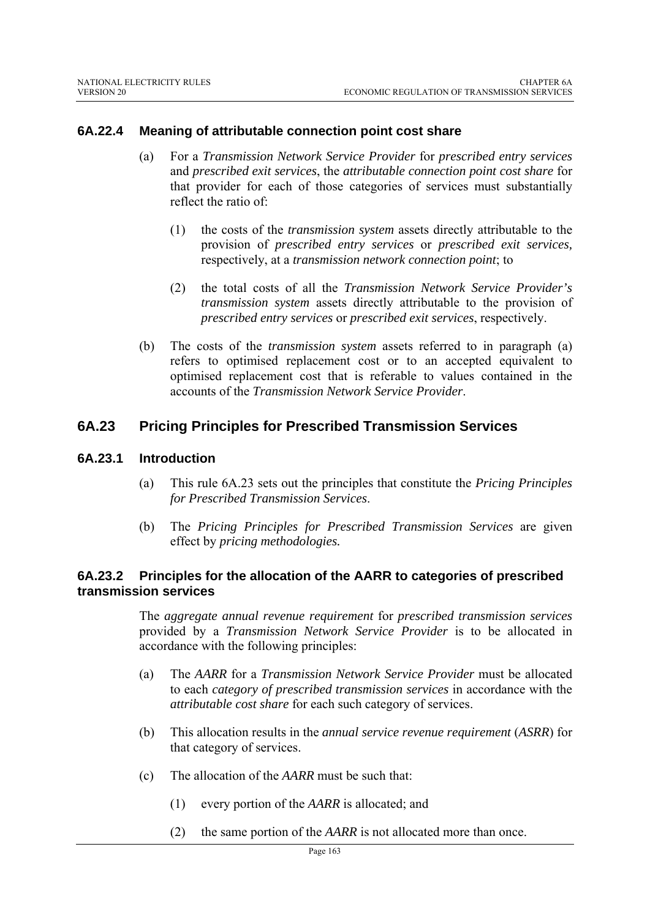### 6A.22.4 Meaning of attributable connection point cost share

(a) For a *Transmission Network Service Provider* for *prescribed entry services* and *prescribed exit services*, the *attributable connection point cost share* for that provider for each of those categories of services must substantially reflect the ratio of:

(1) the costs of the *transmission system* assets directly attributable to the provision of *prescribed entry services* or *prescribed exit services,* respectively, at a *transmission network connection point*; to

(2) the total costs of all the *Transmission Network Service Provider's transmission system* assets directly attributable to the provision of *prescribed entry services* or *prescribed exit services*, respectively.

(b) The costs of the *transmission system* assets referred to in paragraph (a) refers to optimised replacement cost or to an accepted equivalent to optimised replacement cost that is referable to values contained in the accounts of the *Transmission Network Service Provider*.

## 6A.23 Pricing Principles for Prescribed Transmission Services

### 6A.23.1 Introduction

(a) This rule 6A.23 sets out the principles that constitute the *Pricing Principles for Prescribed Transmission Services*.

(b) The *Pricing Principles for Prescribed Transmission Services* are given effect by *pricing methodologies.*

### 6A.23.2 Principles for the allocation of the AARR to categories of prescribed transmission services

The *aggregate annual revenue requirement* for *prescribed transmission services* provided by a *Transmission Network Service Provider* is to be allocated in accordance with the following principles:

(a) The *AARR* for a *Transmission Network Service Provider* must be allocated to each *category of prescribed transmission services* in accordance with the *attributable cost share* for each such category of services.

(b) This allocation results in the *annual service revenue requirement* (*ASRR*) for that category of services.

(c) The allocation of the *AARR* must be such that:

(1) every portion of the *AARR* is allocated; and

(2) the same portion of the *AARR* is not allocated more than once.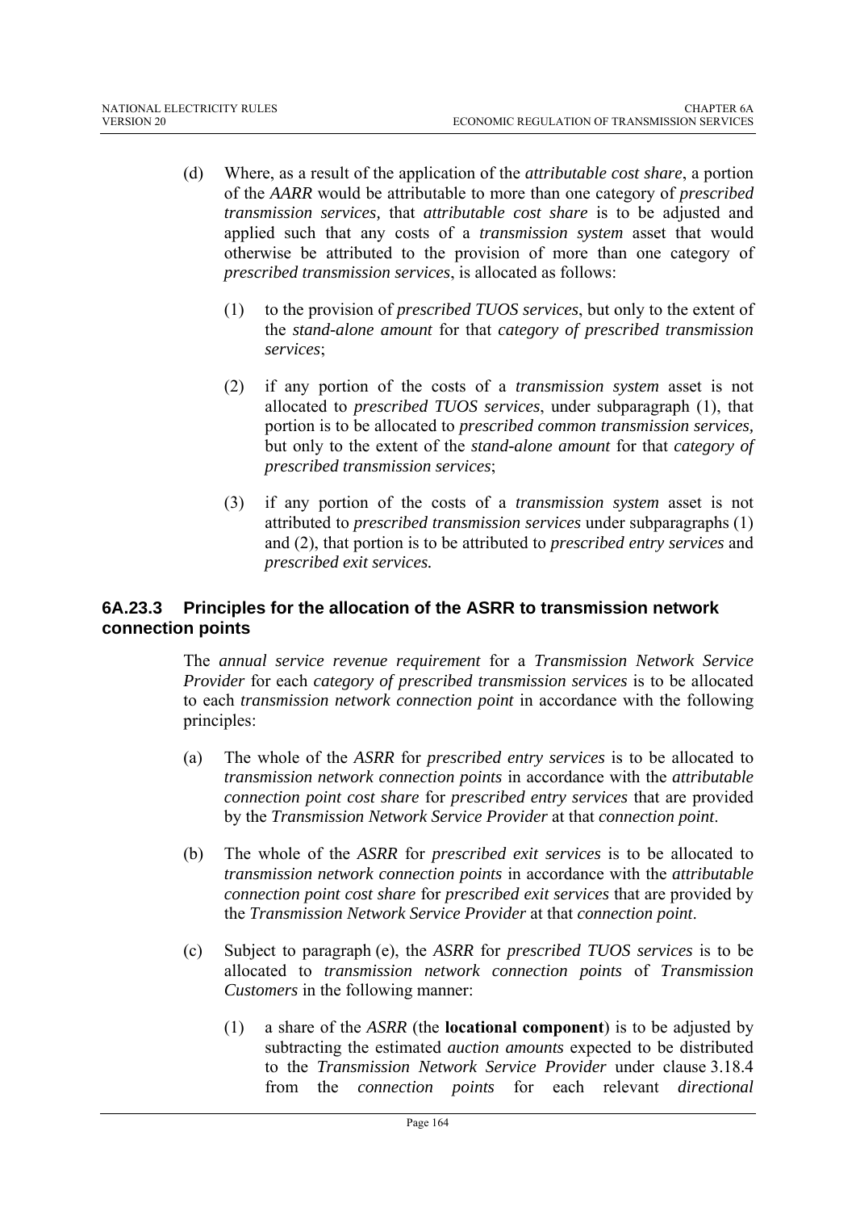(d) Where, as a result of the application of the *attributable cost share*, a portion of the *AARR* would be attributable to more than one category of *prescribed transmission services,* that *attributable cost share* is to be adjusted and applied such that any costs of a *transmission system* asset that would otherwise be attributed to the provision of more than one category of *prescribed transmission services*, is allocated as follows:

   (1) to the provision of *prescribed TUOS services*, but only to the extent of the *stand-alone amount* for that *category of prescribed transmission services*;

   (2) if any portion of the costs of a *transmission system* asset is not allocated to *prescribed TUOS services*, under subparagraph (1), that portion is to be allocated to *prescribed common transmission services,* but only to the extent of the *stand-alone amount* for that *category of prescribed transmission services*;

   (3) if any portion of the costs of a *transmission system* asset is not attributed to *prescribed transmission services* under subparagraphs (1) and (2), that portion is to be attributed to *prescribed entry services* and *prescribed exit services.*

### 6A.23.3 Principles for the allocation of the ASRR to transmission network connection points

The *annual service revenue requirement* for a *Transmission Network Service Provider* for each *category of prescribed transmission services* is to be allocated to each *transmission network connection point* in accordance with the following principles:

(a) The whole of the *ASRR* for *prescribed entry services* is to be allocated to *transmission network connection points* in accordance with the *attributable connection point cost share* for *prescribed entry services* that are provided by the *Transmission Network Service Provider* at that *connection point*.

(b) The whole of the *ASRR* for *prescribed exit services* is to be allocated to *transmission network connection points* in accordance with the *attributable connection point cost share* for *prescribed exit services* that are provided by the *Transmission Network Service Provider* at that *connection point*.

(c) Subject to paragraph (e), the *ASRR* for *prescribed TUOS services* is to be allocated to *transmission network connection points* of *Transmission Customers* in the following manner:

   (1) a share of the *ASRR* (the **locational component**) is to be adjusted by subtracting the estimated *auction amounts* expected to be distributed to the *Transmission Network Service Provider* under clause 3.18.4 from the *connection points* for each relevant *directional*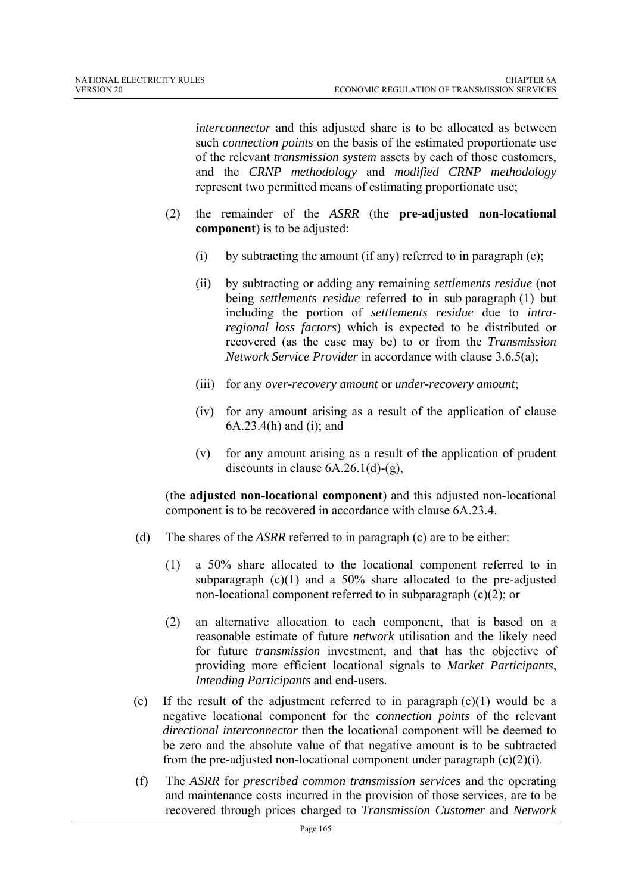*interconnector* and this adjusted share is to be allocated as between such *connection points* on the basis of the estimated proportionate use of the relevant *transmission system* assets by each of those customers, and the *CRNP methodology* and *modified CRNP methodology* represent two permitted means of estimating proportionate use;

(2) the remainder of the *ASRR* (the **pre-adjusted non-locational component**) is to be adjusted:

(i) by subtracting the amount (if any) referred to in paragraph (e);

(ii) by subtracting or adding any remaining *settlements residue* (not being *settlements residue* referred to in sub paragraph (1) but including the portion of *settlements residue* due to *intra-regional loss factors*) which is expected to be distributed or recovered (as the case may be) to or from the *Transmission Network Service Provider* in accordance with clause 3.6.5(a);

(iii) for any *over-recovery amount* or *under-recovery amount*;

(iv) for any amount arising as a result of the application of clause 6A.23.4(h) and (i); and

(v) for any amount arising as a result of the application of prudent discounts in clause 6A.26.1(d)-(g),

(the **adjusted non-locational component**) and this adjusted non-locational component is to be recovered in accordance with clause 6A.23.4.

(d) The shares of the *ASRR* referred to in paragraph (c) are to be either:

(1) a 50% share allocated to the locational component referred to in subparagraph (c)(1) and a 50% share allocated to the pre-adjusted non-locational component referred to in subparagraph (c)(2); or

(2) an alternative allocation to each component, that is based on a reasonable estimate of future *network* utilisation and the likely need for future *transmission* investment, and that has the objective of providing more efficient locational signals to *Market Participants*, *Intending Participants* and end-users.

(e) If the result of the adjustment referred to in paragraph (c)(1) would be a negative locational component for the *connection points* of the relevant *directional interconnector* then the locational component will be deemed to be zero and the absolute value of that negative amount is to be subtracted from the pre-adjusted non-locational component under paragraph (c)(2)(i).

(f) The *ASRR* for *prescribed common transmission services* and the operating and maintenance costs incurred in the provision of those services, are to be recovered through prices charged to *Transmission Customer* and *Network*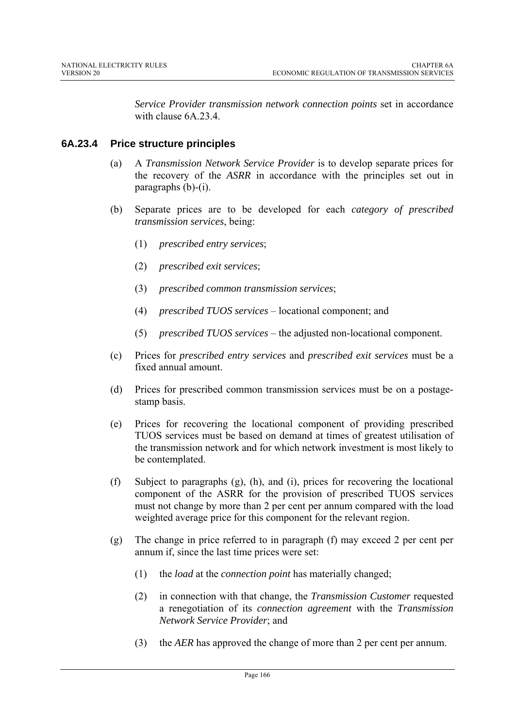*Service Provider transmission network connection points* set in accordance with clause 6A.23.4.

### 6A.23.4 Price structure principles

(a) A *Transmission Network Service Provider* is to develop separate prices for the recovery of the *ASRR* in accordance with the principles set out in paragraphs (b)-(i).

(b) Separate prices are to be developed for each *category of prescribed transmission services*, being:

(1) *prescribed entry services*;

(2) *prescribed exit services*;

(3) *prescribed common transmission services*;

(4) *prescribed TUOS services* – locational component; and

(5) *prescribed TUOS services* – the adjusted non-locational component.

(c) Prices for *prescribed entry services* and *prescribed exit services* must be a fixed annual amount.

(d) Prices for prescribed common transmission services must be on a postage-stamp basis.

(e) Prices for recovering the locational component of providing prescribed TUOS services must be based on demand at times of greatest utilisation of the transmission network and for which network investment is most likely to be contemplated.

(f) Subject to paragraphs (g), (h), and (i), prices for recovering the locational component of the ASRR for the provision of prescribed TUOS services must not change by more than 2 per cent per annum compared with the load weighted average price for this component for the relevant region.

(g) The change in price referred to in paragraph (f) may exceed 2 per cent per annum if, since the last time prices were set:

(1) the *load* at the *connection point* has materially changed;

(2) in connection with that change, the *Transmission Customer* requested a renegotiation of its *connection agreement* with the *Transmission Network Service Provider*; and

(3) the *AER* has approved the change of more than 2 per cent per annum.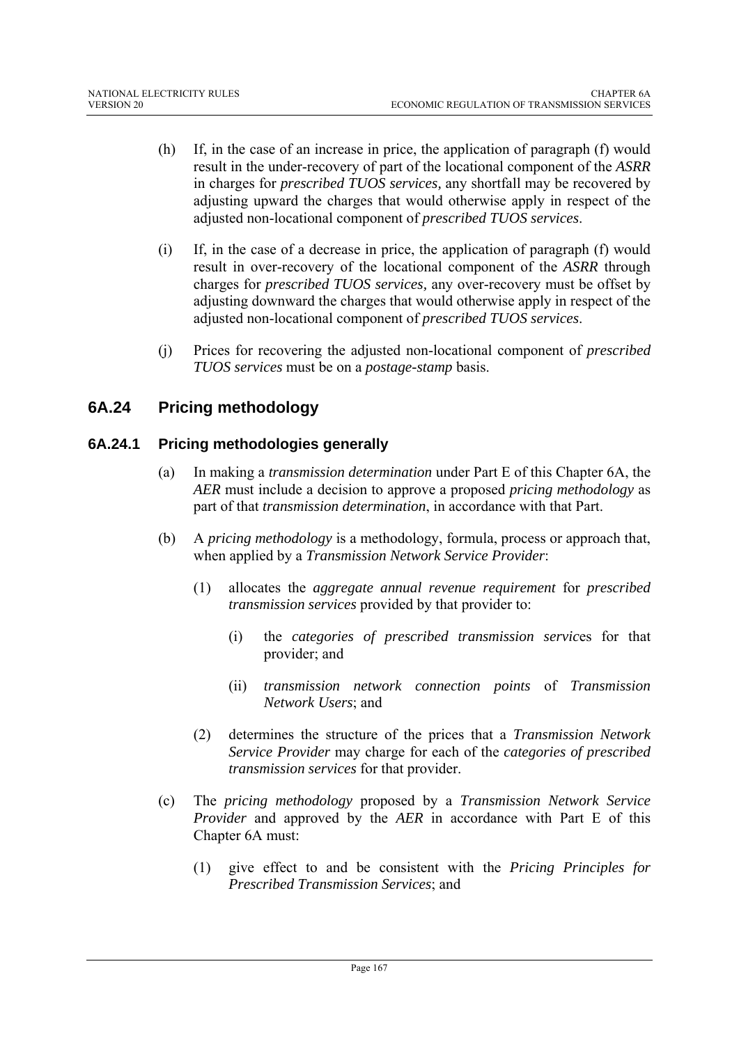(h) If, in the case of an increase in price, the application of paragraph (f) would result in the under-recovery of part of the locational component of the *ASRR* in charges for *prescribed TUOS services,* any shortfall may be recovered by adjusting upward the charges that would otherwise apply in respect of the adjusted non-locational component of *prescribed TUOS services*.

(i) If, in the case of a decrease in price, the application of paragraph (f) would result in over-recovery of the locational component of the *ASRR* through charges for *prescribed TUOS services,* any over-recovery must be offset by adjusting downward the charges that would otherwise apply in respect of the adjusted non-locational component of *prescribed TUOS services*.

(j) Prices for recovering the adjusted non-locational component of *prescribed TUOS services* must be on a *postage-stamp* basis.

## 6A.24 Pricing methodology

### 6A.24.1 Pricing methodologies generally

(a) In making a *transmission determination* under Part E of this Chapter 6A, the *AER* must include a decision to approve a proposed *pricing methodology* as part of that *transmission determination*, in accordance with that Part.

(b) A *pricing methodology* is a methodology, formula, process or approach that, when applied by a *Transmission Network Service Provider*:

(1) allocates the *aggregate annual revenue requirement* for *prescribed transmission services* provided by that provider to:

(i) the *categories of prescribed transmission servic*es for that provider; and

(ii) *transmission network connection points* of *Transmission Network Users*; and

(2) determines the structure of the prices that a *Transmission Network Service Provider* may charge for each of the *categories of prescribed transmission services* for that provider.

(c) The *pricing methodology* proposed by a *Transmission Network Service Provider* and approved by the *AER* in accordance with Part E of this Chapter 6A must:

(1) give effect to and be consistent with the *Pricing Principles for Prescribed Transmission Services*; and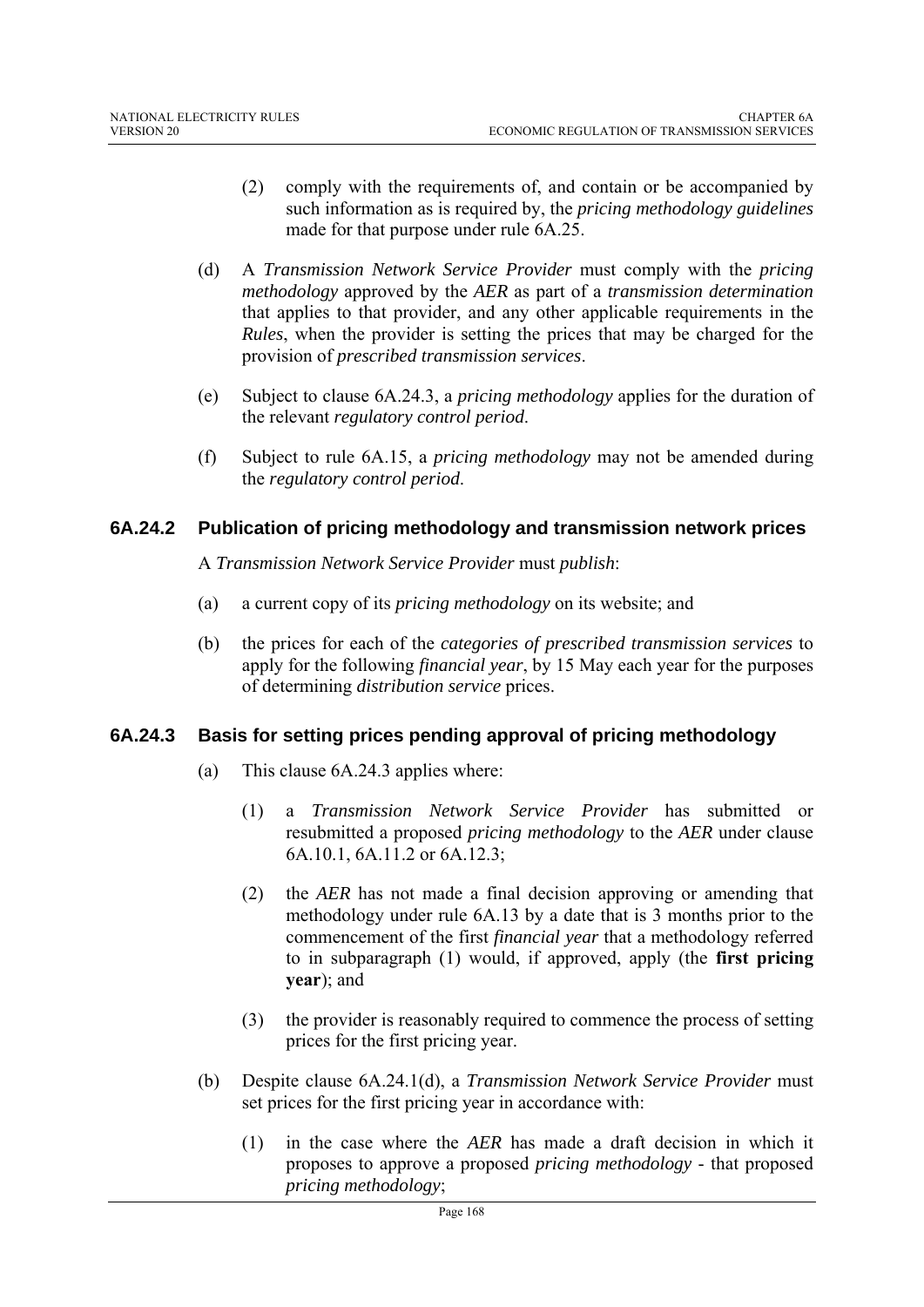(2) comply with the requirements of, and contain or be accompanied by such information as is required by, the *pricing methodology guidelines* made for that purpose under rule 6A.25.

(d) A *Transmission Network Service Provider* must comply with the *pricing methodology* approved by the *AER* as part of a *transmission determination* that applies to that provider, and any other applicable requirements in the *Rules*, when the provider is setting the prices that may be charged for the provision of *prescribed transmission services*.

(e) Subject to clause 6A.24.3, a *pricing methodology* applies for the duration of the relevant *regulatory control period*.

(f) Subject to rule 6A.15, a *pricing methodology* may not be amended during the *regulatory control period*.

### 6A.24.2 Publication of pricing methodology and transmission network prices

A *Transmission Network Service Provider* must *publish*:

(a) a current copy of its *pricing methodology* on its website; and

(b) the prices for each of the *categories of prescribed transmission services* to apply for the following *financial year*, by 15 May each year for the purposes of determining *distribution service* prices.

### 6A.24.3 Basis for setting prices pending approval of pricing methodology

(a) This clause 6A.24.3 applies where:

(1) a *Transmission Network Service Provider* has submitted or resubmitted a proposed *pricing methodology* to the *AER* under clause 6A.10.1, 6A.11.2 or 6A.12.3;

(2) the *AER* has not made a final decision approving or amending that methodology under rule 6A.13 by a date that is 3 months prior to the commencement of the first *financial year* that a methodology referred to in subparagraph (1) would, if approved, apply (the **first pricing year**); and

(3) the provider is reasonably required to commence the process of setting prices for the first pricing year.

(b) Despite clause 6A.24.1(d), a *Transmission Network Service Provider* must set prices for the first pricing year in accordance with:

(1) in the case where the *AER* has made a draft decision in which it proposes to approve a proposed *pricing methodology* - that proposed *pricing methodology*;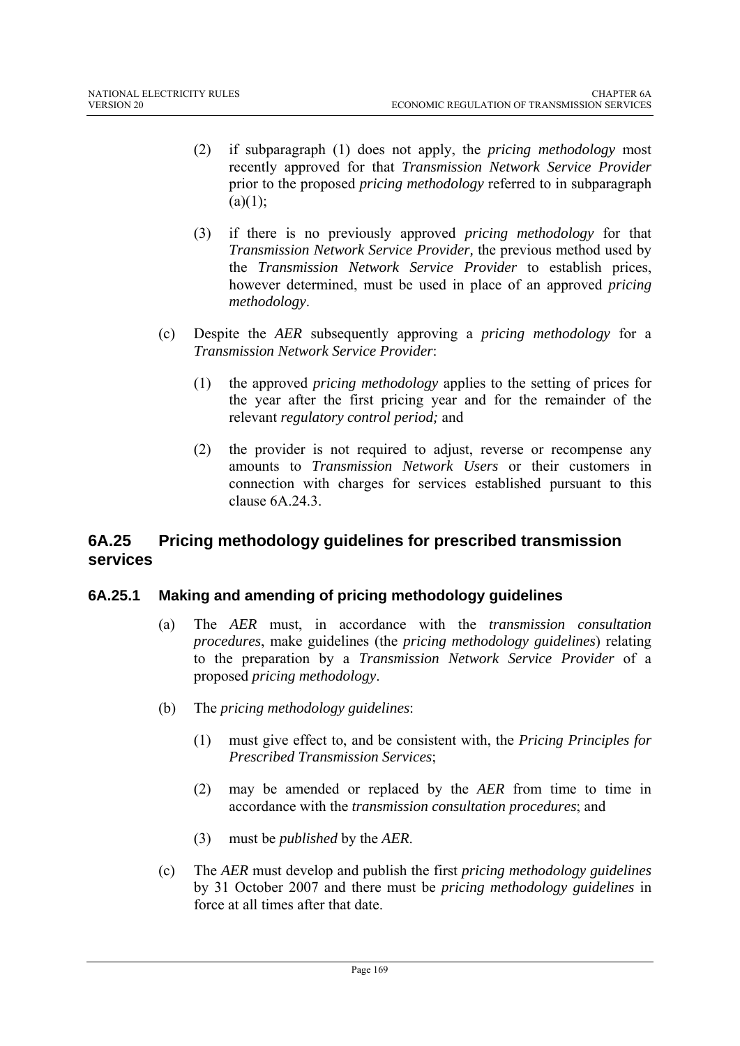(2) if subparagraph (1) does not apply, the *pricing methodology* most recently approved for that *Transmission Network Service Provider* prior to the proposed *pricing methodology* referred to in subparagraph (a)(1);

(3) if there is no previously approved *pricing methodology* for that *Transmission Network Service Provider,* the previous method used by the *Transmission Network Service Provider* to establish prices, however determined, must be used in place of an approved *pricing methodology*.

(c) Despite the *AER* subsequently approving a *pricing methodology* for a *Transmission Network Service Provider*:

(1) the approved *pricing methodology* applies to the setting of prices for the year after the first pricing year and for the remainder of the relevant *regulatory control period;* and

(2) the provider is not required to adjust, reverse or recompense any amounts to *Transmission Network Users* or their customers in connection with charges for services established pursuant to this clause 6A.24.3.

## 6A.25 Pricing methodology guidelines for prescribed transmission services

### 6A.25.1 Making and amending of pricing methodology guidelines

(a) The *AER* must, in accordance with the *transmission consultation procedures*, make guidelines (the *pricing methodology guidelines*) relating to the preparation by a *Transmission Network Service Provider* of a proposed *pricing methodology*.

(b) The *pricing methodology guidelines*:

(1) must give effect to, and be consistent with, the *Pricing Principles for Prescribed Transmission Services*;

(2) may be amended or replaced by the *AER* from time to time in accordance with the *transmission consultation procedures*; and

(3) must be *published* by the *AER*.

(c) The *AER* must develop and publish the first *pricing methodology guidelines* by 31 October 2007 and there must be *pricing methodology guidelines* in force at all times after that date.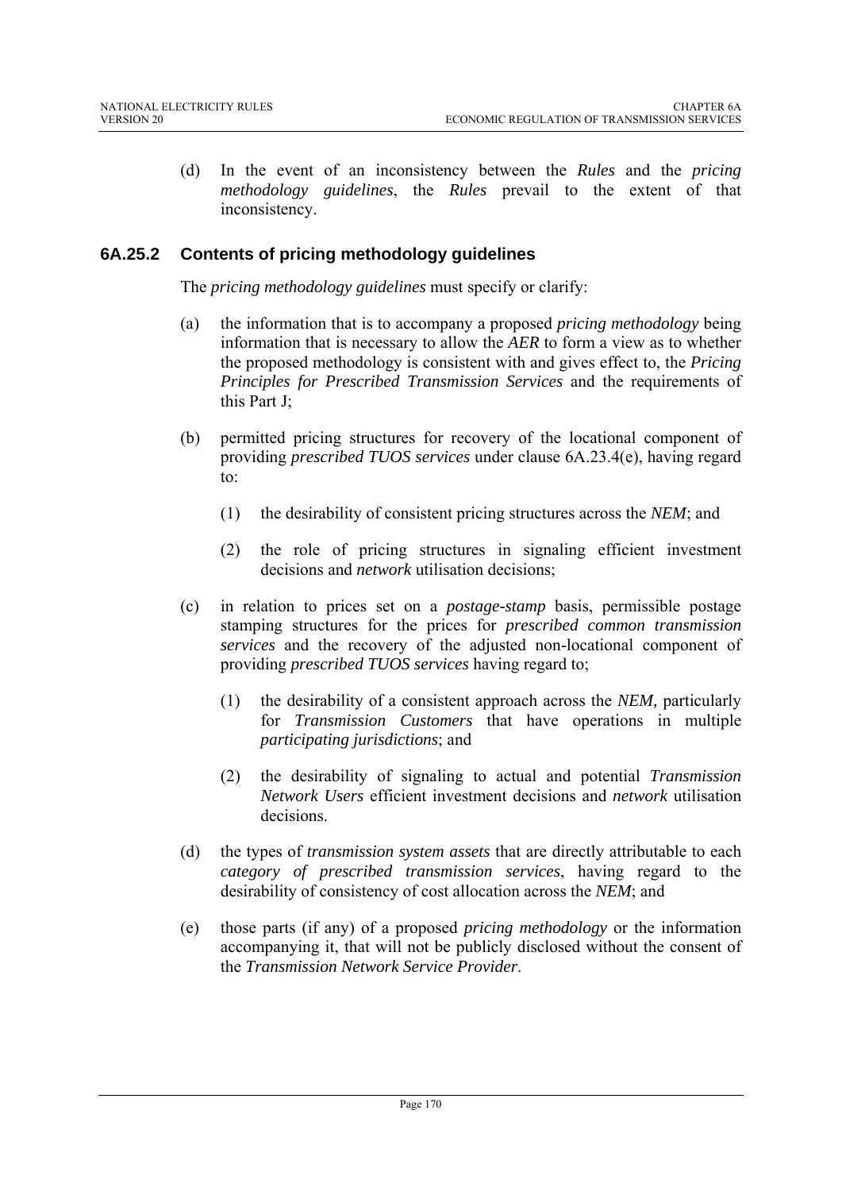(d) In the event of an inconsistency between the *Rules* and the *pricing methodology guidelines*, the *Rules* prevail to the extent of that inconsistency.

### 6A.25.2 Contents of pricing methodology guidelines

The *pricing methodology guidelines* must specify or clarify:

(a) the information that is to accompany a proposed *pricing methodology* being information that is necessary to allow the *AER* to form a view as to whether the proposed methodology is consistent with and gives effect to, the *Pricing Principles for Prescribed Transmission Services* and the requirements of this Part J;

(b) permitted pricing structures for recovery of the locational component of providing *prescribed TUOS services* under clause 6A.23.4(e), having regard to:

(1) the desirability of consistent pricing structures across the *NEM*; and

(2) the role of pricing structures in signaling efficient investment decisions and *network* utilisation decisions;

(c) in relation to prices set on a *postage-stamp* basis, permissible postage stamping structures for the prices for *prescribed common transmission services* and the recovery of the adjusted non-locational component of providing *prescribed TUOS services* having regard to;

(1) the desirability of a consistent approach across the *NEM,* particularly for *Transmission Customers* that have operations in multiple *participating jurisdictions*; and

(2) the desirability of signaling to actual and potential *Transmission Network Users* efficient investment decisions and *network* utilisation decisions.

(d) the types of *transmission system assets* that are directly attributable to each *category of prescribed transmission services*, having regard to the desirability of consistency of cost allocation across the *NEM*; and

(e) those parts (if any) of a proposed *pricing methodology* or the information accompanying it, that will not be publicly disclosed without the consent of the *Transmission Network Service Provider*.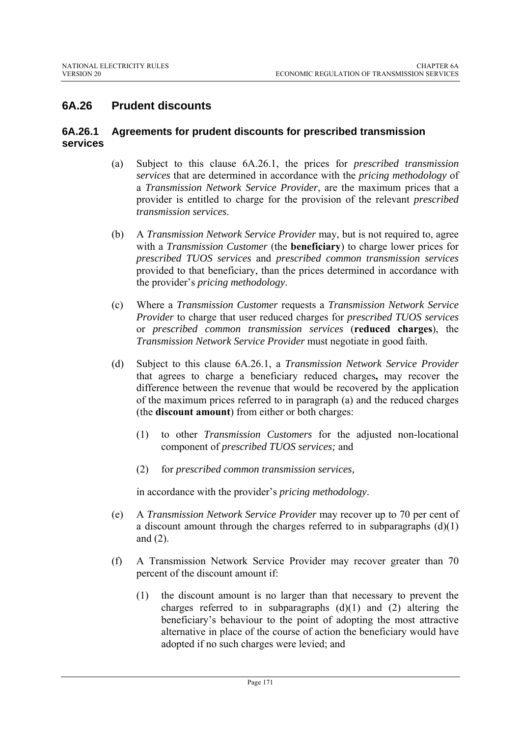## 6A.26 Prudent discounts

### 6A.26.1 Agreements for prudent discounts for prescribed transmission services

(a) Subject to this clause 6A.26.1, the prices for *prescribed transmission services* that are determined in accordance with the *pricing methodology* of a *Transmission Network Service Provider*, are the maximum prices that a provider is entitled to charge for the provision of the relevant *prescribed transmission services*.

(b) A *Transmission Network Service Provider* may, but is not required to, agree with a *Transmission Customer* (the **beneficiary**) to charge lower prices for *prescribed TUOS services* and *prescribed common transmission services* provided to that beneficiary, than the prices determined in accordance with the provider's *pricing methodology*.

(c) Where a *Transmission Customer* requests a *Transmission Network Service Provider* to charge that user reduced charges for *prescribed TUOS services* or *prescribed common transmission services* (**reduced charges**), the *Transmission Network Service Provider* must negotiate in good faith.

(d) Subject to this clause 6A.26.1, a *Transmission Network Service Provider* that agrees to charge a beneficiary reduced charges**,** may recover the difference between the revenue that would be recovered by the application of the maximum prices referred to in paragraph (a) and the reduced charges (the **discount amount**) from either or both charges:

  (1) to other *Transmission Customers* for the adjusted non-locational component of *prescribed TUOS services;* and

  (2) for *prescribed common transmission services*,

  in accordance with the provider's *pricing methodology*.

(e) A *Transmission Network Service Provider* may recover up to 70 per cent of a discount amount through the charges referred to in subparagraphs (d)(1) and (2).

(f) A Transmission Network Service Provider may recover greater than 70 percent of the discount amount if:

  (1) the discount amount is no larger than that necessary to prevent the charges referred to in subparagraphs (d)(1) and (2) altering the beneficiary's behaviour to the point of adopting the most attractive alternative in place of the course of action the beneficiary would have adopted if no such charges were levied; and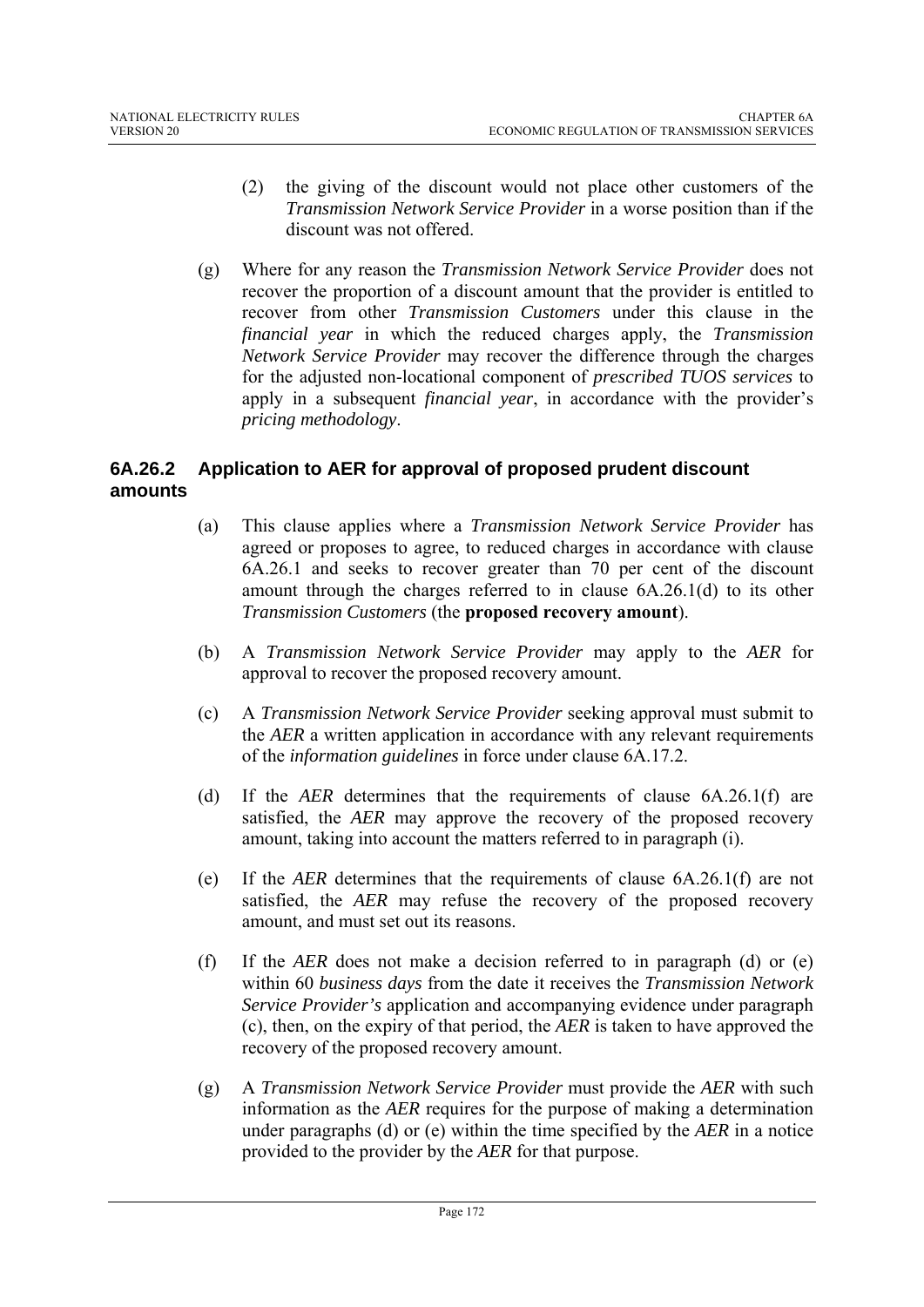(2) the giving of the discount would not place other customers of the *Transmission Network Service Provider* in a worse position than if the discount was not offered.

(g) Where for any reason the *Transmission Network Service Provider* does not recover the proportion of a discount amount that the provider is entitled to recover from other *Transmission Customers* under this clause in the *financial year* in which the reduced charges apply, the *Transmission Network Service Provider* may recover the difference through the charges for the adjusted non-locational component of *prescribed TUOS services* to apply in a subsequent *financial year*, in accordance with the provider's *pricing methodology*.

### 6A.26.2 Application to AER for approval of proposed prudent discount amounts

(a) This clause applies where a *Transmission Network Service Provider* has agreed or proposes to agree, to reduced charges in accordance with clause 6A.26.1 and seeks to recover greater than 70 per cent of the discount amount through the charges referred to in clause 6A.26.1(d) to its other *Transmission Customers* (the **proposed recovery amount**).

(b) A *Transmission Network Service Provider* may apply to the *AER* for approval to recover the proposed recovery amount.

(c) A *Transmission Network Service Provider* seeking approval must submit to the *AER* a written application in accordance with any relevant requirements of the *information guidelines* in force under clause 6A.17.2.

(d) If the *AER* determines that the requirements of clause 6A.26.1(f) are satisfied, the *AER* may approve the recovery of the proposed recovery amount, taking into account the matters referred to in paragraph (i).

(e) If the *AER* determines that the requirements of clause 6A.26.1(f) are not satisfied, the *AER* may refuse the recovery of the proposed recovery amount, and must set out its reasons.

(f) If the *AER* does not make a decision referred to in paragraph (d) or (e) within 60 *business days* from the date it receives the *Transmission Network Service Provider's* application and accompanying evidence under paragraph (c), then, on the expiry of that period, the *AER* is taken to have approved the recovery of the proposed recovery amount.

(g) A *Transmission Network Service Provider* must provide the *AER* with such information as the *AER* requires for the purpose of making a determination under paragraphs (d) or (e) within the time specified by the *AER* in a notice provided to the provider by the *AER* for that purpose.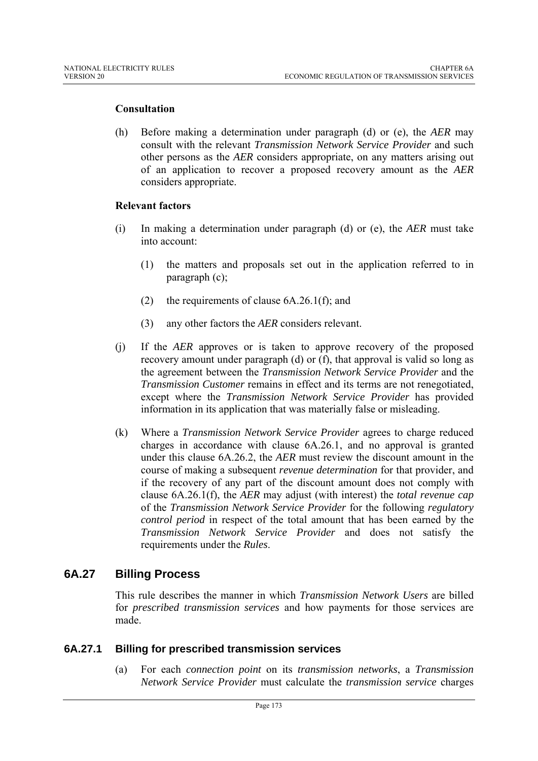**Consultation**

(h) Before making a determination under paragraph (d) or (e), the *AER* may consult with the relevant *Transmission Network Service Provider* and such other persons as the *AER* considers appropriate, on any matters arising out of an application to recover a proposed recovery amount as the *AER* considers appropriate.

**Relevant factors**

(i) In making a determination under paragraph (d) or (e), the *AER* must take into account:

(1) the matters and proposals set out in the application referred to in paragraph (c);

(2) the requirements of clause 6A.26.1(f); and

(3) any other factors the *AER* considers relevant.

(j) If the *AER* approves or is taken to approve recovery of the proposed recovery amount under paragraph (d) or (f), that approval is valid so long as the agreement between the *Transmission Network Service Provider* and the *Transmission Customer* remains in effect and its terms are not renegotiated, except where the *Transmission Network Service Provider* has provided information in its application that was materially false or misleading.

(k) Where a *Transmission Network Service Provider* agrees to charge reduced charges in accordance with clause 6A.26.1, and no approval is granted under this clause 6A.26.2, the *AER* must review the discount amount in the course of making a subsequent *revenue determination* for that provider, and if the recovery of any part of the discount amount does not comply with clause 6A.26.1(f), the *AER* may adjust (with interest) the *total revenue cap* of the *Transmission Network Service Provider* for the following *regulatory control period* in respect of the total amount that has been earned by the *Transmission Network Service Provider* and does not satisfy the requirements under the *Rules*.

## 6A.27 Billing Process

This rule describes the manner in which *Transmission Network Users* are billed for *prescribed transmission services* and how payments for those services are made.

### 6A.27.1 Billing for prescribed transmission services

(a) For each *connection point* on its *transmission networks*, a *Transmission Network Service Provider* must calculate the *transmission service* charges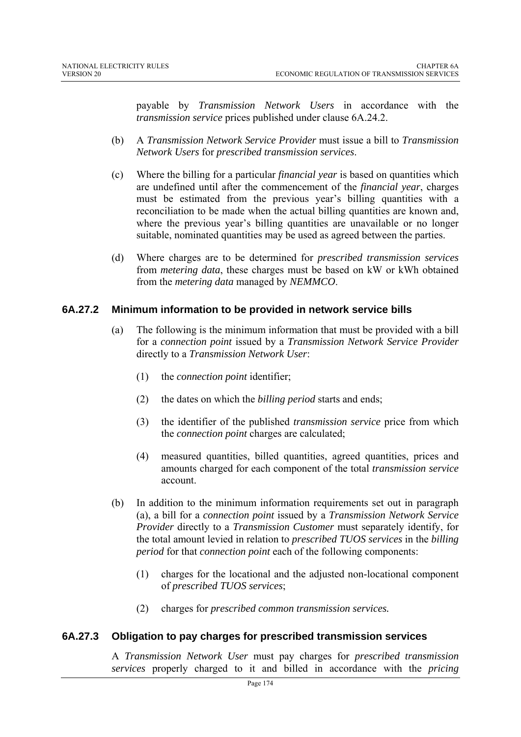payable by *Transmission Network Users* in accordance with the *transmission service* prices published under clause 6A.24.2.

(b) A *Transmission Network Service Provider* must issue a bill to *Transmission Network Users* for *prescribed transmission services*.

(c) Where the billing for a particular *financial year* is based on quantities which are undefined until after the commencement of the *financial year*, charges must be estimated from the previous year's billing quantities with a reconciliation to be made when the actual billing quantities are known and, where the previous year's billing quantities are unavailable or no longer suitable, nominated quantities may be used as agreed between the parties.

(d) Where charges are to be determined for *prescribed transmission services* from *metering data*, these charges must be based on kW or kWh obtained from the *metering data* managed by *NEMMCO*.

### 6A.27.2 Minimum information to be provided in network service bills

(a) The following is the minimum information that must be provided with a bill for a *connection point* issued by a *Transmission Network Service Provider* directly to a *Transmission Network User*:

(1) the *connection point* identifier;

(2) the dates on which the *billing period* starts and ends;

(3) the identifier of the published *transmission service* price from which the *connection point* charges are calculated;

(4) measured quantities, billed quantities, agreed quantities, prices and amounts charged for each component of the total *transmission service* account.

(b) In addition to the minimum information requirements set out in paragraph (a), a bill for a *connection point* issued by a *Transmission Network Service Provider* directly to a *Transmission Customer* must separately identify, for the total amount levied in relation to *prescribed TUOS services* in the *billing period* for that *connection point* each of the following components:

(1) charges for the locational and the adjusted non-locational component of *prescribed TUOS services*;

(2) charges for *prescribed common transmission services.*

### 6A.27.3 Obligation to pay charges for prescribed transmission services

A *Transmission Network User* must pay charges for *prescribed transmission services* properly charged to it and billed in accordance with the *pricing*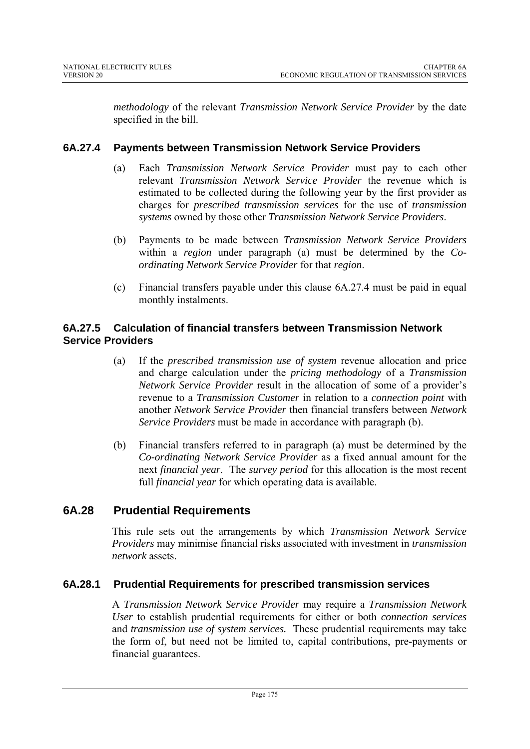*methodology* of the relevant *Transmission Network Service Provider* by the date specified in the bill.

### 6A.27.4 Payments between Transmission Network Service Providers

(a) Each *Transmission Network Service Provider* must pay to each other relevant *Transmission Network Service Provider* the revenue which is estimated to be collected during the following year by the first provider as charges for *prescribed transmission services* for the use of *transmission systems* owned by those other *Transmission Network Service Providers*.

(b) Payments to be made between *Transmission Network Service Providers* within a *region* under paragraph (a) must be determined by the *Co-ordinating Network Service Provider* for that *region*.

(c) Financial transfers payable under this clause 6A.27.4 must be paid in equal monthly instalments.

### 6A.27.5 Calculation of financial transfers between Transmission Network Service Providers

(a) If the *prescribed transmission use of system* revenue allocation and price and charge calculation under the *pricing methodology* of a *Transmission Network Service Provider* result in the allocation of some of a provider's revenue to a *Transmission Customer* in relation to a *connection point* with another *Network Service Provider* then financial transfers between *Network Service Providers* must be made in accordance with paragraph (b).

(b) Financial transfers referred to in paragraph (a) must be determined by the *Co-ordinating Network Service Provider* as a fixed annual amount for the next *financial year*. The *survey period* for this allocation is the most recent full *financial year* for which operating data is available.

## 6A.28 Prudential Requirements

This rule sets out the arrangements by which *Transmission Network Service Providers* may minimise financial risks associated with investment in *transmission network* assets.

### 6A.28.1 Prudential Requirements for prescribed transmission services

A *Transmission Network Service Provider* may require a *Transmission Network User* to establish prudential requirements for either or both *connection services* and *transmission use of system services.* These prudential requirements may take the form of, but need not be limited to, capital contributions, pre-payments or financial guarantees.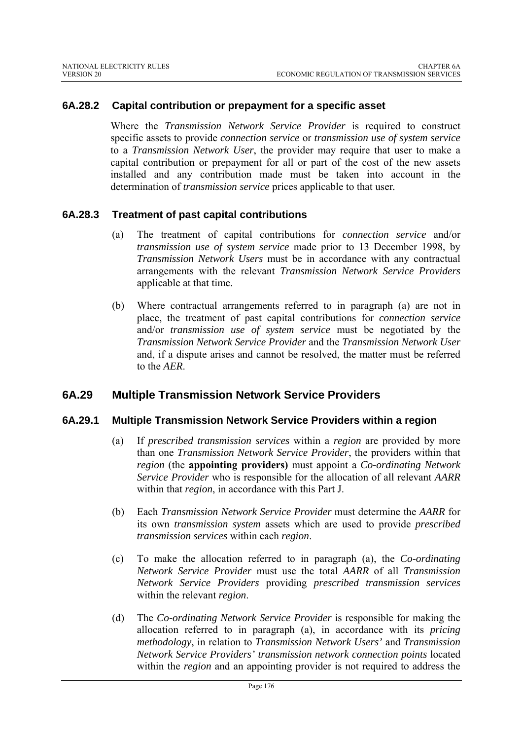### 6A.28.2 Capital contribution or prepayment for a specific asset

Where the *Transmission Network Service Provider* is required to construct specific assets to provide *connection service* or *transmission use of system service* to a *Transmission Network User*, the provider may require that user to make a capital contribution or prepayment for all or part of the cost of the new assets installed and any contribution made must be taken into account in the determination of *transmission service* prices applicable to that user.

### 6A.28.3 Treatment of past capital contributions

(a) The treatment of capital contributions for *connection service* and/or *transmission use of system service* made prior to 13 December 1998, by *Transmission Network Users* must be in accordance with any contractual arrangements with the relevant *Transmission Network Service Providers* applicable at that time.

(b) Where contractual arrangements referred to in paragraph (a) are not in place, the treatment of past capital contributions for *connection service* and/or *transmission use of system service* must be negotiated by the *Transmission Network Service Provider* and the *Transmission Network User* and, if a dispute arises and cannot be resolved, the matter must be referred to the *AER*.

## 6A.29 Multiple Transmission Network Service Providers

### 6A.29.1 Multiple Transmission Network Service Providers within a region

(a) If *prescribed transmission services* within a *region* are provided by more than one *Transmission Network Service Provider*, the providers within that *region* (the **appointing providers)** must appoint a *Co-ordinating Network Service Provider* who is responsible for the allocation of all relevant *AARR* within that *region*, in accordance with this Part J.

(b) Each *Transmission Network Service Provider* must determine the *AARR* for its own *transmission system* assets which are used to provide *prescribed transmission services* within each *region*.

(c) To make the allocation referred to in paragraph (a), the *Co-ordinating Network Service Provider* must use the total *AARR* of all *Transmission Network Service Providers* providing *prescribed transmission services* within the relevant *region*.

(d) The *Co-ordinating Network Service Provider* is responsible for making the allocation referred to in paragraph (a), in accordance with its *pricing methodology*, in relation to *Transmission Network Users'* and *Transmission Network Service Providers' transmission network connection points* located within the *region* and an appointing provider is not required to address the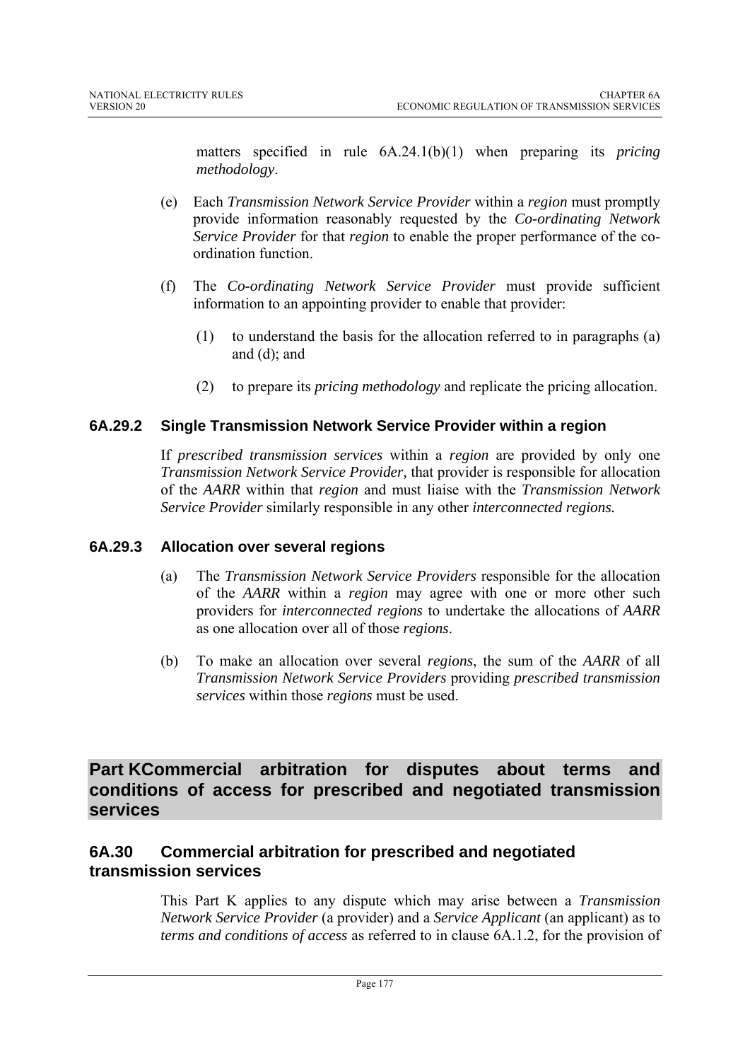matters specified in rule 6A.24.1(b)(1) when preparing its *pricing methodology*.

(e) Each *Transmission Network Service Provider* within a *region* must promptly provide information reasonably requested by the *Co-ordinating Network Service Provider* for that *region* to enable the proper performance of the co-ordination function.

(f) The *Co-ordinating Network Service Provider* must provide sufficient information to an appointing provider to enable that provider:

(1) to understand the basis for the allocation referred to in paragraphs (a) and (d); and

(2) to prepare its *pricing methodology* and replicate the pricing allocation.

### 6A.29.2 Single Transmission Network Service Provider within a region

If *prescribed transmission services* within a *region* are provided by only one *Transmission Network Service Provider*, that provider is responsible for allocation of the *AARR* within that *region* and must liaise with the *Transmission Network Service Provider* similarly responsible in any other *interconnected regions.*

### 6A.29.3 Allocation over several regions

(a) The *Transmission Network Service Providers* responsible for the allocation of the *AARR* within a *region* may agree with one or more other such providers for *interconnected regions* to undertake the allocations of *AARR* as one allocation over all of those *regions*.

(b) To make an allocation over several *regions*, the sum of the *AARR* of all *Transmission Network Service Providers* providing *prescribed transmission services* within those *regions* must be used.

# Part K Commercial arbitration for disputes about terms and conditions of access for prescribed and negotiated transmission services

## 6A.30 Commercial arbitration for prescribed and negotiated transmission services

This Part K applies to any dispute which may arise between a *Transmission Network Service Provider* (a provider) and a *Service Applicant* (an applicant) as to *terms and conditions of access* as referred to in clause 6A.1.2, for the provision of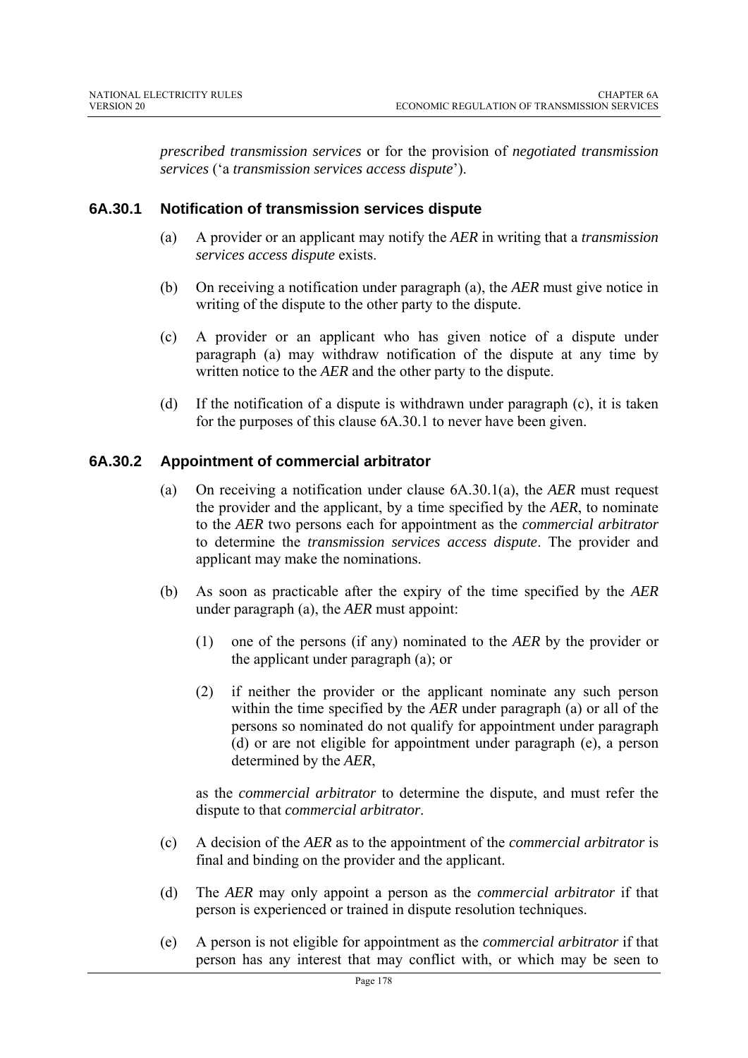*prescribed transmission services* or for the provision of *negotiated transmission services* ('a *transmission services access dispute*').

### 6A.30.1 Notification of transmission services dispute

(a) A provider or an applicant may notify the *AER* in writing that a *transmission services access dispute* exists.

(b) On receiving a notification under paragraph (a), the *AER* must give notice in writing of the dispute to the other party to the dispute.

(c) A provider or an applicant who has given notice of a dispute under paragraph (a) may withdraw notification of the dispute at any time by written notice to the *AER* and the other party to the dispute.

(d) If the notification of a dispute is withdrawn under paragraph (c), it is taken for the purposes of this clause 6A.30.1 to never have been given.

### 6A.30.2 Appointment of commercial arbitrator

(a) On receiving a notification under clause 6A.30.1(a), the *AER* must request the provider and the applicant, by a time specified by the *AER*, to nominate to the *AER* two persons each for appointment as the *commercial arbitrator* to determine the *transmission services access dispute*. The provider and applicant may make the nominations.

(b) As soon as practicable after the expiry of the time specified by the *AER* under paragraph (a), the *AER* must appoint:

  (1) one of the persons (if any) nominated to the *AER* by the provider or the applicant under paragraph (a); or

  (2) if neither the provider or the applicant nominate any such person within the time specified by the *AER* under paragraph (a) or all of the persons so nominated do not qualify for appointment under paragraph (d) or are not eligible for appointment under paragraph (e), a person determined by the *AER*,

  as the *commercial arbitrator* to determine the dispute, and must refer the dispute to that *commercial arbitrator*.

(c) A decision of the *AER* as to the appointment of the *commercial arbitrator* is final and binding on the provider and the applicant.

(d) The *AER* may only appoint a person as the *commercial arbitrator* if that person is experienced or trained in dispute resolution techniques.

(e) A person is not eligible for appointment as the *commercial arbitrator* if that person has any interest that may conflict with, or which may be seen to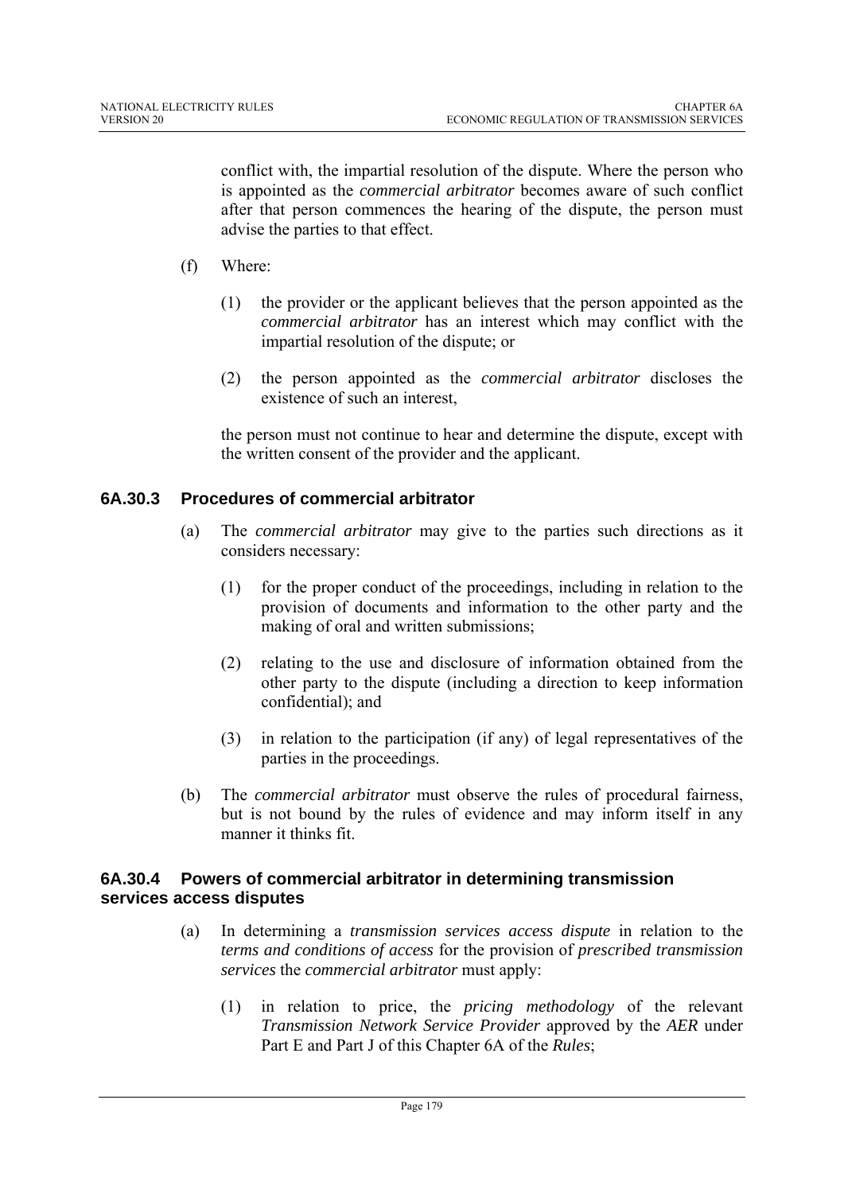conflict with, the impartial resolution of the dispute. Where the person who is appointed as the *commercial arbitrator* becomes aware of such conflict after that person commences the hearing of the dispute, the person must advise the parties to that effect.

(f) Where:

(1) the provider or the applicant believes that the person appointed as the *commercial arbitrator* has an interest which may conflict with the impartial resolution of the dispute; or

(2) the person appointed as the *commercial arbitrator* discloses the existence of such an interest,

the person must not continue to hear and determine the dispute, except with the written consent of the provider and the applicant.

### 6A.30.3 Procedures of commercial arbitrator

(a) The *commercial arbitrator* may give to the parties such directions as it considers necessary:

(1) for the proper conduct of the proceedings, including in relation to the provision of documents and information to the other party and the making of oral and written submissions;

(2) relating to the use and disclosure of information obtained from the other party to the dispute (including a direction to keep information confidential); and

(3) in relation to the participation (if any) of legal representatives of the parties in the proceedings.

(b) The *commercial arbitrator* must observe the rules of procedural fairness, but is not bound by the rules of evidence and may inform itself in any manner it thinks fit.

### 6A.30.4 Powers of commercial arbitrator in determining transmission services access disputes

(a) In determining a *transmission services access dispute* in relation to the *terms and conditions of access* for the provision of *prescribed transmission services* the *commercial arbitrator* must apply:

(1) in relation to price, the *pricing methodology* of the relevant *Transmission Network Service Provider* approved by the *AER* under Part E and Part J of this Chapter 6A of the *Rules*;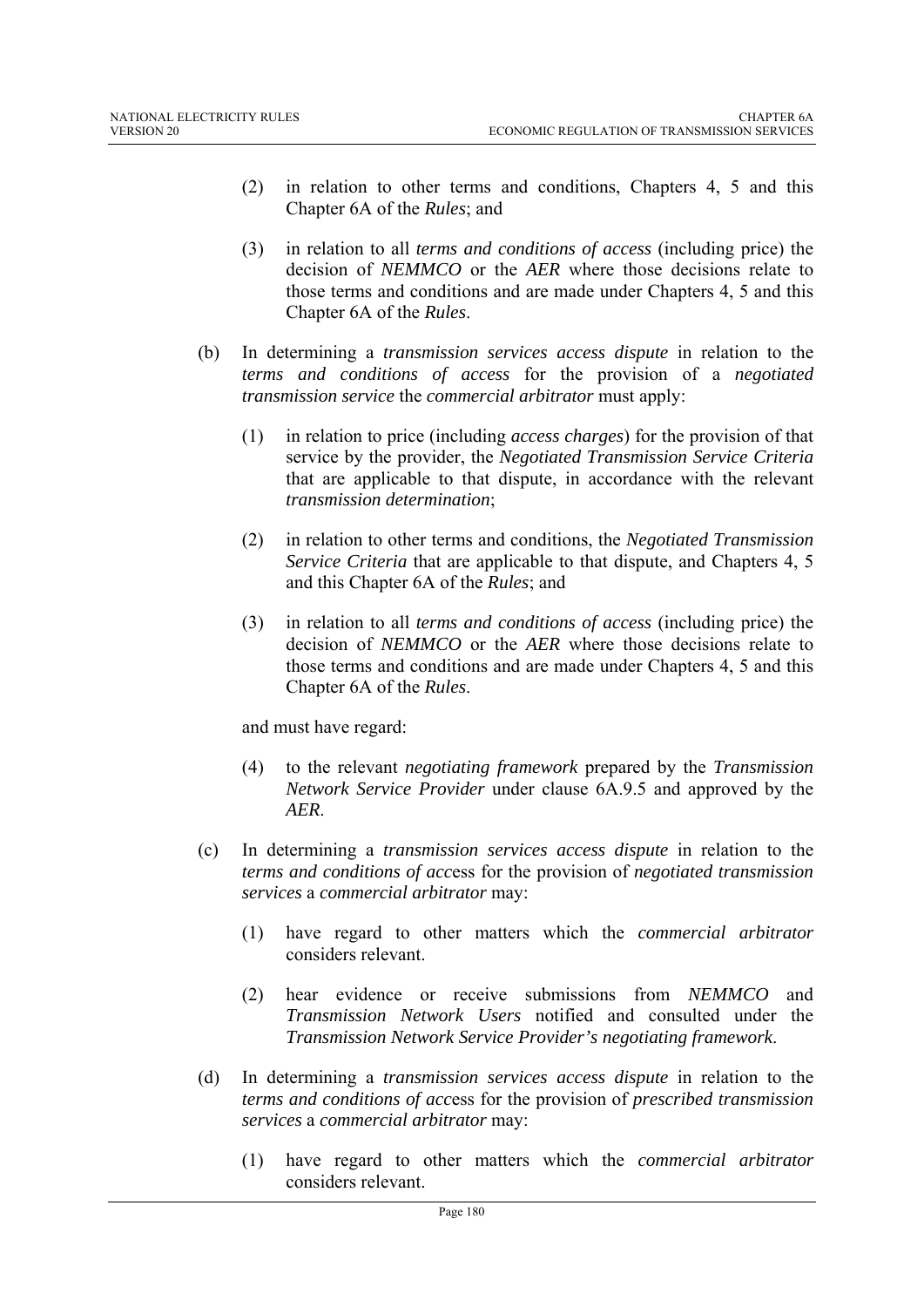(2) in relation to other terms and conditions, Chapters 4, 5 and this Chapter 6A of the *Rules*; and

(3) in relation to all *terms and conditions of access* (including price) the decision of *NEMMCO* or the *AER* where those decisions relate to those terms and conditions and are made under Chapters 4, 5 and this Chapter 6A of the *Rules*.

(b) In determining a *transmission services access dispute* in relation to the *terms and conditions of access* for the provision of a *negotiated transmission service* the *commercial arbitrator* must apply:

(1) in relation to price (including *access charges*) for the provision of that service by the provider, the *Negotiated Transmission Service Criteria* that are applicable to that dispute, in accordance with the relevant *transmission determination*;

(2) in relation to other terms and conditions, the *Negotiated Transmission Service Criteria* that are applicable to that dispute, and Chapters 4, 5 and this Chapter 6A of the *Rules*; and

(3) in relation to all *terms and conditions of access* (including price) the decision of *NEMMCO* or the *AER* where those decisions relate to those terms and conditions and are made under Chapters 4, 5 and this Chapter 6A of the *Rules*.

and must have regard:

(4) to the relevant *negotiating framework* prepared by the *Transmission Network Service Provider* under clause 6A.9.5 and approved by the *AER*.

(c) In determining a *transmission services access dispute* in relation to the *terms and conditions of acc*ess for the provision of *negotiated transmission services* a *commercial arbitrator* may:

(1) have regard to other matters which the *commercial arbitrator* considers relevant.

(2) hear evidence or receive submissions from *NEMMCO* and *Transmission Network Users* notified and consulted under the *Transmission Network Service Provider's negotiating framework*.

(d) In determining a *transmission services access dispute* in relation to the *terms and conditions of acc*ess for the provision of *prescribed transmission services* a *commercial arbitrator* may:

(1) have regard to other matters which the *commercial arbitrator* considers relevant.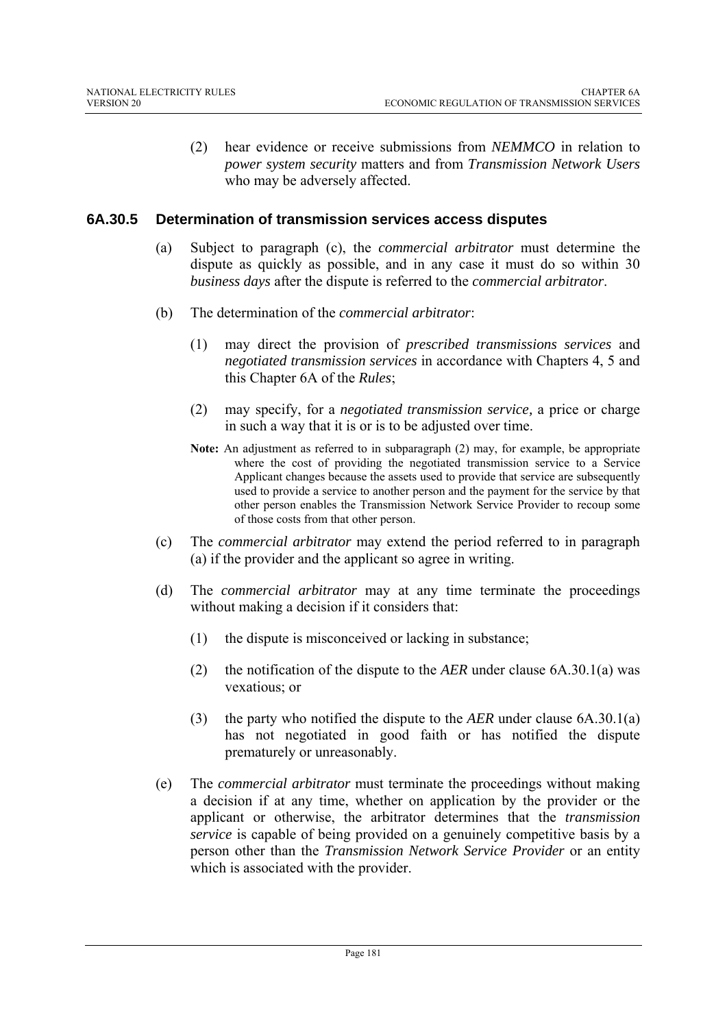(2) hear evidence or receive submissions from *NEMMCO* in relation to *power system security* matters and from *Transmission Network Users* who may be adversely affected.

### 6A.30.5 Determination of transmission services access disputes

(a) Subject to paragraph (c), the *commercial arbitrator* must determine the dispute as quickly as possible, and in any case it must do so within 30 *business days* after the dispute is referred to the *commercial arbitrator*.

(b) The determination of the *commercial arbitrator*:

(1) may direct the provision of *prescribed transmissions services* and *negotiated transmission services* in accordance with Chapters 4, 5 and this Chapter 6A of the *Rules*;

(2) may specify, for a *negotiated transmission service,* a price or charge in such a way that it is or is to be adjusted over time.

**Note:** An adjustment as referred to in subparagraph (2) may, for example, be appropriate where the cost of providing the negotiated transmission service to a Service Applicant changes because the assets used to provide that service are subsequently used to provide a service to another person and the payment for the service by that other person enables the Transmission Network Service Provider to recoup some of those costs from that other person.

(c) The *commercial arbitrator* may extend the period referred to in paragraph (a) if the provider and the applicant so agree in writing.

(d) The *commercial arbitrator* may at any time terminate the proceedings without making a decision if it considers that:

(1) the dispute is misconceived or lacking in substance;

(2) the notification of the dispute to the *AER* under clause 6A.30.1(a) was vexatious; or

(3) the party who notified the dispute to the *AER* under clause 6A.30.1(a) has not negotiated in good faith or has notified the dispute prematurely or unreasonably.

(e) The *commercial arbitrator* must terminate the proceedings without making a decision if at any time, whether on application by the provider or the applicant or otherwise, the arbitrator determines that the *transmission service* is capable of being provided on a genuinely competitive basis by a person other than the *Transmission Network Service Provider* or an entity which is associated with the provider.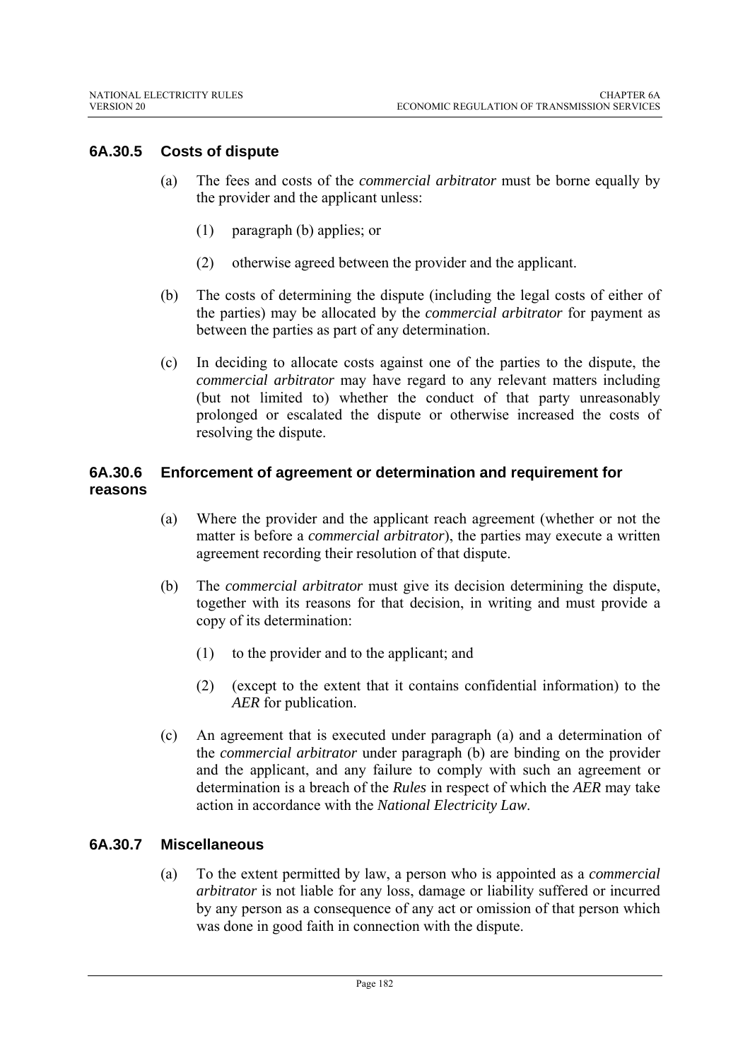### 6A.30.5 Costs of dispute

(a) The fees and costs of the *commercial arbitrator* must be borne equally by the provider and the applicant unless:

(1) paragraph (b) applies; or

(2) otherwise agreed between the provider and the applicant.

(b) The costs of determining the dispute (including the legal costs of either of the parties) may be allocated by the *commercial arbitrator* for payment as between the parties as part of any determination.

(c) In deciding to allocate costs against one of the parties to the dispute, the *commercial arbitrator* may have regard to any relevant matters including (but not limited to) whether the conduct of that party unreasonably prolonged or escalated the dispute or otherwise increased the costs of resolving the dispute.

### 6A.30.6 Enforcement of agreement or determination and requirement for reasons

(a) Where the provider and the applicant reach agreement (whether or not the matter is before a *commercial arbitrator*), the parties may execute a written agreement recording their resolution of that dispute.

(b) The *commercial arbitrator* must give its decision determining the dispute, together with its reasons for that decision, in writing and must provide a copy of its determination:

(1) to the provider and to the applicant; and

(2) (except to the extent that it contains confidential information) to the *AER* for publication.

(c) An agreement that is executed under paragraph (a) and a determination of the *commercial arbitrator* under paragraph (b) are binding on the provider and the applicant, and any failure to comply with such an agreement or determination is a breach of the *Rules* in respect of which the *AER* may take action in accordance with the *National Electricity Law*.

### 6A.30.7 Miscellaneous

(a) To the extent permitted by law, a person who is appointed as a *commercial arbitrator* is not liable for any loss, damage or liability suffered or incurred by any person as a consequence of any act or omission of that person which was done in good faith in connection with the dispute.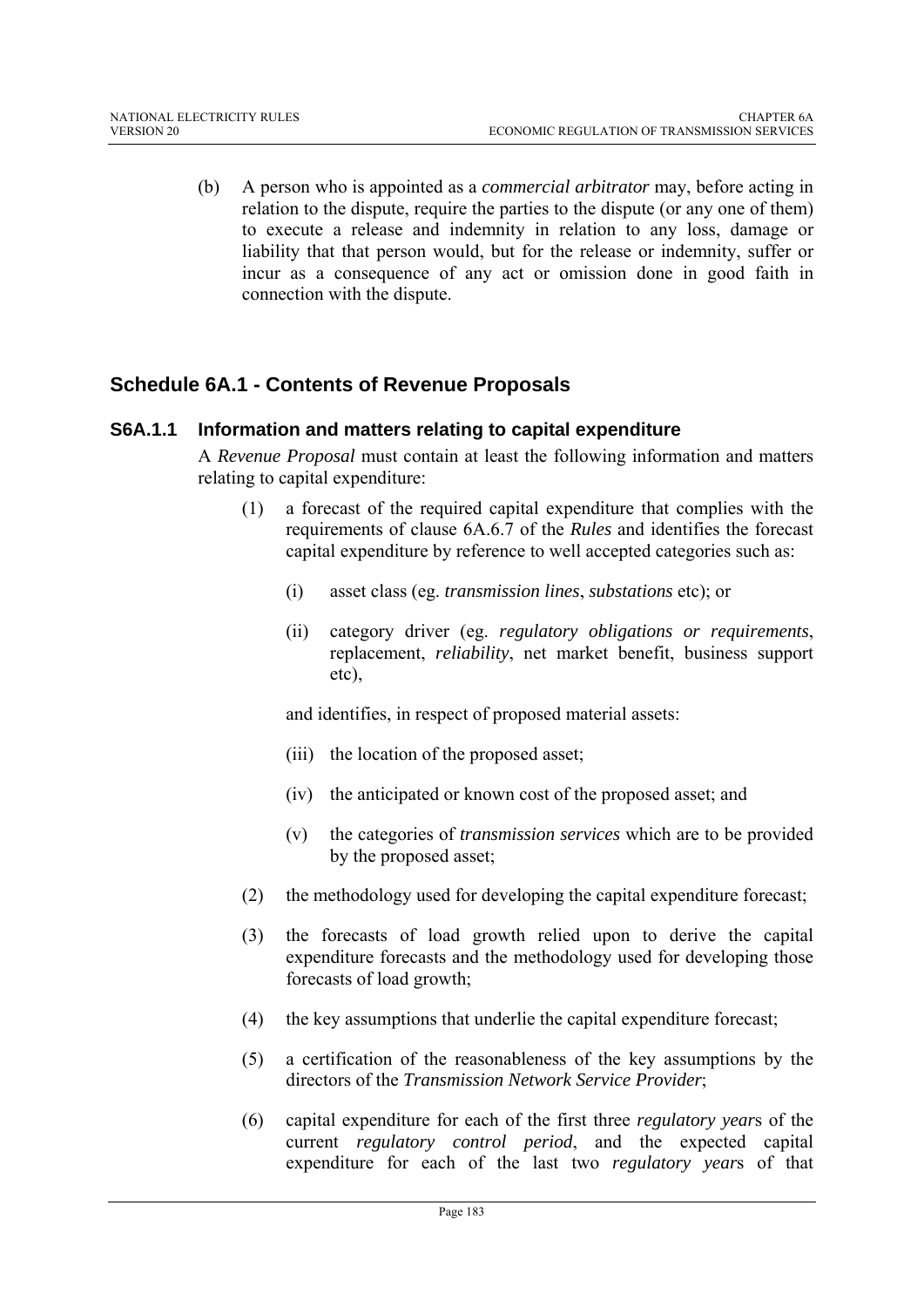(b) A person who is appointed as a *commercial arbitrator* may, before acting in relation to the dispute, require the parties to the dispute (or any one of them) to execute a release and indemnity in relation to any loss, damage or liability that that person would, but for the release or indemnity, suffer or incur as a consequence of any act or omission done in good faith in connection with the dispute.

## Schedule 6A.1 - Contents of Revenue Proposals

### S6A.1.1 Information and matters relating to capital expenditure

A *Revenue Proposal* must contain at least the following information and matters relating to capital expenditure:

(1) a forecast of the required capital expenditure that complies with the requirements of clause 6A.6.7 of the *Rules* and identifies the forecast capital expenditure by reference to well accepted categories such as:

   (i) asset class (eg. *transmission lines*, *substations* etc); or

   (ii) category driver (eg. *regulatory obligations or requirements*, replacement, *reliability*, net market benefit, business support etc),

   and identifies, in respect of proposed material assets:

   (iii) the location of the proposed asset;

   (iv) the anticipated or known cost of the proposed asset; and

   (v) the categories of *transmission services* which are to be provided by the proposed asset;

(2) the methodology used for developing the capital expenditure forecast;

(3) the forecasts of load growth relied upon to derive the capital expenditure forecasts and the methodology used for developing those forecasts of load growth;

(4) the key assumptions that underlie the capital expenditure forecast;

(5) a certification of the reasonableness of the key assumptions by the directors of the *Transmission Network Service Provider*;

(6) capital expenditure for each of the first three *regulatory year*s of the current *regulatory control period*, and the expected capital expenditure for each of the last two *regulatory year*s of that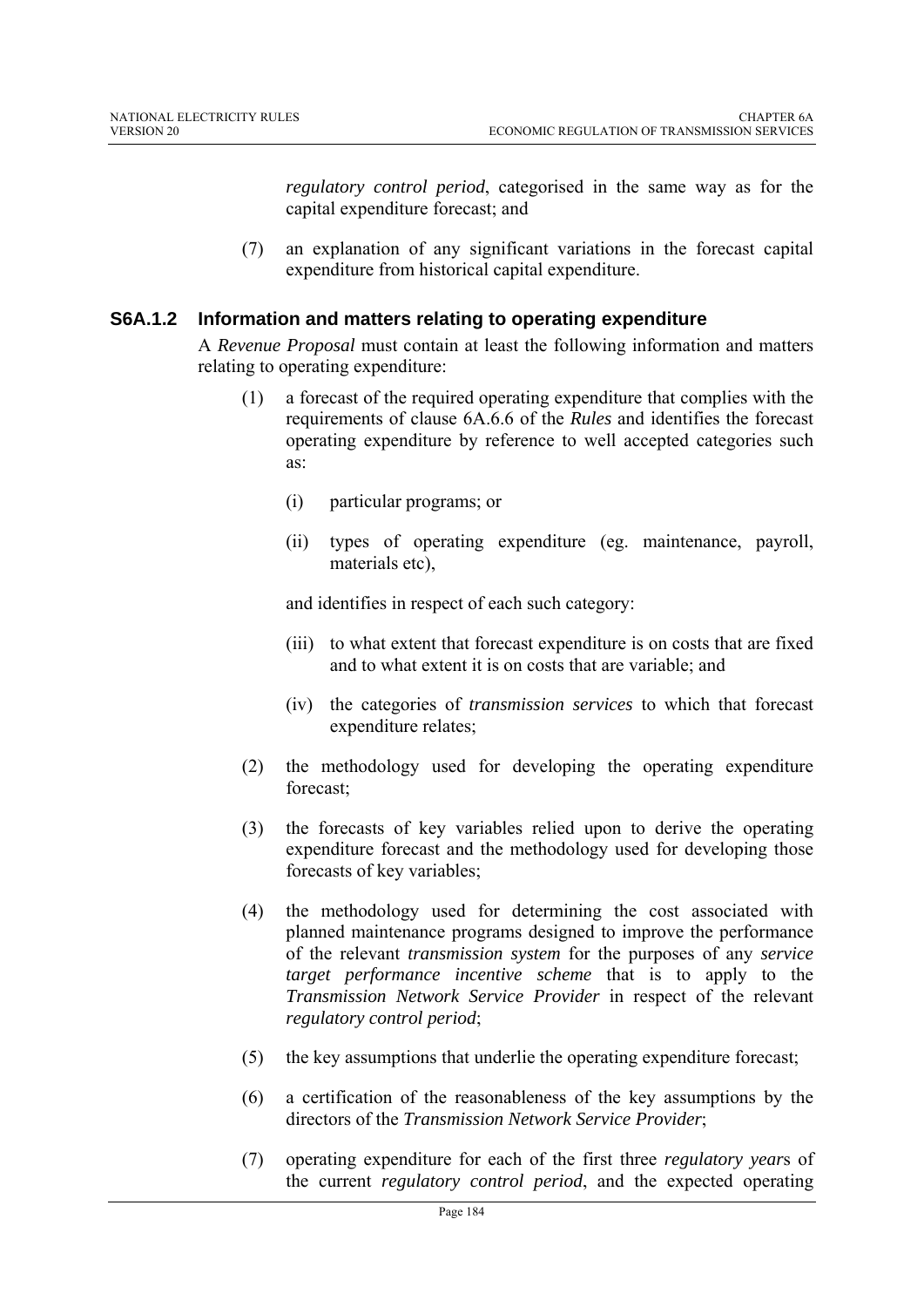*regulatory control period*, categorised in the same way as for the capital expenditure forecast; and

(7) an explanation of any significant variations in the forecast capital expenditure from historical capital expenditure.

### S6A.1.2 Information and matters relating to operating expenditure

A *Revenue Proposal* must contain at least the following information and matters relating to operating expenditure:

(1) a forecast of the required operating expenditure that complies with the requirements of clause 6A.6.6 of the *Rules* and identifies the forecast operating expenditure by reference to well accepted categories such as:

(i) particular programs; or

(ii) types of operating expenditure (eg. maintenance, payroll, materials etc),

and identifies in respect of each such category:

(iii) to what extent that forecast expenditure is on costs that are fixed and to what extent it is on costs that are variable; and

(iv) the categories of *transmission services* to which that forecast expenditure relates;

(2) the methodology used for developing the operating expenditure forecast;

(3) the forecasts of key variables relied upon to derive the operating expenditure forecast and the methodology used for developing those forecasts of key variables;

(4) the methodology used for determining the cost associated with planned maintenance programs designed to improve the performance of the relevant *transmission system* for the purposes of any *service target performance incentive scheme* that is to apply to the *Transmission Network Service Provider* in respect of the relevant *regulatory control period*;

(5) the key assumptions that underlie the operating expenditure forecast;

(6) a certification of the reasonableness of the key assumptions by the directors of the *Transmission Network Service Provider*;

(7) operating expenditure for each of the first three *regulatory year*s of the current *regulatory control period*, and the expected operating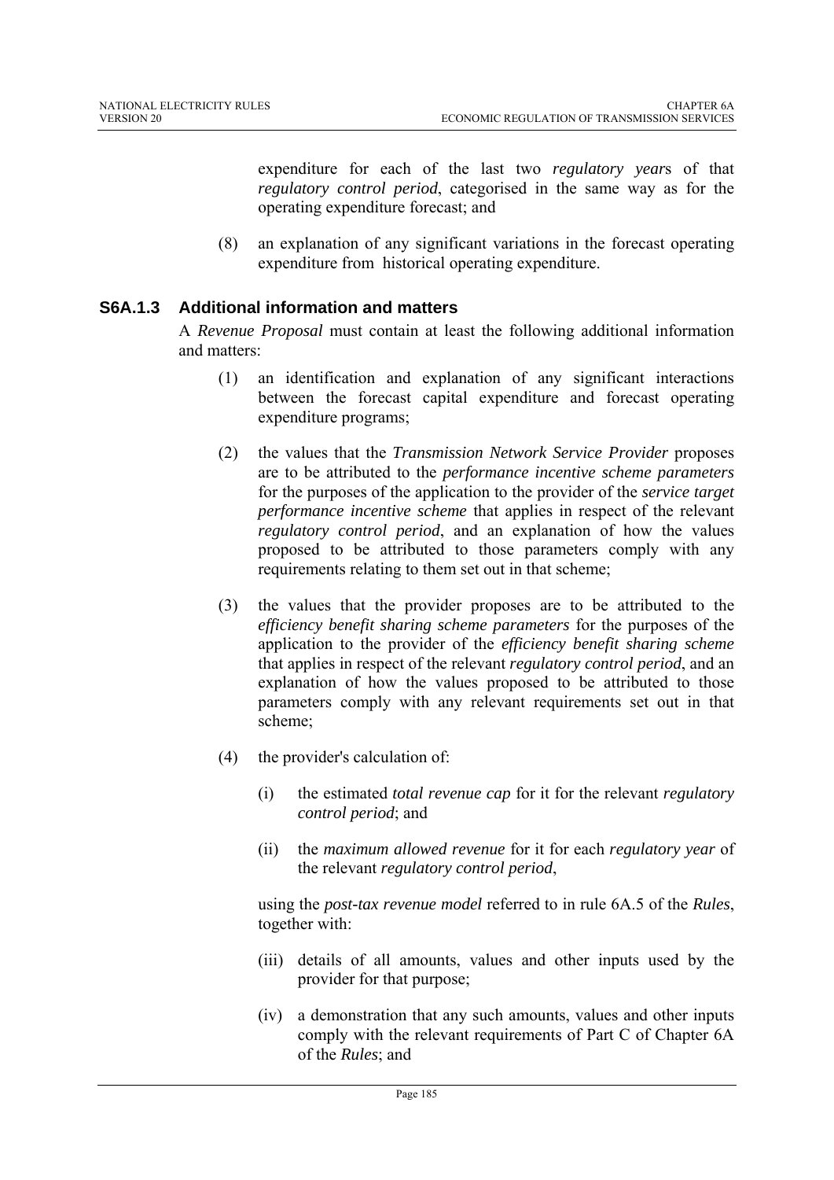expenditure for each of the last two *regulatory year*s of that *regulatory control period*, categorised in the same way as for the operating expenditure forecast; and

(8) an explanation of any significant variations in the forecast operating expenditure from historical operating expenditure.

### S6A.1.3 Additional information and matters

A *Revenue Proposal* must contain at least the following additional information and matters:

(1) an identification and explanation of any significant interactions between the forecast capital expenditure and forecast operating expenditure programs;

(2) the values that the *Transmission Network Service Provider* proposes are to be attributed to the *performance incentive scheme parameters* for the purposes of the application to the provider of the *service target performance incentive scheme* that applies in respect of the relevant *regulatory control period*, and an explanation of how the values proposed to be attributed to those parameters comply with any requirements relating to them set out in that scheme;

(3) the values that the provider proposes are to be attributed to the *efficiency benefit sharing scheme parameters* for the purposes of the application to the provider of the *efficiency benefit sharing scheme* that applies in respect of the relevant *regulatory control period*, and an explanation of how the values proposed to be attributed to those parameters comply with any relevant requirements set out in that scheme;

(4) the provider's calculation of:

(i) the estimated *total revenue cap* for it for the relevant *regulatory control period*; and

(ii) the *maximum allowed revenue* for it for each *regulatory year* of the relevant *regulatory control period*,

using the *post-tax revenue model* referred to in rule 6A.5 of the *Rules*, together with:

(iii) details of all amounts, values and other inputs used by the provider for that purpose;

(iv) a demonstration that any such amounts, values and other inputs comply with the relevant requirements of Part C of Chapter 6A of the *Rules*; and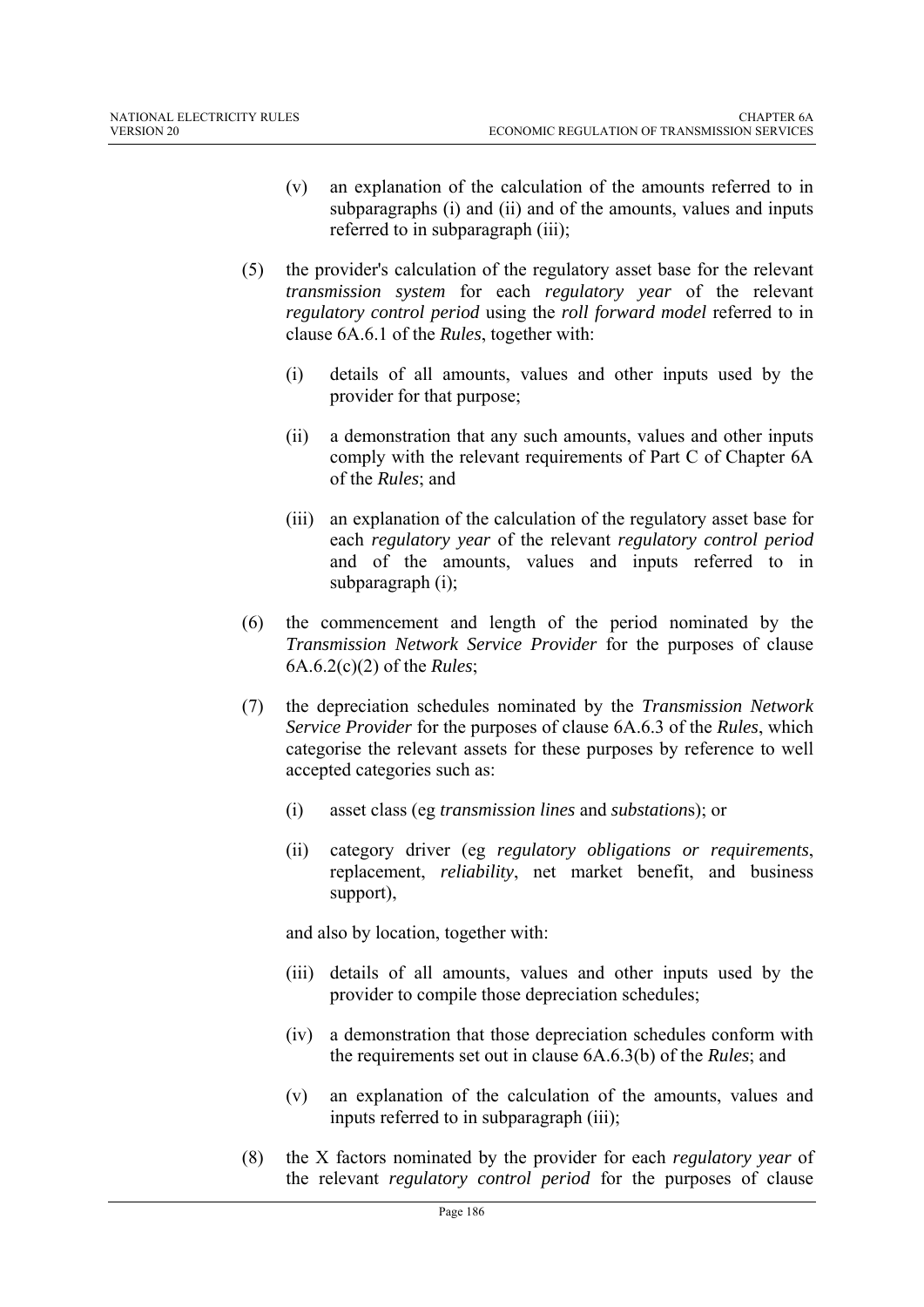(v) an explanation of the calculation of the amounts referred to in subparagraphs (i) and (ii) and of the amounts, values and inputs referred to in subparagraph (iii);

(5) the provider's calculation of the regulatory asset base for the relevant *transmission system* for each *regulatory year* of the relevant *regulatory control period* using the *roll forward model* referred to in clause 6A.6.1 of the *Rules*, together with:

(i) details of all amounts, values and other inputs used by the provider for that purpose;

(ii) a demonstration that any such amounts, values and other inputs comply with the relevant requirements of Part C of Chapter 6A of the *Rules*; and

(iii) an explanation of the calculation of the regulatory asset base for each *regulatory year* of the relevant *regulatory control period* and of the amounts, values and inputs referred to in subparagraph (i);

(6) the commencement and length of the period nominated by the *Transmission Network Service Provider* for the purposes of clause 6A.6.2(c)(2) of the *Rules*;

(7) the depreciation schedules nominated by the *Transmission Network Service Provider* for the purposes of clause 6A.6.3 of the *Rules*, which categorise the relevant assets for these purposes by reference to well accepted categories such as:

(i) asset class (eg *transmission lines* and *substation*s); or

(ii) category driver (eg *regulatory obligations or requirements*, replacement, *reliability*, net market benefit, and business support),

and also by location, together with:

(iii) details of all amounts, values and other inputs used by the provider to compile those depreciation schedules;

(iv) a demonstration that those depreciation schedules conform with the requirements set out in clause 6A.6.3(b) of the *Rules*; and

(v) an explanation of the calculation of the amounts, values and inputs referred to in subparagraph (iii);

(8) the X factors nominated by the provider for each *regulatory year* of the relevant *regulatory control period* for the purposes of clause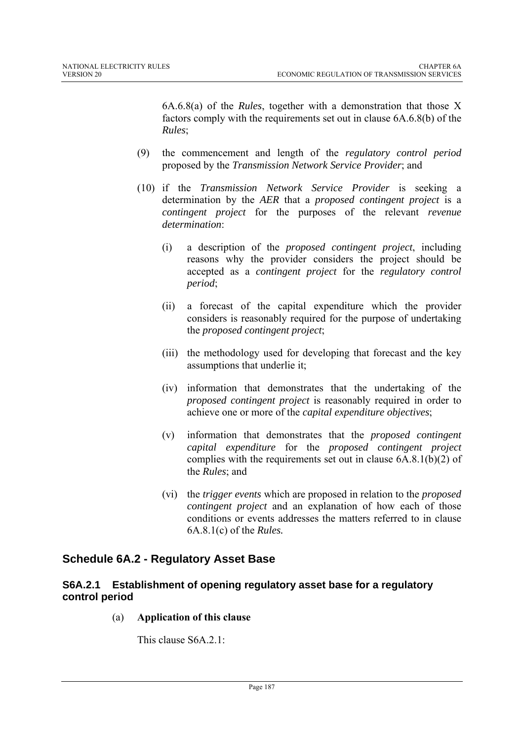6A.6.8(a) of the *Rules*, together with a demonstration that those X factors comply with the requirements set out in clause 6A.6.8(b) of the *Rules*;

(9) the commencement and length of the *regulatory control period* proposed by the *Transmission Network Service Provider*; and

(10) if the *Transmission Network Service Provider* is seeking a determination by the *AER* that a *proposed contingent project* is a *contingent project* for the purposes of the relevant *revenue determination*:

   (i) a description of the *proposed contingent project*, including reasons why the provider considers the project should be accepted as a *contingent project* for the *regulatory control period*;

   (ii) a forecast of the capital expenditure which the provider considers is reasonably required for the purpose of undertaking the *proposed contingent project*;

   (iii) the methodology used for developing that forecast and the key assumptions that underlie it;

   (iv) information that demonstrates that the undertaking of the *proposed contingent project* is reasonably required in order to achieve one or more of the *capital expenditure objectives*;

   (v) information that demonstrates that the *proposed contingent capital expenditure* for the *proposed contingent project* complies with the requirements set out in clause 6A.8.1(b)(2) of the *Rules*; and

   (vi) the *trigger events* which are proposed in relation to the *proposed contingent project* and an explanation of how each of those conditions or events addresses the matters referred to in clause 6A.8.1(c) of the *Rules.*

## Schedule 6A.2 - Regulatory Asset Base

### S6A.2.1 Establishment of opening regulatory asset base for a regulatory control period

(a) **Application of this clause**

This clause S6A.2.1: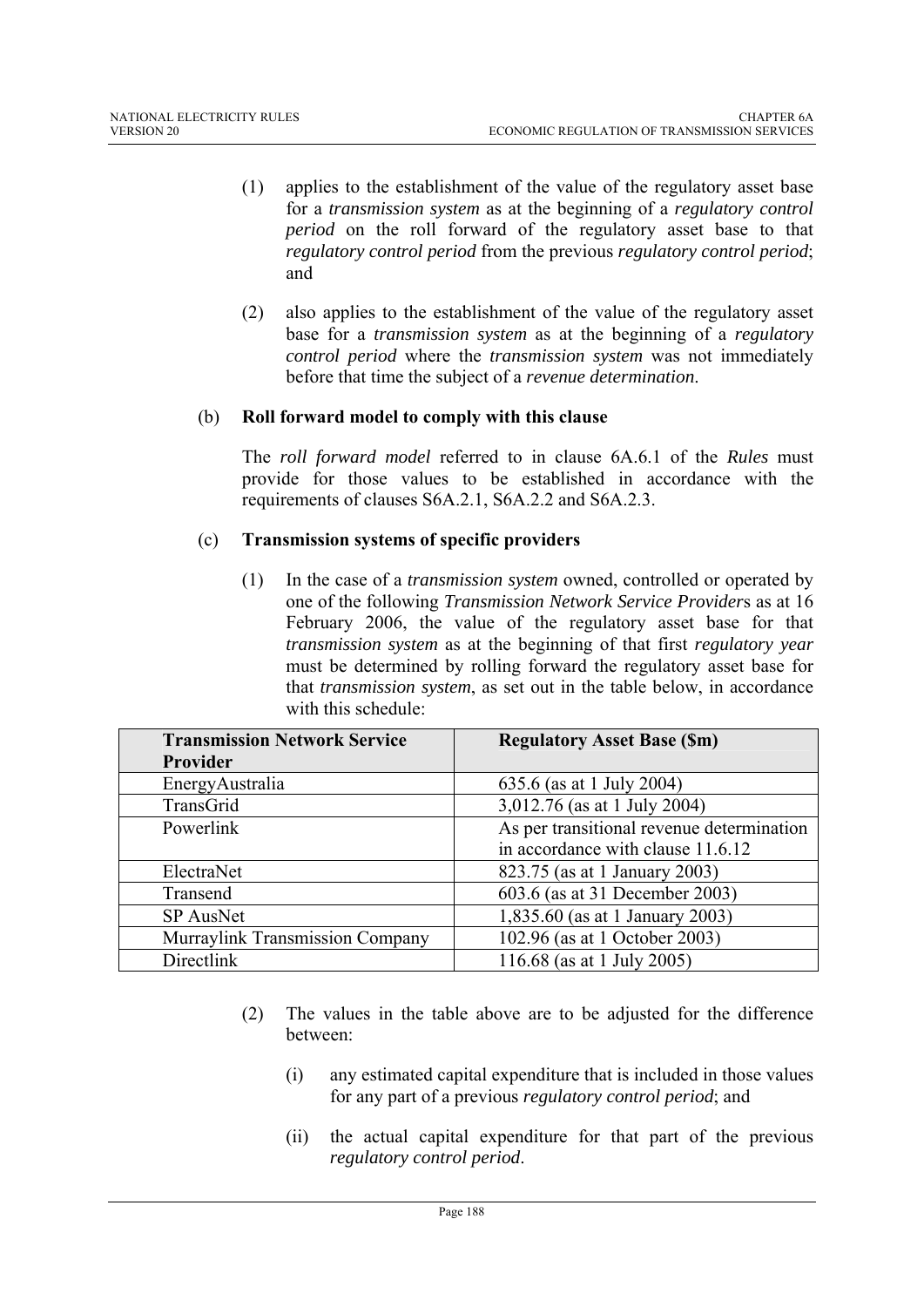(1) applies to the establishment of the value of the regulatory asset base for a *transmission system* as at the beginning of a *regulatory control period* on the roll forward of the regulatory asset base to that *regulatory control period* from the previous *regulatory control period*; and

(2) also applies to the establishment of the value of the regulatory asset base for a *transmission system* as at the beginning of a *regulatory control period* where the *transmission system* was not immediately before that time the subject of a *revenue determination*.

(b) **Roll forward model to comply with this clause**

The *roll forward model* referred to in clause 6A.6.1 of the *Rules* must provide for those values to be established in accordance with the requirements of clauses S6A.2.1, S6A.2.2 and S6A.2.3.

(c) **Transmission systems of specific providers**

(1) In the case of a *transmission system* owned, controlled or operated by one of the following *Transmission Network Service Provider*s as at 16 February 2006, the value of the regulatory asset base for that *transmission system* as at the beginning of that first *regulatory year* must be determined by rolling forward the regulatory asset base for that *transmission system*, as set out in the table below, in accordance with this schedule:

| Transmission Network Service Provider | Regulatory Asset Base ($m) |
|---|---|
| EnergyAustralia | 635.6 (as at 1 July 2004) |
| TransGrid | 3,012.76 (as at 1 July 2004) |
| Powerlink | As per transitional revenue determination in accordance with clause 11.6.12 |
| ElectraNet | 823.75 (as at 1 January 2003) |
| Transend | 603.6 (as at 31 December 2003) |
| SP AusNet | 1,835.60 (as at 1 January 2003) |
| Murraylink Transmission Company | 102.96 (as at 1 October 2003) |
| Directlink | 116.68 (as at 1 July 2005) |

(2) The values in the table above are to be adjusted for the difference between:

(i) any estimated capital expenditure that is included in those values for any part of a previous *regulatory control period*; and

(ii) the actual capital expenditure for that part of the previous *regulatory control period*.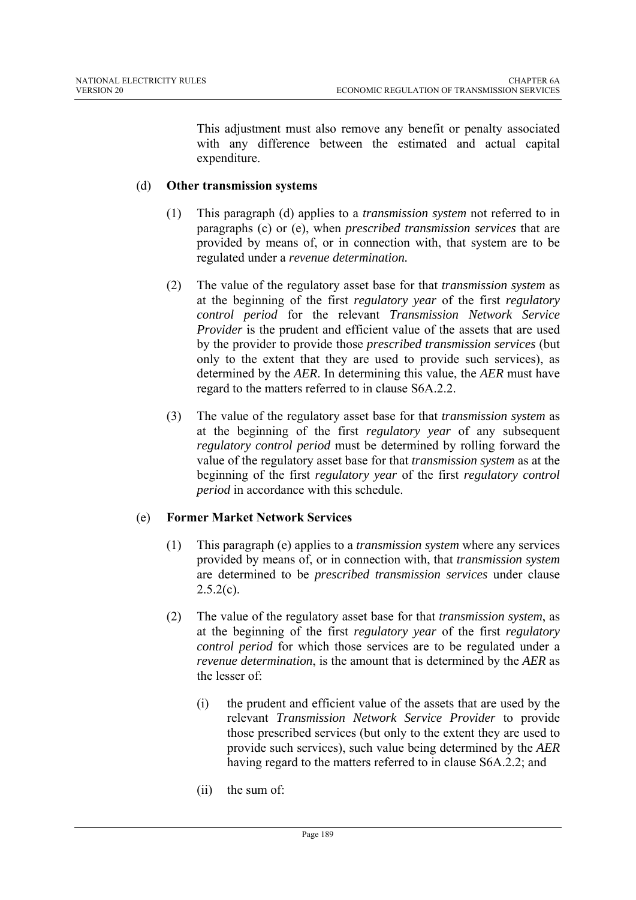This adjustment must also remove any benefit or penalty associated with any difference between the estimated and actual capital expenditure.

(d) **Other transmission systems**

(1) This paragraph (d) applies to a *transmission system* not referred to in paragraphs (c) or (e), when *prescribed transmission services* that are provided by means of, or in connection with, that system are to be regulated under a *revenue determination.*

(2) The value of the regulatory asset base for that *transmission system* as at the beginning of the first *regulatory year* of the first *regulatory control period* for the relevant *Transmission Network Service Provider* is the prudent and efficient value of the assets that are used by the provider to provide those *prescribed transmission services* (but only to the extent that they are used to provide such services), as determined by the *AER*. In determining this value, the *AER* must have regard to the matters referred to in clause S6A.2.2.

(3) The value of the regulatory asset base for that *transmission system* as at the beginning of the first *regulatory year* of any subsequent *regulatory control period* must be determined by rolling forward the value of the regulatory asset base for that *transmission system* as at the beginning of the first *regulatory year* of the first *regulatory control period* in accordance with this schedule.

(e) **Former Market Network Services**

(1) This paragraph (e) applies to a *transmission system* where any services provided by means of, or in connection with, that *transmission system* are determined to be *prescribed transmission services* under clause 2.5.2(c).

(2) The value of the regulatory asset base for that *transmission system*, as at the beginning of the first *regulatory year* of the first *regulatory control period* for which those services are to be regulated under a *revenue determination*, is the amount that is determined by the *AER* as the lesser of:

(i) the prudent and efficient value of the assets that are used by the relevant *Transmission Network Service Provider* to provide those prescribed services (but only to the extent they are used to provide such services), such value being determined by the *AER* having regard to the matters referred to in clause S6A.2.2; and

(ii) the sum of: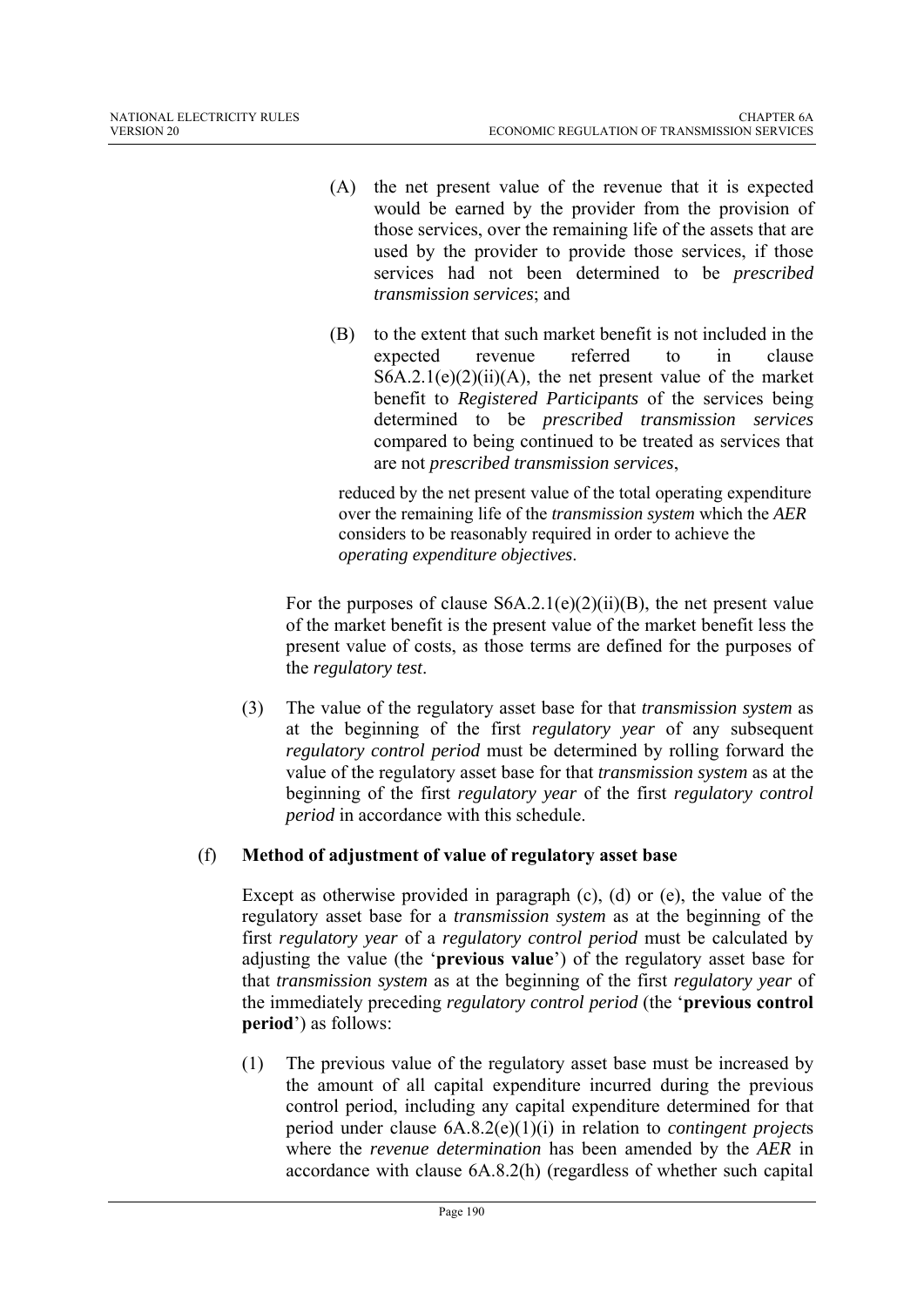(A) the net present value of the revenue that it is expected would be earned by the provider from the provision of those services, over the remaining life of the assets that are used by the provider to provide those services, if those services had not been determined to be *prescribed transmission services*; and

(B) to the extent that such market benefit is not included in the expected revenue referred to in clause S6A.2.1(e)(2)(ii)(A), the net present value of the market benefit to *Registered Participants* of the services being determined to be *prescribed transmission services* compared to being continued to be treated as services that are not *prescribed transmission services*,

reduced by the net present value of the total operating expenditure over the remaining life of the *transmission system* which the *AER* considers to be reasonably required in order to achieve the *operating expenditure objectives*.

For the purposes of clause S6A.2.1(e)(2)(ii)(B), the net present value of the market benefit is the present value of the market benefit less the present value of costs, as those terms are defined for the purposes of the *regulatory test*.

(3) The value of the regulatory asset base for that *transmission system* as at the beginning of the first *regulatory year* of any subsequent *regulatory control period* must be determined by rolling forward the value of the regulatory asset base for that *transmission system* as at the beginning of the first *regulatory year* of the first *regulatory control period* in accordance with this schedule.

(f) **Method of adjustment of value of regulatory asset base**

Except as otherwise provided in paragraph (c), (d) or (e), the value of the regulatory asset base for a *transmission system* as at the beginning of the first *regulatory year* of a *regulatory control period* must be calculated by adjusting the value (the '**previous value**') of the regulatory asset base for that *transmission system* as at the beginning of the first *regulatory year* of the immediately preceding *regulatory control period* (the '**previous control period**') as follows:

(1) The previous value of the regulatory asset base must be increased by the amount of all capital expenditure incurred during the previous control period, including any capital expenditure determined for that period under clause 6A.8.2(e)(1)(i) in relation to *contingent project*s where the *revenue determination* has been amended by the *AER* in accordance with clause 6A.8.2(h) (regardless of whether such capital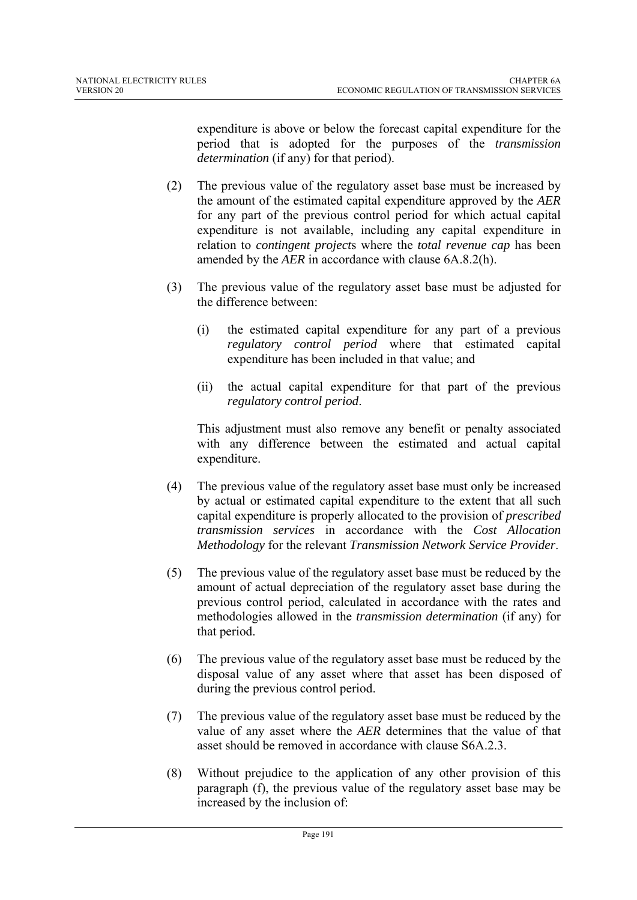expenditure is above or below the forecast capital expenditure for the period that is adopted for the purposes of the *transmission determination* (if any) for that period).

(2) The previous value of the regulatory asset base must be increased by the amount of the estimated capital expenditure approved by the *AER* for any part of the previous control period for which actual capital expenditure is not available, including any capital expenditure in relation to *contingent project*s where the *total revenue cap* has been amended by the *AER* in accordance with clause 6A.8.2(h).

(3) The previous value of the regulatory asset base must be adjusted for the difference between:

   (i) the estimated capital expenditure for any part of a previous *regulatory control period* where that estimated capital expenditure has been included in that value; and

   (ii) the actual capital expenditure for that part of the previous *regulatory control period*.

   This adjustment must also remove any benefit or penalty associated with any difference between the estimated and actual capital expenditure.

(4) The previous value of the regulatory asset base must only be increased by actual or estimated capital expenditure to the extent that all such capital expenditure is properly allocated to the provision of *prescribed transmission services* in accordance with the *Cost Allocation Methodology* for the relevant *Transmission Network Service Provider*.

(5) The previous value of the regulatory asset base must be reduced by the amount of actual depreciation of the regulatory asset base during the previous control period, calculated in accordance with the rates and methodologies allowed in the *transmission determination* (if any) for that period.

(6) The previous value of the regulatory asset base must be reduced by the disposal value of any asset where that asset has been disposed of during the previous control period.

(7) The previous value of the regulatory asset base must be reduced by the value of any asset where the *AER* determines that the value of that asset should be removed in accordance with clause S6A.2.3.

(8) Without prejudice to the application of any other provision of this paragraph (f), the previous value of the regulatory asset base may be increased by the inclusion of: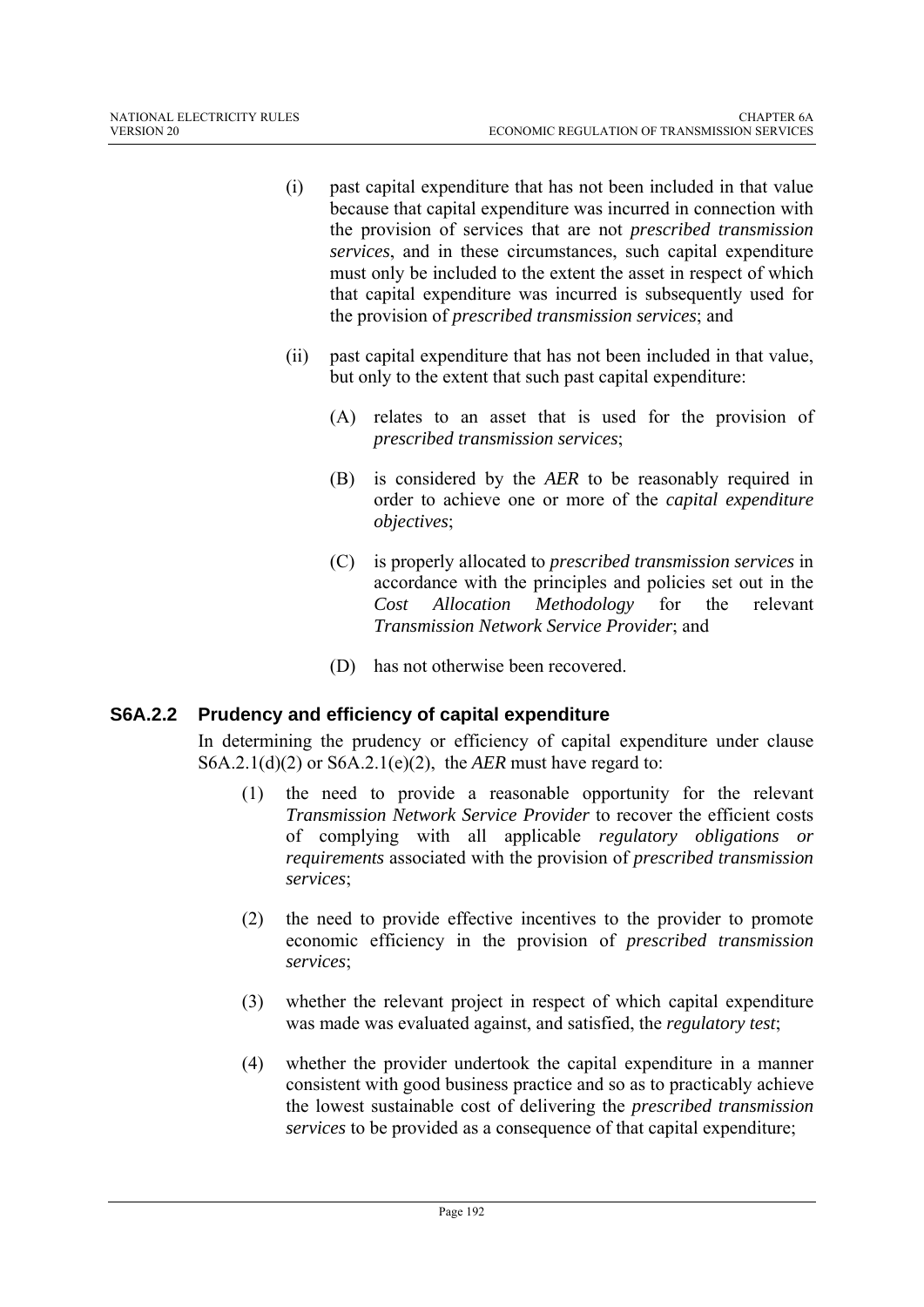(i) past capital expenditure that has not been included in that value because that capital expenditure was incurred in connection with the provision of services that are not *prescribed transmission services*, and in these circumstances, such capital expenditure must only be included to the extent the asset in respect of which that capital expenditure was incurred is subsequently used for the provision of *prescribed transmission services*; and

(ii) past capital expenditure that has not been included in that value, but only to the extent that such past capital expenditure:

(A) relates to an asset that is used for the provision of *prescribed transmission services*;

(B) is considered by the *AER* to be reasonably required in order to achieve one or more of the *capital expenditure objectives*;

(C) is properly allocated to *prescribed transmission services* in accordance with the principles and policies set out in the *Cost Allocation Methodology* for the relevant *Transmission Network Service Provider*; and

(D) has not otherwise been recovered.

### S6A.2.2 Prudency and efficiency of capital expenditure

In determining the prudency or efficiency of capital expenditure under clause S6A.2.1(d)(2) or S6A.2.1(e)(2), the *AER* must have regard to:

(1) the need to provide a reasonable opportunity for the relevant *Transmission Network Service Provider* to recover the efficient costs of complying with all applicable *regulatory obligations or requirements* associated with the provision of *prescribed transmission services*;

(2) the need to provide effective incentives to the provider to promote economic efficiency in the provision of *prescribed transmission services*;

(3) whether the relevant project in respect of which capital expenditure was made was evaluated against, and satisfied, the *regulatory test*;

(4) whether the provider undertook the capital expenditure in a manner consistent with good business practice and so as to practicably achieve the lowest sustainable cost of delivering the *prescribed transmission services* to be provided as a consequence of that capital expenditure;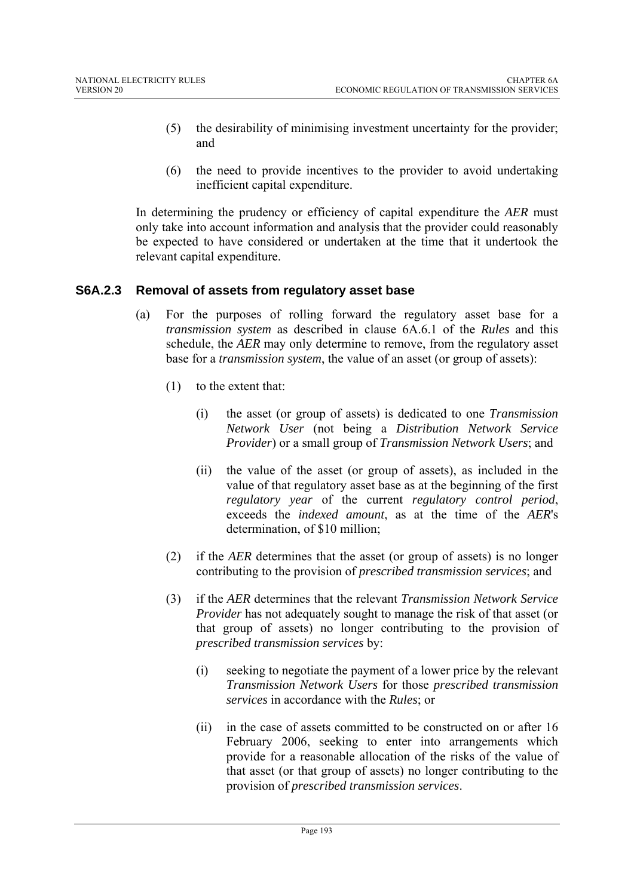(5) the desirability of minimising investment uncertainty for the provider; and

(6) the need to provide incentives to the provider to avoid undertaking inefficient capital expenditure.

In determining the prudency or efficiency of capital expenditure the *AER* must only take into account information and analysis that the provider could reasonably be expected to have considered or undertaken at the time that it undertook the relevant capital expenditure.

### S6A.2.3 Removal of assets from regulatory asset base

(a) For the purposes of rolling forward the regulatory asset base for a *transmission system* as described in clause 6A.6.1 of the *Rules* and this schedule, the *AER* may only determine to remove, from the regulatory asset base for a *transmission system*, the value of an asset (or group of assets):

   (1) to the extent that:

      (i) the asset (or group of assets) is dedicated to one *Transmission Network User* (not being a *Distribution Network Service Provider*) or a small group of *Transmission Network Users*; and

      (ii) the value of the asset (or group of assets), as included in the value of that regulatory asset base as at the beginning of the first *regulatory year* of the current *regulatory control period*, exceeds the *indexed amount*, as at the time of the *AER*'s determination, of $10 million;

   (2) if the *AER* determines that the asset (or group of assets) is no longer contributing to the provision of *prescribed transmission services*; and

   (3) if the *AER* determines that the relevant *Transmission Network Service Provider* has not adequately sought to manage the risk of that asset (or that group of assets) no longer contributing to the provision of *prescribed transmission services* by:

      (i) seeking to negotiate the payment of a lower price by the relevant *Transmission Network Users* for those *prescribed transmission services* in accordance with the *Rules*; or

      (ii) in the case of assets committed to be constructed on or after 16 February 2006, seeking to enter into arrangements which provide for a reasonable allocation of the risks of the value of that asset (or that group of assets) no longer contributing to the provision of *prescribed transmission services*.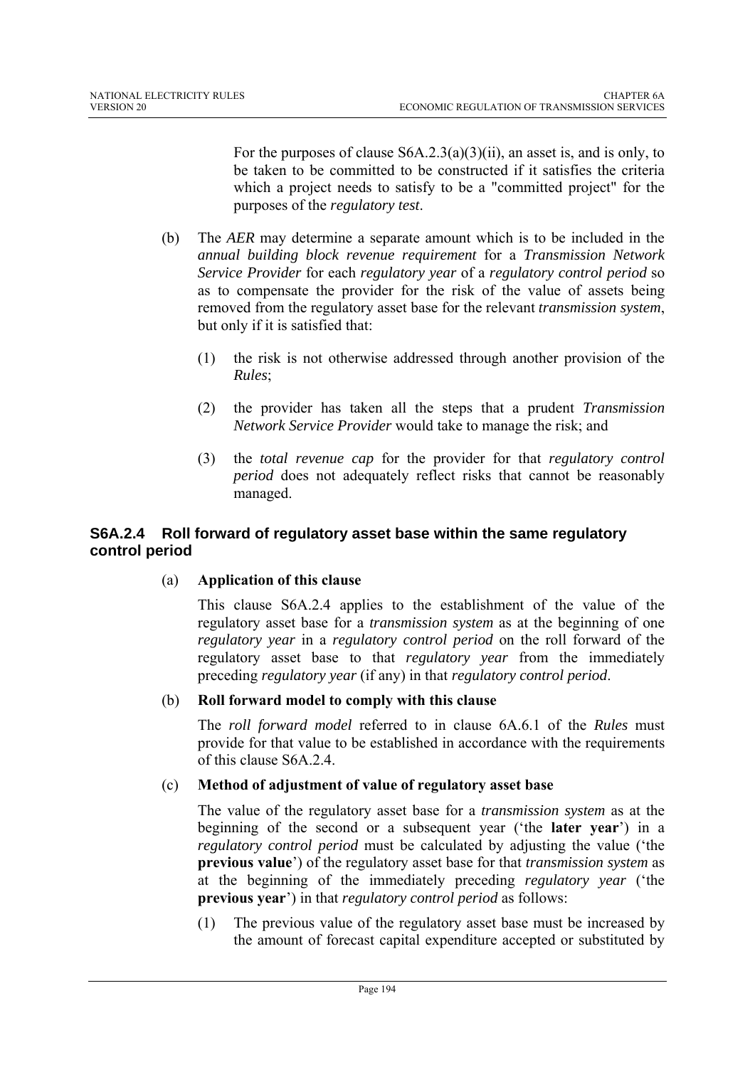For the purposes of clause S6A.2.3(a)(3)(ii), an asset is, and is only, to be taken to be committed to be constructed if it satisfies the criteria which a project needs to satisfy to be a "committed project" for the purposes of the *regulatory test*.

(b) The *AER* may determine a separate amount which is to be included in the *annual building block revenue requirement* for a *Transmission Network Service Provider* for each *regulatory year* of a *regulatory control period* so as to compensate the provider for the risk of the value of assets being removed from the regulatory asset base for the relevant *transmission system*, but only if it is satisfied that:

(1) the risk is not otherwise addressed through another provision of the *Rules*;

(2) the provider has taken all the steps that a prudent *Transmission Network Service Provider* would take to manage the risk; and

(3) the *total revenue cap* for the provider for that *regulatory control period* does not adequately reflect risks that cannot be reasonably managed.

### S6A.2.4 Roll forward of regulatory asset base within the same regulatory control period

(a) **Application of this clause**

This clause S6A.2.4 applies to the establishment of the value of the regulatory asset base for a *transmission system* as at the beginning of one *regulatory year* in a *regulatory control period* on the roll forward of the regulatory asset base to that *regulatory year* from the immediately preceding *regulatory year* (if any) in that *regulatory control period*.

(b) **Roll forward model to comply with this clause**

The *roll forward model* referred to in clause 6A.6.1 of the *Rules* must provide for that value to be established in accordance with the requirements of this clause S6A.2.4.

(c) **Method of adjustment of value of regulatory asset base**

The value of the regulatory asset base for a *transmission system* as at the beginning of the second or a subsequent year ('the **later year**') in a *regulatory control period* must be calculated by adjusting the value ('the **previous value**') of the regulatory asset base for that *transmission system* as at the beginning of the immediately preceding *regulatory year* ('the **previous year**') in that *regulatory control period* as follows:

(1) The previous value of the regulatory asset base must be increased by the amount of forecast capital expenditure accepted or substituted by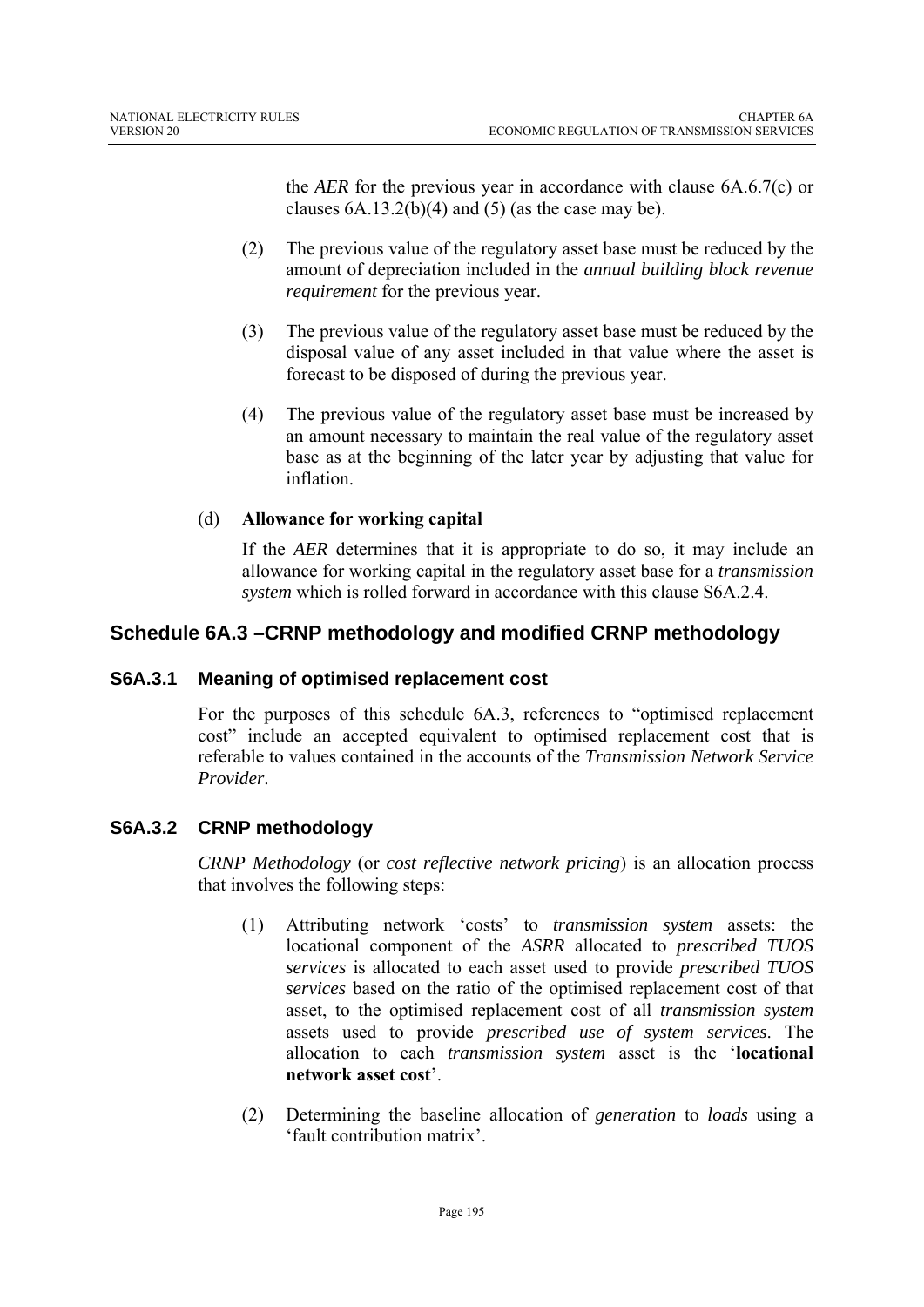the *AER* for the previous year in accordance with clause 6A.6.7(c) or clauses 6A.13.2(b)(4) and (5) (as the case may be).

(2) The previous value of the regulatory asset base must be reduced by the amount of depreciation included in the *annual building block revenue requirement* for the previous year.

(3) The previous value of the regulatory asset base must be reduced by the disposal value of any asset included in that value where the asset is forecast to be disposed of during the previous year.

(4) The previous value of the regulatory asset base must be increased by an amount necessary to maintain the real value of the regulatory asset base as at the beginning of the later year by adjusting that value for inflation.

(d) **Allowance for working capital**

If the *AER* determines that it is appropriate to do so, it may include an allowance for working capital in the regulatory asset base for a *transmission system* which is rolled forward in accordance with this clause S6A.2.4.

## Schedule 6A.3 –CRNP methodology and modified CRNP methodology

### S6A.3.1 Meaning of optimised replacement cost

For the purposes of this schedule 6A.3, references to "optimised replacement cost" include an accepted equivalent to optimised replacement cost that is referable to values contained in the accounts of the *Transmission Network Service Provider*.

### S6A.3.2 CRNP methodology

*CRNP Methodology* (or *cost reflective network pricing*) is an allocation process that involves the following steps:

(1) Attributing network 'costs' to *transmission system* assets: the locational component of the *ASRR* allocated to *prescribed TUOS services* is allocated to each asset used to provide *prescribed TUOS services* based on the ratio of the optimised replacement cost of that asset, to the optimised replacement cost of all *transmission system* assets used to provide *prescribed use of system services*. The allocation to each *transmission system* asset is the '**locational network asset cost**'.

(2) Determining the baseline allocation of *generation* to *loads* using a 'fault contribution matrix'.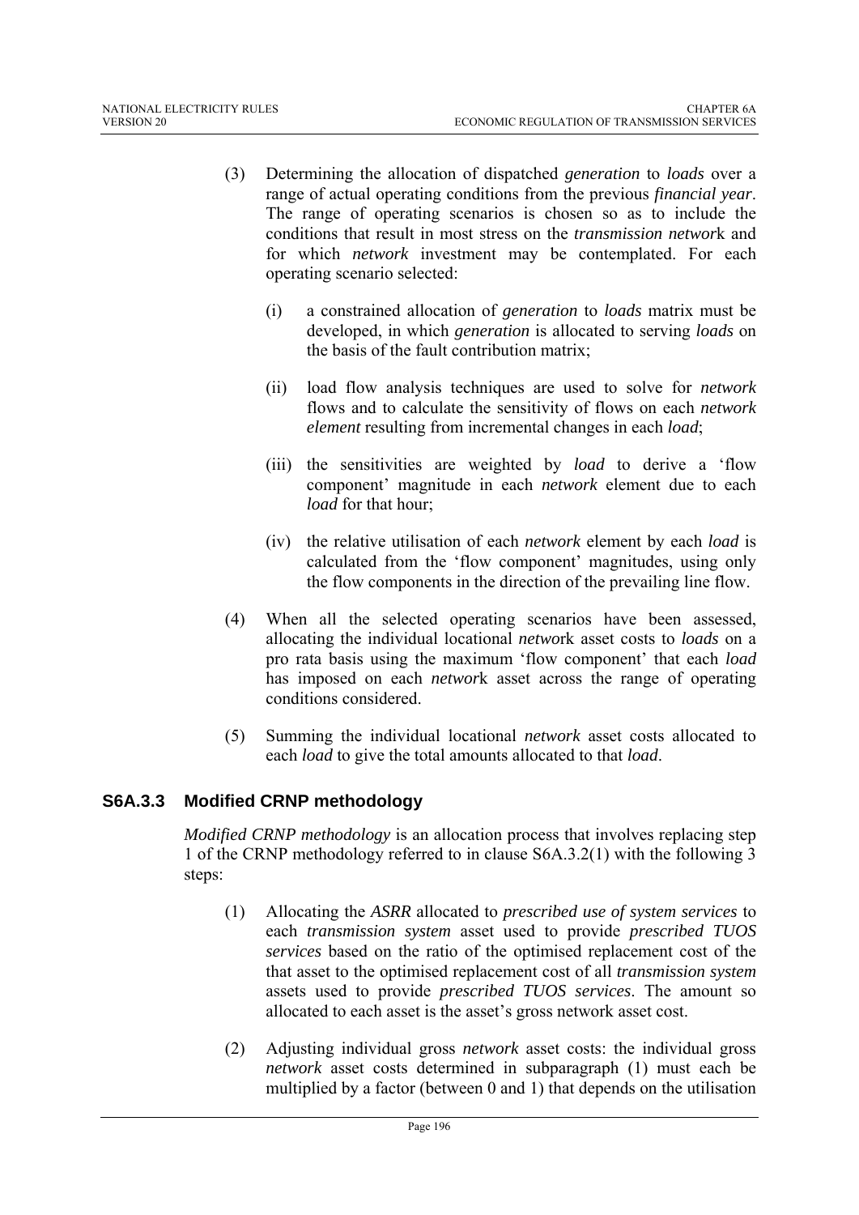(3) Determining the allocation of dispatched *generation* to *loads* over a range of actual operating conditions from the previous *financial year*. The range of operating scenarios is chosen so as to include the conditions that result in most stress on the *transmission network* and for which *network* investment may be contemplated. For each operating scenario selected:

   (i) a constrained allocation of *generation* to *loads* matrix must be developed, in which *generation* is allocated to serving *loads* on the basis of the fault contribution matrix;

   (ii) load flow analysis techniques are used to solve for *network* flows and to calculate the sensitivity of flows on each *network element* resulting from incremental changes in each *load*;

   (iii) the sensitivities are weighted by *load* to derive a 'flow component' magnitude in each *network* element due to each *load* for that hour;

   (iv) the relative utilisation of each *network* element by each *load* is calculated from the 'flow component' magnitudes, using only the flow components in the direction of the prevailing line flow.

(4) When all the selected operating scenarios have been assessed, allocating the individual locational *network* asset costs to *loads* on a pro rata basis using the maximum 'flow component' that each *load* has imposed on each *network* asset across the range of operating conditions considered.

(5) Summing the individual locational *network* asset costs allocated to each *load* to give the total amounts allocated to that *load*.

### S6A.3.3 Modified CRNP methodology

*Modified CRNP methodology* is an allocation process that involves replacing step 1 of the CRNP methodology referred to in clause S6A.3.2(1) with the following 3 steps:

(1) Allocating the *ASRR* allocated to *prescribed use of system services* to each *transmission system* asset used to provide *prescribed TUOS services* based on the ratio of the optimised replacement cost of the that asset to the optimised replacement cost of all *transmission system* assets used to provide *prescribed TUOS services*. The amount so allocated to each asset is the asset's gross network asset cost.

(2) Adjusting individual gross *network* asset costs: the individual gross *network* asset costs determined in subparagraph (1) must each be multiplied by a factor (between 0 and 1) that depends on the utilisation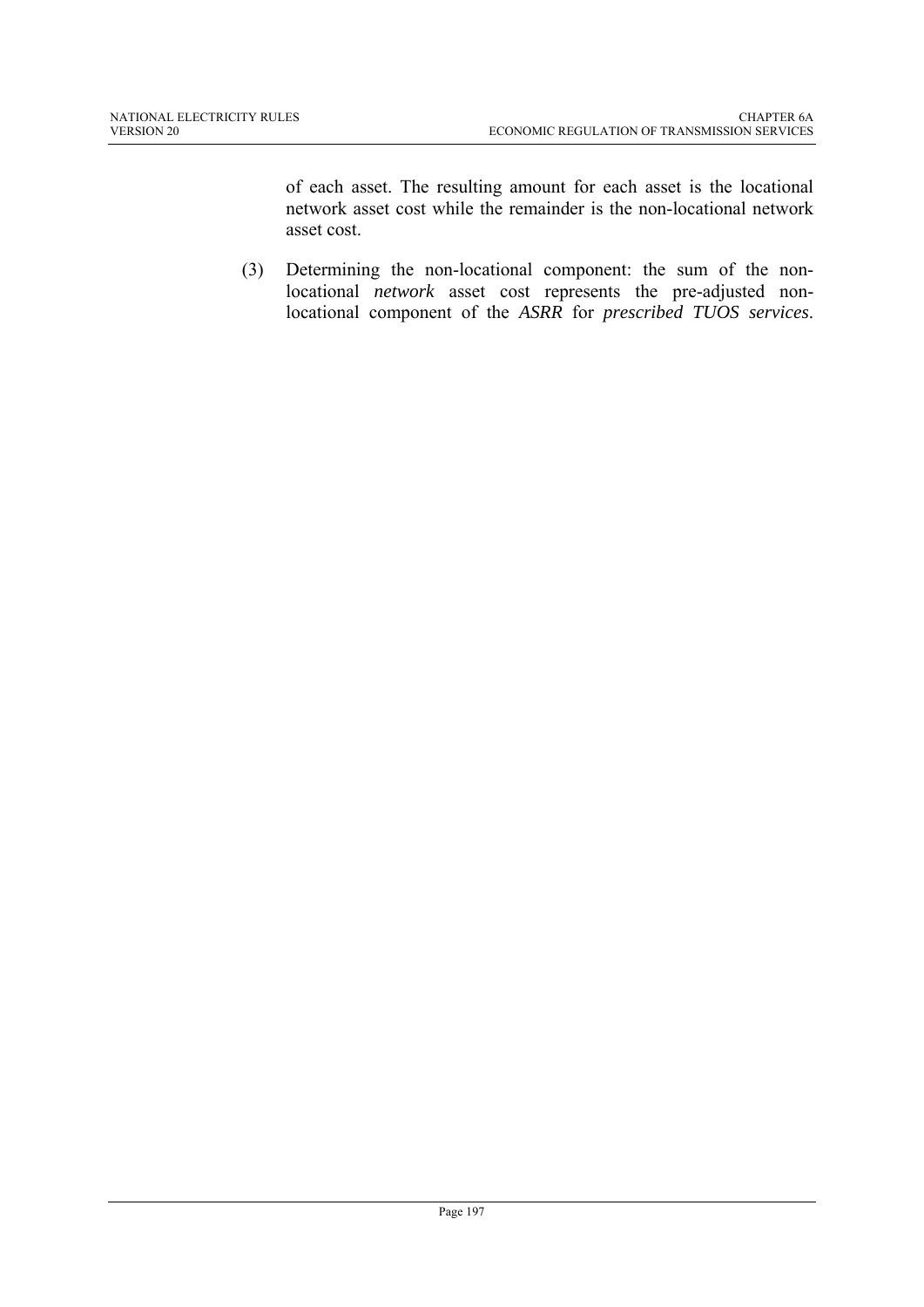of each asset. The resulting amount for each asset is the locational network asset cost while the remainder is the non-locational network asset cost.

(3) Determining the non-locational component: the sum of the non-locational *network* asset cost represents the pre-adjusted non-locational component of the *ASRR* for *prescribed TUOS services*.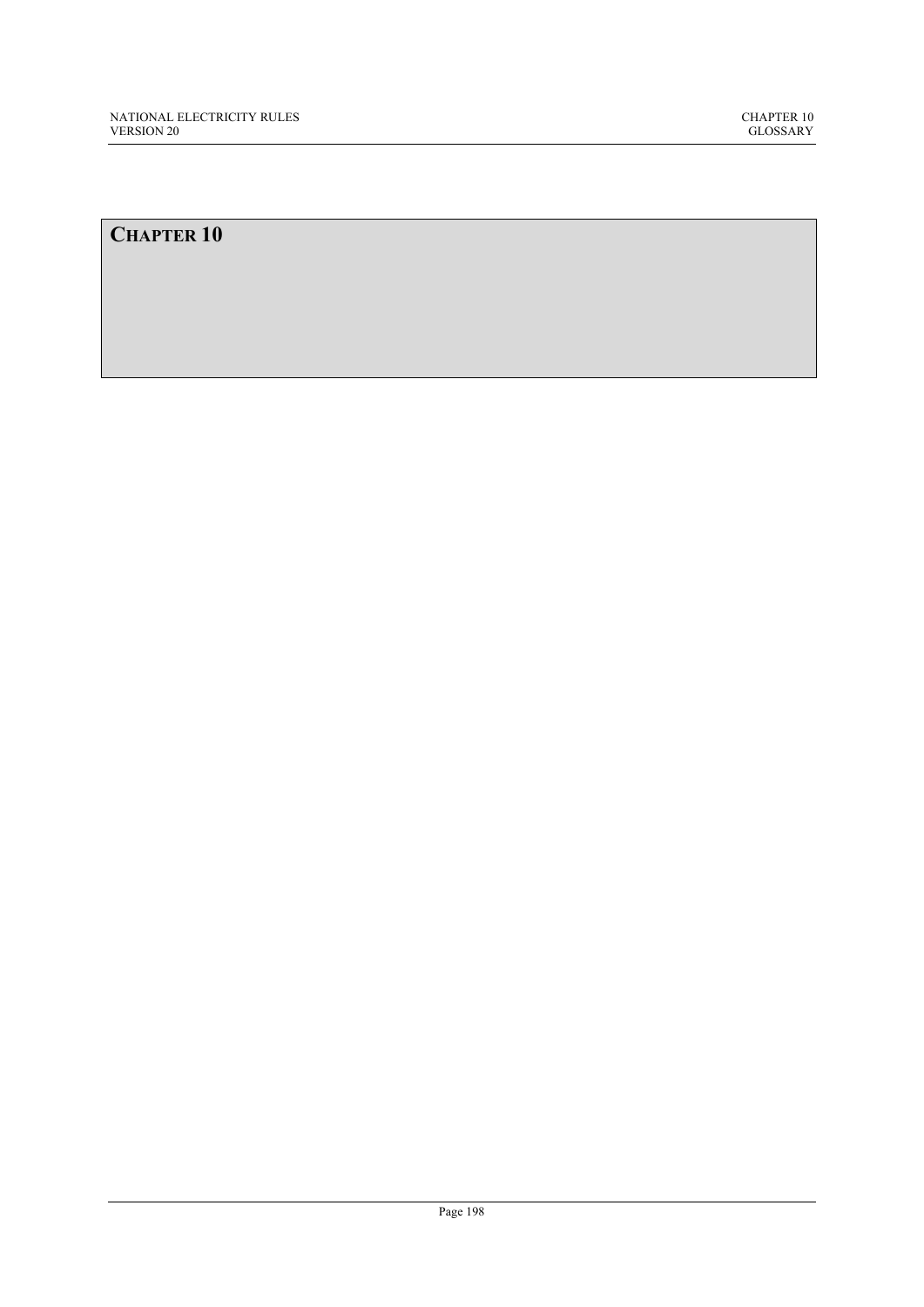# CHAPTER 10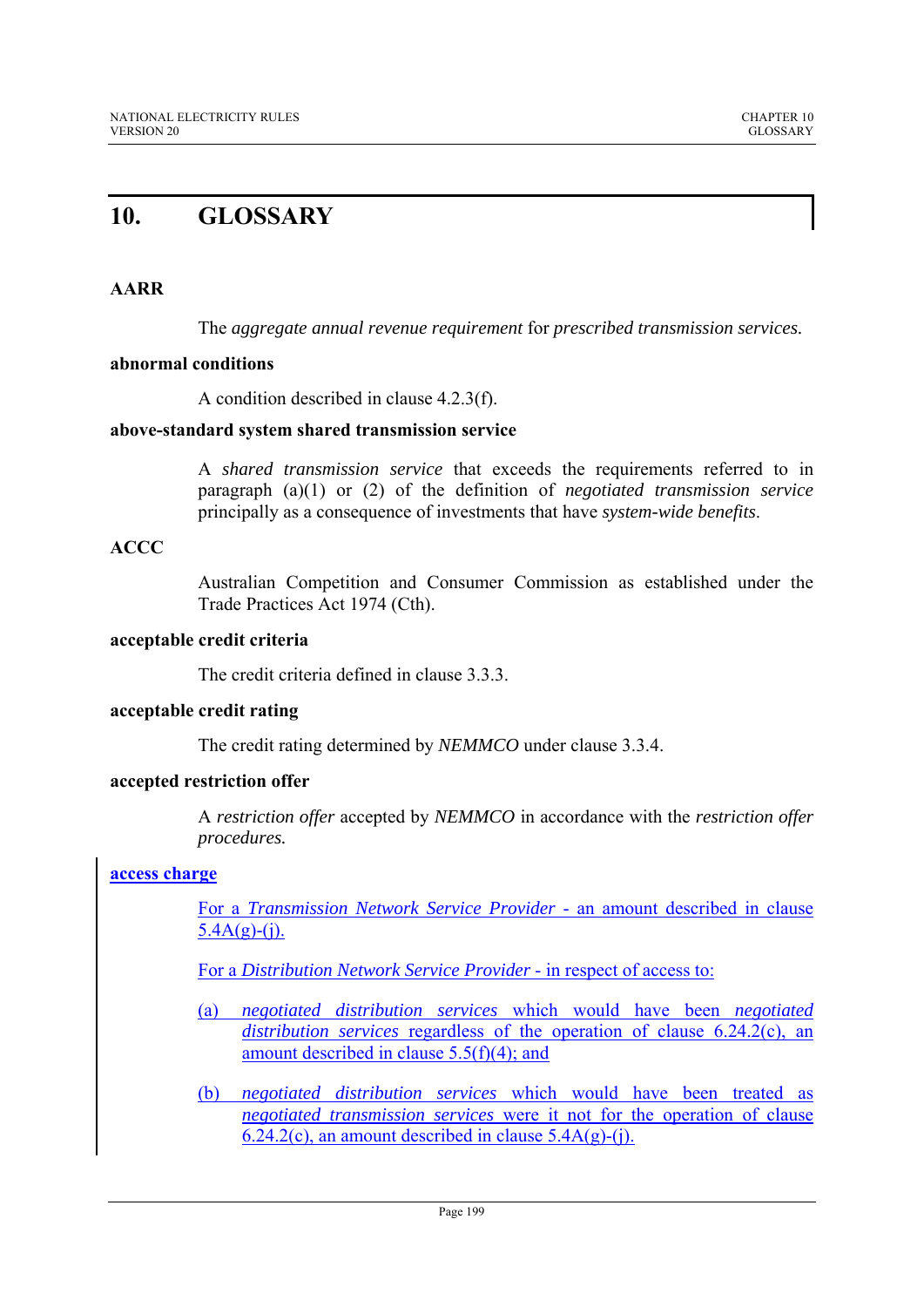# 10. GLOSSARY

**AARR**

The *aggregate annual revenue requirement* for *prescribed transmission services.*

**abnormal conditions**

A condition described in clause 4.2.3(f).

**above-standard system shared transmission service**

A *shared transmission service* that exceeds the requirements referred to in paragraph (a)(1) or (2) of the definition of *negotiated transmission service* principally as a consequence of investments that have *system-wide benefits*.

**ACCC**

Australian Competition and Consumer Commission as established under the Trade Practices Act 1974 (Cth).

**acceptable credit criteria**

The credit criteria defined in clause 3.3.3.

**acceptable credit rating**

The credit rating determined by *NEMMCO* under clause 3.3.4.

**accepted restriction offer**

A *restriction offer* accepted by *NEMMCO* in accordance with the *restriction offer procedures.*

**access charge**

For a *Transmission Network Service Provider* - an amount described in clause 5.4A(g)-(j).

For a *Distribution Network Service Provider* - in respect of access to:

(a) *negotiated distribution services* which would have been *negotiated distribution services* regardless of the operation of clause 6.24.2(c), an amount described in clause 5.5(f)(4); and

(b) *negotiated distribution services* which would have been treated as *negotiated transmission services* were it not for the operation of clause 6.24.2(c), an amount described in clause 5.4A(g)-(j).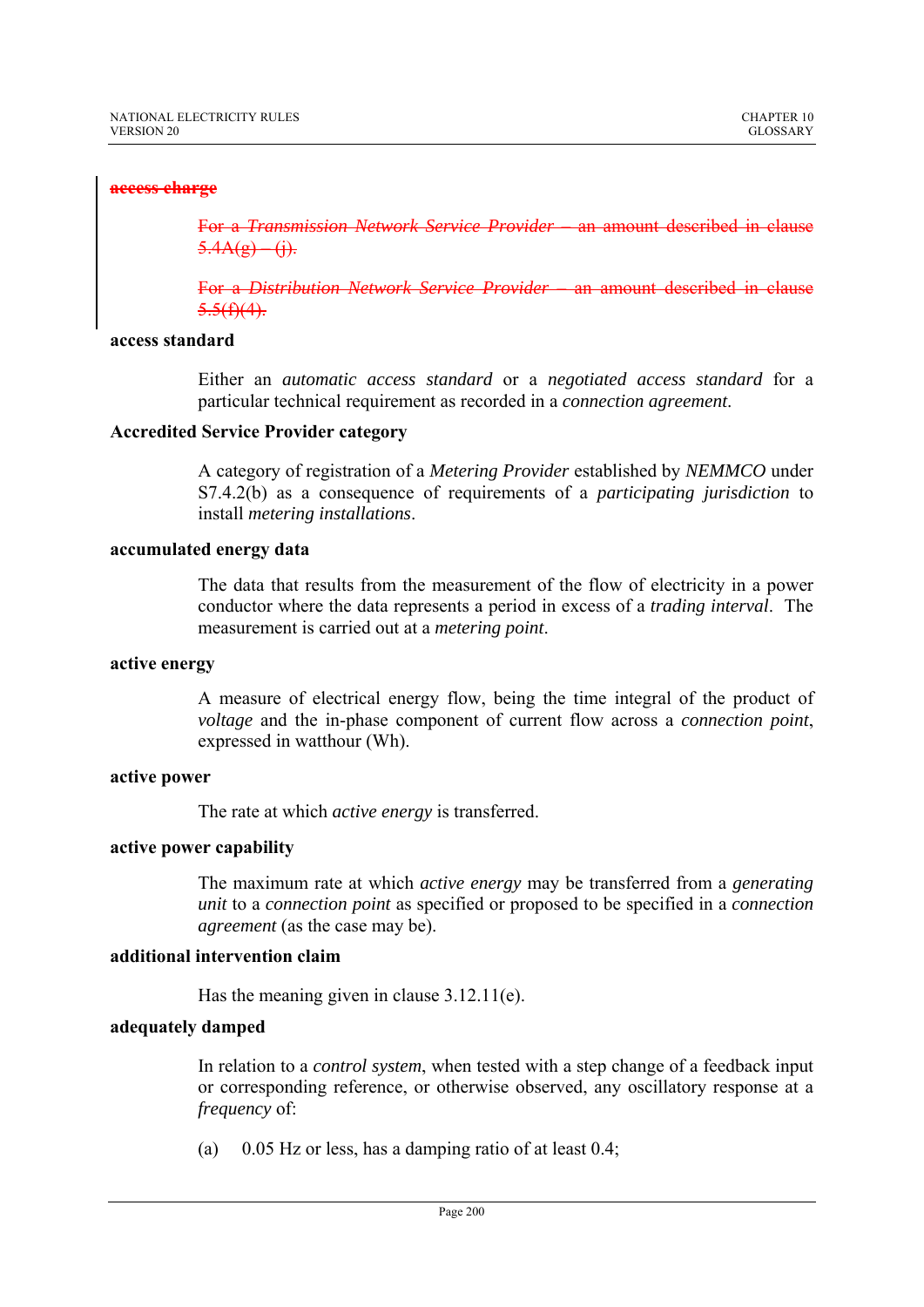~~**access charge**~~

~~For a *Transmission Network Service Provider* – an amount described in clause 5.4A(g) – (j).~~

~~For a *Distribution Network Service Provider* – an amount described in clause 5.5(f)(4).~~

**access standard**

Either an *automatic access standard* or a *negotiated access standard* for a particular technical requirement as recorded in a *connection agreement*.

**Accredited Service Provider category**

A category of registration of a *Metering Provider* established by *NEMMCO* under S7.4.2(b) as a consequence of requirements of a *participating jurisdiction* to install *metering installations*.

**accumulated energy data**

The data that results from the measurement of the flow of electricity in a power conductor where the data represents a period in excess of a *trading interval*. The measurement is carried out at a *metering point*.

**active energy**

A measure of electrical energy flow, being the time integral of the product of *voltage* and the in-phase component of current flow across a *connection point*, expressed in watthour (Wh).

**active power**

The rate at which *active energy* is transferred.

**active power capability**

The maximum rate at which *active energy* may be transferred from a *generating unit* to a *connection point* as specified or proposed to be specified in a *connection agreement* (as the case may be).

**additional intervention claim**

Has the meaning given in clause 3.12.11(e).

**adequately damped**

In relation to a *control system*, when tested with a step change of a feedback input or corresponding reference, or otherwise observed, any oscillatory response at a *frequency* of:

(a) 0.05 Hz or less, has a damping ratio of at least 0.4;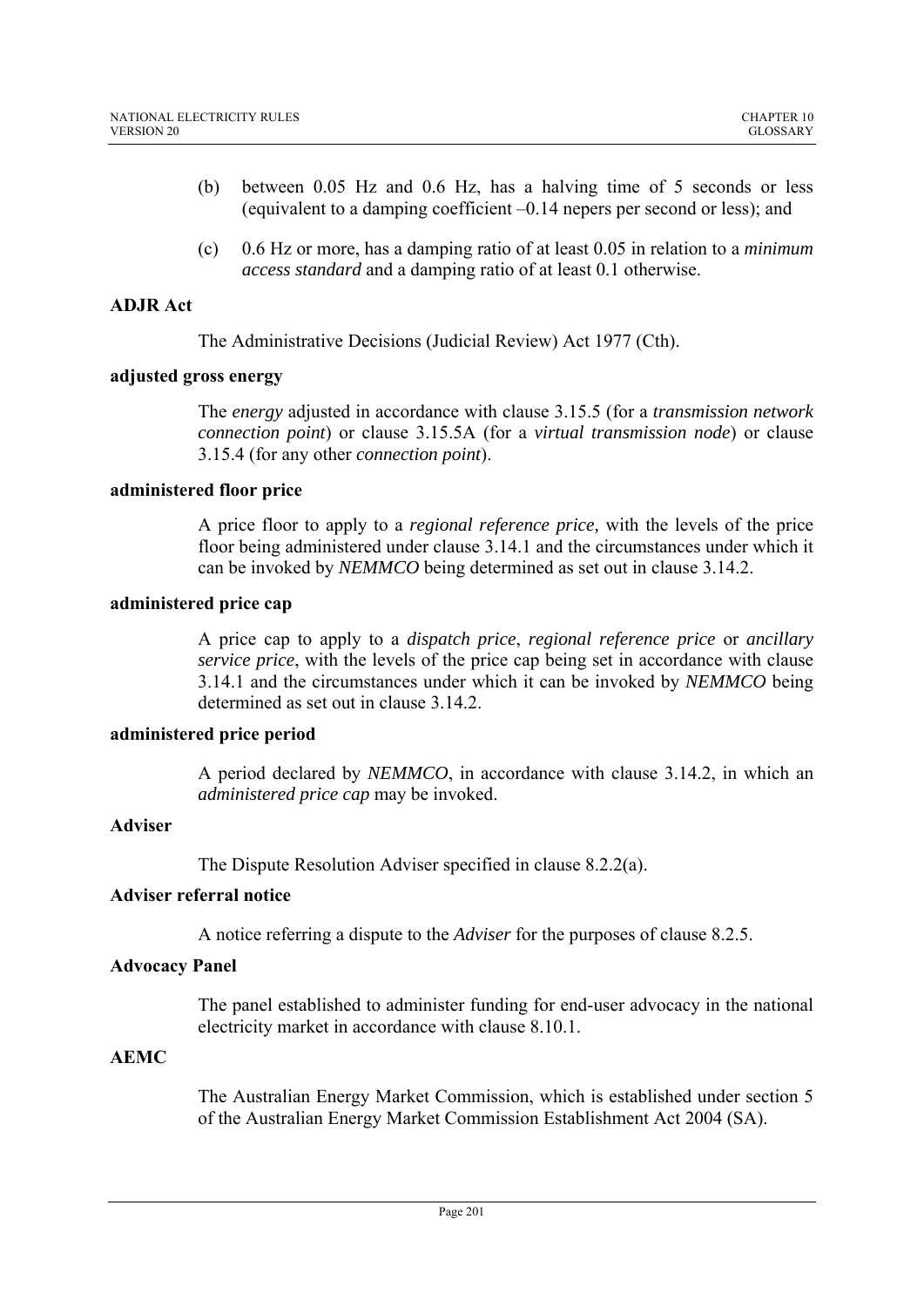(b) between 0.05 Hz and 0.6 Hz, has a halving time of 5 seconds or less (equivalent to a damping coefficient –0.14 nepers per second or less); and

(c) 0.6 Hz or more, has a damping ratio of at least 0.05 in relation to a *minimum access standard* and a damping ratio of at least 0.1 otherwise.

**ADJR Act**

The Administrative Decisions (Judicial Review) Act 1977 (Cth).

**adjusted gross energy**

The *energy* adjusted in accordance with clause 3.15.5 (for a *transmission network connection point*) or clause 3.15.5A (for a *virtual transmission node*) or clause 3.15.4 (for any other *connection point*).

**administered floor price**

A price floor to apply to a *regional reference price,* with the levels of the price floor being administered under clause 3.14.1 and the circumstances under which it can be invoked by *NEMMCO* being determined as set out in clause 3.14.2.

**administered price cap**

A price cap to apply to a *dispatch price*, *regional reference price* or *ancillary service price*, with the levels of the price cap being set in accordance with clause 3.14.1 and the circumstances under which it can be invoked by *NEMMCO* being determined as set out in clause 3.14.2.

**administered price period**

A period declared by *NEMMCO*, in accordance with clause 3.14.2, in which an *administered price cap* may be invoked.

**Adviser**

The Dispute Resolution Adviser specified in clause 8.2.2(a).

**Adviser referral notice**

A notice referring a dispute to the *Adviser* for the purposes of clause 8.2.5.

**Advocacy Panel**

The panel established to administer funding for end-user advocacy in the national electricity market in accordance with clause 8.10.1.

**AEMC**

The Australian Energy Market Commission, which is established under section 5 of the Australian Energy Market Commission Establishment Act 2004 (SA).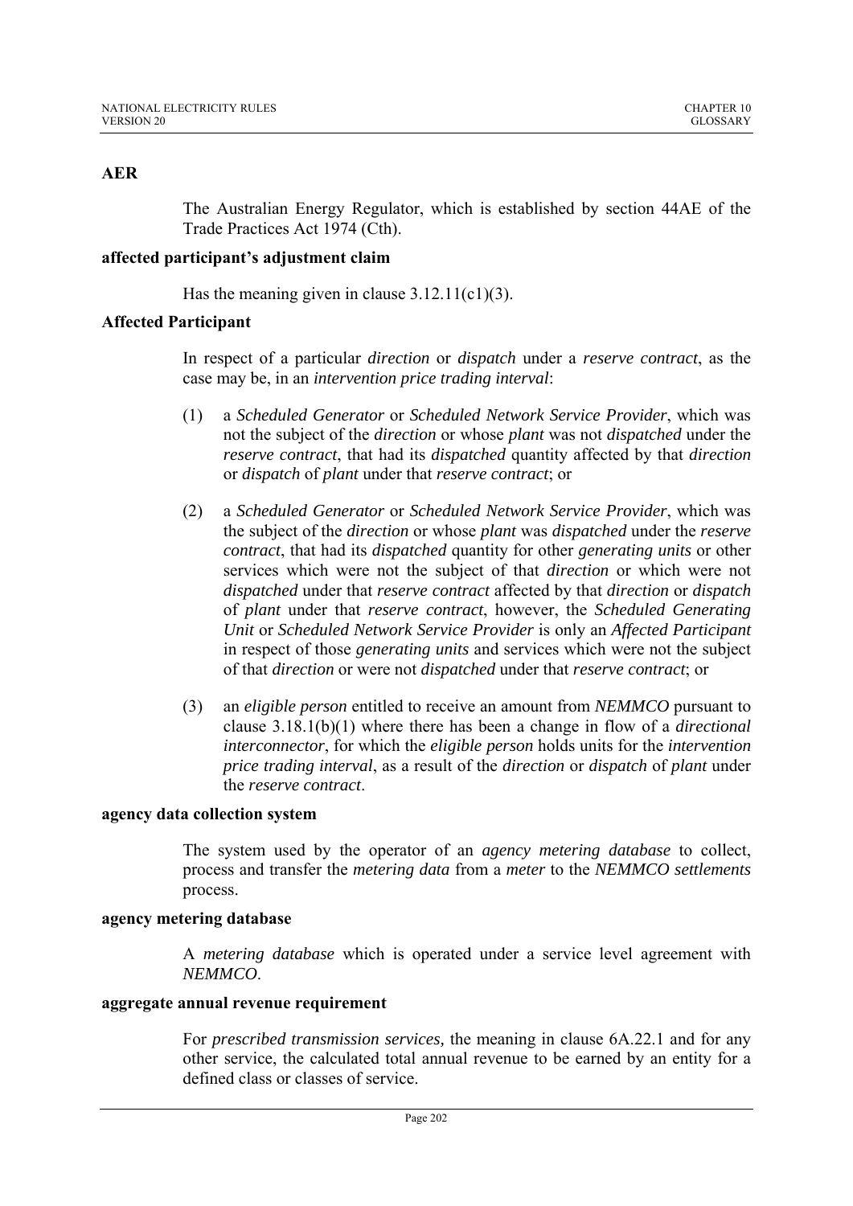**AER**

The Australian Energy Regulator, which is established by section 44AE of the Trade Practices Act 1974 (Cth).

**affected participant's adjustment claim**

Has the meaning given in clause 3.12.11(c1)(3).

**Affected Participant**

In respect of a particular *direction* or *dispatch* under a *reserve contract*, as the case may be, in an *intervention price trading interval*:

(1) a *Scheduled Generator* or *Scheduled Network Service Provider*, which was not the subject of the *direction* or whose *plant* was not *dispatched* under the *reserve contract*, that had its *dispatched* quantity affected by that *direction* or *dispatch* of *plant* under that *reserve contract*; or

(2) a *Scheduled Generator* or *Scheduled Network Service Provider*, which was the subject of the *direction* or whose *plant* was *dispatched* under the *reserve contract*, that had its *dispatched* quantity for other *generating units* or other services which were not the subject of that *direction* or which were not *dispatched* under that *reserve contract* affected by that *direction* or *dispatch* of *plant* under that *reserve contract*, however, the *Scheduled Generating Unit* or *Scheduled Network Service Provider* is only an *Affected Participant* in respect of those *generating units* and services which were not the subject of that *direction* or were not *dispatched* under that *reserve contract*; or

(3) an *eligible person* entitled to receive an amount from *NEMMCO* pursuant to clause 3.18.1(b)(1) where there has been a change in flow of a *directional interconnector*, for which the *eligible person* holds units for the *intervention price trading interval*, as a result of the *direction* or *dispatch* of *plant* under the *reserve contract*.

**agency data collection system**

The system used by the operator of an *agency metering database* to collect, process and transfer the *metering data* from a *meter* to the *NEMMCO settlements* process.

**agency metering database**

A *metering database* which is operated under a service level agreement with *NEMMCO*.

**aggregate annual revenue requirement**

For *prescribed transmission services,* the meaning in clause 6A.22.1 and for any other service, the calculated total annual revenue to be earned by an entity for a defined class or classes of service.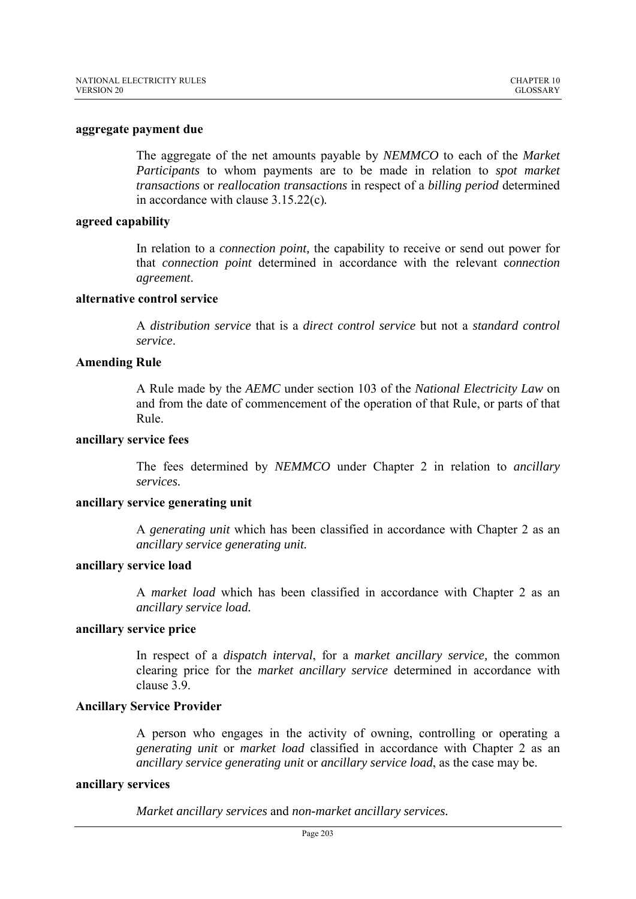**aggregate payment due**

The aggregate of the net amounts payable by *NEMMCO* to each of the *Market Participants* to whom payments are to be made in relation to *spot market transactions* or *reallocation transactions* in respect of a *billing period* determined in accordance with clause 3.15.22(c).

**agreed capability**

In relation to a *connection point,* the capability to receive or send out power for that *connection point* determined in accordance with the relevant c*onnection agreement*.

**alternative control service**

A *distribution service* that is a *direct control service* but not a *standard control service*.

**Amending Rule**

A Rule made by the *AEMC* under section 103 of the *National Electricity Law* on and from the date of commencement of the operation of that Rule, or parts of that Rule.

**ancillary service fees**

The fees determined by *NEMMCO* under Chapter 2 in relation to *ancillary services.*

**ancillary service generating unit**

A *generating unit* which has been classified in accordance with Chapter 2 as an *ancillary service generating unit.*

**ancillary service load**

A *market load* which has been classified in accordance with Chapter 2 as an *ancillary service load.*

**ancillary service price**

In respect of a *dispatch interval*, for a *market ancillary service,* the common clearing price for the *market ancillary service* determined in accordance with clause 3.9.

**Ancillary Service Provider**

A person who engages in the activity of owning, controlling or operating a *generating unit* or *market load* classified in accordance with Chapter 2 as an *ancillary service generating unit* or *ancillary service load*, as the case may be.

**ancillary services**

*Market ancillary services* and *non-market ancillary services*.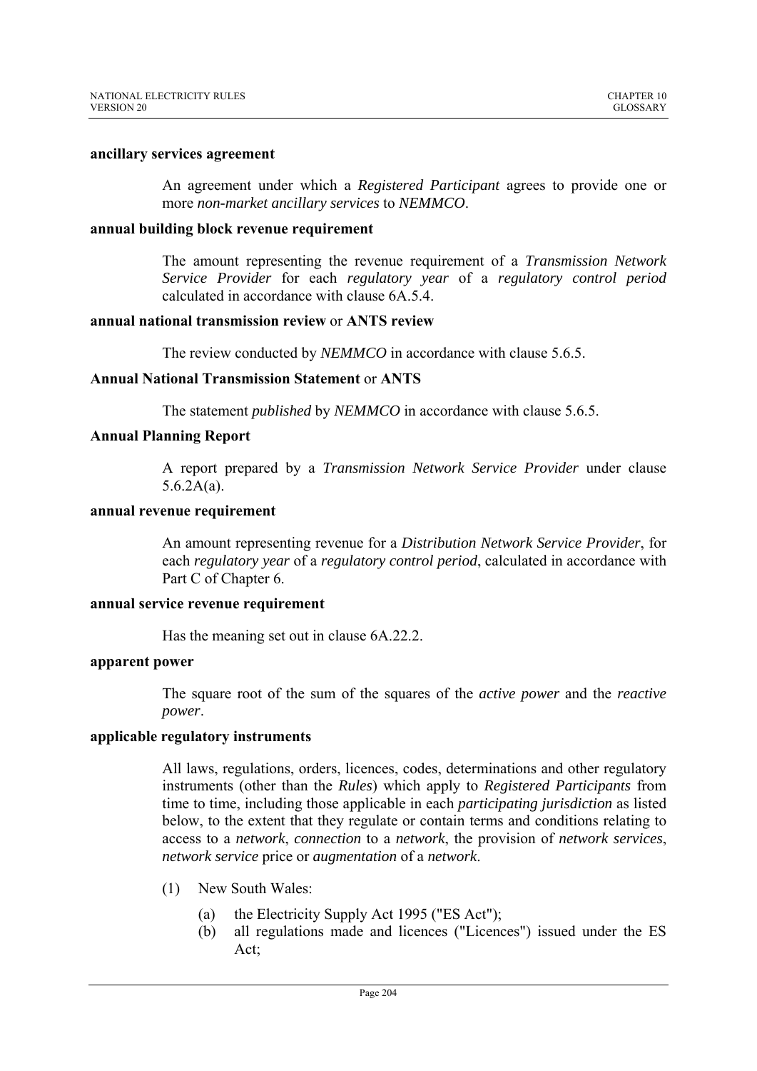**ancillary services agreement**

An agreement under which a *Registered Participant* agrees to provide one or more *non-market ancillary services* to *NEMMCO*.

**annual building block revenue requirement**

The amount representing the revenue requirement of a *Transmission Network Service Provider* for each *regulatory year* of a *regulatory control period* calculated in accordance with clause 6A.5.4.

**annual national transmission review** or **ANTS review**

The review conducted by *NEMMCO* in accordance with clause 5.6.5.

**Annual National Transmission Statement** or **ANTS**

The statement *published* by *NEMMCO* in accordance with clause 5.6.5.

**Annual Planning Report**

A report prepared by a *Transmission Network Service Provider* under clause 5.6.2A(a).

**annual revenue requirement**

An amount representing revenue for a *Distribution Network Service Provider*, for each *regulatory year* of a *regulatory control period*, calculated in accordance with Part C of Chapter 6.

**annual service revenue requirement**

Has the meaning set out in clause 6A.22.2.

**apparent power**

The square root of the sum of the squares of the *active power* and the *reactive power*.

**applicable regulatory instruments**

All laws, regulations, orders, licences, codes, determinations and other regulatory instruments (other than the *Rules*) which apply to *Registered Participants* from time to time, including those applicable in each *participating jurisdiction* as listed below, to the extent that they regulate or contain terms and conditions relating to access to a *network*, *connection* to a *network*, the provision of *network services*, *network service* price or *augmentation* of a *network*.

(1) New South Wales:

(a) the Electricity Supply Act 1995 ("ES Act");
(b) all regulations made and licences ("Licences") issued under the ES Act;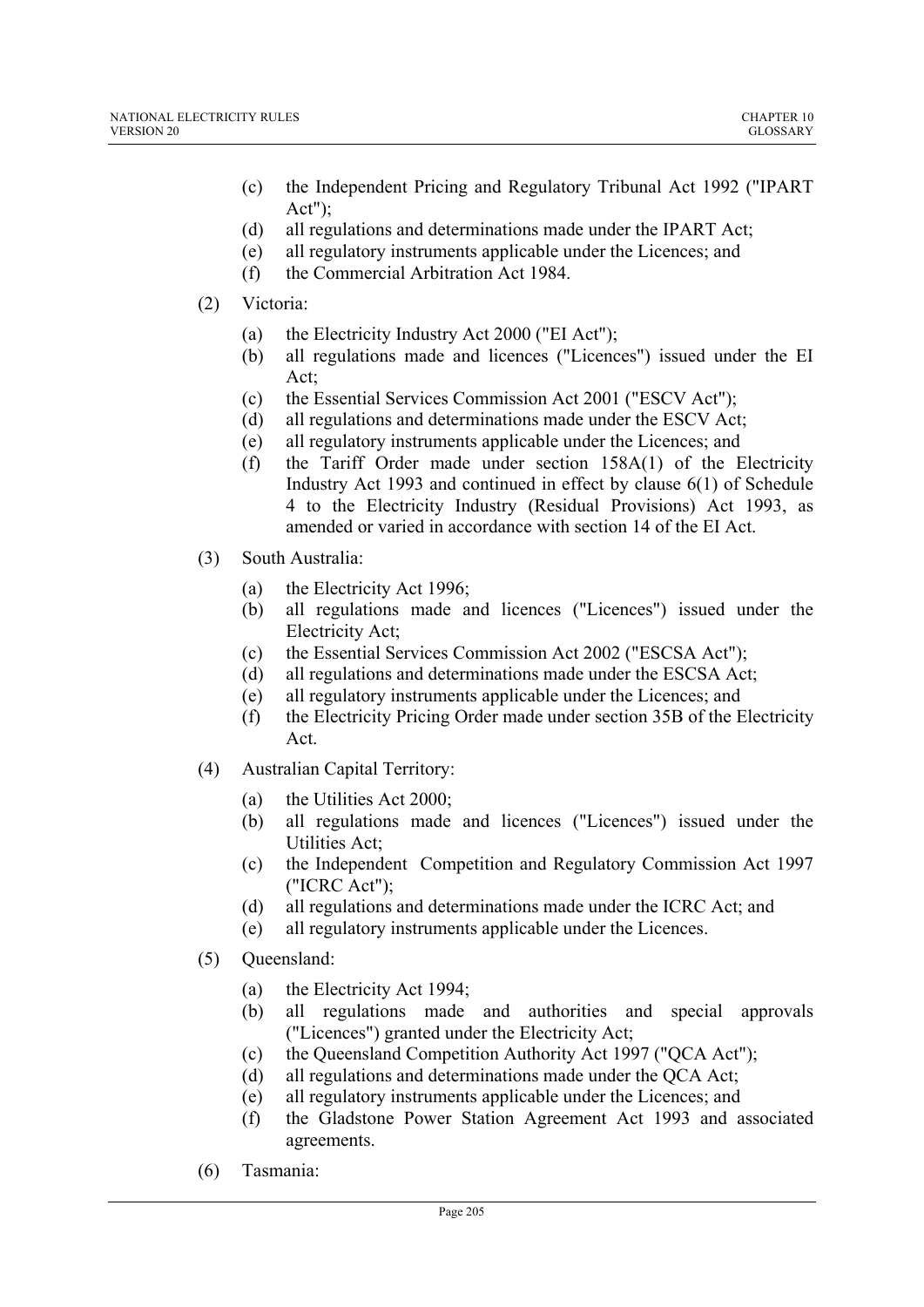(c) the Independent Pricing and Regulatory Tribunal Act 1992 ("IPART Act");

(d) all regulations and determinations made under the IPART Act;

(e) all regulatory instruments applicable under the Licences; and

(f) the Commercial Arbitration Act 1984.

(2) Victoria:

(a) the Electricity Industry Act 2000 ("EI Act");

(b) all regulations made and licences ("Licences") issued under the EI Act;

(c) the Essential Services Commission Act 2001 ("ESCV Act");

(d) all regulations and determinations made under the ESCV Act;

(e) all regulatory instruments applicable under the Licences; and

(f) the Tariff Order made under section 158A(1) of the Electricity Industry Act 1993 and continued in effect by clause 6(1) of Schedule 4 to the Electricity Industry (Residual Provisions) Act 1993, as amended or varied in accordance with section 14 of the EI Act.

(3) South Australia:

(a) the Electricity Act 1996;

(b) all regulations made and licences ("Licences") issued under the Electricity Act;

(c) the Essential Services Commission Act 2002 ("ESCSA Act");

(d) all regulations and determinations made under the ESCSA Act;

(e) all regulatory instruments applicable under the Licences; and

(f) the Electricity Pricing Order made under section 35B of the Electricity Act.

(4) Australian Capital Territory:

(a) the Utilities Act 2000;

(b) all regulations made and licences ("Licences") issued under the Utilities Act;

(c) the Independent Competition and Regulatory Commission Act 1997 ("ICRC Act");

(d) all regulations and determinations made under the ICRC Act; and

(e) all regulatory instruments applicable under the Licences.

(5) Queensland:

(a) the Electricity Act 1994;

(b) all regulations made and authorities and special approvals ("Licences") granted under the Electricity Act;

(c) the Queensland Competition Authority Act 1997 ("QCA Act");

(d) all regulations and determinations made under the QCA Act;

(e) all regulatory instruments applicable under the Licences; and

(f) the Gladstone Power Station Agreement Act 1993 and associated agreements.

(6) Tasmania: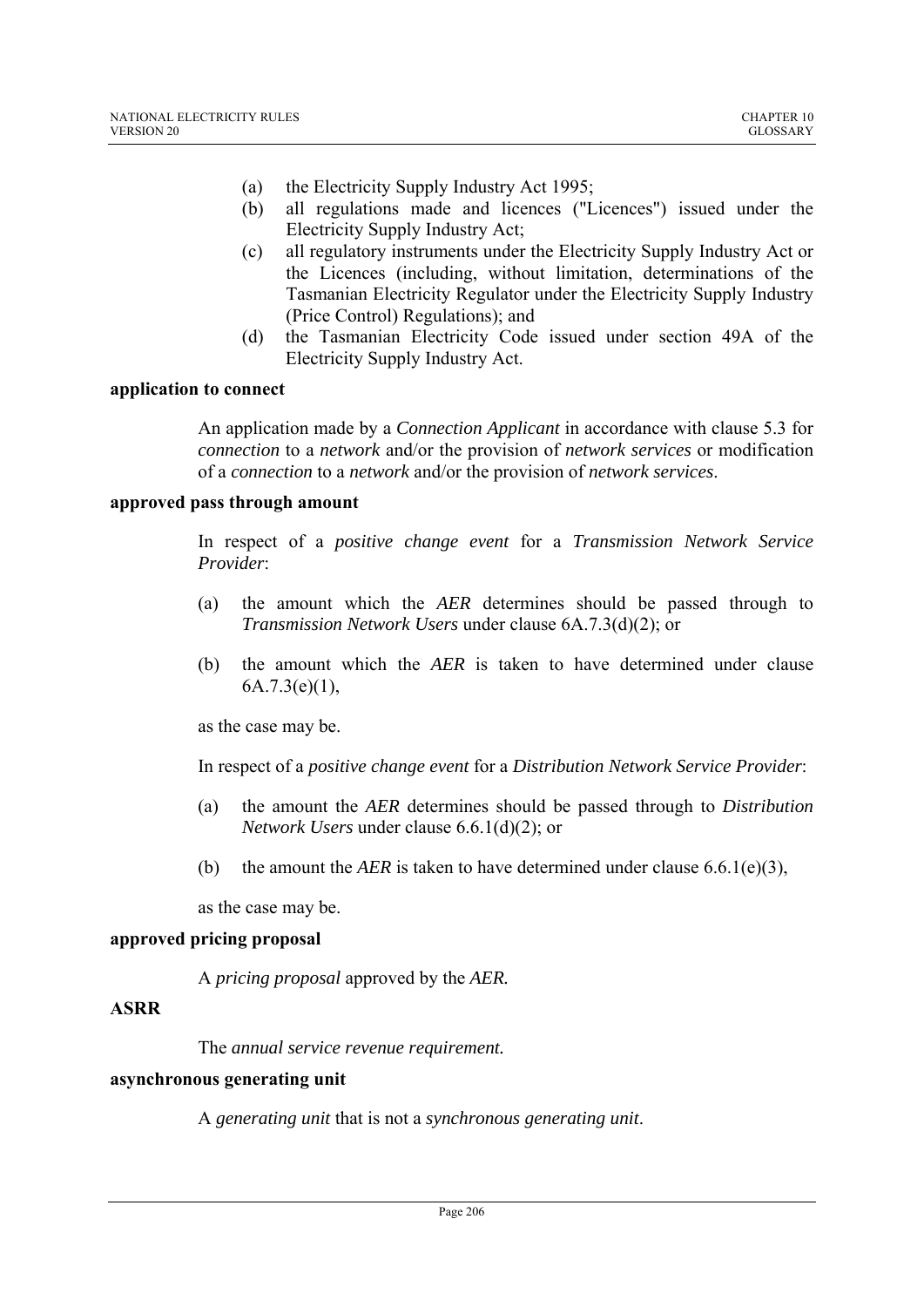(a) the Electricity Supply Industry Act 1995;

(b) all regulations made and licences ("Licences") issued under the Electricity Supply Industry Act;

(c) all regulatory instruments under the Electricity Supply Industry Act or the Licences (including, without limitation, determinations of the Tasmanian Electricity Regulator under the Electricity Supply Industry (Price Control) Regulations); and

(d) the Tasmanian Electricity Code issued under section 49A of the Electricity Supply Industry Act.

**application to connect**

An application made by a *Connection Applicant* in accordance with clause 5.3 for *connection* to a *network* and/or the provision of *network services* or modification of a *connection* to a *network* and/or the provision of *network services*.

**approved pass through amount**

In respect of a *positive change event* for a *Transmission Network Service Provider*:

(a) the amount which the *AER* determines should be passed through to *Transmission Network Users* under clause 6A.7.3(d)(2); or

(b) the amount which the *AER* is taken to have determined under clause 6A.7.3(e)(1),

as the case may be.

In respect of a *positive change event* for a *Distribution Network Service Provider*:

(a) the amount the *AER* determines should be passed through to *Distribution Network Users* under clause 6.6.1(d)(2); or

(b) the amount the *AER* is taken to have determined under clause 6.6.1(e)(3),

as the case may be.

**approved pricing proposal**

A *pricing proposal* approved by the *AER.*

**ASRR**

The *annual service revenue requirement.*

**asynchronous generating unit**

A *generating unit* that is not a *synchronous generating unit*.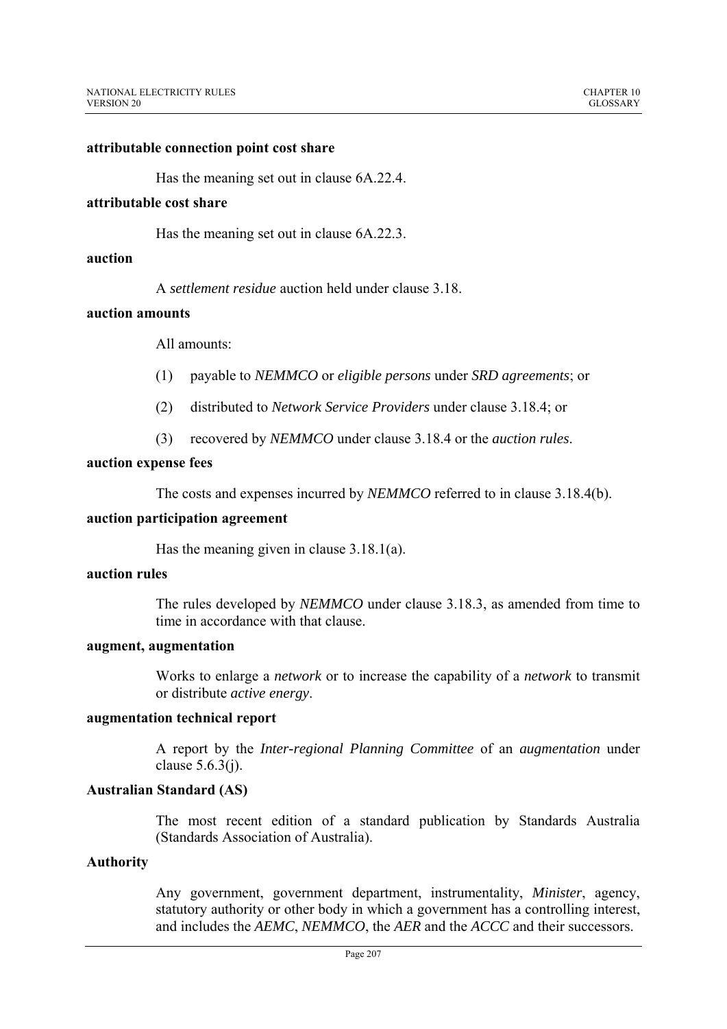**attributable connection point cost share**

Has the meaning set out in clause 6A.22.4.

**attributable cost share**

Has the meaning set out in clause 6A.22.3.

**auction**

A *settlement residue* auction held under clause 3.18.

**auction amounts**

All amounts:

(1) payable to *NEMMCO* or *eligible persons* under *SRD agreements*; or

(2) distributed to *Network Service Providers* under clause 3.18.4; or

(3) recovered by *NEMMCO* under clause 3.18.4 or the *auction rules*.

**auction expense fees**

The costs and expenses incurred by *NEMMCO* referred to in clause 3.18.4(b).

**auction participation agreement**

Has the meaning given in clause 3.18.1(a).

**auction rules**

The rules developed by *NEMMCO* under clause 3.18.3, as amended from time to time in accordance with that clause.

**augment, augmentation**

Works to enlarge a *network* or to increase the capability of a *network* to transmit or distribute *active energy*.

**augmentation technical report**

A report by the *Inter-regional Planning Committee* of an *augmentation* under clause 5.6.3(j).

**Australian Standard (AS)**

The most recent edition of a standard publication by Standards Australia (Standards Association of Australia).

**Authority**

Any government, government department, instrumentality, *Minister*, agency, statutory authority or other body in which a government has a controlling interest, and includes the *AEMC*, *NEMMCO*, the *AER* and the *ACCC* and their successors.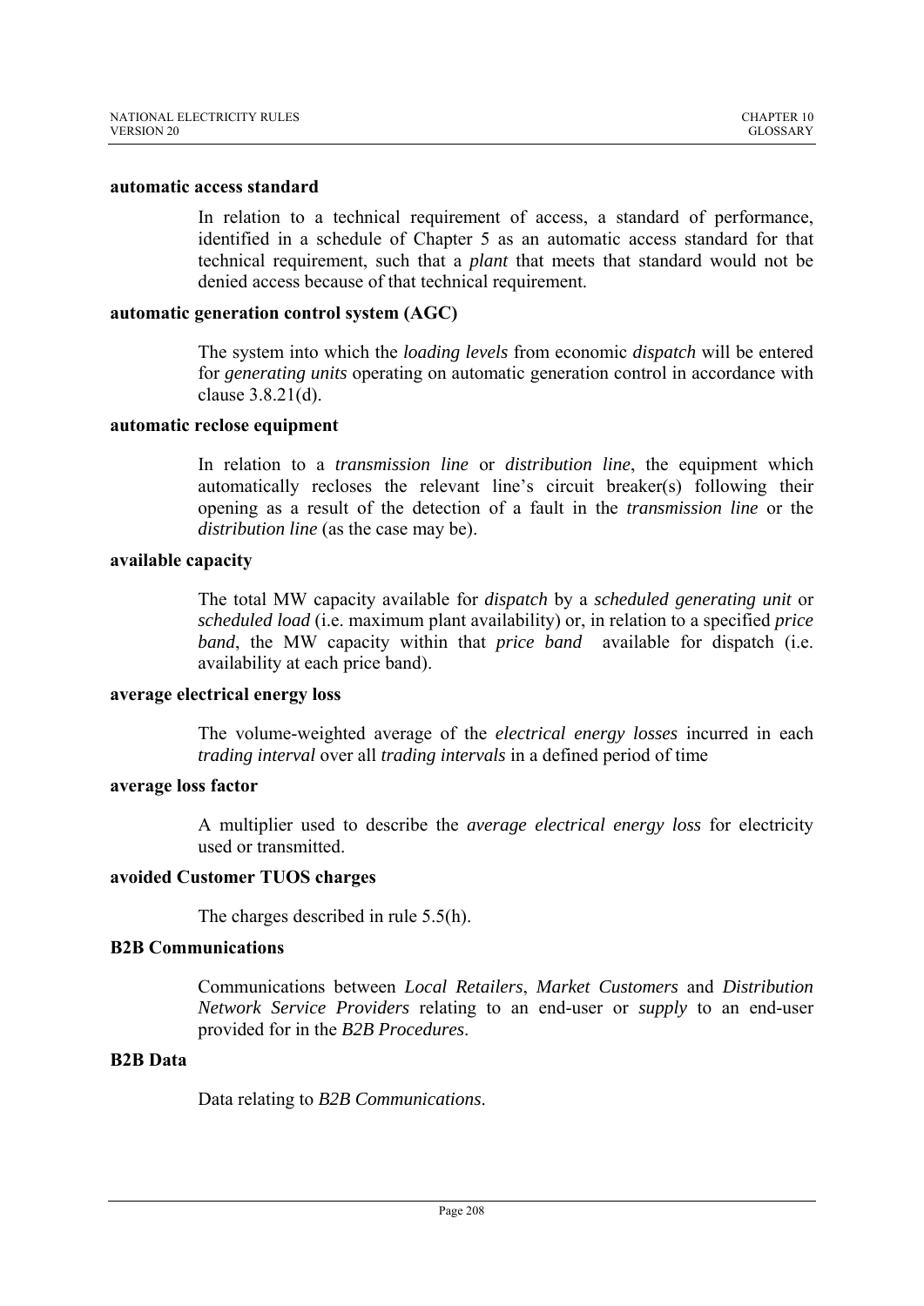**automatic access standard**

In relation to a technical requirement of access, a standard of performance, identified in a schedule of Chapter 5 as an automatic access standard for that technical requirement, such that a *plant* that meets that standard would not be denied access because of that technical requirement.

**automatic generation control system (AGC)**

The system into which the *loading levels* from economic *dispatch* will be entered for *generating units* operating on automatic generation control in accordance with clause 3.8.21(d).

**automatic reclose equipment**

In relation to a *transmission line* or *distribution line*, the equipment which automatically recloses the relevant line's circuit breaker(s) following their opening as a result of the detection of a fault in the *transmission line* or the *distribution line* (as the case may be).

**available capacity**

The total MW capacity available for *dispatch* by a *scheduled generating unit* or *scheduled load* (i.e. maximum plant availability) or, in relation to a specified *price band*, the MW capacity within that *price band* available for dispatch (i.e. availability at each price band).

**average electrical energy loss**

The volume-weighted average of the *electrical energy losses* incurred in each *trading interval* over all *trading intervals* in a defined period of time

**average loss factor**

A multiplier used to describe the *average electrical energy loss* for electricity used or transmitted.

**avoided Customer TUOS charges**

The charges described in rule 5.5(h).

**B2B Communications**

Communications between *Local Retailers*, *Market Customers* and *Distribution Network Service Providers* relating to an end-user or *supply* to an end-user provided for in the *B2B Procedures*.

**B2B Data**

Data relating to *B2B Communications*.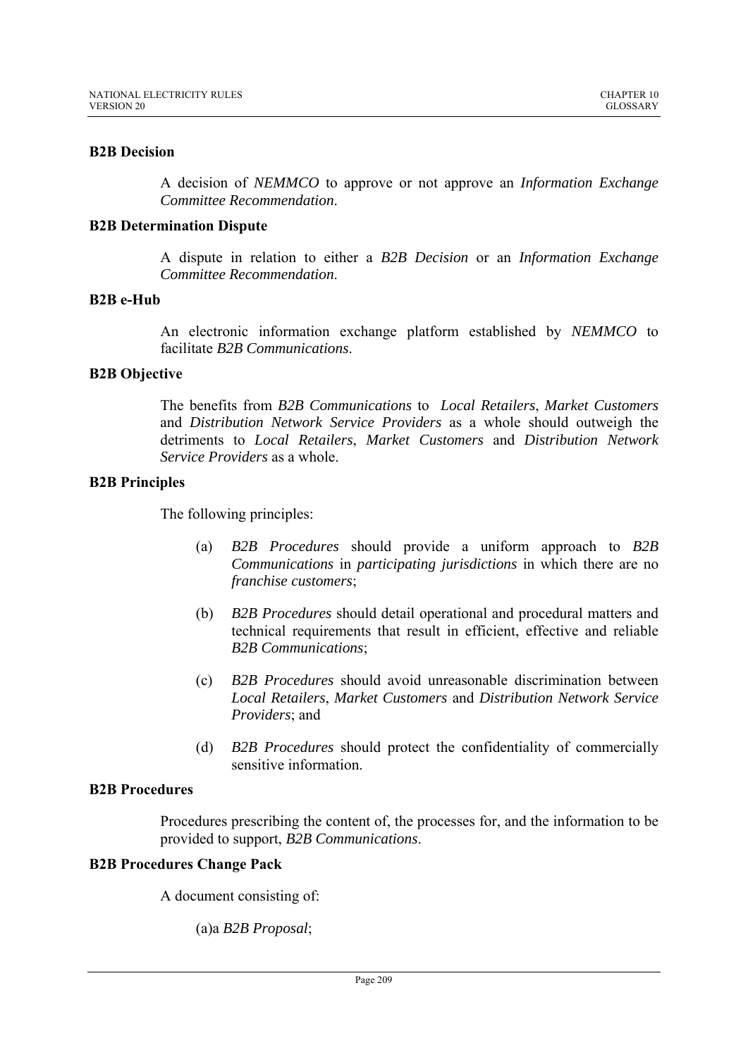**B2B Decision**

A decision of *NEMMCO* to approve or not approve an *Information Exchange Committee Recommendation*.

**B2B Determination Dispute**

A dispute in relation to either a *B2B Decision* or an *Information Exchange Committee Recommendation*.

**B2B e-Hub**

An electronic information exchange platform established by *NEMMCO* to facilitate *B2B Communications*.

**B2B Objective**

The benefits from *B2B Communications* to *Local Retailers*, *Market Customers* and *Distribution Network Service Providers* as a whole should outweigh the detriments to *Local Retailers*, *Market Customers* and *Distribution Network Service Providers* as a whole.

**B2B Principles**

The following principles:

(a) *B2B Procedures* should provide a uniform approach to *B2B Communications* in *participating jurisdictions* in which there are no *franchise customers*;

(b) *B2B Procedures* should detail operational and procedural matters and technical requirements that result in efficient, effective and reliable *B2B Communications*;

(c) *B2B Procedures* should avoid unreasonable discrimination between *Local Retailers*, *Market Customers* and *Distribution Network Service Providers*; and

(d) *B2B Procedures* should protect the confidentiality of commercially sensitive information.

**B2B Procedures**

Procedures prescribing the content of, the processes for, and the information to be provided to support, *B2B Communications*.

**B2B Procedures Change Pack**

A document consisting of:

(a)a *B2B Proposal*;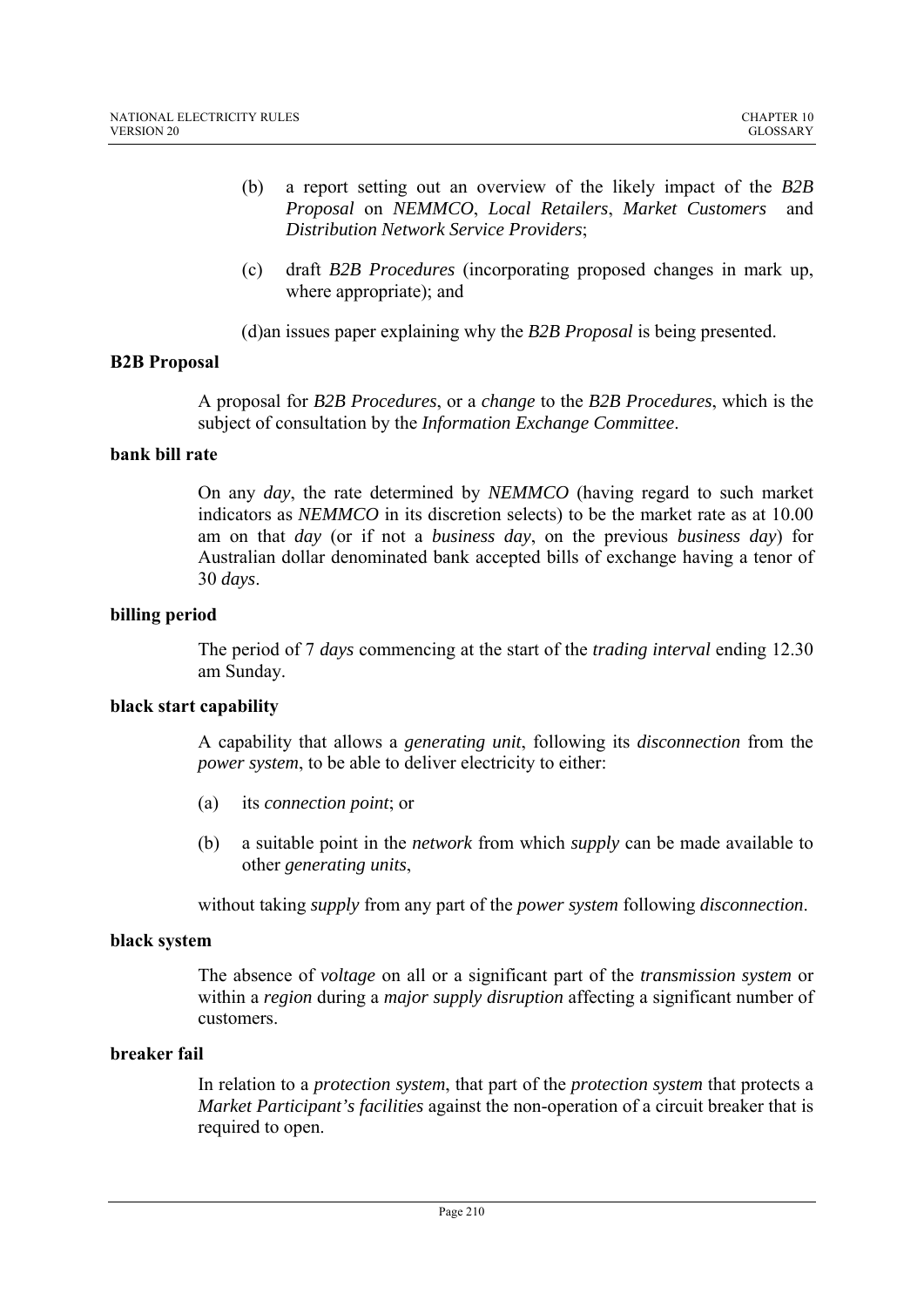(b) a report setting out an overview of the likely impact of the *B2B Proposal* on *NEMMCO*, *Local Retailers*, *Market Customers* and *Distribution Network Service Providers*;

(c) draft *B2B Procedures* (incorporating proposed changes in mark up, where appropriate); and

(d)an issues paper explaining why the *B2B Proposal* is being presented.

**B2B Proposal**

A proposal for *B2B Procedures*, or a *change* to the *B2B Procedures*, which is the subject of consultation by the *Information Exchange Committee*.

**bank bill rate**

On any *day*, the rate determined by *NEMMCO* (having regard to such market indicators as *NEMMCO* in its discretion selects) to be the market rate as at 10.00 am on that *day* (or if not a *business day*, on the previous *business day*) for Australian dollar denominated bank accepted bills of exchange having a tenor of 30 *days*.

**billing period**

The period of 7 *days* commencing at the start of the *trading interval* ending 12.30 am Sunday.

**black start capability**

A capability that allows a *generating unit*, following its *disconnection* from the *power system*, to be able to deliver electricity to either:

(a) its *connection point*; or

(b) a suitable point in the *network* from which *supply* can be made available to other *generating units*,

without taking *supply* from any part of the *power system* following *disconnection*.

**black system**

The absence of *voltage* on all or a significant part of the *transmission system* or within a *region* during a *major supply disruption* affecting a significant number of customers.

**breaker fail**

In relation to a *protection system*, that part of the *protection system* that protects a *Market Participant's facilities* against the non-operation of a circuit breaker that is required to open.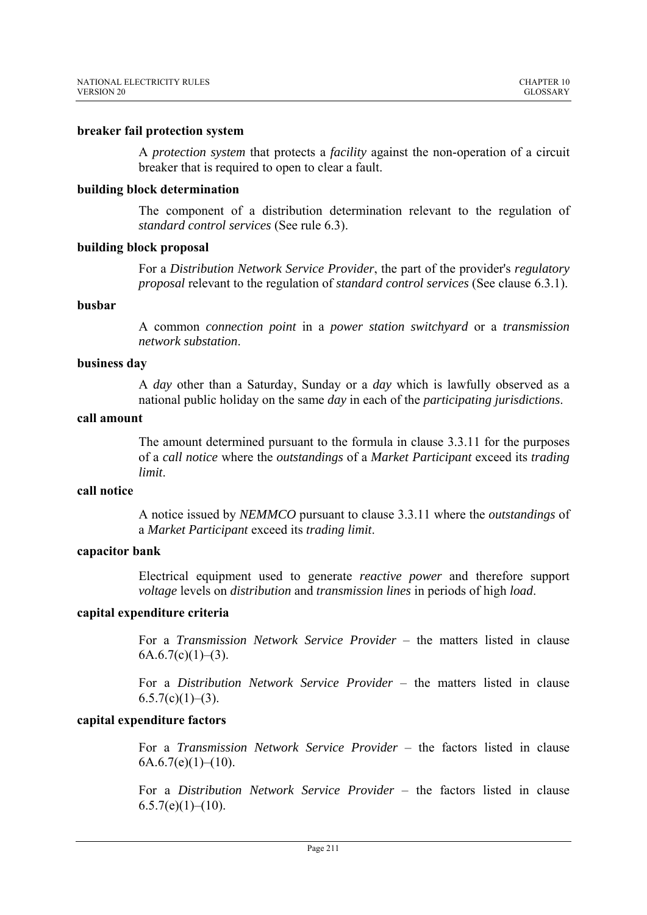**breaker fail protection system**

A *protection system* that protects a *facility* against the non-operation of a circuit breaker that is required to open to clear a fault.

**building block determination**

The component of a distribution determination relevant to the regulation of *standard control services* (See rule 6.3).

**building block proposal**

For a *Distribution Network Service Provider*, the part of the provider's *regulatory proposal* relevant to the regulation of *standard control services* (See clause 6.3.1).

**busbar**

A common *connection point* in a *power station switchyard* or a *transmission network substation*.

**business day**

A *day* other than a Saturday, Sunday or a *day* which is lawfully observed as a national public holiday on the same *day* in each of the *participating jurisdictions*.

**call amount**

The amount determined pursuant to the formula in clause 3.3.11 for the purposes of a *call notice* where the *outstandings* of a *Market Participant* exceed its *trading limit*.

**call notice**

A notice issued by *NEMMCO* pursuant to clause 3.3.11 where the *outstandings* of a *Market Participant* exceed its *trading limit*.

**capacitor bank**

Electrical equipment used to generate *reactive power* and therefore support *voltage* levels on *distribution* and *transmission lines* in periods of high *load*.

**capital expenditure criteria**

For a *Transmission Network Service Provider* – the matters listed in clause 6A.6.7(c)(1)–(3).

For a *Distribution Network Service Provider* – the matters listed in clause 6.5.7(c)(1)–(3).

**capital expenditure factors**

For a *Transmission Network Service Provider* – the factors listed in clause 6A.6.7(e)(1)–(10).

For a *Distribution Network Service Provider* – the factors listed in clause 6.5.7(e)(1)–(10).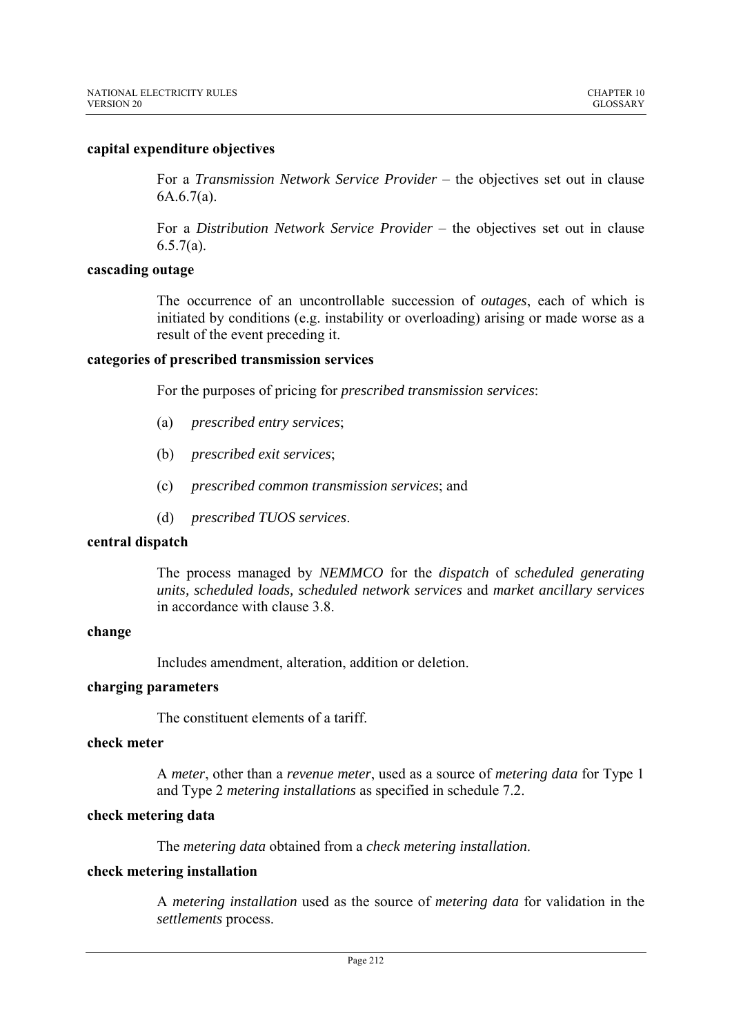**capital expenditure objectives**

For a *Transmission Network Service Provider* – the objectives set out in clause 6A.6.7(a).

For a *Distribution Network Service Provider* – the objectives set out in clause 6.5.7(a).

**cascading outage**

The occurrence of an uncontrollable succession of *outages*, each of which is initiated by conditions (e.g. instability or overloading) arising or made worse as a result of the event preceding it.

**categories of prescribed transmission services**

For the purposes of pricing for *prescribed transmission services*:

(a) *prescribed entry services*;

(b) *prescribed exit services*;

(c) *prescribed common transmission services*; and

(d) *prescribed TUOS services*.

**central dispatch**

The process managed by *NEMMCO* for the *dispatch* of *scheduled generating units, scheduled loads, scheduled network services* and *market ancillary services* in accordance with clause 3.8.

**change**

Includes amendment, alteration, addition or deletion.

**charging parameters**

The constituent elements of a tariff.

**check meter**

A *meter*, other than a *revenue meter*, used as a source of *metering data* for Type 1 and Type 2 *metering installations* as specified in schedule 7.2.

**check metering data**

The *metering data* obtained from a *check metering installation*.

**check metering installation**

A *metering installation* used as the source of *metering data* for validation in the *settlements* process.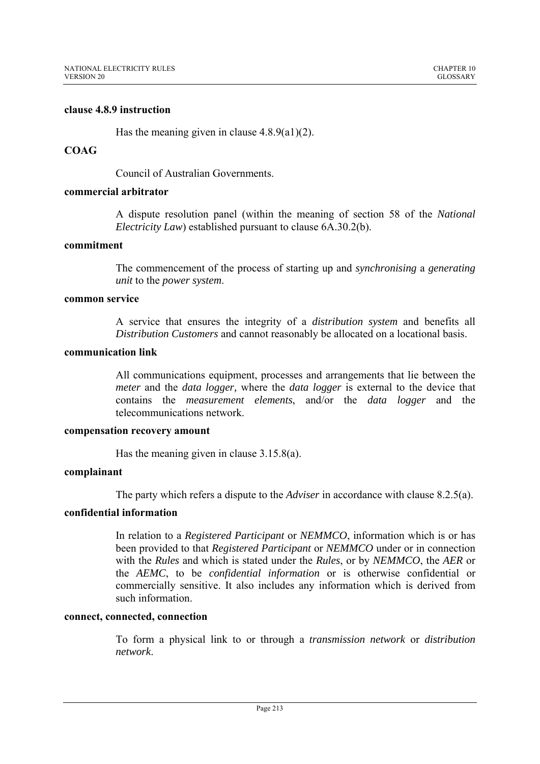**clause 4.8.9 instruction**

Has the meaning given in clause 4.8.9(a1)(2).

**COAG**

Council of Australian Governments.

**commercial arbitrator**

A dispute resolution panel (within the meaning of section 58 of the *National Electricity Law*) established pursuant to clause 6A.30.2(b).

**commitment**

The commencement of the process of starting up and *synchronising* a *generating unit* to the *power system*.

**common service**

A service that ensures the integrity of a *distribution system* and benefits all *Distribution Customers* and cannot reasonably be allocated on a locational basis.

**communication link**

All communications equipment, processes and arrangements that lie between the *meter* and the *data logger,* where the *data logger* is external to the device that contains the *measurement elements*, and/or the *data logger* and the telecommunications network.

**compensation recovery amount**

Has the meaning given in clause 3.15.8(a).

**complainant**

The party which refers a dispute to the *Adviser* in accordance with clause 8.2.5(a).

**confidential information**

In relation to a *Registered Participant* or *NEMMCO*, information which is or has been provided to that *Registered Participant* or *NEMMCO* under or in connection with the *Rules* and which is stated under the *Rules*, or by *NEMMCO*, the *AER* or the *AEMC*, to be *confidential information* or is otherwise confidential or commercially sensitive. It also includes any information which is derived from such information.

**connect, connected, connection**

To form a physical link to or through a *transmission network* or *distribution network*.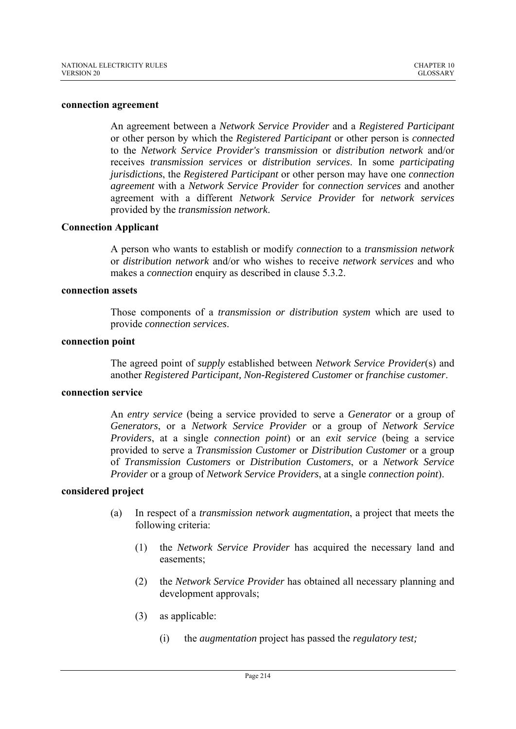**connection agreement**

An agreement between a *Network Service Provider* and a *Registered Participant* or other person by which the *Registered Participant* or other person is *connected* to the *Network Service Provider's transmission* or *distribution network* and/or receives *transmission services* or *distribution services*. In some *participating jurisdictions*, the *Registered Participant* or other person may have one *connection agreement* with a *Network Service Provider* for *connection services* and another agreement with a different *Network Service Provider* for *network services* provided by the *transmission network*.

**Connection Applicant**

A person who wants to establish or modify *connection* to a *transmission network* or *distribution network* and/or who wishes to receive *network services* and who makes a *connection* enquiry as described in clause 5.3.2.

**connection assets**

Those components of a *transmission or distribution system* which are used to provide *connection services*.

**connection point**

The agreed point of *supply* established between *Network Service Provider*(s) and another *Registered Participant, Non-Registered Customer* or *franchise customer*.

**connection service**

An *entry service* (being a service provided to serve a *Generator* or a group of *Generators*, or a *Network Service Provider* or a group of *Network Service Providers*, at a single *connection point*) or an *exit service* (being a service provided to serve a *Transmission Customer* or *Distribution Customer* or a group of *Transmission Customers* or *Distribution Customers*, or a *Network Service Provider* or a group of *Network Service Providers*, at a single *connection point*).

**considered project**

(a) In respect of a *transmission network augmentation*, a project that meets the following criteria:

   (1) the *Network Service Provider* has acquired the necessary land and easements;

   (2) the *Network Service Provider* has obtained all necessary planning and development approvals;

   (3) as applicable:

      (i) the *augmentation* project has passed the *regulatory test;*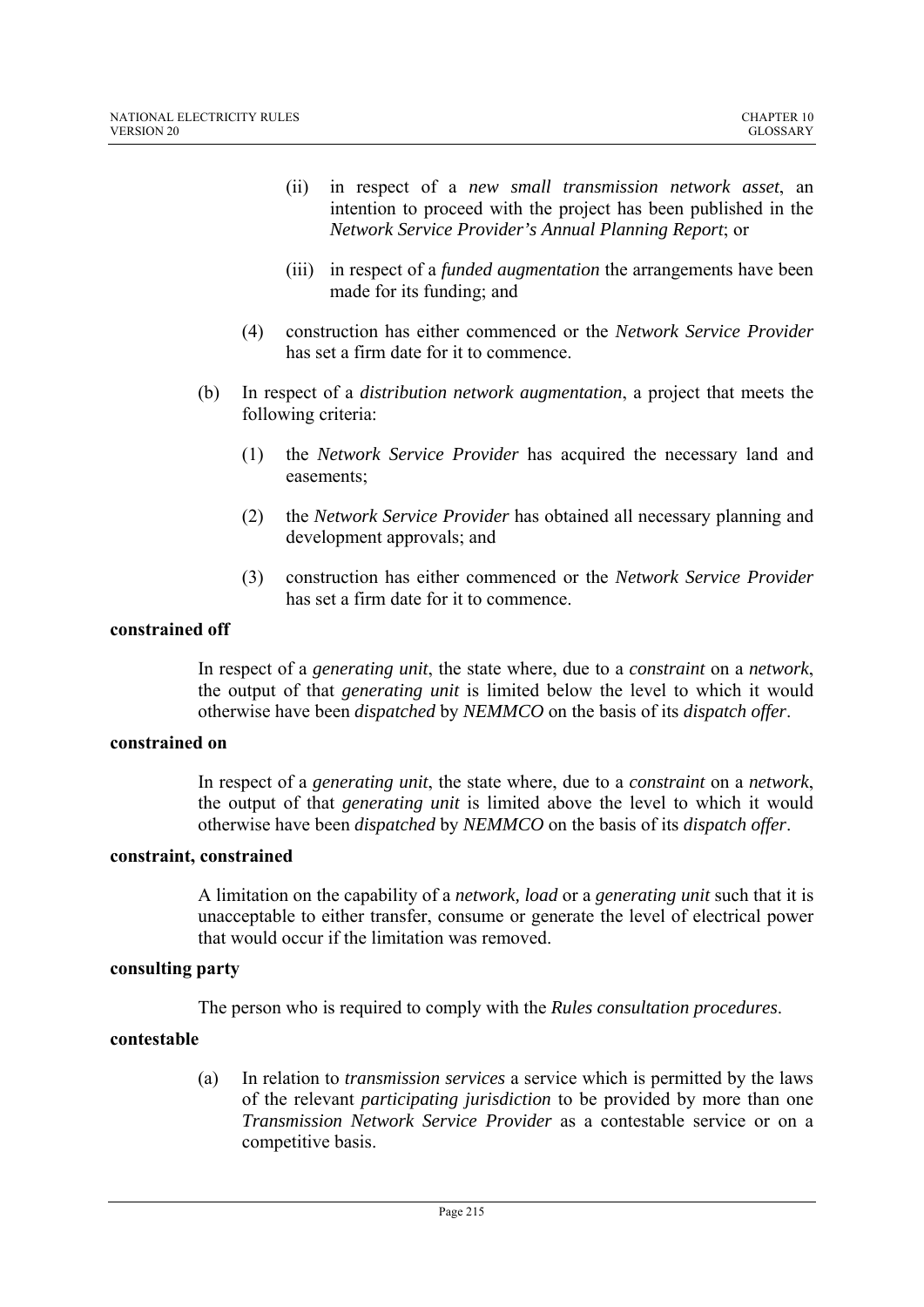(ii) in respect of a *new small transmission network asset*, an intention to proceed with the project has been published in the *Network Service Provider's Annual Planning Report*; or

(iii) in respect of a *funded augmentation* the arrangements have been made for its funding; and

(4) construction has either commenced or the *Network Service Provider* has set a firm date for it to commence.

(b) In respect of a *distribution network augmentation*, a project that meets the following criteria:

(1) the *Network Service Provider* has acquired the necessary land and easements;

(2) the *Network Service Provider* has obtained all necessary planning and development approvals; and

(3) construction has either commenced or the *Network Service Provider* has set a firm date for it to commence.

**constrained off**

In respect of a *generating unit*, the state where, due to a *constraint* on a *network*, the output of that *generating unit* is limited below the level to which it would otherwise have been *dispatched* by *NEMMCO* on the basis of its *dispatch offer*.

**constrained on**

In respect of a *generating unit*, the state where, due to a *constraint* on a *network*, the output of that *generating unit* is limited above the level to which it would otherwise have been *dispatched* by *NEMMCO* on the basis of its *dispatch offer*.

**constraint, constrained**

A limitation on the capability of a *network, load* or a *generating unit* such that it is unacceptable to either transfer, consume or generate the level of electrical power that would occur if the limitation was removed.

**consulting party**

The person who is required to comply with the *Rules consultation procedures*.

**contestable**

(a) In relation to *transmission services* a service which is permitted by the laws of the relevant *participating jurisdiction* to be provided by more than one *Transmission Network Service Provider* as a contestable service or on a competitive basis.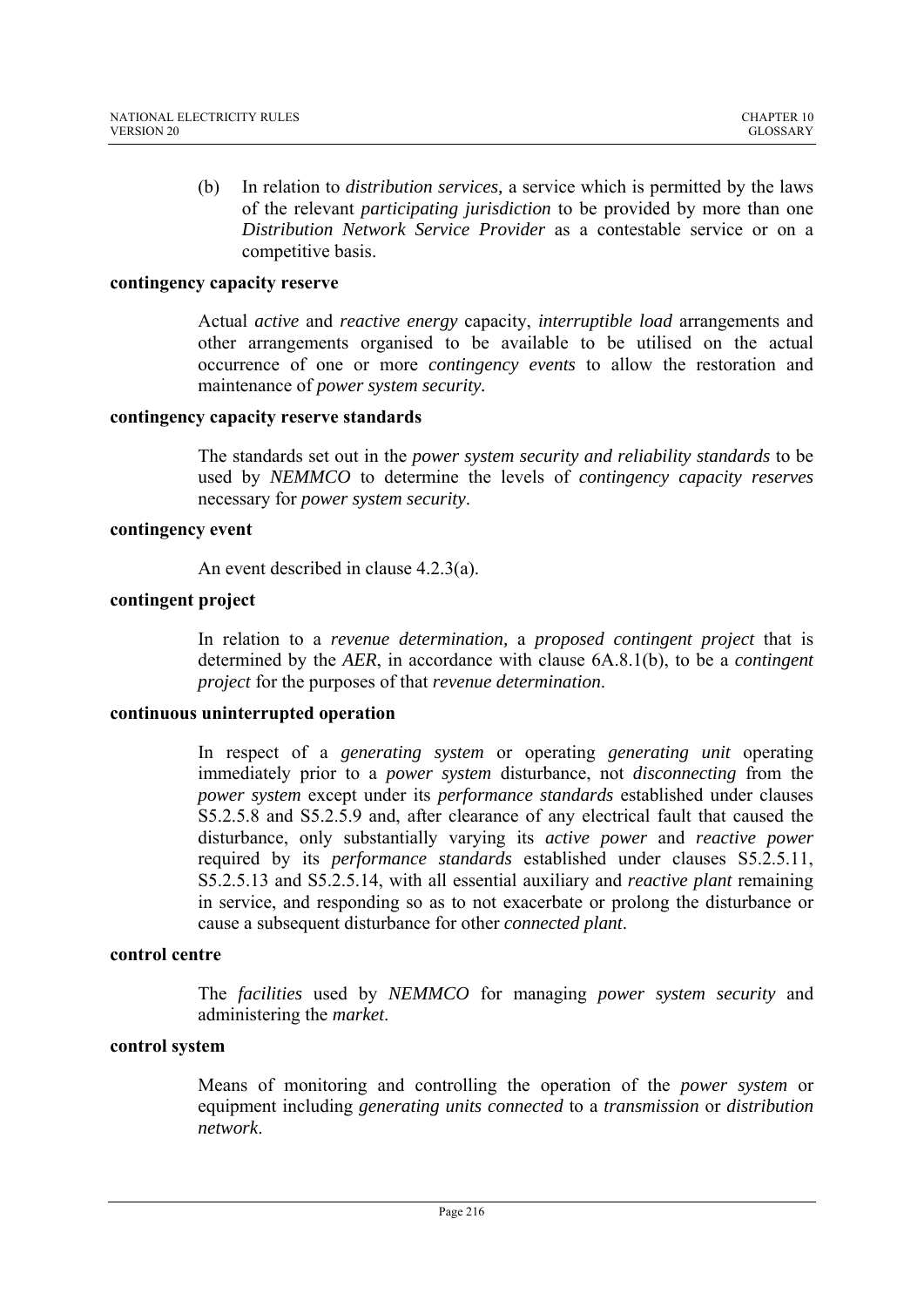(b) In relation to *distribution services,* a service which is permitted by the laws of the relevant *participating jurisdiction* to be provided by more than one *Distribution Network Service Provider* as a contestable service or on a competitive basis.

**contingency capacity reserve**

Actual *active* and *reactive energy* capacity, *interruptible load* arrangements and other arrangements organised to be available to be utilised on the actual occurrence of one or more *contingency events* to allow the restoration and maintenance of *power system security.*

**contingency capacity reserve standards**

The standards set out in the *power system security and reliability standards* to be used by *NEMMCO* to determine the levels of *contingency capacity reserves* necessary for *power system security*.

**contingency event**

An event described in clause 4.2.3(a).

**contingent project**

In relation to a *revenue determination,* a *proposed contingent project* that is determined by the *AER*, in accordance with clause 6A.8.1(b), to be a *contingent project* for the purposes of that *revenue determination*.

**continuous uninterrupted operation**

In respect of a *generating system* or operating *generating unit* operating immediately prior to a *power system* disturbance, not *disconnecting* from the *power system* except under its *performance standards* established under clauses S5.2.5.8 and S5.2.5.9 and, after clearance of any electrical fault that caused the disturbance, only substantially varying its *active power* and *reactive power* required by its *performance standards* established under clauses S5.2.5.11, S5.2.5.13 and S5.2.5.14, with all essential auxiliary and *reactive plant* remaining in service, and responding so as to not exacerbate or prolong the disturbance or cause a subsequent disturbance for other *connected plant*.

**control centre**

The *facilities* used by *NEMMCO* for managing *power system security* and administering the *market*.

**control system**

Means of monitoring and controlling the operation of the *power system* or equipment including *generating units connected* to a *transmission* or *distribution network*.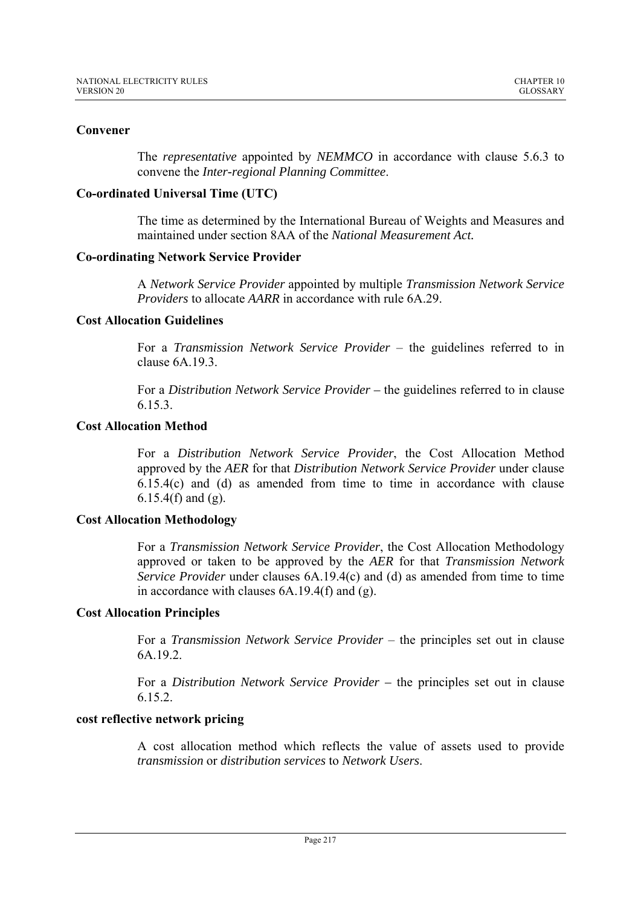**Convener**

The *representative* appointed by *NEMMCO* in accordance with clause 5.6.3 to convene the *Inter-regional Planning Committee*.

**Co-ordinated Universal Time (UTC)**

The time as determined by the International Bureau of Weights and Measures and maintained under section 8AA of the *National Measurement Act.*

**Co-ordinating Network Service Provider**

A *Network Service Provider* appointed by multiple *Transmission Network Service Providers* to allocate *AARR* in accordance with rule 6A.29.

**Cost Allocation Guidelines**

For a *Transmission Network Service Provider* – the guidelines referred to in clause 6A.19.3.

For a *Distribution Network Service Provider* – the guidelines referred to in clause 6.15.3.

**Cost Allocation Method**

For a *Distribution Network Service Provider*, the Cost Allocation Method approved by the *AER* for that *Distribution Network Service Provider* under clause 6.15.4(c) and (d) as amended from time to time in accordance with clause 6.15.4(f) and (g).

**Cost Allocation Methodology**

For a *Transmission Network Service Provider*, the Cost Allocation Methodology approved or taken to be approved by the *AER* for that *Transmission Network Service Provider* under clauses 6A.19.4(c) and (d) as amended from time to time in accordance with clauses 6A.19.4(f) and (g).

**Cost Allocation Principles**

For a *Transmission Network Service Provider* – the principles set out in clause 6A.19.2.

For a *Distribution Network Service Provider* – the principles set out in clause 6.15.2.

**cost reflective network pricing**

A cost allocation method which reflects the value of assets used to provide *transmission* or *distribution services* to *Network Users*.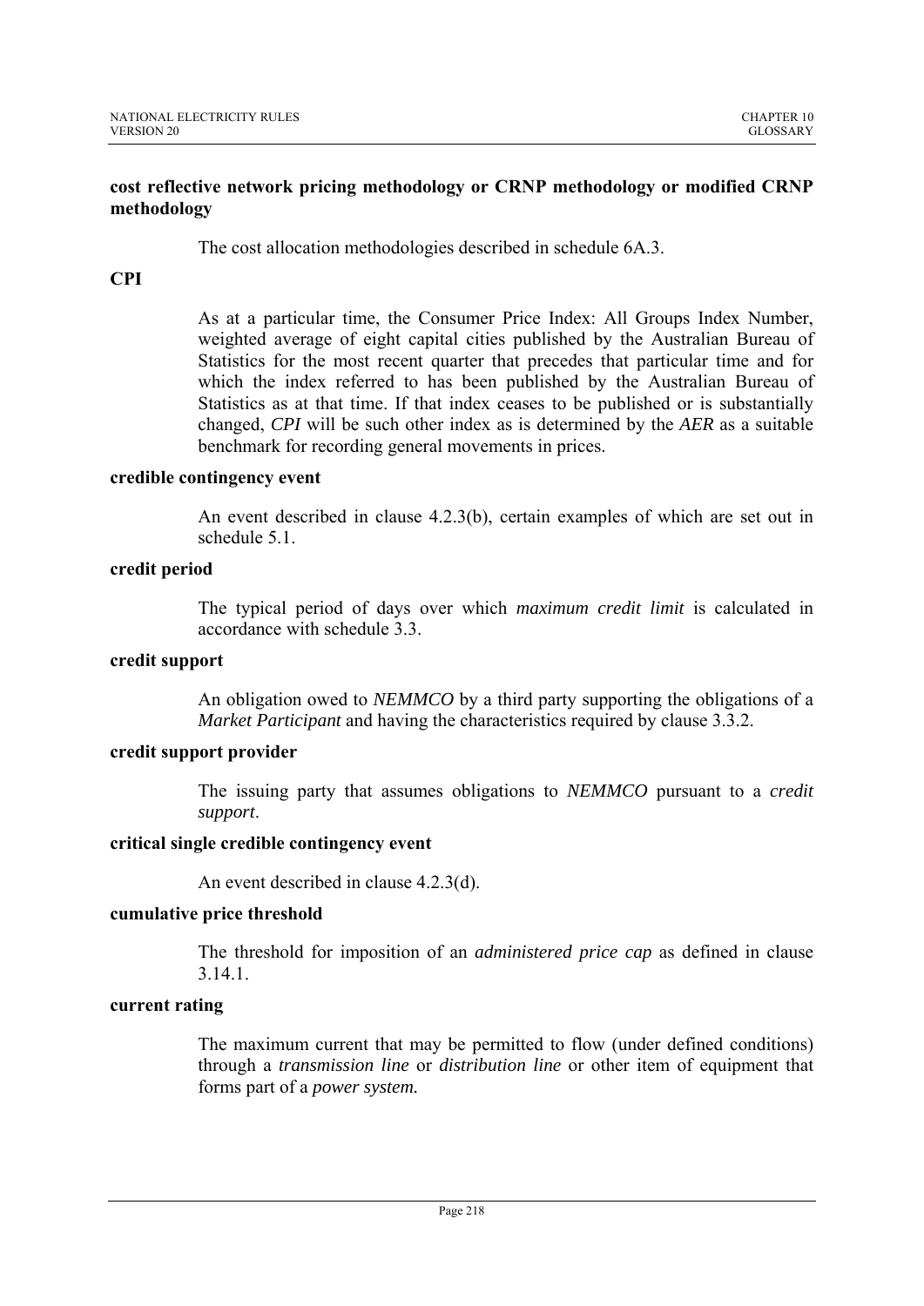**cost reflective network pricing methodology or CRNP methodology or modified CRNP methodology**

The cost allocation methodologies described in schedule 6A.3.

**CPI**

As at a particular time, the Consumer Price Index: All Groups Index Number, weighted average of eight capital cities published by the Australian Bureau of Statistics for the most recent quarter that precedes that particular time and for which the index referred to has been published by the Australian Bureau of Statistics as at that time. If that index ceases to be published or is substantially changed, *CPI* will be such other index as is determined by the *AER* as a suitable benchmark for recording general movements in prices.

**credible contingency event**

An event described in clause 4.2.3(b), certain examples of which are set out in schedule 5.1.

**credit period**

The typical period of days over which *maximum credit limit* is calculated in accordance with schedule 3.3.

**credit support**

An obligation owed to *NEMMCO* by a third party supporting the obligations of a *Market Participant* and having the characteristics required by clause 3.3.2.

**credit support provider**

The issuing party that assumes obligations to *NEMMCO* pursuant to a *credit support*.

**critical single credible contingency event**

An event described in clause 4.2.3(d).

**cumulative price threshold**

The threshold for imposition of an *administered price cap* as defined in clause 3.14.1.

**current rating**

The maximum current that may be permitted to flow (under defined conditions) through a *transmission line* or *distribution line* or other item of equipment that forms part of a *power system.*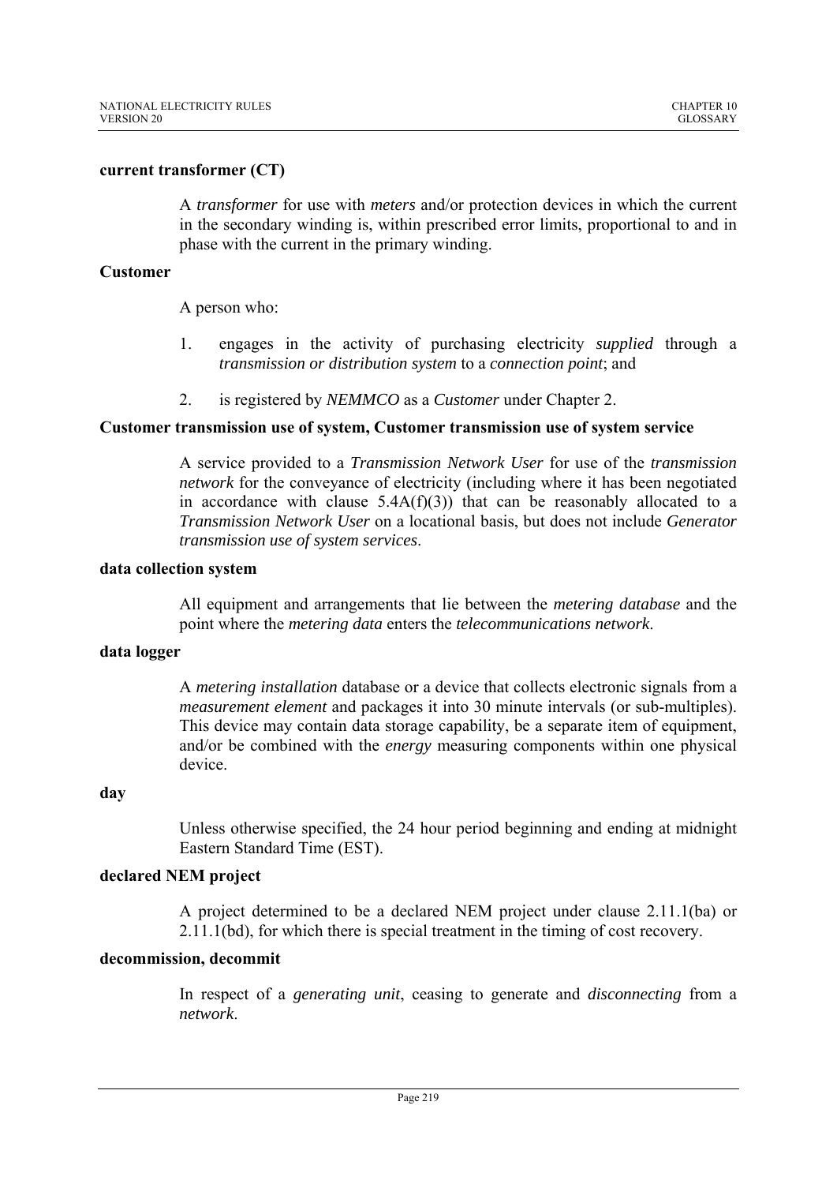**current transformer (CT)**

A *transformer* for use with *meters* and/or protection devices in which the current in the secondary winding is, within prescribed error limits, proportional to and in phase with the current in the primary winding.

**Customer**

A person who:

1. engages in the activity of purchasing electricity *supplied* through a *transmission or distribution system* to a *connection point*; and

2. is registered by *NEMMCO* as a *Customer* under Chapter 2.

**Customer transmission use of system, Customer transmission use of system service**

A service provided to a *Transmission Network User* for use of the *transmission network* for the conveyance of electricity (including where it has been negotiated in accordance with clause 5.4A(f)(3)) that can be reasonably allocated to a *Transmission Network User* on a locational basis, but does not include *Generator transmission use of system services*.

**data collection system**

All equipment and arrangements that lie between the *metering database* and the point where the *metering data* enters the *telecommunications network*.

**data logger**

A *metering installation* database or a device that collects electronic signals from a *measurement element* and packages it into 30 minute intervals (or sub-multiples). This device may contain data storage capability, be a separate item of equipment, and/or be combined with the *energy* measuring components within one physical device.

**day**

Unless otherwise specified, the 24 hour period beginning and ending at midnight Eastern Standard Time (EST).

**declared NEM project**

A project determined to be a declared NEM project under clause 2.11.1(ba) or 2.11.1(bd), for which there is special treatment in the timing of cost recovery.

**decommission, decommit**

In respect of a *generating unit*, ceasing to generate and *disconnecting* from a *network*.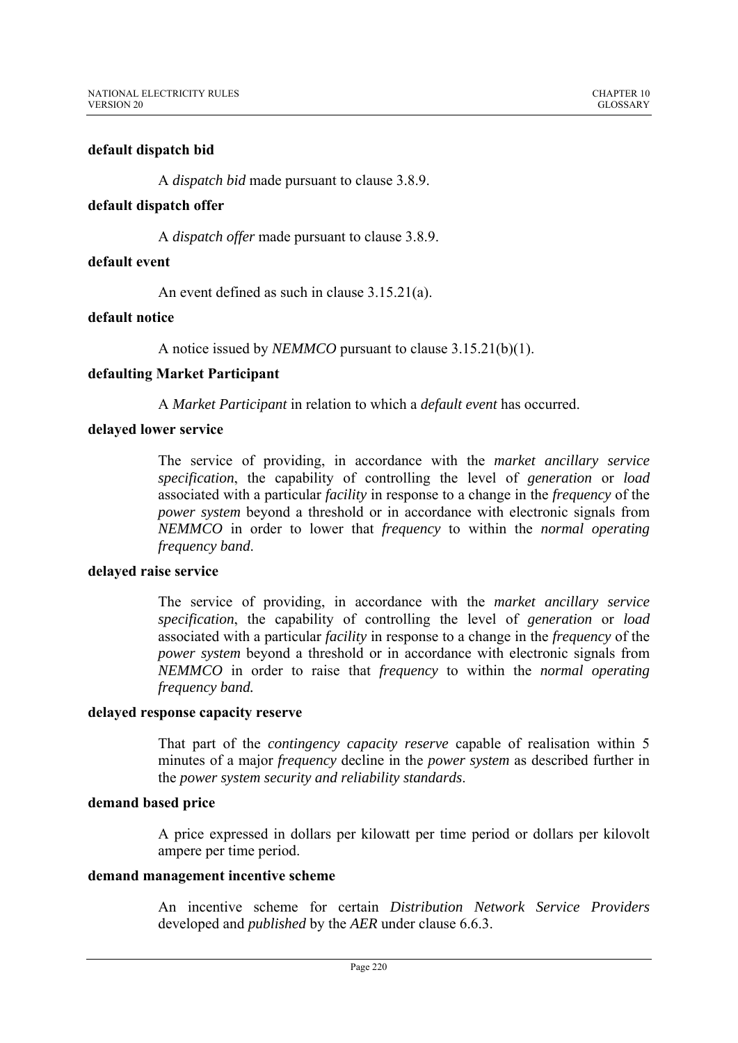**default dispatch bid**

A *dispatch bid* made pursuant to clause 3.8.9.

**default dispatch offer**

A *dispatch offer* made pursuant to clause 3.8.9.

**default event**

An event defined as such in clause 3.15.21(a).

**default notice**

A notice issued by *NEMMCO* pursuant to clause 3.15.21(b)(1).

**defaulting Market Participant**

A *Market Participant* in relation to which a *default event* has occurred.

**delayed lower service**

The service of providing, in accordance with the *market ancillary service specification*, the capability of controlling the level of *generation* or *load* associated with a particular *facility* in response to a change in the *frequency* of the *power system* beyond a threshold or in accordance with electronic signals from *NEMMCO* in order to lower that *frequency* to within the *normal operating frequency band*.

**delayed raise service**

The service of providing, in accordance with the *market ancillary service specification*, the capability of controlling the level of *generation* or *load* associated with a particular *facility* in response to a change in the *frequency* of the *power system* beyond a threshold or in accordance with electronic signals from *NEMMCO* in order to raise that *frequency* to within the *normal operating frequency band.*

**delayed response capacity reserve**

That part of the *contingency capacity reserve* capable of realisation within 5 minutes of a major *frequency* decline in the *power system* as described further in the *power system security and reliability standards*.

**demand based price**

A price expressed in dollars per kilowatt per time period or dollars per kilovolt ampere per time period.

**demand management incentive scheme**

An incentive scheme for certain *Distribution Network Service Providers* developed and *published* by the *AER* under clause 6.6.3.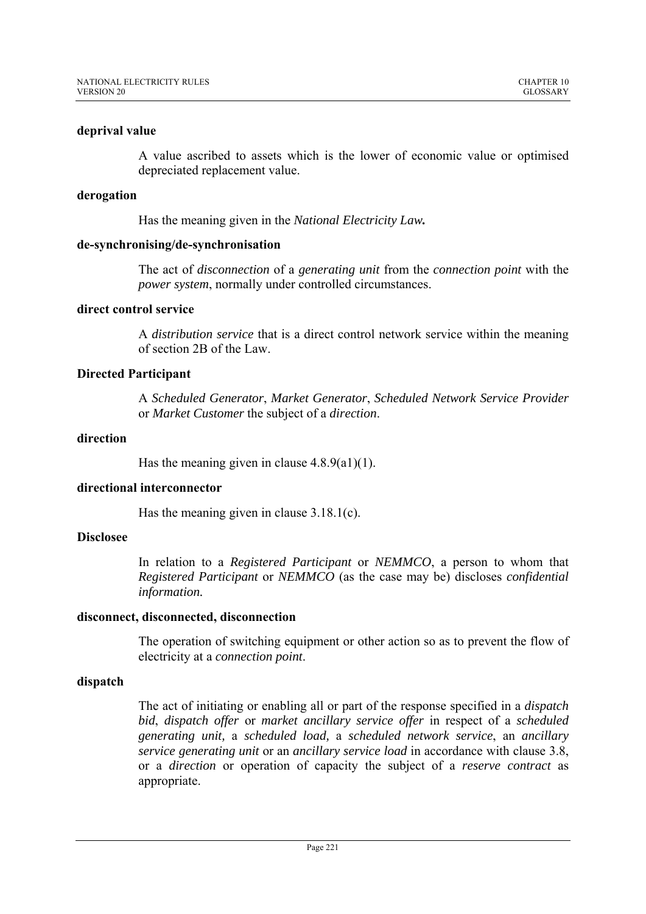**deprival value**

A value ascribed to assets which is the lower of economic value or optimised depreciated replacement value.

**derogation**

Has the meaning given in the *National Electricity Law.*

**de-synchronising/de-synchronisation**

The act of *disconnection* of a *generating unit* from the *connection point* with the *power system*, normally under controlled circumstances.

**direct control service**

A *distribution service* that is a direct control network service within the meaning of section 2B of the Law.

**Directed Participant**

A *Scheduled Generator*, *Market Generator*, *Scheduled Network Service Provider* or *Market Customer* the subject of a *direction*.

**direction**

Has the meaning given in clause 4.8.9(a1)(1).

**directional interconnector**

Has the meaning given in clause 3.18.1(c).

**Disclosee**

In relation to a *Registered Participant* or *NEMMCO*, a person to whom that *Registered Participant* or *NEMMCO* (as the case may be) discloses *confidential information.*

**disconnect, disconnected, disconnection**

The operation of switching equipment or other action so as to prevent the flow of electricity at a *connection point*.

**dispatch**

The act of initiating or enabling all or part of the response specified in a *dispatch bid*, *dispatch offer* or *market ancillary service offer* in respect of a *scheduled generating unit,* a *scheduled load,* a *scheduled network service*, an *ancillary service generating unit* or an *ancillary service load* in accordance with clause 3.8, or a *direction* or operation of capacity the subject of a *reserve contract* as appropriate.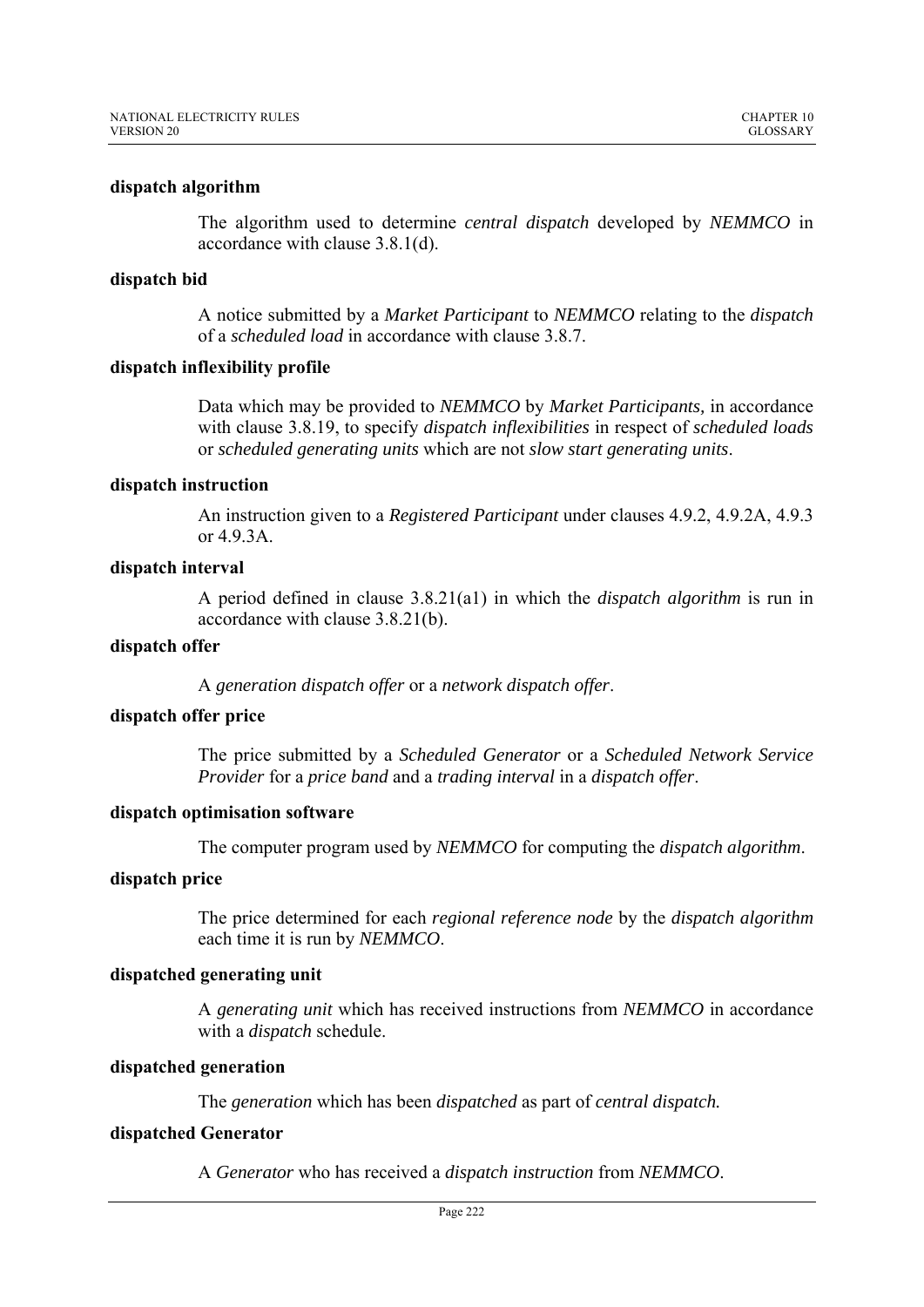**dispatch algorithm**

The algorithm used to determine *central dispatch* developed by *NEMMCO* in accordance with clause 3.8.1(d).

**dispatch bid**

A notice submitted by a *Market Participant* to *NEMMCO* relating to the *dispatch* of a *scheduled load* in accordance with clause 3.8.7.

**dispatch inflexibility profile**

Data which may be provided to *NEMMCO* by *Market Participants,* in accordance with clause 3.8.19, to specify *dispatch inflexibilities* in respect of *scheduled loads* or *scheduled generating units* which are not *slow start generating units*.

**dispatch instruction**

An instruction given to a *Registered Participant* under clauses 4.9.2, 4.9.2A, 4.9.3 or 4.9.3A.

**dispatch interval**

A period defined in clause 3.8.21(a1) in which the *dispatch algorithm* is run in accordance with clause 3.8.21(b).

**dispatch offer**

A *generation dispatch offer* or a *network dispatch offer*.

**dispatch offer price**

The price submitted by a *Scheduled Generator* or a *Scheduled Network Service Provider* for a *price band* and a *trading interval* in a *dispatch offer*.

**dispatch optimisation software**

The computer program used by *NEMMCO* for computing the *dispatch algorithm*.

**dispatch price**

The price determined for each *regional reference node* by the *dispatch algorithm* each time it is run by *NEMMCO*.

**dispatched generating unit**

A *generating unit* which has received instructions from *NEMMCO* in accordance with a *dispatch* schedule.

**dispatched generation**

The *generation* which has been *dispatched* as part of *central dispatch.*

**dispatched Generator**

A *Generator* who has received a *dispatch instruction* from *NEMMCO*.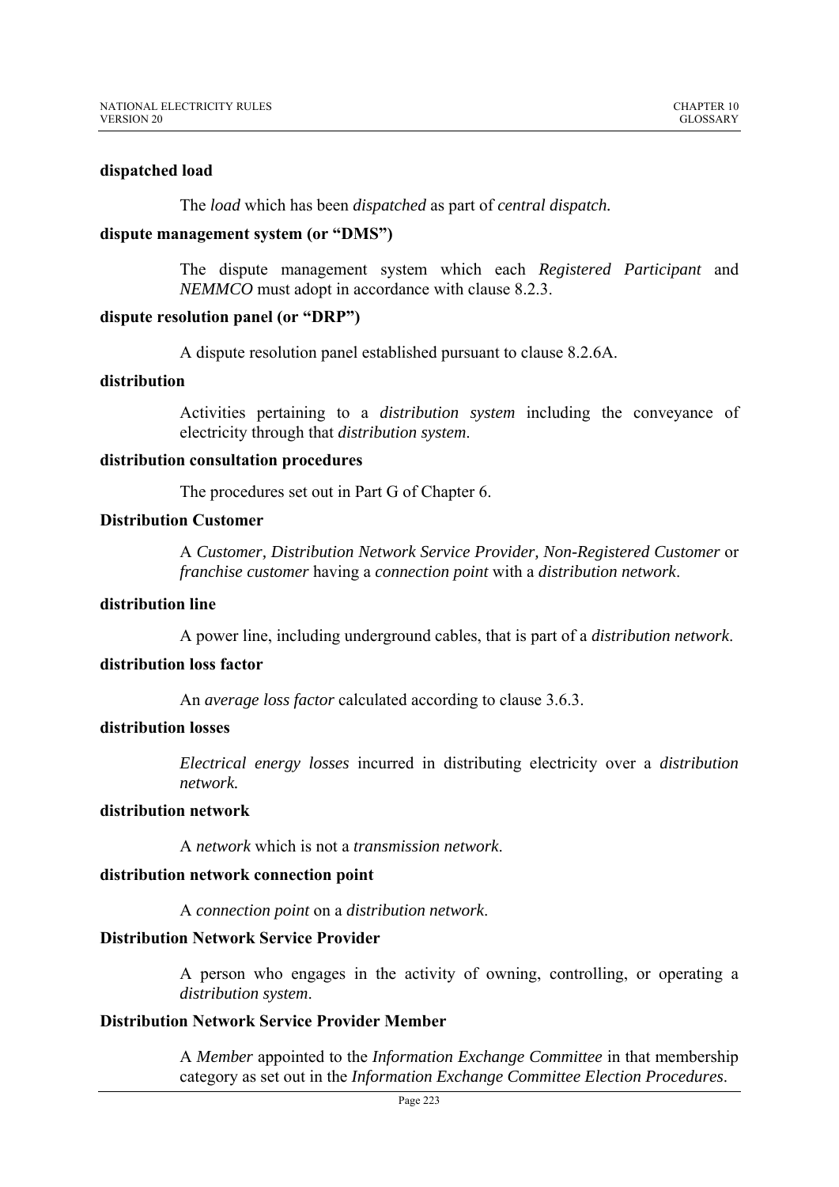**dispatched load**

The *load* which has been *dispatched* as part of *central dispatch.*

**dispute management system (or "DMS")**

The dispute management system which each *Registered Participant* and *NEMMCO* must adopt in accordance with clause 8.2.3.

**dispute resolution panel (or "DRP")**

A dispute resolution panel established pursuant to clause 8.2.6A.

**distribution**

Activities pertaining to a *distribution system* including the conveyance of electricity through that *distribution system*.

**distribution consultation procedures**

The procedures set out in Part G of Chapter 6.

**Distribution Customer**

A *Customer, Distribution Network Service Provider, Non-Registered Customer* or *franchise customer* having a *connection point* with a *distribution network*.

**distribution line**

A power line, including underground cables, that is part of a *distribution network*.

**distribution loss factor**

An *average loss factor* calculated according to clause 3.6.3.

**distribution losses**

*Electrical energy losses* incurred in distributing electricity over a *distribution network.*

**distribution network**

A *network* which is not a *transmission network*.

**distribution network connection point**

A *connection point* on a *distribution network*.

**Distribution Network Service Provider**

A person who engages in the activity of owning, controlling, or operating a *distribution system*.

**Distribution Network Service Provider Member**

A *Member* appointed to the *Information Exchange Committee* in that membership category as set out in the *Information Exchange Committee Election Procedures*.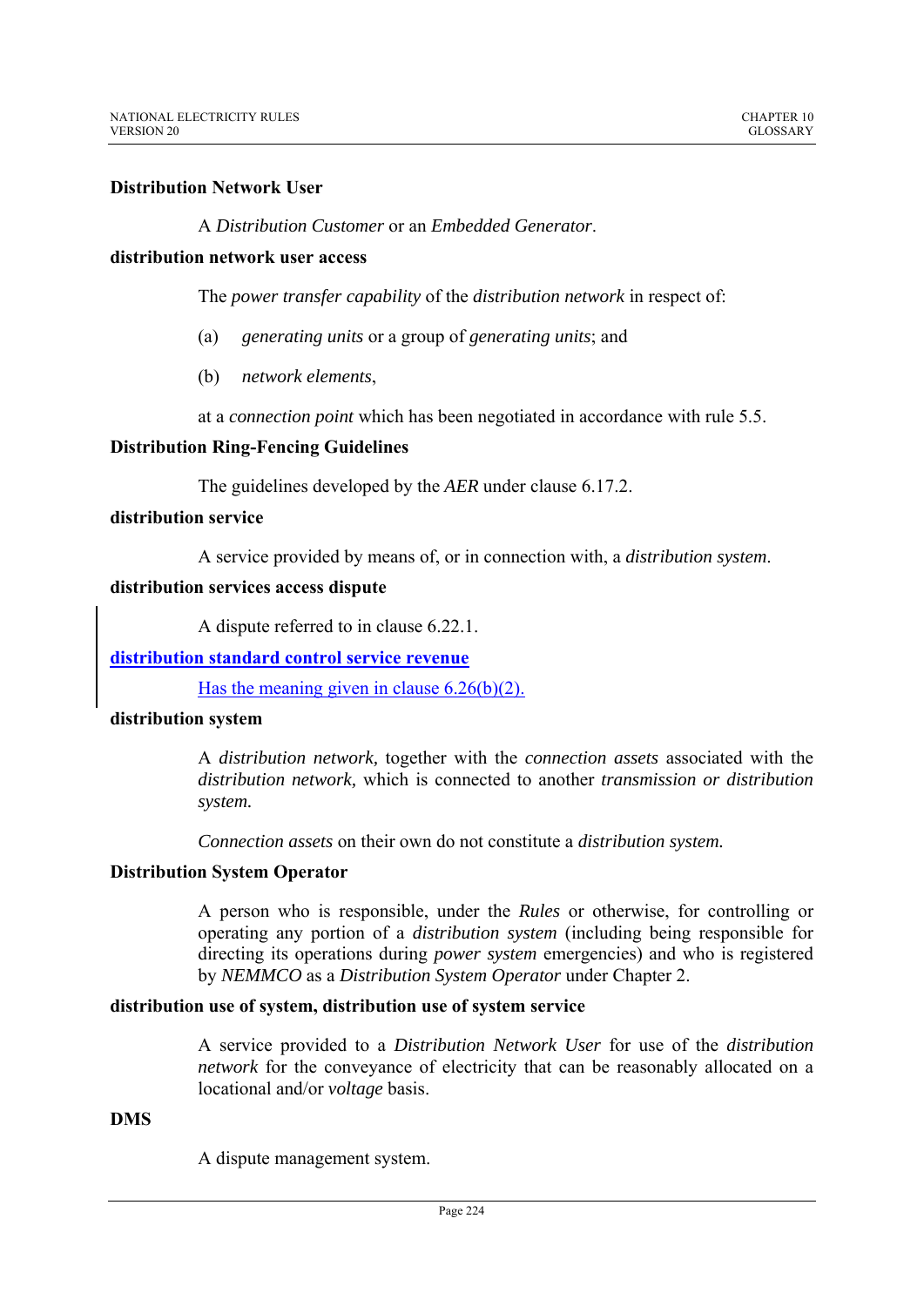**Distribution Network User**

A *Distribution Customer* or an *Embedded Generator*.

**distribution network user access**

The *power transfer capability* of the *distribution network* in respect of:

(a) *generating units* or a group of *generating units*; and

(b) *network elements*,

at a *connection point* which has been negotiated in accordance with rule 5.5.

**Distribution Ring-Fencing Guidelines**

The guidelines developed by the *AER* under clause 6.17.2.

**distribution service**

A service provided by means of, or in connection with, a *distribution system*.

**distribution services access dispute**

A dispute referred to in clause 6.22.1.

**distribution standard control service revenue**

Has the meaning given in clause 6.26(b)(2).

**distribution system**

A *distribution network,* together with the *connection assets* associated with the *distribution network,* which is connected to another *transmission or distribution system.*

*Connection assets* on their own do not constitute a *distribution system.*

**Distribution System Operator**

A person who is responsible, under the *Rules* or otherwise, for controlling or operating any portion of a *distribution system* (including being responsible for directing its operations during *power system* emergencies) and who is registered by *NEMMCO* as a *Distribution System Operator* under Chapter 2.

**distribution use of system, distribution use of system service**

A service provided to a *Distribution Network User* for use of the *distribution network* for the conveyance of electricity that can be reasonably allocated on a locational and/or *voltage* basis.

**DMS**

A dispute management system.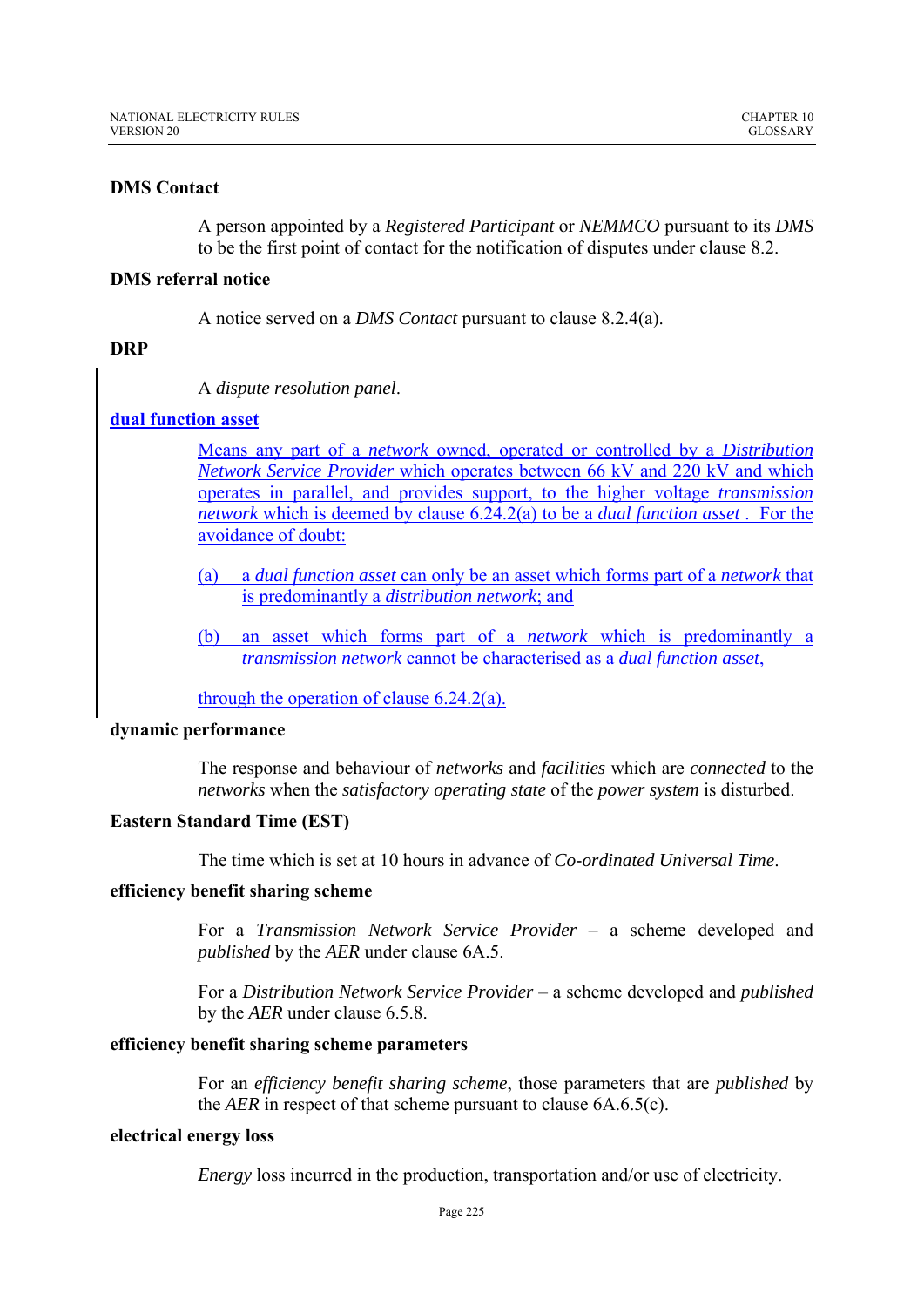**DMS Contact**

A person appointed by a *Registered Participant* or *NEMMCO* pursuant to its *DMS* to be the first point of contact for the notification of disputes under clause 8.2.

**DMS referral notice**

A notice served on a *DMS Contact* pursuant to clause 8.2.4(a).

**DRP**

A *dispute resolution panel*.

**dual function asset**

Means any part of a *network* owned, operated or controlled by a *Distribution Network Service Provider* which operates between 66 kV and 220 kV and which operates in parallel, and provides support, to the higher voltage *transmission network* which is deemed by clause 6.24.2(a) to be a *dual function asset* . For the avoidance of doubt:

(a) a *dual function asset* can only be an asset which forms part of a *network* that is predominantly a *distribution network*; and

(b) an asset which forms part of a *network* which is predominantly a *transmission network* cannot be characterised as a *dual function asset*,

through the operation of clause 6.24.2(a).

**dynamic performance**

The response and behaviour of *networks* and *facilities* which are *connected* to the *networks* when the *satisfactory operating state* of the *power system* is disturbed.

**Eastern Standard Time (EST)**

The time which is set at 10 hours in advance of *Co-ordinated Universal Time*.

**efficiency benefit sharing scheme**

For a *Transmission Network Service Provider* – a scheme developed and *published* by the *AER* under clause 6A.5.

For a *Distribution Network Service Provider* – a scheme developed and *published* by the *AER* under clause 6.5.8.

**efficiency benefit sharing scheme parameters**

For an *efficiency benefit sharing scheme*, those parameters that are *published* by the *AER* in respect of that scheme pursuant to clause 6A.6.5(c).

**electrical energy loss**

*Energy* loss incurred in the production, transportation and/or use of electricity.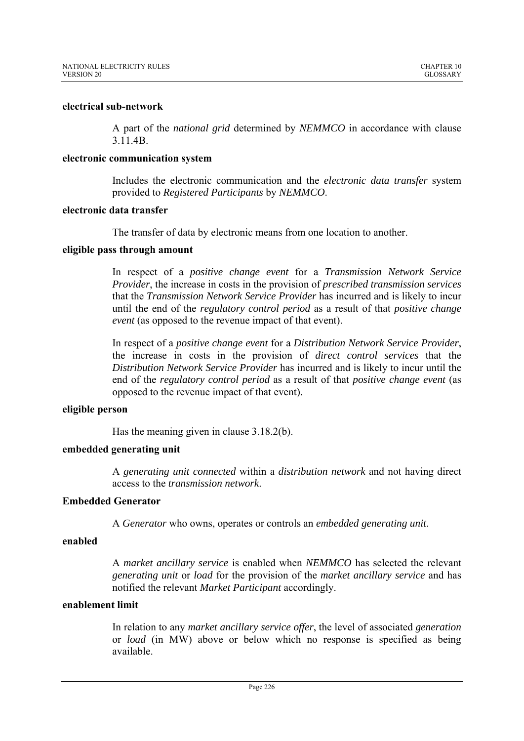**electrical sub-network**

A part of the *national grid* determined by *NEMMCO* in accordance with clause 3.11.4B.

**electronic communication system**

Includes the electronic communication and the *electronic data transfer* system provided to *Registered Participants* by *NEMMCO*.

**electronic data transfer**

The transfer of data by electronic means from one location to another.

**eligible pass through amount**

In respect of a *positive change event* for a *Transmission Network Service Provider*, the increase in costs in the provision of *prescribed transmission services* that the *Transmission Network Service Provider* has incurred and is likely to incur until the end of the *regulatory control period* as a result of that *positive change event* (as opposed to the revenue impact of that event).

In respect of a *positive change event* for a *Distribution Network Service Provider*, the increase in costs in the provision of *direct control services* that the *Distribution Network Service Provider* has incurred and is likely to incur until the end of the *regulatory control period* as a result of that *positive change event* (as opposed to the revenue impact of that event).

**eligible person**

Has the meaning given in clause 3.18.2(b).

**embedded generating unit**

A *generating unit connected* within a *distribution network* and not having direct access to the *transmission network*.

**Embedded Generator**

A *Generator* who owns, operates or controls an *embedded generating unit*.

**enabled**

A *market ancillary service* is enabled when *NEMMCO* has selected the relevant *generating unit* or *load* for the provision of the *market ancillary service* and has notified the relevant *Market Participant* accordingly.

**enablement limit**

In relation to any *market ancillary service offer*, the level of associated *generation* or *load* (in MW) above or below which no response is specified as being available.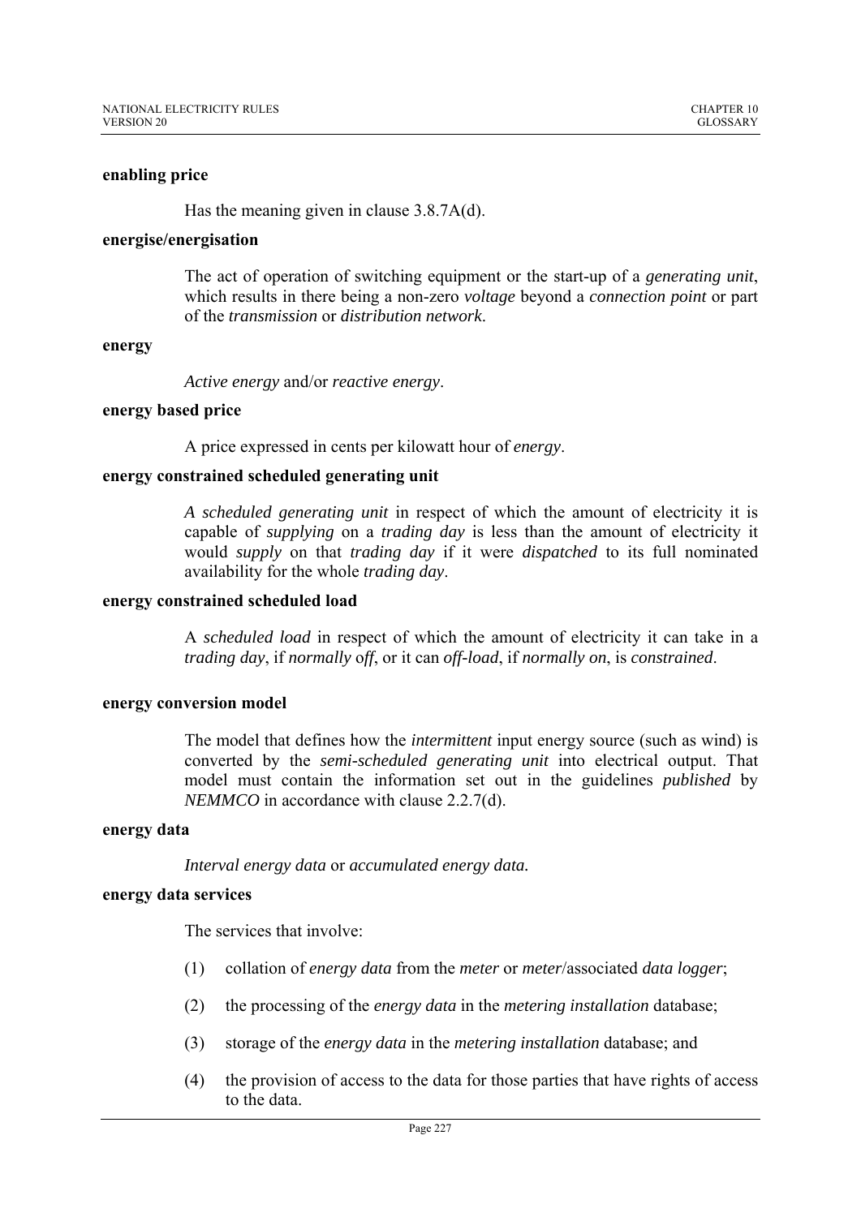**enabling price**

Has the meaning given in clause 3.8.7A(d).

**energise/energisation**

The act of operation of switching equipment or the start-up of a *generating unit*, which results in there being a non-zero *voltage* beyond a *connection point* or part of the *transmission* or *distribution network*.

**energy**

*Active energy* and/or *reactive energy*.

**energy based price**

A price expressed in cents per kilowatt hour of *energy*.

**energy constrained scheduled generating unit**

*A scheduled generating unit* in respect of which the amount of electricity it is capable of *supplying* on a *trading day* is less than the amount of electricity it would *supply* on that *trading day* if it were *dispatched* to its full nominated availability for the whole *trading day*.

**energy constrained scheduled load**

A *scheduled load* in respect of which the amount of electricity it can take in a *trading day*, if *normally off*, or it can *off-load*, if *normally on*, is *constrained*.

**energy conversion model**

The model that defines how the *intermittent* input energy source (such as wind) is converted by the *semi-scheduled generating unit* into electrical output. That model must contain the information set out in the guidelines *published* by *NEMMCO* in accordance with clause 2.2.7(d).

**energy data**

*Interval energy data* or *accumulated energy data.*

**energy data services**

The services that involve:

(1) collation of *energy data* from the *meter* or *meter*/associated *data logger*;

(2) the processing of the *energy data* in the *metering installation* database;

(3) storage of the *energy data* in the *metering installation* database; and

(4) the provision of access to the data for those parties that have rights of access to the data.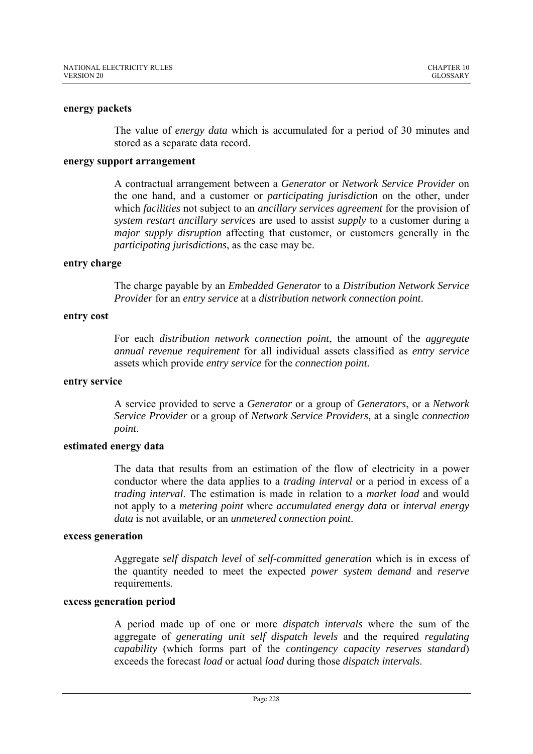**energy packets**

The value of *energy data* which is accumulated for a period of 30 minutes and stored as a separate data record.

**energy support arrangement**

A contractual arrangement between a *Generator* or *Network Service Provider* on the one hand, and a customer or *participating jurisdiction* on the other, under which *facilities* not subject to an *ancillary services agreement* for the provision of *system restart ancillary services* are used to assist *supply* to a customer during a *major supply disruption* affecting that customer, or customers generally in the *participating jurisdictions*, as the case may be.

**entry charge**

The charge payable by an *Embedded Generator* to a *Distribution Network Service Provider* for an *entry service* at a *distribution network connection point*.

**entry cost**

For each *distribution network connection point*, the amount of the *aggregate annual revenue requirement* for all individual assets classified as *entry service* assets which provide *entry service* for the *connection point.*

**entry service**

A service provided to serve a *Generator* or a group of *Generators*, or a *Network Service Provider* or a group of *Network Service Providers*, at a single *connection point*.

**estimated energy data**

The data that results from an estimation of the flow of electricity in a power conductor where the data applies to a *trading interval* or a period in excess of a *trading interval*. The estimation is made in relation to a *market load* and would not apply to a *metering point* where *accumulated energy data* or *interval energy data* is not available, or an *unmetered connection point*.

**excess generation**

Aggregate *self dispatch level* of *self-committed generation* which is in excess of the quantity needed to meet the expected *power system demand* and *reserve* requirements.

**excess generation period**

A period made up of one or more *dispatch intervals* where the sum of the aggregate of *generating unit self dispatch levels* and the required *regulating capability* (which forms part of the *contingency capacity reserves standard*) exceeds the forecast *load* or actual *load* during those *dispatch intervals*.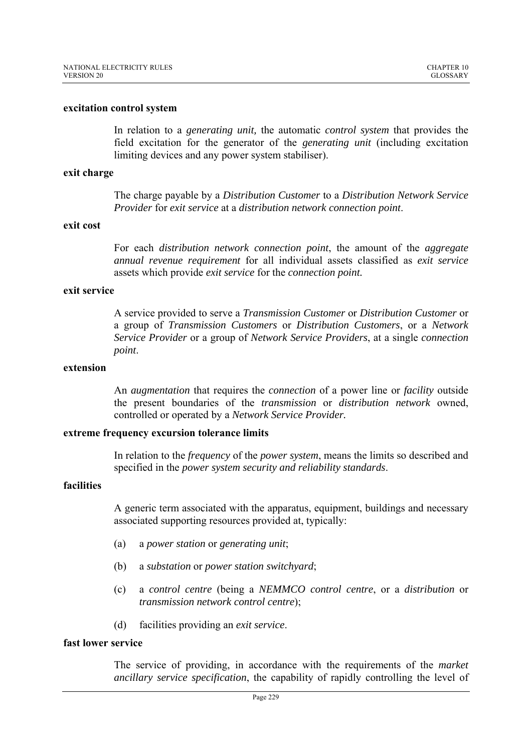**excitation control system**

In relation to a *generating unit,* the automatic *control system* that provides the field excitation for the generator of the *generating unit* (including excitation limiting devices and any power system stabiliser).

**exit charge**

The charge payable by a *Distribution Customer* to a *Distribution Network Service Provider* for *exit service* at a *distribution network connection point*.

**exit cost**

For each *distribution network connection point*, the amount of the *aggregate annual revenue requirement* for all individual assets classified as *exit service* assets which provide *exit service* for the *connection point.*

**exit service**

A service provided to serve a *Transmission Customer* or *Distribution Customer* or a group of *Transmission Customers* or *Distribution Customers*, or a *Network Service Provider* or a group of *Network Service Providers*, at a single *connection point*.

**extension**

An *augmentation* that requires the *connection* of a power line or *facility* outside the present boundaries of the *transmission* or *distribution network* owned, controlled or operated by a *Network Service Provider.*

**extreme frequency excursion tolerance limits**

In relation to the *frequency* of the *power system*, means the limits so described and specified in the *power system security and reliability standards*.

**facilities**

A generic term associated with the apparatus, equipment, buildings and necessary associated supporting resources provided at, typically:

(a) a *power station* or *generating unit*;

(b) a *substation* or *power station switchyard*;

(c) a *control centre* (being a *NEMMCO control centre*, or a *distribution* or *transmission network control centre*);

(d) facilities providing an *exit service*.

**fast lower service**

The service of providing, in accordance with the requirements of the *market ancillary service specification*, the capability of rapidly controlling the level of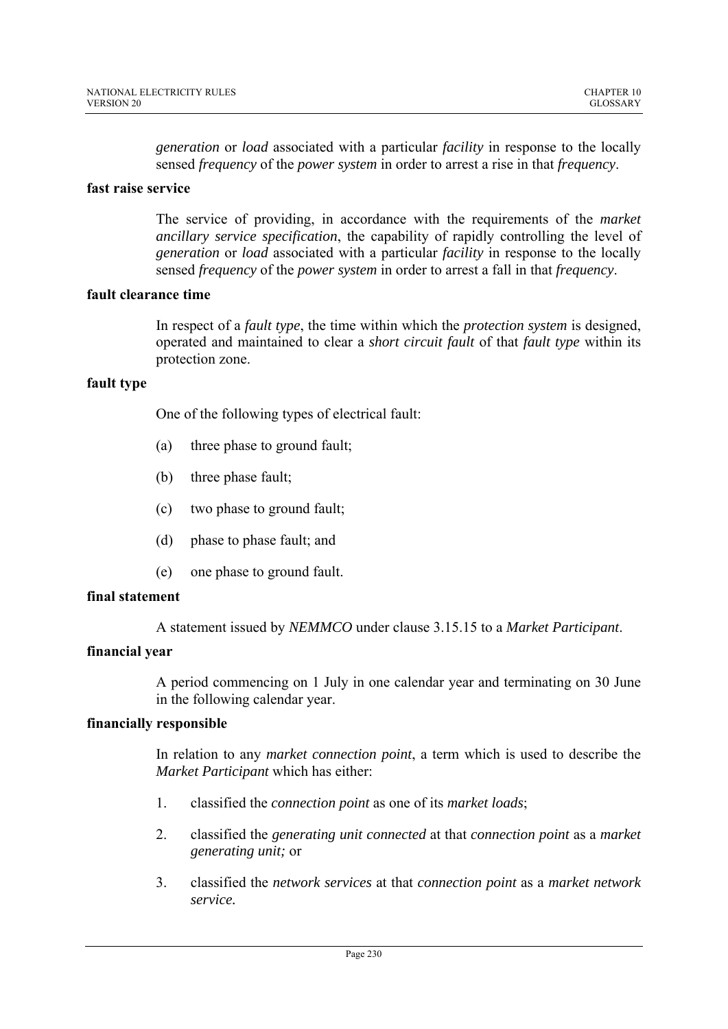*generation* or *load* associated with a particular *facility* in response to the locally sensed *frequency* of the *power system* in order to arrest a rise in that *frequency*.

**fast raise service**

The service of providing, in accordance with the requirements of the *market ancillary service specification*, the capability of rapidly controlling the level of *generation* or *load* associated with a particular *facility* in response to the locally sensed *frequency* of the *power system* in order to arrest a fall in that *frequency*.

**fault clearance time**

In respect of a *fault type*, the time within which the *protection system* is designed, operated and maintained to clear a *short circuit fault* of that *fault type* within its protection zone.

**fault type**

One of the following types of electrical fault:

(a) three phase to ground fault;

(b) three phase fault;

(c) two phase to ground fault;

(d) phase to phase fault; and

(e) one phase to ground fault.

**final statement**

A statement issued by *NEMMCO* under clause 3.15.15 to a *Market Participant*.

**financial year**

A period commencing on 1 July in one calendar year and terminating on 30 June in the following calendar year.

**financially responsible**

In relation to any *market connection point*, a term which is used to describe the *Market Participant* which has either:

1. classified the *connection point* as one of its *market loads*;

2. classified the *generating unit connected* at that *connection point* as a *market generating unit;* or

3. classified the *network services* at that *connection point* as a *market network service.*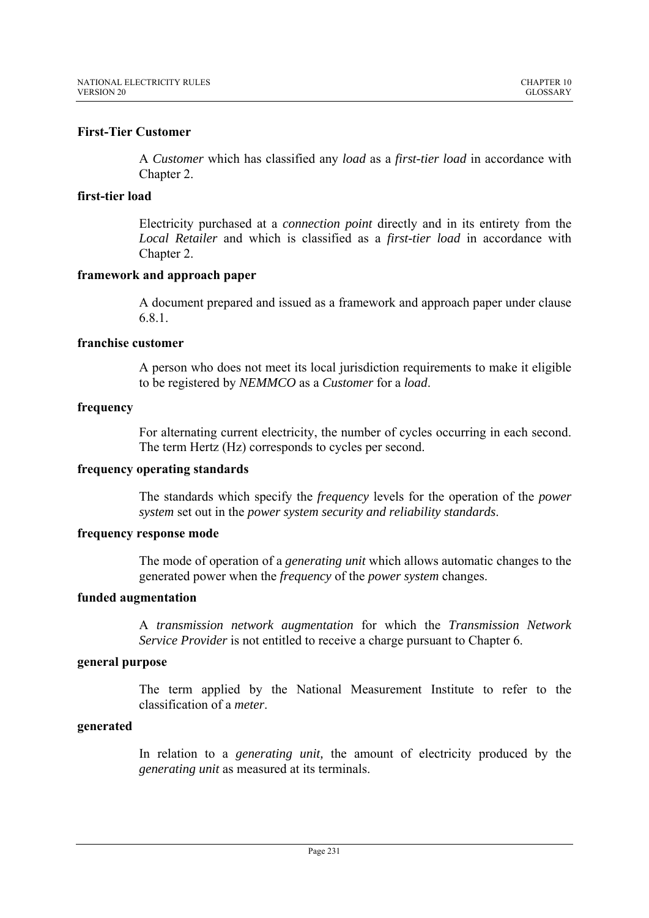**First-Tier Customer**

A *Customer* which has classified any *load* as a *first-tier load* in accordance with Chapter 2.

**first-tier load**

Electricity purchased at a *connection point* directly and in its entirety from the *Local Retailer* and which is classified as a *first-tier load* in accordance with Chapter 2.

**framework and approach paper**

A document prepared and issued as a framework and approach paper under clause 6.8.1.

**franchise customer**

A person who does not meet its local jurisdiction requirements to make it eligible to be registered by *NEMMCO* as a *Customer* for a *load*.

**frequency**

For alternating current electricity, the number of cycles occurring in each second. The term Hertz (Hz) corresponds to cycles per second.

**frequency operating standards**

The standards which specify the *frequency* levels for the operation of the *power system* set out in the *power system security and reliability standards*.

**frequency response mode**

The mode of operation of a *generating unit* which allows automatic changes to the generated power when the *frequency* of the *power system* changes.

**funded augmentation**

A *transmission network augmentation* for which the *Transmission Network Service Provider* is not entitled to receive a charge pursuant to Chapter 6.

**general purpose**

The term applied by the National Measurement Institute to refer to the classification of a *meter*.

**generated**

In relation to a *generating unit,* the amount of electricity produced by the *generating unit* as measured at its terminals.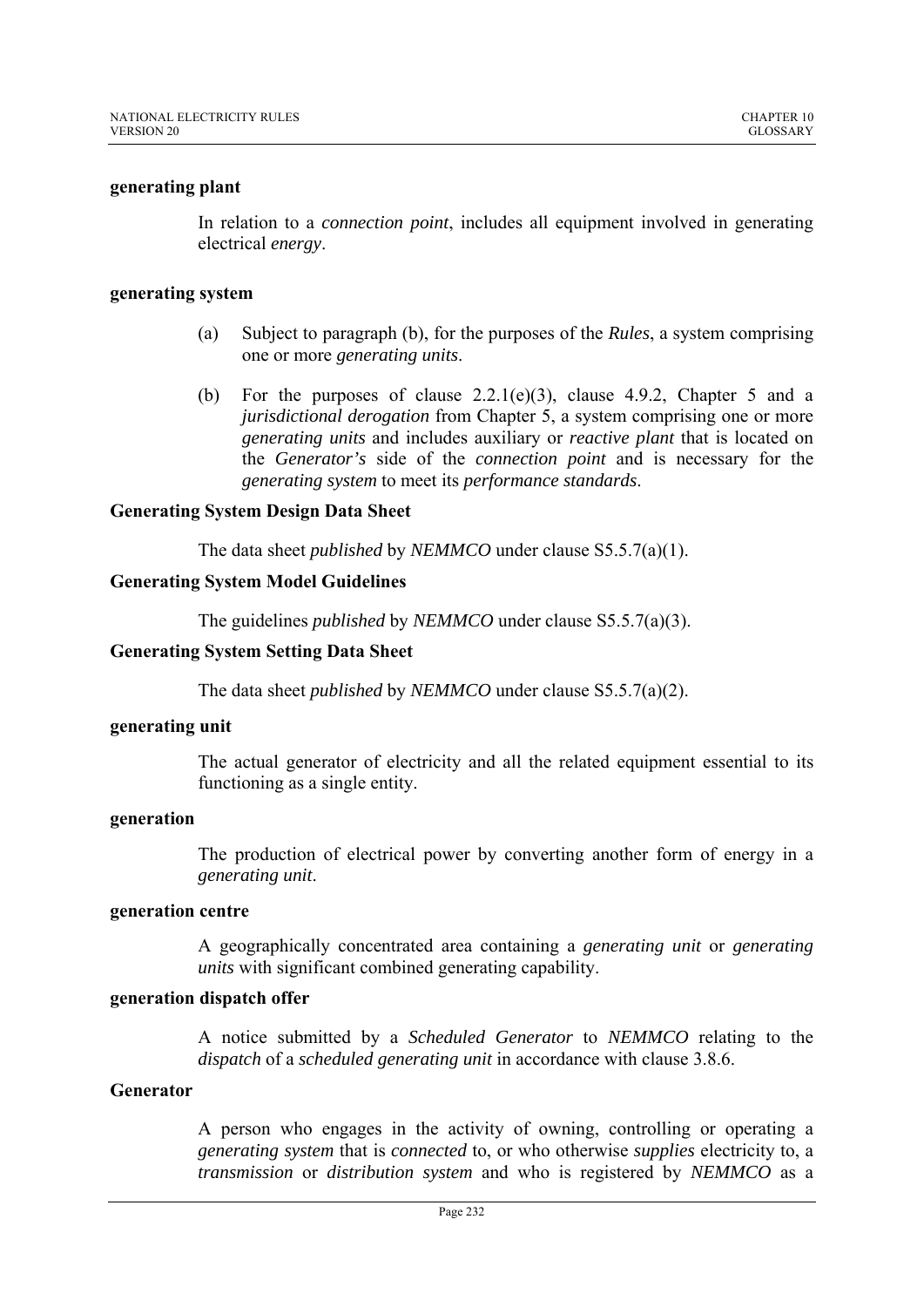**generating plant**

In relation to a *connection point*, includes all equipment involved in generating electrical *energy*.

**generating system**

(a) Subject to paragraph (b), for the purposes of the *Rules*, a system comprising one or more *generating units*.

(b) For the purposes of clause 2.2.1(e)(3), clause 4.9.2, Chapter 5 and a *jurisdictional derogation* from Chapter 5, a system comprising one or more *generating units* and includes auxiliary or *reactive plant* that is located on the *Generator's* side of the *connection point* and is necessary for the *generating system* to meet its *performance standards*.

**Generating System Design Data Sheet**

The data sheet *published* by *NEMMCO* under clause S5.5.7(a)(1).

**Generating System Model Guidelines**

The guidelines *published* by *NEMMCO* under clause S5.5.7(a)(3).

**Generating System Setting Data Sheet**

The data sheet *published* by *NEMMCO* under clause S5.5.7(a)(2).

**generating unit**

The actual generator of electricity and all the related equipment essential to its functioning as a single entity.

**generation**

The production of electrical power by converting another form of energy in a *generating unit*.

**generation centre**

A geographically concentrated area containing a *generating unit* or *generating units* with significant combined generating capability.

**generation dispatch offer**

A notice submitted by a *Scheduled Generator* to *NEMMCO* relating to the *dispatch* of a *scheduled generating unit* in accordance with clause 3.8.6.

**Generator**

A person who engages in the activity of owning, controlling or operating a *generating system* that is *connected* to, or who otherwise *supplies* electricity to, a *transmission* or *distribution system* and who is registered by *NEMMCO* as a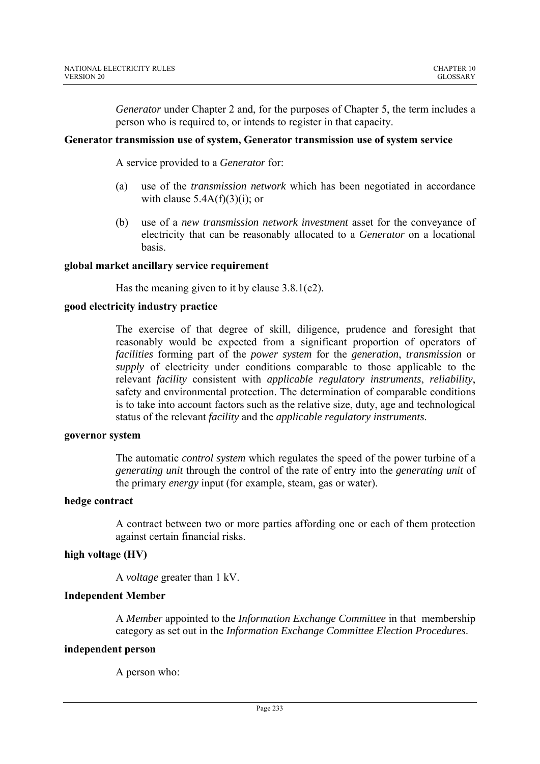*Generator* under Chapter 2 and, for the purposes of Chapter 5, the term includes a person who is required to, or intends to register in that capacity.

**Generator transmission use of system, Generator transmission use of system service**

A service provided to a *Generator* for:

(a) use of the *transmission network* which has been negotiated in accordance with clause 5.4A(f)(3)(i); or

(b) use of a *new transmission network investment* asset for the conveyance of electricity that can be reasonably allocated to a *Generator* on a locational basis.

**global market ancillary service requirement**

Has the meaning given to it by clause 3.8.1(e2).

**good electricity industry practice**

The exercise of that degree of skill, diligence, prudence and foresight that reasonably would be expected from a significant proportion of operators of *facilities* forming part of the *power system* for the *generation*, *transmission* or *supply* of electricity under conditions comparable to those applicable to the relevant *facility* consistent with *applicable regulatory instruments*, *reliability*, safety and environmental protection. The determination of comparable conditions is to take into account factors such as the relative size, duty, age and technological status of the relevant *facility* and the *applicable regulatory instruments*.

**governor system**

The automatic *control system* which regulates the speed of the power turbine of a *generating unit* through the control of the rate of entry into the *generating unit* of the primary *energy* input (for example, steam, gas or water).

**hedge contract**

A contract between two or more parties affording one or each of them protection against certain financial risks.

**high voltage (HV)**

A *voltage* greater than 1 kV.

**Independent Member**

A *Member* appointed to the *Information Exchange Committee* in that membership category as set out in the *Information Exchange Committee Election Procedures*.

**independent person**

A person who: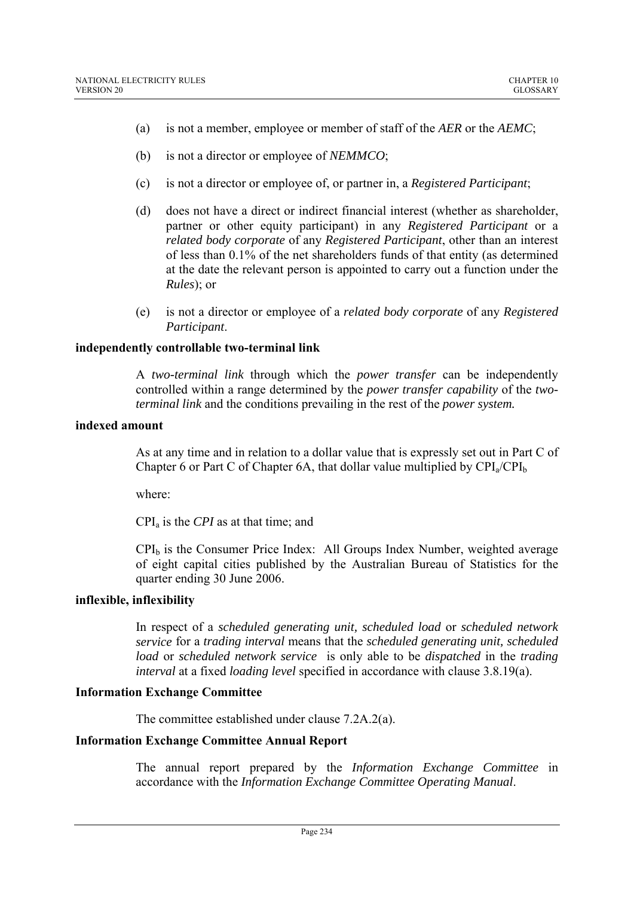(a) is not a member, employee or member of staff of the *AER* or the *AEMC*;

(b) is not a director or employee of *NEMMCO*;

(c) is not a director or employee of, or partner in, a *Registered Participant*;

(d) does not have a direct or indirect financial interest (whether as shareholder, partner or other equity participant) in any *Registered Participant* or a *related body corporate* of any *Registered Participant*, other than an interest of less than 0.1% of the net shareholders funds of that entity (as determined at the date the relevant person is appointed to carry out a function under the *Rules*); or

(e) is not a director or employee of a *related body corporate* of any *Registered Participant*.

**independently controllable two-terminal link**

A *two-terminal link* through which the *power transfer* can be independently controlled within a range determined by the *power transfer capability* of the *two-terminal link* and the conditions prevailing in the rest of the *power system.*

**indexed amount**

As at any time and in relation to a dollar value that is expressly set out in Part C of Chapter 6 or Part C of Chapter 6A, that dollar value multiplied by $CPI_a/CPI_b$

where:

$CPI_a$ is the *CPI* as at that time; and

$CPI_b$ is the Consumer Price Index: All Groups Index Number, weighted average of eight capital cities published by the Australian Bureau of Statistics for the quarter ending 30 June 2006.

**inflexible, inflexibility**

In respect of a *scheduled generating unit, scheduled load* or *scheduled network service* for a *trading interval* means that the *scheduled generating unit, scheduled load* or *scheduled network service* is only able to be *dispatched* in the *trading interval* at a fixed *loading level* specified in accordance with clause 3.8.19(a).

**Information Exchange Committee**

The committee established under clause 7.2A.2(a).

**Information Exchange Committee Annual Report**

The annual report prepared by the *Information Exchange Committee* in accordance with the *Information Exchange Committee Operating Manual*.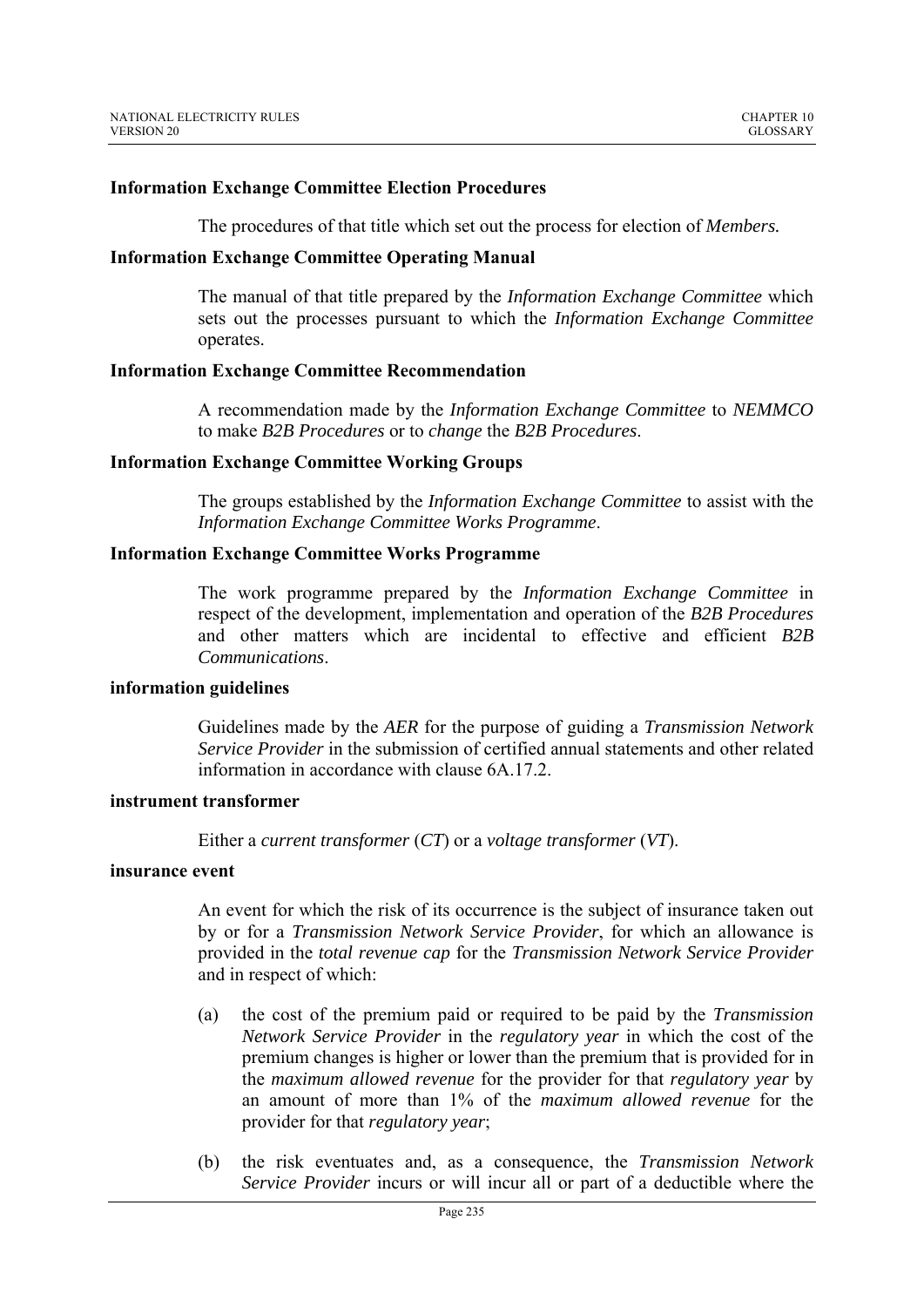**Information Exchange Committee Election Procedures**

The procedures of that title which set out the process for election of *Members.*

**Information Exchange Committee Operating Manual**

The manual of that title prepared by the *Information Exchange Committee* which sets out the processes pursuant to which the *Information Exchange Committee* operates.

**Information Exchange Committee Recommendation**

A recommendation made by the *Information Exchange Committee* to *NEMMCO* to make *B2B Procedures* or to *change* the *B2B Procedures*.

**Information Exchange Committee Working Groups**

The groups established by the *Information Exchange Committee* to assist with the *Information Exchange Committee Works Programme*.

**Information Exchange Committee Works Programme**

The work programme prepared by the *Information Exchange Committee* in respect of the development, implementation and operation of the *B2B Procedures* and other matters which are incidental to effective and efficient *B2B Communications*.

**information guidelines**

Guidelines made by the *AER* for the purpose of guiding a *Transmission Network Service Provider* in the submission of certified annual statements and other related information in accordance with clause 6A.17.2.

**instrument transformer**

Either a *current transformer* (*CT*) or a *voltage transformer* (*VT*).

**insurance event**

An event for which the risk of its occurrence is the subject of insurance taken out by or for a *Transmission Network Service Provider*, for which an allowance is provided in the *total revenue cap* for the *Transmission Network Service Provider* and in respect of which:

(a) the cost of the premium paid or required to be paid by the *Transmission Network Service Provider* in the *regulatory year* in which the cost of the premium changes is higher or lower than the premium that is provided for in the *maximum allowed revenue* for the provider for that *regulatory year* by an amount of more than 1% of the *maximum allowed revenue* for the provider for that *regulatory year*;

(b) the risk eventuates and, as a consequence, the *Transmission Network Service Provider* incurs or will incur all or part of a deductible where the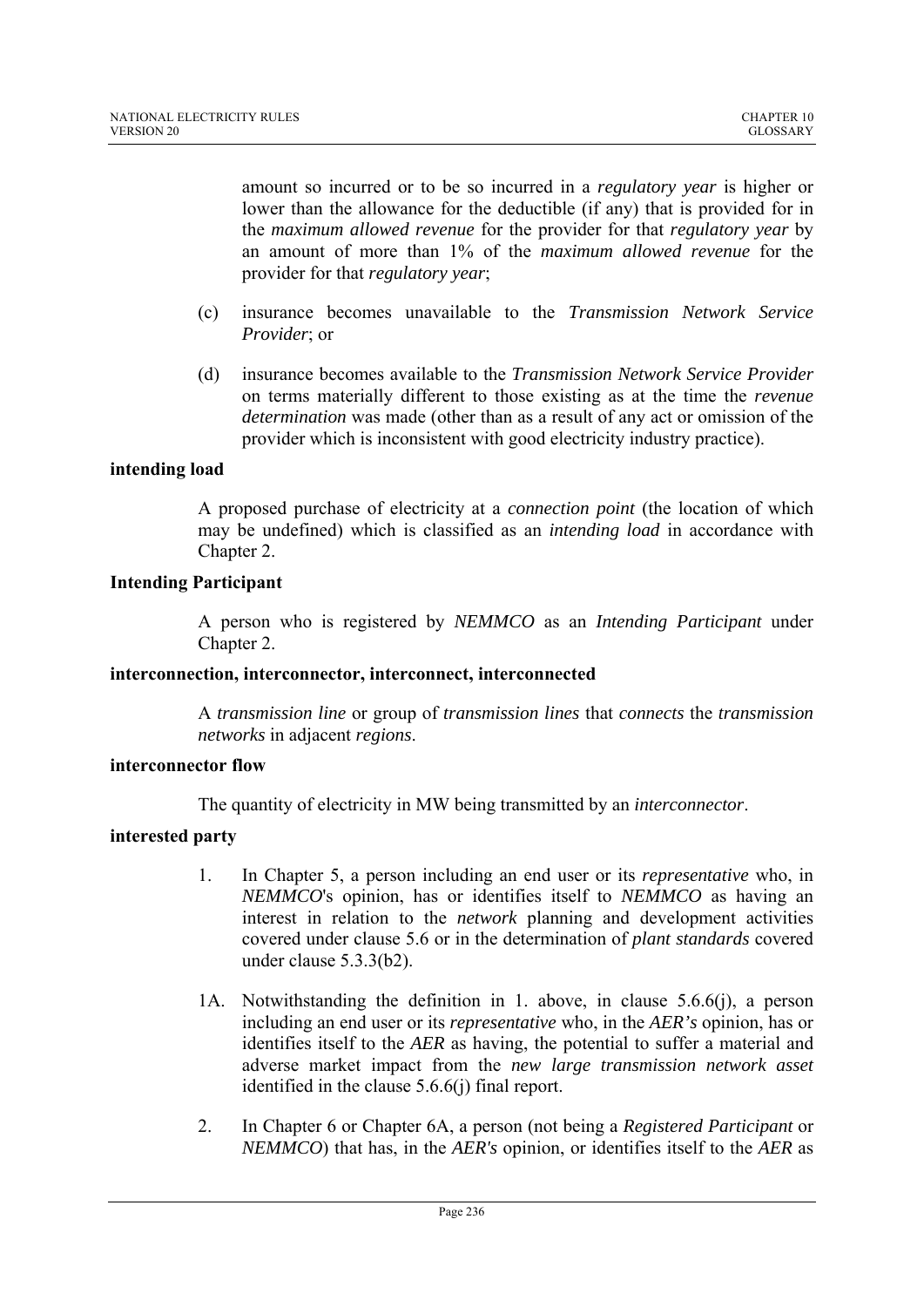amount so incurred or to be so incurred in a *regulatory year* is higher or lower than the allowance for the deductible (if any) that is provided for in the *maximum allowed revenue* for the provider for that *regulatory year* by an amount of more than 1% of the *maximum allowed revenue* for the provider for that *regulatory year*;

(c) insurance becomes unavailable to the *Transmission Network Service Provider*; or

(d) insurance becomes available to the *Transmission Network Service Provider* on terms materially different to those existing as at the time the *revenue determination* was made (other than as a result of any act or omission of the provider which is inconsistent with good electricity industry practice).

**intending load**

A proposed purchase of electricity at a *connection point* (the location of which may be undefined) which is classified as an *intending load* in accordance with Chapter 2.

**Intending Participant**

A person who is registered by *NEMMCO* as an *Intending Participant* under Chapter 2.

**interconnection, interconnector, interconnect, interconnected**

A *transmission line* or group of *transmission lines* that *connects* the *transmission networks* in adjacent *regions*.

**interconnector flow**

The quantity of electricity in MW being transmitted by an *interconnector*.

**interested party**

1. In Chapter 5, a person including an end user or its *representative* who, in *NEMMCO*'s opinion, has or identifies itself to *NEMMCO* as having an interest in relation to the *network* planning and development activities covered under clause 5.6 or in the determination of *plant standards* covered under clause 5.3.3(b2).

1A. Notwithstanding the definition in 1. above, in clause 5.6.6(j), a person including an end user or its *representative* who, in the *AER's* opinion, has or identifies itself to the *AER* as having, the potential to suffer a material and adverse market impact from the *new large transmission network asset* identified in the clause 5.6.6(j) final report.

2. In Chapter 6 or Chapter 6A, a person (not being a *Registered Participant* or *NEMMCO*) that has, in the *AER's* opinion, or identifies itself to the *AER* as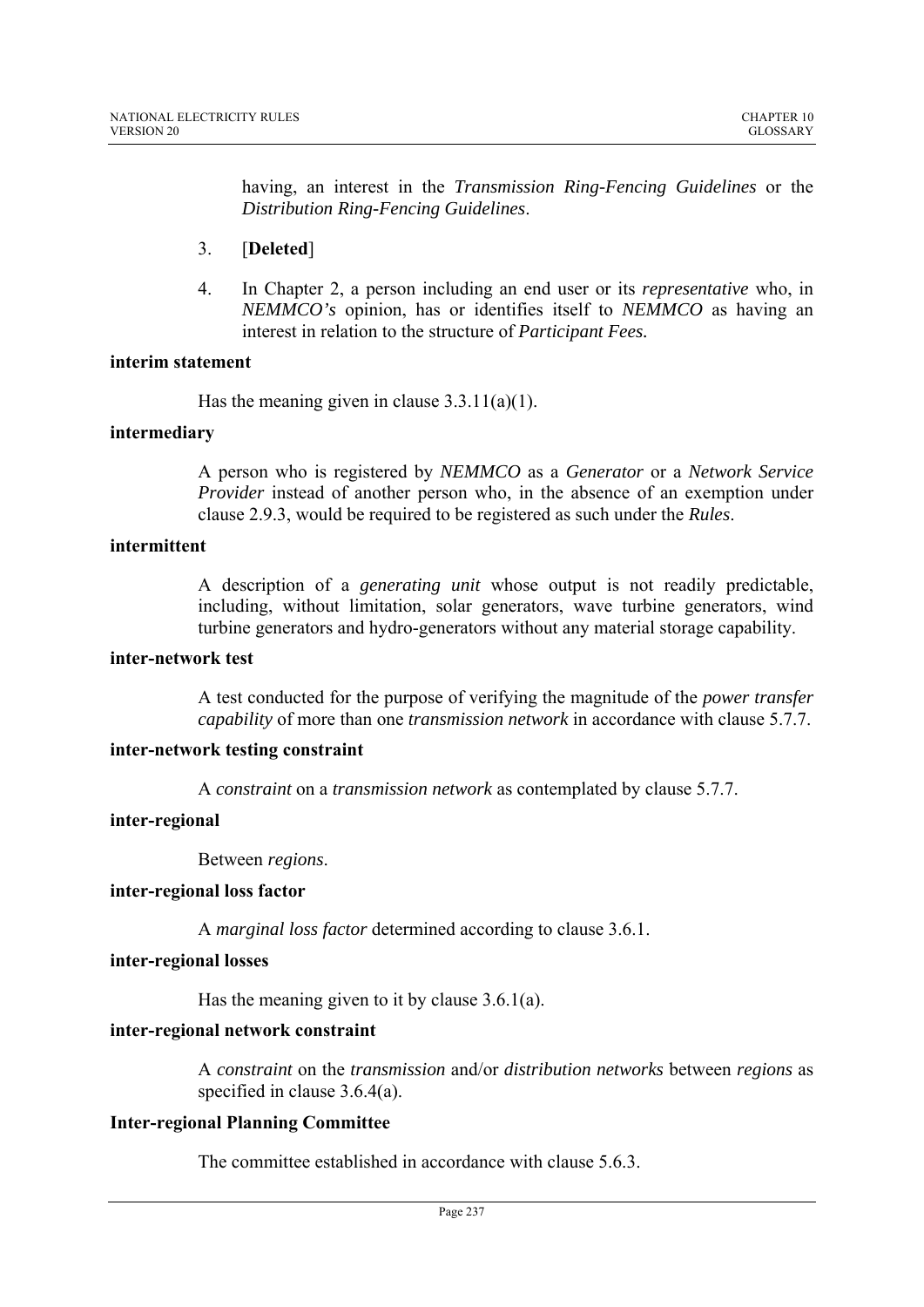having, an interest in the *Transmission Ring-Fencing Guidelines* or the *Distribution Ring-Fencing Guidelines*.

3. [**Deleted**]

4. In Chapter 2, a person including an end user or its *representative* who, in *NEMMCO's* opinion, has or identifies itself to *NEMMCO* as having an interest in relation to the structure of *Participant Fees.*

**interim statement**

Has the meaning given in clause 3.3.11(a)(1).

**intermediary**

A person who is registered by *NEMMCO* as a *Generator* or a *Network Service Provider* instead of another person who, in the absence of an exemption under clause 2.9.3, would be required to be registered as such under the *Rules*.

**intermittent**

A description of a *generating unit* whose output is not readily predictable, including, without limitation, solar generators, wave turbine generators, wind turbine generators and hydro-generators without any material storage capability.

**inter-network test**

A test conducted for the purpose of verifying the magnitude of the *power transfer capability* of more than one *transmission network* in accordance with clause 5.7.7.

**inter-network testing constraint**

A *constraint* on a *transmission network* as contemplated by clause 5.7.7.

**inter-regional**

Between *regions*.

**inter-regional loss factor**

A *marginal loss factor* determined according to clause 3.6.1.

**inter-regional losses**

Has the meaning given to it by clause 3.6.1(a).

**inter-regional network constraint**

A *constraint* on the *transmission* and/or *distribution networks* between *regions* as specified in clause 3.6.4(a).

**Inter-regional Planning Committee**

The committee established in accordance with clause 5.6.3.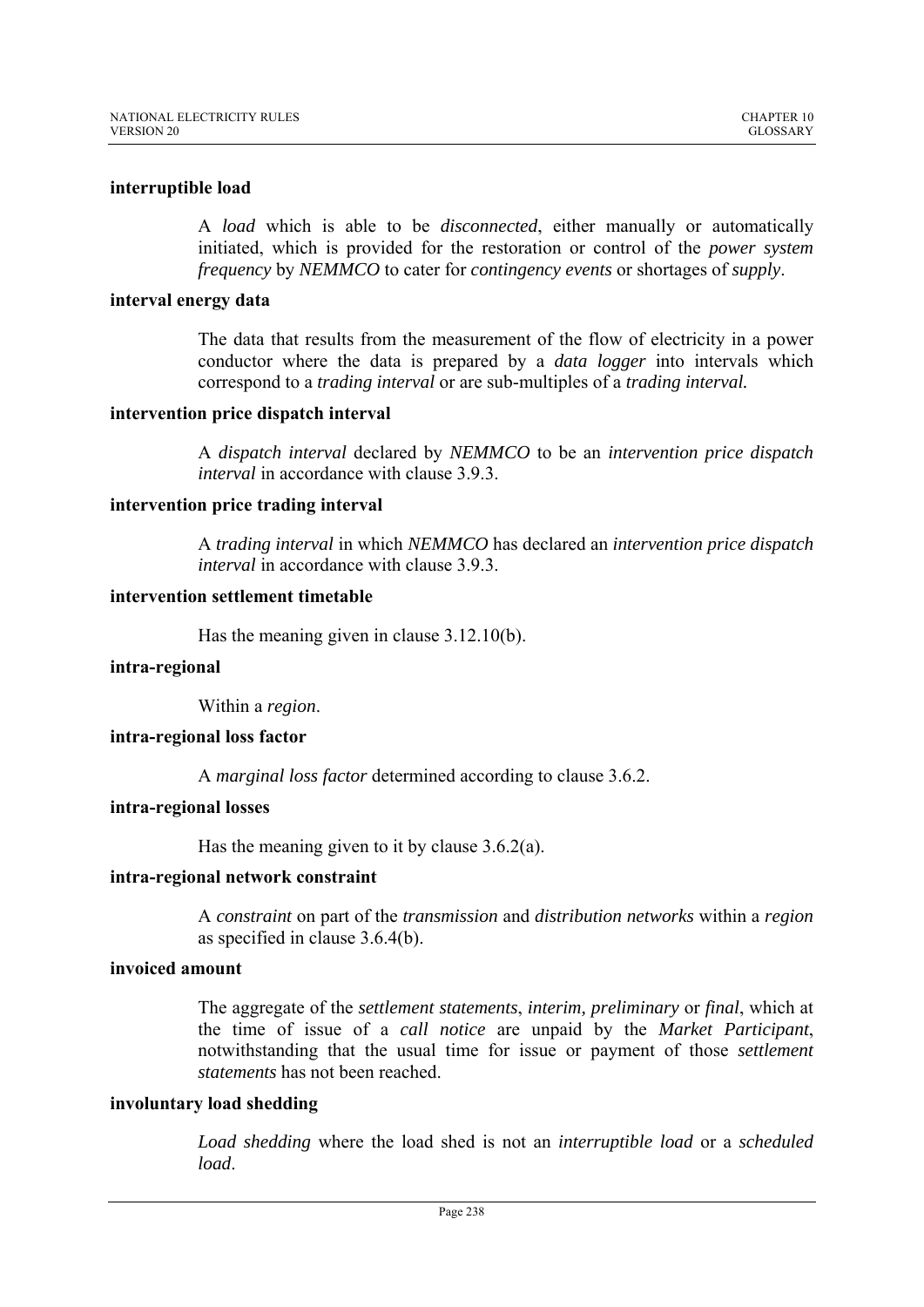**interruptible load**

A *load* which is able to be *disconnected*, either manually or automatically initiated, which is provided for the restoration or control of the *power system frequency* by *NEMMCO* to cater for *contingency events* or shortages of *supply*.

**interval energy data**

The data that results from the measurement of the flow of electricity in a power conductor where the data is prepared by a *data logger* into intervals which correspond to a *trading interval* or are sub-multiples of a *trading interval.*

**intervention price dispatch interval**

A *dispatch interval* declared by *NEMMCO* to be an *intervention price dispatch interval* in accordance with clause 3.9.3.

**intervention price trading interval**

A *trading interval* in which *NEMMCO* has declared an *intervention price dispatch interval* in accordance with clause 3.9.3.

**intervention settlement timetable**

Has the meaning given in clause 3.12.10(b).

**intra-regional**

Within a *region*.

**intra-regional loss factor**

A *marginal loss factor* determined according to clause 3.6.2.

**intra-regional losses**

Has the meaning given to it by clause 3.6.2(a).

**intra-regional network constraint**

A *constraint* on part of the *transmission* and *distribution networks* within a *region* as specified in clause 3.6.4(b).

**invoiced amount**

The aggregate of the *settlement statements*, *interim, preliminary* or *final*, which at the time of issue of a *call notice* are unpaid by the *Market Participant*, notwithstanding that the usual time for issue or payment of those *settlement statements* has not been reached.

**involuntary load shedding**

*Load shedding* where the load shed is not an *interruptible load* or a *scheduled load*.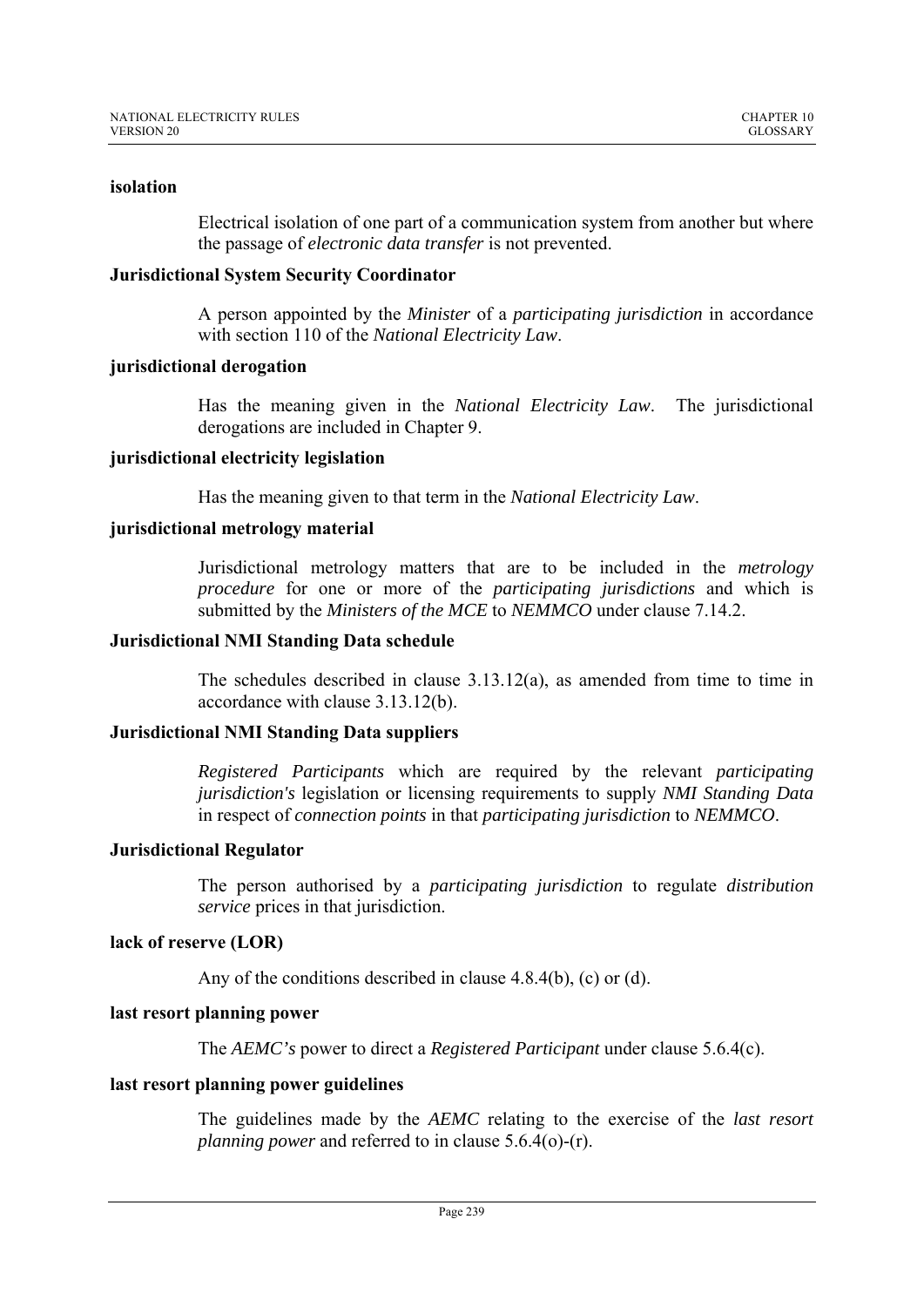**isolation**

Electrical isolation of one part of a communication system from another but where the passage of *electronic data transfer* is not prevented.

**Jurisdictional System Security Coordinator**

A person appointed by the *Minister* of a *participating jurisdiction* in accordance with section 110 of the *National Electricity Law*.

**jurisdictional derogation**

Has the meaning given in the *National Electricity Law*. The jurisdictional derogations are included in Chapter 9.

**jurisdictional electricity legislation**

Has the meaning given to that term in the *National Electricity Law*.

**jurisdictional metrology material**

Jurisdictional metrology matters that are to be included in the *metrology procedure* for one or more of the *participating jurisdictions* and which is submitted by the *Ministers of the MCE* to *NEMMCO* under clause 7.14.2.

**Jurisdictional NMI Standing Data schedule**

The schedules described in clause 3.13.12(a), as amended from time to time in accordance with clause 3.13.12(b).

**Jurisdictional NMI Standing Data suppliers**

*Registered Participants* which are required by the relevant *participating jurisdiction's* legislation or licensing requirements to supply *NMI Standing Data* in respect of *connection points* in that *participating jurisdiction* to *NEMMCO*.

**Jurisdictional Regulator**

The person authorised by a *participating jurisdiction* to regulate *distribution service* prices in that jurisdiction.

**lack of reserve (LOR)**

Any of the conditions described in clause 4.8.4(b), (c) or (d).

**last resort planning power**

The *AEMC's* power to direct a *Registered Participant* under clause 5.6.4(c).

**last resort planning power guidelines**

The guidelines made by the *AEMC* relating to the exercise of the *last resort planning power* and referred to in clause 5.6.4(o)-(r).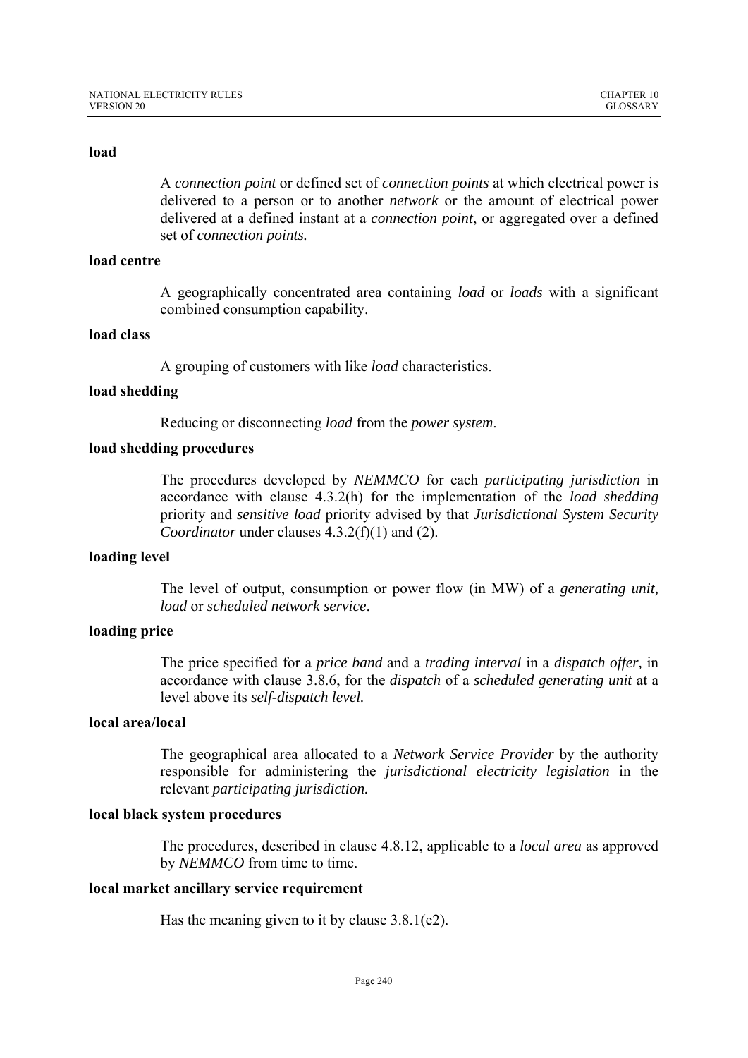**load**

A *connection point* or defined set of *connection points* at which electrical power is delivered to a person or to another *network* or the amount of electrical power delivered at a defined instant at a *connection point*, or aggregated over a defined set of *connection points.*

**load centre**

A geographically concentrated area containing *load* or *loads* with a significant combined consumption capability.

**load class**

A grouping of customers with like *load* characteristics.

**load shedding**

Reducing or disconnecting *load* from the *power system*.

**load shedding procedures**

The procedures developed by *NEMMCO* for each *participating jurisdiction* in accordance with clause 4.3.2(h) for the implementation of the *load shedding* priority and *sensitive load* priority advised by that *Jurisdictional System Security Coordinator* under clauses 4.3.2(f)(1) and (2).

**loading level**

The level of output, consumption or power flow (in MW) of a *generating unit, load* or *scheduled network service*.

**loading price**

The price specified for a *price band* and a *trading interval* in a *dispatch offer,* in accordance with clause 3.8.6, for the *dispatch* of a *scheduled generating unit* at a level above its *self-dispatch level.*

**local area/local**

The geographical area allocated to a *Network Service Provider* by the authority responsible for administering the *jurisdictional electricity legislation* in the relevant *participating jurisdiction.*

**local black system procedures**

The procedures, described in clause 4.8.12, applicable to a *local area* as approved by *NEMMCO* from time to time.

**local market ancillary service requirement**

Has the meaning given to it by clause 3.8.1(e2).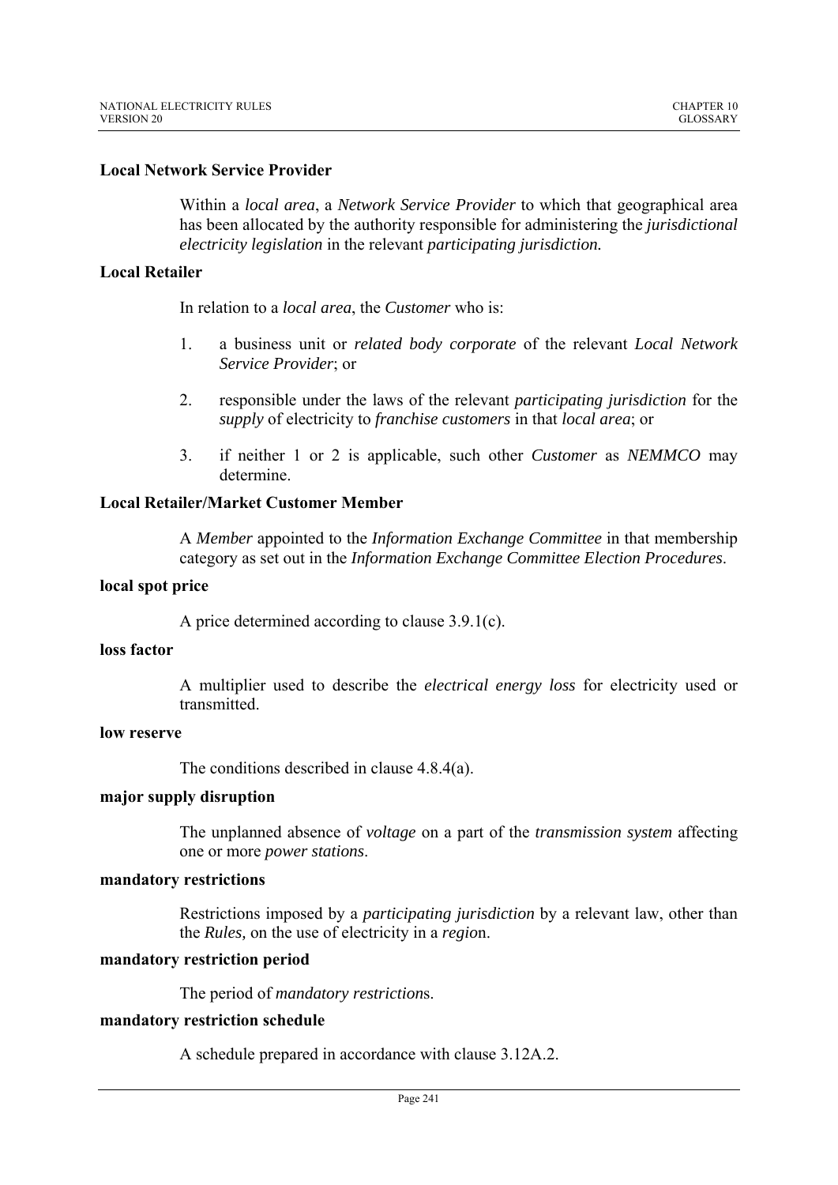**Local Network Service Provider**

Within a *local area*, a *Network Service Provider* to which that geographical area has been allocated by the authority responsible for administering the *jurisdictional electricity legislation* in the relevant *participating jurisdiction.*

**Local Retailer**

In relation to a *local area*, the *Customer* who is:

1. a business unit or *related body corporate* of the relevant *Local Network Service Provider*; or

2. responsible under the laws of the relevant *participating jurisdiction* for the *supply* of electricity to *franchise customers* in that *local area*; or

3. if neither 1 or 2 is applicable, such other *Customer* as *NEMMCO* may determine.

**Local Retailer/Market Customer Member**

A *Member* appointed to the *Information Exchange Committee* in that membership category as set out in the *Information Exchange Committee Election Procedures*.

**local spot price**

A price determined according to clause 3.9.1(c).

**loss factor**

A multiplier used to describe the *electrical energy loss* for electricity used or transmitted.

**low reserve**

The conditions described in clause 4.8.4(a).

**major supply disruption**

The unplanned absence of *voltage* on a part of the *transmission system* affecting one or more *power stations*.

**mandatory restrictions**

Restrictions imposed by a *participating jurisdiction* by a relevant law, other than the *Rules,* on the use of electricity in a *regio*n.

**mandatory restriction period**

The period of *mandatory restriction*s.

**mandatory restriction schedule**

A schedule prepared in accordance with clause 3.12A.2.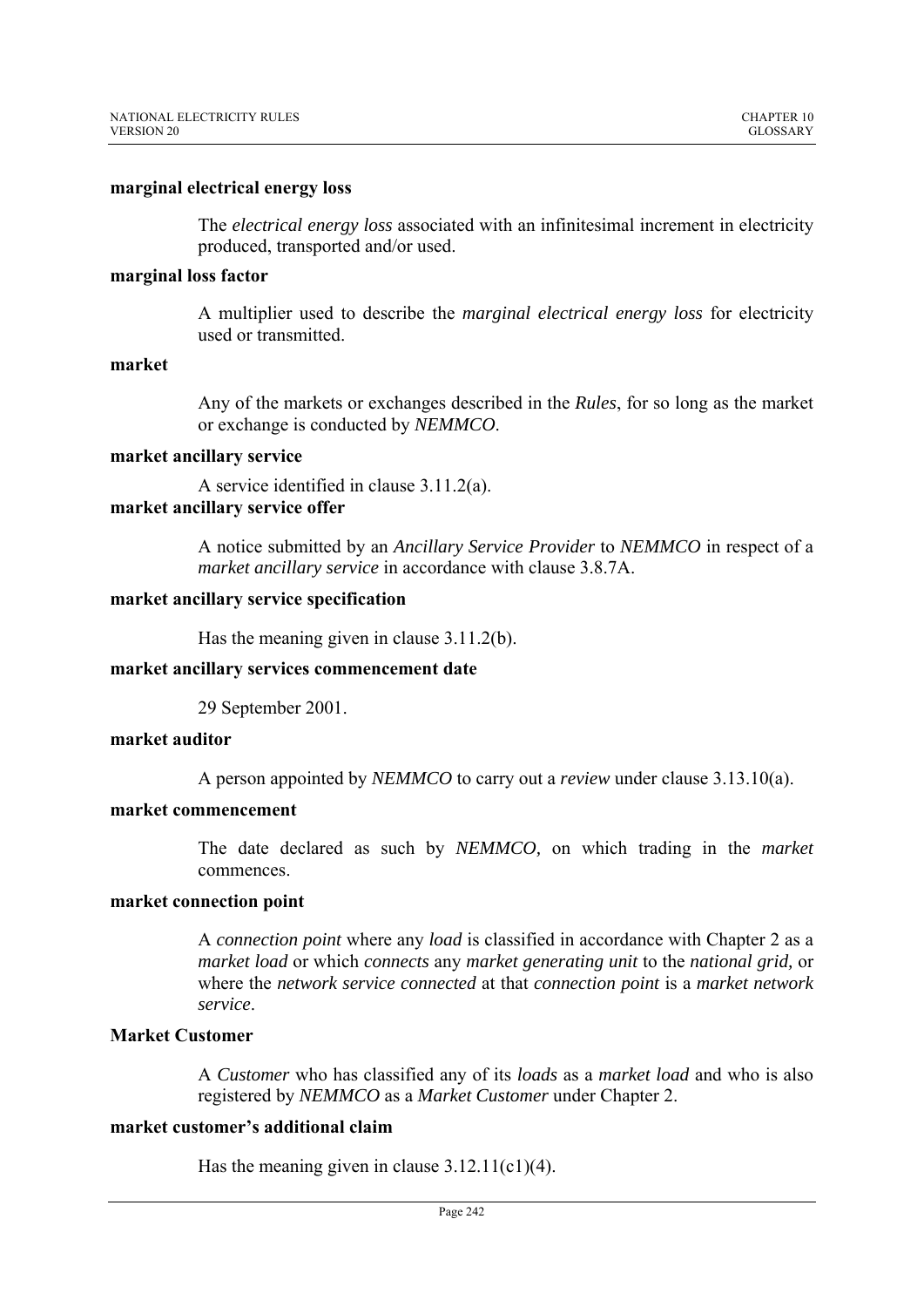**marginal electrical energy loss**

The *electrical energy loss* associated with an infinitesimal increment in electricity produced, transported and/or used.

**marginal loss factor**

A multiplier used to describe the *marginal electrical energy loss* for electricity used or transmitted.

**market**

Any of the markets or exchanges described in the *Rules*, for so long as the market or exchange is conducted by *NEMMCO*.

**market ancillary service**

A service identified in clause 3.11.2(a).

**market ancillary service offer**

A notice submitted by an *Ancillary Service Provider* to *NEMMCO* in respect of a *market ancillary service* in accordance with clause 3.8.7A.

**market ancillary service specification**

Has the meaning given in clause 3.11.2(b).

**market ancillary services commencement date**

29 September 2001.

**market auditor**

A person appointed by *NEMMCO* to carry out a *review* under clause 3.13.10(a).

**market commencement**

The date declared as such by *NEMMCO*, on which trading in the *market* commences.

**market connection point**

A *connection point* where any *load* is classified in accordance with Chapter 2 as a *market load* or which *connects* any *market generating unit* to the *national grid*, or where the *network service connected* at that *connection point* is a *market network service*.

**Market Customer**

A *Customer* who has classified any of its *loads* as a *market load* and who is also registered by *NEMMCO* as a *Market Customer* under Chapter 2.

**market customer's additional claim**

Has the meaning given in clause 3.12.11(c1)(4).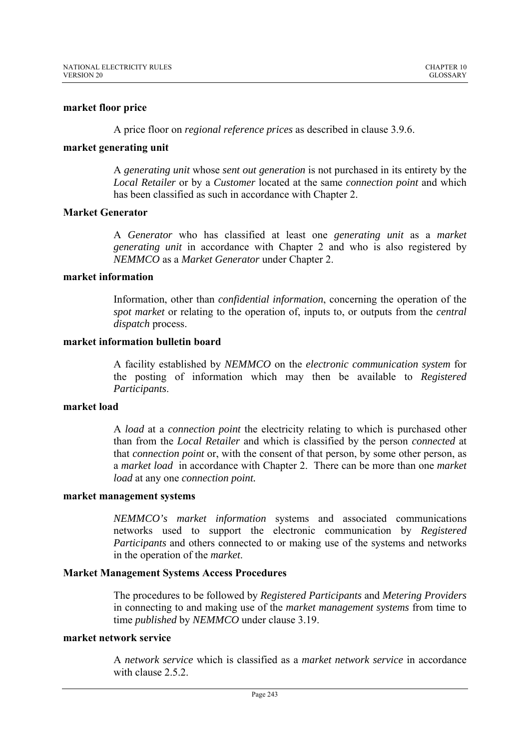**market floor price**

A price floor on *regional reference prices* as described in clause 3.9.6.

**market generating unit**

A *generating unit* whose *sent out generation* is not purchased in its entirety by the *Local Retailer* or by a *Customer* located at the same *connection point* and which has been classified as such in accordance with Chapter 2.

**Market Generator**

A *Generator* who has classified at least one *generating unit* as a *market generating unit* in accordance with Chapter 2 and who is also registered by *NEMMCO* as a *Market Generator* under Chapter 2.

**market information**

Information, other than *confidential information*, concerning the operation of the *spot market* or relating to the operation of, inputs to, or outputs from the *central dispatch* process.

**market information bulletin board**

A facility established by *NEMMCO* on the *electronic communication system* for the posting of information which may then be available to *Registered Participants*.

**market load**

A *load* at a *connection point* the electricity relating to which is purchased other than from the *Local Retailer* and which is classified by the person *connected* at that *connection point* or, with the consent of that person, by some other person, as a *market load* in accordance with Chapter 2. There can be more than one *market load* at any one *connection point.*

**market management systems**

*NEMMCO's market information* systems and associated communications networks used to support the electronic communication by *Registered Participants* and others connected to or making use of the systems and networks in the operation of the *market.*

**Market Management Systems Access Procedures**

The procedures to be followed by *Registered Participants* and *Metering Providers* in connecting to and making use of the *market management systems* from time to time *published* by *NEMMCO* under clause 3.19.

**market network service**

A *network service* which is classified as a *market network service* in accordance with clause 2.5.2.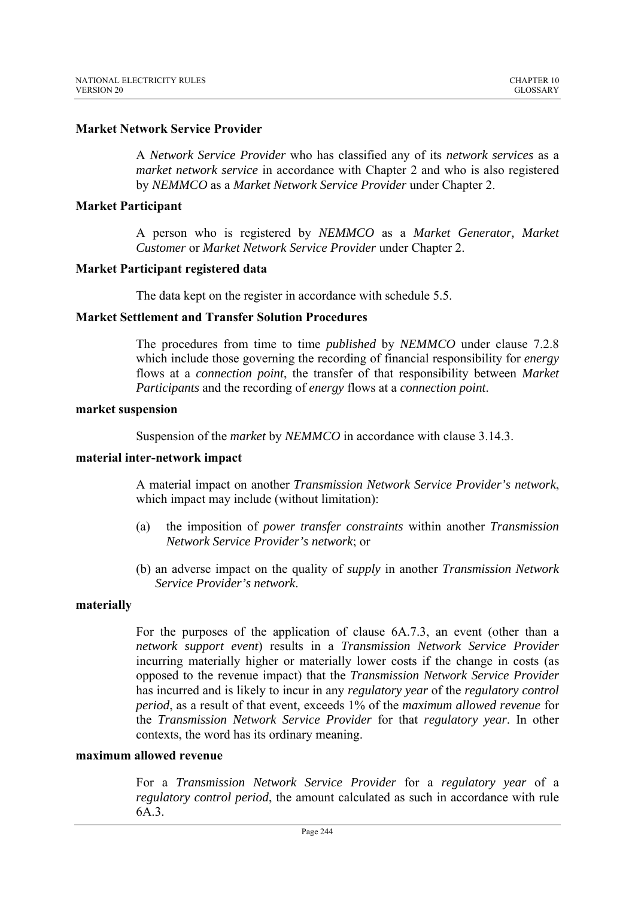**Market Network Service Provider**

A *Network Service Provider* who has classified any of its *network services* as a *market network service* in accordance with Chapter 2 and who is also registered by *NEMMCO* as a *Market Network Service Provider* under Chapter 2.

**Market Participant**

A person who is registered by *NEMMCO* as a *Market Generator, Market Customer* or *Market Network Service Provider* under Chapter 2.

**Market Participant registered data**

The data kept on the register in accordance with schedule 5.5.

**Market Settlement and Transfer Solution Procedures**

The procedures from time to time *published* by *NEMMCO* under clause 7.2.8 which include those governing the recording of financial responsibility for *energy* flows at a *connection point*, the transfer of that responsibility between *Market Participants* and the recording of *energy* flows at a *connection point*.

**market suspension**

Suspension of the *market* by *NEMMCO* in accordance with clause 3.14.3.

**material inter-network impact**

A material impact on another *Transmission Network Service Provider's network*, which impact may include (without limitation):

(a) the imposition of *power transfer constraints* within another *Transmission Network Service Provider's network*; or

(b) an adverse impact on the quality of *supply* in another *Transmission Network Service Provider's network*.

**materially**

For the purposes of the application of clause 6A.7.3, an event (other than a *network support event*) results in a *Transmission Network Service Provider* incurring materially higher or materially lower costs if the change in costs (as opposed to the revenue impact) that the *Transmission Network Service Provider* has incurred and is likely to incur in any *regulatory year* of the *regulatory control period*, as a result of that event, exceeds 1% of the *maximum allowed revenue* for the *Transmission Network Service Provider* for that *regulatory year*. In other contexts, the word has its ordinary meaning.

**maximum allowed revenue**

For a *Transmission Network Service Provider* for a *regulatory year* of a *regulatory control period*, the amount calculated as such in accordance with rule 6A.3.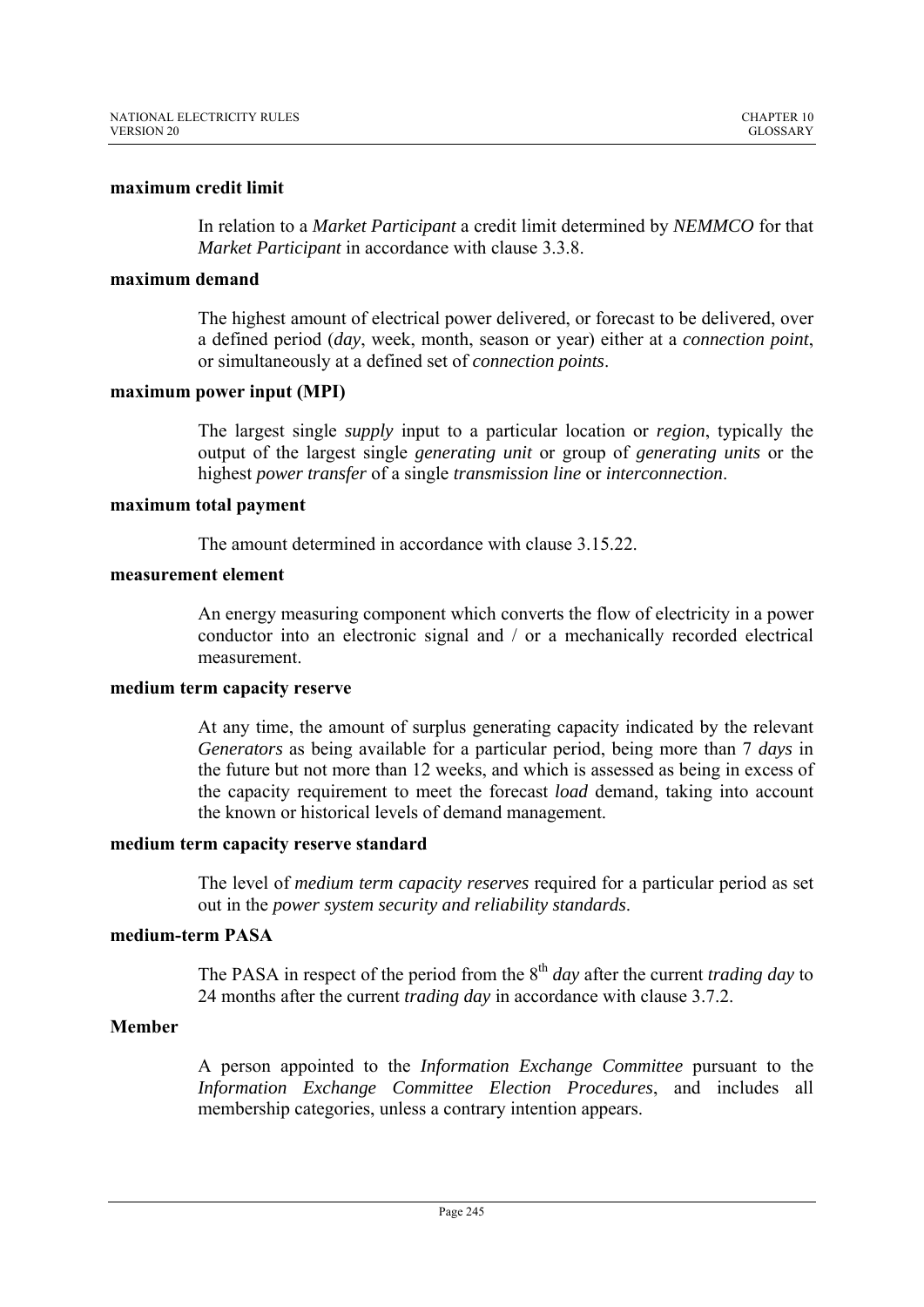**maximum credit limit**

In relation to a *Market Participant* a credit limit determined by *NEMMCO* for that *Market Participant* in accordance with clause 3.3.8.

**maximum demand**

The highest amount of electrical power delivered, or forecast to be delivered, over a defined period (*day*, week, month, season or year) either at a *connection point*, or simultaneously at a defined set of *connection points*.

**maximum power input (MPI)**

The largest single *supply* input to a particular location or *region*, typically the output of the largest single *generating unit* or group of *generating units* or the highest *power transfer* of a single *transmission line* or *interconnection*.

**maximum total payment**

The amount determined in accordance with clause 3.15.22.

**measurement element**

An energy measuring component which converts the flow of electricity in a power conductor into an electronic signal and / or a mechanically recorded electrical measurement.

**medium term capacity reserve**

At any time, the amount of surplus generating capacity indicated by the relevant *Generators* as being available for a particular period, being more than 7 *days* in the future but not more than 12 weeks, and which is assessed as being in excess of the capacity requirement to meet the forecast *load* demand, taking into account the known or historical levels of demand management.

**medium term capacity reserve standard**

The level of *medium term capacity reserves* required for a particular period as set out in the *power system security and reliability standards*.

**medium-term PASA**

The PASA in respect of the period from the 8th *day* after the current *trading day* to 24 months after the current *trading day* in accordance with clause 3.7.2.

**Member**

A person appointed to the *Information Exchange Committee* pursuant to the *Information Exchange Committee Election Procedures*, and includes all membership categories, unless a contrary intention appears.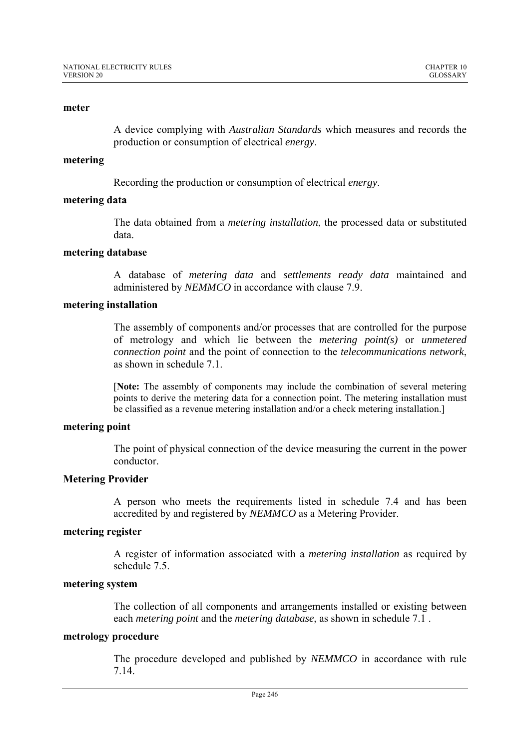**meter**

A device complying with *Australian Standards* which measures and records the production or consumption of electrical *energy*.

**metering**

Recording the production or consumption of electrical *energy*.

**metering data**

The data obtained from a *metering installation*, the processed data or substituted data.

**metering database**

A database of *metering data* and *settlements ready data* maintained and administered by *NEMMCO* in accordance with clause 7.9.

**metering installation**

The assembly of components and/or processes that are controlled for the purpose of metrology and which lie between the *metering point(s)* or *unmetered connection point* and the point of connection to the *telecommunications network*, as shown in schedule 7.1.

[**Note:** The assembly of components may include the combination of several metering points to derive the metering data for a connection point. The metering installation must be classified as a revenue metering installation and/or a check metering installation.]

**metering point**

The point of physical connection of the device measuring the current in the power conductor.

**Metering Provider**

A person who meets the requirements listed in schedule 7.4 and has been accredited by and registered by *NEMMCO* as a Metering Provider.

**metering register**

A register of information associated with a *metering installation* as required by schedule 7.5.

**metering system**

The collection of all components and arrangements installed or existing between each *metering point* and the *metering database*, as shown in schedule 7.1 .

**metrology procedure**

The procedure developed and published by *NEMMCO* in accordance with rule 7.14.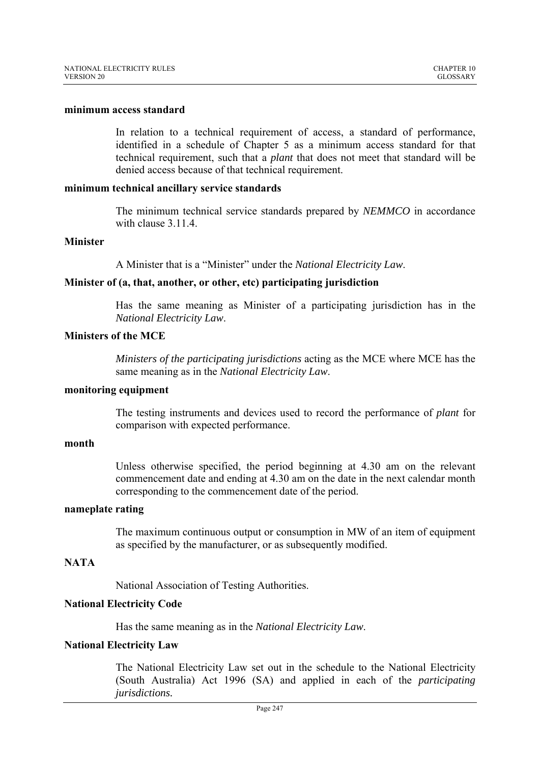**minimum access standard**

In relation to a technical requirement of access, a standard of performance, identified in a schedule of Chapter 5 as a minimum access standard for that technical requirement, such that a *plant* that does not meet that standard will be denied access because of that technical requirement.

**minimum technical ancillary service standards**

The minimum technical service standards prepared by *NEMMCO* in accordance with clause 3.11.4.

**Minister**

A Minister that is a "Minister" under the *National Electricity Law*.

**Minister of (a, that, another, or other, etc) participating jurisdiction**

Has the same meaning as Minister of a participating jurisdiction has in the *National Electricity Law*.

**Ministers of the MCE**

*Ministers of the participating jurisdictions* acting as the MCE where MCE has the same meaning as in the *National Electricity Law*.

**monitoring equipment**

The testing instruments and devices used to record the performance of *plant* for comparison with expected performance.

**month**

Unless otherwise specified, the period beginning at 4.30 am on the relevant commencement date and ending at 4.30 am on the date in the next calendar month corresponding to the commencement date of the period.

**nameplate rating**

The maximum continuous output or consumption in MW of an item of equipment as specified by the manufacturer, or as subsequently modified.

**NATA**

National Association of Testing Authorities.

**National Electricity Code**

Has the same meaning as in the *National Electricity Law*.

**National Electricity Law**

The National Electricity Law set out in the schedule to the National Electricity (South Australia) Act 1996 (SA) and applied in each of the *participating jurisdictions*.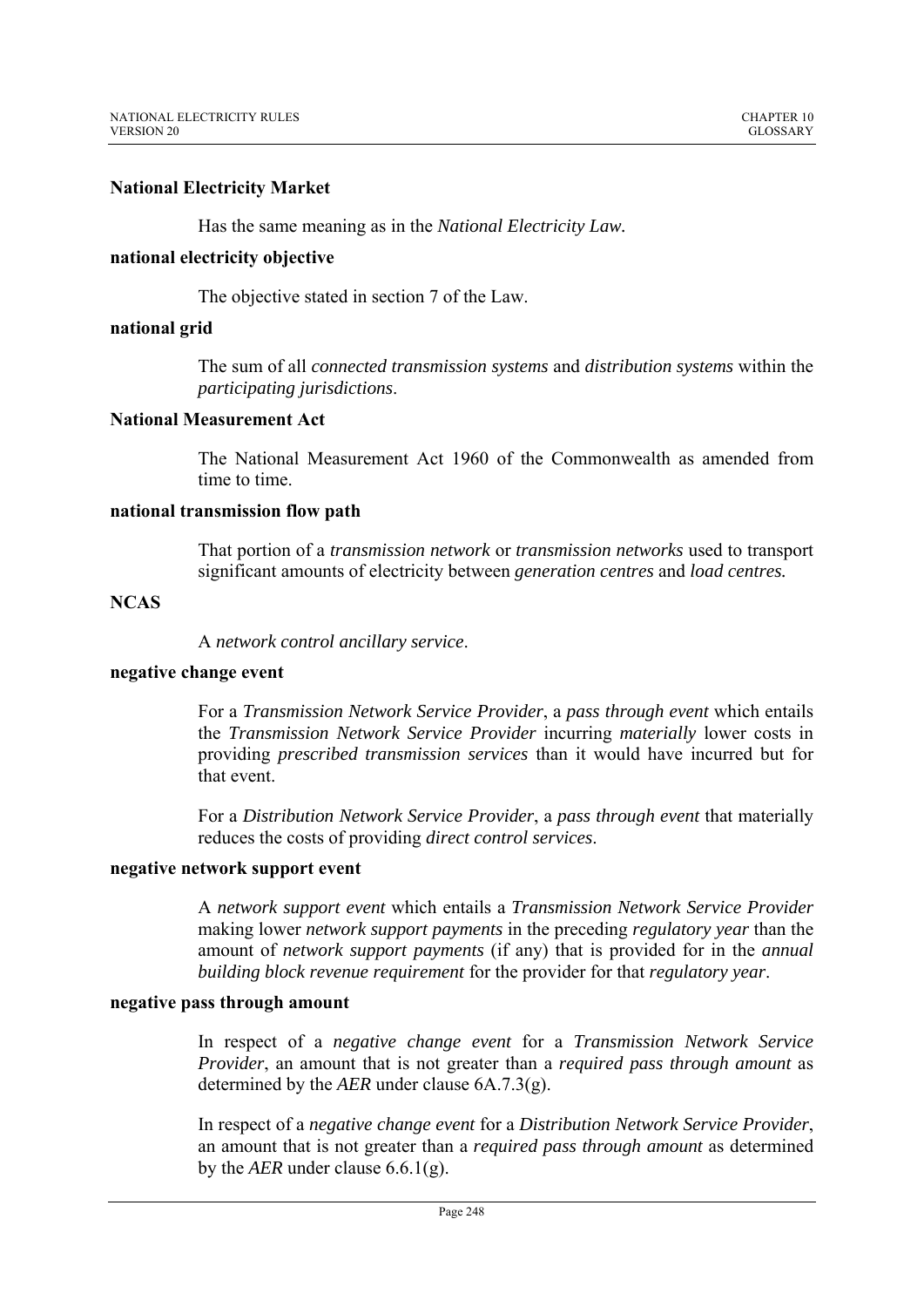**National Electricity Market**

Has the same meaning as in the *National Electricity Law.*

**national electricity objective**

The objective stated in section 7 of the Law.

**national grid**

The sum of all *connected transmission systems* and *distribution systems* within the *participating jurisdictions*.

**National Measurement Act**

The National Measurement Act 1960 of the Commonwealth as amended from time to time.

**national transmission flow path**

That portion of a *transmission network* or *transmission networks* used to transport significant amounts of electricity between *generation centres* and *load centres.*

**NCAS**

A *network control ancillary service*.

**negative change event**

For a *Transmission Network Service Provider*, a *pass through event* which entails the *Transmission Network Service Provider* incurring *materially* lower costs in providing *prescribed transmission services* than it would have incurred but for that event.

For a *Distribution Network Service Provider*, a *pass through event* that materially reduces the costs of providing *direct control services*.

**negative network support event**

A *network support event* which entails a *Transmission Network Service Provider* making lower *network support payments* in the preceding *regulatory year* than the amount of *network support payments* (if any) that is provided for in the *annual building block revenue requirement* for the provider for that *regulatory year*.

**negative pass through amount**

In respect of a *negative change event* for a *Transmission Network Service Provider*, an amount that is not greater than a *required pass through amount* as determined by the *AER* under clause 6A.7.3(g).

In respect of a *negative change event* for a *Distribution Network Service Provider*, an amount that is not greater than a *required pass through amount* as determined by the *AER* under clause 6.6.1(g).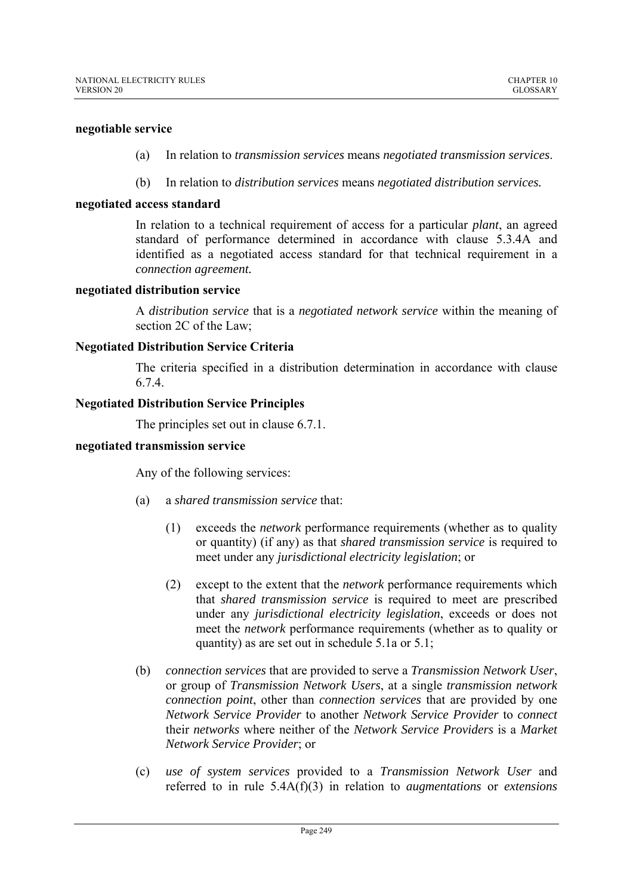**negotiable service**

(a) In relation to *transmission services* means *negotiated transmission services*.

(b) In relation to *distribution services* means *negotiated distribution services.*

**negotiated access standard**

In relation to a technical requirement of access for a particular *plant*, an agreed standard of performance determined in accordance with clause 5.3.4A and identified as a negotiated access standard for that technical requirement in a *connection agreement.*

**negotiated distribution service**

A *distribution service* that is a *negotiated network service* within the meaning of section 2C of the Law;

**Negotiated Distribution Service Criteria**

The criteria specified in a distribution determination in accordance with clause 6.7.4.

**Negotiated Distribution Service Principles**

The principles set out in clause 6.7.1.

**negotiated transmission service**

Any of the following services:

(a) a *shared transmission service* that:

(1) exceeds the *network* performance requirements (whether as to quality or quantity) (if any) as that *shared transmission service* is required to meet under any *jurisdictional electricity legislation*; or

(2) except to the extent that the *network* performance requirements which that *shared transmission service* is required to meet are prescribed under any *jurisdictional electricity legislation*, exceeds or does not meet the *network* performance requirements (whether as to quality or quantity) as are set out in schedule 5.1a or 5.1;

(b) *connection services* that are provided to serve a *Transmission Network User*, or group of *Transmission Network Users*, at a single *transmission network connection point*, other than *connection services* that are provided by one *Network Service Provider* to another *Network Service Provider* to *connect* their *networks* where neither of the *Network Service Providers* is a *Market Network Service Provider*; or

(c) *use of system services* provided to a *Transmission Network User* and referred to in rule 5.4A(f)(3) in relation to *augmentations* or *extensions*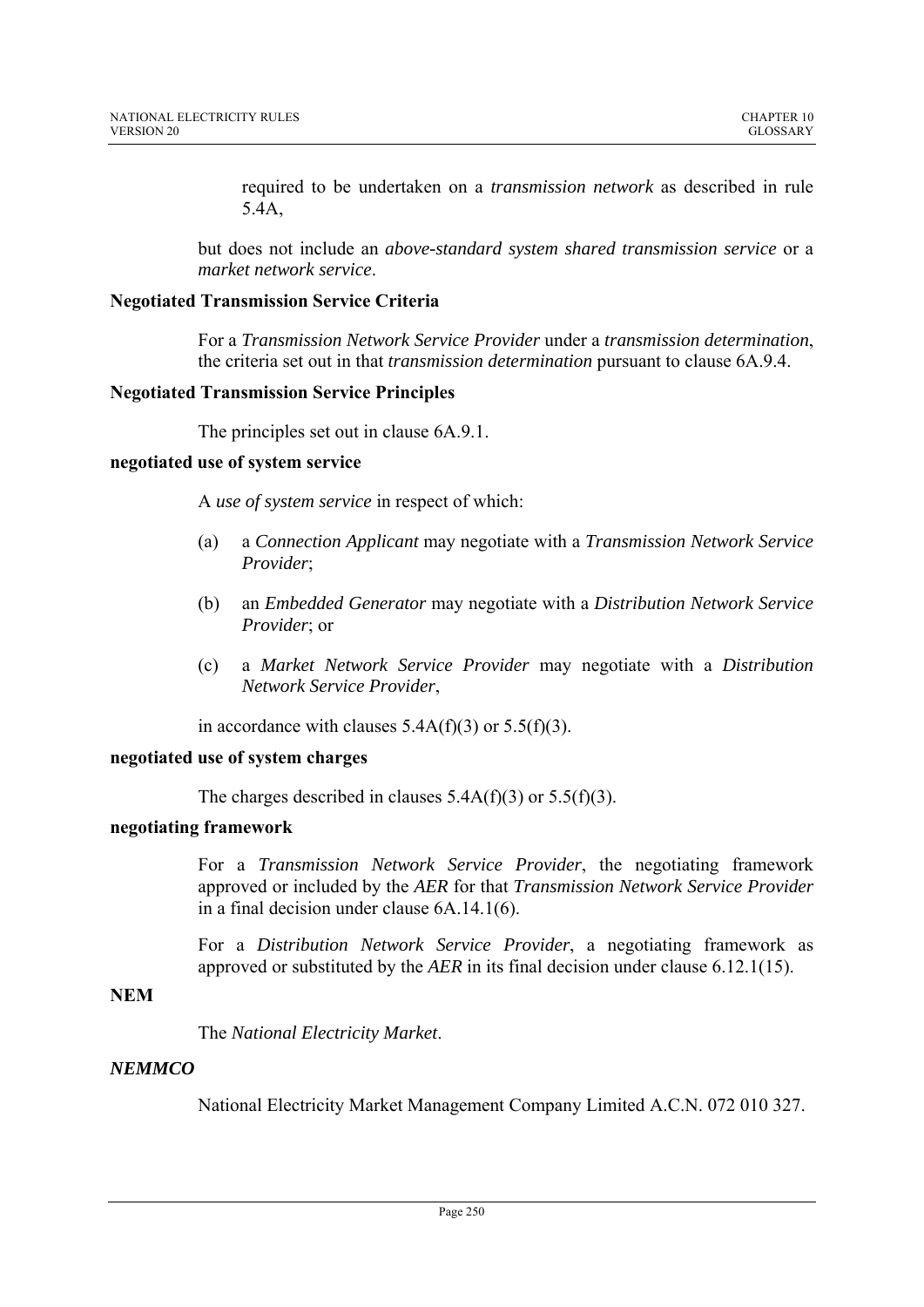required to be undertaken on a *transmission network* as described in rule 5.4A,

but does not include an *above-standard system shared transmission service* or a *market network service*.

**Negotiated Transmission Service Criteria**

For a *Transmission Network Service Provider* under a *transmission determination*, the criteria set out in that *transmission determination* pursuant to clause 6A.9.4.

**Negotiated Transmission Service Principles**

The principles set out in clause 6A.9.1.

**negotiated use of system service**

A *use of system service* in respect of which:

(a) a *Connection Applicant* may negotiate with a *Transmission Network Service Provider*;

(b) an *Embedded Generator* may negotiate with a *Distribution Network Service Provider*; or

(c) a *Market Network Service Provider* may negotiate with a *Distribution Network Service Provider*,

in accordance with clauses 5.4A(f)(3) or 5.5(f)(3).

**negotiated use of system charges**

The charges described in clauses 5.4A(f)(3) or 5.5(f)(3).

**negotiating framework**

For a *Transmission Network Service Provider*, the negotiating framework approved or included by the *AER* for that *Transmission Network Service Provider* in a final decision under clause 6A.14.1(6).

For a *Distribution Network Service Provider*, a negotiating framework as approved or substituted by the *AER* in its final decision under clause 6.12.1(15).

**NEM**

The *National Electricity Market*.

***NEMMCO***

National Electricity Market Management Company Limited A.C.N. 072 010 327.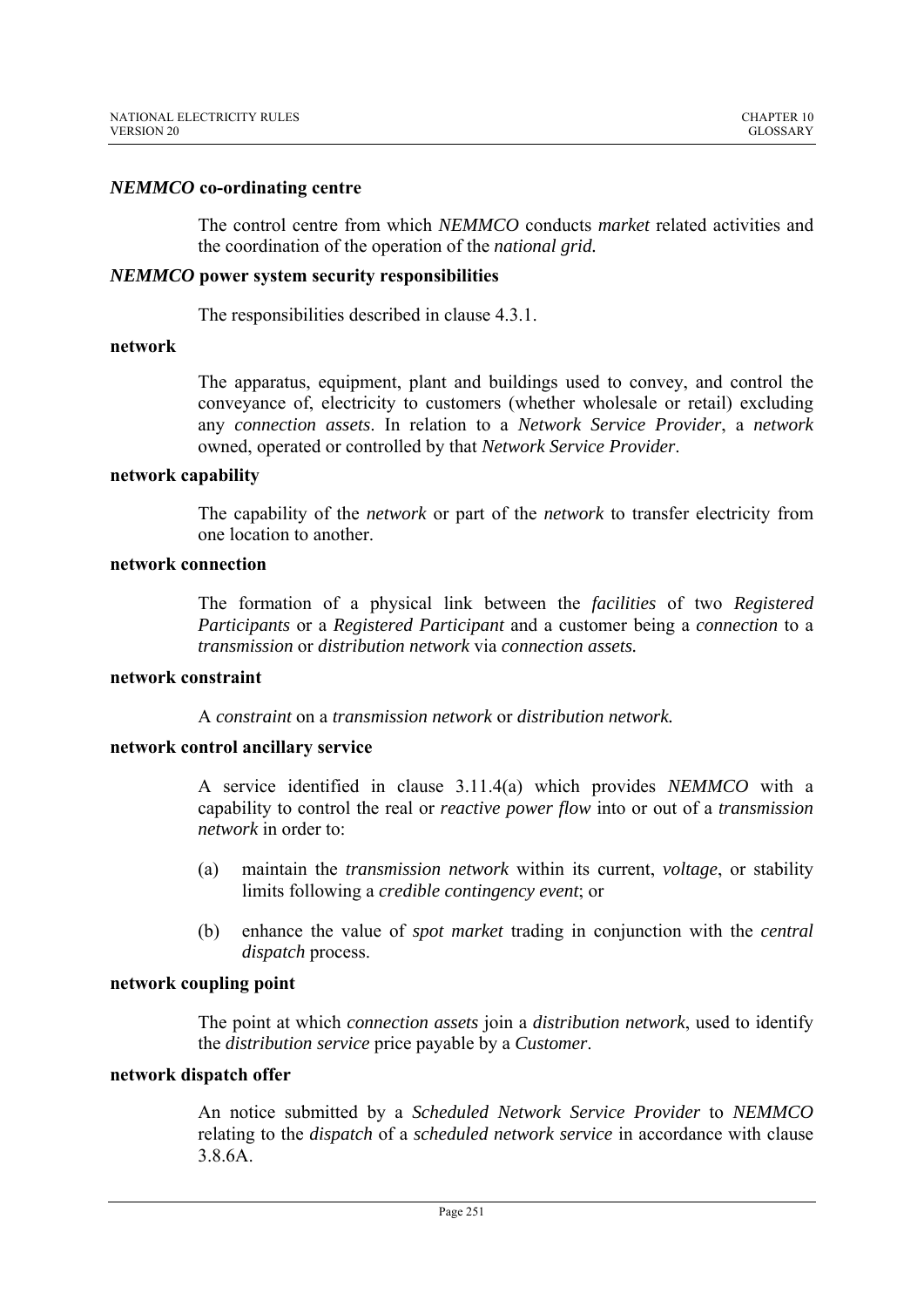### *NEMMCO* co-ordinating centre

The control centre from which *NEMMCO* conducts *market* related activities and the coordination of the operation of the *national grid.*

### *NEMMCO* power system security responsibilities

The responsibilities described in clause 4.3.1.

### network

The apparatus, equipment, plant and buildings used to convey, and control the conveyance of, electricity to customers (whether wholesale or retail) excluding any *connection assets*. In relation to a *Network Service Provider*, a *network* owned, operated or controlled by that *Network Service Provider*.

### network capability

The capability of the *network* or part of the *network* to transfer electricity from one location to another.

### network connection

The formation of a physical link between the *facilities* of two *Registered Participants* or a *Registered Participant* and a customer being a *connection* to a *transmission* or *distribution network* via *connection assets.*

### network constraint

A *constraint* on a *transmission network* or *distribution network.*

### network control ancillary service

A service identified in clause 3.11.4(a) which provides *NEMMCO* with a capability to control the real or *reactive power flow* into or out of a *transmission network* in order to:

(a) maintain the *transmission network* within its current, *voltage*, or stability limits following a *credible contingency event*; or

(b) enhance the value of *spot market* trading in conjunction with the *central dispatch* process.

### network coupling point

The point at which *connection assets* join a *distribution network*, used to identify the *distribution service* price payable by a *Customer*.

### network dispatch offer

An notice submitted by a *Scheduled Network Service Provider* to *NEMMCO* relating to the *dispatch* of a *scheduled network service* in accordance with clause 3.8.6A.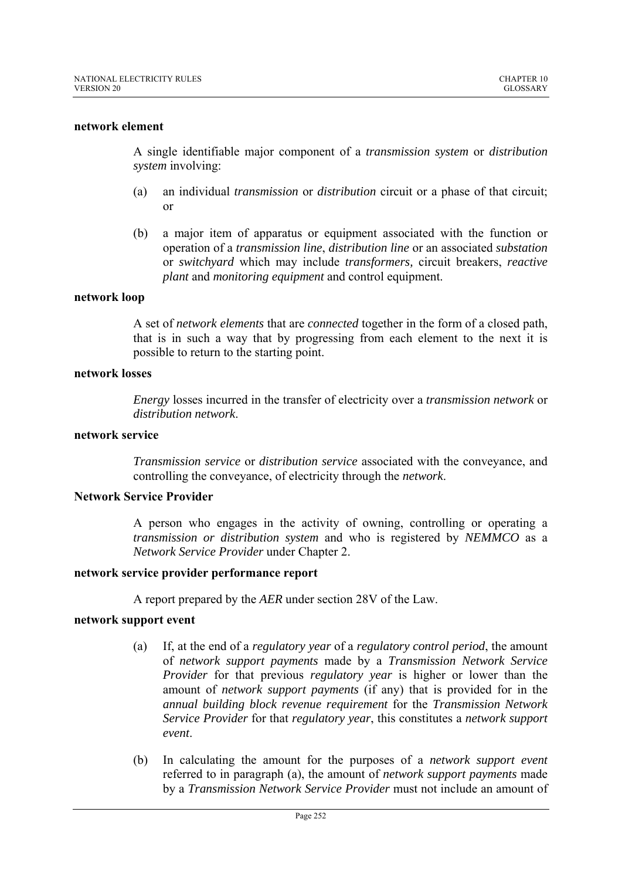**network element**

A single identifiable major component of a *transmission system* or *distribution system* involving:

(a) an individual *transmission* or *distribution* circuit or a phase of that circuit; or

(b) a major item of apparatus or equipment associated with the function or operation of a *transmission line*, *distribution line* or an associated *substation* or *switchyard* which may include *transformers,* circuit breakers, *reactive plant* and *monitoring equipment* and control equipment.

**network loop**

A set of *network elements* that are *connected* together in the form of a closed path, that is in such a way that by progressing from each element to the next it is possible to return to the starting point.

**network losses**

*Energy* losses incurred in the transfer of electricity over a *transmission network* or *distribution network*.

**network service**

*Transmission service* or *distribution service* associated with the conveyance, and controlling the conveyance, of electricity through the *network*.

**Network Service Provider**

A person who engages in the activity of owning, controlling or operating a *transmission or distribution system* and who is registered by *NEMMCO* as a *Network Service Provider* under Chapter 2.

**network service provider performance report**

A report prepared by the *AER* under section 28V of the Law.

**network support event**

(a) If, at the end of a *regulatory year* of a *regulatory control period*, the amount of *network support payments* made by a *Transmission Network Service Provider* for that previous *regulatory year* is higher or lower than the amount of *network support payments* (if any) that is provided for in the *annual building block revenue requirement* for the *Transmission Network Service Provider* for that *regulatory year*, this constitutes a *network support event*.

(b) In calculating the amount for the purposes of a *network support event* referred to in paragraph (a), the amount of *network support payments* made by a *Transmission Network Service Provider* must not include an amount of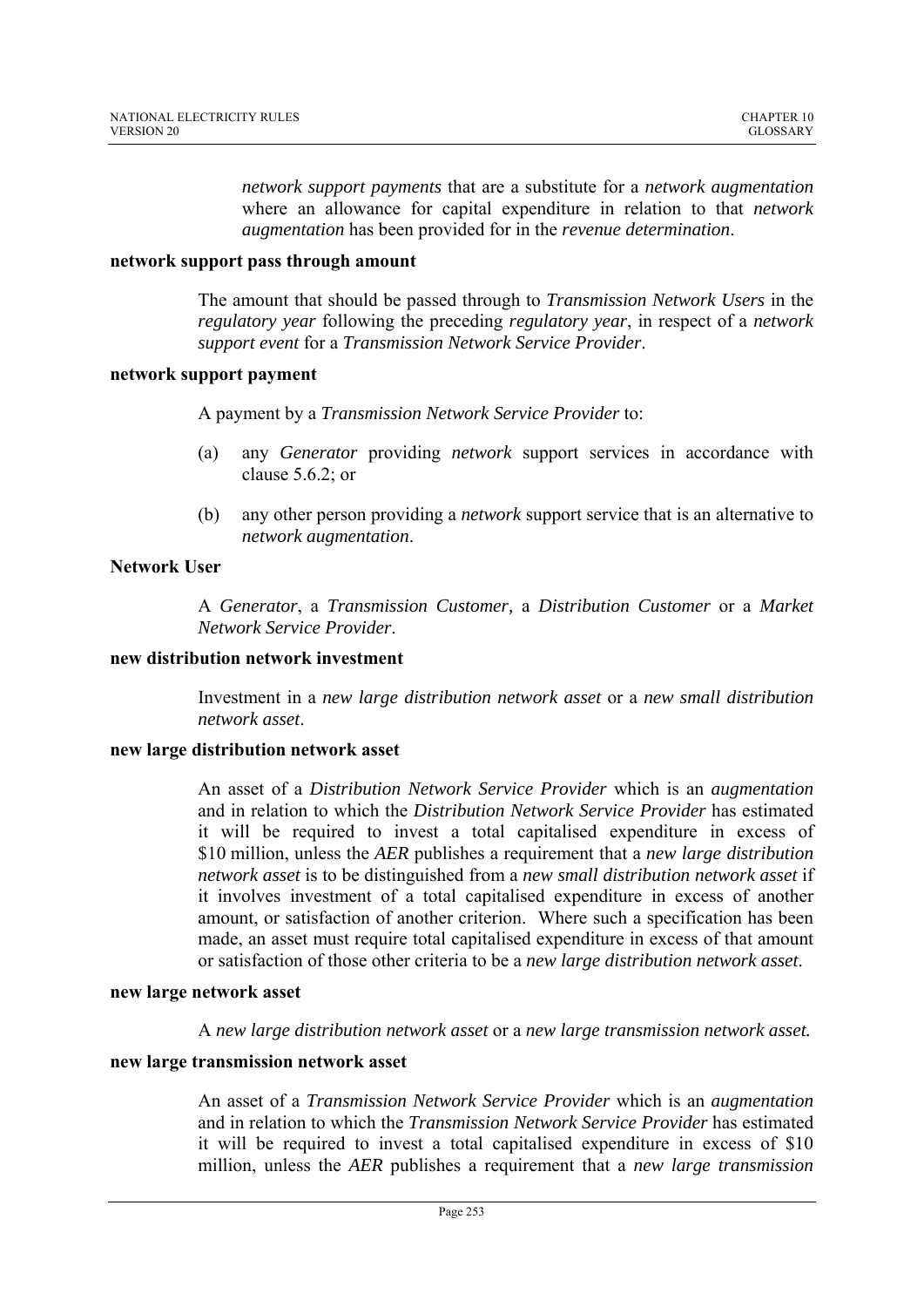*network support payments* that are a substitute for a *network augmentation* where an allowance for capital expenditure in relation to that *network augmentation* has been provided for in the *revenue determination*.

**network support pass through amount**

The amount that should be passed through to *Transmission Network Users* in the *regulatory year* following the preceding *regulatory year*, in respect of a *network support event* for a *Transmission Network Service Provider*.

**network support payment**

A payment by a *Transmission Network Service Provider* to:

(a) any *Generator* providing *network* support services in accordance with clause 5.6.2; or

(b) any other person providing a *network* support service that is an alternative to *network augmentation*.

**Network User**

A *Generator*, a *Transmission Customer*, a *Distribution Customer* or a *Market Network Service Provider*.

**new distribution network investment**

Investment in a *new large distribution network asset* or a *new small distribution network asset*.

**new large distribution network asset**

An asset of a *Distribution Network Service Provider* which is an *augmentation* and in relation to which the *Distribution Network Service Provider* has estimated it will be required to invest a total capitalised expenditure in excess of $10 million, unless the *AER* publishes a requirement that a *new large distribution network asset* is to be distinguished from a *new small distribution network asset* if it involves investment of a total capitalised expenditure in excess of another amount, or satisfaction of another criterion. Where such a specification has been made, an asset must require total capitalised expenditure in excess of that amount or satisfaction of those other criteria to be a *new large distribution network asset*.

**new large network asset**

A *new large distribution network asset* or a *new large transmission network asset.*

**new large transmission network asset**

An asset of a *Transmission Network Service Provider* which is an *augmentation* and in relation to which the *Transmission Network Service Provider* has estimated it will be required to invest a total capitalised expenditure in excess of $10 million, unless the *AER* publishes a requirement that a *new large transmission*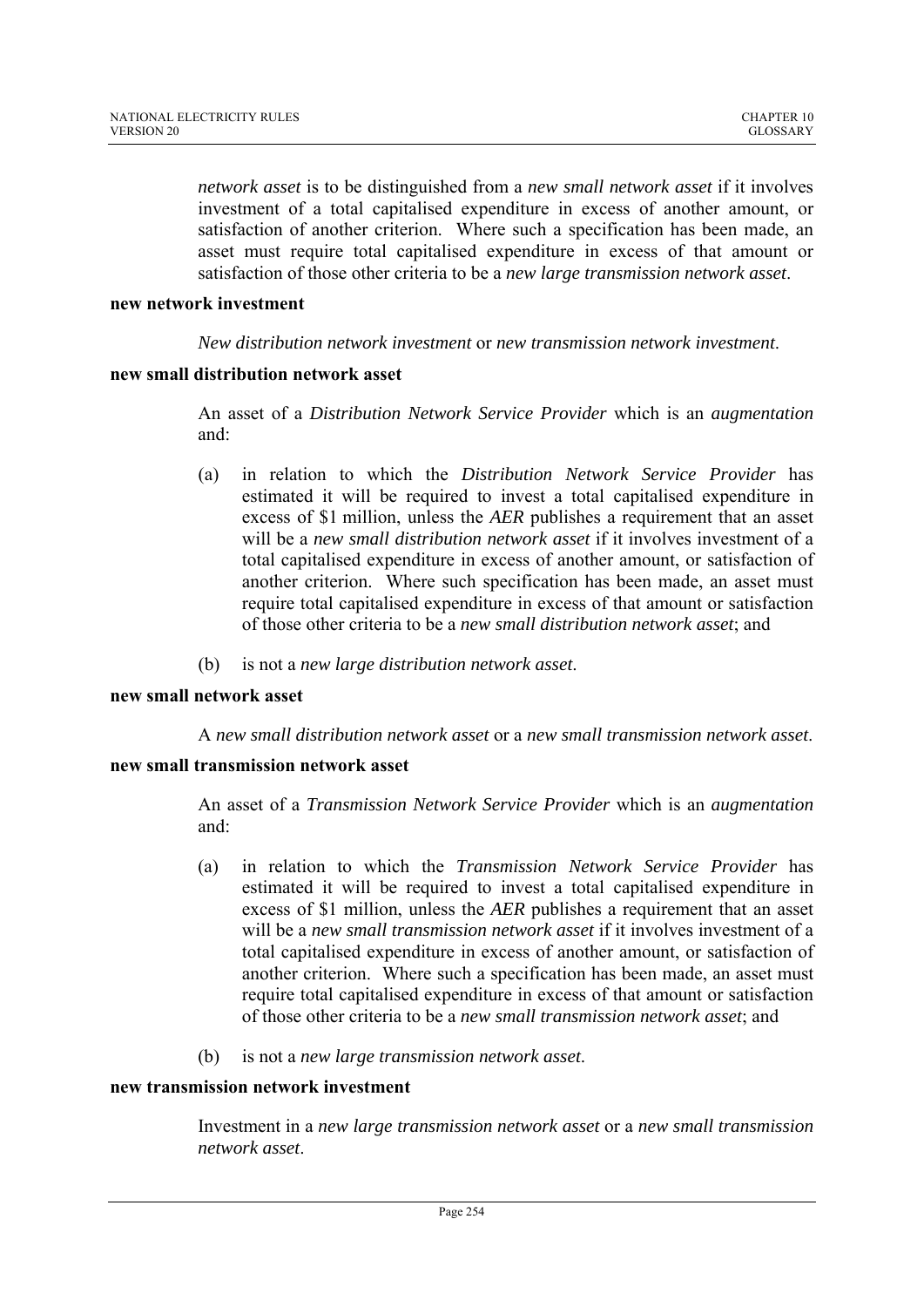*network asset* is to be distinguished from a *new small network asset* if it involves investment of a total capitalised expenditure in excess of another amount, or satisfaction of another criterion. Where such a specification has been made, an asset must require total capitalised expenditure in excess of that amount or satisfaction of those other criteria to be a *new large transmission network asset*.

**new network investment**

*New distribution network investment* or *new transmission network investment*.

**new small distribution network asset**

An asset of a *Distribution Network Service Provider* which is an *augmentation* and:

(a) in relation to which the *Distribution Network Service Provider* has estimated it will be required to invest a total capitalised expenditure in excess of $1 million, unless the *AER* publishes a requirement that an asset will be a *new small distribution network asset* if it involves investment of a total capitalised expenditure in excess of another amount, or satisfaction of another criterion. Where such specification has been made, an asset must require total capitalised expenditure in excess of that amount or satisfaction of those other criteria to be a *new small distribution network asset*; and

(b) is not a *new large distribution network asset*.

**new small network asset**

A *new small distribution network asset* or a *new small transmission network asset*.

**new small transmission network asset**

An asset of a *Transmission Network Service Provider* which is an *augmentation* and:

(a) in relation to which the *Transmission Network Service Provider* has estimated it will be required to invest a total capitalised expenditure in excess of $1 million, unless the *AER* publishes a requirement that an asset will be a *new small transmission network asset* if it involves investment of a total capitalised expenditure in excess of another amount, or satisfaction of another criterion. Where such a specification has been made, an asset must require total capitalised expenditure in excess of that amount or satisfaction of those other criteria to be a *new small transmission network asset*; and

(b) is not a *new large transmission network asset*.

**new transmission network investment**

Investment in a *new large transmission network asset* or a *new small transmission network asset*.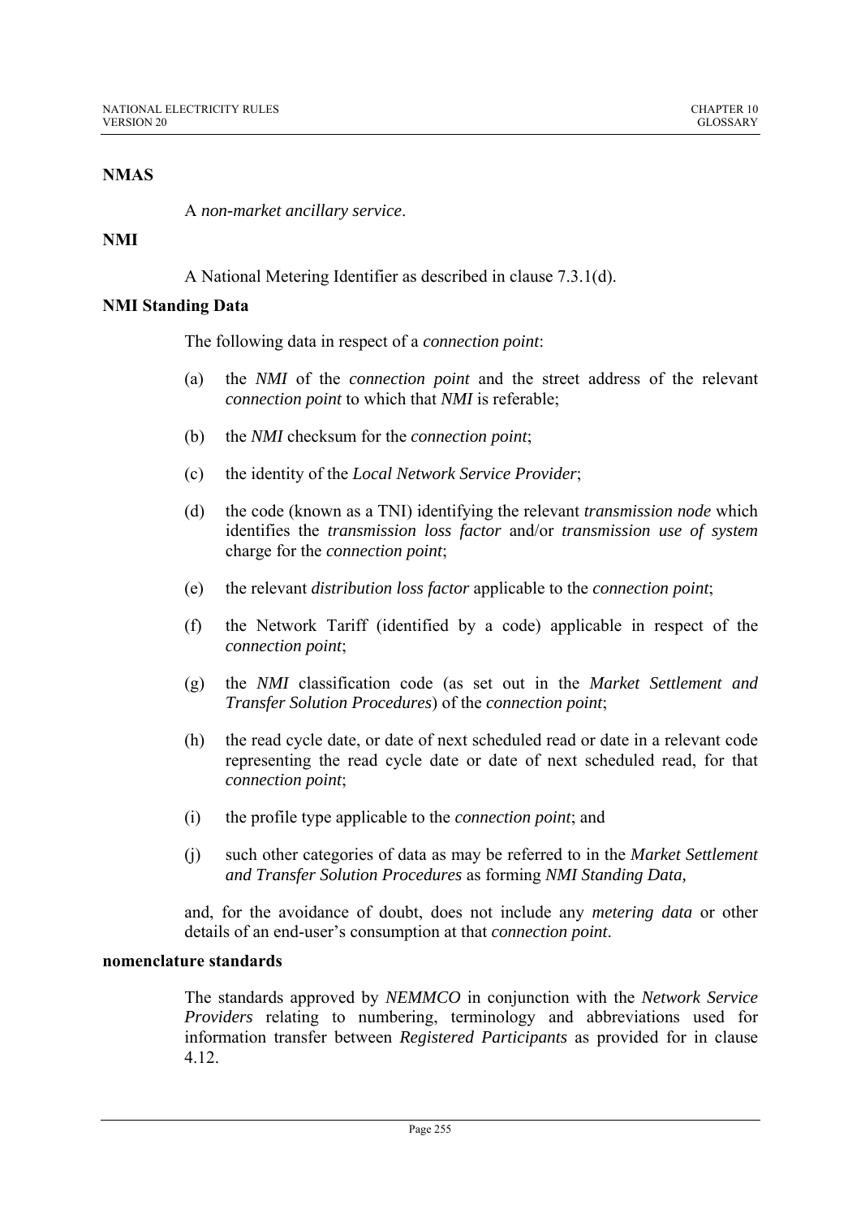**NMAS**

A *non-market ancillary service*.

**NMI**

A National Metering Identifier as described in clause 7.3.1(d).

**NMI Standing Data**

The following data in respect of a *connection point*:

(a) the *NMI* of the *connection point* and the street address of the relevant *connection point* to which that *NMI* is referable;

(b) the *NMI* checksum for the *connection point*;

(c) the identity of the *Local Network Service Provider*;

(d) the code (known as a TNI) identifying the relevant *transmission node* which identifies the *transmission loss factor* and/or *transmission use of system* charge for the *connection point*;

(e) the relevant *distribution loss factor* applicable to the *connection point*;

(f) the Network Tariff (identified by a code) applicable in respect of the *connection point*;

(g) the *NMI* classification code (as set out in the *Market Settlement and Transfer Solution Procedures*) of the *connection point*;

(h) the read cycle date, or date of next scheduled read or date in a relevant code representing the read cycle date or date of next scheduled read, for that *connection point*;

(i) the profile type applicable to the *connection point*; and

(j) such other categories of data as may be referred to in the *Market Settlement and Transfer Solution Procedures* as forming *NMI Standing Data,*

and, for the avoidance of doubt, does not include any *metering data* or other details of an end-user's consumption at that *connection point*.

**nomenclature standards**

The standards approved by *NEMMCO* in conjunction with the *Network Service Providers* relating to numbering, terminology and abbreviations used for information transfer between *Registered Participants* as provided for in clause 4.12.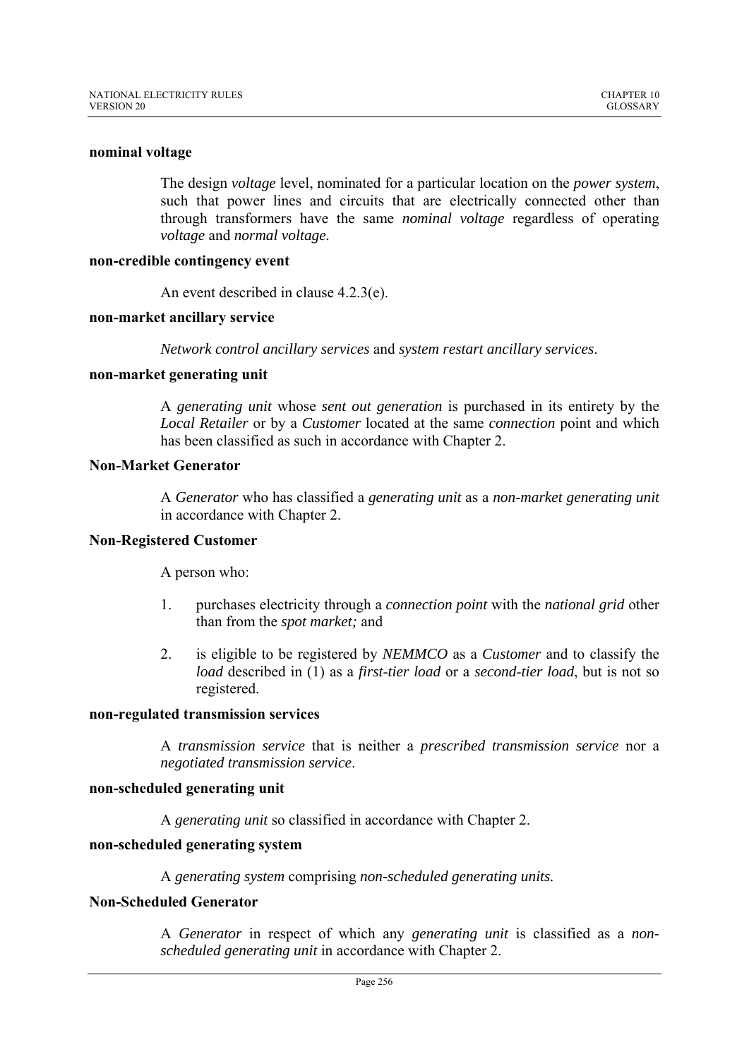**nominal voltage**

The design *voltage* level, nominated for a particular location on the *power system*, such that power lines and circuits that are electrically connected other than through transformers have the same *nominal voltage* regardless of operating *voltage* and *normal voltage.*

**non-credible contingency event**

An event described in clause 4.2.3(e).

**non-market ancillary service**

*Network control ancillary services* and *system restart ancillary services*.

**non-market generating unit**

A *generating unit* whose *sent out generation* is purchased in its entirety by the *Local Retailer* or by a *Customer* located at the same *connection* point and which has been classified as such in accordance with Chapter 2.

**Non-Market Generator**

A *Generator* who has classified a *generating unit* as a *non-market generating unit* in accordance with Chapter 2.

**Non-Registered Customer**

A person who:

1. purchases electricity through a *connection point* with the *national grid* other than from the *spot market;* and

2. is eligible to be registered by *NEMMCO* as a *Customer* and to classify the *load* described in (1) as a *first-tier load* or a *second-tier load*, but is not so registered.

**non-regulated transmission services**

A *transmission service* that is neither a *prescribed transmission service* nor a *negotiated transmission service*.

**non-scheduled generating unit**

A *generating unit* so classified in accordance with Chapter 2.

**non-scheduled generating system**

A *generating system* comprising *non-scheduled generating units.*

**Non-Scheduled Generator**

A *Generator* in respect of which any *generating unit* is classified as a *non-scheduled generating unit* in accordance with Chapter 2.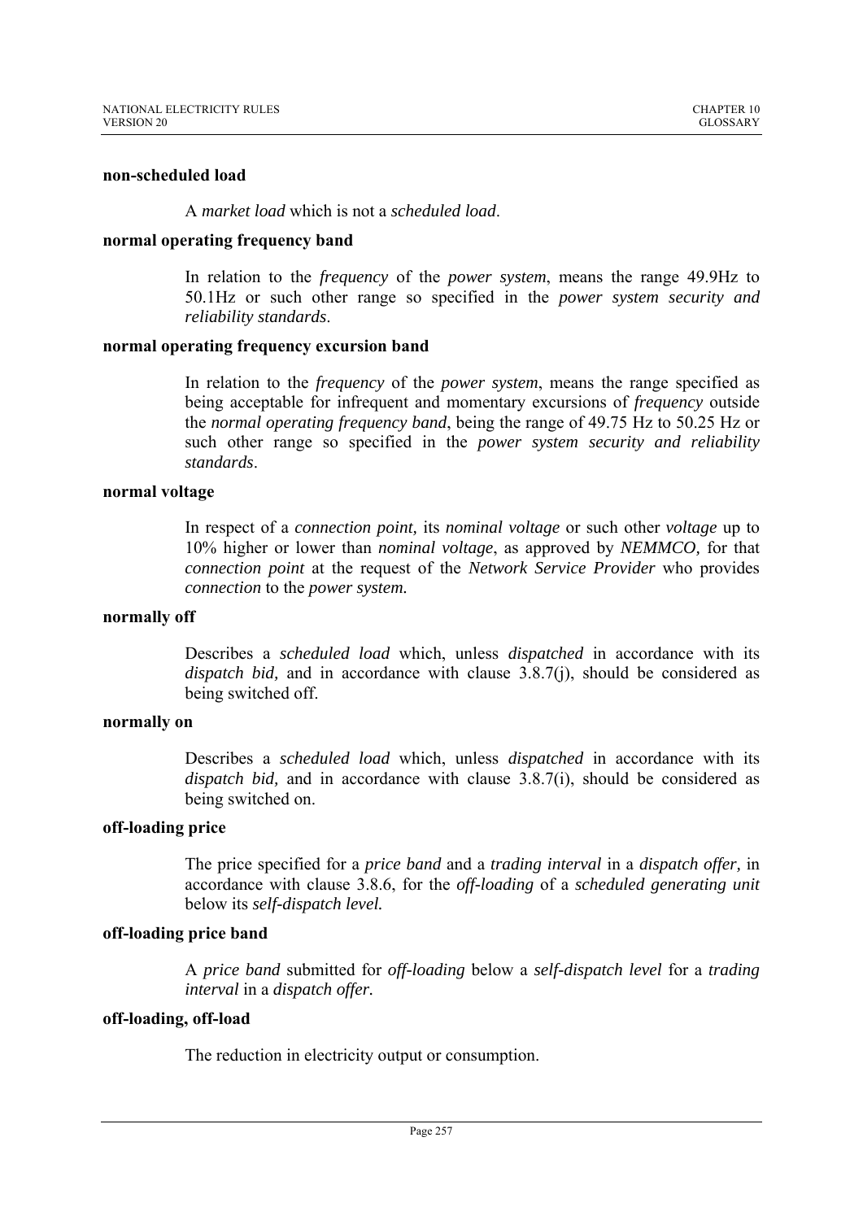**non-scheduled load**

A *market load* which is not a *scheduled load*.

**normal operating frequency band**

In relation to the *frequency* of the *power system*, means the range 49.9Hz to 50.1Hz or such other range so specified in the *power system security and reliability standards*.

**normal operating frequency excursion band**

In relation to the *frequency* of the *power system*, means the range specified as being acceptable for infrequent and momentary excursions of *frequency* outside the *normal operating frequency band*, being the range of 49.75 Hz to 50.25 Hz or such other range so specified in the *power system security and reliability standards*.

**normal voltage**

In respect of a *connection point,* its *nominal voltage* or such other *voltage* up to 10% higher or lower than *nominal voltage*, as approved by *NEMMCO,* for that *connection point* at the request of the *Network Service Provider* who provides *connection* to the *power system.*

**normally off**

Describes a *scheduled load* which, unless *dispatched* in accordance with its *dispatch bid,* and in accordance with clause 3.8.7(j), should be considered as being switched off.

**normally on**

Describes a *scheduled load* which, unless *dispatched* in accordance with its *dispatch bid,* and in accordance with clause 3.8.7(i), should be considered as being switched on.

**off-loading price**

The price specified for a *price band* and a *trading interval* in a *dispatch offer,* in accordance with clause 3.8.6, for the *off-loading* of a *scheduled generating unit* below its *self-dispatch level.*

**off-loading price band**

A *price band* submitted for *off-loading* below a *self-dispatch level* for a *trading interval* in a *dispatch offer.*

**off-loading, off-load**

The reduction in electricity output or consumption.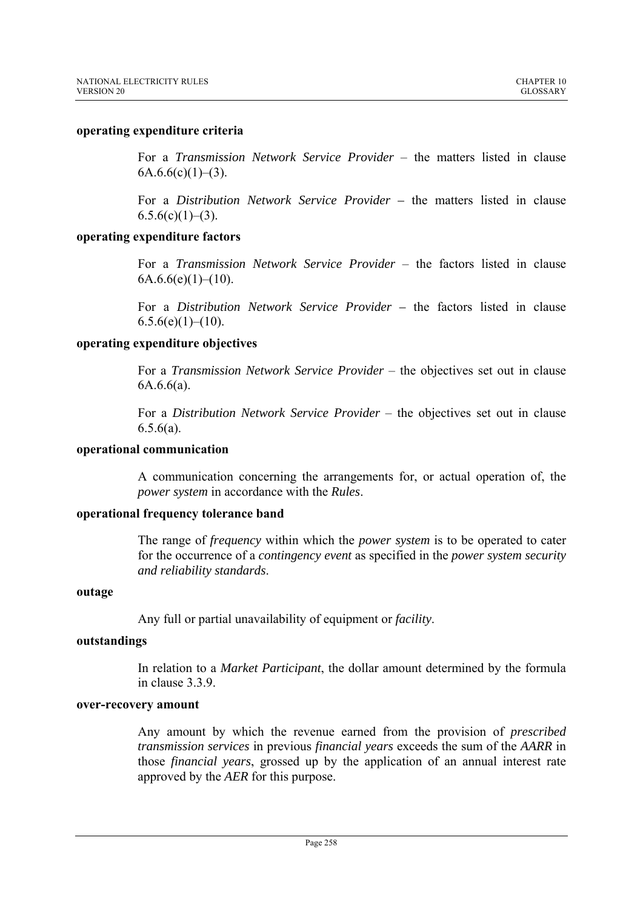**operating expenditure criteria**

For a *Transmission Network Service Provider* – the matters listed in clause 6A.6.6(c)(1)–(3).

For a *Distribution Network Service Provider* – the matters listed in clause 6.5.6(c)(1)–(3).

**operating expenditure factors**

For a *Transmission Network Service Provider* – the factors listed in clause 6A.6.6(e)(1)–(10).

For a *Distribution Network Service Provider* – the factors listed in clause 6.5.6(e)(1)–(10).

**operating expenditure objectives**

For a *Transmission Network Service Provider* – the objectives set out in clause 6A.6.6(a).

For a *Distribution Network Service Provider* – the objectives set out in clause 6.5.6(a).

**operational communication**

A communication concerning the arrangements for, or actual operation of, the *power system* in accordance with the *Rules*.

**operational frequency tolerance band**

The range of *frequency* within which the *power system* is to be operated to cater for the occurrence of a *contingency event* as specified in the *power system security and reliability standards*.

**outage**

Any full or partial unavailability of equipment or *facility*.

**outstandings**

In relation to a *Market Participant*, the dollar amount determined by the formula in clause 3.3.9.

**over-recovery amount**

Any amount by which the revenue earned from the provision of *prescribed transmission services* in previous *financial years* exceeds the sum of the *AARR* in those *financial years*, grossed up by the application of an annual interest rate approved by the *AER* for this purpose.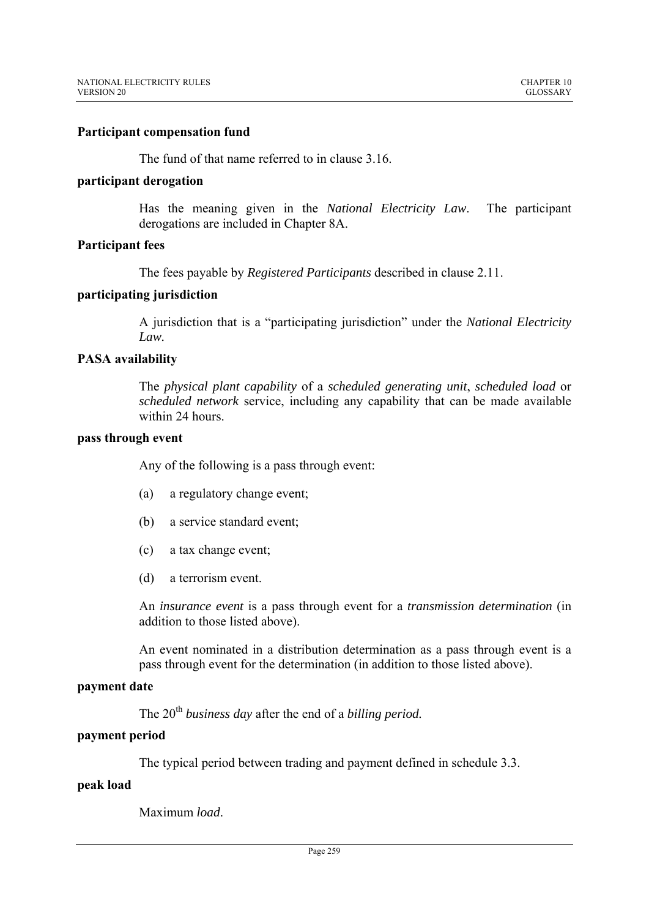**Participant compensation fund**

The fund of that name referred to in clause 3.16.

**participant derogation**

Has the meaning given in the *National Electricity Law*. The participant derogations are included in Chapter 8A.

**Participant fees**

The fees payable by *Registered Participants* described in clause 2.11.

**participating jurisdiction**

A jurisdiction that is a "participating jurisdiction" under the *National Electricity Law.*

**PASA availability**

The *physical plant capability* of a *scheduled generating unit*, *scheduled load* or *scheduled network* service, including any capability that can be made available within 24 hours.

**pass through event**

Any of the following is a pass through event:

(a) a regulatory change event;

(b) a service standard event;

(c) a tax change event;

(d) a terrorism event.

An *insurance event* is a pass through event for a *transmission determination* (in addition to those listed above).

An event nominated in a distribution determination as a pass through event is a pass through event for the determination (in addition to those listed above).

**payment date**

The 20th *business day* after the end of a *billing period.*

**payment period**

The typical period between trading and payment defined in schedule 3.3.

**peak load**

Maximum *load*.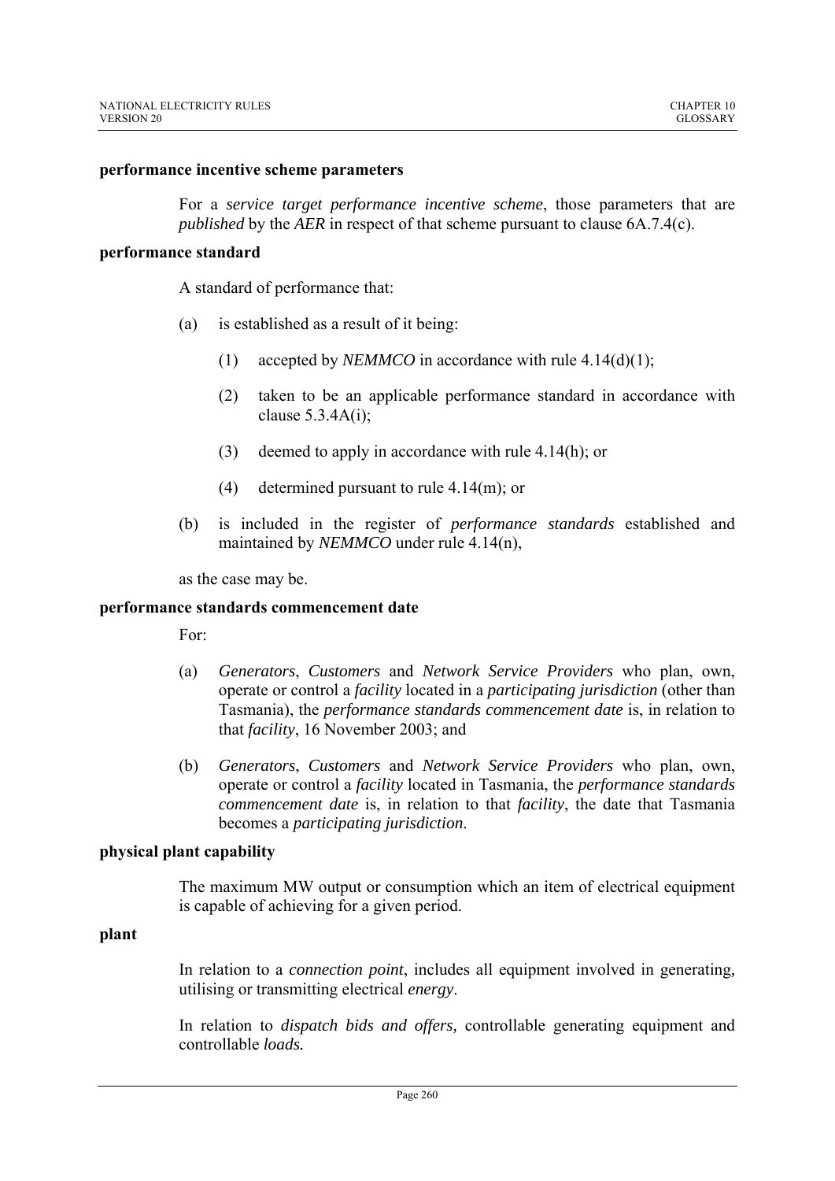**performance incentive scheme parameters**

For a *service target performance incentive scheme*, those parameters that are *published* by the *AER* in respect of that scheme pursuant to clause 6A.7.4(c).

**performance standard**

A standard of performance that:

(a) is established as a result of it being:

   (1) accepted by *NEMMCO* in accordance with rule 4.14(d)(1);

   (2) taken to be an applicable performance standard in accordance with clause 5.3.4A(i);

   (3) deemed to apply in accordance with rule 4.14(h); or

   (4) determined pursuant to rule 4.14(m); or

(b) is included in the register of *performance standards* established and maintained by *NEMMCO* under rule 4.14(n),

as the case may be.

**performance standards commencement date**

For:

(a) *Generators*, *Customers* and *Network Service Providers* who plan, own, operate or control a *facility* located in a *participating jurisdiction* (other than Tasmania), the *performance standards commencement date* is, in relation to that *facility*, 16 November 2003; and

(b) *Generators*, *Customers* and *Network Service Providers* who plan, own, operate or control a *facility* located in Tasmania, the *performance standards commencement date* is, in relation to that *facility*, the date that Tasmania becomes a *participating jurisdiction*.

**physical plant capability**

The maximum MW output or consumption which an item of electrical equipment is capable of achieving for a given period.

**plant**

In relation to a *connection point*, includes all equipment involved in generating, utilising or transmitting electrical *energy*.

In relation to *dispatch bids and offers,* controllable generating equipment and controllable *loads.*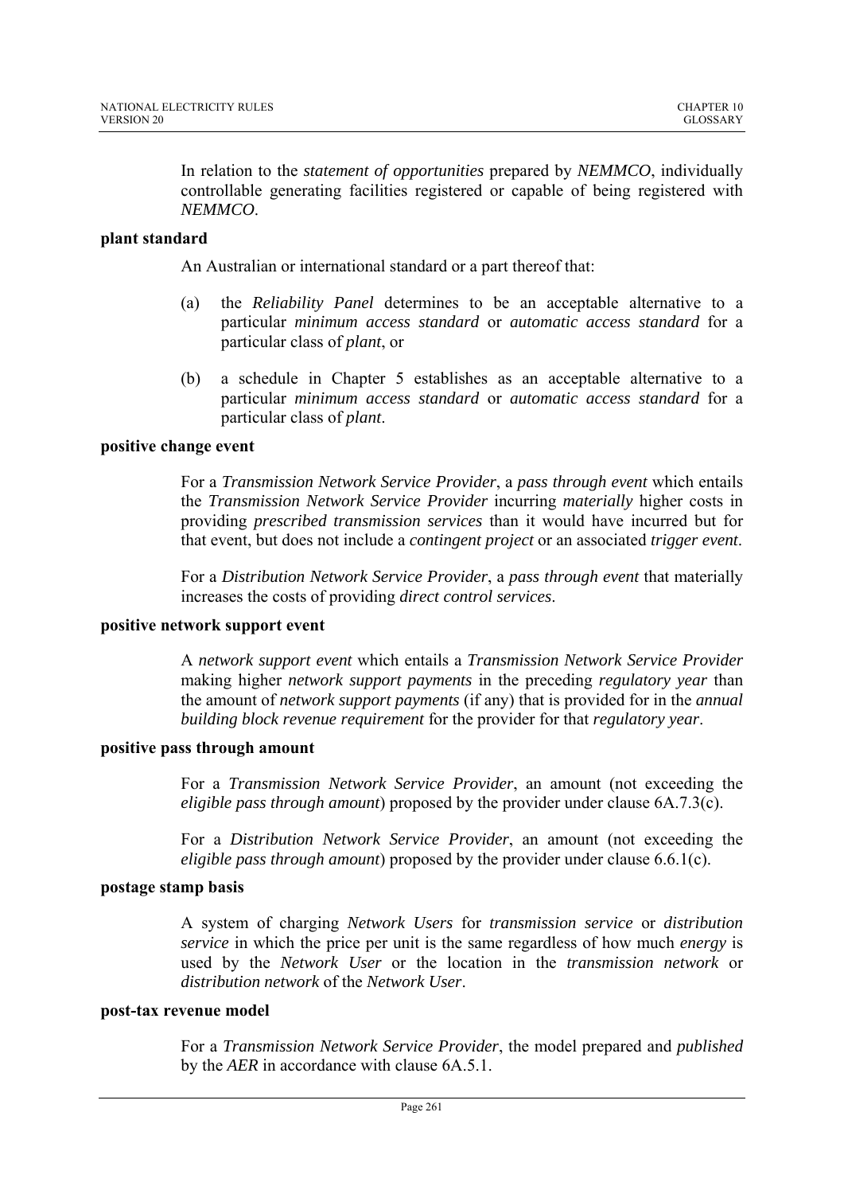In relation to the *statement of opportunities* prepared by *NEMMCO*, individually controllable generating facilities registered or capable of being registered with *NEMMCO*.

**plant standard**

An Australian or international standard or a part thereof that:

(a) the *Reliability Panel* determines to be an acceptable alternative to a particular *minimum access standard* or *automatic access standard* for a particular class of *plant*, or

(b) a schedule in Chapter 5 establishes as an acceptable alternative to a particular *minimum access standard* or *automatic access standard* for a particular class of *plant*.

**positive change event**

For a *Transmission Network Service Provider*, a *pass through event* which entails the *Transmission Network Service Provider* incurring *materially* higher costs in providing *prescribed transmission services* than it would have incurred but for that event, but does not include a *contingent project* or an associated *trigger event*.

For a *Distribution Network Service Provider*, a *pass through event* that materially increases the costs of providing *direct control services*.

**positive network support event**

A *network support event* which entails a *Transmission Network Service Provider* making higher *network support payments* in the preceding *regulatory year* than the amount of *network support payments* (if any) that is provided for in the *annual building block revenue requirement* for the provider for that *regulatory year*.

**positive pass through amount**

For a *Transmission Network Service Provider*, an amount (not exceeding the *eligible pass through amount*) proposed by the provider under clause 6A.7.3(c).

For a *Distribution Network Service Provider*, an amount (not exceeding the *eligible pass through amount*) proposed by the provider under clause 6.6.1(c).

**postage stamp basis**

A system of charging *Network Users* for *transmission service* or *distribution service* in which the price per unit is the same regardless of how much *energy* is used by the *Network User* or the location in the *transmission network* or *distribution network* of the *Network User*.

**post-tax revenue model**

For a *Transmission Network Service Provider*, the model prepared and *published* by the *AER* in accordance with clause 6A.5.1.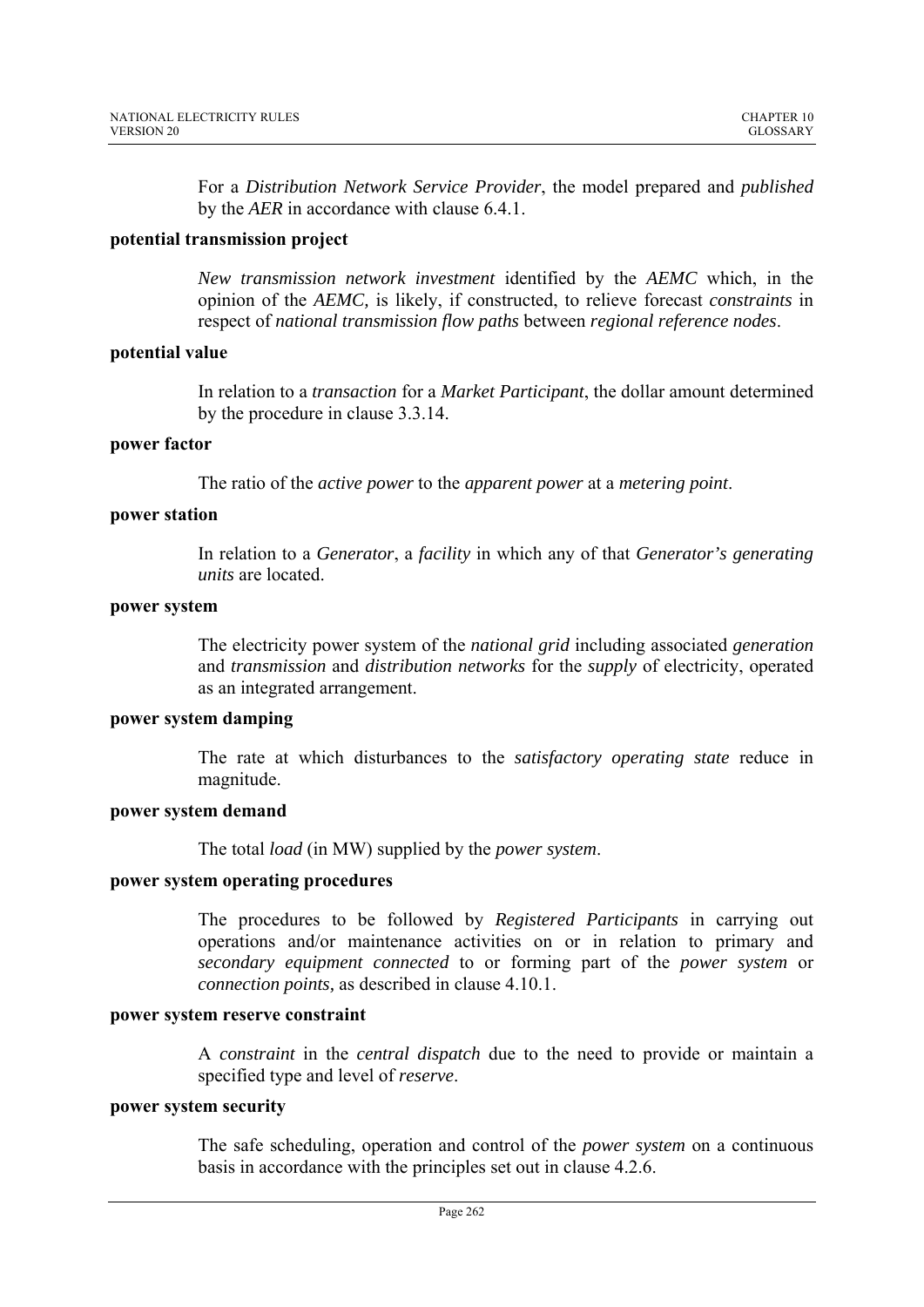For a *Distribution Network Service Provider*, the model prepared and *published* by the *AER* in accordance with clause 6.4.1.

**potential transmission project**

*New transmission network investment* identified by the *AEMC* which, in the opinion of the *AEMC,* is likely, if constructed, to relieve forecast *constraints* in respect of *national transmission flow paths* between *regional reference nodes*.

**potential value**

In relation to a *transaction* for a *Market Participant*, the dollar amount determined by the procedure in clause 3.3.14.

**power factor**

The ratio of the *active power* to the *apparent power* at a *metering point*.

**power station**

In relation to a *Generator*, a *facility* in which any of that *Generator's generating units* are located.

**power system**

The electricity power system of the *national grid* including associated *generation* and *transmission* and *distribution networks* for the *supply* of electricity, operated as an integrated arrangement.

**power system damping**

The rate at which disturbances to the *satisfactory operating state* reduce in magnitude.

**power system demand**

The total *load* (in MW) supplied by the *power system*.

**power system operating procedures**

The procedures to be followed by *Registered Participants* in carrying out operations and/or maintenance activities on or in relation to primary and *secondary equipment connected* to or forming part of the *power system* or *connection points,* as described in clause 4.10.1.

**power system reserve constraint**

A *constraint* in the *central dispatch* due to the need to provide or maintain a specified type and level of *reserve*.

**power system security**

The safe scheduling, operation and control of the *power system* on a continuous basis in accordance with the principles set out in clause 4.2.6.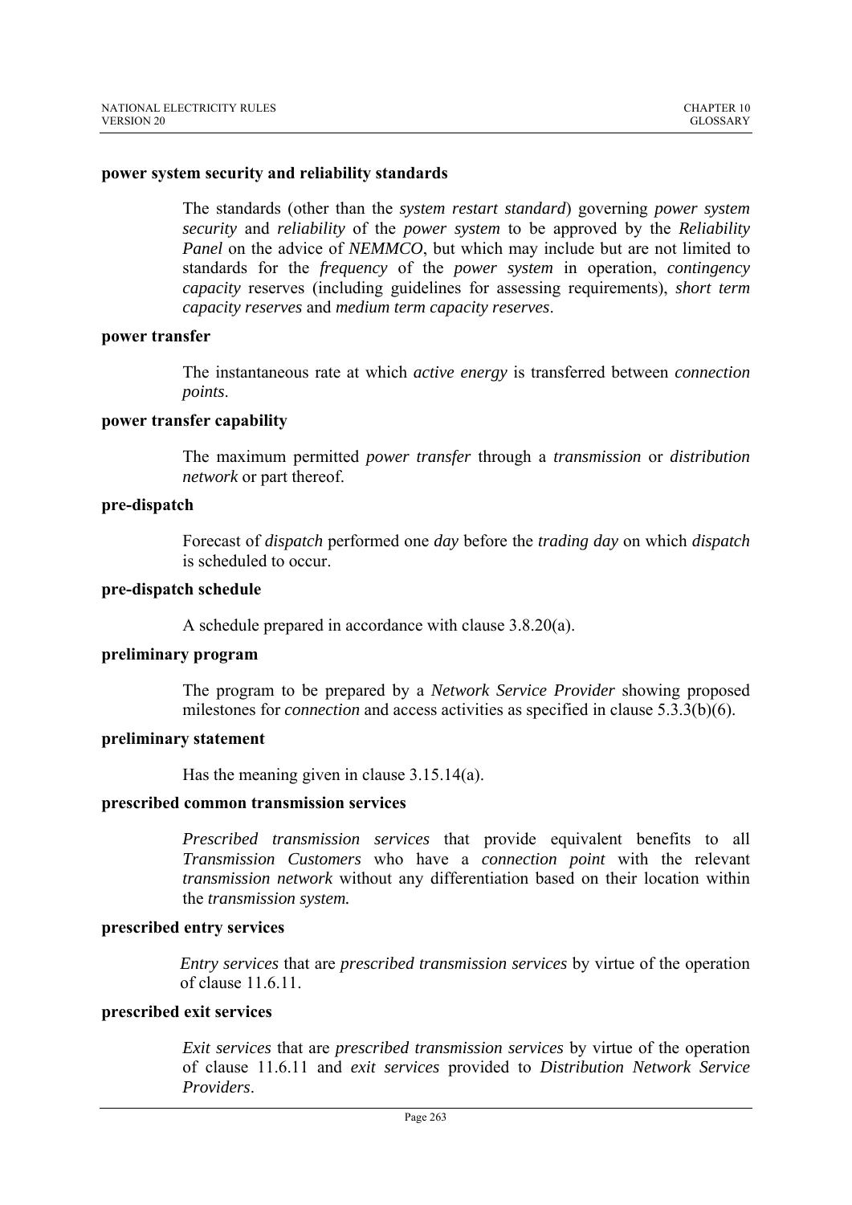**power system security and reliability standards**

The standards (other than the *system restart standard*) governing *power system security* and *reliability* of the *power system* to be approved by the *Reliability Panel* on the advice of *NEMMCO*, but which may include but are not limited to standards for the *frequency* of the *power system* in operation, *contingency capacity* reserves (including guidelines for assessing requirements), *short term capacity reserves* and *medium term capacity reserves*.

**power transfer**

The instantaneous rate at which *active energy* is transferred between *connection points*.

**power transfer capability**

The maximum permitted *power transfer* through a *transmission* or *distribution network* or part thereof.

**pre-dispatch**

Forecast of *dispatch* performed one *day* before the *trading day* on which *dispatch* is scheduled to occur.

**pre-dispatch schedule**

A schedule prepared in accordance with clause 3.8.20(a).

**preliminary program**

The program to be prepared by a *Network Service Provider* showing proposed milestones for *connection* and access activities as specified in clause 5.3.3(b)(6).

**preliminary statement**

Has the meaning given in clause 3.15.14(a).

**prescribed common transmission services**

*Prescribed transmission services* that provide equivalent benefits to all *Transmission Customers* who have a *connection point* with the relevant *transmission network* without any differentiation based on their location within the *transmission system.*

**prescribed entry services**

*Entry services* that are *prescribed transmission services* by virtue of the operation of clause 11.6.11.

**prescribed exit services**

*Exit services* that are *prescribed transmission services* by virtue of the operation of clause 11.6.11 and *exit services* provided to *Distribution Network Service Providers*.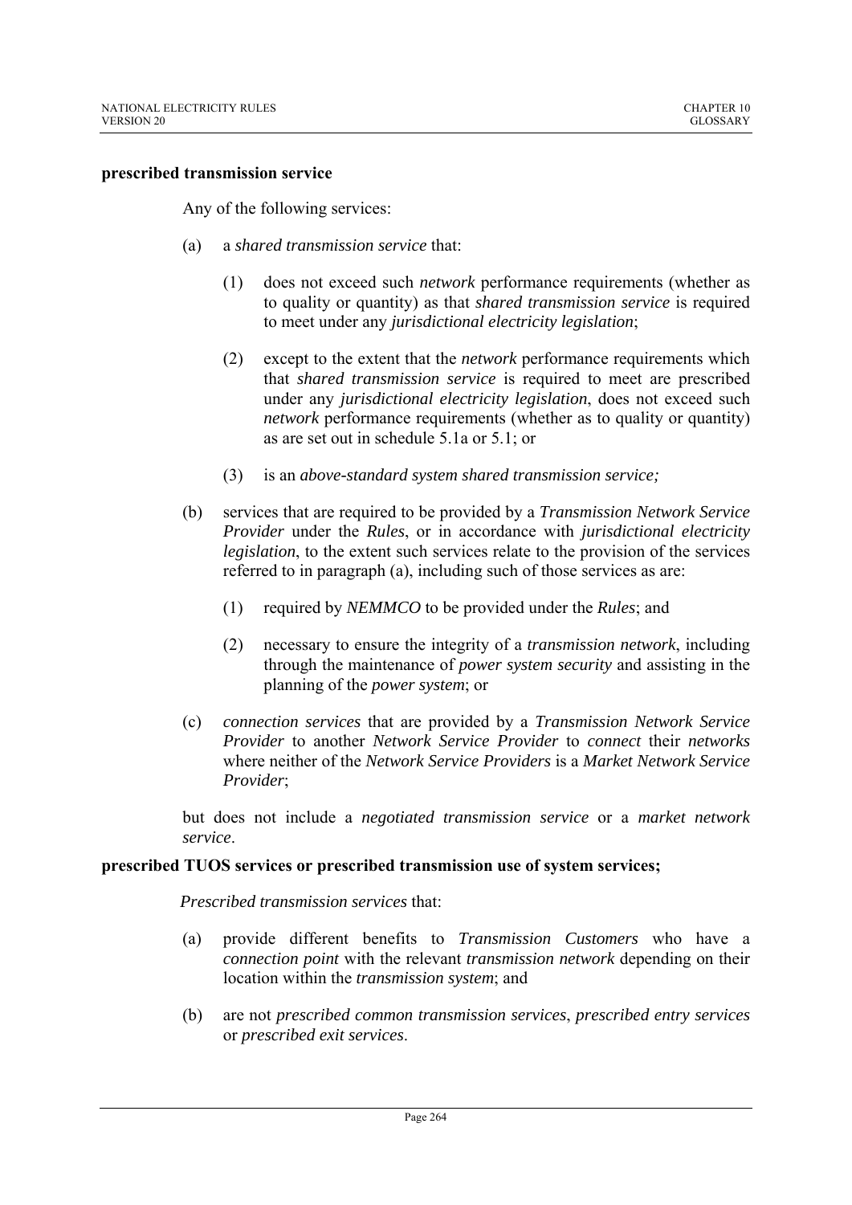**prescribed transmission service**

Any of the following services:

(a) a *shared transmission service* that:

(1) does not exceed such *network* performance requirements (whether as to quality or quantity) as that *shared transmission service* is required to meet under any *jurisdictional electricity legislation*;

(2) except to the extent that the *network* performance requirements which that *shared transmission service* is required to meet are prescribed under any *jurisdictional electricity legislation*, does not exceed such *network* performance requirements (whether as to quality or quantity) as are set out in schedule 5.1a or 5.1; or

(3) is an *above-standard system shared transmission service;*

(b) services that are required to be provided by a *Transmission Network Service Provider* under the *Rules*, or in accordance with *jurisdictional electricity legislation*, to the extent such services relate to the provision of the services referred to in paragraph (a), including such of those services as are:

(1) required by *NEMMCO* to be provided under the *Rules*; and

(2) necessary to ensure the integrity of a *transmission network*, including through the maintenance of *power system security* and assisting in the planning of the *power system*; or

(c) *connection services* that are provided by a *Transmission Network Service Provider* to another *Network Service Provider* to *connect* their *networks* where neither of the *Network Service Providers* is a *Market Network Service Provider*;

but does not include a *negotiated transmission service* or a *market network service*.

**prescribed TUOS services or prescribed transmission use of system services;**

*Prescribed transmission services* that:

(a) provide different benefits to *Transmission Customers* who have a *connection point* with the relevant *transmission network* depending on their location within the *transmission system*; and

(b) are not *prescribed common transmission services*, *prescribed entry services* or *prescribed exit services*.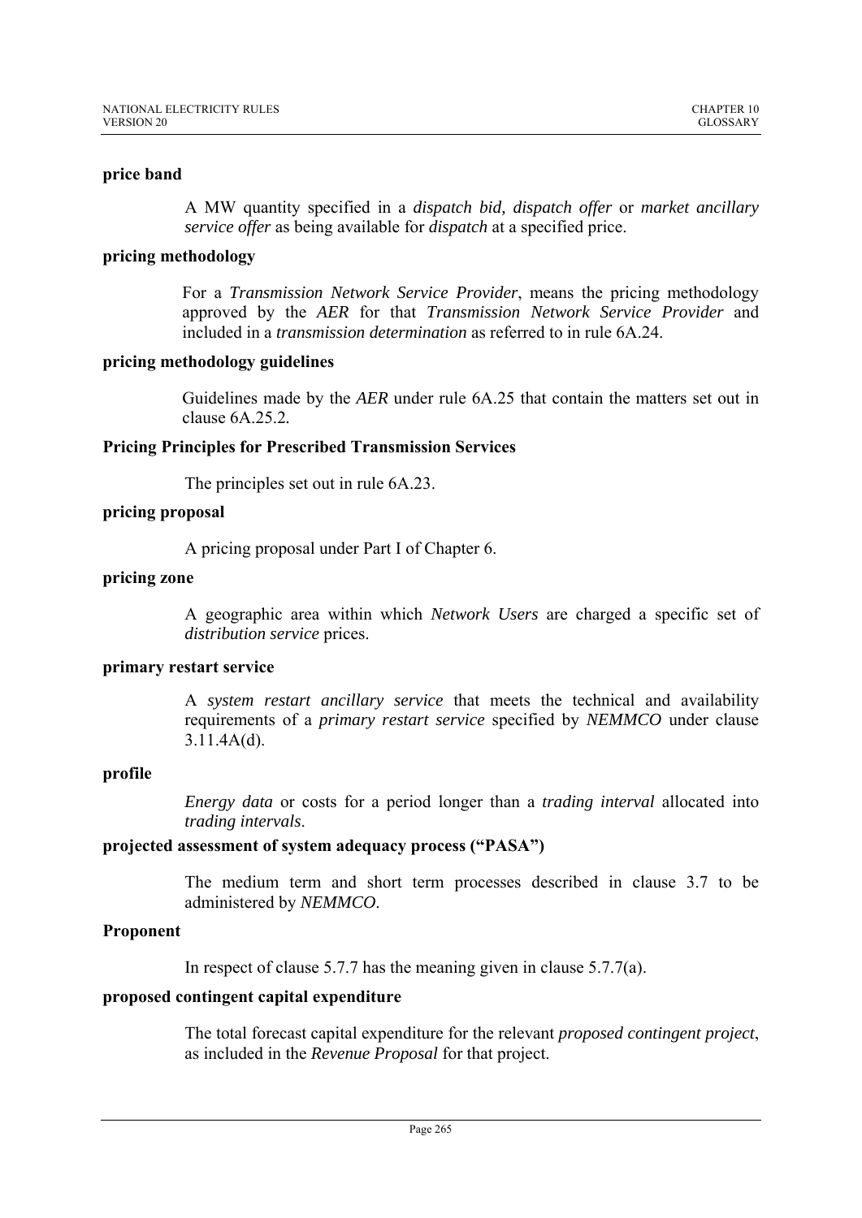**price band**

A MW quantity specified in a *dispatch bid, dispatch offer* or *market ancillary service offer* as being available for *dispatch* at a specified price.

**pricing methodology**

For a *Transmission Network Service Provider*, means the pricing methodology approved by the *AER* for that *Transmission Network Service Provider* and included in a *transmission determination* as referred to in rule 6A.24.

**pricing methodology guidelines**

Guidelines made by the *AER* under rule 6A.25 that contain the matters set out in clause 6A.25.2.

**Pricing Principles for Prescribed Transmission Services**

The principles set out in rule 6A.23.

**pricing proposal**

A pricing proposal under Part I of Chapter 6.

**pricing zone**

A geographic area within which *Network Users* are charged a specific set of *distribution service* prices.

**primary restart service**

A *system restart ancillary service* that meets the technical and availability requirements of a *primary restart service* specified by *NEMMCO* under clause 3.11.4A(d).

**profile**

*Energy data* or costs for a period longer than a *trading interval* allocated into *trading intervals*.

**projected assessment of system adequacy process ("PASA")**

The medium term and short term processes described in clause 3.7 to be administered by *NEMMCO*.

**Proponent**

In respect of clause 5.7.7 has the meaning given in clause 5.7.7(a).

**proposed contingent capital expenditure**

The total forecast capital expenditure for the relevant *proposed contingent project*, as included in the *Revenue Proposal* for that project.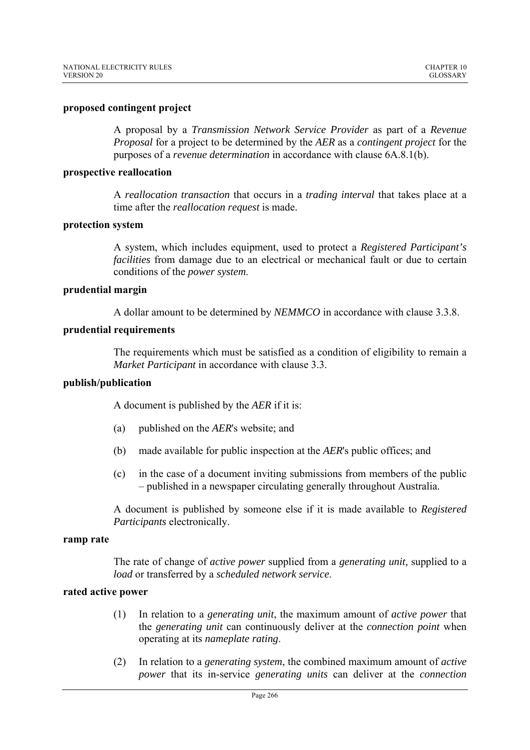**proposed contingent project**

A proposal by a *Transmission Network Service Provider* as part of a *Revenue Proposal* for a project to be determined by the *AER* as a *contingent project* for the purposes of a *revenue determination* in accordance with clause 6A.8.1(b).

**prospective reallocation**

A *reallocation transaction* that occurs in a *trading interval* that takes place at a time after the *reallocation request* is made.

**protection system**

A system, which includes equipment, used to protect a *Registered Participant's facilities* from damage due to an electrical or mechanical fault or due to certain conditions of the *power system*.

**prudential margin**

A dollar amount to be determined by *NEMMCO* in accordance with clause 3.3.8.

**prudential requirements**

The requirements which must be satisfied as a condition of eligibility to remain a *Market Participant* in accordance with clause 3.3.

**publish/publication**

A document is published by the *AER* if it is:

(a) published on the *AER*'s website; and

(b) made available for public inspection at the *AER*'s public offices; and

(c) in the case of a document inviting submissions from members of the public – published in a newspaper circulating generally throughout Australia.

A document is published by someone else if it is made available to *Registered Participants* electronically.

**ramp rate**

The rate of change of *active power* supplied from a *generating unit*, supplied to a *load* or transferred by a *scheduled network service*.

**rated active power**

(1) In relation to a *generating unit*, the maximum amount of *active power* that the *generating unit* can continuously deliver at the *connection point* when operating at its *nameplate rating*.

(2) In relation to a *generating system*, the combined maximum amount of *active power* that its in-service *generating units* can deliver at the *connection*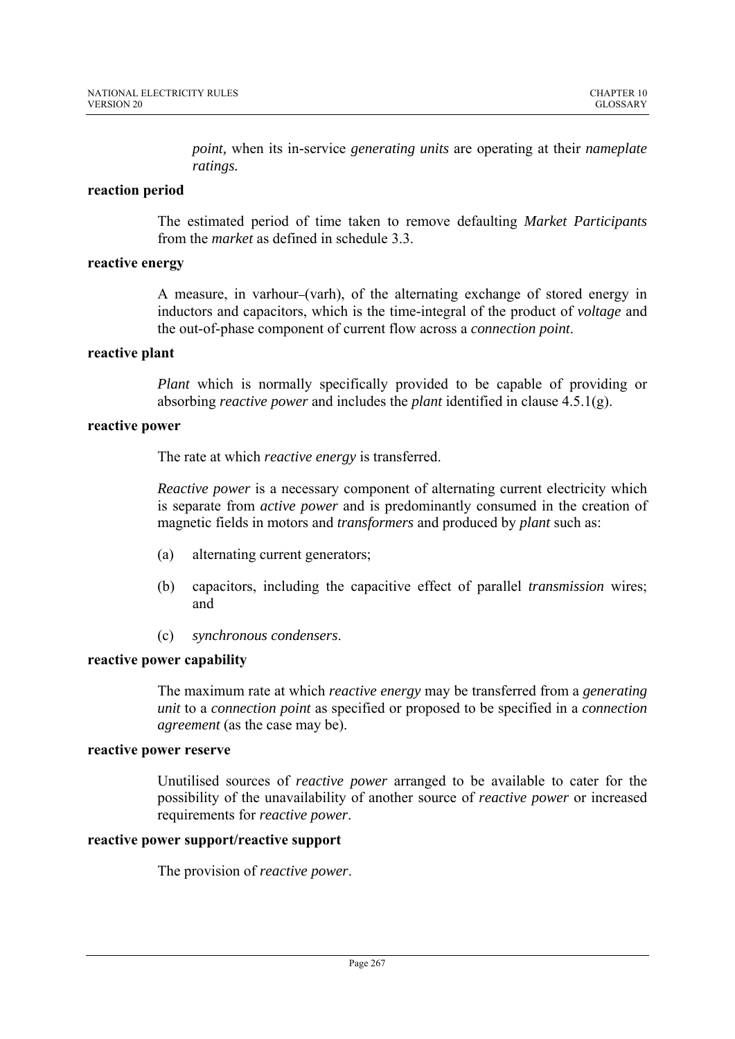*point,* when its in-service *generating units* are operating at their *nameplate ratings.*

**reaction period**

The estimated period of time taken to remove defaulting *Market Participants* from the *market* as defined in schedule 3.3.

**reactive energy**

A measure, in varhour (varh), of the alternating exchange of stored energy in inductors and capacitors, which is the time-integral of the product of *voltage* and the out-of-phase component of current flow across a *connection point*.

**reactive plant**

*Plant* which is normally specifically provided to be capable of providing or absorbing *reactive power* and includes the *plant* identified in clause 4.5.1(g).

**reactive power**

The rate at which *reactive energy* is transferred.

*Reactive power* is a necessary component of alternating current electricity which is separate from *active power* and is predominantly consumed in the creation of magnetic fields in motors and *transformers* and produced by *plant* such as:

(a) alternating current generators;

(b) capacitors, including the capacitive effect of parallel *transmission* wires; and

(c) *synchronous condensers*.

**reactive power capability**

The maximum rate at which *reactive energy* may be transferred from a *generating unit* to a *connection point* as specified or proposed to be specified in a *connection agreement* (as the case may be).

**reactive power reserve**

Unutilised sources of *reactive power* arranged to be available to cater for the possibility of the unavailability of another source of *reactive power* or increased requirements for *reactive power*.

**reactive power support/reactive support**

The provision of *reactive power*.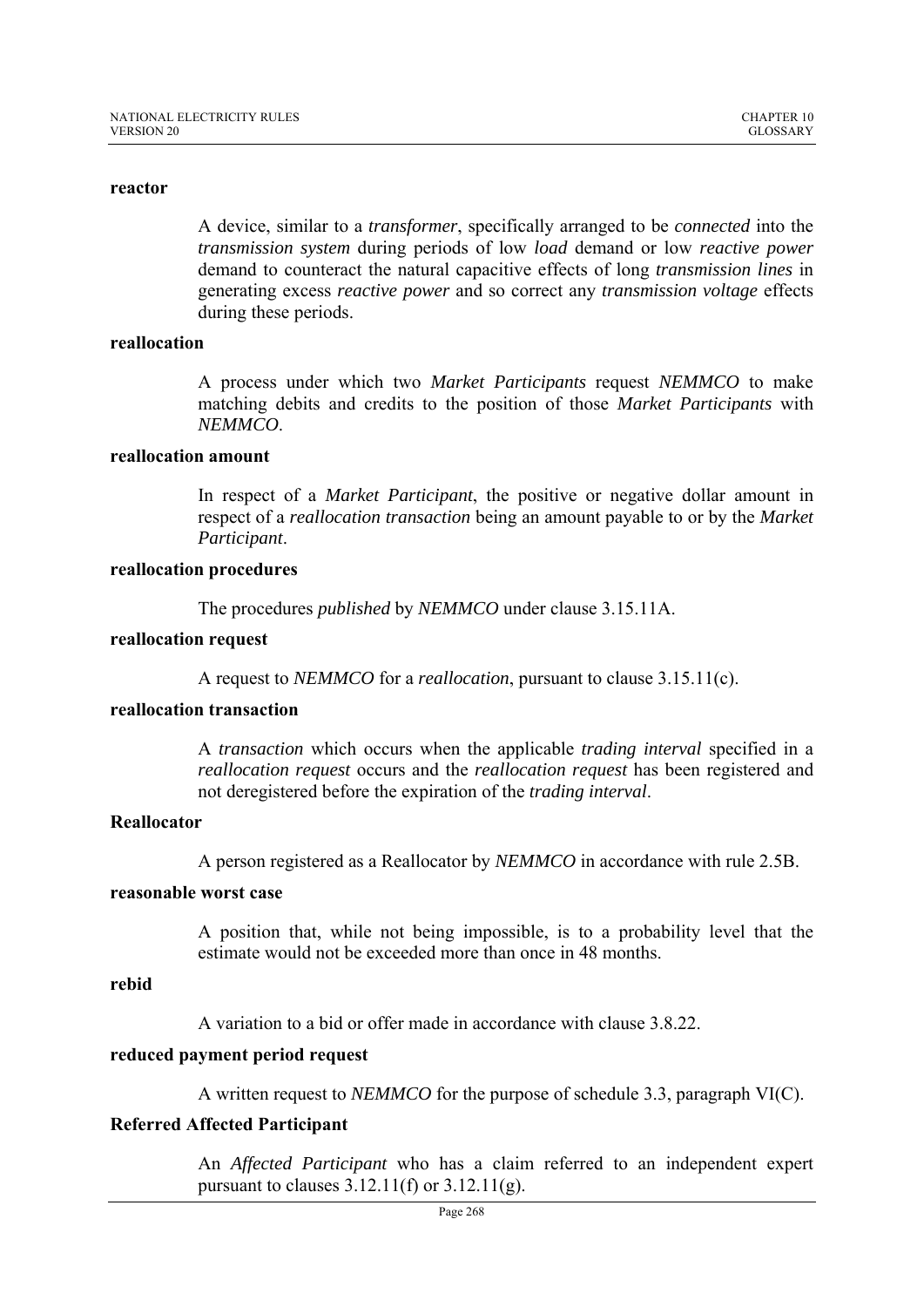**reactor**

A device, similar to a *transformer*, specifically arranged to be *connected* into the *transmission system* during periods of low *load* demand or low *reactive power* demand to counteract the natural capacitive effects of long *transmission lines* in generating excess *reactive power* and so correct any *transmission voltage* effects during these periods.

**reallocation**

A process under which two *Market Participants* request *NEMMCO* to make matching debits and credits to the position of those *Market Participants* with *NEMMCO*.

**reallocation amount**

In respect of a *Market Participant*, the positive or negative dollar amount in respect of a *reallocation transaction* being an amount payable to or by the *Market Participant*.

**reallocation procedures**

The procedures *published* by *NEMMCO* under clause 3.15.11A.

**reallocation request**

A request to *NEMMCO* for a *reallocation*, pursuant to clause 3.15.11(c).

**reallocation transaction**

A *transaction* which occurs when the applicable *trading interval* specified in a *reallocation request* occurs and the *reallocation request* has been registered and not deregistered before the expiration of the *trading interval*.

**Reallocator**

A person registered as a Reallocator by *NEMMCO* in accordance with rule 2.5B.

**reasonable worst case**

A position that, while not being impossible, is to a probability level that the estimate would not be exceeded more than once in 48 months.

**rebid**

A variation to a bid or offer made in accordance with clause 3.8.22.

**reduced payment period request**

A written request to *NEMMCO* for the purpose of schedule 3.3, paragraph VI(C).

**Referred Affected Participant**

An *Affected Participant* who has a claim referred to an independent expert pursuant to clauses 3.12.11(f) or 3.12.11(g).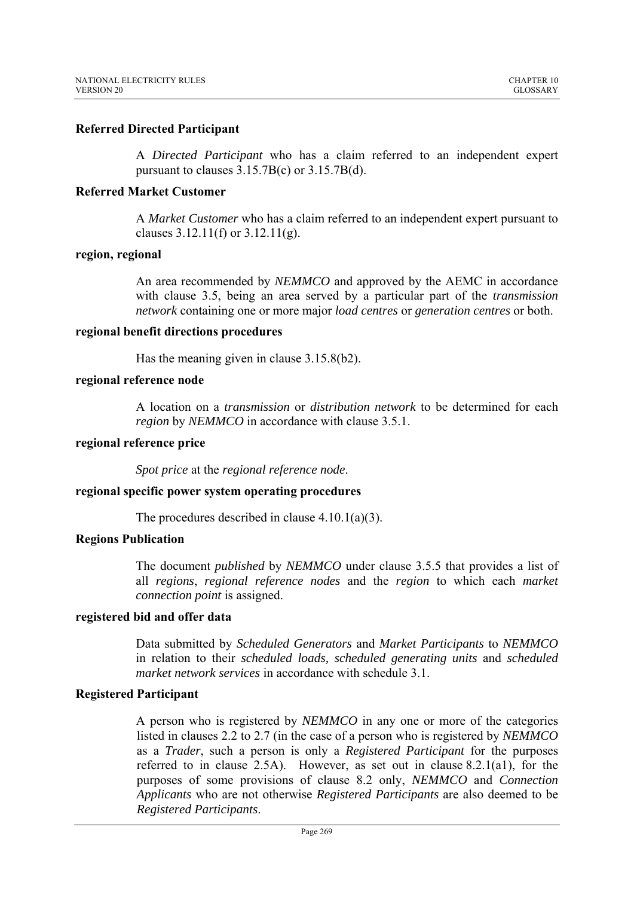**Referred Directed Participant**

A *Directed Participant* who has a claim referred to an independent expert pursuant to clauses 3.15.7B(c) or 3.15.7B(d).

**Referred Market Customer**

A *Market Customer* who has a claim referred to an independent expert pursuant to clauses 3.12.11(f) or 3.12.11(g).

**region, regional**

An area recommended by *NEMMCO* and approved by the AEMC in accordance with clause 3.5, being an area served by a particular part of the *transmission network* containing one or more major *load centres* or *generation centres* or both.

**regional benefit directions procedures**

Has the meaning given in clause 3.15.8(b2).

**regional reference node**

A location on a *transmission* or *distribution network* to be determined for each *region* by *NEMMCO* in accordance with clause 3.5.1.

**regional reference price**

*Spot price* at the *regional reference node*.

**regional specific power system operating procedures**

The procedures described in clause 4.10.1(a)(3).

**Regions Publication**

The document *published* by *NEMMCO* under clause 3.5.5 that provides a list of all *regions*, *regional reference nodes* and the *region* to which each *market connection point* is assigned.

**registered bid and offer data**

Data submitted by *Scheduled Generators* and *Market Participants* to *NEMMCO* in relation to their *scheduled loads, scheduled generating units* and *scheduled market network services* in accordance with schedule 3.1.

**Registered Participant**

A person who is registered by *NEMMCO* in any one or more of the categories listed in clauses 2.2 to 2.7 (in the case of a person who is registered by *NEMMCO* as a *Trader*, such a person is only a *Registered Participant* for the purposes referred to in clause 2.5A). However, as set out in clause 8.2.1(a1), for the purposes of some provisions of clause 8.2 only, *NEMMCO* and *Connection Applicants* who are not otherwise *Registered Participants* are also deemed to be *Registered Participants*.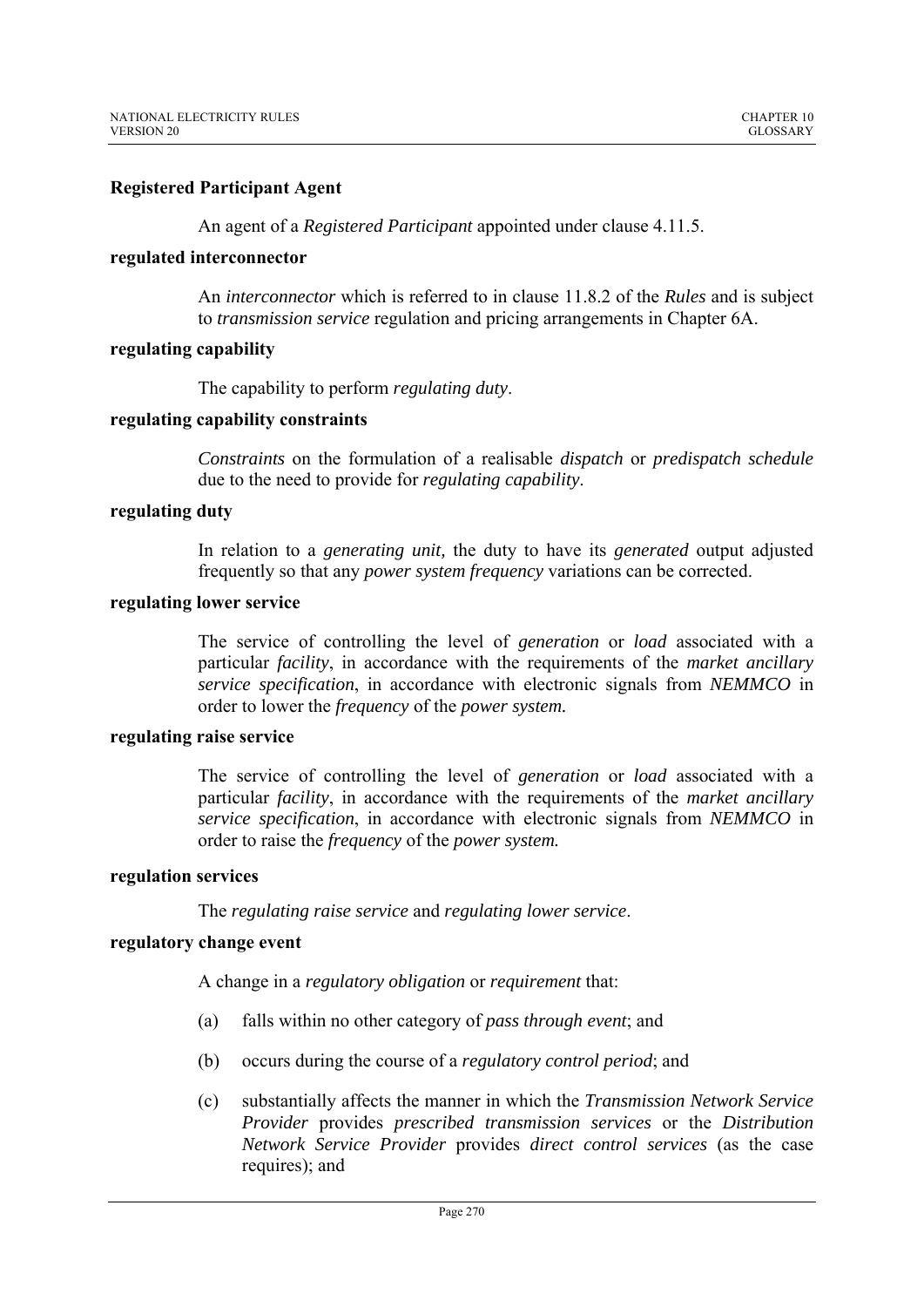**Registered Participant Agent**

An agent of a *Registered Participant* appointed under clause 4.11.5.

**regulated interconnector**

An *interconnector* which is referred to in clause 11.8.2 of the *Rules* and is subject to *transmission service* regulation and pricing arrangements in Chapter 6A.

**regulating capability**

The capability to perform *regulating duty*.

**regulating capability constraints**

*Constraints* on the formulation of a realisable *dispatch* or *predispatch schedule* due to the need to provide for *regulating capability*.

**regulating duty**

In relation to a *generating unit,* the duty to have its *generated* output adjusted frequently so that any *power system frequency* variations can be corrected.

**regulating lower service**

The service of controlling the level of *generation* or *load* associated with a particular *facility*, in accordance with the requirements of the *market ancillary service specification*, in accordance with electronic signals from *NEMMCO* in order to lower the *frequency* of the *power system.*

**regulating raise service**

The service of controlling the level of *generation* or *load* associated with a particular *facility*, in accordance with the requirements of the *market ancillary service specification*, in accordance with electronic signals from *NEMMCO* in order to raise the *frequency* of the *power system.*

**regulation services**

The *regulating raise service* and *regulating lower service*.

**regulatory change event**

A change in a *regulatory obligation* or *requirement* that:

(a) falls within no other category of *pass through event*; and

(b) occurs during the course of a *regulatory control period*; and

(c) substantially affects the manner in which the *Transmission Network Service Provider* provides *prescribed transmission services* or the *Distribution Network Service Provider* provides *direct control services* (as the case requires); and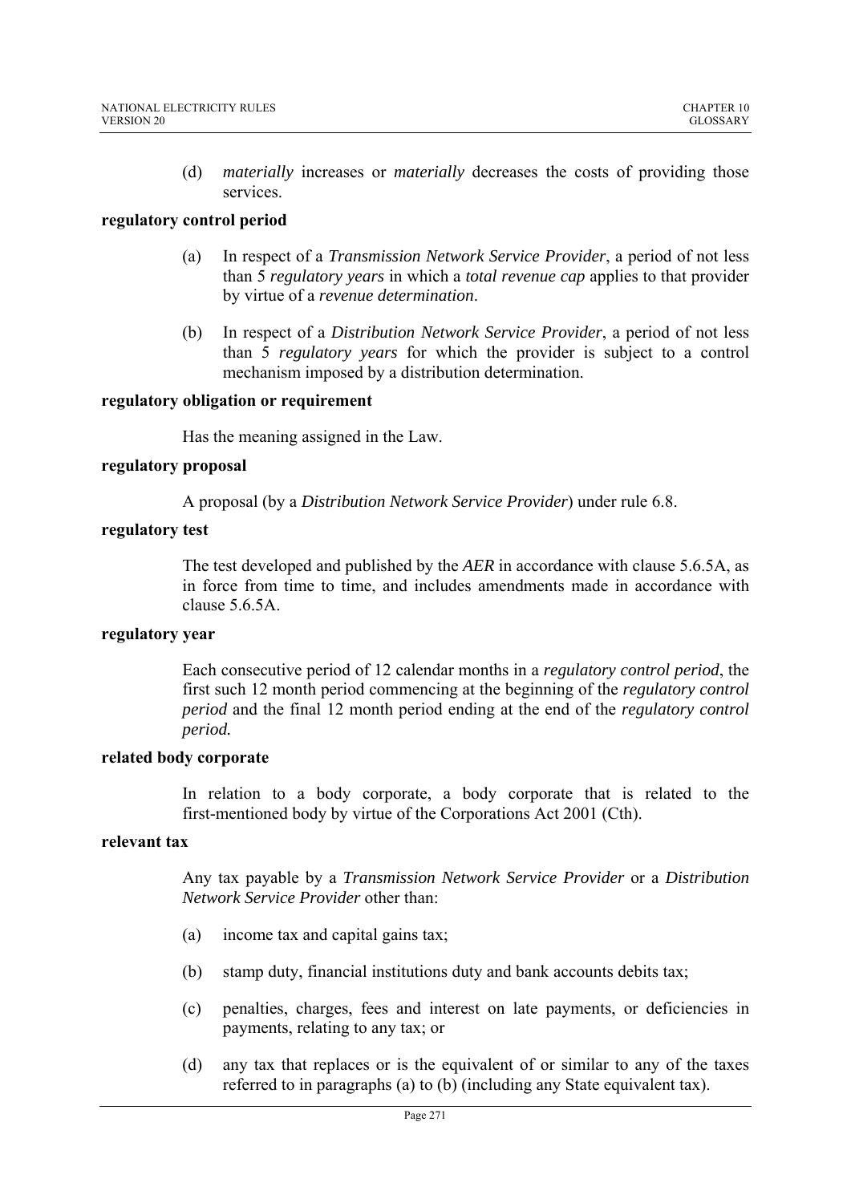(d) *materially* increases or *materially* decreases the costs of providing those services.

**regulatory control period**

(a) In respect of a *Transmission Network Service Provider*, a period of not less than 5 *regulatory years* in which a *total revenue cap* applies to that provider by virtue of a *revenue determination*.

(b) In respect of a *Distribution Network Service Provider*, a period of not less than 5 *regulatory years* for which the provider is subject to a control mechanism imposed by a distribution determination.

**regulatory obligation or requirement**

Has the meaning assigned in the Law.

**regulatory proposal**

A proposal (by a *Distribution Network Service Provider*) under rule 6.8.

**regulatory test**

The test developed and published by the *AER* in accordance with clause 5.6.5A, as in force from time to time, and includes amendments made in accordance with clause 5.6.5A.

**regulatory year**

Each consecutive period of 12 calendar months in a *regulatory control period*, the first such 12 month period commencing at the beginning of the *regulatory control period* and the final 12 month period ending at the end of the *regulatory control period.*

**related body corporate**

In relation to a body corporate, a body corporate that is related to the first-mentioned body by virtue of the Corporations Act 2001 (Cth).

**relevant tax**

Any tax payable by a *Transmission Network Service Provider* or a *Distribution Network Service Provider* other than:

(a) income tax and capital gains tax;

(b) stamp duty, financial institutions duty and bank accounts debits tax;

(c) penalties, charges, fees and interest on late payments, or deficiencies in payments, relating to any tax; or

(d) any tax that replaces or is the equivalent of or similar to any of the taxes referred to in paragraphs (a) to (b) (including any State equivalent tax).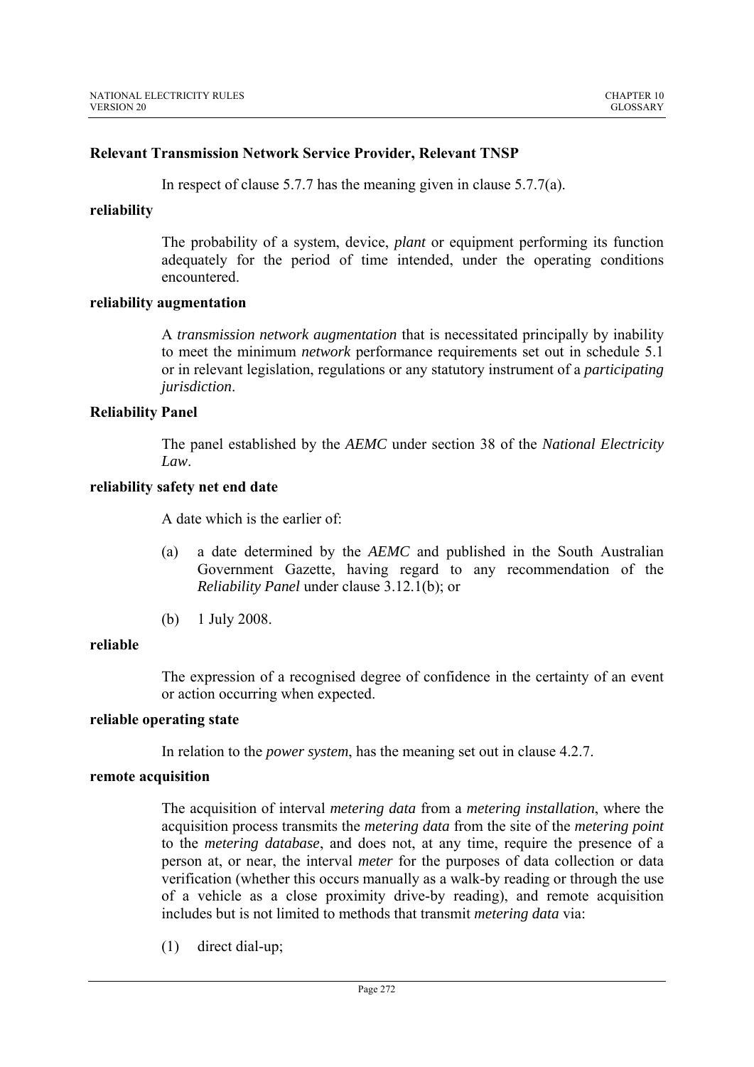**Relevant Transmission Network Service Provider, Relevant TNSP**

In respect of clause 5.7.7 has the meaning given in clause 5.7.7(a).

**reliability**

The probability of a system, device, *plant* or equipment performing its function adequately for the period of time intended, under the operating conditions encountered.

**reliability augmentation**

A *transmission network augmentation* that is necessitated principally by inability to meet the minimum *network* performance requirements set out in schedule 5.1 or in relevant legislation, regulations or any statutory instrument of a *participating jurisdiction*.

**Reliability Panel**

The panel established by the *AEMC* under section 38 of the *National Electricity Law*.

**reliability safety net end date**

A date which is the earlier of:

(a) a date determined by the *AEMC* and published in the South Australian Government Gazette, having regard to any recommendation of the *Reliability Panel* under clause 3.12.1(b); or

(b) 1 July 2008.

**reliable**

The expression of a recognised degree of confidence in the certainty of an event or action occurring when expected.

**reliable operating state**

In relation to the *power system*, has the meaning set out in clause 4.2.7.

**remote acquisition**

The acquisition of interval *metering data* from a *metering installation*, where the acquisition process transmits the *metering data* from the site of the *metering point* to the *metering database*, and does not, at any time, require the presence of a person at, or near, the interval *meter* for the purposes of data collection or data verification (whether this occurs manually as a walk-by reading or through the use of a vehicle as a close proximity drive-by reading), and remote acquisition includes but is not limited to methods that transmit *metering data* via:

(1) direct dial-up;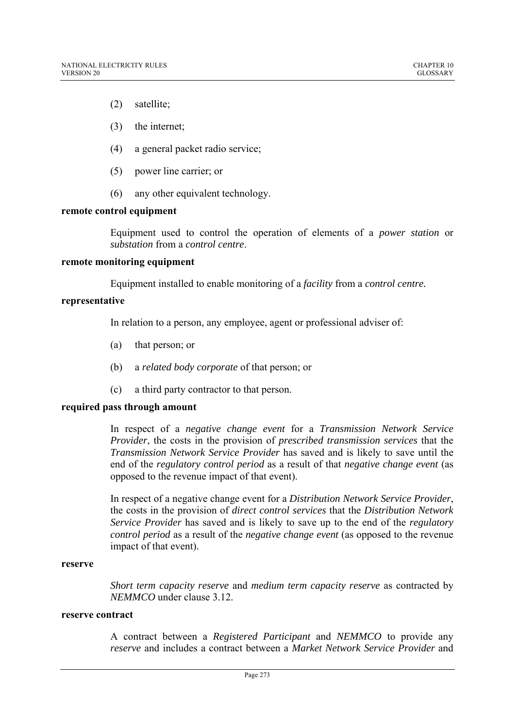(2) satellite;

(3) the internet;

(4) a general packet radio service;

(5) power line carrier; or

(6) any other equivalent technology.

**remote control equipment**

Equipment used to control the operation of elements of a *power station* or *substation* from a *control centre*.

**remote monitoring equipment**

Equipment installed to enable monitoring of a *facility* from a *control centre.*

**representative**

In relation to a person, any employee, agent or professional adviser of:

(a) that person; or

(b) a *related body corporate* of that person; or

(c) a third party contractor to that person.

**required pass through amount**

In respect of a *negative change event* for a *Transmission Network Service Provider*, the costs in the provision of *prescribed transmission services* that the *Transmission Network Service Provider* has saved and is likely to save until the end of the *regulatory control period* as a result of that *negative change event* (as opposed to the revenue impact of that event).

In respect of a negative change event for a *Distribution Network Service Provider*, the costs in the provision of *direct control services* that the *Distribution Network Service Provider* has saved and is likely to save up to the end of the *regulatory control period* as a result of the *negative change event* (as opposed to the revenue impact of that event).

**reserve**

*Short term capacity reserve* and *medium term capacity reserve* as contracted by *NEMMCO* under clause 3.12.

**reserve contract**

A contract between a *Registered Participant* and *NEMMCO* to provide any *reserve* and includes a contract between a *Market Network Service Provider* and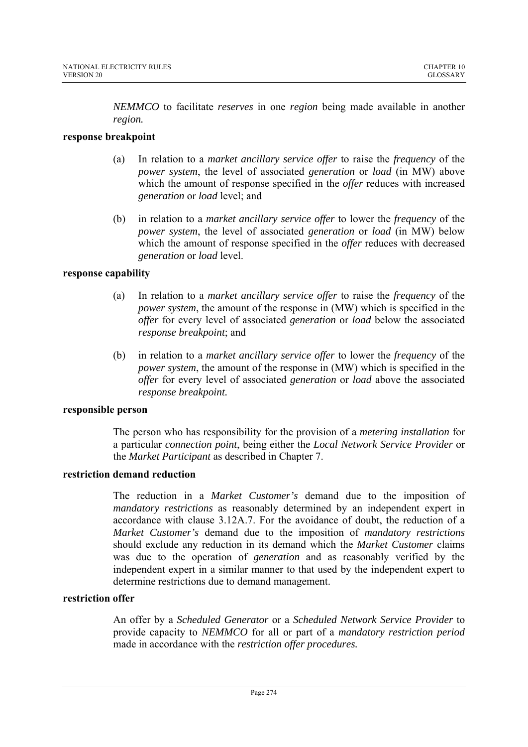*NEMMCO* to facilitate *reserves* in one *region* being made available in another *region.*

**response breakpoint**

(a) In relation to a *market ancillary service offer* to raise the *frequency* of the *power system*, the level of associated *generation* or *load* (in MW) above which the amount of response specified in the *offer* reduces with increased *generation* or *load* level; and

(b) in relation to a *market ancillary service offer* to lower the *frequency* of the *power system*, the level of associated *generation* or *load* (in MW) below which the amount of response specified in the *offer* reduces with decreased *generation* or *load* level.

**response capability**

(a) In relation to a *market ancillary service offer* to raise the *frequency* of the *power system*, the amount of the response in (MW) which is specified in the *offer* for every level of associated *generation* or *load* below the associated *response breakpoint*; and

(b) in relation to a *market ancillary service offer* to lower the *frequency* of the *power system*, the amount of the response in (MW) which is specified in the *offer* for every level of associated *generation* or *load* above the associated *response breakpoint.*

**responsible person**

The person who has responsibility for the provision of a *metering installation* for a particular *connection point*, being either the *Local Network Service Provider* or the *Market Participant* as described in Chapter 7.

**restriction demand reduction**

The reduction in a *Market Customer's* demand due to the imposition of *mandatory restrictions* as reasonably determined by an independent expert in accordance with clause 3.12A.7. For the avoidance of doubt, the reduction of a *Market Customer's* demand due to the imposition of *mandatory restrictions* should exclude any reduction in its demand which the *Market Customer* claims was due to the operation of *generation* and as reasonably verified by the independent expert in a similar manner to that used by the independent expert to determine restrictions due to demand management.

**restriction offer**

An offer by a *Scheduled Generator* or a *Scheduled Network Service Provider* to provide capacity to *NEMMCO* for all or part of a *mandatory restriction period* made in accordance with the *restriction offer procedures.*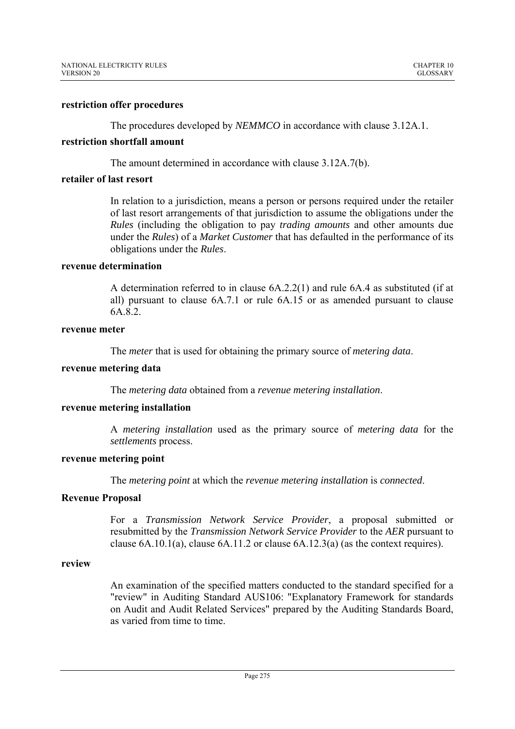**restriction offer procedures**

The procedures developed by *NEMMCO* in accordance with clause 3.12A.1.

**restriction shortfall amount**

The amount determined in accordance with clause 3.12A.7(b).

**retailer of last resort**

In relation to a jurisdiction, means a person or persons required under the retailer of last resort arrangements of that jurisdiction to assume the obligations under the *Rules* (including the obligation to pay *trading amounts* and other amounts due under the *Rules*) of a *Market Customer* that has defaulted in the performance of its obligations under the *Rules*.

**revenue determination**

A determination referred to in clause 6A.2.2(1) and rule 6A.4 as substituted (if at all) pursuant to clause 6A.7.1 or rule 6A.15 or as amended pursuant to clause 6A.8.2.

**revenue meter**

The *meter* that is used for obtaining the primary source of *metering data*.

**revenue metering data**

The *metering data* obtained from a *revenue metering installation*.

**revenue metering installation**

A *metering installation* used as the primary source of *metering data* for the *settlements* process.

**revenue metering point**

The *metering point* at which the *revenue metering installation* is *connected*.

**Revenue Proposal**

For a *Transmission Network Service Provider*, a proposal submitted or resubmitted by the *Transmission Network Service Provider* to the *AER* pursuant to clause 6A.10.1(a), clause 6A.11.2 or clause 6A.12.3(a) (as the context requires).

**review**

An examination of the specified matters conducted to the standard specified for a "review" in Auditing Standard AUS106: "Explanatory Framework for standards on Audit and Audit Related Services" prepared by the Auditing Standards Board, as varied from time to time.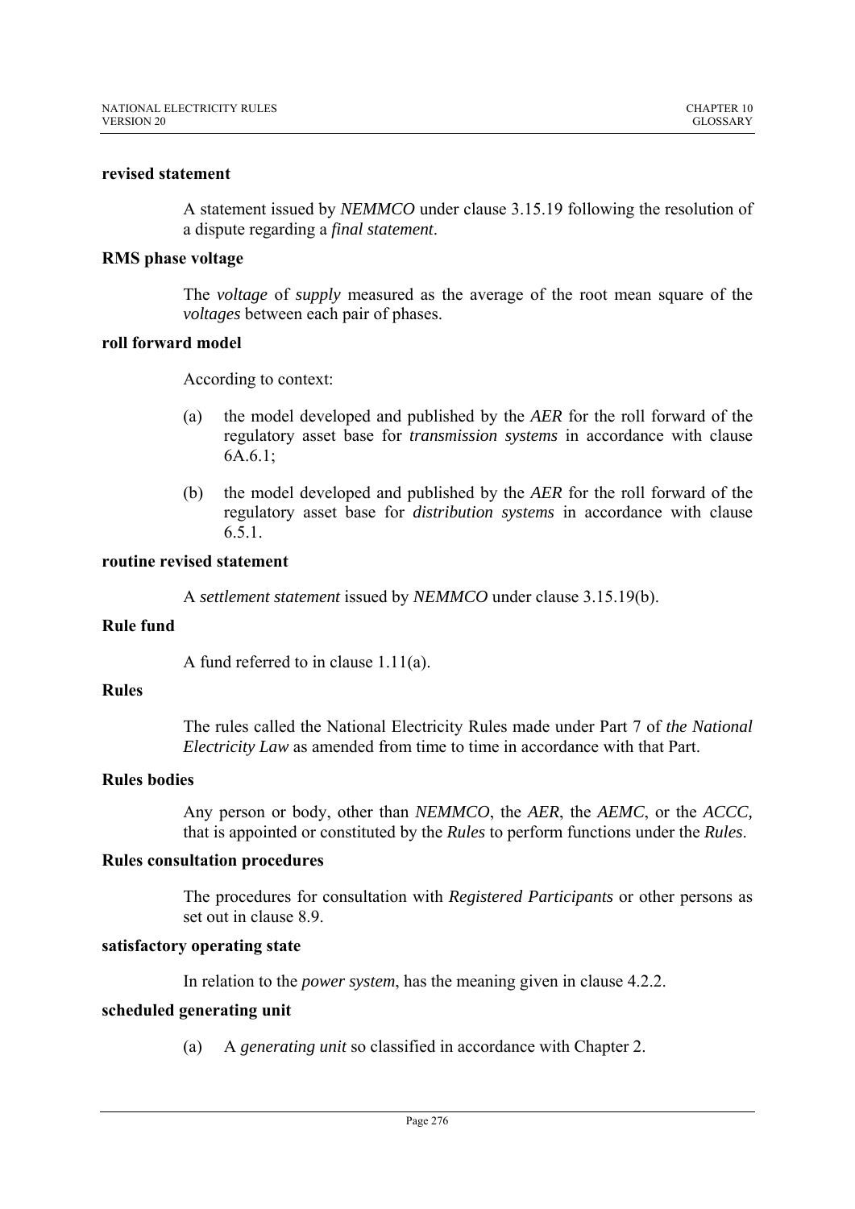**revised statement**

A statement issued by *NEMMCO* under clause 3.15.19 following the resolution of a dispute regarding a *final statement*.

**RMS phase voltage**

The *voltage* of *supply* measured as the average of the root mean square of the *voltages* between each pair of phases.

**roll forward model**

According to context:

(a) the model developed and published by the *AER* for the roll forward of the regulatory asset base for *transmission systems* in accordance with clause 6A.6.1;

(b) the model developed and published by the *AER* for the roll forward of the regulatory asset base for *distribution systems* in accordance with clause 6.5.1.

**routine revised statement**

A *settlement statement* issued by *NEMMCO* under clause 3.15.19(b).

**Rule fund**

A fund referred to in clause 1.11(a).

**Rules**

The rules called the National Electricity Rules made under Part 7 of *the National Electricity Law* as amended from time to time in accordance with that Part.

**Rules bodies**

Any person or body, other than *NEMMCO*, the *AER*, the *AEMC*, or the *ACCC,* that is appointed or constituted by the *Rules* to perform functions under the *Rules*.

**Rules consultation procedures**

The procedures for consultation with *Registered Participants* or other persons as set out in clause 8.9.

**satisfactory operating state**

In relation to the *power system*, has the meaning given in clause 4.2.2.

**scheduled generating unit**

(a) A *generating unit* so classified in accordance with Chapter 2.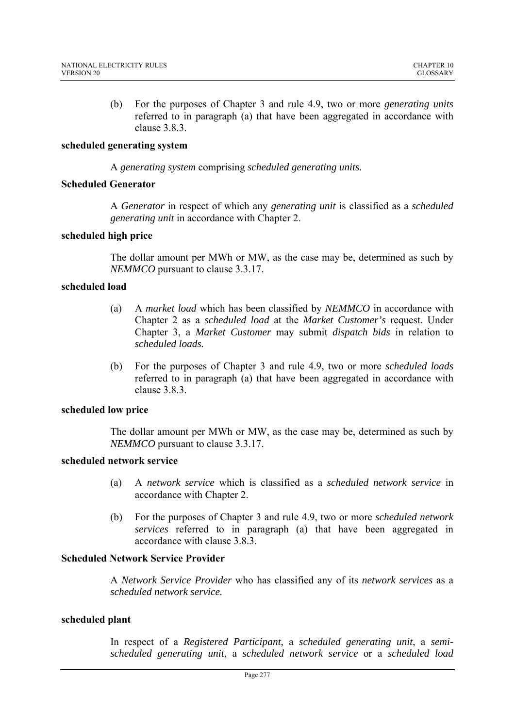(b) For the purposes of Chapter 3 and rule 4.9, two or more *generating units* referred to in paragraph (a) that have been aggregated in accordance with clause 3.8.3.

**scheduled generating system**

A *generating system* comprising *scheduled generating units.*

**Scheduled Generator**

A *Generator* in respect of which any *generating unit* is classified as a *scheduled generating unit* in accordance with Chapter 2.

**scheduled high price**

The dollar amount per MWh or MW, as the case may be, determined as such by *NEMMCO* pursuant to clause 3.3.17.

**scheduled load**

(a) A *market load* which has been classified by *NEMMCO* in accordance with Chapter 2 as a *scheduled load* at the *Market Customer's* request. Under Chapter 3, a *Market Customer* may submit *dispatch bids* in relation to *scheduled loads.*

(b) For the purposes of Chapter 3 and rule 4.9, two or more *scheduled loads* referred to in paragraph (a) that have been aggregated in accordance with clause 3.8.3.

**scheduled low price**

The dollar amount per MWh or MW, as the case may be, determined as such by *NEMMCO* pursuant to clause 3.3.17.

**scheduled network service**

(a) A *network service* which is classified as a *scheduled network service* in accordance with Chapter 2.

(b) For the purposes of Chapter 3 and rule 4.9, two or more *scheduled network services* referred to in paragraph (a) that have been aggregated in accordance with clause 3.8.3.

**Scheduled Network Service Provider**

A *Network Service Provider* who has classified any of its *network services* as a *scheduled network service.*

**scheduled plant**

In respect of a *Registered Participant,* a *scheduled generating unit*, a *semi-scheduled generating unit*, a *scheduled network service* or a *scheduled load*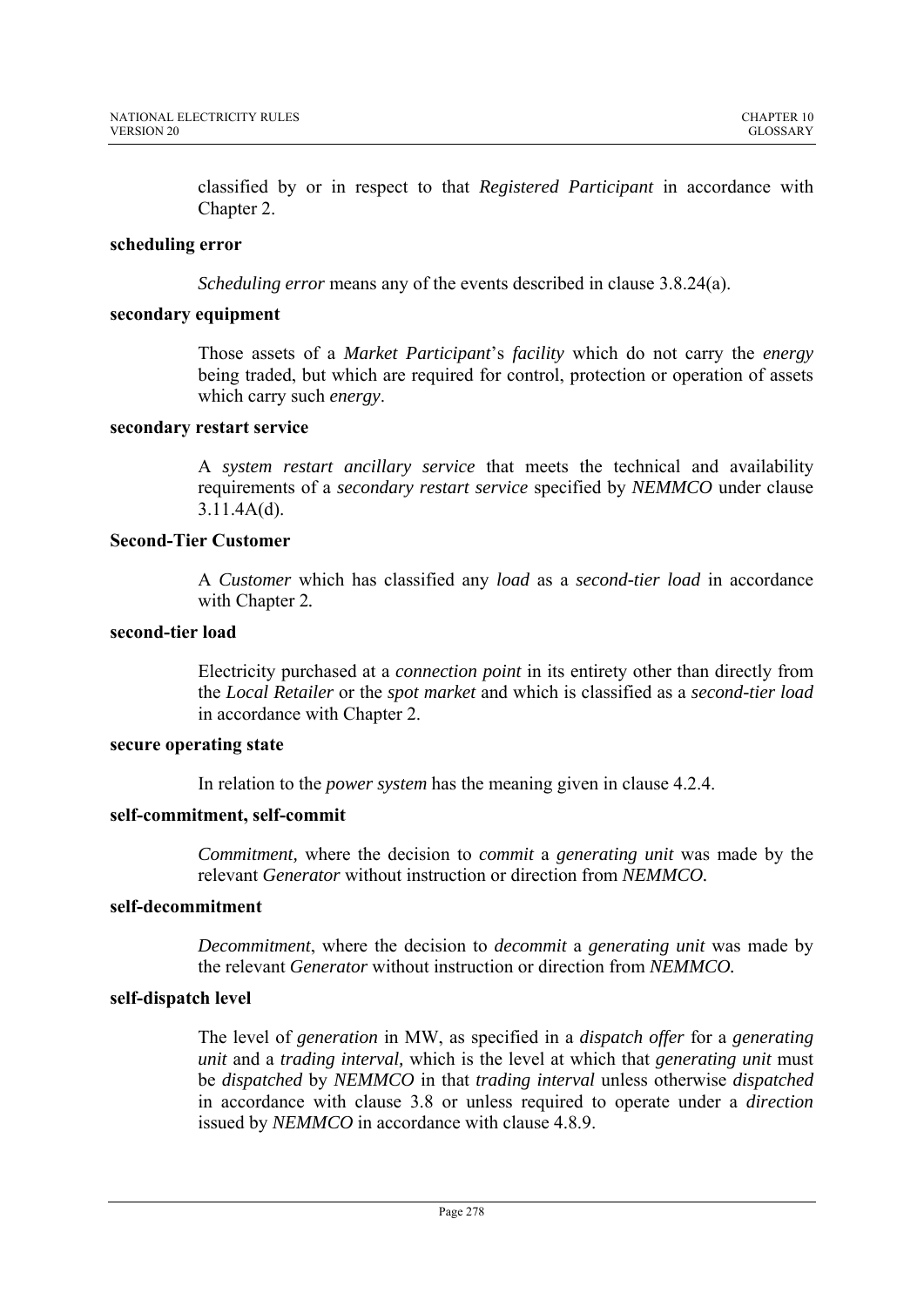classified by or in respect to that *Registered Participant* in accordance with Chapter 2.

**scheduling error**

*Scheduling error* means any of the events described in clause 3.8.24(a).

**secondary equipment**

Those assets of a *Market Participant*'s *facility* which do not carry the *energy* being traded, but which are required for control, protection or operation of assets which carry such *energy*.

**secondary restart service**

A *system restart ancillary service* that meets the technical and availability requirements of a *secondary restart service* specified by *NEMMCO* under clause 3.11.4A(d).

**Second-Tier Customer**

A *Customer* which has classified any *load* as a *second-tier load* in accordance with Chapter 2.

**second-tier load**

Electricity purchased at a *connection point* in its entirety other than directly from the *Local Retailer* or the *spot market* and which is classified as a *second-tier load* in accordance with Chapter 2.

**secure operating state**

In relation to the *power system* has the meaning given in clause 4.2.4.

**self-commitment, self-commit**

*Commitment,* where the decision to *commit* a *generating unit* was made by the relevant *Generator* without instruction or direction from *NEMMCO.*

**self-decommitment**

*Decommitment*, where the decision to *decommit* a *generating unit* was made by the relevant *Generator* without instruction or direction from *NEMMCO.*

**self-dispatch level**

The level of *generation* in MW, as specified in a *dispatch offer* for a *generating unit* and a *trading interval,* which is the level at which that *generating unit* must be *dispatched* by *NEMMCO* in that *trading interval* unless otherwise *dispatched* in accordance with clause 3.8 or unless required to operate under a *direction* issued by *NEMMCO* in accordance with clause 4.8.9.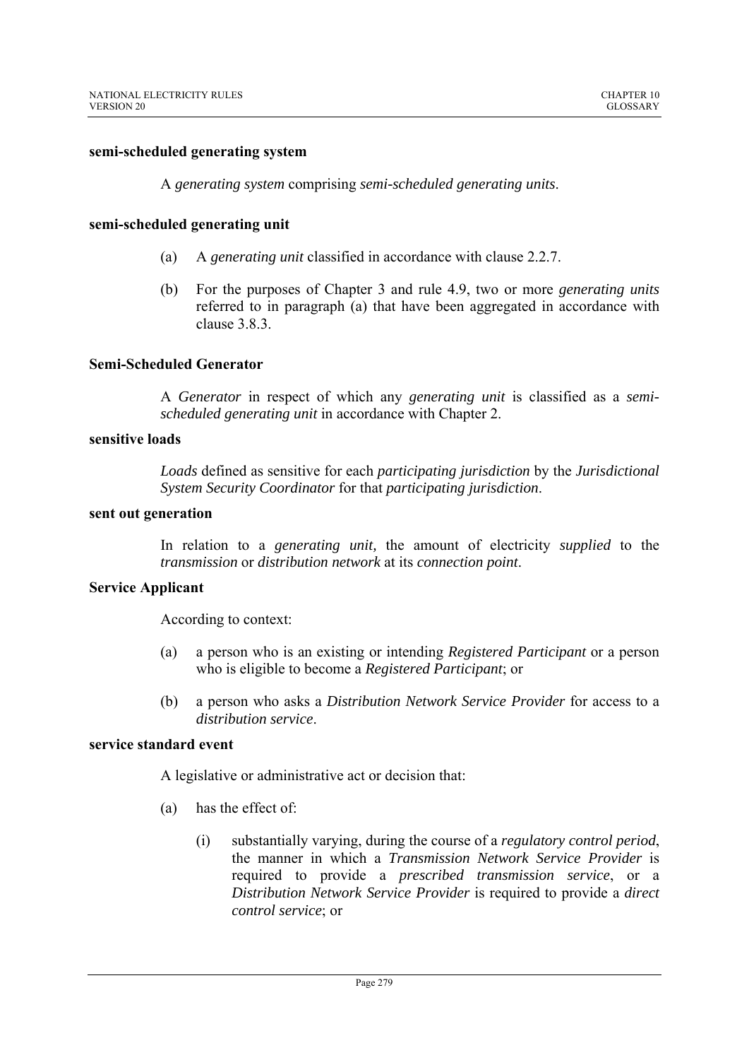**semi-scheduled generating system**

A *generating system* comprising *semi-scheduled generating units*.

**semi-scheduled generating unit**

(a) A *generating unit* classified in accordance with clause 2.2.7.

(b) For the purposes of Chapter 3 and rule 4.9, two or more *generating units* referred to in paragraph (a) that have been aggregated in accordance with clause 3.8.3.

**Semi-Scheduled Generator**

A *Generator* in respect of which any *generating unit* is classified as a *semi-scheduled generating unit* in accordance with Chapter 2.

**sensitive loads**

*Loads* defined as sensitive for each *participating jurisdiction* by the *Jurisdictional System Security Coordinator* for that *participating jurisdiction*.

**sent out generation**

In relation to a *generating unit,* the amount of electricity *supplied* to the *transmission* or *distribution network* at its *connection point*.

**Service Applicant**

According to context:

(a) a person who is an existing or intending *Registered Participant* or a person who is eligible to become a *Registered Participant*; or

(b) a person who asks a *Distribution Network Service Provider* for access to a *distribution service*.

**service standard event**

A legislative or administrative act or decision that:

(a) has the effect of:

(i) substantially varying, during the course of a *regulatory control period*, the manner in which a *Transmission Network Service Provider* is required to provide a *prescribed transmission service*, or a *Distribution Network Service Provider* is required to provide a *direct control service*; or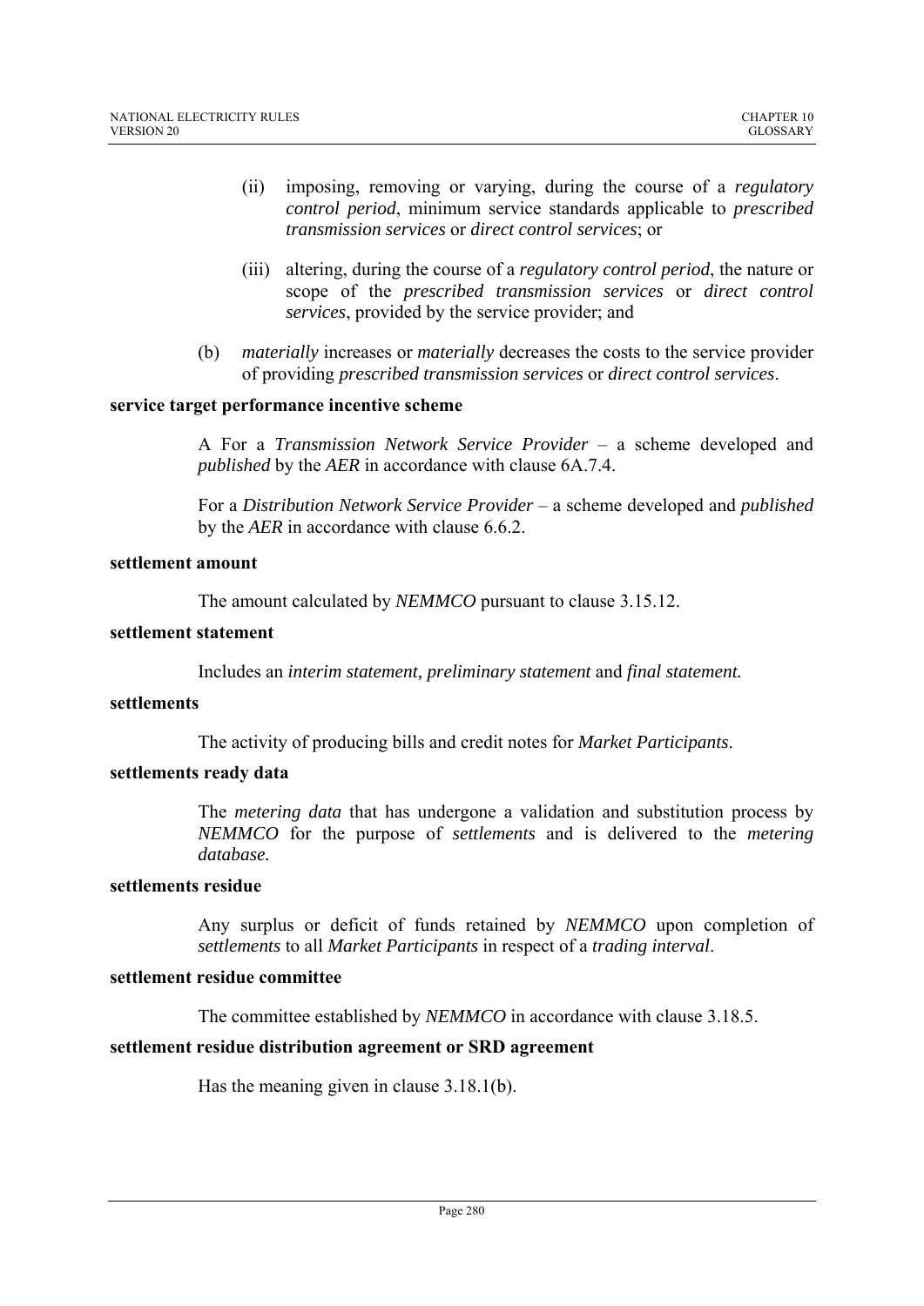(ii) imposing, removing or varying, during the course of a *regulatory control period*, minimum service standards applicable to *prescribed transmission services* or *direct control services*; or

(iii) altering, during the course of a *regulatory control period*, the nature or scope of the *prescribed transmission services* or *direct control services*, provided by the service provider; and

(b) *materially* increases or *materially* decreases the costs to the service provider of providing *prescribed transmission services* or *direct control services*.

**service target performance incentive scheme**

A For a *Transmission Network Service Provider* – a scheme developed and *published* by the *AER* in accordance with clause 6A.7.4.

For a *Distribution Network Service Provider* – a scheme developed and *published* by the *AER* in accordance with clause 6.6.2.

**settlement amount**

The amount calculated by *NEMMCO* pursuant to clause 3.15.12.

**settlement statement**

Includes an *interim statement, preliminary statement* and *final statement.*

**settlements**

The activity of producing bills and credit notes for *Market Participants*.

**settlements ready data**

The *metering data* that has undergone a validation and substitution process by *NEMMCO* for the purpose of *settlements* and is delivered to the *metering database.*

**settlements residue**

Any surplus or deficit of funds retained by *NEMMCO* upon completion of *settlements* to all *Market Participants* in respect of a *trading interval*.

**settlement residue committee**

The committee established by *NEMMCO* in accordance with clause 3.18.5.

**settlement residue distribution agreement or SRD agreement**

Has the meaning given in clause 3.18.1(b).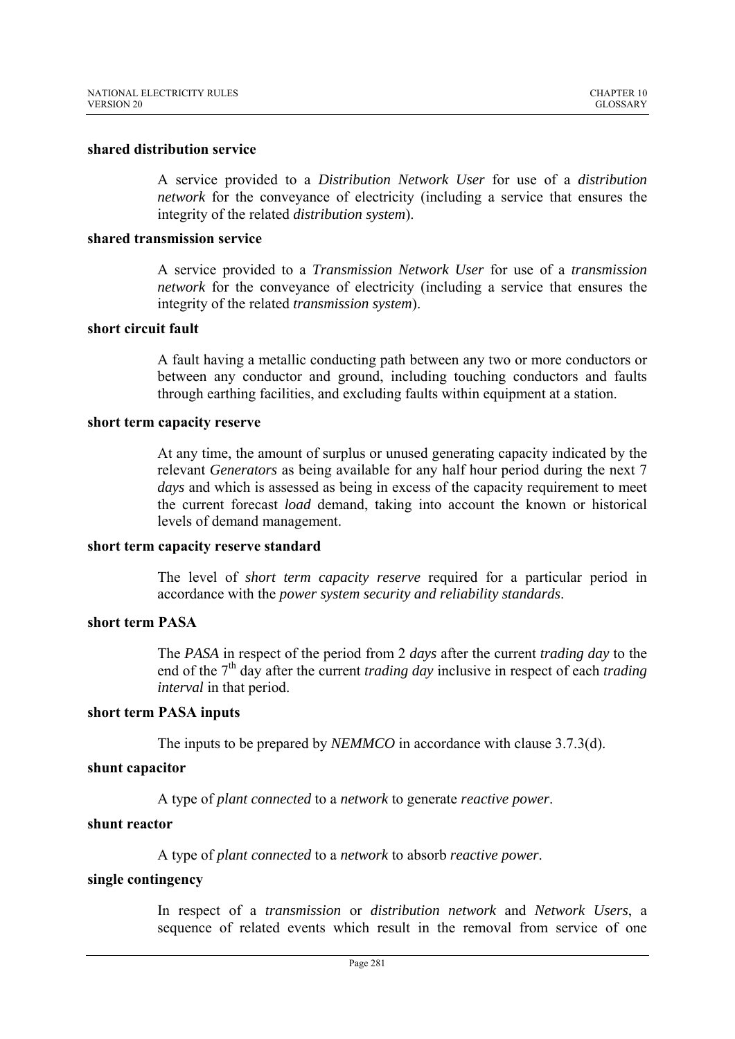**shared distribution service**

A service provided to a *Distribution Network User* for use of a *distribution network* for the conveyance of electricity (including a service that ensures the integrity of the related *distribution system*).

**shared transmission service**

A service provided to a *Transmission Network User* for use of a *transmission network* for the conveyance of electricity (including a service that ensures the integrity of the related *transmission system*).

**short circuit fault**

A fault having a metallic conducting path between any two or more conductors or between any conductor and ground, including touching conductors and faults through earthing facilities, and excluding faults within equipment at a station.

**short term capacity reserve**

At any time, the amount of surplus or unused generating capacity indicated by the relevant *Generators* as being available for any half hour period during the next 7 *days* and which is assessed as being in excess of the capacity requirement to meet the current forecast *load* demand, taking into account the known or historical levels of demand management.

**short term capacity reserve standard**

The level of *short term capacity reserve* required for a particular period in accordance with the *power system security and reliability standards*.

**short term PASA**

The *PASA* in respect of the period from 2 *days* after the current *trading day* to the end of the 7th day after the current *trading day* inclusive in respect of each *trading interval* in that period.

**short term PASA inputs**

The inputs to be prepared by *NEMMCO* in accordance with clause 3.7.3(d).

**shunt capacitor**

A type of *plant connected* to a *network* to generate *reactive power*.

**shunt reactor**

A type of *plant connected* to a *network* to absorb *reactive power*.

**single contingency**

In respect of a *transmission* or *distribution network* and *Network Users*, a sequence of related events which result in the removal from service of one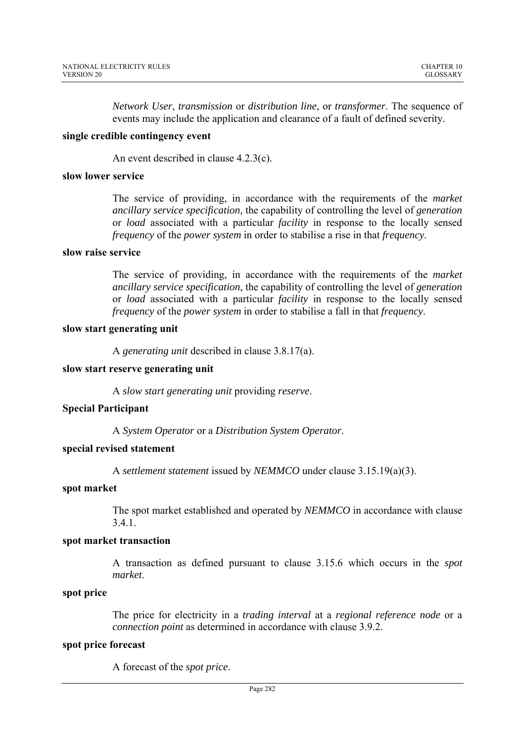*Network User*, *transmission* or *distribution line*, or *transformer*. The sequence of events may include the application and clearance of a fault of defined severity.

**single credible contingency event**

An event described in clause 4.2.3(c).

**slow lower service**

The service of providing, in accordance with the requirements of the *market ancillary service specification*, the capability of controlling the level of *generation* or *load* associated with a particular *facility* in response to the locally sensed *frequency* of the *power system* in order to stabilise a rise in that *frequency*.

**slow raise service**

The service of providing, in accordance with the requirements of the *market ancillary service specification*, the capability of controlling the level of *generation* or *load* associated with a particular *facility* in response to the locally sensed *frequency* of the *power system* in order to stabilise a fall in that *frequency*.

**slow start generating unit**

A *generating unit* described in clause 3.8.17(a).

**slow start reserve generating unit**

A *slow start generating unit* providing *reserve*.

**Special Participant**

A *System Operator* or a *Distribution System Operator*.

**special revised statement**

A *settlement statement* issued by *NEMMCO* under clause 3.15.19(a)(3).

**spot market**

The spot market established and operated by *NEMMCO* in accordance with clause 3.4.1.

**spot market transaction**

A transaction as defined pursuant to clause 3.15.6 which occurs in the *spot market*.

**spot price**

The price for electricity in a *trading interval* at a *regional reference node* or a *connection point* as determined in accordance with clause 3.9.2.

**spot price forecast**

A forecast of the *spot price*.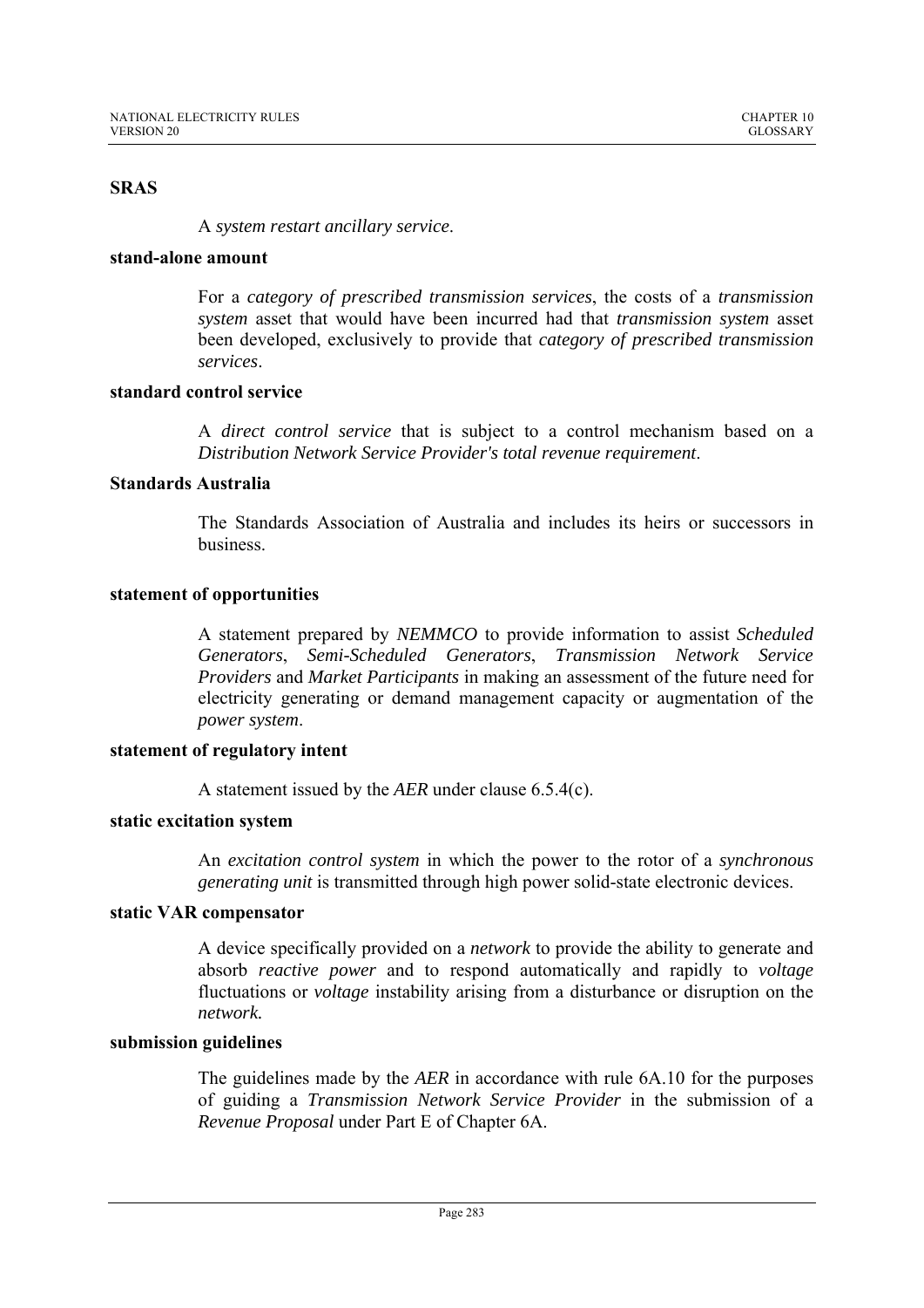**SRAS**

A *system restart ancillary service*.

**stand-alone amount**

For a *category of prescribed transmission services*, the costs of a *transmission system* asset that would have been incurred had that *transmission system* asset been developed, exclusively to provide that *category of prescribed transmission services*.

**standard control service**

A *direct control service* that is subject to a control mechanism based on a *Distribution Network Service Provider's total revenue requirement*.

**Standards Australia**

The Standards Association of Australia and includes its heirs or successors in business.

**statement of opportunities**

A statement prepared by *NEMMCO* to provide information to assist *Scheduled Generators*, *Semi-Scheduled Generators*, *Transmission Network Service Providers* and *Market Participants* in making an assessment of the future need for electricity generating or demand management capacity or augmentation of the *power system*.

**statement of regulatory intent**

A statement issued by the *AER* under clause 6.5.4(c).

**static excitation system**

An *excitation control system* in which the power to the rotor of a *synchronous generating unit* is transmitted through high power solid-state electronic devices.

**static VAR compensator**

A device specifically provided on a *network* to provide the ability to generate and absorb *reactive power* and to respond automatically and rapidly to *voltage* fluctuations or *voltage* instability arising from a disturbance or disruption on the *network.*

**submission guidelines**

The guidelines made by the *AER* in accordance with rule 6A.10 for the purposes of guiding a *Transmission Network Service Provider* in the submission of a *Revenue Proposal* under Part E of Chapter 6A.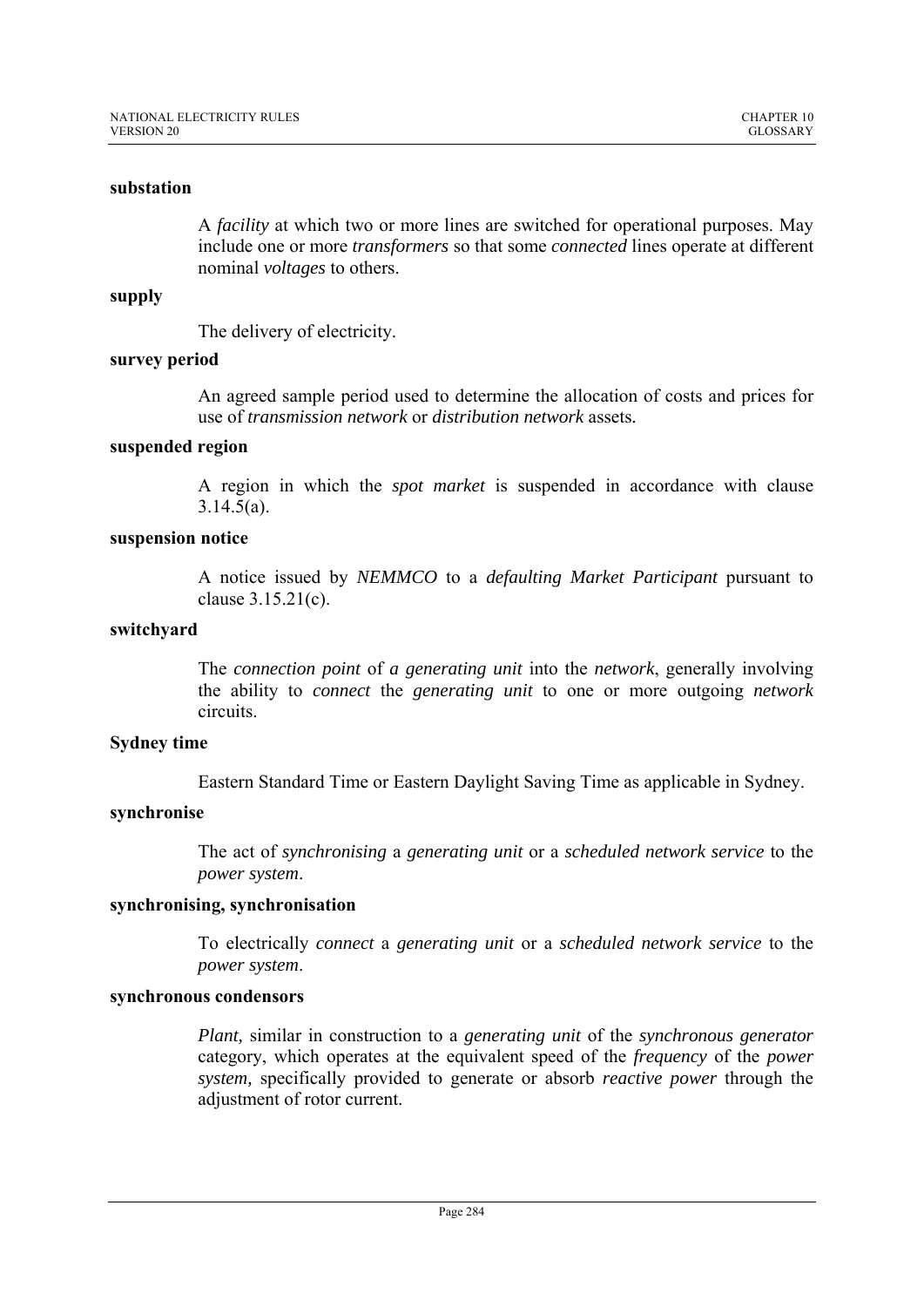**substation**

A *facility* at which two or more lines are switched for operational purposes. May include one or more *transformers* so that some *connected* lines operate at different nominal *voltages* to others.

**supply**

The delivery of electricity.

**survey period**

An agreed sample period used to determine the allocation of costs and prices for use of *transmission network* or *distribution network* assets.

**suspended region**

A region in which the *spot market* is suspended in accordance with clause 3.14.5(a).

**suspension notice**

A notice issued by *NEMMCO* to a *defaulting Market Participant* pursuant to clause 3.15.21(c).

**switchyard**

The *connection point* of *a generating unit* into the *network*, generally involving the ability to *connect* the *generating unit* to one or more outgoing *network* circuits.

**Sydney time**

Eastern Standard Time or Eastern Daylight Saving Time as applicable in Sydney.

**synchronise**

The act of *synchronising* a *generating unit* or a *scheduled network service* to the *power system*.

**synchronising, synchronisation**

To electrically *connect* a *generating unit* or a *scheduled network service* to the *power system*.

**synchronous condensors**

*Plant,* similar in construction to a *generating unit* of the *synchronous generator* category, which operates at the equivalent speed of the *frequency* of the *power system,* specifically provided to generate or absorb *reactive power* through the adjustment of rotor current.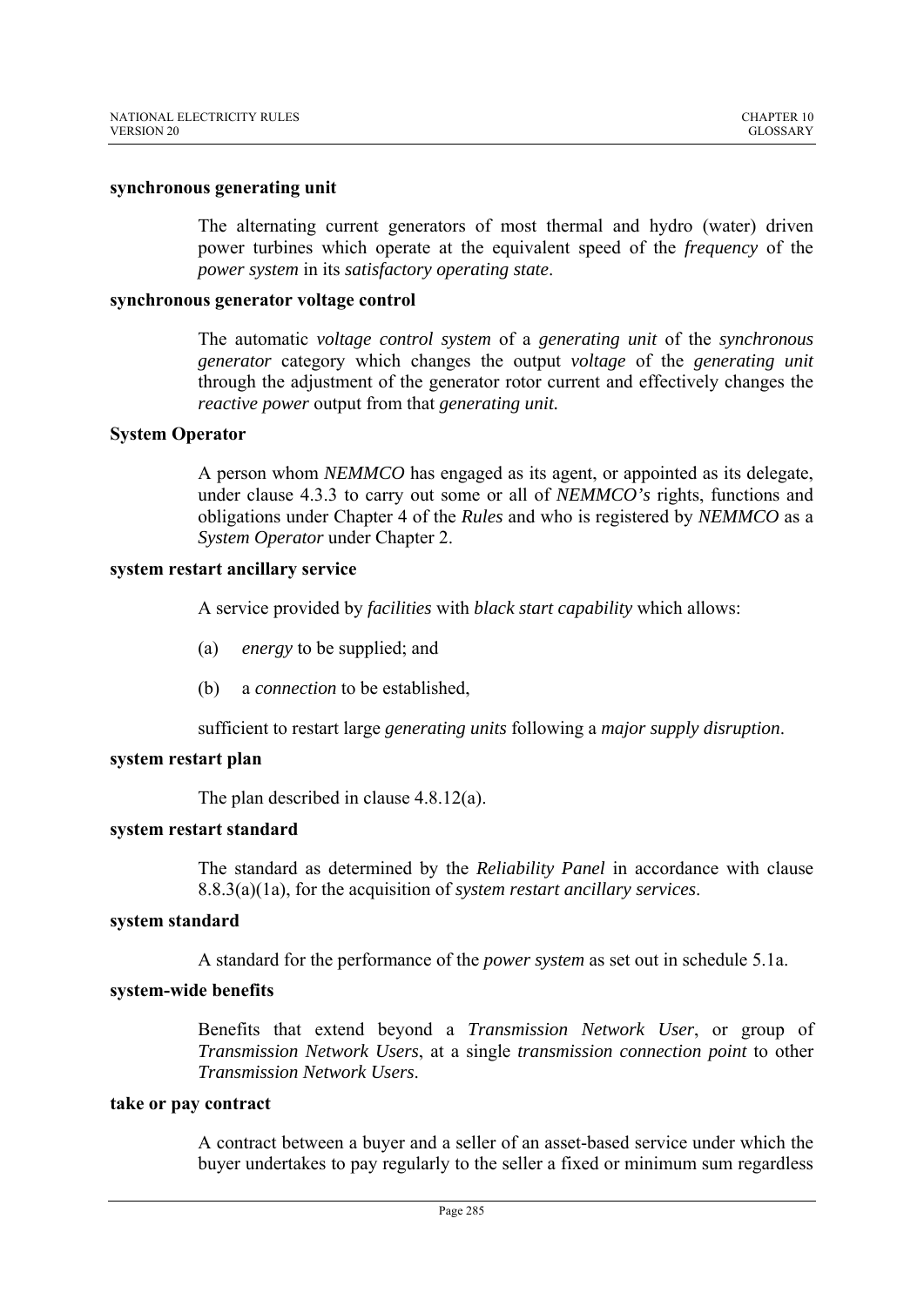**synchronous generating unit**

The alternating current generators of most thermal and hydro (water) driven power turbines which operate at the equivalent speed of the *frequency* of the *power system* in its *satisfactory operating state*.

**synchronous generator voltage control**

The automatic *voltage control system* of a *generating unit* of the *synchronous generator* category which changes the output *voltage* of the *generating unit* through the adjustment of the generator rotor current and effectively changes the *reactive power* output from that *generating unit.*

**System Operator**

A person whom *NEMMCO* has engaged as its agent, or appointed as its delegate, under clause 4.3.3 to carry out some or all of *NEMMCO's* rights, functions and obligations under Chapter 4 of the *Rules* and who is registered by *NEMMCO* as a *System Operator* under Chapter 2.

**system restart ancillary service**

A service provided by *facilities* with *black start capability* which allows:

(a) *energy* to be supplied; and

(b) a *connection* to be established,

sufficient to restart large *generating units* following a *major supply disruption*.

**system restart plan**

The plan described in clause 4.8.12(a).

**system restart standard**

The standard as determined by the *Reliability Panel* in accordance with clause 8.8.3(a)(1a), for the acquisition of *system restart ancillary services*.

**system standard**

A standard for the performance of the *power system* as set out in schedule 5.1a.

**system-wide benefits**

Benefits that extend beyond a *Transmission Network User*, or group of *Transmission Network Users*, at a single *transmission connection point* to other *Transmission Network Users*.

**take or pay contract**

A contract between a buyer and a seller of an asset-based service under which the buyer undertakes to pay regularly to the seller a fixed or minimum sum regardless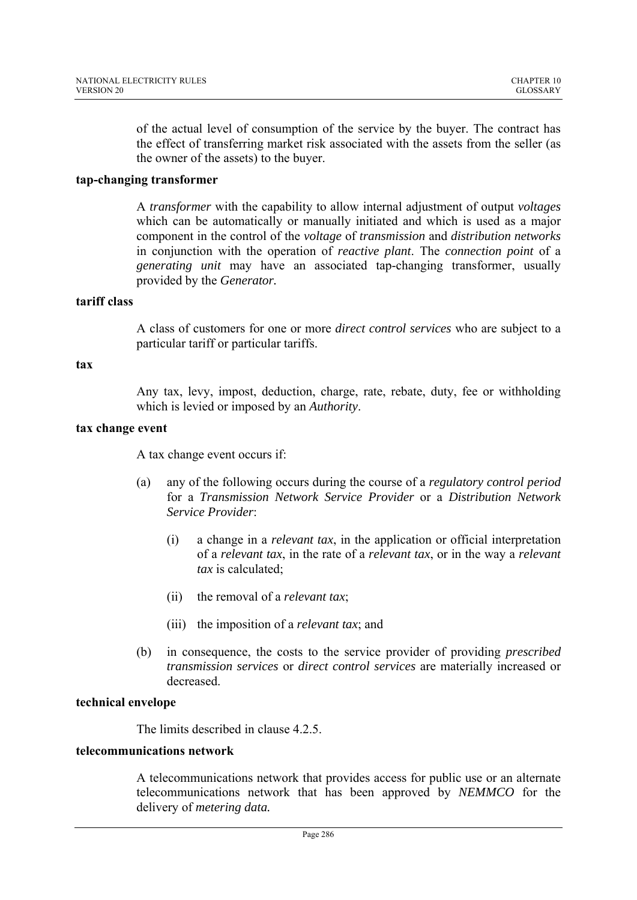of the actual level of consumption of the service by the buyer. The contract has the effect of transferring market risk associated with the assets from the seller (as the owner of the assets) to the buyer.

**tap-changing transformer**

A *transformer* with the capability to allow internal adjustment of output *voltages* which can be automatically or manually initiated and which is used as a major component in the control of the *voltage* of *transmission* and *distribution networks* in conjunction with the operation of *reactive plant*. The *connection point* of a *generating unit* may have an associated tap-changing transformer, usually provided by the *Generator.*

**tariff class**

A class of customers for one or more *direct control services* who are subject to a particular tariff or particular tariffs.

**tax**

Any tax, levy, impost, deduction, charge, rate, rebate, duty, fee or withholding which is levied or imposed by an *Authority*.

**tax change event**

A tax change event occurs if:

(a) any of the following occurs during the course of a *regulatory control period* for a *Transmission Network Service Provider* or a *Distribution Network Service Provider*:

  (i) a change in a *relevant tax*, in the application or official interpretation of a *relevant tax*, in the rate of a *relevant tax*, or in the way a *relevant tax* is calculated;

  (ii) the removal of a *relevant tax*;

  (iii) the imposition of a *relevant tax*; and

(b) in consequence, the costs to the service provider of providing *prescribed transmission services* or *direct control services* are materially increased or decreased.

**technical envelope**

The limits described in clause 4.2.5.

**telecommunications network**

A telecommunications network that provides access for public use or an alternate telecommunications network that has been approved by *NEMMCO* for the delivery of *metering data.*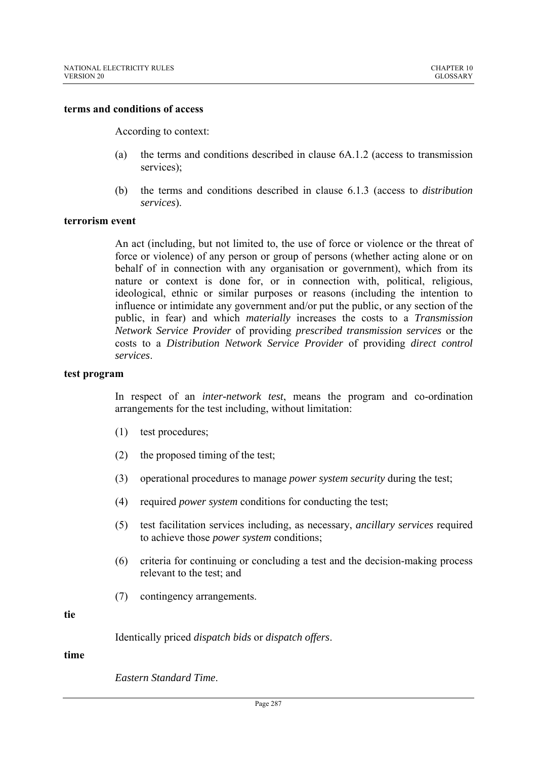**terms and conditions of access**

According to context:

(a) the terms and conditions described in clause 6A.1.2 (access to transmission services);

(b) the terms and conditions described in clause 6.1.3 (access to *distribution services*).

**terrorism event**

An act (including, but not limited to, the use of force or violence or the threat of force or violence) of any person or group of persons (whether acting alone or on behalf of in connection with any organisation or government), which from its nature or context is done for, or in connection with, political, religious, ideological, ethnic or similar purposes or reasons (including the intention to influence or intimidate any government and/or put the public, or any section of the public, in fear) and which *materially* increases the costs to a *Transmission Network Service Provider* of providing *prescribed transmission services* or the costs to a *Distribution Network Service Provider* of providing *direct control services*.

**test program**

In respect of an *inter-network test*, means the program and co-ordination arrangements for the test including, without limitation:

(1) test procedures;

(2) the proposed timing of the test;

(3) operational procedures to manage *power system security* during the test;

(4) required *power system* conditions for conducting the test;

(5) test facilitation services including, as necessary, *ancillary services* required to achieve those *power system* conditions;

(6) criteria for continuing or concluding a test and the decision-making process relevant to the test; and

(7) contingency arrangements.

**tie**

Identically priced *dispatch bids* or *dispatch offers*.

**time**

*Eastern Standard Time*.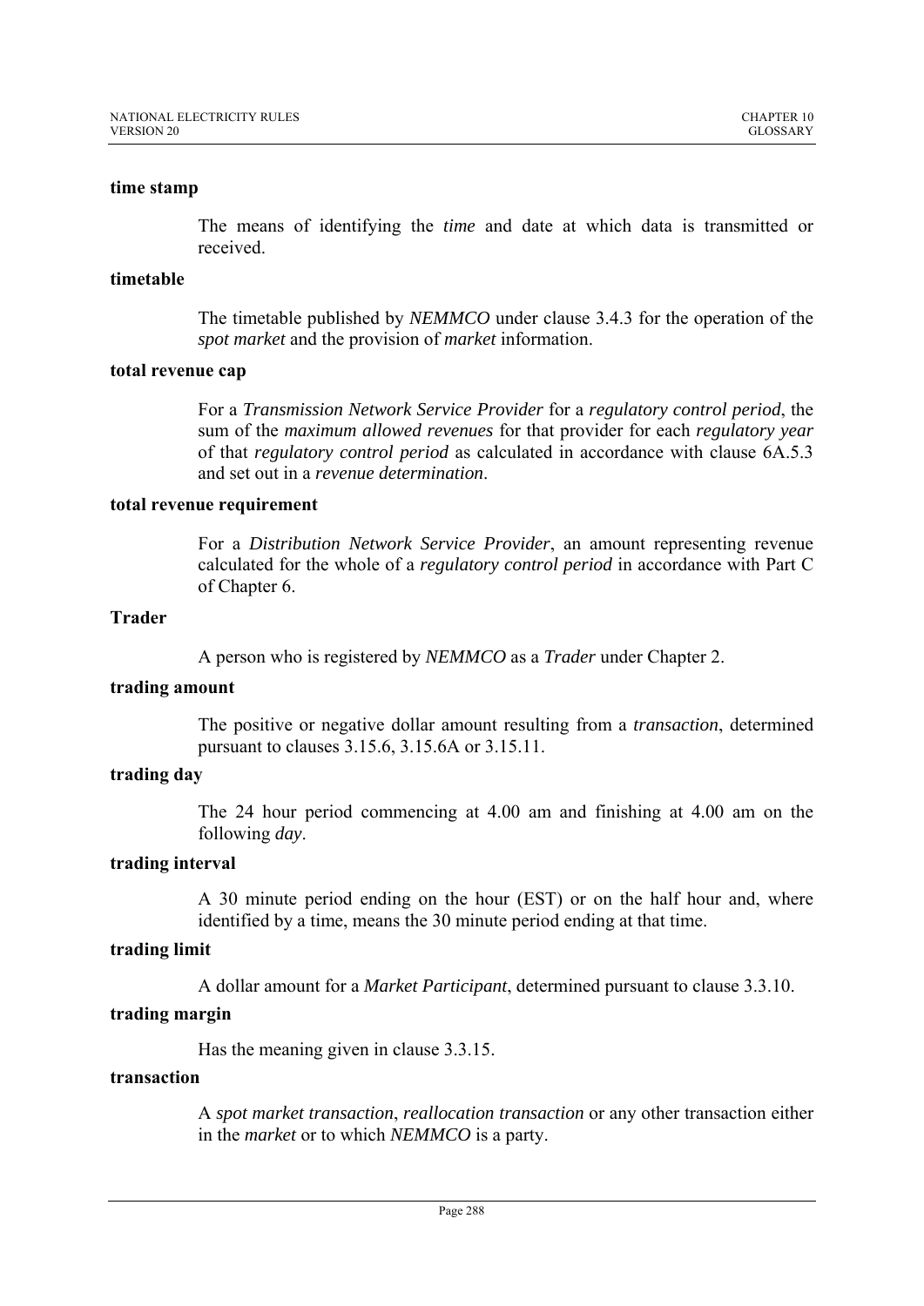**time stamp**

The means of identifying the *time* and date at which data is transmitted or received.

**timetable**

The timetable published by *NEMMCO* under clause 3.4.3 for the operation of the *spot market* and the provision of *market* information.

**total revenue cap**

For a *Transmission Network Service Provider* for a *regulatory control period*, the sum of the *maximum allowed revenues* for that provider for each *regulatory year* of that *regulatory control period* as calculated in accordance with clause 6A.5.3 and set out in a *revenue determination*.

**total revenue requirement**

For a *Distribution Network Service Provider*, an amount representing revenue calculated for the whole of a *regulatory control period* in accordance with Part C of Chapter 6.

**Trader**

A person who is registered by *NEMMCO* as a *Trader* under Chapter 2.

**trading amount**

The positive or negative dollar amount resulting from a *transaction*, determined pursuant to clauses 3.15.6, 3.15.6A or 3.15.11.

**trading day**

The 24 hour period commencing at 4.00 am and finishing at 4.00 am on the following *day*.

**trading interval**

A 30 minute period ending on the hour (EST) or on the half hour and, where identified by a time, means the 30 minute period ending at that time.

**trading limit**

A dollar amount for a *Market Participant*, determined pursuant to clause 3.3.10.

**trading margin**

Has the meaning given in clause 3.3.15.

**transaction**

A *spot market transaction*, *reallocation transaction* or any other transaction either in the *market* or to which *NEMMCO* is a party.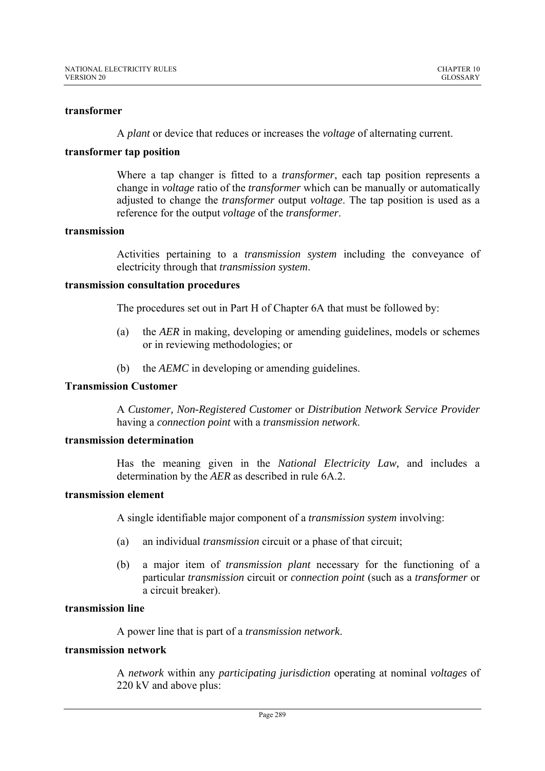**transformer**

A *plant* or device that reduces or increases the *voltage* of alternating current.

**transformer tap position**

Where a tap changer is fitted to a *transformer*, each tap position represents a change in *voltage* ratio of the *transformer* which can be manually or automatically adjusted to change the *transformer* output *voltage*. The tap position is used as a reference for the output *voltage* of the *transformer*.

**transmission**

Activities pertaining to a *transmission system* including the conveyance of electricity through that *transmission system*.

**transmission consultation procedures**

The procedures set out in Part H of Chapter 6A that must be followed by:

(a) the *AER* in making, developing or amending guidelines, models or schemes or in reviewing methodologies; or

(b) the *AEMC* in developing or amending guidelines.

**Transmission Customer**

A *Customer, Non-Registered Customer* or *Distribution Network Service Provider* having a *connection point* with a *transmission network*.

**transmission determination**

Has the meaning given in the *National Electricity Law,* and includes a determination by the *AER* as described in rule 6A.2.

**transmission element**

A single identifiable major component of a *transmission system* involving:

(a) an individual *transmission* circuit or a phase of that circuit;

(b) a major item of *transmission plant* necessary for the functioning of a particular *transmission* circuit or *connection point* (such as a *transformer* or a circuit breaker).

**transmission line**

A power line that is part of a *transmission network*.

**transmission network**

A *network* within any *participating jurisdiction* operating at nominal *voltages* of 220 kV and above plus: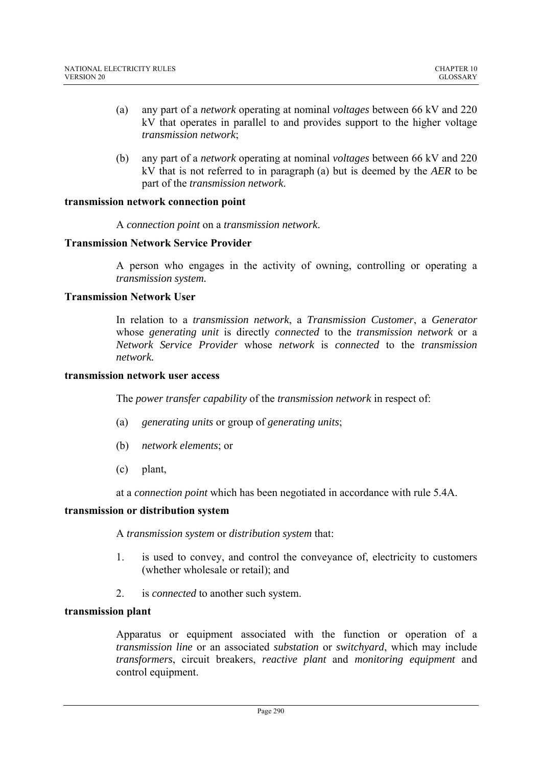(a) any part of a *network* operating at nominal *voltages* between 66 kV and 220 kV that operates in parallel to and provides support to the higher voltage *transmission network*;

(b) any part of a *network* operating at nominal *voltages* between 66 kV and 220 kV that is not referred to in paragraph (a) but is deemed by the *AER* to be part of the *transmission network*.

**transmission network connection point**

A *connection point* on a *transmission network*.

**Transmission Network Service Provider**

A person who engages in the activity of owning, controlling or operating a *transmission system.*

**Transmission Network User**

In relation to a *transmission network*, a *Transmission Customer*, a *Generator* whose *generating unit* is directly *connected* to the *transmission network* or a *Network Service Provider* whose *network* is *connected* to the *transmission network.*

**transmission network user access**

The *power transfer capability* of the *transmission network* in respect of:

(a) *generating units* or group of *generating units*;

(b) *network elements*; or

(c) plant,

at a *connection point* which has been negotiated in accordance with rule 5.4A.

**transmission or distribution system**

A *transmission system* or *distribution system* that:

1. is used to convey, and control the conveyance of, electricity to customers (whether wholesale or retail); and

2. is *connected* to another such system.

**transmission plant**

Apparatus or equipment associated with the function or operation of a *transmission line* or an associated *substation* or *switchyard*, which may include *transformers*, circuit breakers, *reactive plant* and *monitoring equipment* and control equipment.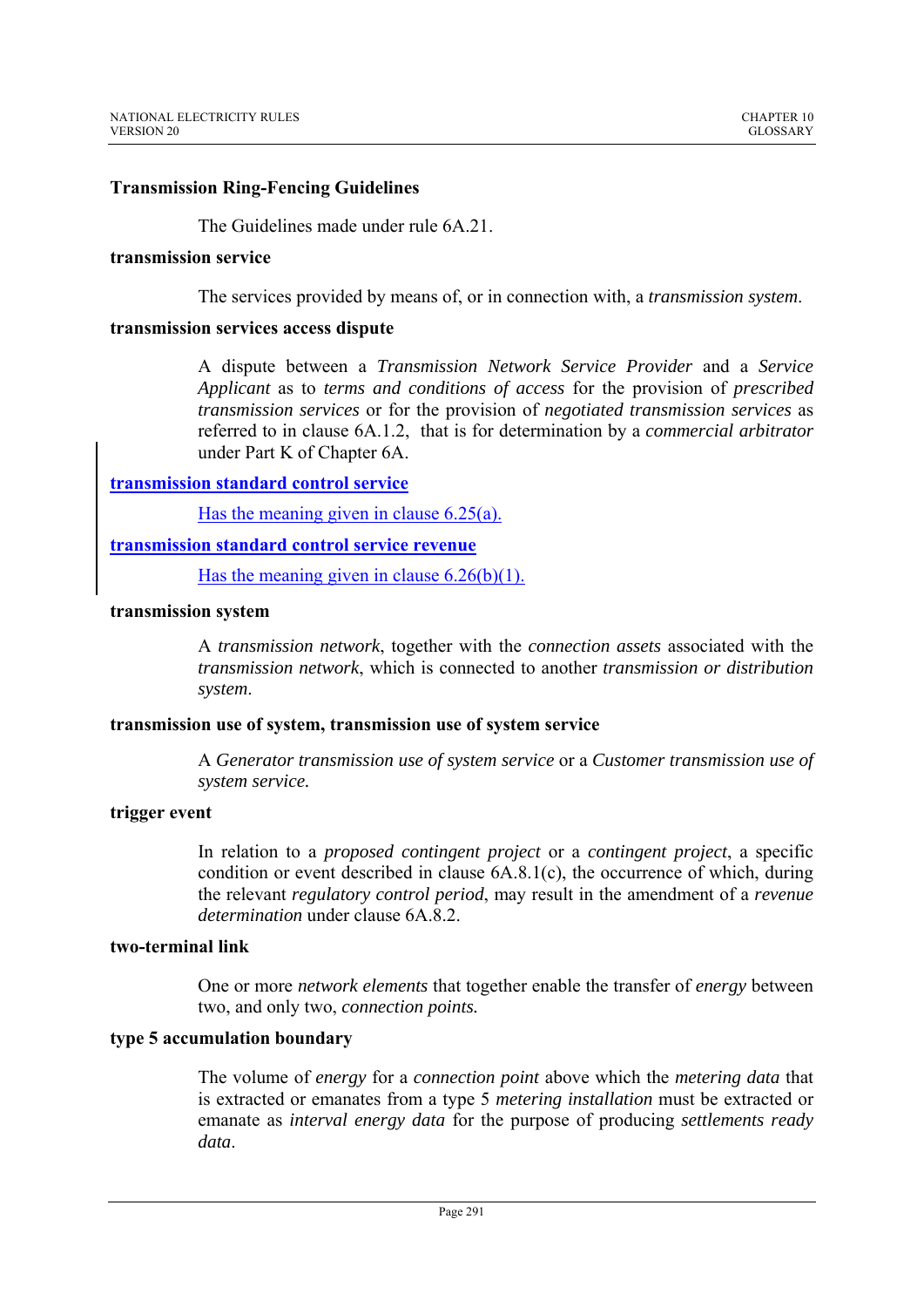**Transmission Ring-Fencing Guidelines**

The Guidelines made under rule 6A.21.

**transmission service**

The services provided by means of, or in connection with, a *transmission system*.

**transmission services access dispute**

A dispute between a *Transmission Network Service Provider* and a *Service Applicant* as to *terms and conditions of access* for the provision of *prescribed transmission services* or for the provision of *negotiated transmission services* as referred to in clause 6A.1.2, that is for determination by a *commercial arbitrator* under Part K of Chapter 6A.

**transmission standard control service**

Has the meaning given in clause 6.25(a).

**transmission standard control service revenue**

Has the meaning given in clause 6.26(b)(1).

**transmission system**

A *transmission network*, together with the *connection assets* associated with the *transmission network*, which is connected to another *transmission or distribution system*.

**transmission use of system, transmission use of system service**

A *Generator transmission use of system service* or a *Customer transmission use of system service.*

**trigger event**

In relation to a *proposed contingent project* or a *contingent project*, a specific condition or event described in clause 6A.8.1(c), the occurrence of which, during the relevant *regulatory control period*, may result in the amendment of a *revenue determination* under clause 6A.8.2.

**two-terminal link**

One or more *network elements* that together enable the transfer of *energy* between two, and only two, *connection points.*

**type 5 accumulation boundary**

The volume of *energy* for a *connection point* above which the *metering data* that is extracted or emanates from a type 5 *metering installation* must be extracted or emanate as *interval energy data* for the purpose of producing *settlements ready data*.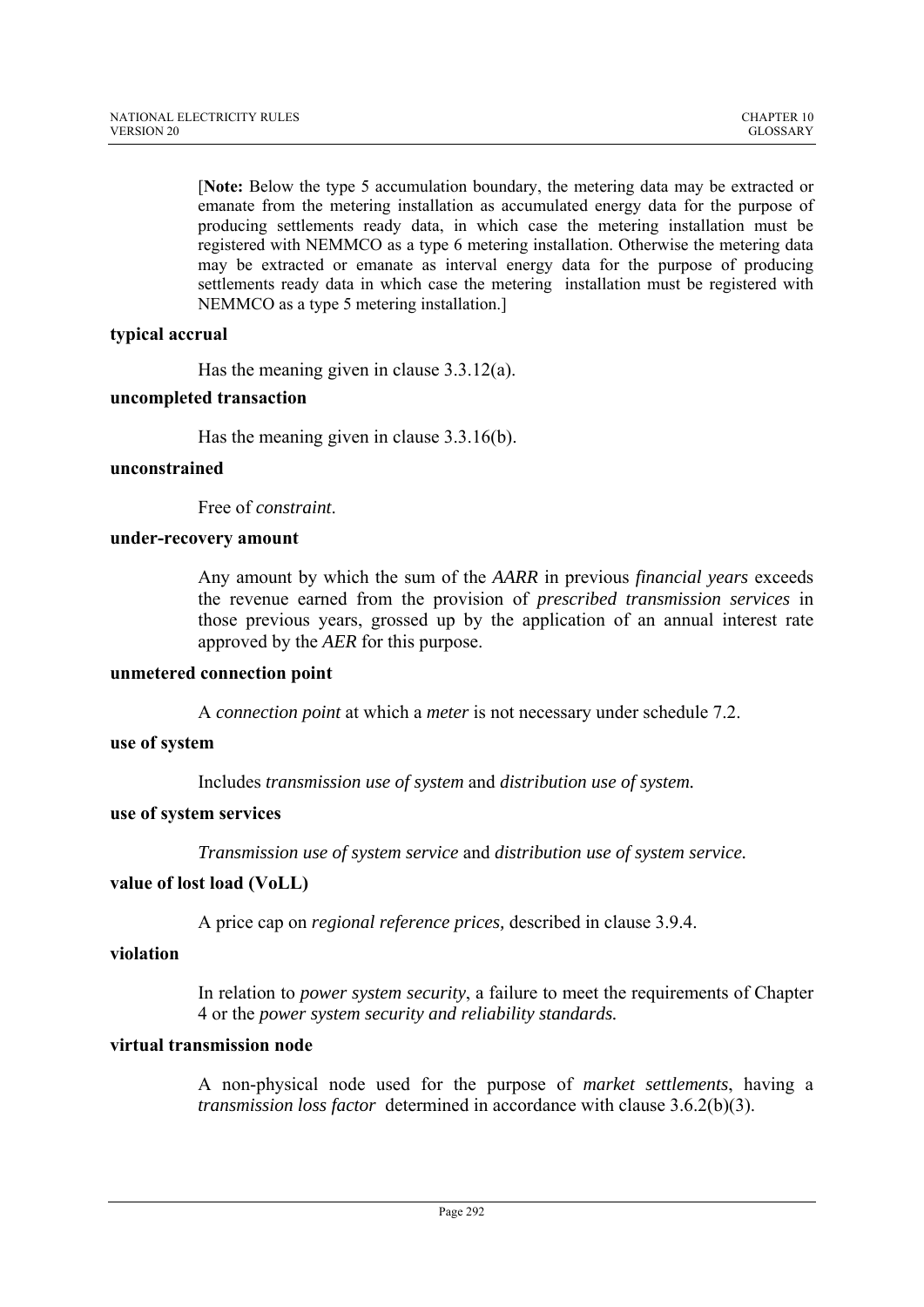[**Note:** Below the type 5 accumulation boundary, the metering data may be extracted or emanate from the metering installation as accumulated energy data for the purpose of producing settlements ready data, in which case the metering installation must be registered with NEMMCO as a type 6 metering installation. Otherwise the metering data may be extracted or emanate as interval energy data for the purpose of producing settlements ready data in which case the metering installation must be registered with NEMMCO as a type 5 metering installation.]

**typical accrual**

Has the meaning given in clause 3.3.12(a).

**uncompleted transaction**

Has the meaning given in clause 3.3.16(b).

**unconstrained**

Free of *constraint*.

**under-recovery amount**

Any amount by which the sum of the *AARR* in previous *financial years* exceeds the revenue earned from the provision of *prescribed transmission services* in those previous years, grossed up by the application of an annual interest rate approved by the *AER* for this purpose.

**unmetered connection point**

A *connection point* at which a *meter* is not necessary under schedule 7.2.

**use of system**

Includes *transmission use of system* and *distribution use of system.*

**use of system services**

*Transmission use of system service* and *distribution use of system service.*

**value of lost load (VoLL)**

A price cap on *regional reference prices,* described in clause 3.9.4.

**violation**

In relation to *power system security*, a failure to meet the requirements of Chapter 4 or the *power system security and reliability standards.*

**virtual transmission node**

A non-physical node used for the purpose of *market settlements*, having a *transmission loss factor* determined in accordance with clause 3.6.2(b)(3).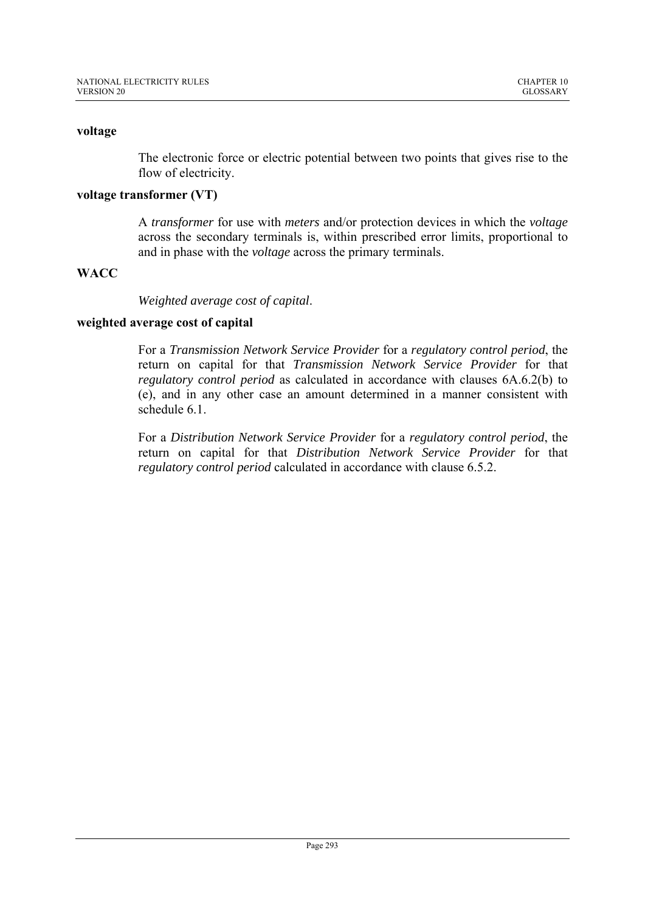**voltage**

The electronic force or electric potential between two points that gives rise to the flow of electricity.

**voltage transformer (VT)**

A *transformer* for use with *meters* and/or protection devices in which the *voltage* across the secondary terminals is, within prescribed error limits, proportional to and in phase with the *voltage* across the primary terminals.

**WACC**

*Weighted average cost of capital*.

**weighted average cost of capital**

For a *Transmission Network Service Provider* for a *regulatory control period*, the return on capital for that *Transmission Network Service Provider* for that *regulatory control period* as calculated in accordance with clauses 6A.6.2(b) to (e), and in any other case an amount determined in a manner consistent with schedule 6.1.

For a *Distribution Network Service Provider* for a *regulatory control period*, the return on capital for that *Distribution Network Service Provider* for that *regulatory control period* calculated in accordance with clause 6.5.2.